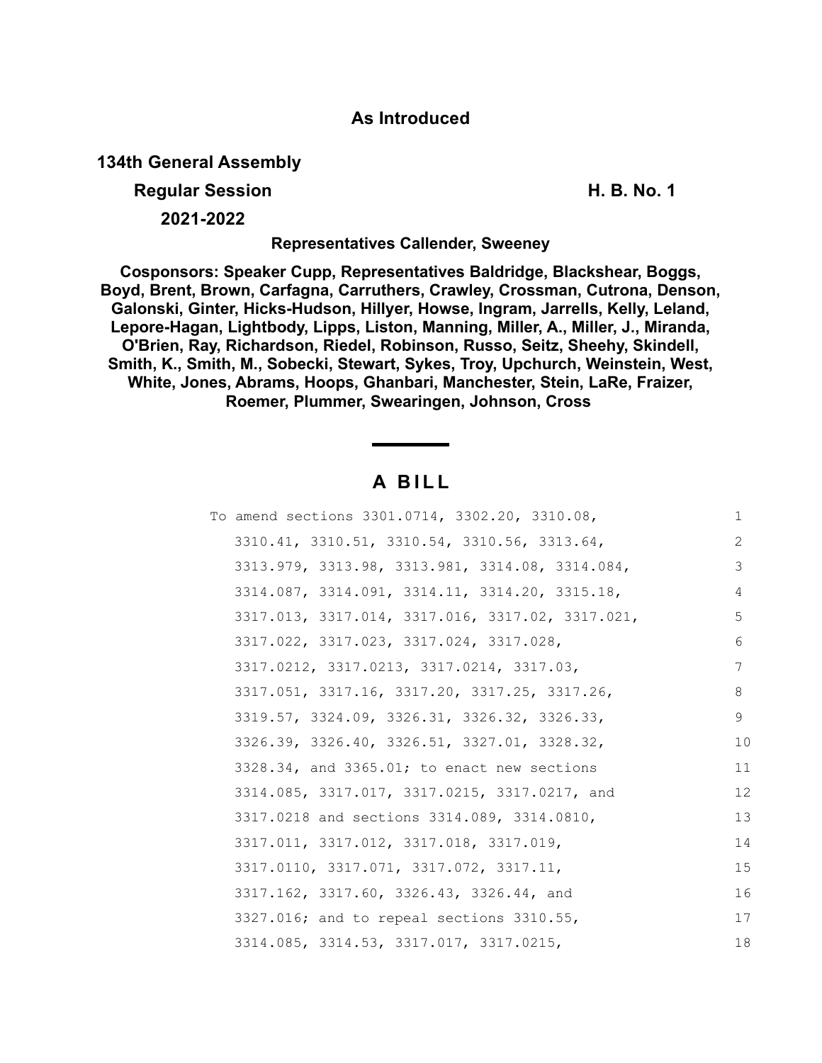**As Introduced**

**134th General Assembly**

**Regular Session** **H. B. No. 1**

**2021-2022**

**Representatives Callender, Sweeney**

**Cosponsors: Speaker Cupp, Representatives Baldridge, Blackshear, Boggs, Boyd, Brent, Brown, Carfagna, Carruthers, Crawley, Crossman, Cutrona, Denson, Galonski, Ginter, Hicks-Hudson, Hillyer, Howse, Ingram, Jarrells, Kelly, Leland, Lepore-Hagan, Lightbody, Lipps, Liston, Manning, Miller, A., Miller, J., Miranda, O'Brien, Ray, Richardson, Riedel, Robinson, Russo, Seitz, Sheehy, Skindell, Smith, K., Smith, M., Sobecki, Stewart, Sykes, Troy, Upchurch, Weinstein, West, White, Jones, Abrams, Hoops, Ghanbari, Manchester, Stein, LaRe, Fraizer, Roemer, Plummer, Swearingen, Johnson, Cross**

## A BILL

To amend sections 3301.0714, 3302.20, 3310.08, 3310.41, 3310.51, 3310.54, 3310.56, 3313.64, 3313.979, 3313.98, 3313.981, 3314.08, 3314.084, 3314.087, 3314.091, 3314.11, 3314.20, 3315.18, 3317.013, 3317.014, 3317.016, 3317.02, 3317.021, 3317.022, 3317.023, 3317.024, 3317.028, 3317.0212, 3317.0213, 3317.0214, 3317.03, 3317.051, 3317.16, 3317.20, 3317.25, 3317.26, 3319.57, 3324.09, 3326.31, 3326.32, 3326.33, 3326.39, 3326.40, 3326.51, 3327.01, 3328.32, 3328.34, and 3365.01; to enact new sections 3314.085, 3317.017, 3317.0215, 3317.0217, and 3317.0218 and sections 3314.089, 3314.0810, 3317.011, 3317.012, 3317.018, 3317.019, 3317.0110, 3317.071, 3317.072, 3317.11, 3317.162, 3317.60, 3326.43, 3326.44, and 3327.016; and to repeal sections 3310.55, 3314.085, 3314.53, 3317.017, 3317.0215,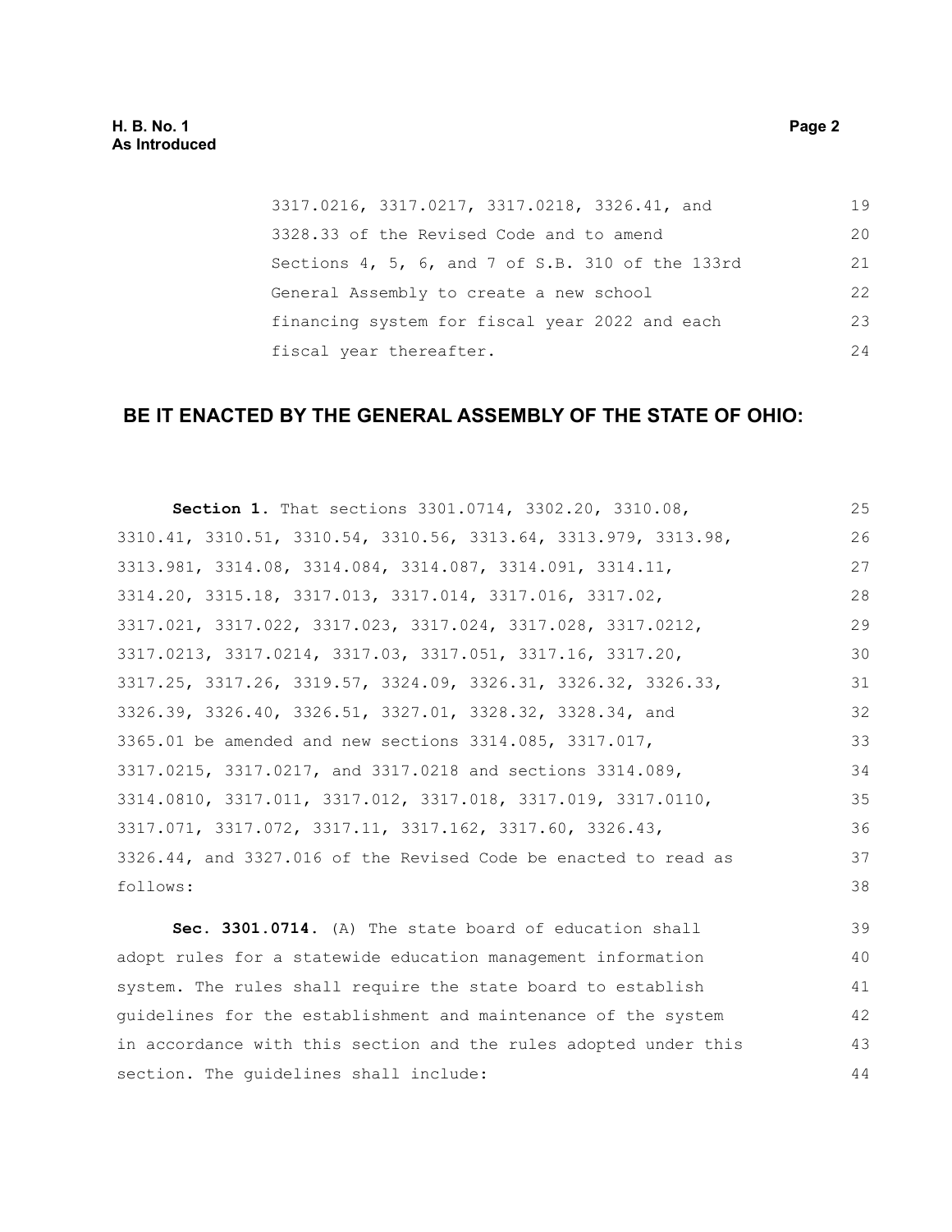3317.0216, 3317.0217, 3317.0218, 3326.41, and 3328.33 of the Revised Code and to amend Sections 4, 5, 6, and 7 of S.B. 310 of the 133rd General Assembly to create a new school financing system for fiscal year 2022 and each fiscal year thereafter.

## BE IT ENACTED BY THE GENERAL ASSEMBLY OF THE STATE OF OHIO:

**Section 1.** That sections 3301.0714, 3302.20, 3310.08, 3310.41, 3310.51, 3310.54, 3310.56, 3313.64, 3313.979, 3313.98, 3313.981, 3314.08, 3314.084, 3314.087, 3314.091, 3314.11, 3314.20, 3315.18, 3317.013, 3317.014, 3317.016, 3317.02, 3317.021, 3317.022, 3317.023, 3317.024, 3317.028, 3317.0212, 3317.0213, 3317.0214, 3317.03, 3317.051, 3317.16, 3317.20, 3317.25, 3317.26, 3319.57, 3324.09, 3326.31, 3326.32, 3326.33, 3326.39, 3326.40, 3326.51, 3327.01, 3328.32, 3328.34, and 3365.01 be amended and new sections 3314.085, 3317.017, 3317.0215, 3317.0217, and 3317.0218 and sections 3314.089, 3314.0810, 3317.011, 3317.012, 3317.018, 3317.019, 3317.0110, 3317.071, 3317.072, 3317.11, 3317.162, 3317.60, 3326.43, 3326.44, and 3327.016 of the Revised Code be enacted to read as follows:

**Sec. 3301.0714.** (A) The state board of education shall adopt rules for a statewide education management information system. The rules shall require the state board to establish guidelines for the establishment and maintenance of the system in accordance with this section and the rules adopted under this section. The guidelines shall include: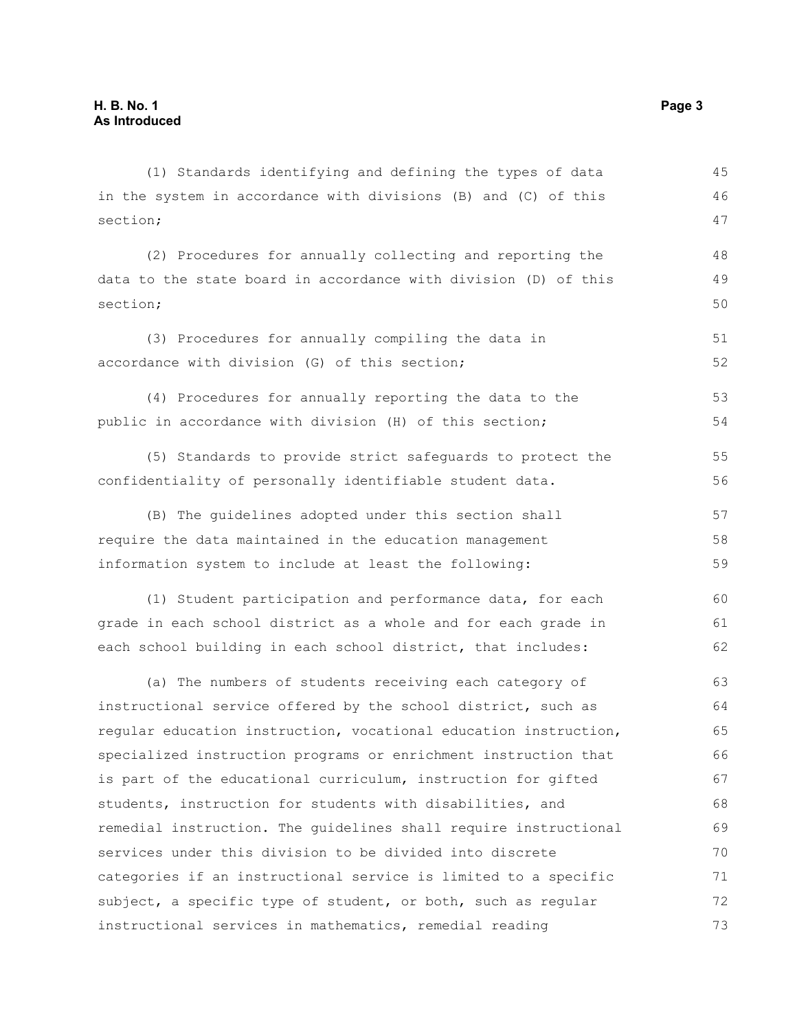(1) Standards identifying and defining the types of data in the system in accordance with divisions (B) and (C) of this section;

(2) Procedures for annually collecting and reporting the data to the state board in accordance with division (D) of this section;

(3) Procedures for annually compiling the data in accordance with division (G) of this section;

(4) Procedures for annually reporting the data to the public in accordance with division (H) of this section;

(5) Standards to provide strict safeguards to protect the confidentiality of personally identifiable student data.

(B) The guidelines adopted under this section shall require the data maintained in the education management information system to include at least the following:

(1) Student participation and performance data, for each grade in each school district as a whole and for each grade in each school building in each school district, that includes:

(a) The numbers of students receiving each category of instructional service offered by the school district, such as regular education instruction, vocational education instruction, specialized instruction programs or enrichment instruction that is part of the educational curriculum, instruction for gifted students, instruction for students with disabilities, and remedial instruction. The guidelines shall require instructional services under this division to be divided into discrete categories if an instructional service is limited to a specific subject, a specific type of student, or both, such as regular instructional services in mathematics, remedial reading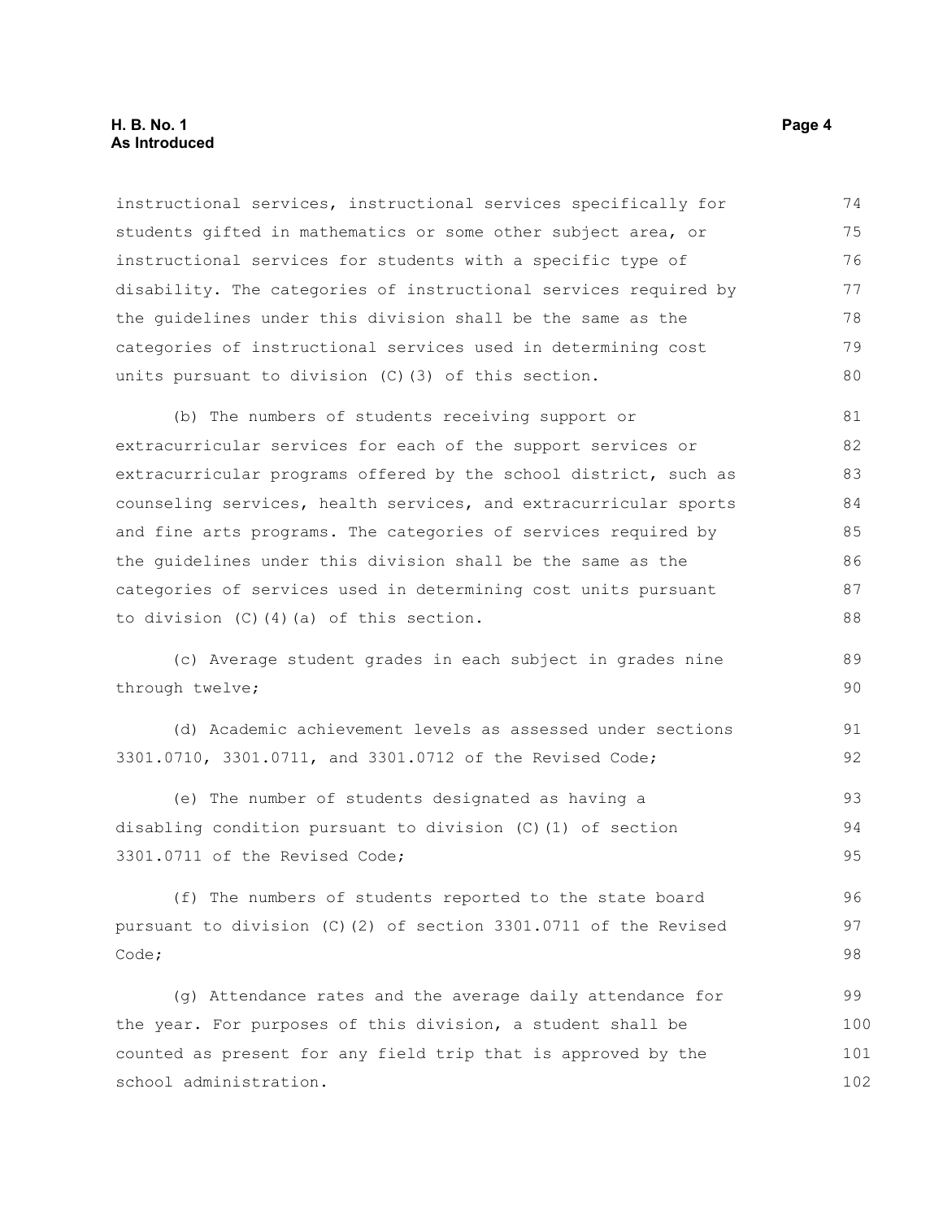instructional services, instructional services specifically for students gifted in mathematics or some other subject area, or instructional services for students with a specific type of disability. The categories of instructional services required by the guidelines under this division shall be the same as the categories of instructional services used in determining cost units pursuant to division (C)(3) of this section.

(b) The numbers of students receiving support or extracurricular services for each of the support services or extracurricular programs offered by the school district, such as counseling services, health services, and extracurricular sports and fine arts programs. The categories of services required by the guidelines under this division shall be the same as the categories of services used in determining cost units pursuant to division (C)(4)(a) of this section.

(c) Average student grades in each subject in grades nine through twelve;

(d) Academic achievement levels as assessed under sections 3301.0710, 3301.0711, and 3301.0712 of the Revised Code;

(e) The number of students designated as having a disabling condition pursuant to division (C)(1) of section 3301.0711 of the Revised Code;

(f) The numbers of students reported to the state board pursuant to division (C)(2) of section 3301.0711 of the Revised Code;

(g) Attendance rates and the average daily attendance for the year. For purposes of this division, a student shall be counted as present for any field trip that is approved by the school administration.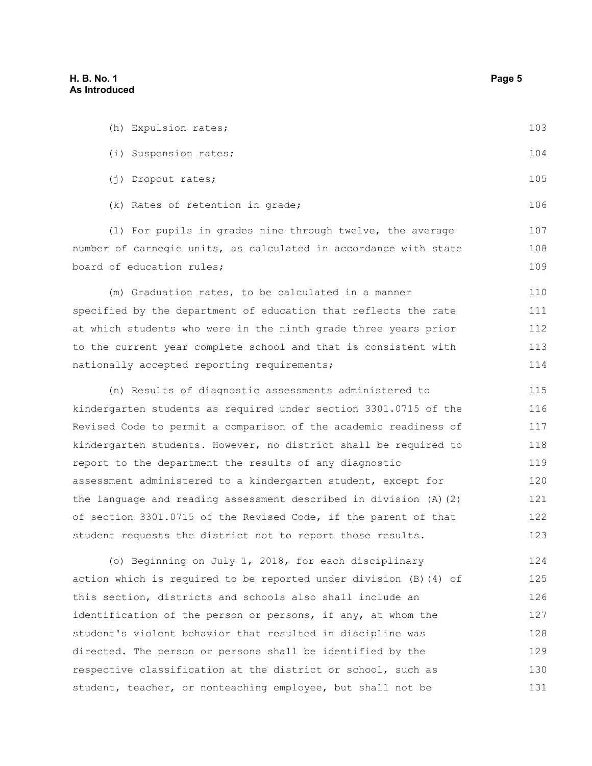(h) Expulsion rates;

(i) Suspension rates;

(j) Dropout rates;

(k) Rates of retention in grade;

(l) For pupils in grades nine through twelve, the average number of carnegie units, as calculated in accordance with state board of education rules;

(m) Graduation rates, to be calculated in a manner specified by the department of education that reflects the rate at which students who were in the ninth grade three years prior to the current year complete school and that is consistent with nationally accepted reporting requirements;

(n) Results of diagnostic assessments administered to kindergarten students as required under section 3301.0715 of the Revised Code to permit a comparison of the academic readiness of kindergarten students. However, no district shall be required to report to the department the results of any diagnostic assessment administered to a kindergarten student, except for the language and reading assessment described in division (A)(2) of section 3301.0715 of the Revised Code, if the parent of that student requests the district not to report those results.

(o) Beginning on July 1, 2018, for each disciplinary action which is required to be reported under division (B)(4) of this section, districts and schools also shall include an identification of the person or persons, if any, at whom the student's violent behavior that resulted in discipline was directed. The person or persons shall be identified by the respective classification at the district or school, such as student, teacher, or nonteaching employee, but shall not be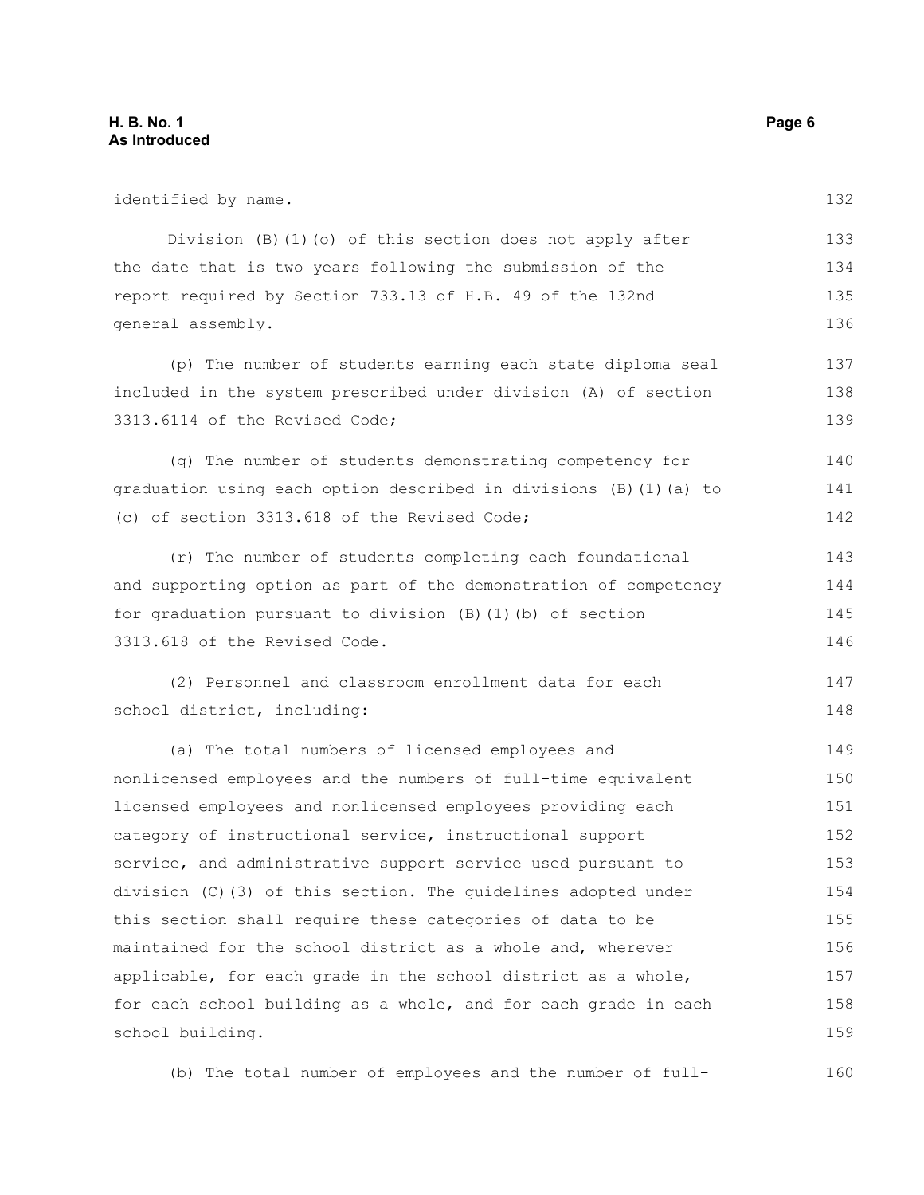identified by name.

Division (B)(1)(o) of this section does not apply after the date that is two years following the submission of the report required by Section 733.13 of H.B. 49 of the 132nd general assembly.

(p) The number of students earning each state diploma seal included in the system prescribed under division (A) of section 3313.6114 of the Revised Code;

(q) The number of students demonstrating competency for graduation using each option described in divisions (B)(1)(a) to (c) of section 3313.618 of the Revised Code;

(r) The number of students completing each foundational and supporting option as part of the demonstration of competency for graduation pursuant to division (B)(1)(b) of section 3313.618 of the Revised Code.

(2) Personnel and classroom enrollment data for each school district, including:

(a) The total numbers of licensed employees and nonlicensed employees and the numbers of full-time equivalent licensed employees and nonlicensed employees providing each category of instructional service, instructional support service, and administrative support service used pursuant to division (C)(3) of this section. The guidelines adopted under this section shall require these categories of data to be maintained for the school district as a whole and, wherever applicable, for each grade in the school district as a whole, for each school building as a whole, and for each grade in each school building.

(b) The total number of employees and the number of full-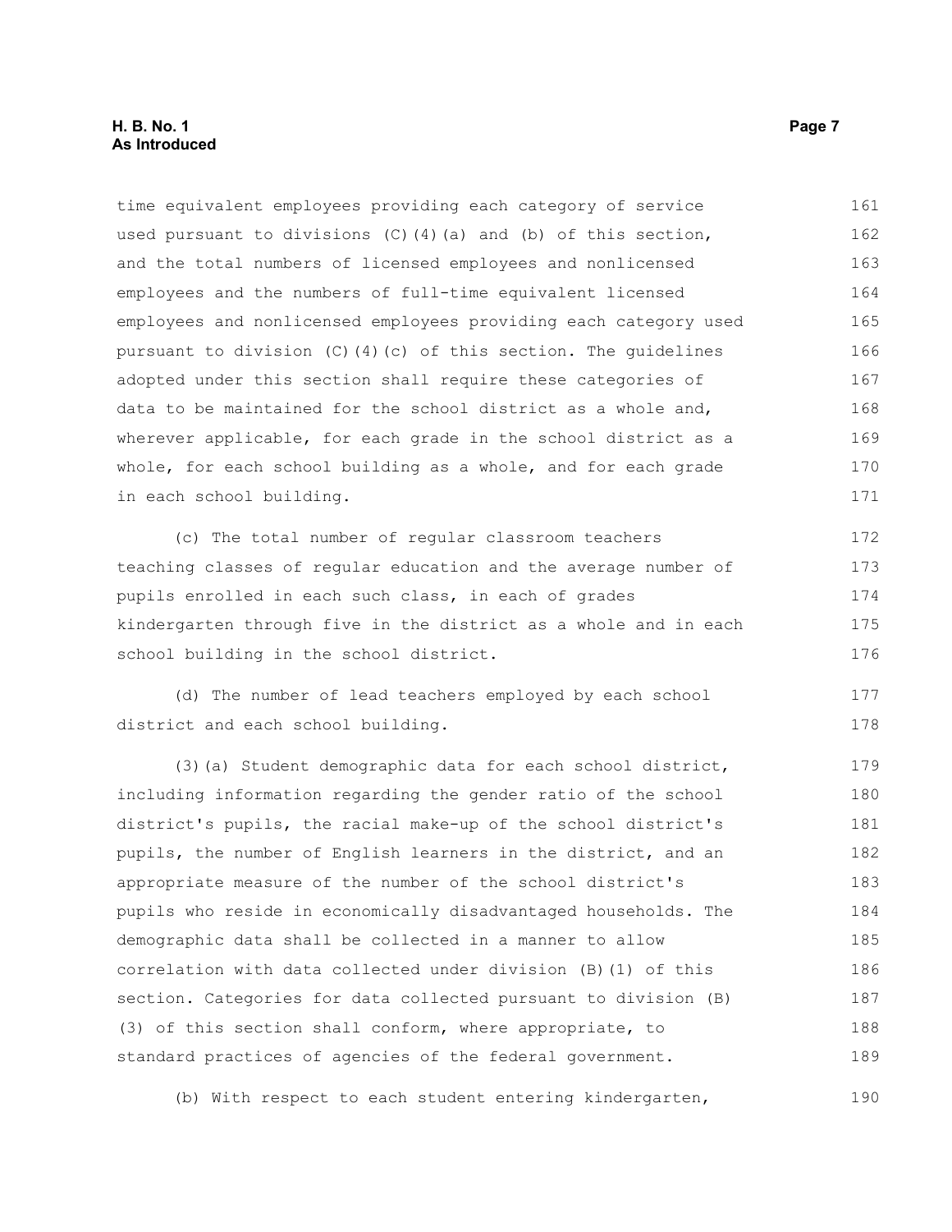time equivalent employees providing each category of service used pursuant to divisions (C)(4)(a) and (b) of this section, and the total numbers of licensed employees and nonlicensed employees and the numbers of full-time equivalent licensed employees and nonlicensed employees providing each category used pursuant to division (C)(4)(c) of this section. The guidelines adopted under this section shall require these categories of data to be maintained for the school district as a whole and, wherever applicable, for each grade in the school district as a whole, for each school building as a whole, and for each grade in each school building.

(c) The total number of regular classroom teachers teaching classes of regular education and the average number of pupils enrolled in each such class, in each of grades kindergarten through five in the district as a whole and in each school building in the school district.

(d) The number of lead teachers employed by each school district and each school building.

(3)(a) Student demographic data for each school district, including information regarding the gender ratio of the school district's pupils, the racial make-up of the school district's pupils, the number of English learners in the district, and an appropriate measure of the number of the school district's pupils who reside in economically disadvantaged households. The demographic data shall be collected in a manner to allow correlation with data collected under division (B)(1) of this section. Categories for data collected pursuant to division (B)(3) of this section shall conform, where appropriate, to standard practices of agencies of the federal government.

(b) With respect to each student entering kindergarten,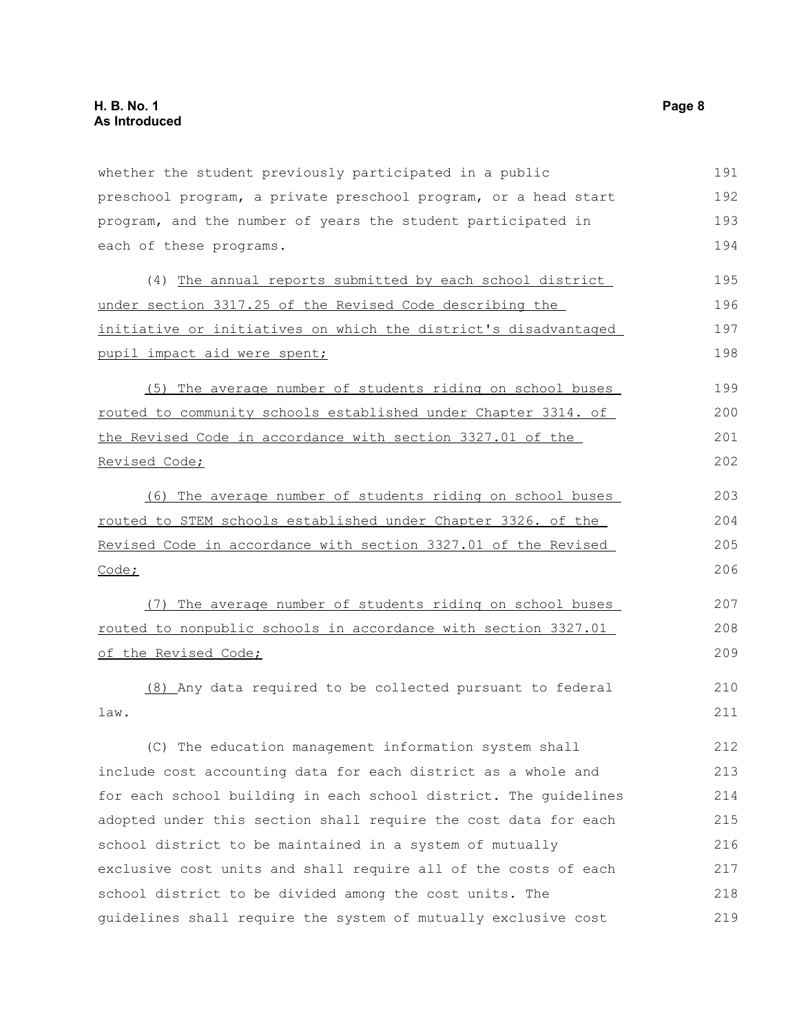whether the student previously participated in a public preschool program, a private preschool program, or a head start program, and the number of years the student participated in each of these programs.

(4) The annual reports submitted by each school district under section 3317.25 of the Revised Code describing the initiative or initiatives on which the district's disadvantaged pupil impact aid were spent;

(5) The average number of students riding on school buses routed to community schools established under Chapter 3314. of the Revised Code in accordance with section 3327.01 of the Revised Code;

(6) The average number of students riding on school buses routed to STEM schools established under Chapter 3326. of the Revised Code in accordance with section 3327.01 of the Revised Code;

(7) The average number of students riding on school buses routed to nonpublic schools in accordance with section 3327.01 of the Revised Code;

(8) Any data required to be collected pursuant to federal law.

(C) The education management information system shall include cost accounting data for each district as a whole and for each school building in each school district. The guidelines adopted under this section shall require the cost data for each school district to be maintained in a system of mutually exclusive cost units and shall require all of the costs of each school district to be divided among the cost units. The guidelines shall require the system of mutually exclusive cost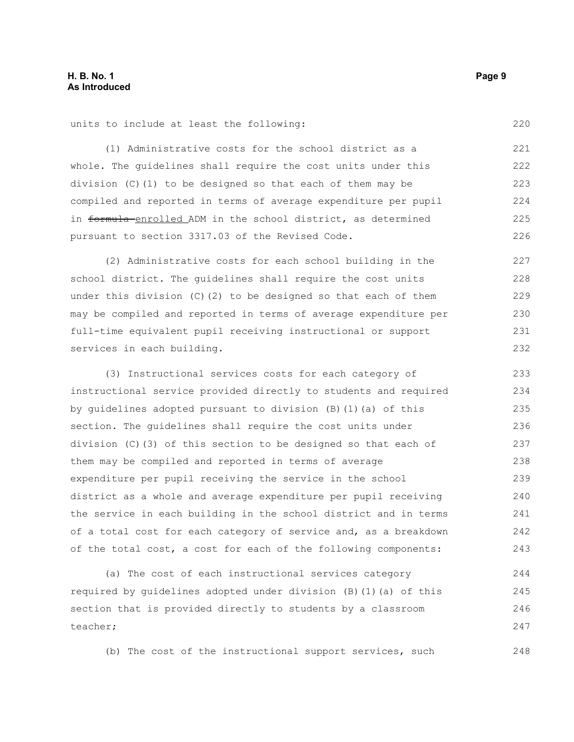units to include at least the following:

(1) Administrative costs for the school district as a whole. The guidelines shall require the cost units under this division (C)(1) to be designed so that each of them may be compiled and reported in terms of average expenditure per pupil in ~~formula~~ enrolled ADM in the school district, as determined pursuant to section 3317.03 of the Revised Code.

(2) Administrative costs for each school building in the school district. The guidelines shall require the cost units under this division (C)(2) to be designed so that each of them may be compiled and reported in terms of average expenditure per full-time equivalent pupil receiving instructional or support services in each building.

(3) Instructional services costs for each category of instructional service provided directly to students and required by guidelines adopted pursuant to division (B)(1)(a) of this section. The guidelines shall require the cost units under division (C)(3) of this section to be designed so that each of them may be compiled and reported in terms of average expenditure per pupil receiving the service in the school district as a whole and average expenditure per pupil receiving the service in each building in the school district and in terms of a total cost for each category of service and, as a breakdown of the total cost, a cost for each of the following components:

(a) The cost of each instructional services category required by guidelines adopted under division (B)(1)(a) of this section that is provided directly to students by a classroom teacher;

(b) The cost of the instructional support services, such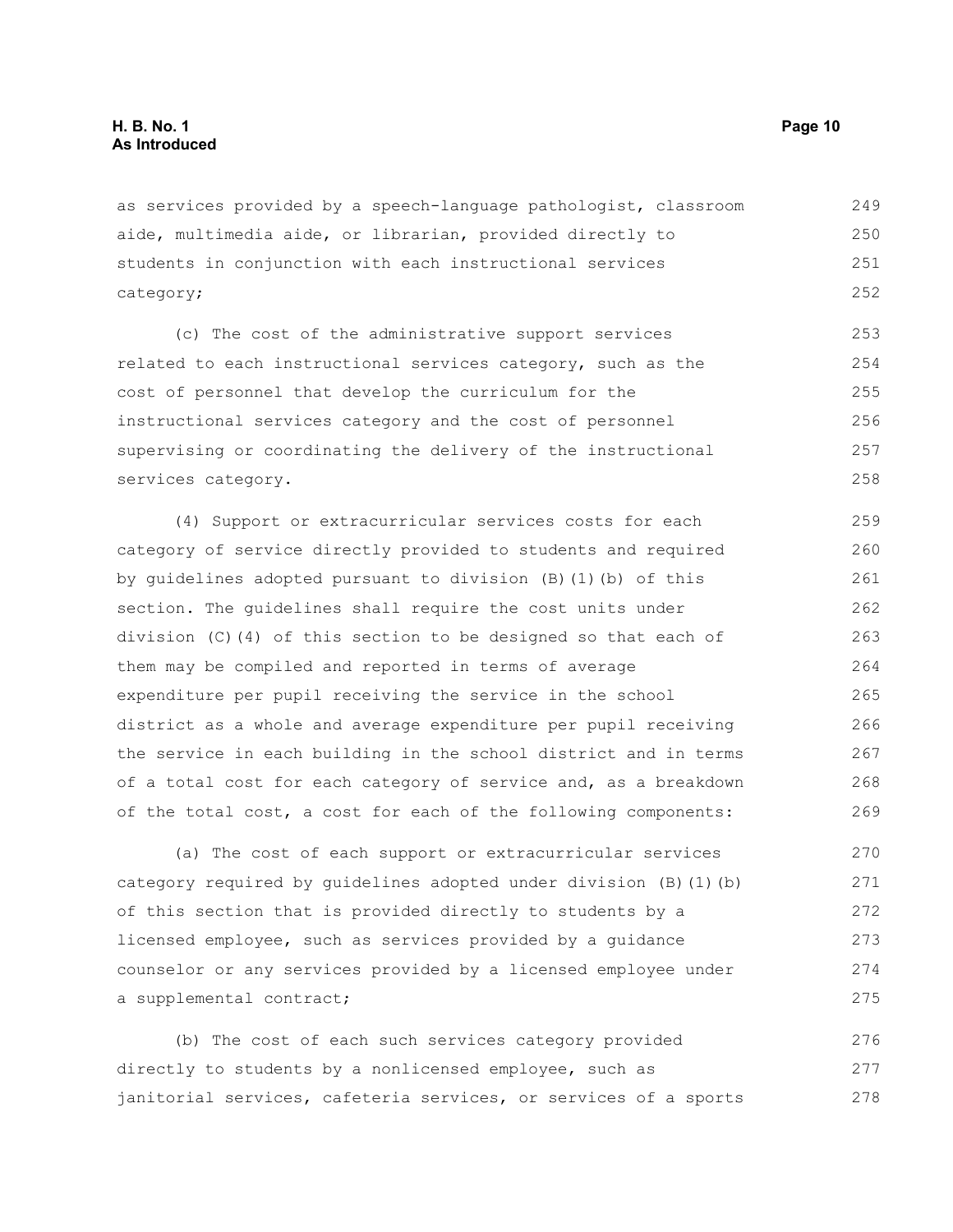as services provided by a speech-language pathologist, classroom aide, multimedia aide, or librarian, provided directly to students in conjunction with each instructional services category;

(c) The cost of the administrative support services related to each instructional services category, such as the cost of personnel that develop the curriculum for the instructional services category and the cost of personnel supervising or coordinating the delivery of the instructional services category.

(4) Support or extracurricular services costs for each category of service directly provided to students and required by guidelines adopted pursuant to division (B)(1)(b) of this section. The guidelines shall require the cost units under division (C)(4) of this section to be designed so that each of them may be compiled and reported in terms of average expenditure per pupil receiving the service in the school district as a whole and average expenditure per pupil receiving the service in each building in the school district and in terms of a total cost for each category of service and, as a breakdown of the total cost, a cost for each of the following components:

(a) The cost of each support or extracurricular services category required by guidelines adopted under division (B)(1)(b) of this section that is provided directly to students by a licensed employee, such as services provided by a guidance counselor or any services provided by a licensed employee under a supplemental contract;

(b) The cost of each such services category provided directly to students by a nonlicensed employee, such as janitorial services, cafeteria services, or services of a sports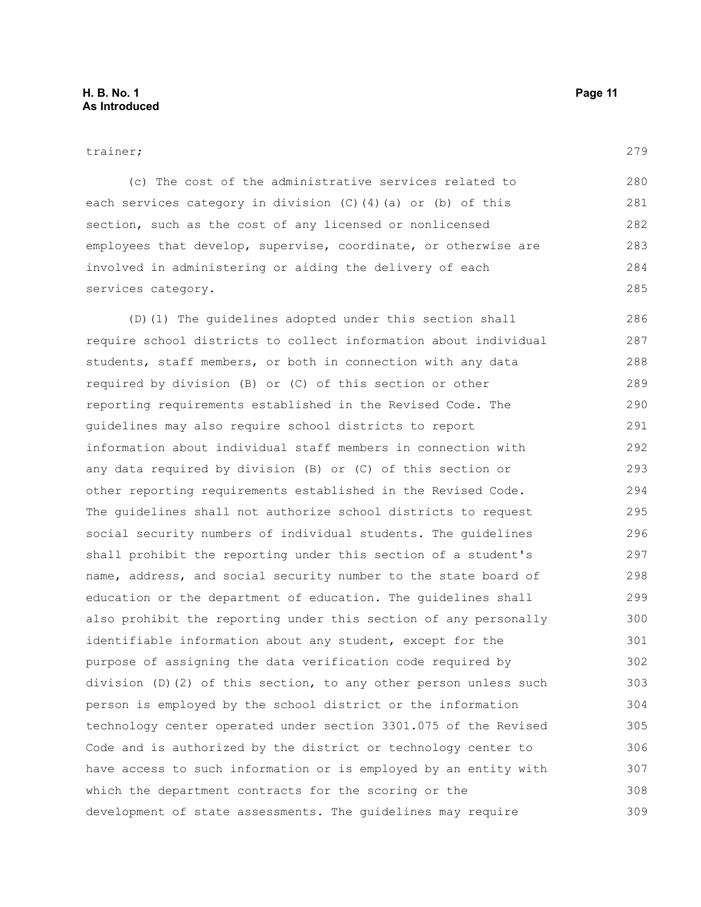trainer;

(c) The cost of the administrative services related to each services category in division (C)(4)(a) or (b) of this section, such as the cost of any licensed or nonlicensed employees that develop, supervise, coordinate, or otherwise are involved in administering or aiding the delivery of each services category.

(D)(1) The guidelines adopted under this section shall require school districts to collect information about individual students, staff members, or both in connection with any data required by division (B) or (C) of this section or other reporting requirements established in the Revised Code. The guidelines may also require school districts to report information about individual staff members in connection with any data required by division (B) or (C) of this section or other reporting requirements established in the Revised Code. The guidelines shall not authorize school districts to request social security numbers of individual students. The guidelines shall prohibit the reporting under this section of a student's name, address, and social security number to the state board of education or the department of education. The guidelines shall also prohibit the reporting under this section of any personally identifiable information about any student, except for the purpose of assigning the data verification code required by division (D)(2) of this section, to any other person unless such person is employed by the school district or the information technology center operated under section 3301.075 of the Revised Code and is authorized by the district or technology center to have access to such information or is employed by an entity with which the department contracts for the scoring or the development of state assessments. The guidelines may require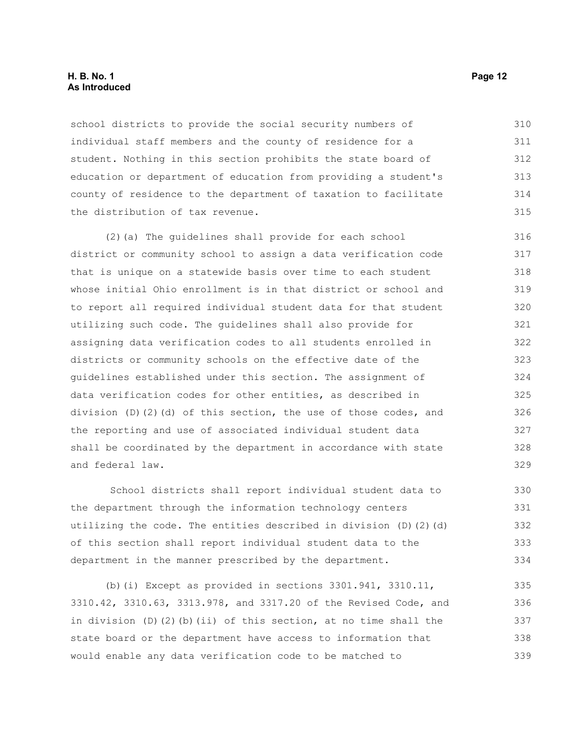school districts to provide the social security numbers of individual staff members and the county of residence for a student. Nothing in this section prohibits the state board of education or department of education from providing a student's county of residence to the department of taxation to facilitate the distribution of tax revenue.

(2)(a) The guidelines shall provide for each school district or community school to assign a data verification code that is unique on a statewide basis over time to each student whose initial Ohio enrollment is in that district or school and to report all required individual student data for that student utilizing such code. The guidelines shall also provide for assigning data verification codes to all students enrolled in districts or community schools on the effective date of the guidelines established under this section. The assignment of data verification codes for other entities, as described in division (D)(2)(d) of this section, the use of those codes, and the reporting and use of associated individual student data shall be coordinated by the department in accordance with state and federal law.

School districts shall report individual student data to the department through the information technology centers utilizing the code. The entities described in division (D)(2)(d) of this section shall report individual student data to the department in the manner prescribed by the department.

(b)(i) Except as provided in sections 3301.941, 3310.11, 3310.42, 3310.63, 3313.978, and 3317.20 of the Revised Code, and in division (D)(2)(b)(ii) of this section, at no time shall the state board or the department have access to information that would enable any data verification code to be matched to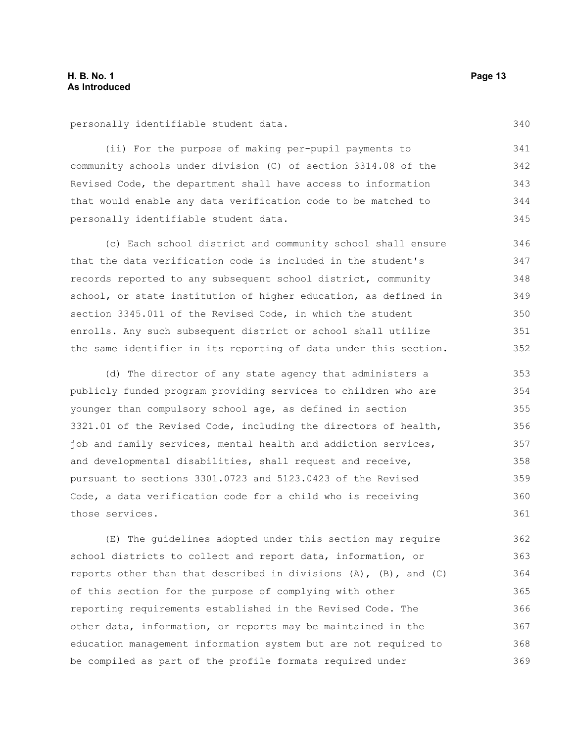personally identifiable student data.

(ii) For the purpose of making per-pupil payments to community schools under division (C) of section 3314.08 of the Revised Code, the department shall have access to information that would enable any data verification code to be matched to personally identifiable student data.

(c) Each school district and community school shall ensure that the data verification code is included in the student's records reported to any subsequent school district, community school, or state institution of higher education, as defined in section 3345.011 of the Revised Code, in which the student enrolls. Any such subsequent district or school shall utilize the same identifier in its reporting of data under this section.

(d) The director of any state agency that administers a publicly funded program providing services to children who are younger than compulsory school age, as defined in section 3321.01 of the Revised Code, including the directors of health, job and family services, mental health and addiction services, and developmental disabilities, shall request and receive, pursuant to sections 3301.0723 and 5123.0423 of the Revised Code, a data verification code for a child who is receiving those services.

(E) The guidelines adopted under this section may require school districts to collect and report data, information, or reports other than that described in divisions (A), (B), and (C) of this section for the purpose of complying with other reporting requirements established in the Revised Code. The other data, information, or reports may be maintained in the education management information system but are not required to be compiled as part of the profile formats required under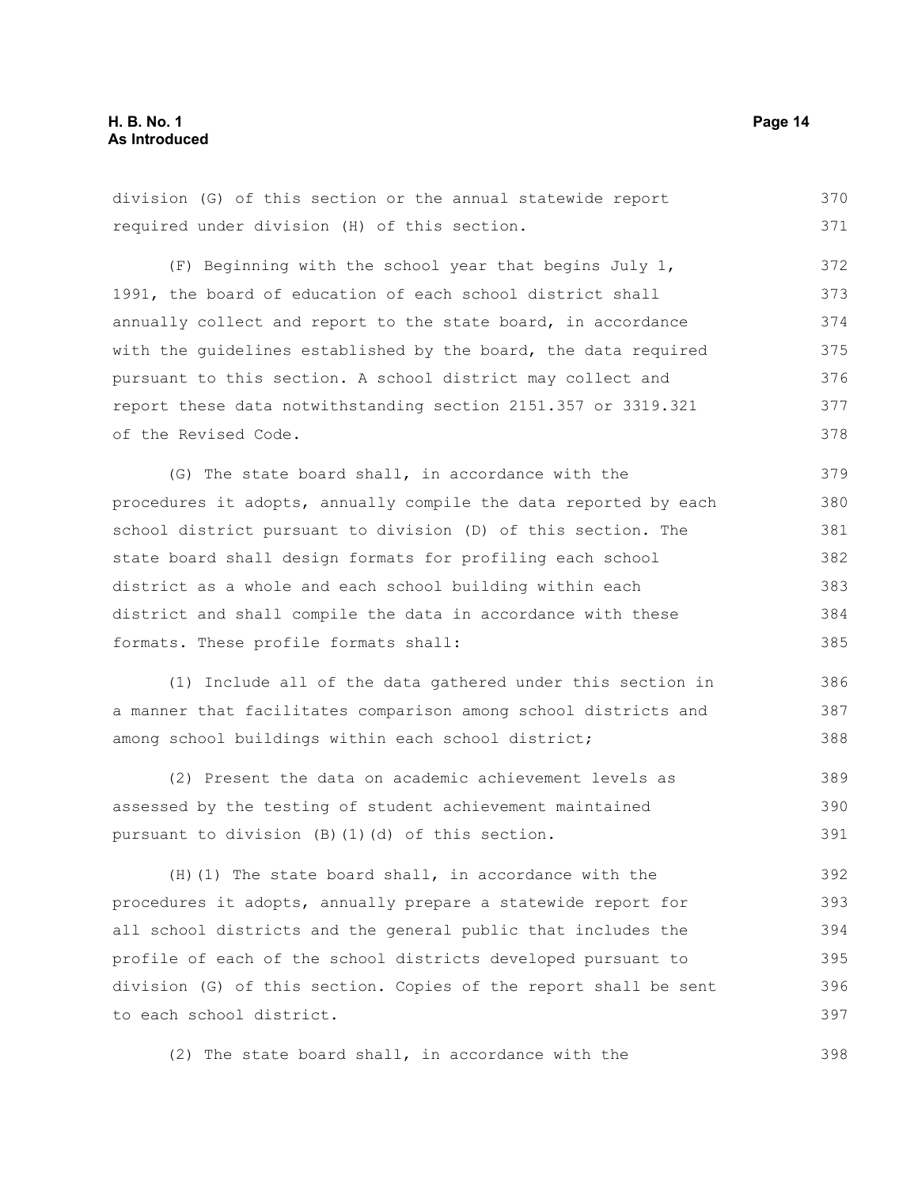division (G) of this section or the annual statewide report required under division (H) of this section.

(F) Beginning with the school year that begins July 1, 1991, the board of education of each school district shall annually collect and report to the state board, in accordance with the guidelines established by the board, the data required pursuant to this section. A school district may collect and report these data notwithstanding section 2151.357 or 3319.321 of the Revised Code.

(G) The state board shall, in accordance with the procedures it adopts, annually compile the data reported by each school district pursuant to division (D) of this section. The state board shall design formats for profiling each school district as a whole and each school building within each district and shall compile the data in accordance with these formats. These profile formats shall:

(1) Include all of the data gathered under this section in a manner that facilitates comparison among school districts and among school buildings within each school district;

(2) Present the data on academic achievement levels as assessed by the testing of student achievement maintained pursuant to division (B)(1)(d) of this section.

(H)(1) The state board shall, in accordance with the procedures it adopts, annually prepare a statewide report for all school districts and the general public that includes the profile of each of the school districts developed pursuant to division (G) of this section. Copies of the report shall be sent to each school district.

(2) The state board shall, in accordance with the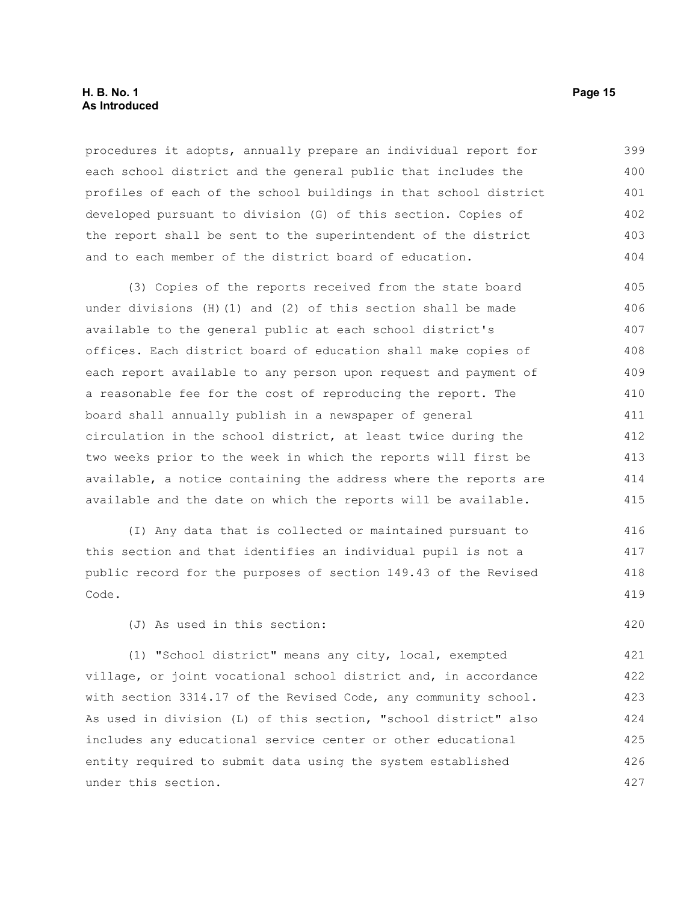procedures it adopts, annually prepare an individual report for each school district and the general public that includes the profiles of each of the school buildings in that school district developed pursuant to division (G) of this section. Copies of the report shall be sent to the superintendent of the district and to each member of the district board of education.

(3) Copies of the reports received from the state board under divisions (H)(1) and (2) of this section shall be made available to the general public at each school district's offices. Each district board of education shall make copies of each report available to any person upon request and payment of a reasonable fee for the cost of reproducing the report. The board shall annually publish in a newspaper of general circulation in the school district, at least twice during the two weeks prior to the week in which the reports will first be available, a notice containing the address where the reports are available and the date on which the reports will be available.

(I) Any data that is collected or maintained pursuant to this section and that identifies an individual pupil is not a public record for the purposes of section 149.43 of the Revised Code.

(J) As used in this section:

(1) "School district" means any city, local, exempted village, or joint vocational school district and, in accordance with section 3314.17 of the Revised Code, any community school. As used in division (L) of this section, "school district" also includes any educational service center or other educational entity required to submit data using the system established under this section.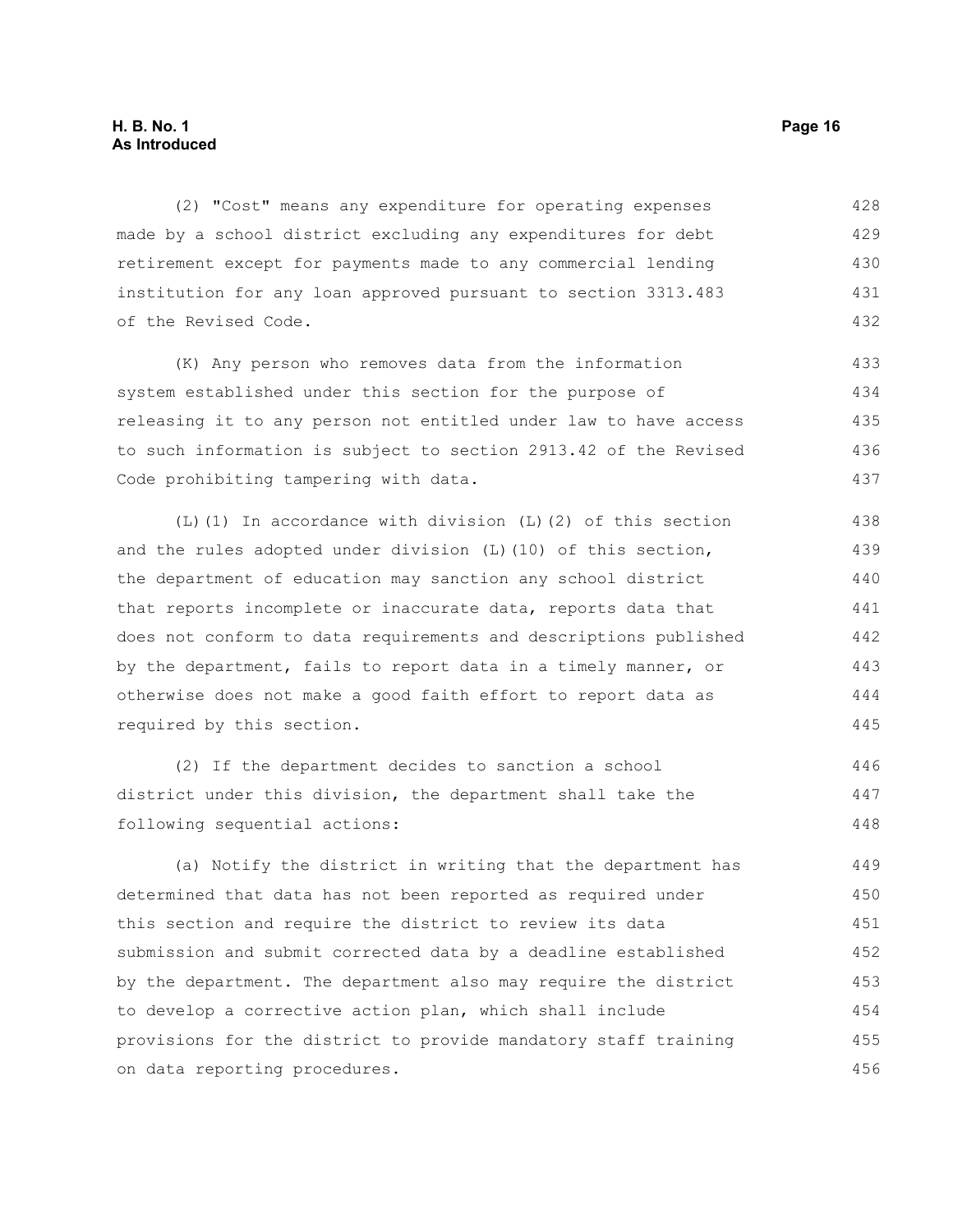(2) "Cost" means any expenditure for operating expenses made by a school district excluding any expenditures for debt retirement except for payments made to any commercial lending institution for any loan approved pursuant to section 3313.483 of the Revised Code.

(K) Any person who removes data from the information system established under this section for the purpose of releasing it to any person not entitled under law to have access to such information is subject to section 2913.42 of the Revised Code prohibiting tampering with data.

(L)(1) In accordance with division (L)(2) of this section and the rules adopted under division (L)(10) of this section, the department of education may sanction any school district that reports incomplete or inaccurate data, reports data that does not conform to data requirements and descriptions published by the department, fails to report data in a timely manner, or otherwise does not make a good faith effort to report data as required by this section.

(2) If the department decides to sanction a school district under this division, the department shall take the following sequential actions:

(a) Notify the district in writing that the department has determined that data has not been reported as required under this section and require the district to review its data submission and submit corrected data by a deadline established by the department. The department also may require the district to develop a corrective action plan, which shall include provisions for the district to provide mandatory staff training on data reporting procedures.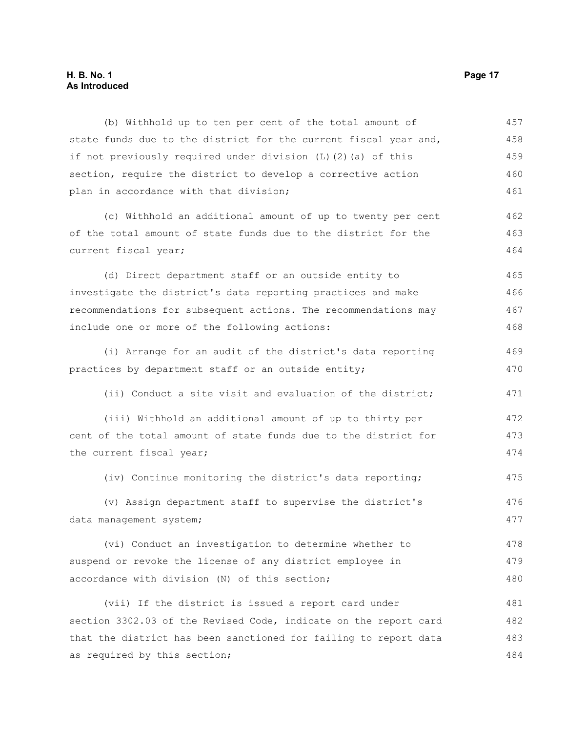(b) Withhold up to ten per cent of the total amount of state funds due to the district for the current fiscal year and, if not previously required under division (L)(2)(a) of this section, require the district to develop a corrective action plan in accordance with that division;

(c) Withhold an additional amount of up to twenty per cent of the total amount of state funds due to the district for the current fiscal year;

(d) Direct department staff or an outside entity to investigate the district's data reporting practices and make recommendations for subsequent actions. The recommendations may include one or more of the following actions:

(i) Arrange for an audit of the district's data reporting practices by department staff or an outside entity;

(ii) Conduct a site visit and evaluation of the district;

(iii) Withhold an additional amount of up to thirty per cent of the total amount of state funds due to the district for the current fiscal year;

(iv) Continue monitoring the district's data reporting;

(v) Assign department staff to supervise the district's data management system;

(vi) Conduct an investigation to determine whether to suspend or revoke the license of any district employee in accordance with division (N) of this section;

(vii) If the district is issued a report card under section 3302.03 of the Revised Code, indicate on the report card that the district has been sanctioned for failing to report data as required by this section;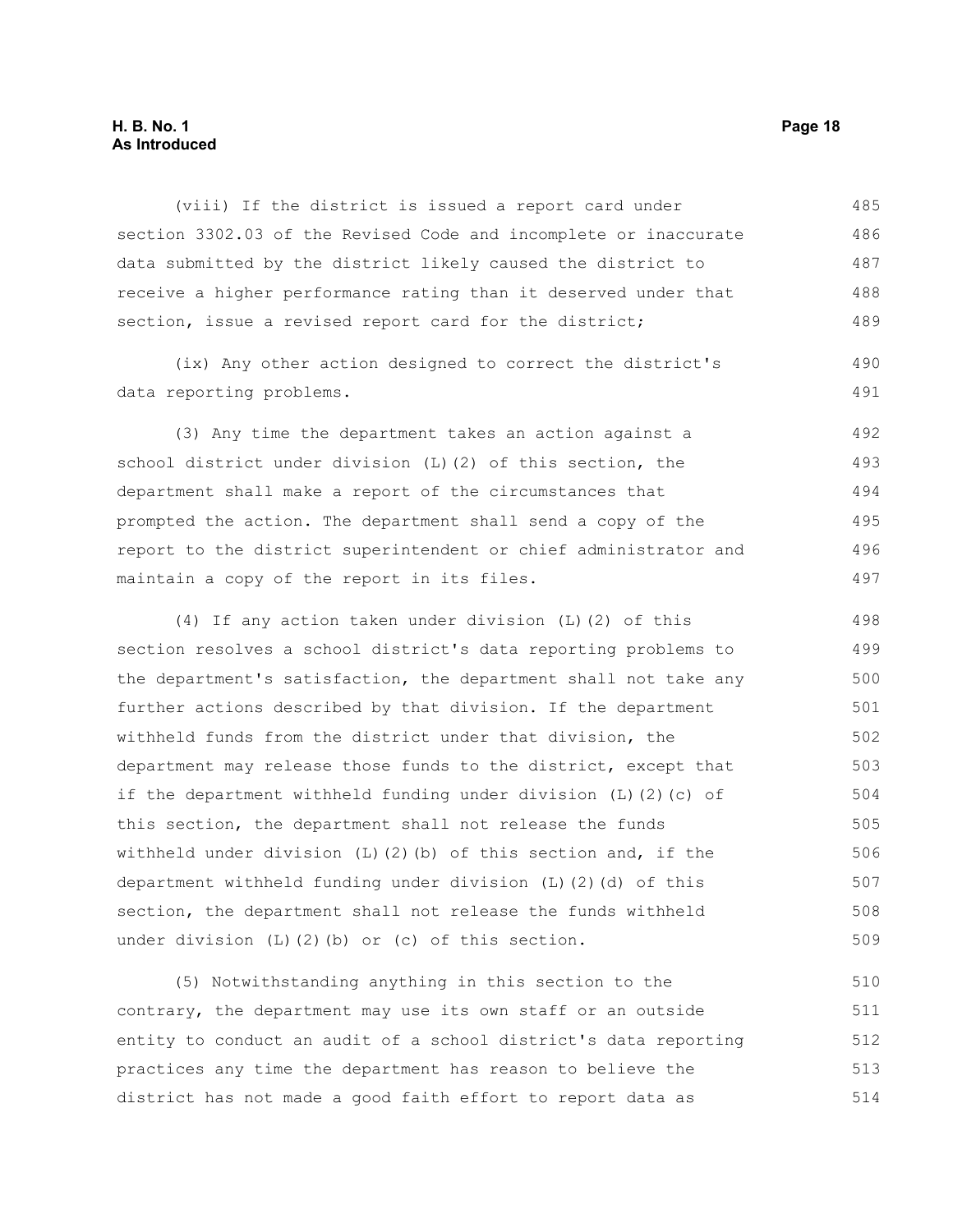(viii) If the district is issued a report card under section 3302.03 of the Revised Code and incomplete or inaccurate data submitted by the district likely caused the district to receive a higher performance rating than it deserved under that section, issue a revised report card for the district;

(ix) Any other action designed to correct the district's data reporting problems.

(3) Any time the department takes an action against a school district under division (L)(2) of this section, the department shall make a report of the circumstances that prompted the action. The department shall send a copy of the report to the district superintendent or chief administrator and maintain a copy of the report in its files.

(4) If any action taken under division (L)(2) of this section resolves a school district's data reporting problems to the department's satisfaction, the department shall not take any further actions described by that division. If the department withheld funds from the district under that division, the department may release those funds to the district, except that if the department withheld funding under division (L)(2)(c) of this section, the department shall not release the funds withheld under division (L)(2)(b) of this section and, if the department withheld funding under division (L)(2)(d) of this section, the department shall not release the funds withheld under division (L)(2)(b) or (c) of this section.

(5) Notwithstanding anything in this section to the contrary, the department may use its own staff or an outside entity to conduct an audit of a school district's data reporting practices any time the department has reason to believe the district has not made a good faith effort to report data as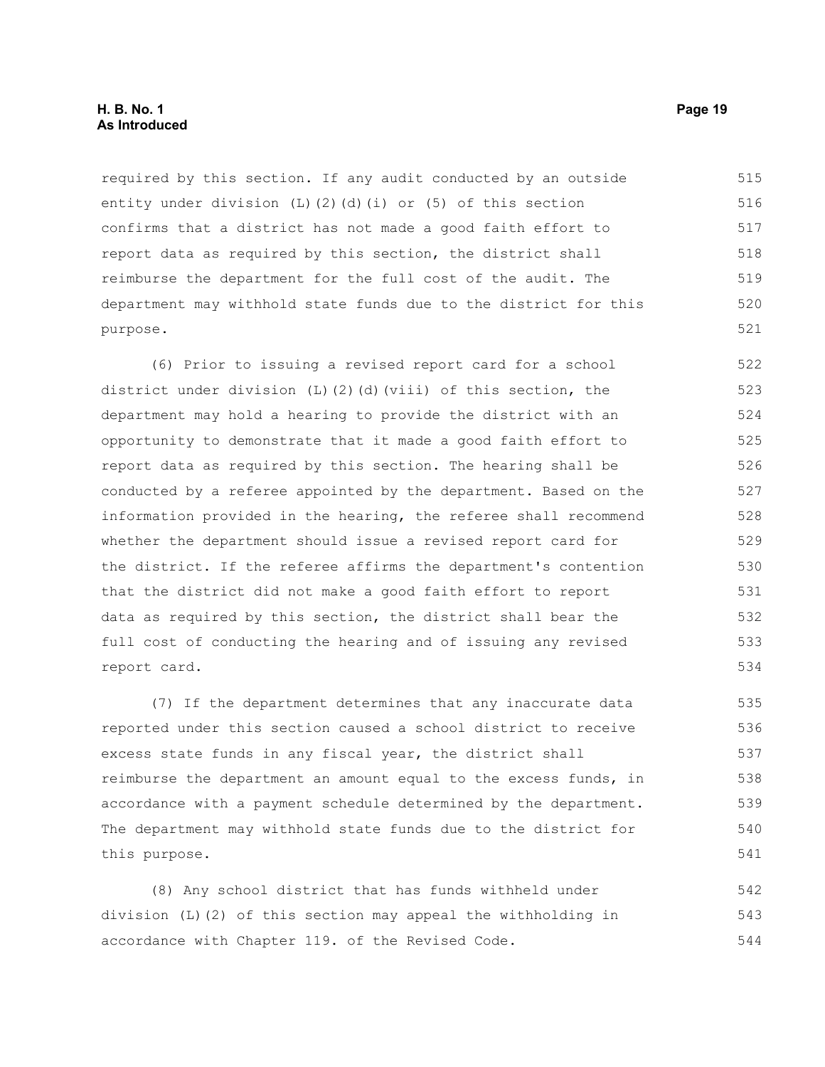required by this section. If any audit conducted by an outside entity under division (L)(2)(d)(i) or (5) of this section confirms that a district has not made a good faith effort to report data as required by this section, the district shall reimburse the department for the full cost of the audit. The department may withhold state funds due to the district for this purpose.

(6) Prior to issuing a revised report card for a school district under division (L)(2)(d)(viii) of this section, the department may hold a hearing to provide the district with an opportunity to demonstrate that it made a good faith effort to report data as required by this section. The hearing shall be conducted by a referee appointed by the department. Based on the information provided in the hearing, the referee shall recommend whether the department should issue a revised report card for the district. If the referee affirms the department's contention that the district did not make a good faith effort to report data as required by this section, the district shall bear the full cost of conducting the hearing and of issuing any revised report card.

(7) If the department determines that any inaccurate data reported under this section caused a school district to receive excess state funds in any fiscal year, the district shall reimburse the department an amount equal to the excess funds, in accordance with a payment schedule determined by the department. The department may withhold state funds due to the district for this purpose.

(8) Any school district that has funds withheld under division (L)(2) of this section may appeal the withholding in accordance with Chapter 119. of the Revised Code.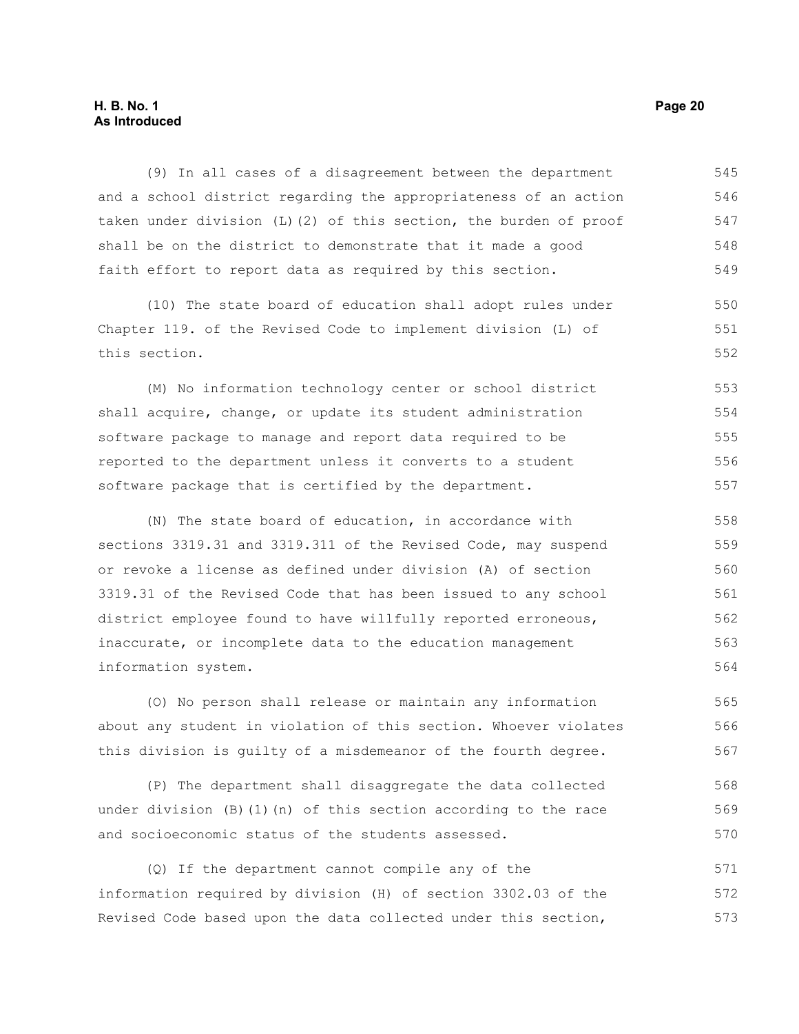(9) In all cases of a disagreement between the department and a school district regarding the appropriateness of an action taken under division (L)(2) of this section, the burden of proof shall be on the district to demonstrate that it made a good faith effort to report data as required by this section.

(10) The state board of education shall adopt rules under Chapter 119. of the Revised Code to implement division (L) of this section.

(M) No information technology center or school district shall acquire, change, or update its student administration software package to manage and report data required to be reported to the department unless it converts to a student software package that is certified by the department.

(N) The state board of education, in accordance with sections 3319.31 and 3319.311 of the Revised Code, may suspend or revoke a license as defined under division (A) of section 3319.31 of the Revised Code that has been issued to any school district employee found to have willfully reported erroneous, inaccurate, or incomplete data to the education management information system.

(O) No person shall release or maintain any information about any student in violation of this section. Whoever violates this division is guilty of a misdemeanor of the fourth degree.

(P) The department shall disaggregate the data collected under division (B)(1)(n) of this section according to the race and socioeconomic status of the students assessed.

(Q) If the department cannot compile any of the information required by division (H) of section 3302.03 of the Revised Code based upon the data collected under this section,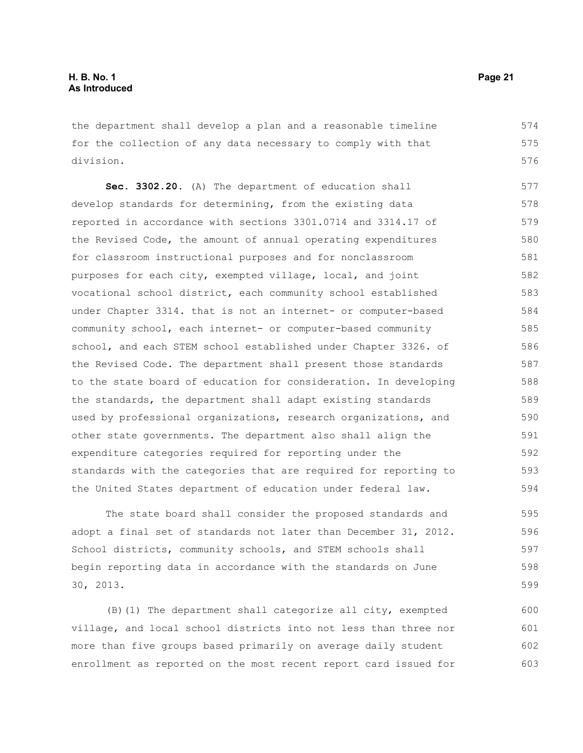the department shall develop a plan and a reasonable timeline for the collection of any data necessary to comply with that division.

**Sec. 3302.20.** (A) The department of education shall develop standards for determining, from the existing data reported in accordance with sections 3301.0714 and 3314.17 of the Revised Code, the amount of annual operating expenditures for classroom instructional purposes and for nonclassroom purposes for each city, exempted village, local, and joint vocational school district, each community school established under Chapter 3314. that is not an internet- or computer-based community school, each internet- or computer-based community school, and each STEM school established under Chapter 3326. of the Revised Code. The department shall present those standards to the state board of education for consideration. In developing the standards, the department shall adapt existing standards used by professional organizations, research organizations, and other state governments. The department also shall align the expenditure categories required for reporting under the standards with the categories that are required for reporting to the United States department of education under federal law.

The state board shall consider the proposed standards and adopt a final set of standards not later than December 31, 2012. School districts, community schools, and STEM schools shall begin reporting data in accordance with the standards on June 30, 2013.

(B)(1) The department shall categorize all city, exempted village, and local school districts into not less than three nor more than five groups based primarily on average daily student enrollment as reported on the most recent report card issued for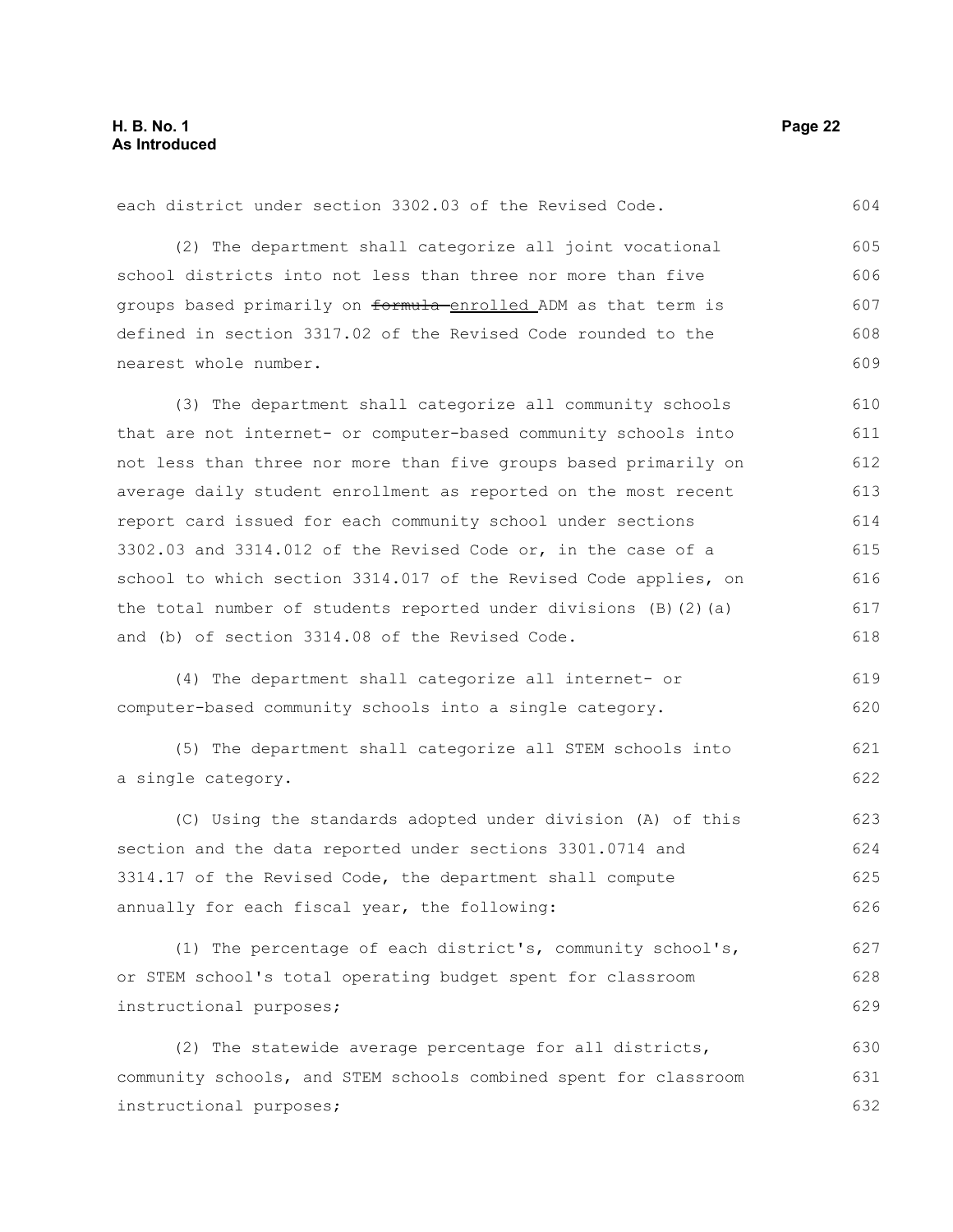each district under section 3302.03 of the Revised Code.

(2) The department shall categorize all joint vocational school districts into not less than three nor more than five groups based primarily on ~~formula~~ enrolled ADM as that term is defined in section 3317.02 of the Revised Code rounded to the nearest whole number.

(3) The department shall categorize all community schools that are not internet- or computer-based community schools into not less than three nor more than five groups based primarily on average daily student enrollment as reported on the most recent report card issued for each community school under sections 3302.03 and 3314.012 of the Revised Code or, in the case of a school to which section 3314.017 of the Revised Code applies, on the total number of students reported under divisions (B)(2)(a) and (b) of section 3314.08 of the Revised Code.

(4) The department shall categorize all internet- or computer-based community schools into a single category.

(5) The department shall categorize all STEM schools into a single category.

(C) Using the standards adopted under division (A) of this section and the data reported under sections 3301.0714 and 3314.17 of the Revised Code, the department shall compute annually for each fiscal year, the following:

(1) The percentage of each district's, community school's, or STEM school's total operating budget spent for classroom instructional purposes;

(2) The statewide average percentage for all districts, community schools, and STEM schools combined spent for classroom instructional purposes;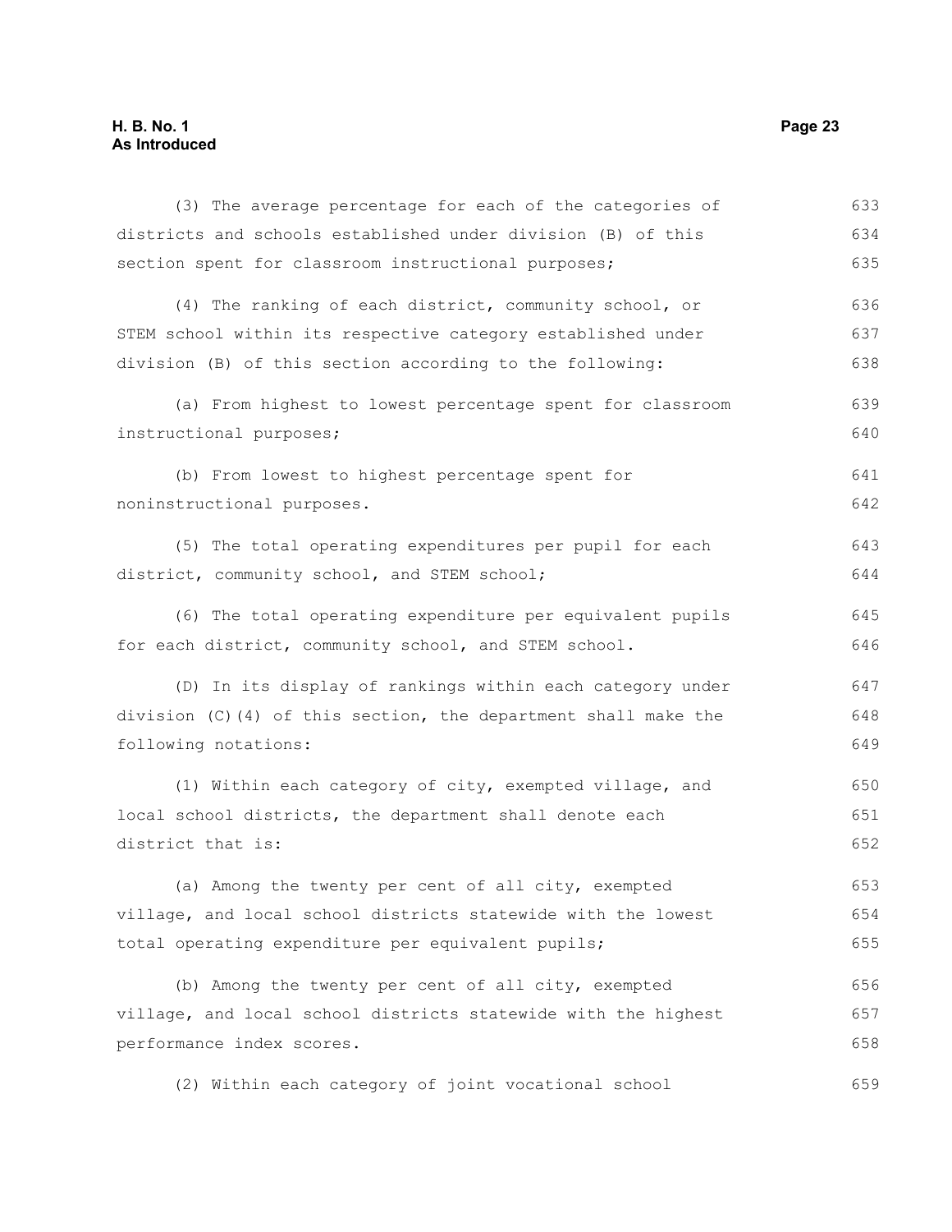(3) The average percentage for each of the categories of districts and schools established under division (B) of this section spent for classroom instructional purposes;

(4) The ranking of each district, community school, or STEM school within its respective category established under division (B) of this section according to the following:

(a) From highest to lowest percentage spent for classroom instructional purposes;

(b) From lowest to highest percentage spent for noninstructional purposes.

(5) The total operating expenditures per pupil for each district, community school, and STEM school;

(6) The total operating expenditure per equivalent pupils for each district, community school, and STEM school.

(D) In its display of rankings within each category under division (C)(4) of this section, the department shall make the following notations:

(1) Within each category of city, exempted village, and local school districts, the department shall denote each district that is:

(a) Among the twenty per cent of all city, exempted village, and local school districts statewide with the lowest total operating expenditure per equivalent pupils;

(b) Among the twenty per cent of all city, exempted village, and local school districts statewide with the highest performance index scores.

(2) Within each category of joint vocational school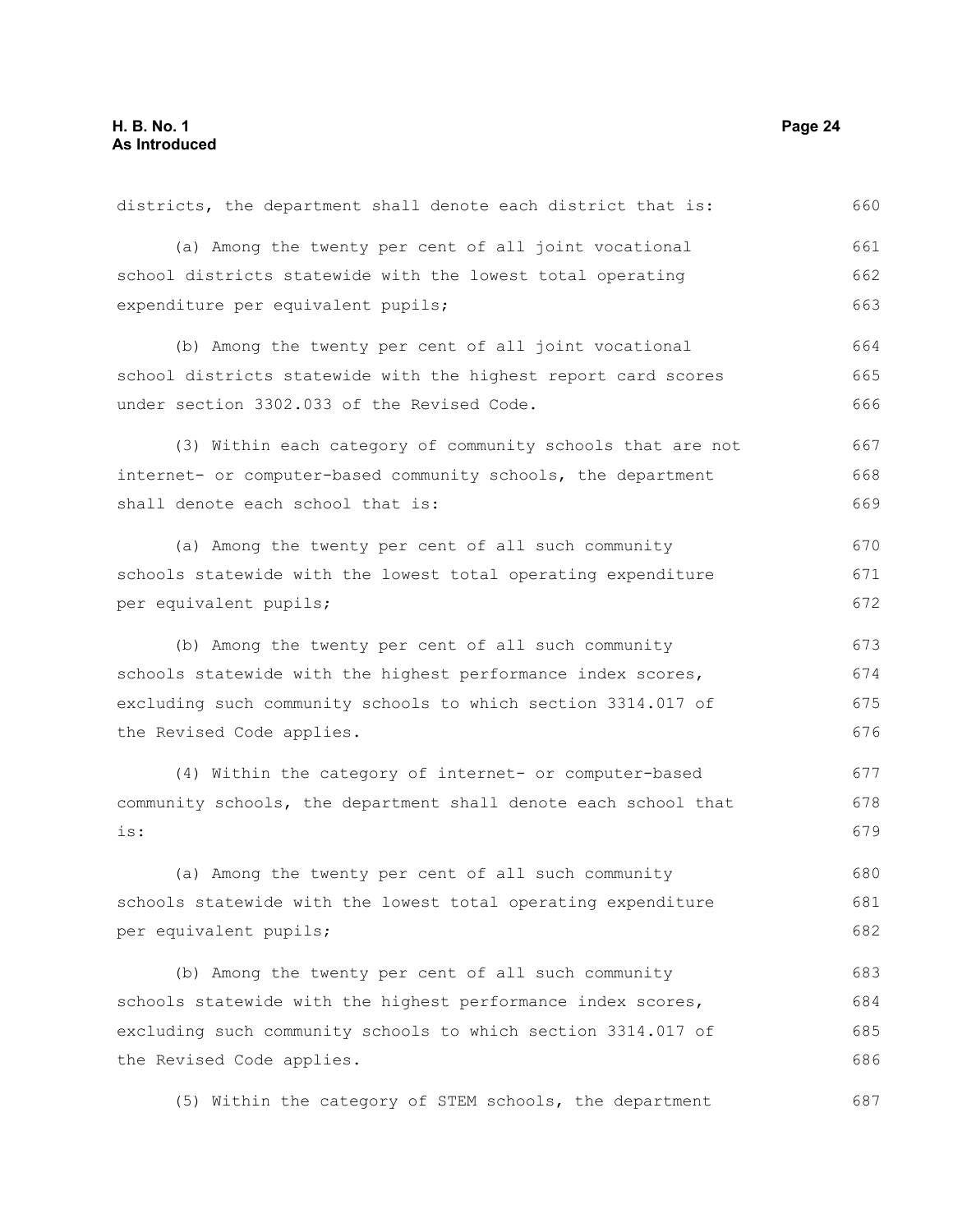districts, the department shall denote each district that is:

(a) Among the twenty per cent of all joint vocational school districts statewide with the lowest total operating expenditure per equivalent pupils;

(b) Among the twenty per cent of all joint vocational school districts statewide with the highest report card scores under section 3302.033 of the Revised Code.

(3) Within each category of community schools that are not internet- or computer-based community schools, the department shall denote each school that is:

(a) Among the twenty per cent of all such community schools statewide with the lowest total operating expenditure per equivalent pupils;

(b) Among the twenty per cent of all such community schools statewide with the highest performance index scores, excluding such community schools to which section 3314.017 of the Revised Code applies.

(4) Within the category of internet- or computer-based community schools, the department shall denote each school that is:

(a) Among the twenty per cent of all such community schools statewide with the lowest total operating expenditure per equivalent pupils;

(b) Among the twenty per cent of all such community schools statewide with the highest performance index scores, excluding such community schools to which section 3314.017 of the Revised Code applies.

(5) Within the category of STEM schools, the department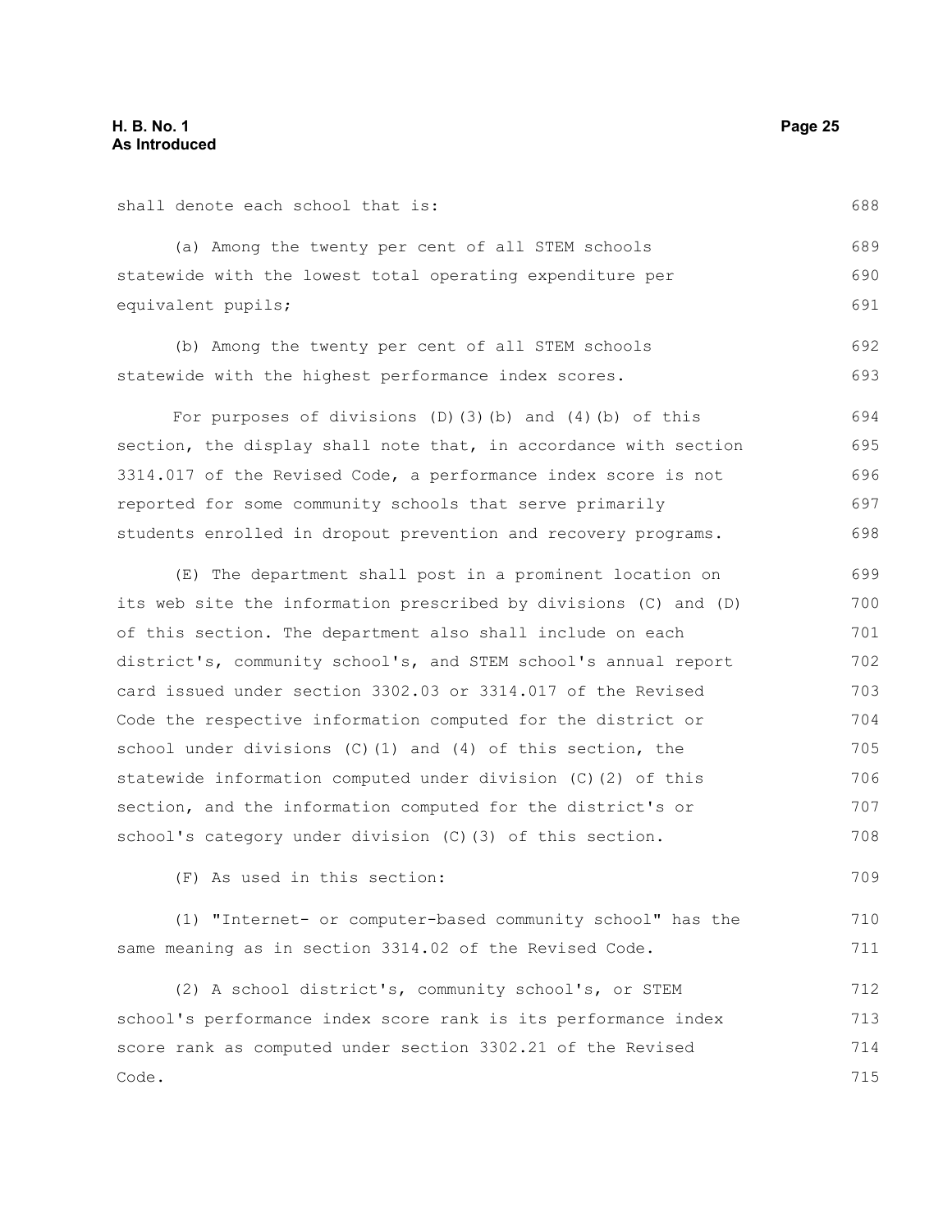shall denote each school that is:

(a) Among the twenty per cent of all STEM schools statewide with the lowest total operating expenditure per equivalent pupils;

(b) Among the twenty per cent of all STEM schools statewide with the highest performance index scores.

For purposes of divisions (D)(3)(b) and (4)(b) of this section, the display shall note that, in accordance with section 3314.017 of the Revised Code, a performance index score is not reported for some community schools that serve primarily students enrolled in dropout prevention and recovery programs.

(E) The department shall post in a prominent location on its web site the information prescribed by divisions (C) and (D) of this section. The department also shall include on each district's, community school's, and STEM school's annual report card issued under section 3302.03 or 3314.017 of the Revised Code the respective information computed for the district or school under divisions (C)(1) and (4) of this section, the statewide information computed under division (C)(2) of this section, and the information computed for the district's or school's category under division (C)(3) of this section.

(F) As used in this section:

(1) "Internet- or computer-based community school" has the same meaning as in section 3314.02 of the Revised Code.

(2) A school district's, community school's, or STEM school's performance index score rank is its performance index score rank as computed under section 3302.21 of the Revised Code.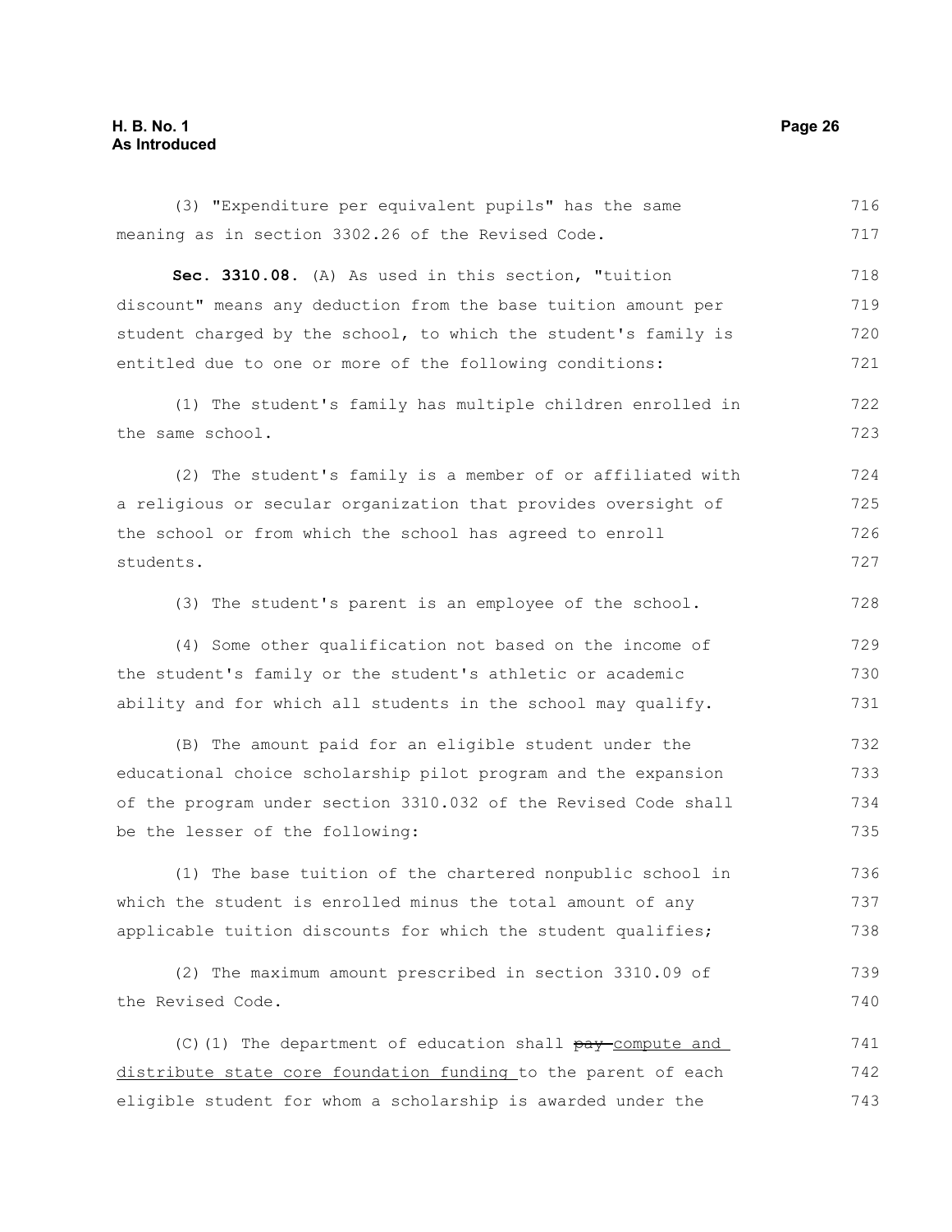(3) "Expenditure per equivalent pupils" has the same meaning as in section 3302.26 of the Revised Code.

**Sec. 3310.08.** (A) As used in this section, "tuition discount" means any deduction from the base tuition amount per student charged by the school, to which the student's family is entitled due to one or more of the following conditions:

(1) The student's family has multiple children enrolled in the same school.

(2) The student's family is a member of or affiliated with a religious or secular organization that provides oversight of the school or from which the school has agreed to enroll students.

(3) The student's parent is an employee of the school.

(4) Some other qualification not based on the income of the student's family or the student's athletic or academic ability and for which all students in the school may qualify.

(B) The amount paid for an eligible student under the educational choice scholarship pilot program and the expansion of the program under section 3310.032 of the Revised Code shall be the lesser of the following:

(1) The base tuition of the chartered nonpublic school in which the student is enrolled minus the total amount of any applicable tuition discounts for which the student qualifies;

(2) The maximum amount prescribed in section 3310.09 of the Revised Code.

(C)(1) The department of education shall ~~pay~~ compute and distribute state core foundation funding to the parent of each eligible student for whom a scholarship is awarded under the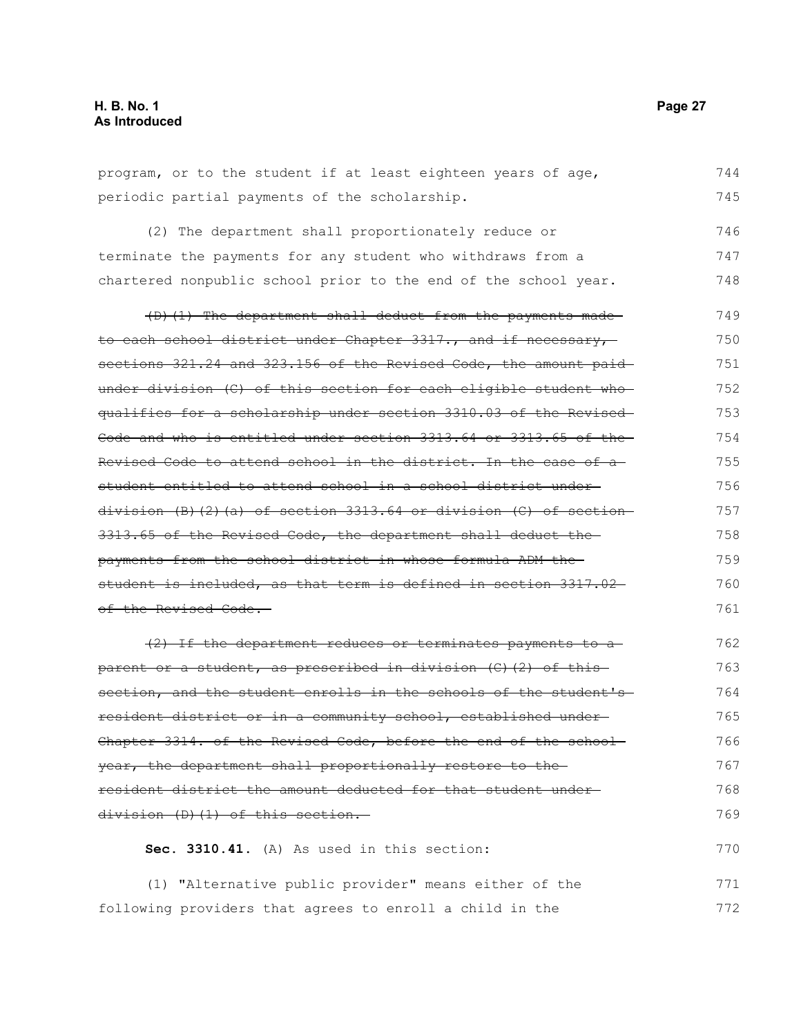program, or to the student if at least eighteen years of age, periodic partial payments of the scholarship.

(2) The department shall proportionately reduce or terminate the payments for any student who withdraws from a chartered nonpublic school prior to the end of the school year.

~~(D)(1) The department shall deduct from the payments made to each school district under Chapter 3317., and if necessary, sections 321.24 and 323.156 of the Revised Code, the amount paid under division (C) of this section for each eligible student who qualifies for a scholarship under section 3310.03 of the Revised Code and who is entitled under section 3313.64 or 3313.65 of the Revised Code to attend school in the district. In the case of a student entitled to attend school in a school district under division (B)(2)(a) of section 3313.64 or division (C) of section 3313.65 of the Revised Code, the department shall deduct the payments from the school district in whose formula ADM the student is included, as that term is defined in section 3317.02 of the Revised Code.~~

~~(2) If the department reduces or terminates payments to a parent or a student, as prescribed in division (C)(2) of this section, and the student enrolls in the schools of the student's resident district or in a community school, established under Chapter 3314. of the Revised Code, before the end of the school year, the department shall proportionally restore to the resident district the amount deducted for that student under division (D)(1) of this section.~~

**Sec. 3310.41.** (A) As used in this section:

(1) "Alternative public provider" means either of the following providers that agrees to enroll a child in the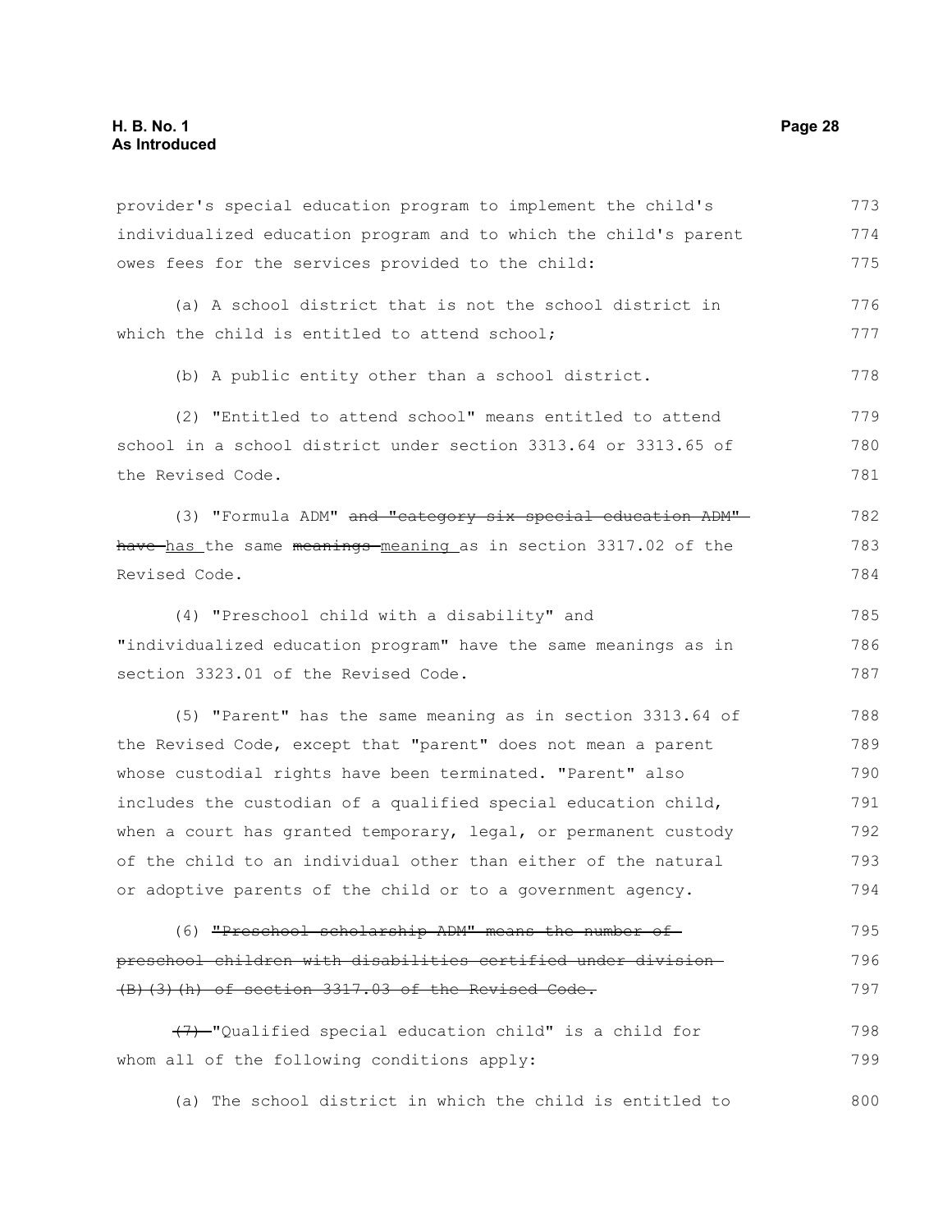provider's special education program to implement the child's individualized education program and to which the child's parent owes fees for the services provided to the child:

(a) A school district that is not the school district in which the child is entitled to attend school;

(b) A public entity other than a school district.

(2) "Entitled to attend school" means entitled to attend school in a school district under section 3313.64 or 3313.65 of the Revised Code.

(3) "Formula ADM" ~~and "category six special education ADM" have~~ <u>has</u> the same ~~meanings~~ <u>meaning</u> as in section 3317.02 of the Revised Code.

(4) "Preschool child with a disability" and "individualized education program" have the same meanings as in section 3323.01 of the Revised Code.

(5) "Parent" has the same meaning as in section 3313.64 of the Revised Code, except that "parent" does not mean a parent whose custodial rights have been terminated. "Parent" also includes the custodian of a qualified special education child, when a court has granted temporary, legal, or permanent custody of the child to an individual other than either of the natural or adoptive parents of the child or to a government agency.

(6) ~~"Preschool scholarship ADM" means the number of preschool children with disabilities certified under division (B)(3)(h) of section 3317.03 of the Revised Code.~~

~~(7)~~ "Qualified special education child" is a child for whom all of the following conditions apply:

(a) The school district in which the child is entitled to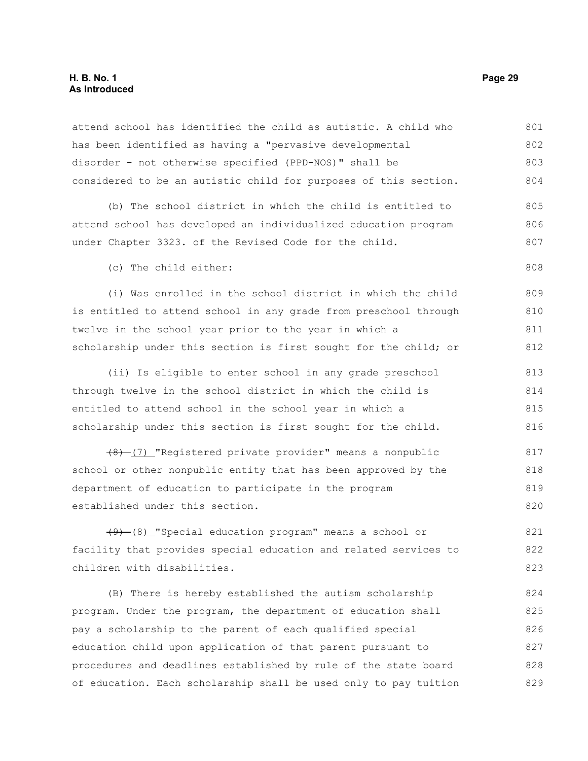attend school has identified the child as autistic. A child who has been identified as having a "pervasive developmental disorder - not otherwise specified (PPD-NOS)" shall be considered to be an autistic child for purposes of this section.

(b) The school district in which the child is entitled to attend school has developed an individualized education program under Chapter 3323. of the Revised Code for the child.

(c) The child either:

(i) Was enrolled in the school district in which the child is entitled to attend school in any grade from preschool through twelve in the school year prior to the year in which a scholarship under this section is first sought for the child; or

(ii) Is eligible to enter school in any grade preschool through twelve in the school district in which the child is entitled to attend school in the school year in which a scholarship under this section is first sought for the child.

~~(8)~~ (7) "Registered private provider" means a nonpublic school or other nonpublic entity that has been approved by the department of education to participate in the program established under this section.

~~(9)~~ (8) "Special education program" means a school or facility that provides special education and related services to children with disabilities.

(B) There is hereby established the autism scholarship program. Under the program, the department of education shall pay a scholarship to the parent of each qualified special education child upon application of that parent pursuant to procedures and deadlines established by rule of the state board of education. Each scholarship shall be used only to pay tuition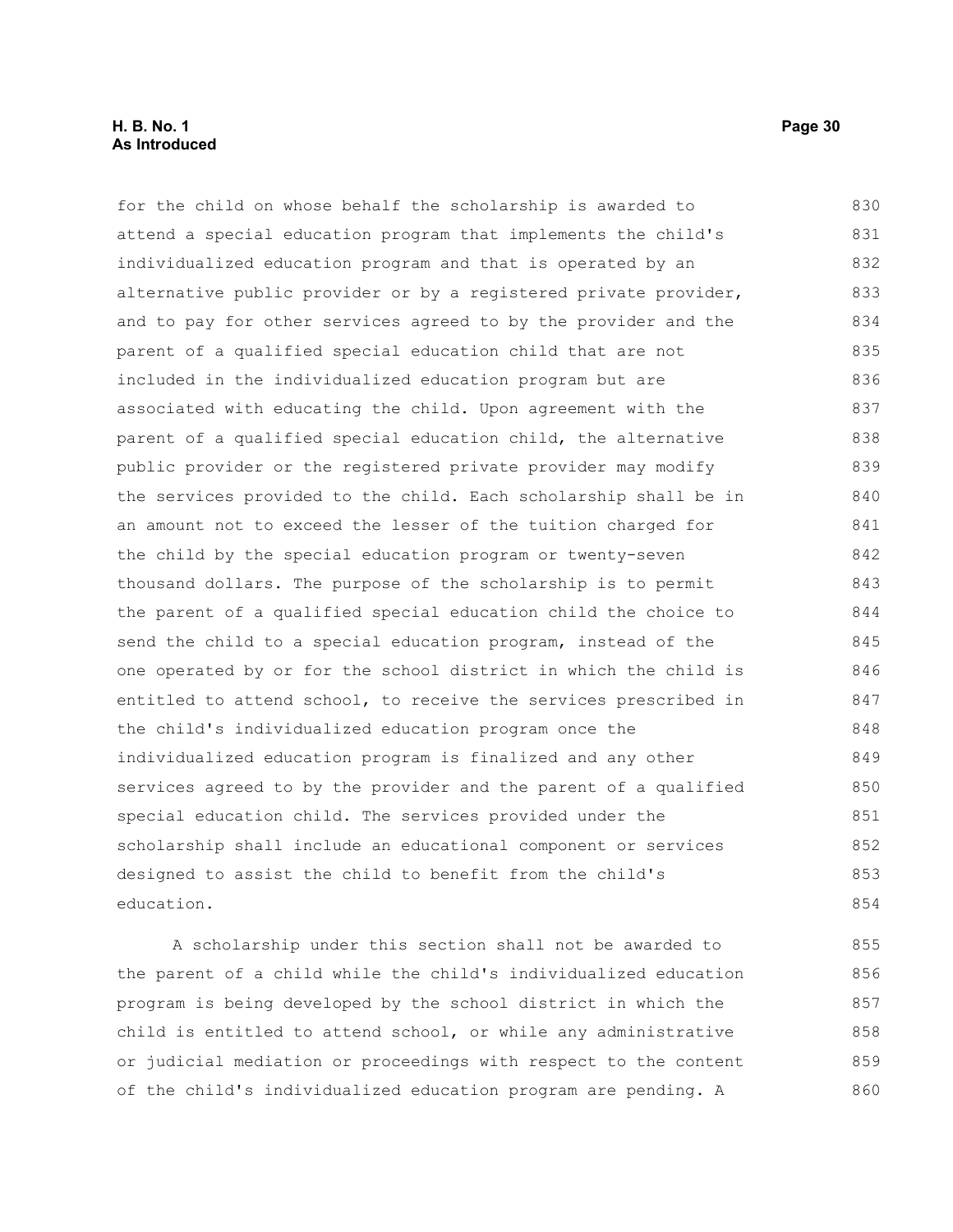for the child on whose behalf the scholarship is awarded to attend a special education program that implements the child's individualized education program and that is operated by an alternative public provider or by a registered private provider, and to pay for other services agreed to by the provider and the parent of a qualified special education child that are not included in the individualized education program but are associated with educating the child. Upon agreement with the parent of a qualified special education child, the alternative public provider or the registered private provider may modify the services provided to the child. Each scholarship shall be in an amount not to exceed the lesser of the tuition charged for the child by the special education program or twenty-seven thousand dollars. The purpose of the scholarship is to permit the parent of a qualified special education child the choice to send the child to a special education program, instead of the one operated by or for the school district in which the child is entitled to attend school, to receive the services prescribed in the child's individualized education program once the individualized education program is finalized and any other services agreed to by the provider and the parent of a qualified special education child. The services provided under the scholarship shall include an educational component or services designed to assist the child to benefit from the child's education.

A scholarship under this section shall not be awarded to the parent of a child while the child's individualized education program is being developed by the school district in which the child is entitled to attend school, or while any administrative or judicial mediation or proceedings with respect to the content of the child's individualized education program are pending. A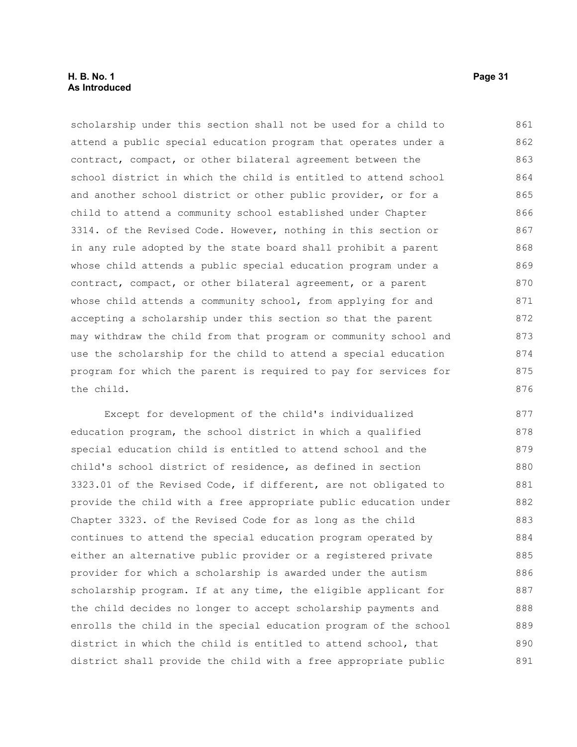scholarship under this section shall not be used for a child to attend a public special education program that operates under a contract, compact, or other bilateral agreement between the school district in which the child is entitled to attend school and another school district or other public provider, or for a child to attend a community school established under Chapter 3314. of the Revised Code. However, nothing in this section or in any rule adopted by the state board shall prohibit a parent whose child attends a public special education program under a contract, compact, or other bilateral agreement, or a parent whose child attends a community school, from applying for and accepting a scholarship under this section so that the parent may withdraw the child from that program or community school and use the scholarship for the child to attend a special education program for which the parent is required to pay for services for the child.

Except for development of the child's individualized education program, the school district in which a qualified special education child is entitled to attend school and the child's school district of residence, as defined in section 3323.01 of the Revised Code, if different, are not obligated to provide the child with a free appropriate public education under Chapter 3323. of the Revised Code for as long as the child continues to attend the special education program operated by either an alternative public provider or a registered private provider for which a scholarship is awarded under the autism scholarship program. If at any time, the eligible applicant for the child decides no longer to accept scholarship payments and enrolls the child in the special education program of the school district in which the child is entitled to attend school, that district shall provide the child with a free appropriate public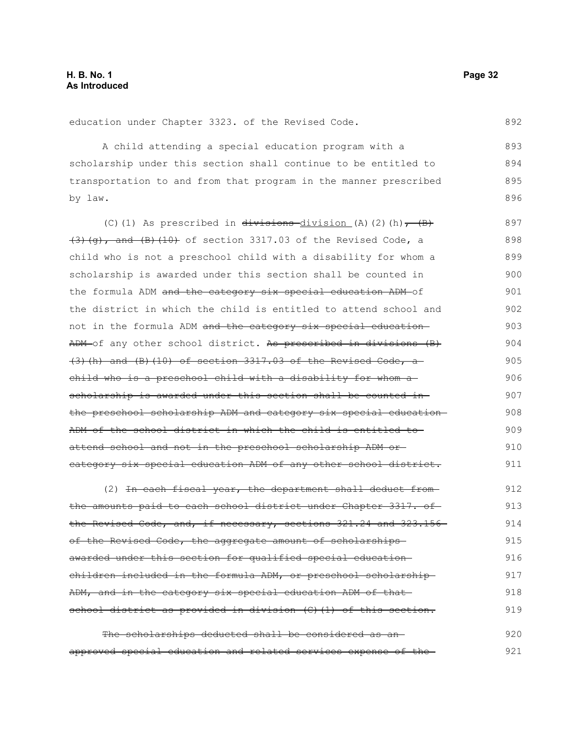education under Chapter 3323. of the Revised Code.

A child attending a special education program with a scholarship under this section shall continue to be entitled to transportation to and from that program in the manner prescribed by law.

(C)(1) As prescribed in ~~divisions~~ <u>division</u> (A)(2)(h)~~, (B)(3)(g), and (B)(10)~~ of section 3317.03 of the Revised Code, a child who is not a preschool child with a disability for whom a scholarship is awarded under this section shall be counted in the formula ADM ~~and the category six special education ADM~~ of the district in which the child is entitled to attend school and not in the formula ADM ~~and the category six special education ADM~~ of any other school district. ~~As prescribed in divisions (B)(3)(h) and (B)(10) of section 3317.03 of the Revised Code, a child who is a preschool child with a disability for whom a scholarship is awarded under this section shall be counted in the preschool scholarship ADM and category six special education ADM of the school district in which the child is entitled to attend school and not in the preschool scholarship ADM or category six special education ADM of any other school district.~~

(2) ~~In each fiscal year, the department shall deduct from the amounts paid to each school district under Chapter 3317. of the Revised Code, and, if necessary, sections 321.24 and 323.156 of the Revised Code, the aggregate amount of scholarships awarded under this section for qualified special education children included in the formula ADM, or preschool scholarship ADM, and in the category six special education ADM of that school district as provided in division (C)(1) of this section.~~

~~The scholarships deducted shall be considered as an approved special education and related services expense of the~~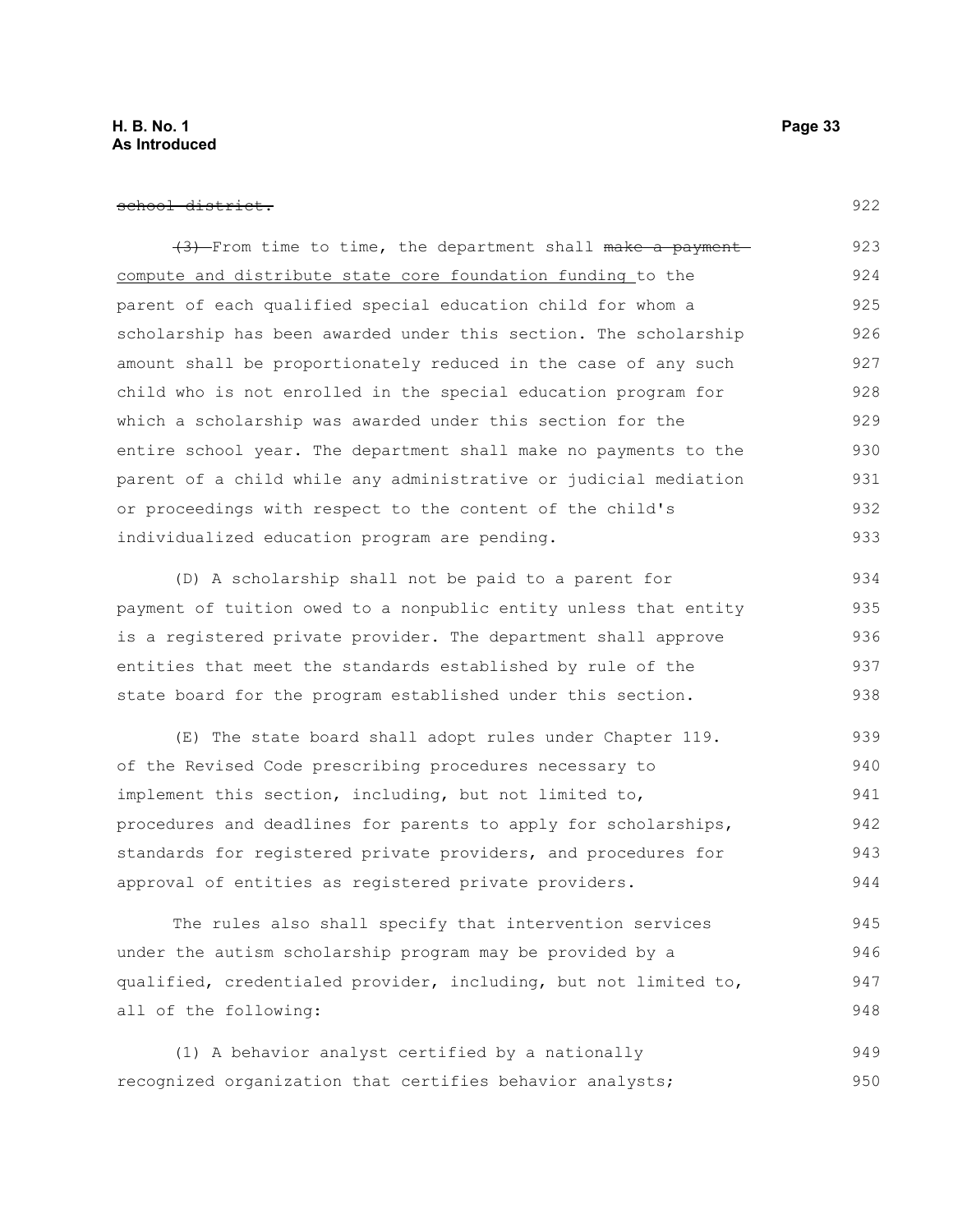~~school district.~~

~~(3)~~ From time to time, the department shall ~~make a payment~~ <u>compute and distribute state core foundation funding</u> to the parent of each qualified special education child for whom a scholarship has been awarded under this section. The scholarship amount shall be proportionately reduced in the case of any such child who is not enrolled in the special education program for which a scholarship was awarded under this section for the entire school year. The department shall make no payments to the parent of a child while any administrative or judicial mediation or proceedings with respect to the content of the child's individualized education program are pending.

(D) A scholarship shall not be paid to a parent for payment of tuition owed to a nonpublic entity unless that entity is a registered private provider. The department shall approve entities that meet the standards established by rule of the state board for the program established under this section.

(E) The state board shall adopt rules under Chapter 119. of the Revised Code prescribing procedures necessary to implement this section, including, but not limited to, procedures and deadlines for parents to apply for scholarships, standards for registered private providers, and procedures for approval of entities as registered private providers.

The rules also shall specify that intervention services under the autism scholarship program may be provided by a qualified, credentialed provider, including, but not limited to, all of the following:

(1) A behavior analyst certified by a nationally recognized organization that certifies behavior analysts;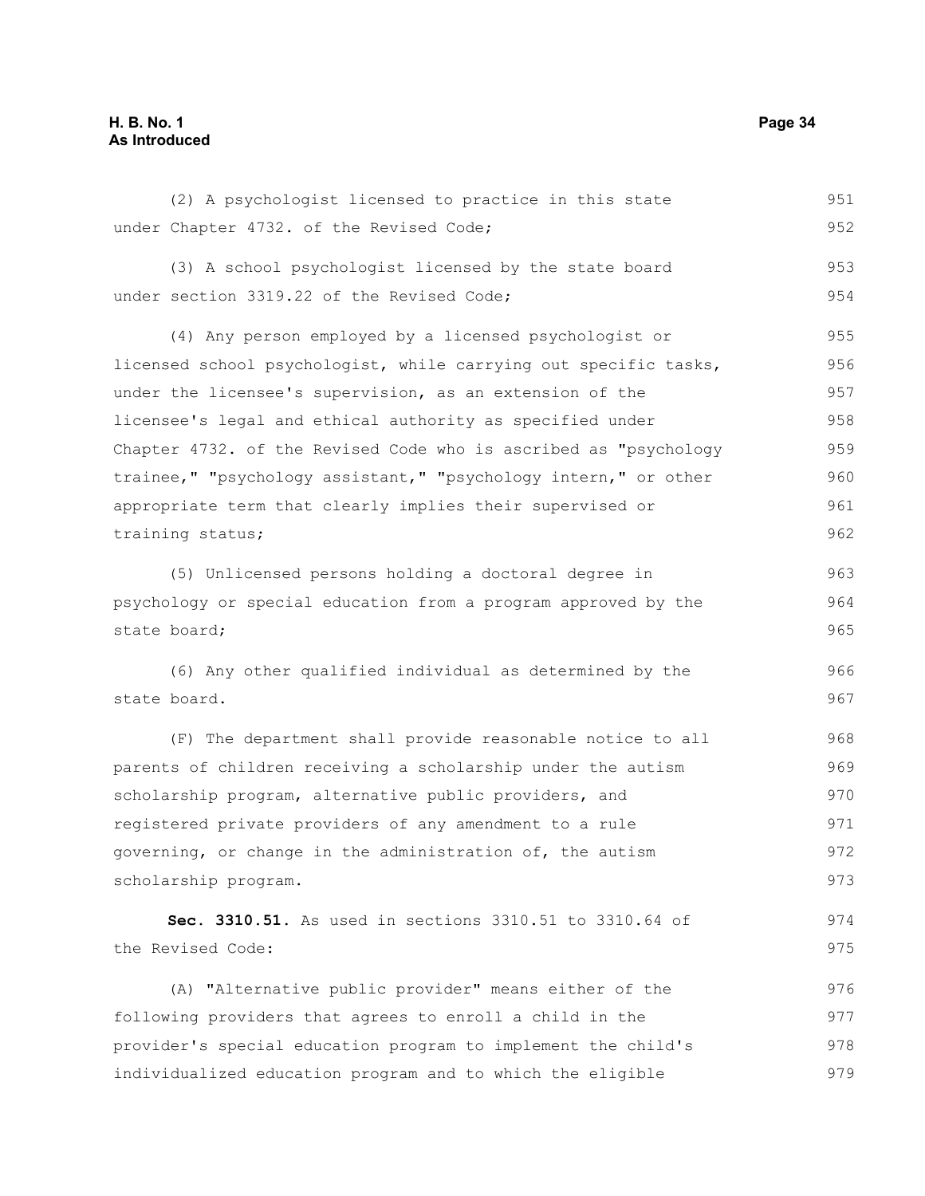(2) A psychologist licensed to practice in this state under Chapter 4732. of the Revised Code;

(3) A school psychologist licensed by the state board under section 3319.22 of the Revised Code;

(4) Any person employed by a licensed psychologist or licensed school psychologist, while carrying out specific tasks, under the licensee's supervision, as an extension of the licensee's legal and ethical authority as specified under Chapter 4732. of the Revised Code who is ascribed as "psychology trainee," "psychology assistant," "psychology intern," or other appropriate term that clearly implies their supervised or training status;

(5) Unlicensed persons holding a doctoral degree in psychology or special education from a program approved by the state board;

(6) Any other qualified individual as determined by the state board.

(F) The department shall provide reasonable notice to all parents of children receiving a scholarship under the autism scholarship program, alternative public providers, and registered private providers of any amendment to a rule governing, or change in the administration of, the autism scholarship program.

**Sec. 3310.51.** As used in sections 3310.51 to 3310.64 of the Revised Code:

(A) "Alternative public provider" means either of the following providers that agrees to enroll a child in the provider's special education program to implement the child's individualized education program and to which the eligible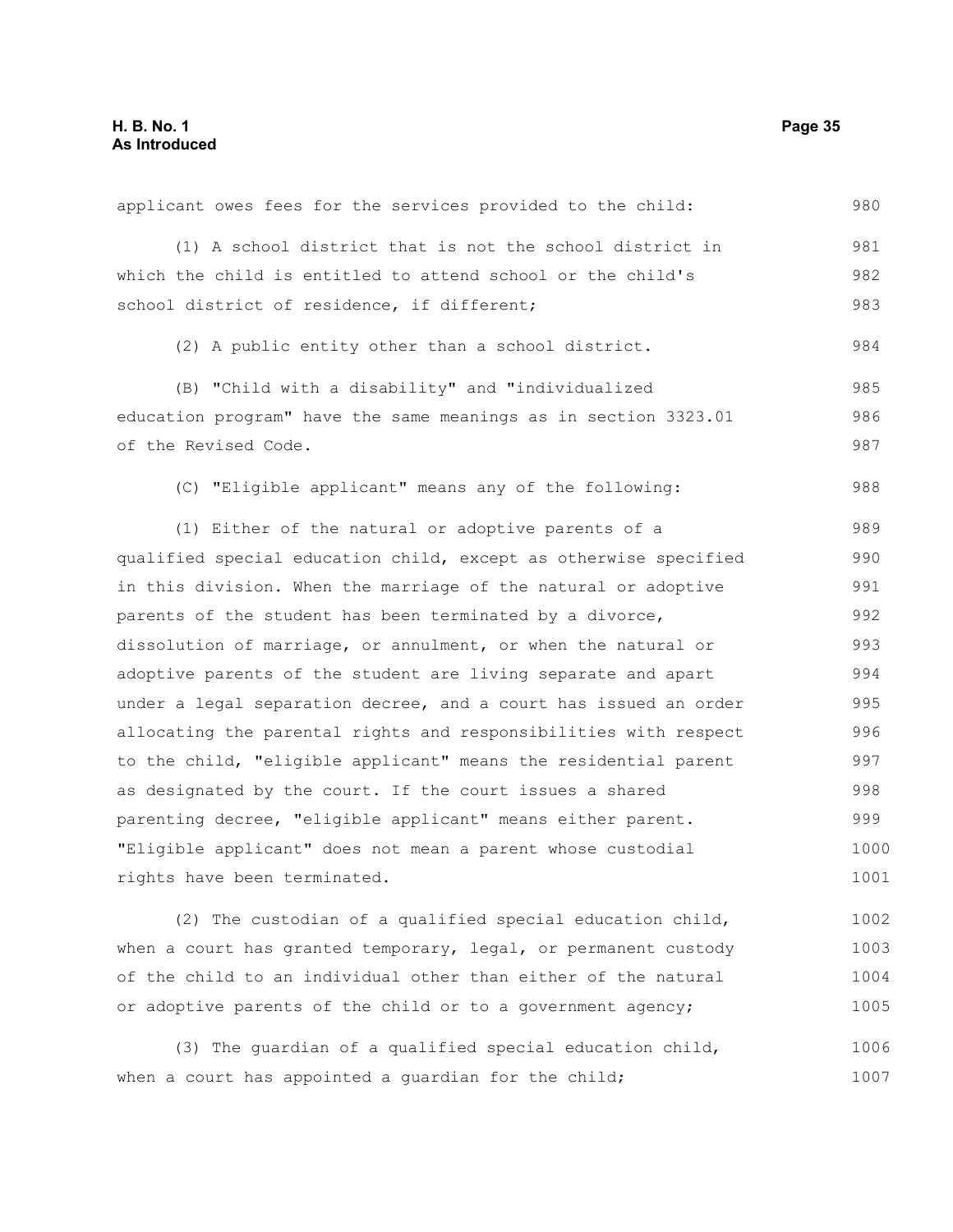applicant owes fees for the services provided to the child:

(1) A school district that is not the school district in which the child is entitled to attend school or the child's school district of residence, if different;

(2) A public entity other than a school district.

(B) "Child with a disability" and "individualized education program" have the same meanings as in section 3323.01 of the Revised Code.

(C) "Eligible applicant" means any of the following:

(1) Either of the natural or adoptive parents of a qualified special education child, except as otherwise specified in this division. When the marriage of the natural or adoptive parents of the student has been terminated by a divorce, dissolution of marriage, or annulment, or when the natural or adoptive parents of the student are living separate and apart under a legal separation decree, and a court has issued an order allocating the parental rights and responsibilities with respect to the child, "eligible applicant" means the residential parent as designated by the court. If the court issues a shared parenting decree, "eligible applicant" means either parent. "Eligible applicant" does not mean a parent whose custodial rights have been terminated.

(2) The custodian of a qualified special education child, when a court has granted temporary, legal, or permanent custody of the child to an individual other than either of the natural or adoptive parents of the child or to a government agency;

(3) The guardian of a qualified special education child, when a court has appointed a guardian for the child;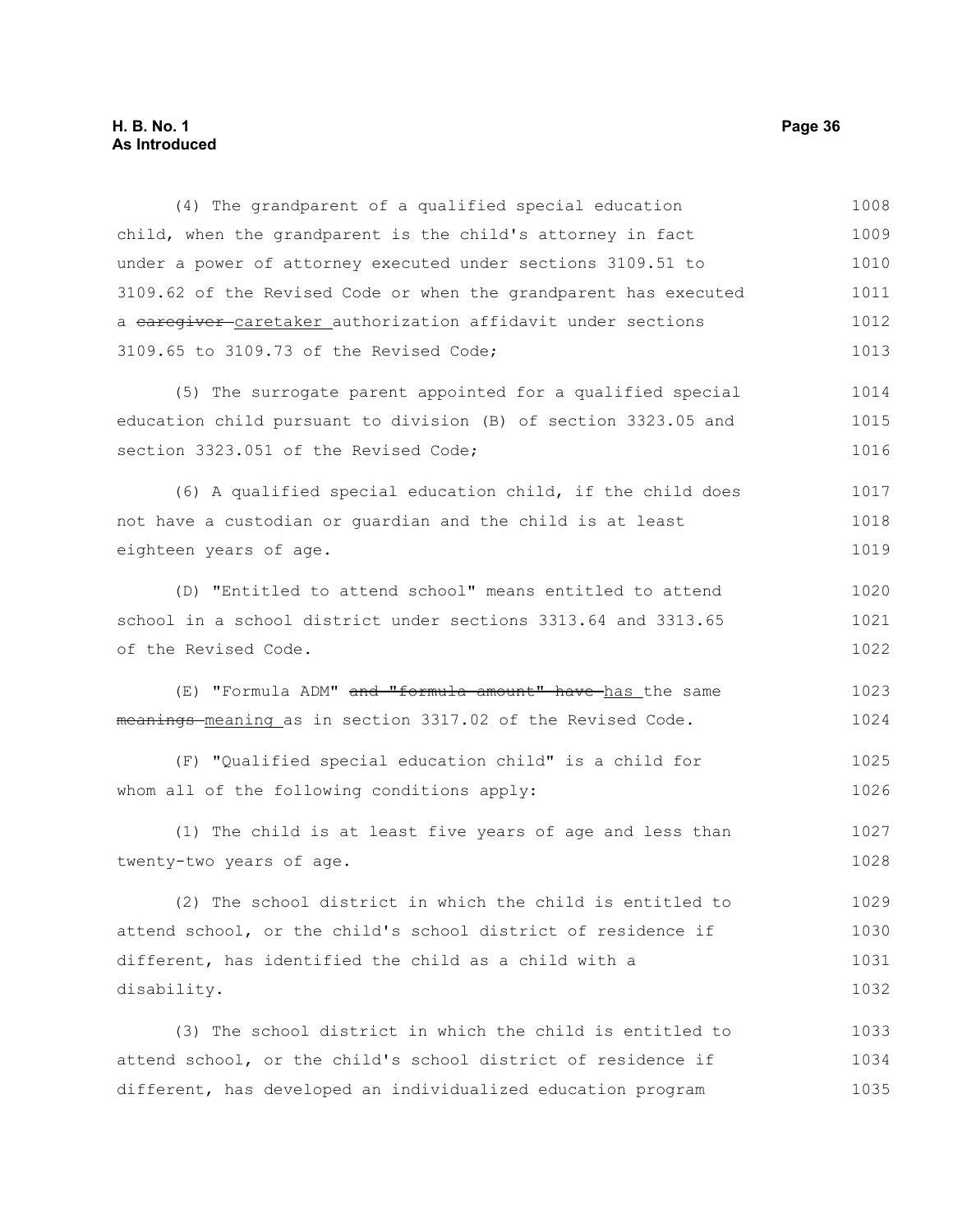(4) The grandparent of a qualified special education child, when the grandparent is the child's attorney in fact under a power of attorney executed under sections 3109.51 to 3109.62 of the Revised Code or when the grandparent has executed a ~~caregiver~~ caretaker authorization affidavit under sections 3109.65 to 3109.73 of the Revised Code;

(5) The surrogate parent appointed for a qualified special education child pursuant to division (B) of section 3323.05 and section 3323.051 of the Revised Code;

(6) A qualified special education child, if the child does not have a custodian or guardian and the child is at least eighteen years of age.

(D) "Entitled to attend school" means entitled to attend school in a school district under sections 3313.64 and 3313.65 of the Revised Code.

(E) "Formula ADM" ~~and "formula amount" have~~ has the same ~~meanings~~ meaning as in section 3317.02 of the Revised Code.

(F) "Qualified special education child" is a child for whom all of the following conditions apply:

(1) The child is at least five years of age and less than twenty-two years of age.

(2) The school district in which the child is entitled to attend school, or the child's school district of residence if different, has identified the child as a child with a disability.

(3) The school district in which the child is entitled to attend school, or the child's school district of residence if different, has developed an individualized education program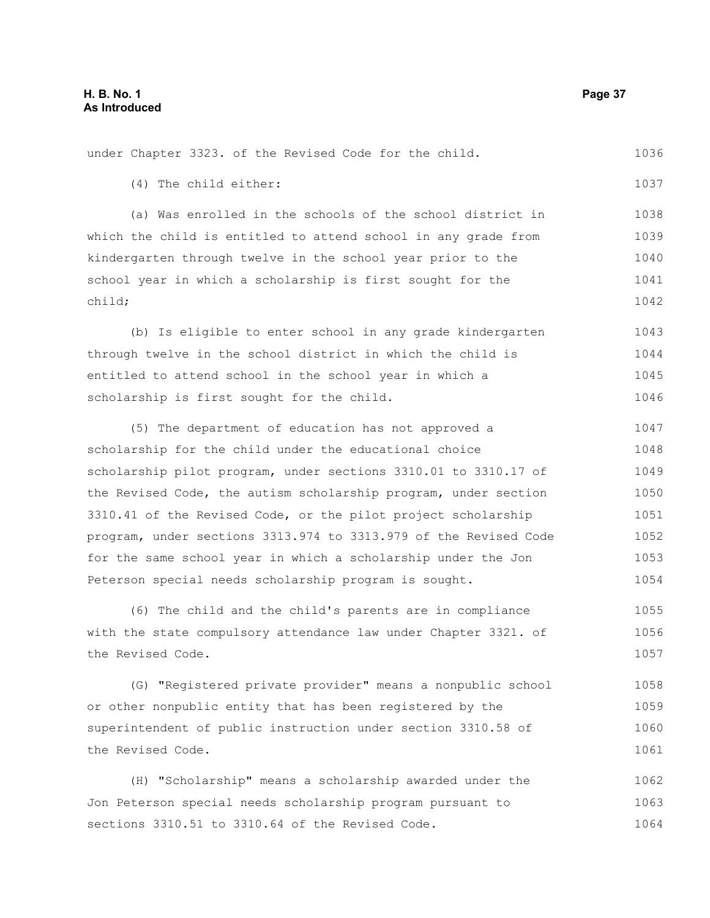under Chapter 3323. of the Revised Code for the child.

(4) The child either:

(a) Was enrolled in the schools of the school district in which the child is entitled to attend school in any grade from kindergarten through twelve in the school year prior to the school year in which a scholarship is first sought for the child;

(b) Is eligible to enter school in any grade kindergarten through twelve in the school district in which the child is entitled to attend school in the school year in which a scholarship is first sought for the child.

(5) The department of education has not approved a scholarship for the child under the educational choice scholarship pilot program, under sections 3310.01 to 3310.17 of the Revised Code, the autism scholarship program, under section 3310.41 of the Revised Code, or the pilot project scholarship program, under sections 3313.974 to 3313.979 of the Revised Code for the same school year in which a scholarship under the Jon Peterson special needs scholarship program is sought.

(6) The child and the child's parents are in compliance with the state compulsory attendance law under Chapter 3321. of the Revised Code.

(G) "Registered private provider" means a nonpublic school or other nonpublic entity that has been registered by the superintendent of public instruction under section 3310.58 of the Revised Code.

(H) "Scholarship" means a scholarship awarded under the Jon Peterson special needs scholarship program pursuant to sections 3310.51 to 3310.64 of the Revised Code.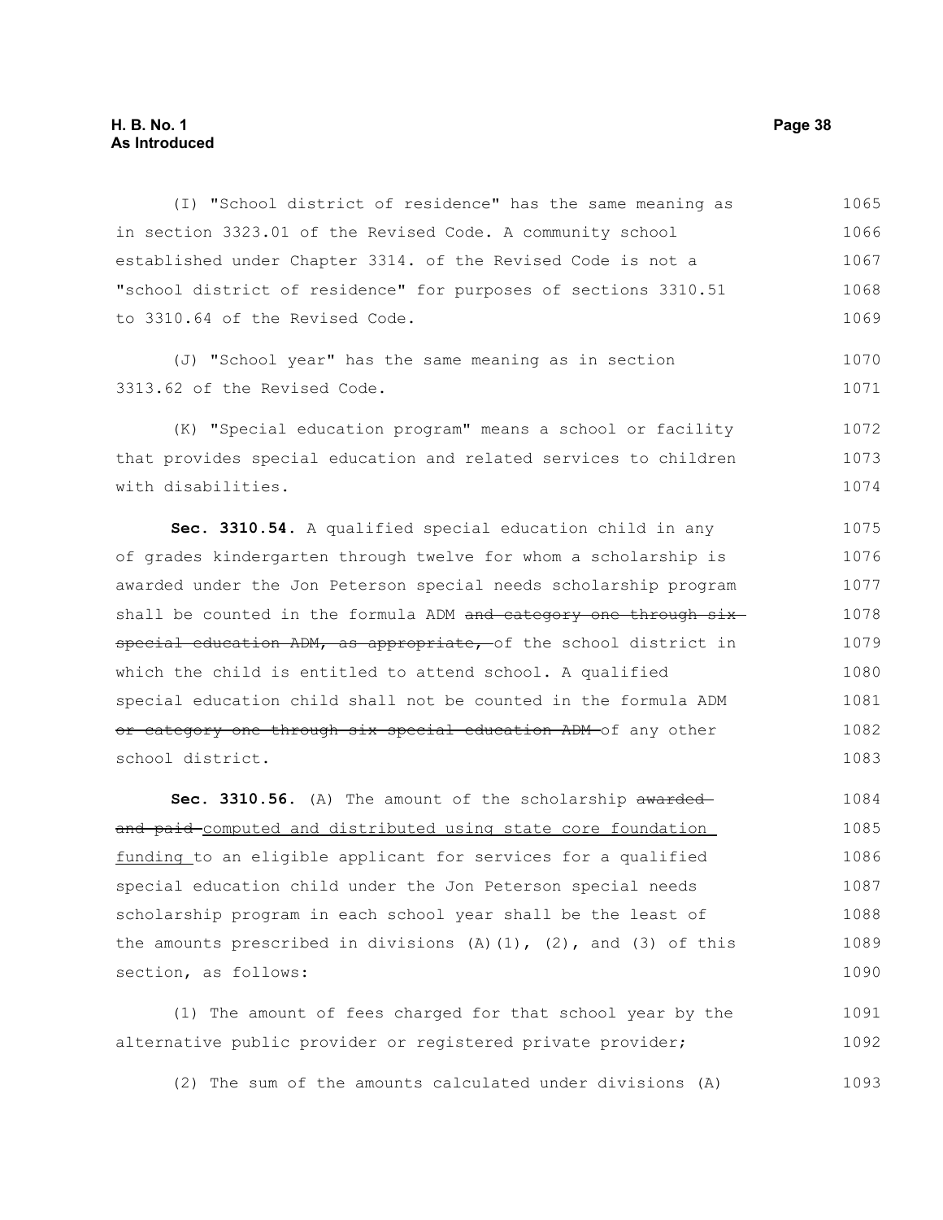(I) "School district of residence" has the same meaning as in section 3323.01 of the Revised Code. A community school established under Chapter 3314. of the Revised Code is not a "school district of residence" for purposes of sections 3310.51 to 3310.64 of the Revised Code.

(J) "School year" has the same meaning as in section 3313.62 of the Revised Code.

(K) "Special education program" means a school or facility that provides special education and related services to children with disabilities.

**Sec. 3310.54.** A qualified special education child in any of grades kindergarten through twelve for whom a scholarship is awarded under the Jon Peterson special needs scholarship program shall be counted in the formula ADM ~~and category one through six special education ADM, as appropriate,~~ of the school district in which the child is entitled to attend school. A qualified special education child shall not be counted in the formula ADM ~~or category one through six special education ADM~~ of any other school district.

**Sec. 3310.56.** (A) The amount of the scholarship ~~awarded and paid~~ <u>computed and distributed using state core foundation funding</u> to an eligible applicant for services for a qualified special education child under the Jon Peterson special needs scholarship program in each school year shall be the least of the amounts prescribed in divisions (A)(1), (2), and (3) of this section, as follows:

(1) The amount of fees charged for that school year by the alternative public provider or registered private provider;

(2) The sum of the amounts calculated under divisions (A)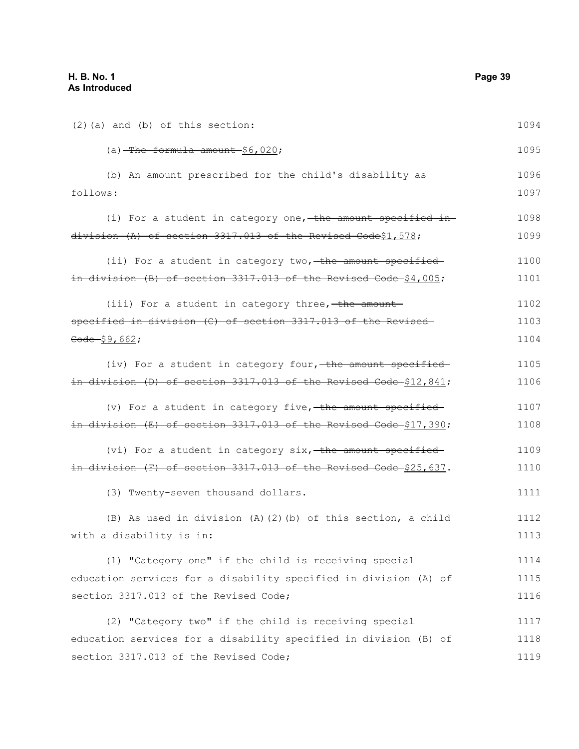(2)(a) and (b) of this section:

(a) ~~The formula amount~~ $6,020;

(b) An amount prescribed for the child's disability as follows:

(i) For a student in category one, ~~the amount specified in division (A) of section 3317.013 of the Revised Code~~$1,578;

(ii) For a student in category two, ~~the amount specified in division (B) of section 3317.013 of the Revised Code~~ $4,005;

(iii) For a student in category three, ~~the amount specified in division (C) of section 3317.013 of the Revised Code~~ $9,662;

(iv) For a student in category four, ~~the amount specified in division (D) of section 3317.013 of the Revised Code~~ $12,841;

(v) For a student in category five, ~~the amount specified in division (E) of section 3317.013 of the Revised Code~~ $17,390;

(vi) For a student in category six, ~~the amount specified in division (F) of section 3317.013 of the Revised Code~~ $25,637.

(3) Twenty-seven thousand dollars.

(B) As used in division (A)(2)(b) of this section, a child with a disability is in:

(1) "Category one" if the child is receiving special education services for a disability specified in division (A) of section 3317.013 of the Revised Code;

(2) "Category two" if the child is receiving special education services for a disability specified in division (B) of section 3317.013 of the Revised Code;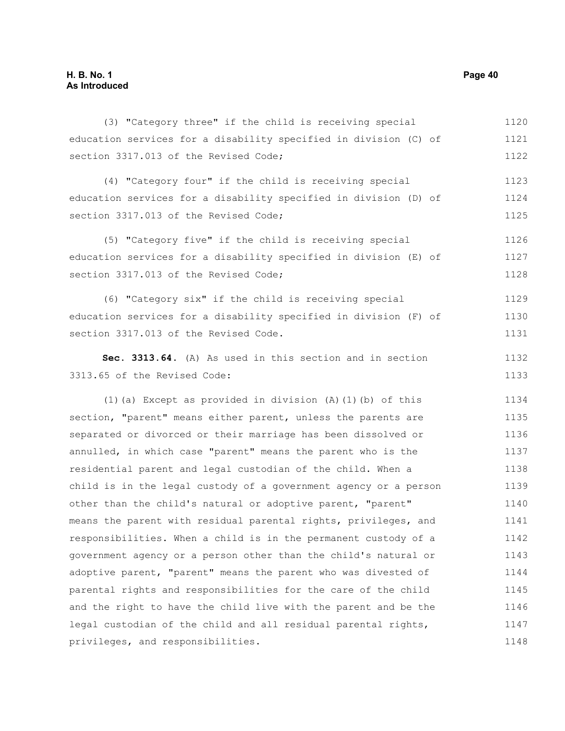(3) "Category three" if the child is receiving special education services for a disability specified in division (C) of section 3317.013 of the Revised Code;

(4) "Category four" if the child is receiving special education services for a disability specified in division (D) of section 3317.013 of the Revised Code;

(5) "Category five" if the child is receiving special education services for a disability specified in division (E) of section 3317.013 of the Revised Code;

(6) "Category six" if the child is receiving special education services for a disability specified in division (F) of section 3317.013 of the Revised Code.

**Sec. 3313.64.** (A) As used in this section and in section 3313.65 of the Revised Code:

(1)(a) Except as provided in division (A)(1)(b) of this section, "parent" means either parent, unless the parents are separated or divorced or their marriage has been dissolved or annulled, in which case "parent" means the parent who is the residential parent and legal custodian of the child. When a child is in the legal custody of a government agency or a person other than the child's natural or adoptive parent, "parent" means the parent with residual parental rights, privileges, and responsibilities. When a child is in the permanent custody of a government agency or a person other than the child's natural or adoptive parent, "parent" means the parent who was divested of parental rights and responsibilities for the care of the child and the right to have the child live with the parent and be the legal custodian of the child and all residual parental rights, privileges, and responsibilities.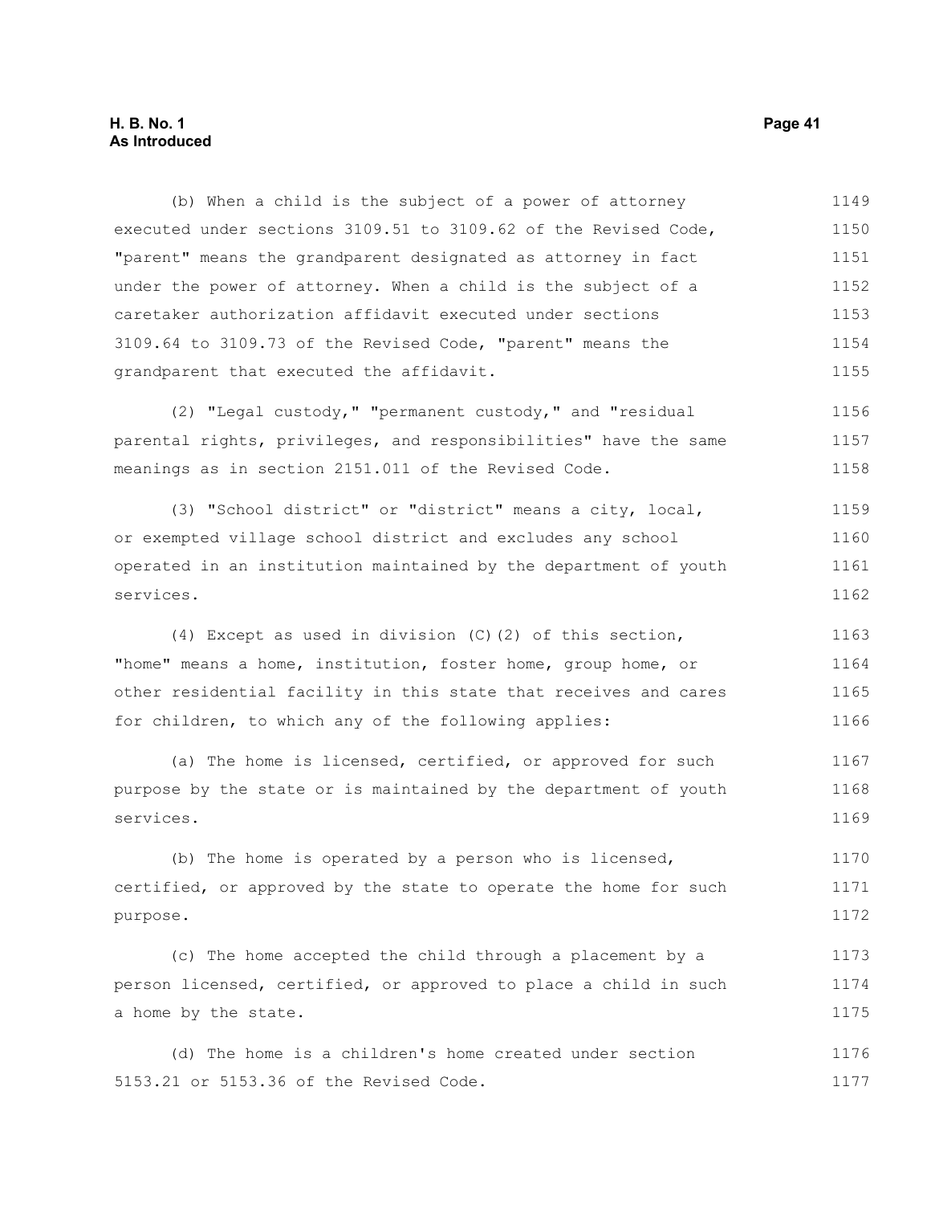(b) When a child is the subject of a power of attorney executed under sections 3109.51 to 3109.62 of the Revised Code, "parent" means the grandparent designated as attorney in fact under the power of attorney. When a child is the subject of a caretaker authorization affidavit executed under sections 3109.64 to 3109.73 of the Revised Code, "parent" means the grandparent that executed the affidavit.

(2) "Legal custody," "permanent custody," and "residual parental rights, privileges, and responsibilities" have the same meanings as in section 2151.011 of the Revised Code.

(3) "School district" or "district" means a city, local, or exempted village school district and excludes any school operated in an institution maintained by the department of youth services.

(4) Except as used in division (C)(2) of this section, "home" means a home, institution, foster home, group home, or other residential facility in this state that receives and cares for children, to which any of the following applies:

(a) The home is licensed, certified, or approved for such purpose by the state or is maintained by the department of youth services.

(b) The home is operated by a person who is licensed, certified, or approved by the state to operate the home for such purpose.

(c) The home accepted the child through a placement by a person licensed, certified, or approved to place a child in such a home by the state.

(d) The home is a children's home created under section 5153.21 or 5153.36 of the Revised Code.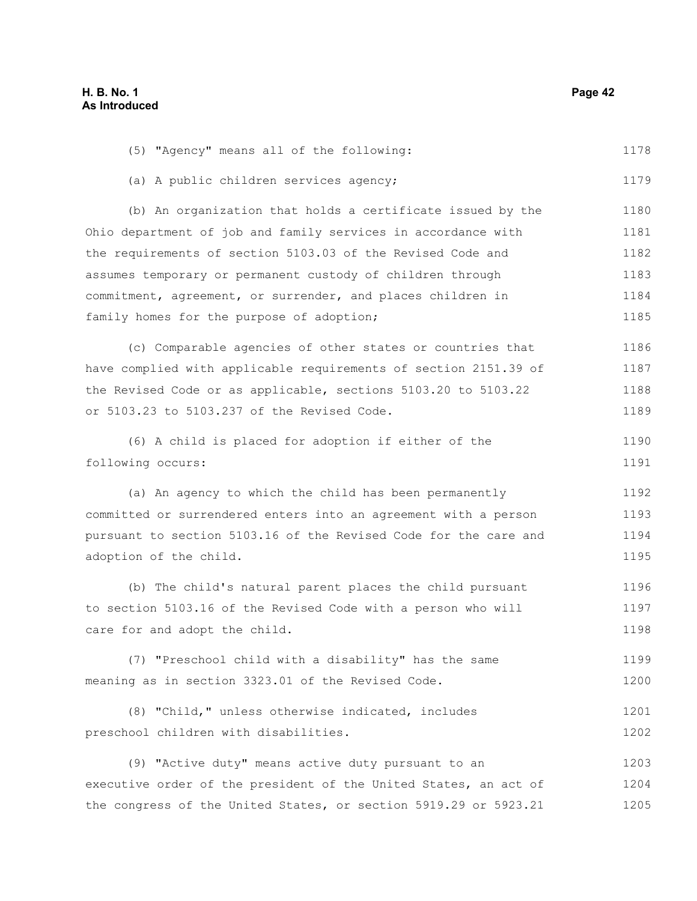(5) "Agency" means all of the following:

(a) A public children services agency;

(b) An organization that holds a certificate issued by the Ohio department of job and family services in accordance with the requirements of section 5103.03 of the Revised Code and assumes temporary or permanent custody of children through commitment, agreement, or surrender, and places children in family homes for the purpose of adoption;

(c) Comparable agencies of other states or countries that have complied with applicable requirements of section 2151.39 of the Revised Code or as applicable, sections 5103.20 to 5103.22 or 5103.23 to 5103.237 of the Revised Code.

(6) A child is placed for adoption if either of the following occurs:

(a) An agency to which the child has been permanently committed or surrendered enters into an agreement with a person pursuant to section 5103.16 of the Revised Code for the care and adoption of the child.

(b) The child's natural parent places the child pursuant to section 5103.16 of the Revised Code with a person who will care for and adopt the child.

(7) "Preschool child with a disability" has the same meaning as in section 3323.01 of the Revised Code.

(8) "Child," unless otherwise indicated, includes preschool children with disabilities.

(9) "Active duty" means active duty pursuant to an executive order of the president of the United States, an act of the congress of the United States, or section 5919.29 or 5923.21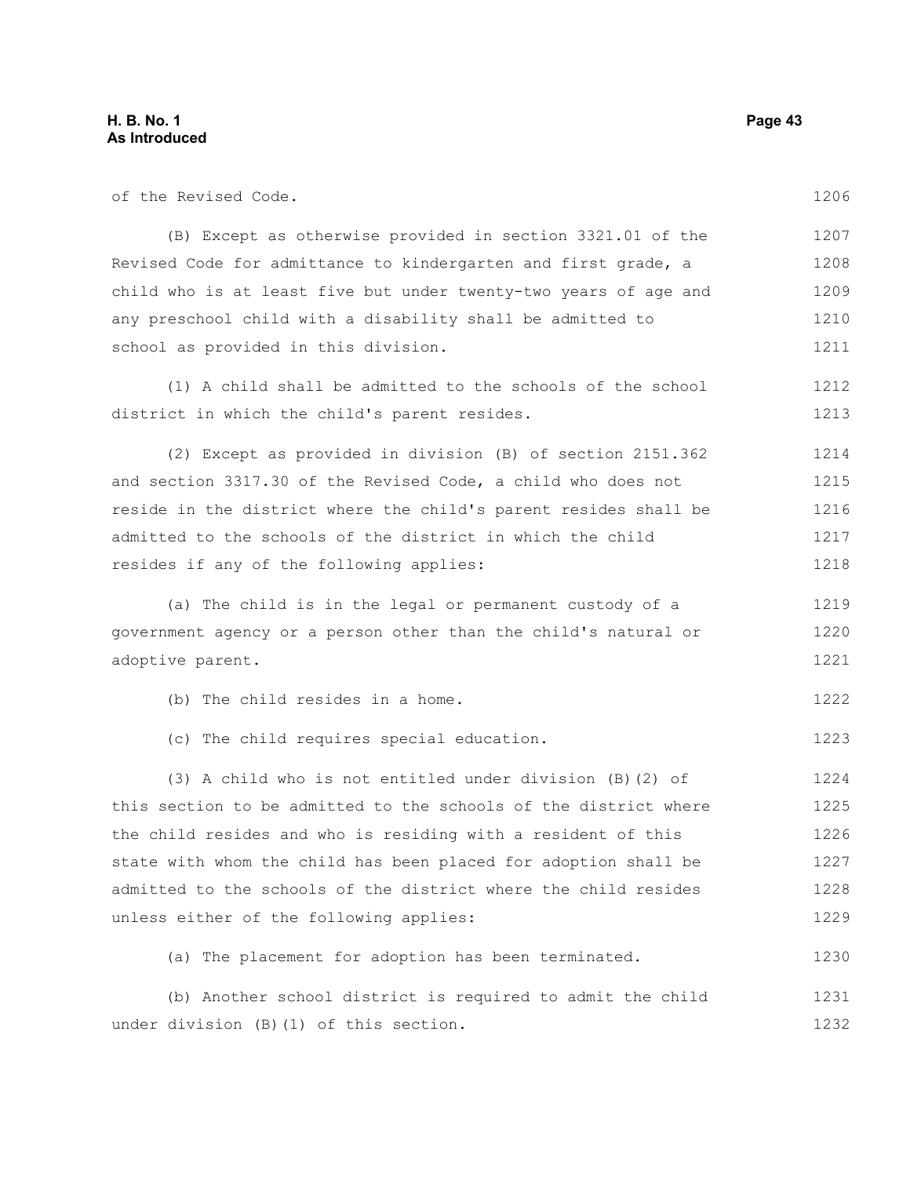of the Revised Code.

(B) Except as otherwise provided in section 3321.01 of the Revised Code for admittance to kindergarten and first grade, a child who is at least five but under twenty-two years of age and any preschool child with a disability shall be admitted to school as provided in this division.

(1) A child shall be admitted to the schools of the school district in which the child's parent resides.

(2) Except as provided in division (B) of section 2151.362 and section 3317.30 of the Revised Code, a child who does not reside in the district where the child's parent resides shall be admitted to the schools of the district in which the child resides if any of the following applies:

(a) The child is in the legal or permanent custody of a government agency or a person other than the child's natural or adoptive parent.

(b) The child resides in a home.

(c) The child requires special education.

(3) A child who is not entitled under division (B)(2) of this section to be admitted to the schools of the district where the child resides and who is residing with a resident of this state with whom the child has been placed for adoption shall be admitted to the schools of the district where the child resides unless either of the following applies:

(a) The placement for adoption has been terminated.

(b) Another school district is required to admit the child under division (B)(1) of this section.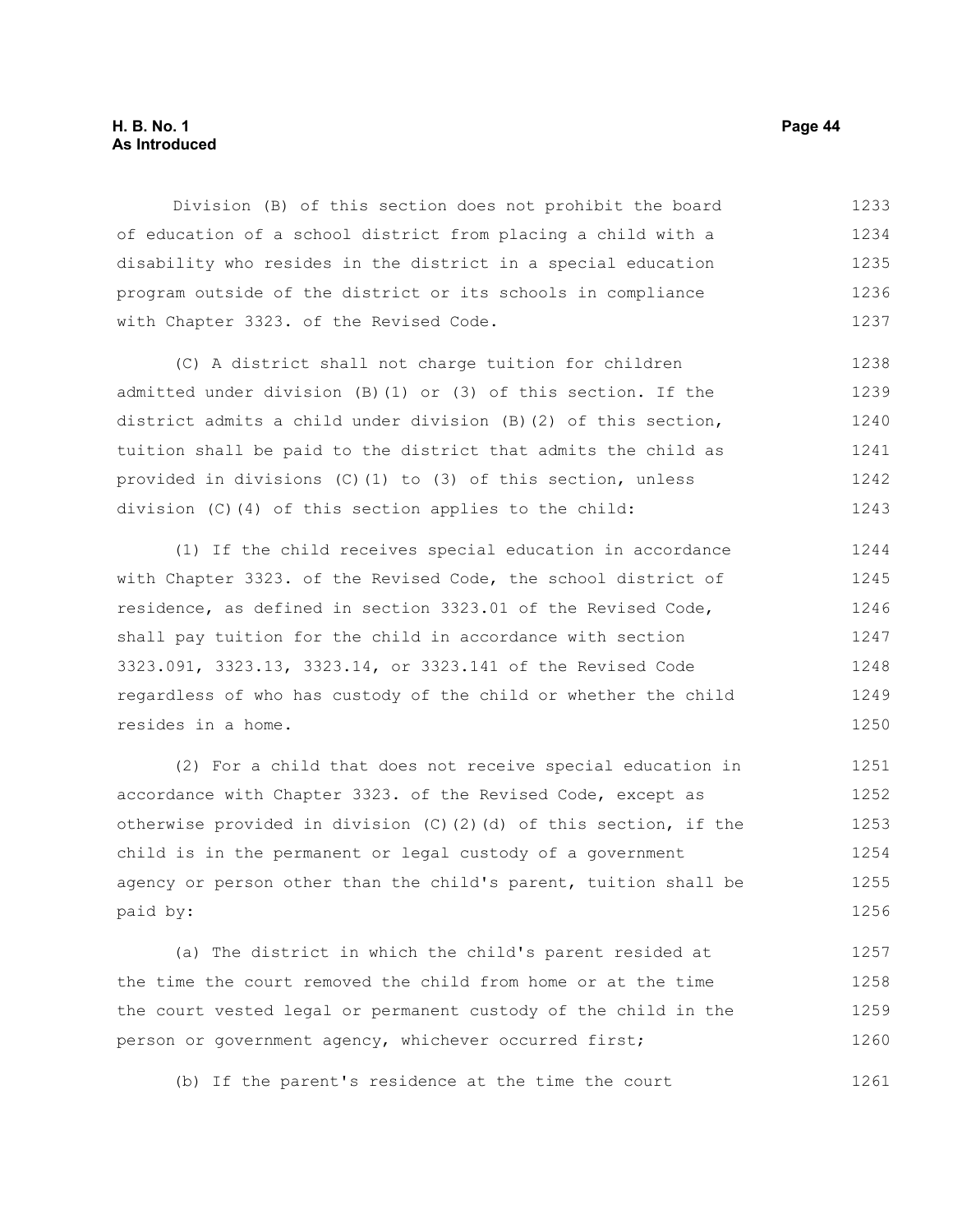Division (B) of this section does not prohibit the board of education of a school district from placing a child with a disability who resides in the district in a special education program outside of the district or its schools in compliance with Chapter 3323. of the Revised Code.

(C) A district shall not charge tuition for children admitted under division (B)(1) or (3) of this section. If the district admits a child under division (B)(2) of this section, tuition shall be paid to the district that admits the child as provided in divisions (C)(1) to (3) of this section, unless division (C)(4) of this section applies to the child:

(1) If the child receives special education in accordance with Chapter 3323. of the Revised Code, the school district of residence, as defined in section 3323.01 of the Revised Code, shall pay tuition for the child in accordance with section 3323.091, 3323.13, 3323.14, or 3323.141 of the Revised Code regardless of who has custody of the child or whether the child resides in a home.

(2) For a child that does not receive special education in accordance with Chapter 3323. of the Revised Code, except as otherwise provided in division (C)(2)(d) of this section, if the child is in the permanent or legal custody of a government agency or person other than the child's parent, tuition shall be paid by:

(a) The district in which the child's parent resided at the time the court removed the child from home or at the time the court vested legal or permanent custody of the child in the person or government agency, whichever occurred first;

(b) If the parent's residence at the time the court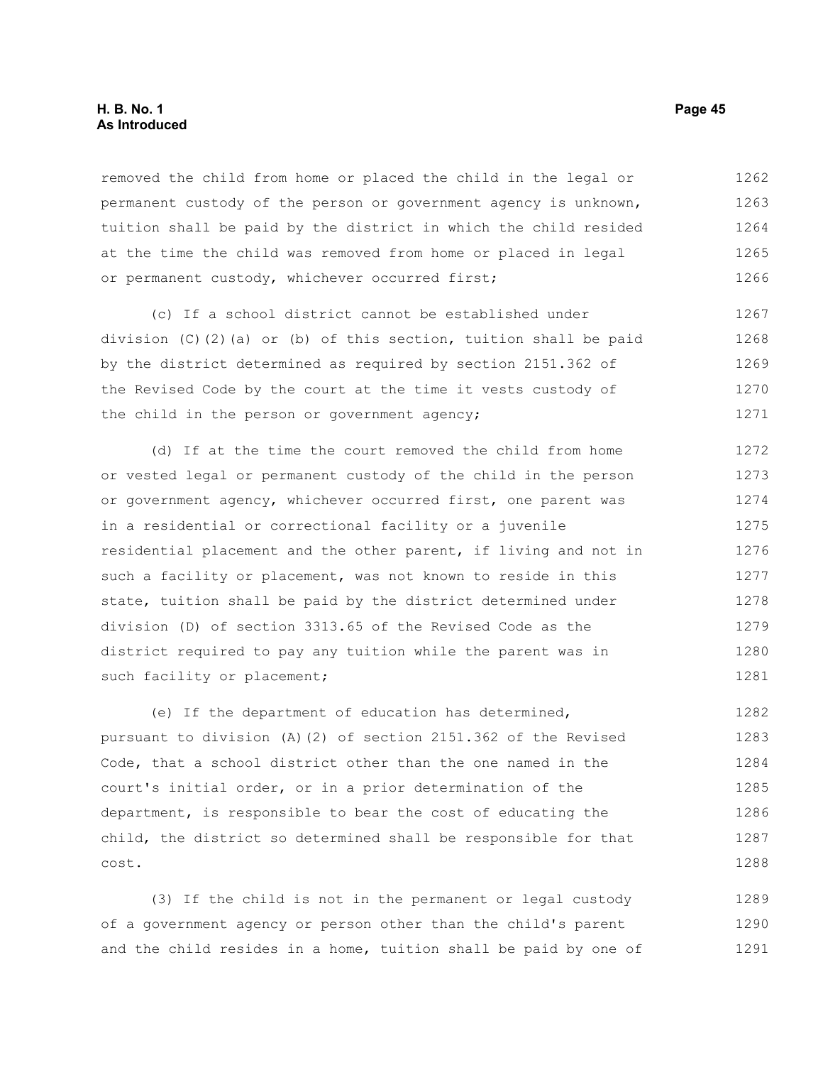removed the child from home or placed the child in the legal or permanent custody of the person or government agency is unknown, tuition shall be paid by the district in which the child resided at the time the child was removed from home or placed in legal or permanent custody, whichever occurred first;

(c) If a school district cannot be established under division (C)(2)(a) or (b) of this section, tuition shall be paid by the district determined as required by section 2151.362 of the Revised Code by the court at the time it vests custody of the child in the person or government agency;

(d) If at the time the court removed the child from home or vested legal or permanent custody of the child in the person or government agency, whichever occurred first, one parent was in a residential or correctional facility or a juvenile residential placement and the other parent, if living and not in such a facility or placement, was not known to reside in this state, tuition shall be paid by the district determined under division (D) of section 3313.65 of the Revised Code as the district required to pay any tuition while the parent was in such facility or placement;

(e) If the department of education has determined, pursuant to division (A)(2) of section 2151.362 of the Revised Code, that a school district other than the one named in the court's initial order, or in a prior determination of the department, is responsible to bear the cost of educating the child, the district so determined shall be responsible for that cost.

(3) If the child is not in the permanent or legal custody of a government agency or person other than the child's parent and the child resides in a home, tuition shall be paid by one of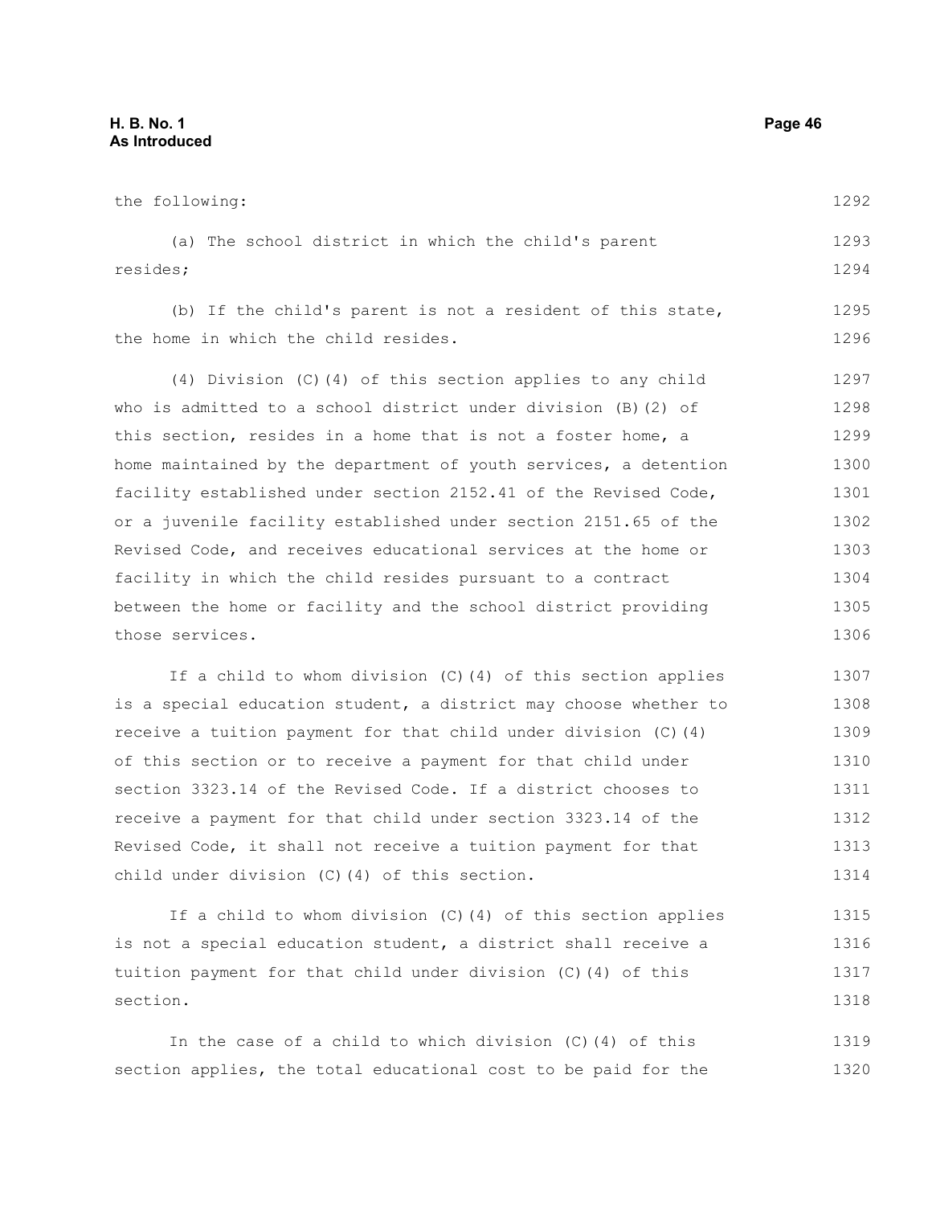the following:

(a) The school district in which the child's parent resides;

(b) If the child's parent is not a resident of this state, the home in which the child resides.

(4) Division (C)(4) of this section applies to any child who is admitted to a school district under division (B)(2) of this section, resides in a home that is not a foster home, a home maintained by the department of youth services, a detention facility established under section 2152.41 of the Revised Code, or a juvenile facility established under section 2151.65 of the Revised Code, and receives educational services at the home or facility in which the child resides pursuant to a contract between the home or facility and the school district providing those services.

If a child to whom division (C)(4) of this section applies is a special education student, a district may choose whether to receive a tuition payment for that child under division (C)(4) of this section or to receive a payment for that child under section 3323.14 of the Revised Code. If a district chooses to receive a payment for that child under section 3323.14 of the Revised Code, it shall not receive a tuition payment for that child under division (C)(4) of this section.

If a child to whom division (C)(4) of this section applies is not a special education student, a district shall receive a tuition payment for that child under division (C)(4) of this section.

In the case of a child to which division (C)(4) of this section applies, the total educational cost to be paid for the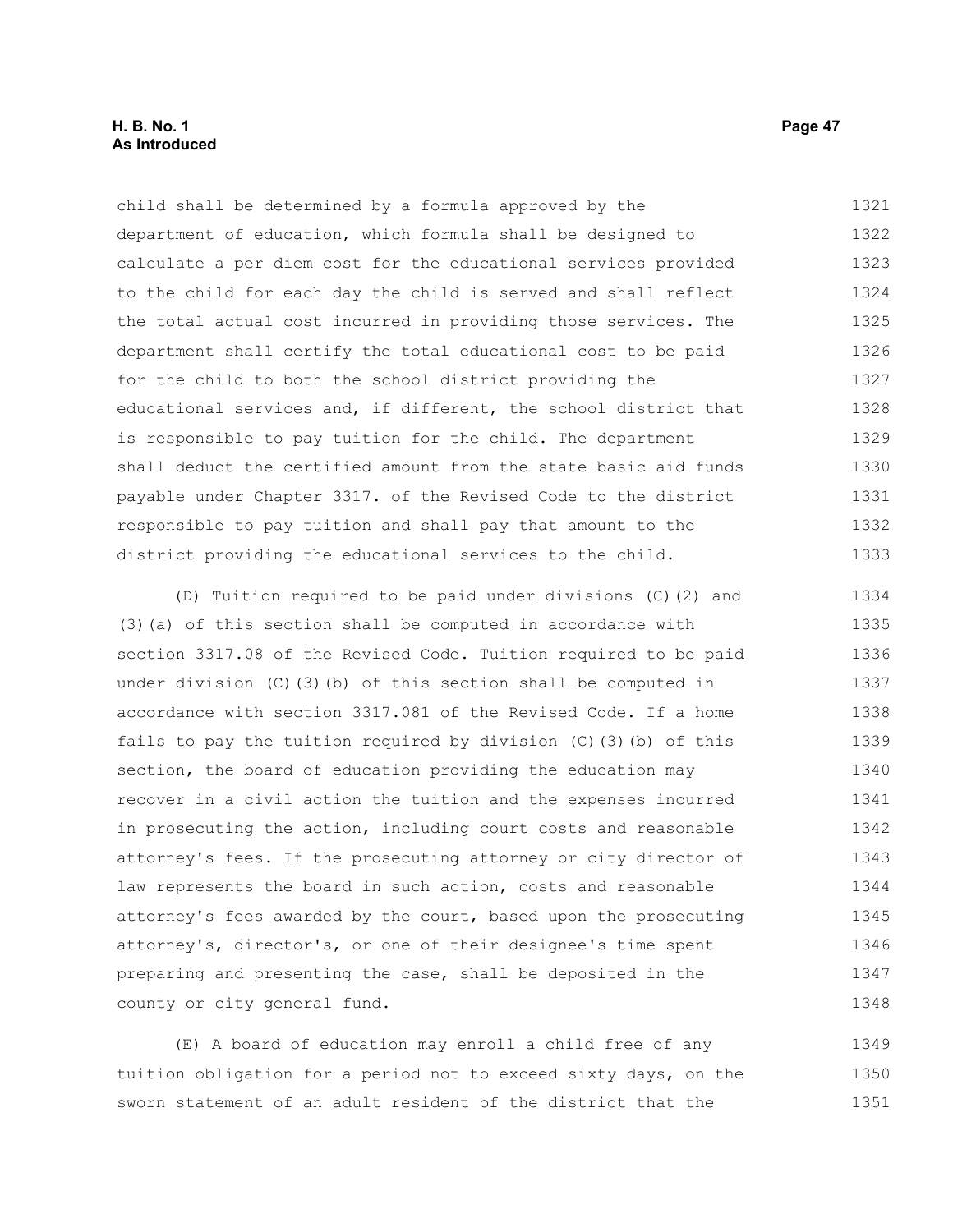child shall be determined by a formula approved by the department of education, which formula shall be designed to calculate a per diem cost for the educational services provided to the child for each day the child is served and shall reflect the total actual cost incurred in providing those services. The department shall certify the total educational cost to be paid for the child to both the school district providing the educational services and, if different, the school district that is responsible to pay tuition for the child. The department shall deduct the certified amount from the state basic aid funds payable under Chapter 3317. of the Revised Code to the district responsible to pay tuition and shall pay that amount to the district providing the educational services to the child.

(D) Tuition required to be paid under divisions (C)(2) and (3)(a) of this section shall be computed in accordance with section 3317.08 of the Revised Code. Tuition required to be paid under division (C)(3)(b) of this section shall be computed in accordance with section 3317.081 of the Revised Code. If a home fails to pay the tuition required by division (C)(3)(b) of this section, the board of education providing the education may recover in a civil action the tuition and the expenses incurred in prosecuting the action, including court costs and reasonable attorney's fees. If the prosecuting attorney or city director of law represents the board in such action, costs and reasonable attorney's fees awarded by the court, based upon the prosecuting attorney's, director's, or one of their designee's time spent preparing and presenting the case, shall be deposited in the county or city general fund.

(E) A board of education may enroll a child free of any tuition obligation for a period not to exceed sixty days, on the sworn statement of an adult resident of the district that the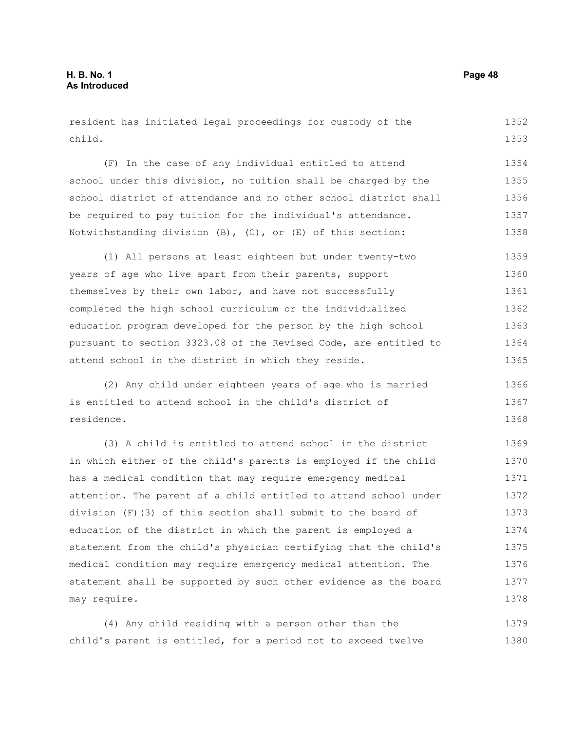resident has initiated legal proceedings for custody of the child.

(F) In the case of any individual entitled to attend school under this division, no tuition shall be charged by the school district of attendance and no other school district shall be required to pay tuition for the individual's attendance. Notwithstanding division (B), (C), or (E) of this section:

(1) All persons at least eighteen but under twenty-two years of age who live apart from their parents, support themselves by their own labor, and have not successfully completed the high school curriculum or the individualized education program developed for the person by the high school pursuant to section 3323.08 of the Revised Code, are entitled to attend school in the district in which they reside.

(2) Any child under eighteen years of age who is married is entitled to attend school in the child's district of residence.

(3) A child is entitled to attend school in the district in which either of the child's parents is employed if the child has a medical condition that may require emergency medical attention. The parent of a child entitled to attend school under division (F)(3) of this section shall submit to the board of education of the district in which the parent is employed a statement from the child's physician certifying that the child's medical condition may require emergency medical attention. The statement shall be supported by such other evidence as the board may require.

(4) Any child residing with a person other than the child's parent is entitled, for a period not to exceed twelve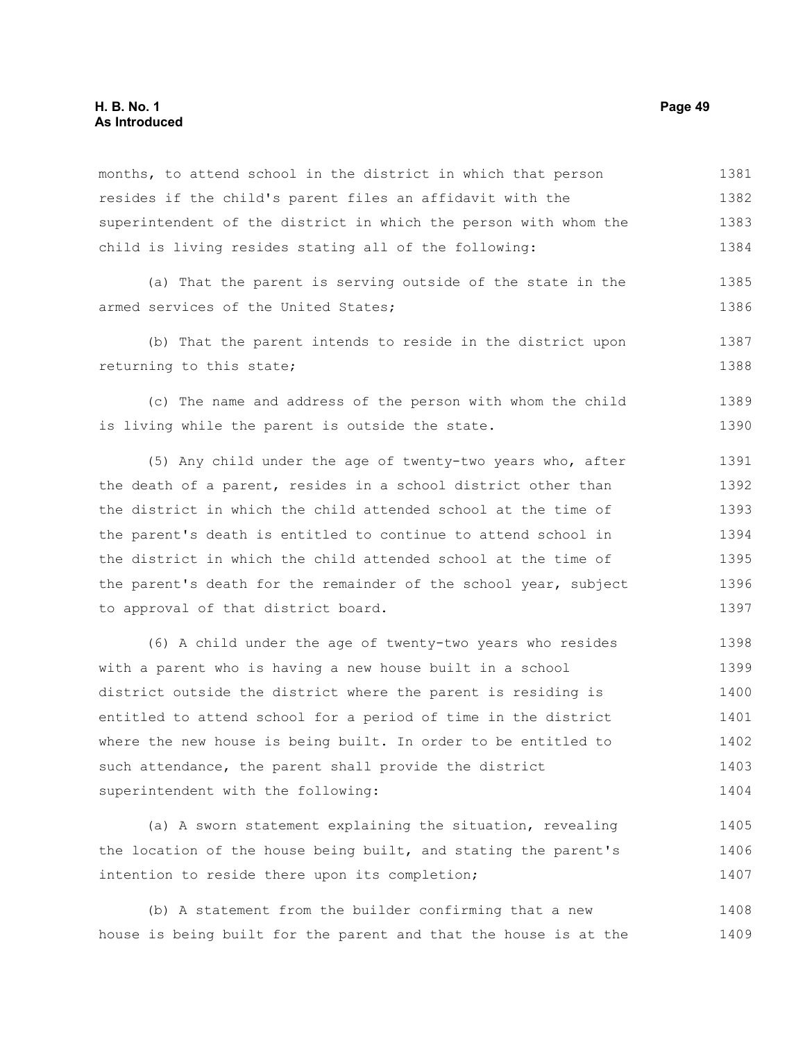months, to attend school in the district in which that person resides if the child's parent files an affidavit with the superintendent of the district in which the person with whom the child is living resides stating all of the following:

(a) That the parent is serving outside of the state in the armed services of the United States;

(b) That the parent intends to reside in the district upon returning to this state;

(c) The name and address of the person with whom the child is living while the parent is outside the state.

(5) Any child under the age of twenty-two years who, after the death of a parent, resides in a school district other than the district in which the child attended school at the time of the parent's death is entitled to continue to attend school in the district in which the child attended school at the time of the parent's death for the remainder of the school year, subject to approval of that district board.

(6) A child under the age of twenty-two years who resides with a parent who is having a new house built in a school district outside the district where the parent is residing is entitled to attend school for a period of time in the district where the new house is being built. In order to be entitled to such attendance, the parent shall provide the district superintendent with the following:

(a) A sworn statement explaining the situation, revealing the location of the house being built, and stating the parent's intention to reside there upon its completion;

(b) A statement from the builder confirming that a new house is being built for the parent and that the house is at the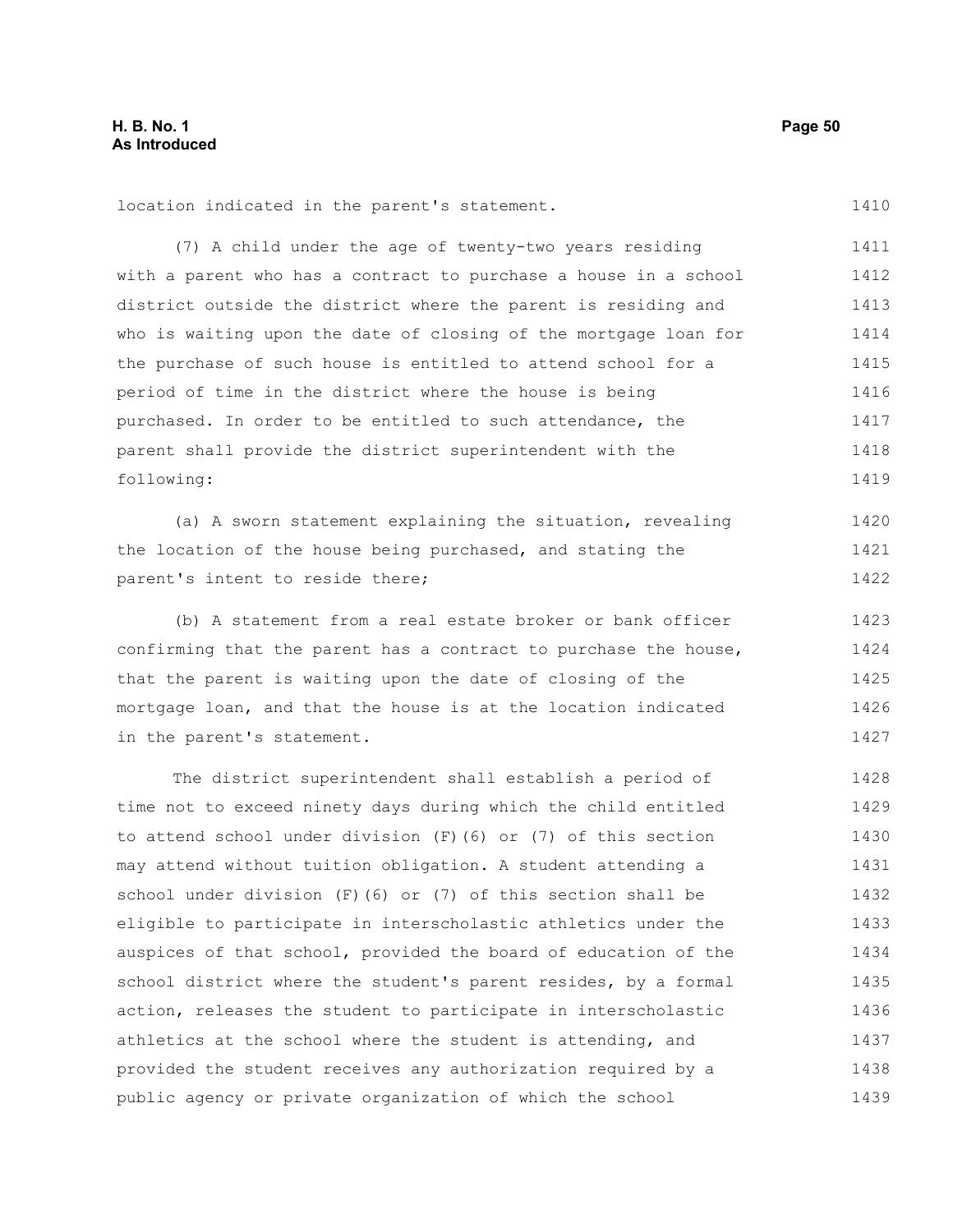location indicated in the parent's statement.

(7) A child under the age of twenty-two years residing with a parent who has a contract to purchase a house in a school district outside the district where the parent is residing and who is waiting upon the date of closing of the mortgage loan for the purchase of such house is entitled to attend school for a period of time in the district where the house is being purchased. In order to be entitled to such attendance, the parent shall provide the district superintendent with the following:

(a) A sworn statement explaining the situation, revealing the location of the house being purchased, and stating the parent's intent to reside there;

(b) A statement from a real estate broker or bank officer confirming that the parent has a contract to purchase the house, that the parent is waiting upon the date of closing of the mortgage loan, and that the house is at the location indicated in the parent's statement.

The district superintendent shall establish a period of time not to exceed ninety days during which the child entitled to attend school under division (F)(6) or (7) of this section may attend without tuition obligation. A student attending a school under division (F)(6) or (7) of this section shall be eligible to participate in interscholastic athletics under the auspices of that school, provided the board of education of the school district where the student's parent resides, by a formal action, releases the student to participate in interscholastic athletics at the school where the student is attending, and provided the student receives any authorization required by a public agency or private organization of which the school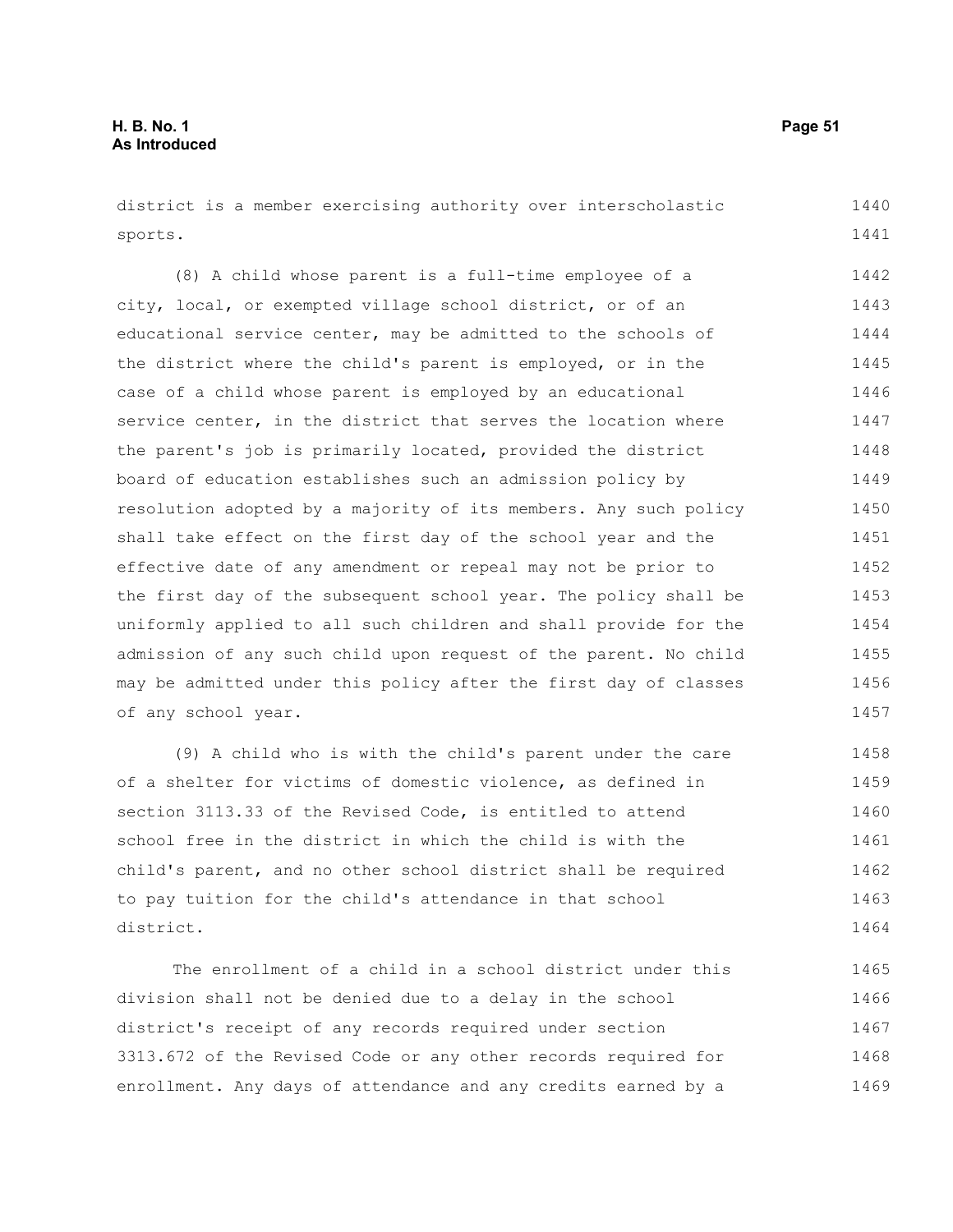district is a member exercising authority over interscholastic sports.

(8) A child whose parent is a full-time employee of a city, local, or exempted village school district, or of an educational service center, may be admitted to the schools of the district where the child's parent is employed, or in the case of a child whose parent is employed by an educational service center, in the district that serves the location where the parent's job is primarily located, provided the district board of education establishes such an admission policy by resolution adopted by a majority of its members. Any such policy shall take effect on the first day of the school year and the effective date of any amendment or repeal may not be prior to the first day of the subsequent school year. The policy shall be uniformly applied to all such children and shall provide for the admission of any such child upon request of the parent. No child may be admitted under this policy after the first day of classes of any school year.

(9) A child who is with the child's parent under the care of a shelter for victims of domestic violence, as defined in section 3113.33 of the Revised Code, is entitled to attend school free in the district in which the child is with the child's parent, and no other school district shall be required to pay tuition for the child's attendance in that school district.

The enrollment of a child in a school district under this division shall not be denied due to a delay in the school district's receipt of any records required under section 3313.672 of the Revised Code or any other records required for enrollment. Any days of attendance and any credits earned by a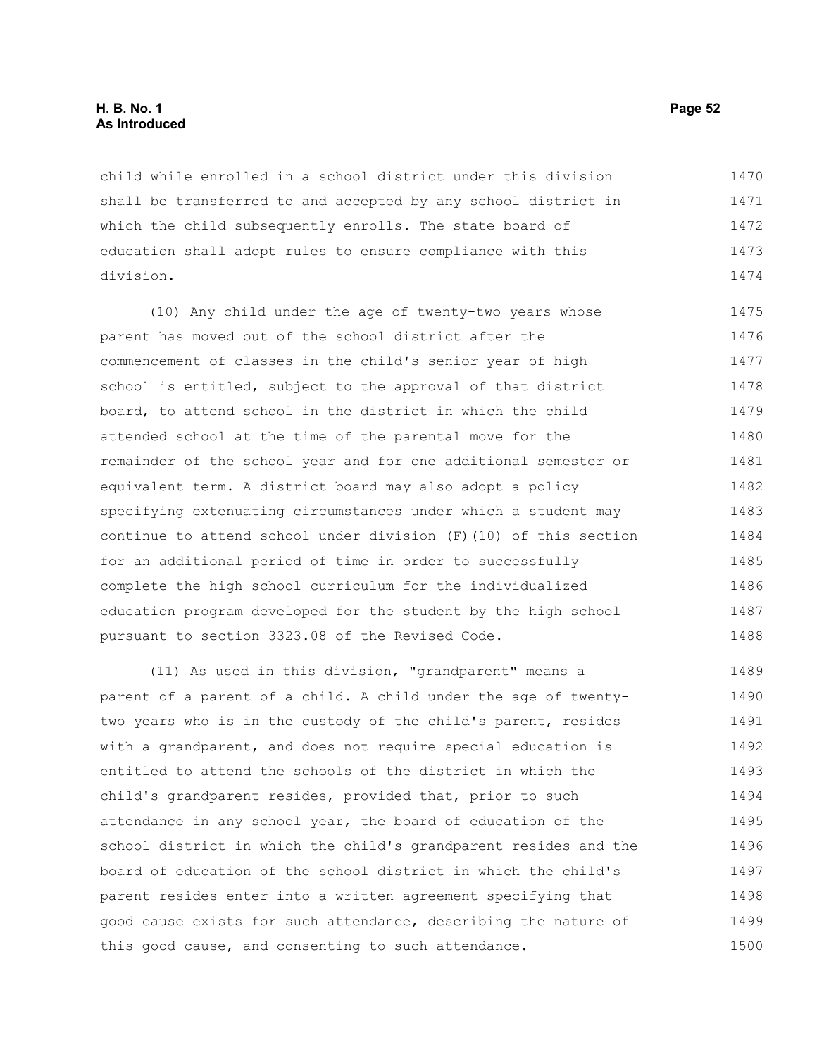child while enrolled in a school district under this division shall be transferred to and accepted by any school district in which the child subsequently enrolls. The state board of education shall adopt rules to ensure compliance with this division.

(10) Any child under the age of twenty-two years whose parent has moved out of the school district after the commencement of classes in the child's senior year of high school is entitled, subject to the approval of that district board, to attend school in the district in which the child attended school at the time of the parental move for the remainder of the school year and for one additional semester or equivalent term. A district board may also adopt a policy specifying extenuating circumstances under which a student may continue to attend school under division (F)(10) of this section for an additional period of time in order to successfully complete the high school curriculum for the individualized education program developed for the student by the high school pursuant to section 3323.08 of the Revised Code.

(11) As used in this division, "grandparent" means a parent of a parent of a child. A child under the age of twenty-two years who is in the custody of the child's parent, resides with a grandparent, and does not require special education is entitled to attend the schools of the district in which the child's grandparent resides, provided that, prior to such attendance in any school year, the board of education of the school district in which the child's grandparent resides and the board of education of the school district in which the child's parent resides enter into a written agreement specifying that good cause exists for such attendance, describing the nature of this good cause, and consenting to such attendance.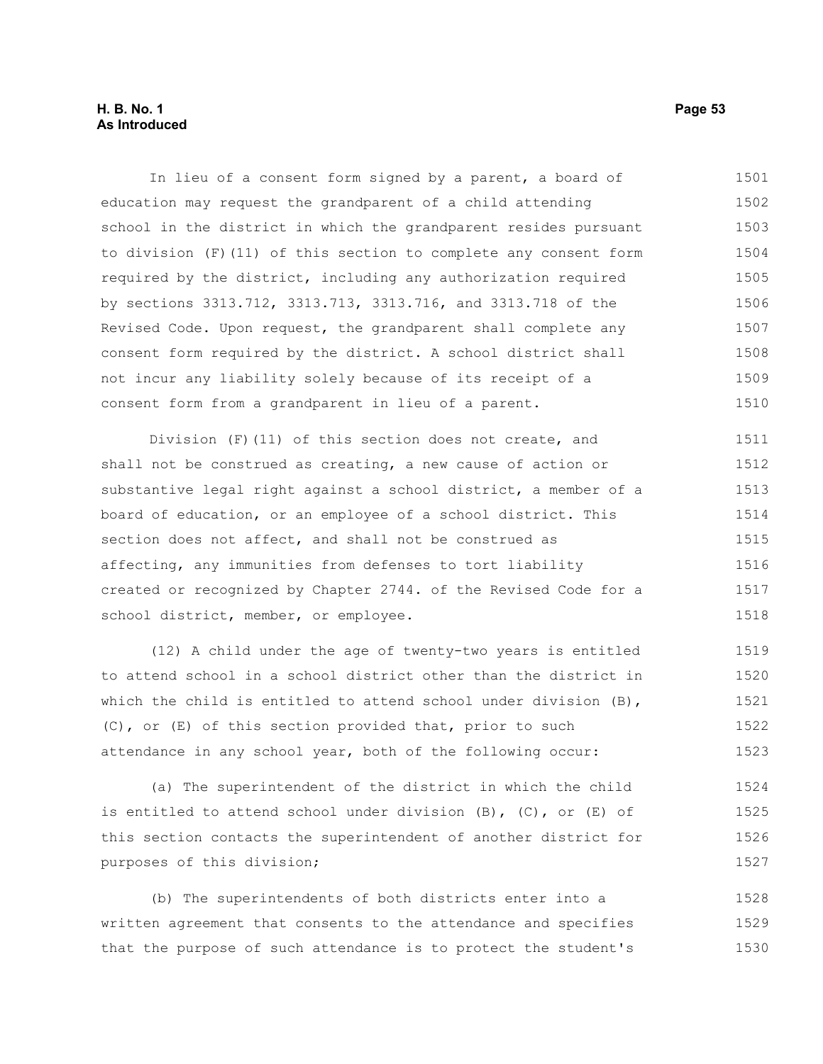In lieu of a consent form signed by a parent, a board of education may request the grandparent of a child attending school in the district in which the grandparent resides pursuant to division (F)(11) of this section to complete any consent form required by the district, including any authorization required by sections 3313.712, 3313.713, 3313.716, and 3313.718 of the Revised Code. Upon request, the grandparent shall complete any consent form required by the district. A school district shall not incur any liability solely because of its receipt of a consent form from a grandparent in lieu of a parent.

Division (F)(11) of this section does not create, and shall not be construed as creating, a new cause of action or substantive legal right against a school district, a member of a board of education, or an employee of a school district. This section does not affect, and shall not be construed as affecting, any immunities from defenses to tort liability created or recognized by Chapter 2744. of the Revised Code for a school district, member, or employee.

(12) A child under the age of twenty-two years is entitled to attend school in a school district other than the district in which the child is entitled to attend school under division (B), (C), or (E) of this section provided that, prior to such attendance in any school year, both of the following occur:

(a) The superintendent of the district in which the child is entitled to attend school under division (B), (C), or (E) of this section contacts the superintendent of another district for purposes of this division;

(b) The superintendents of both districts enter into a written agreement that consents to the attendance and specifies that the purpose of such attendance is to protect the student's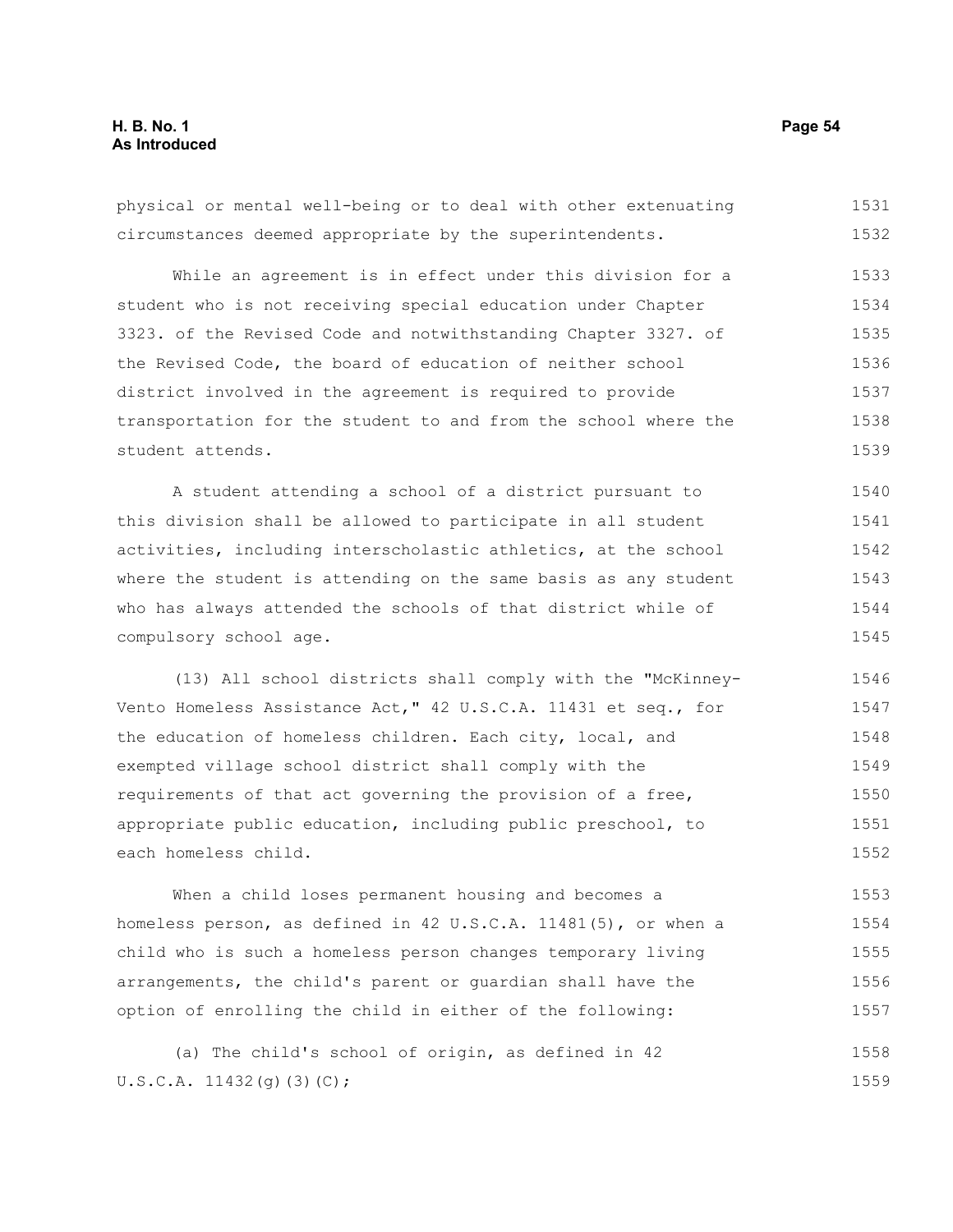physical or mental well-being or to deal with other extenuating circumstances deemed appropriate by the superintendents.

While an agreement is in effect under this division for a student who is not receiving special education under Chapter 3323. of the Revised Code and notwithstanding Chapter 3327. of the Revised Code, the board of education of neither school district involved in the agreement is required to provide transportation for the student to and from the school where the student attends.

A student attending a school of a district pursuant to this division shall be allowed to participate in all student activities, including interscholastic athletics, at the school where the student is attending on the same basis as any student who has always attended the schools of that district while of compulsory school age.

(13) All school districts shall comply with the "McKinney-Vento Homeless Assistance Act," 42 U.S.C.A. 11431 et seq., for the education of homeless children. Each city, local, and exempted village school district shall comply with the requirements of that act governing the provision of a free, appropriate public education, including public preschool, to each homeless child.

When a child loses permanent housing and becomes a homeless person, as defined in 42 U.S.C.A. 11481(5), or when a child who is such a homeless person changes temporary living arrangements, the child's parent or guardian shall have the option of enrolling the child in either of the following:

(a) The child's school of origin, as defined in 42 U.S.C.A. 11432(g)(3)(C);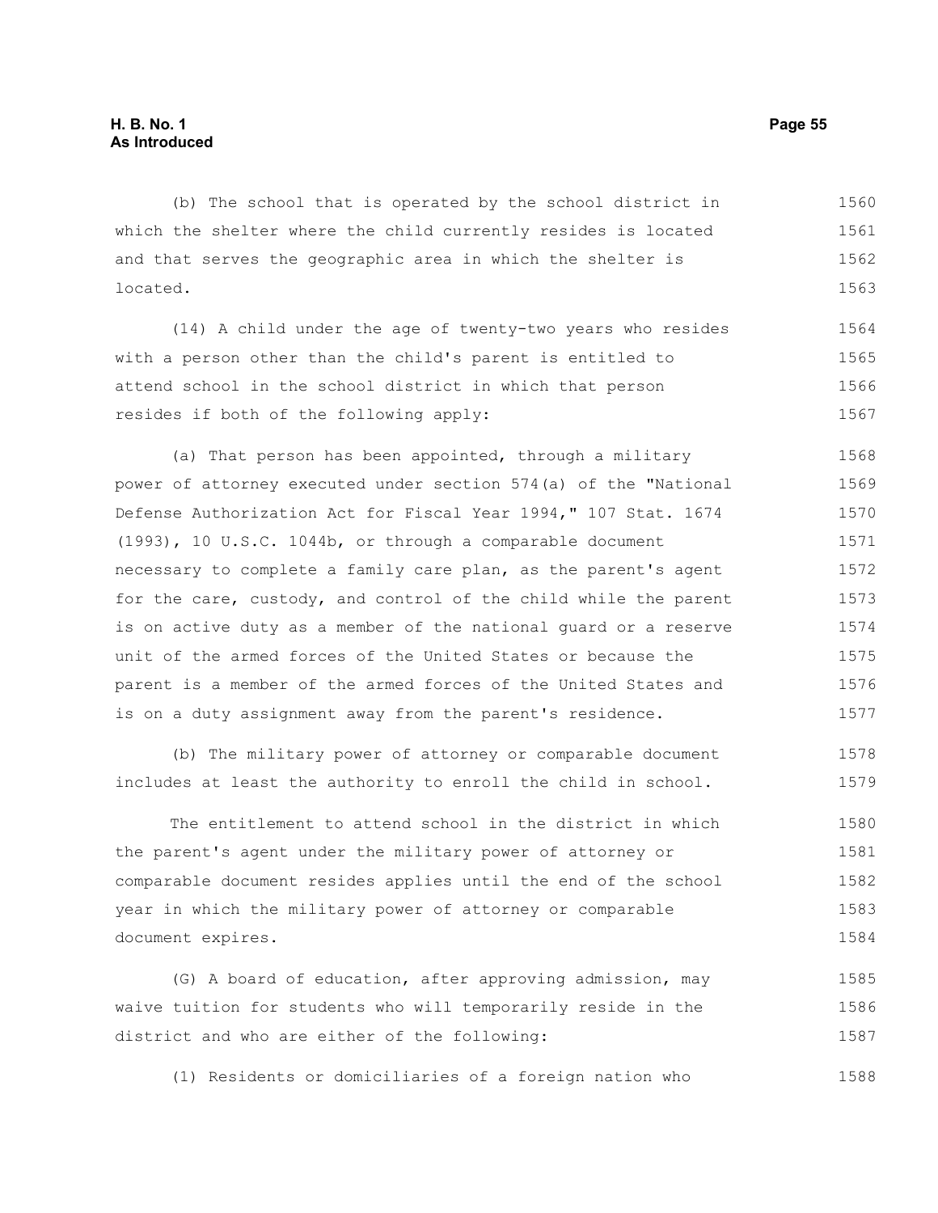(b) The school that is operated by the school district in which the shelter where the child currently resides is located and that serves the geographic area in which the shelter is located.

(14) A child under the age of twenty-two years who resides with a person other than the child's parent is entitled to attend school in the school district in which that person resides if both of the following apply:

(a) That person has been appointed, through a military power of attorney executed under section 574(a) of the "National Defense Authorization Act for Fiscal Year 1994," 107 Stat. 1674 (1993), 10 U.S.C. 1044b, or through a comparable document necessary to complete a family care plan, as the parent's agent for the care, custody, and control of the child while the parent is on active duty as a member of the national guard or a reserve unit of the armed forces of the United States or because the parent is a member of the armed forces of the United States and is on a duty assignment away from the parent's residence.

(b) The military power of attorney or comparable document includes at least the authority to enroll the child in school.

The entitlement to attend school in the district in which the parent's agent under the military power of attorney or comparable document resides applies until the end of the school year in which the military power of attorney or comparable document expires.

(G) A board of education, after approving admission, may waive tuition for students who will temporarily reside in the district and who are either of the following:

(1) Residents or domiciliaries of a foreign nation who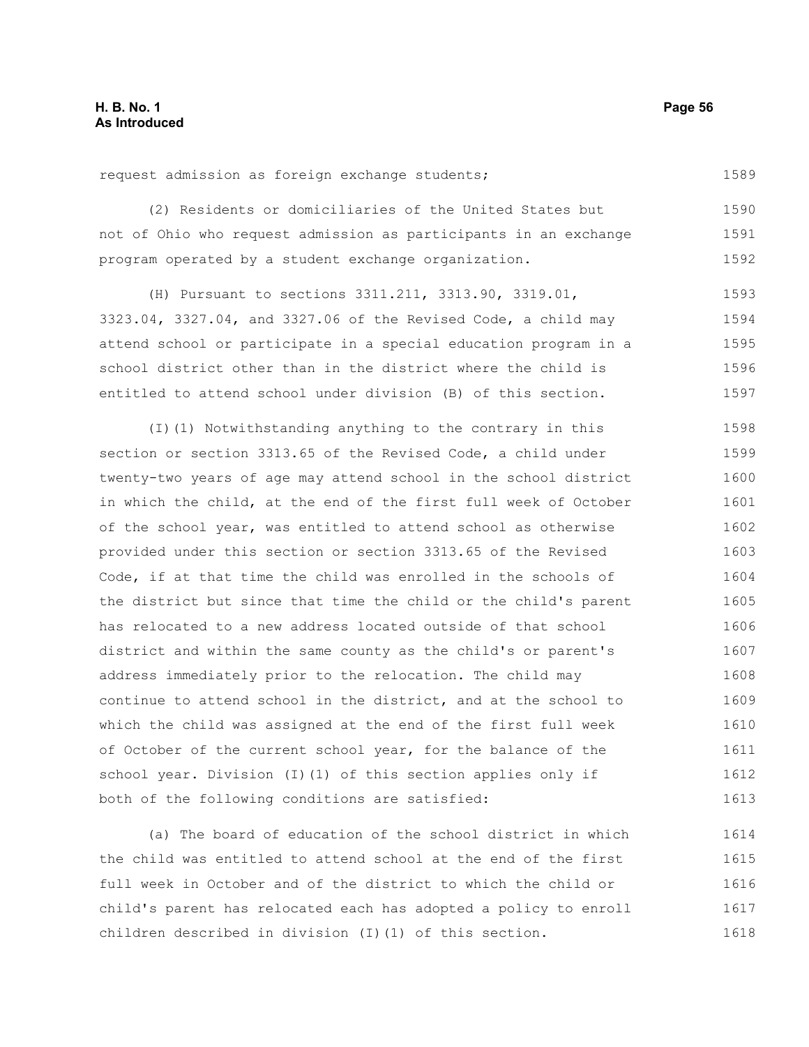request admission as foreign exchange students;

(2) Residents or domiciliaries of the United States but not of Ohio who request admission as participants in an exchange program operated by a student exchange organization.

(H) Pursuant to sections 3311.211, 3313.90, 3319.01, 3323.04, 3327.04, and 3327.06 of the Revised Code, a child may attend school or participate in a special education program in a school district other than in the district where the child is entitled to attend school under division (B) of this section.

(I)(1) Notwithstanding anything to the contrary in this section or section 3313.65 of the Revised Code, a child under twenty-two years of age may attend school in the school district in which the child, at the end of the first full week of October of the school year, was entitled to attend school as otherwise provided under this section or section 3313.65 of the Revised Code, if at that time the child was enrolled in the schools of the district but since that time the child or the child's parent has relocated to a new address located outside of that school district and within the same county as the child's or parent's address immediately prior to the relocation. The child may continue to attend school in the district, and at the school to which the child was assigned at the end of the first full week of October of the current school year, for the balance of the school year. Division (I)(1) of this section applies only if both of the following conditions are satisfied:

(a) The board of education of the school district in which the child was entitled to attend school at the end of the first full week in October and of the district to which the child or child's parent has relocated each has adopted a policy to enroll children described in division (I)(1) of this section.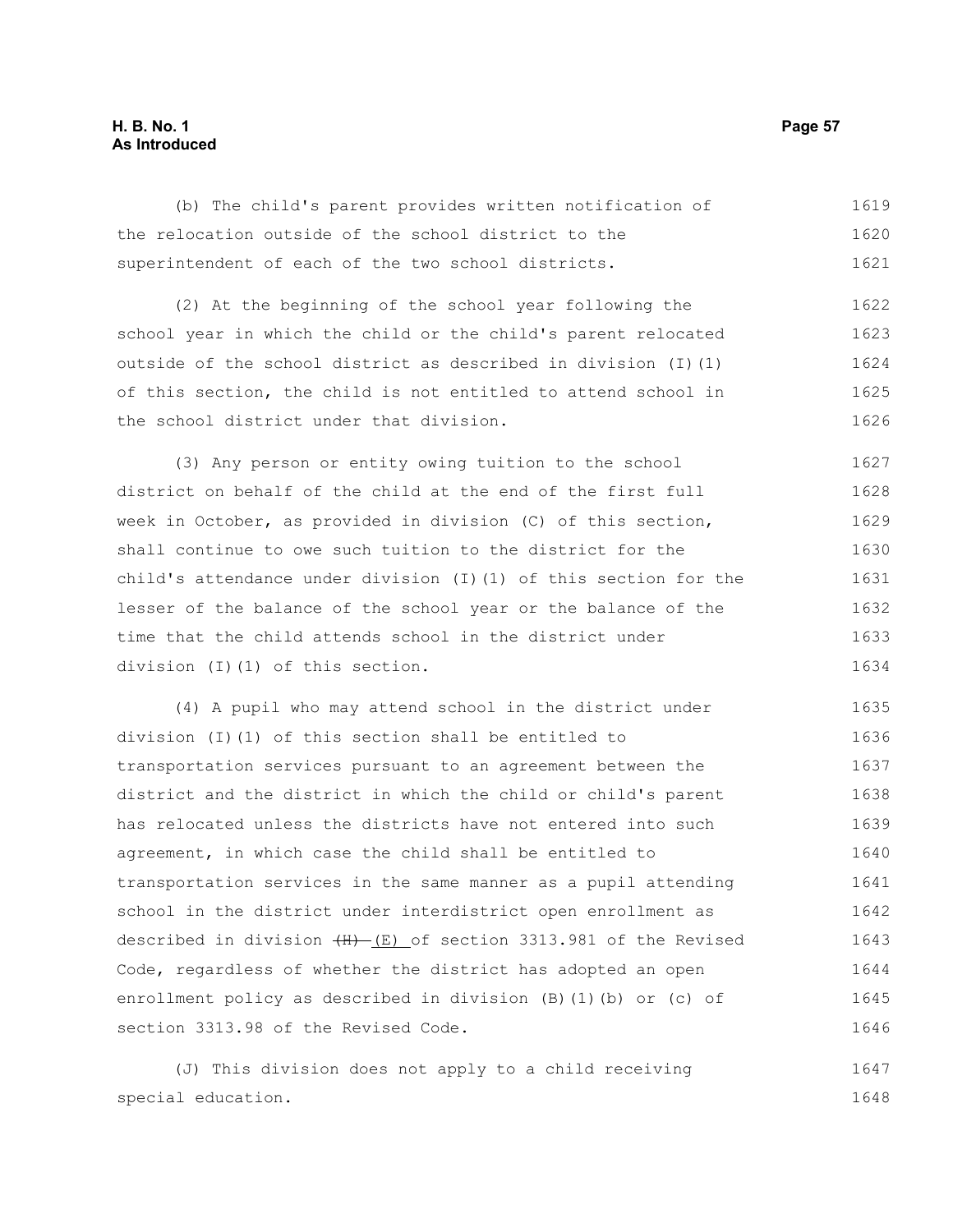(b) The child's parent provides written notification of the relocation outside of the school district to the superintendent of each of the two school districts.

(2) At the beginning of the school year following the school year in which the child or the child's parent relocated outside of the school district as described in division (I)(1) of this section, the child is not entitled to attend school in the school district under that division.

(3) Any person or entity owing tuition to the school district on behalf of the child at the end of the first full week in October, as provided in division (C) of this section, shall continue to owe such tuition to the district for the child's attendance under division (I)(1) of this section for the lesser of the balance of the school year or the balance of the time that the child attends school in the district under division (I)(1) of this section.

(4) A pupil who may attend school in the district under division (I)(1) of this section shall be entitled to transportation services pursuant to an agreement between the district and the district in which the child or child's parent has relocated unless the districts have not entered into such agreement, in which case the child shall be entitled to transportation services in the same manner as a pupil attending school in the district under interdistrict open enrollment as described in division ~~(H)~~ (E) of section 3313.981 of the Revised Code, regardless of whether the district has adopted an open enrollment policy as described in division (B)(1)(b) or (c) of section 3313.98 of the Revised Code.

(J) This division does not apply to a child receiving special education.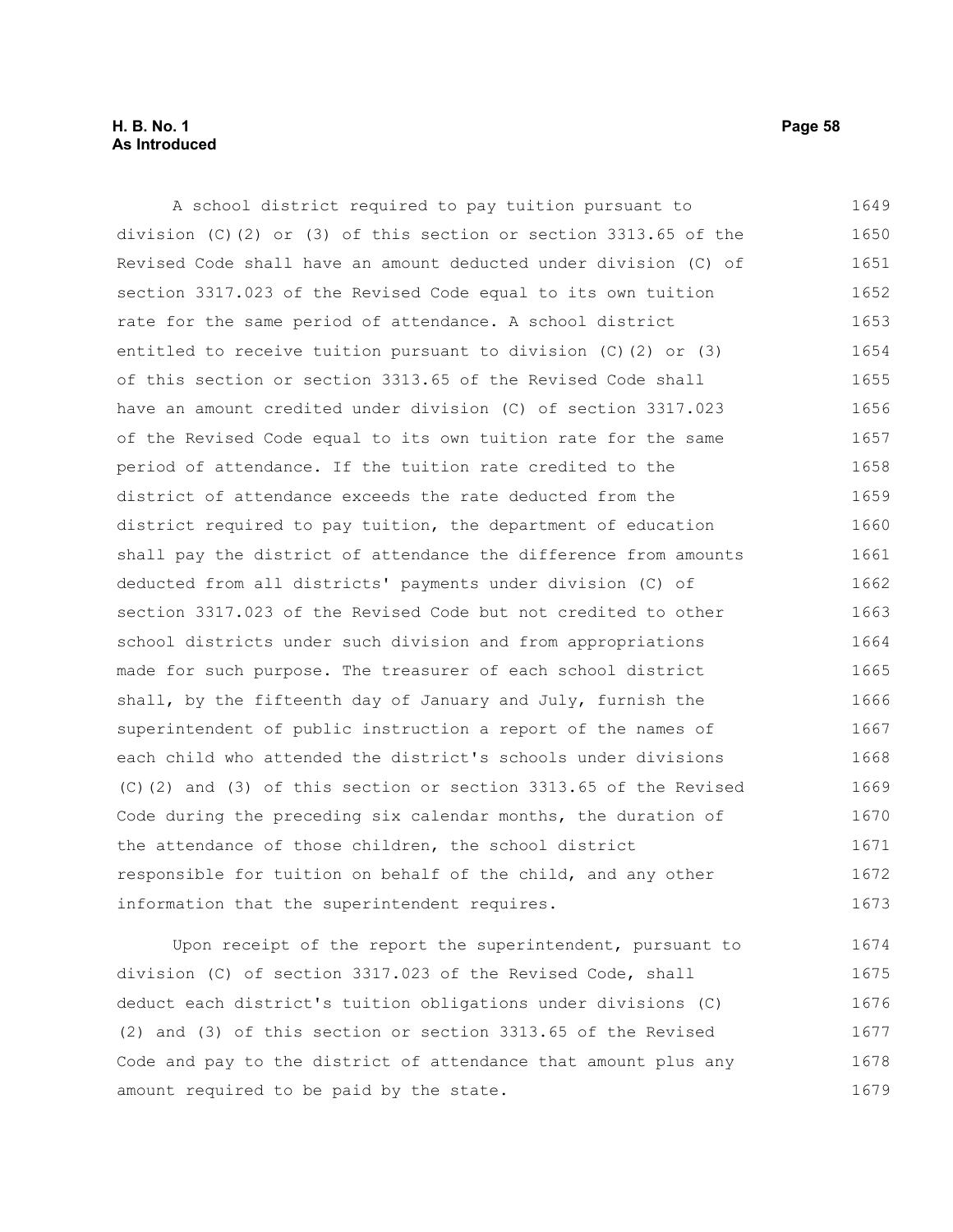A school district required to pay tuition pursuant to division (C)(2) or (3) of this section or section 3313.65 of the Revised Code shall have an amount deducted under division (C) of section 3317.023 of the Revised Code equal to its own tuition rate for the same period of attendance. A school district entitled to receive tuition pursuant to division (C)(2) or (3) of this section or section 3313.65 of the Revised Code shall have an amount credited under division (C) of section 3317.023 of the Revised Code equal to its own tuition rate for the same period of attendance. If the tuition rate credited to the district of attendance exceeds the rate deducted from the district required to pay tuition, the department of education shall pay the district of attendance the difference from amounts deducted from all districts' payments under division (C) of section 3317.023 of the Revised Code but not credited to other school districts under such division and from appropriations made for such purpose. The treasurer of each school district shall, by the fifteenth day of January and July, furnish the superintendent of public instruction a report of the names of each child who attended the district's schools under divisions (C)(2) and (3) of this section or section 3313.65 of the Revised Code during the preceding six calendar months, the duration of the attendance of those children, the school district responsible for tuition on behalf of the child, and any other information that the superintendent requires.

Upon receipt of the report the superintendent, pursuant to division (C) of section 3317.023 of the Revised Code, shall deduct each district's tuition obligations under divisions (C)(2) and (3) of this section or section 3313.65 of the Revised Code and pay to the district of attendance that amount plus any amount required to be paid by the state.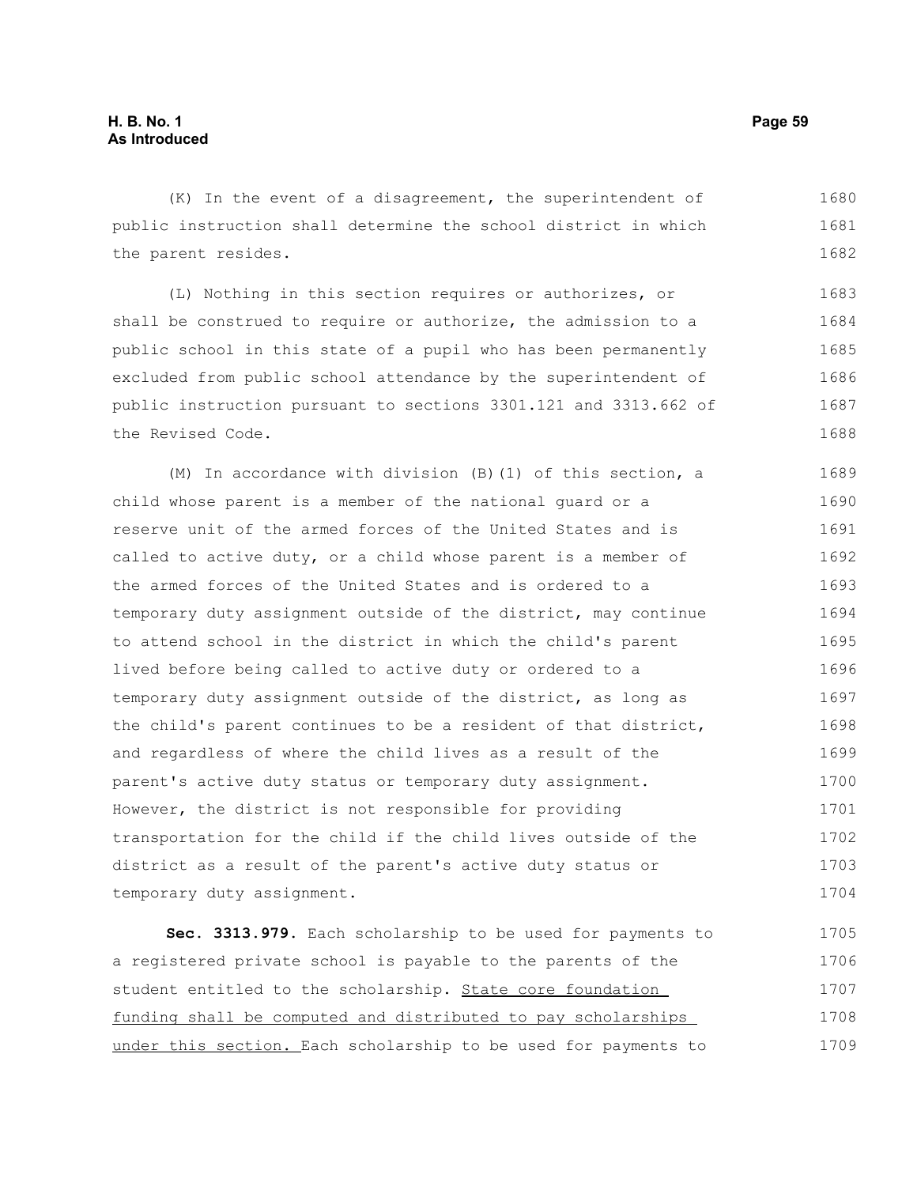(K) In the event of a disagreement, the superintendent of public instruction shall determine the school district in which the parent resides.

(L) Nothing in this section requires or authorizes, or shall be construed to require or authorize, the admission to a public school in this state of a pupil who has been permanently excluded from public school attendance by the superintendent of public instruction pursuant to sections 3301.121 and 3313.662 of the Revised Code.

(M) In accordance with division (B)(1) of this section, a child whose parent is a member of the national guard or a reserve unit of the armed forces of the United States and is called to active duty, or a child whose parent is a member of the armed forces of the United States and is ordered to a temporary duty assignment outside of the district, may continue to attend school in the district in which the child's parent lived before being called to active duty or ordered to a temporary duty assignment outside of the district, as long as the child's parent continues to be a resident of that district, and regardless of where the child lives as a result of the parent's active duty status or temporary duty assignment. However, the district is not responsible for providing transportation for the child if the child lives outside of the district as a result of the parent's active duty status or temporary duty assignment.

**Sec. 3313.979.** Each scholarship to be used for payments to a registered private school is payable to the parents of the student entitled to the scholarship. State core foundation funding shall be computed and distributed to pay scholarships under this section. Each scholarship to be used for payments to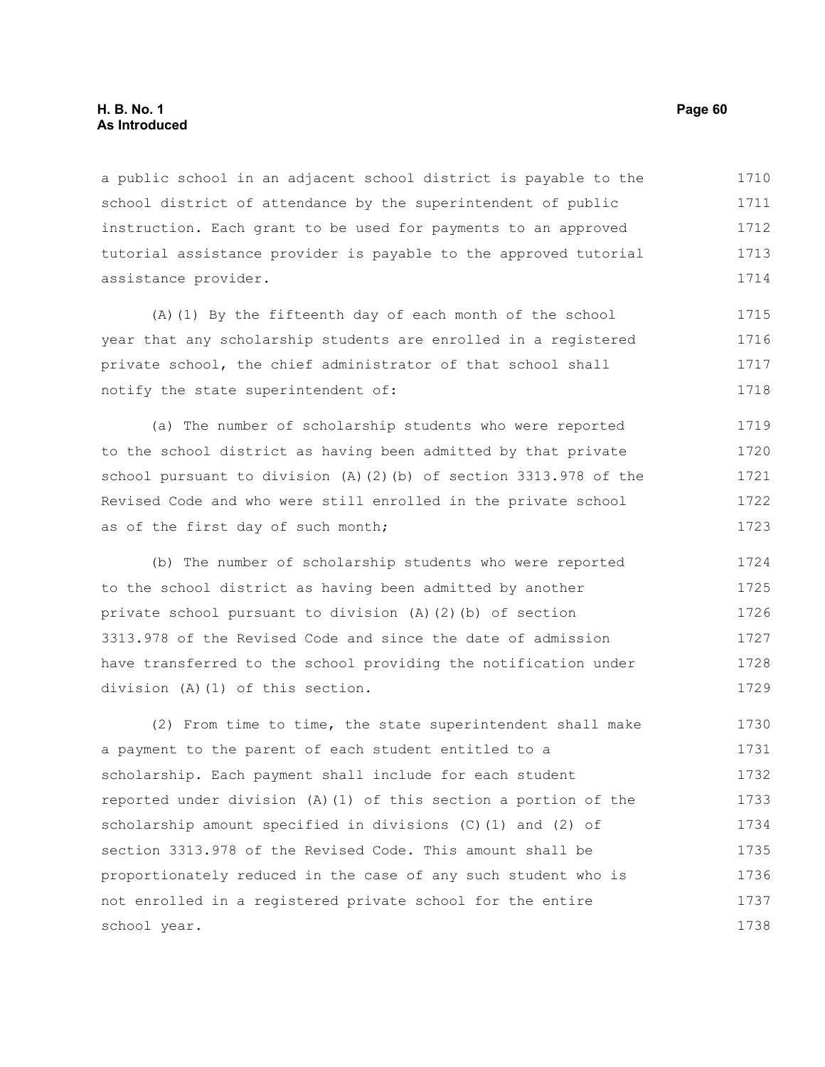a public school in an adjacent school district is payable to the school district of attendance by the superintendent of public instruction. Each grant to be used for payments to an approved tutorial assistance provider is payable to the approved tutorial assistance provider.

(A)(1) By the fifteenth day of each month of the school year that any scholarship students are enrolled in a registered private school, the chief administrator of that school shall notify the state superintendent of:

(a) The number of scholarship students who were reported to the school district as having been admitted by that private school pursuant to division (A)(2)(b) of section 3313.978 of the Revised Code and who were still enrolled in the private school as of the first day of such month;

(b) The number of scholarship students who were reported to the school district as having been admitted by another private school pursuant to division (A)(2)(b) of section 3313.978 of the Revised Code and since the date of admission have transferred to the school providing the notification under division (A)(1) of this section.

(2) From time to time, the state superintendent shall make a payment to the parent of each student entitled to a scholarship. Each payment shall include for each student reported under division (A)(1) of this section a portion of the scholarship amount specified in divisions (C)(1) and (2) of section 3313.978 of the Revised Code. This amount shall be proportionately reduced in the case of any such student who is not enrolled in a registered private school for the entire school year.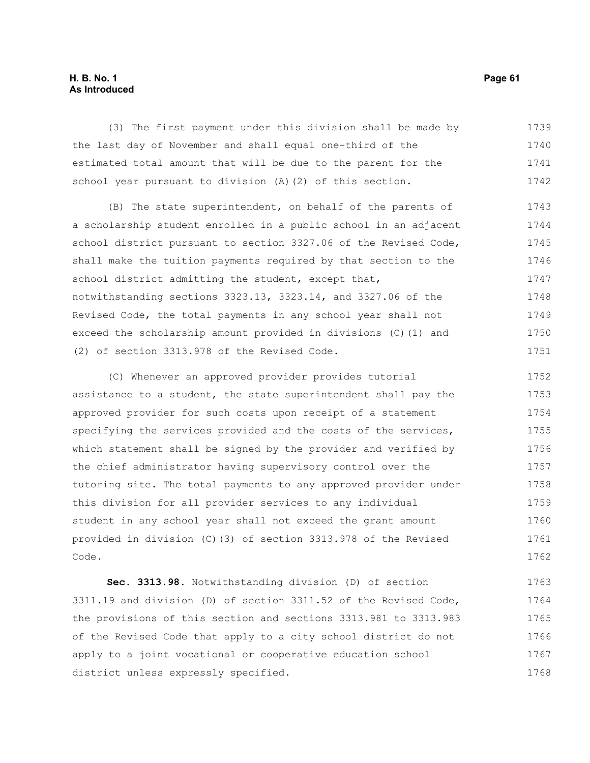(3) The first payment under this division shall be made by the last day of November and shall equal one-third of the estimated total amount that will be due to the parent for the school year pursuant to division (A)(2) of this section.

(B) The state superintendent, on behalf of the parents of a scholarship student enrolled in a public school in an adjacent school district pursuant to section 3327.06 of the Revised Code, shall make the tuition payments required by that section to the school district admitting the student, except that, notwithstanding sections 3323.13, 3323.14, and 3327.06 of the Revised Code, the total payments in any school year shall not exceed the scholarship amount provided in divisions (C)(1) and (2) of section 3313.978 of the Revised Code.

(C) Whenever an approved provider provides tutorial assistance to a student, the state superintendent shall pay the approved provider for such costs upon receipt of a statement specifying the services provided and the costs of the services, which statement shall be signed by the provider and verified by the chief administrator having supervisory control over the tutoring site. The total payments to any approved provider under this division for all provider services to any individual student in any school year shall not exceed the grant amount provided in division (C)(3) of section 3313.978 of the Revised Code.

**Sec. 3313.98.** Notwithstanding division (D) of section 3311.19 and division (D) of section 3311.52 of the Revised Code, the provisions of this section and sections 3313.981 to 3313.983 of the Revised Code that apply to a city school district do not apply to a joint vocational or cooperative education school district unless expressly specified.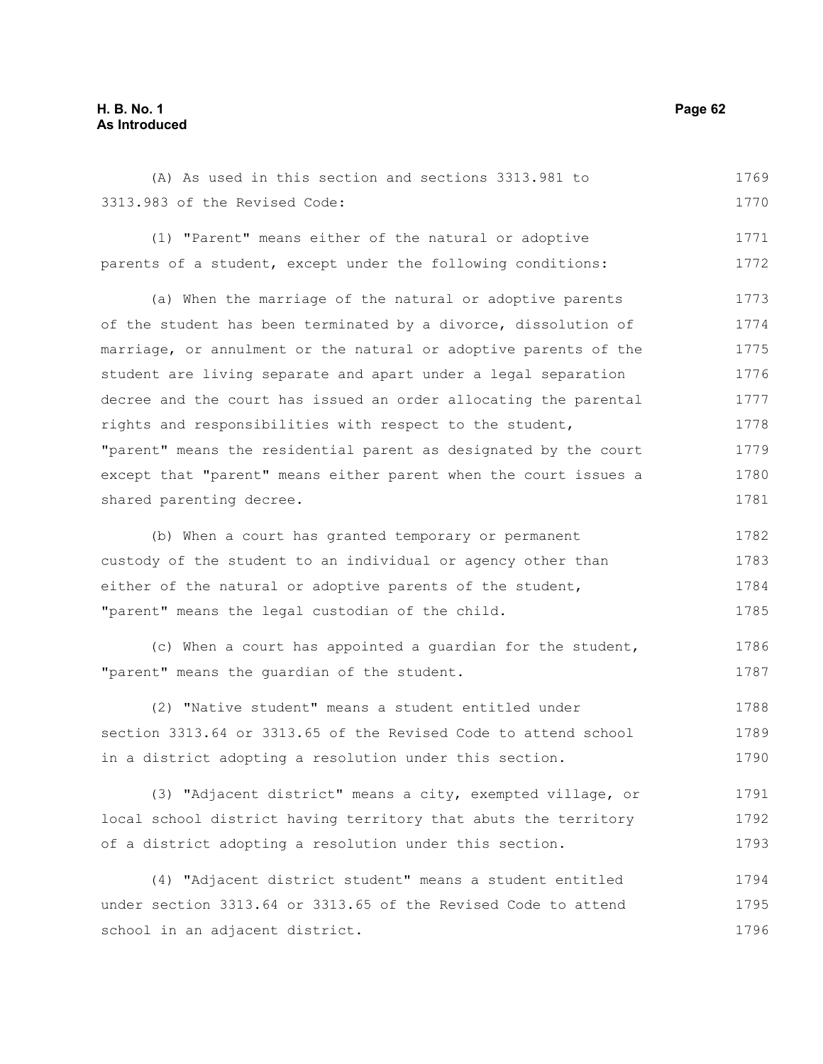(A) As used in this section and sections 3313.981 to 3313.983 of the Revised Code:

(1) "Parent" means either of the natural or adoptive parents of a student, except under the following conditions:

(a) When the marriage of the natural or adoptive parents of the student has been terminated by a divorce, dissolution of marriage, or annulment or the natural or adoptive parents of the student are living separate and apart under a legal separation decree and the court has issued an order allocating the parental rights and responsibilities with respect to the student, "parent" means the residential parent as designated by the court except that "parent" means either parent when the court issues a shared parenting decree.

(b) When a court has granted temporary or permanent custody of the student to an individual or agency other than either of the natural or adoptive parents of the student, "parent" means the legal custodian of the child.

(c) When a court has appointed a guardian for the student, "parent" means the guardian of the student.

(2) "Native student" means a student entitled under section 3313.64 or 3313.65 of the Revised Code to attend school in a district adopting a resolution under this section.

(3) "Adjacent district" means a city, exempted village, or local school district having territory that abuts the territory of a district adopting a resolution under this section.

(4) "Adjacent district student" means a student entitled under section 3313.64 or 3313.65 of the Revised Code to attend school in an adjacent district.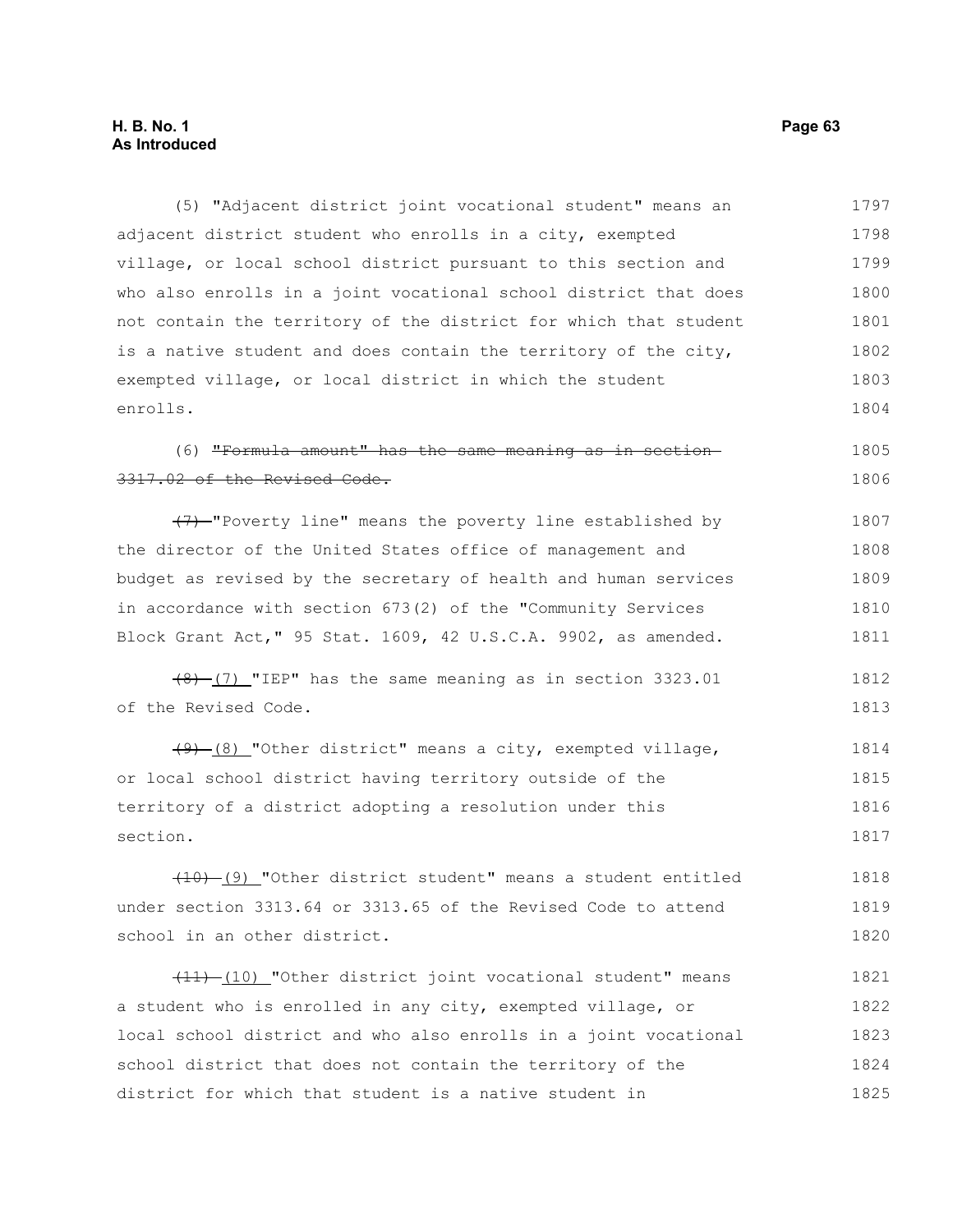(5) "Adjacent district joint vocational student" means an adjacent district student who enrolls in a city, exempted village, or local school district pursuant to this section and who also enrolls in a joint vocational school district that does not contain the territory of the district for which that student is a native student and does contain the territory of the city, exempted village, or local district in which the student enrolls.

(6) ~~"Formula amount" has the same meaning as in section 3317.02 of the Revised Code.~~

~~(7)~~ "Poverty line" means the poverty line established by the director of the United States office of management and budget as revised by the secretary of health and human services in accordance with section 673(2) of the "Community Services Block Grant Act," 95 Stat. 1609, 42 U.S.C.A. 9902, as amended.

~~(8)~~ <u>(7)</u> "IEP" has the same meaning as in section 3323.01 of the Revised Code.

~~(9)~~ <u>(8)</u> "Other district" means a city, exempted village, or local school district having territory outside of the territory of a district adopting a resolution under this section.

~~(10)~~ <u>(9)</u> "Other district student" means a student entitled under section 3313.64 or 3313.65 of the Revised Code to attend school in an other district.

~~(11)~~ <u>(10)</u> "Other district joint vocational student" means a student who is enrolled in any city, exempted village, or local school district and who also enrolls in a joint vocational school district that does not contain the territory of the district for which that student is a native student in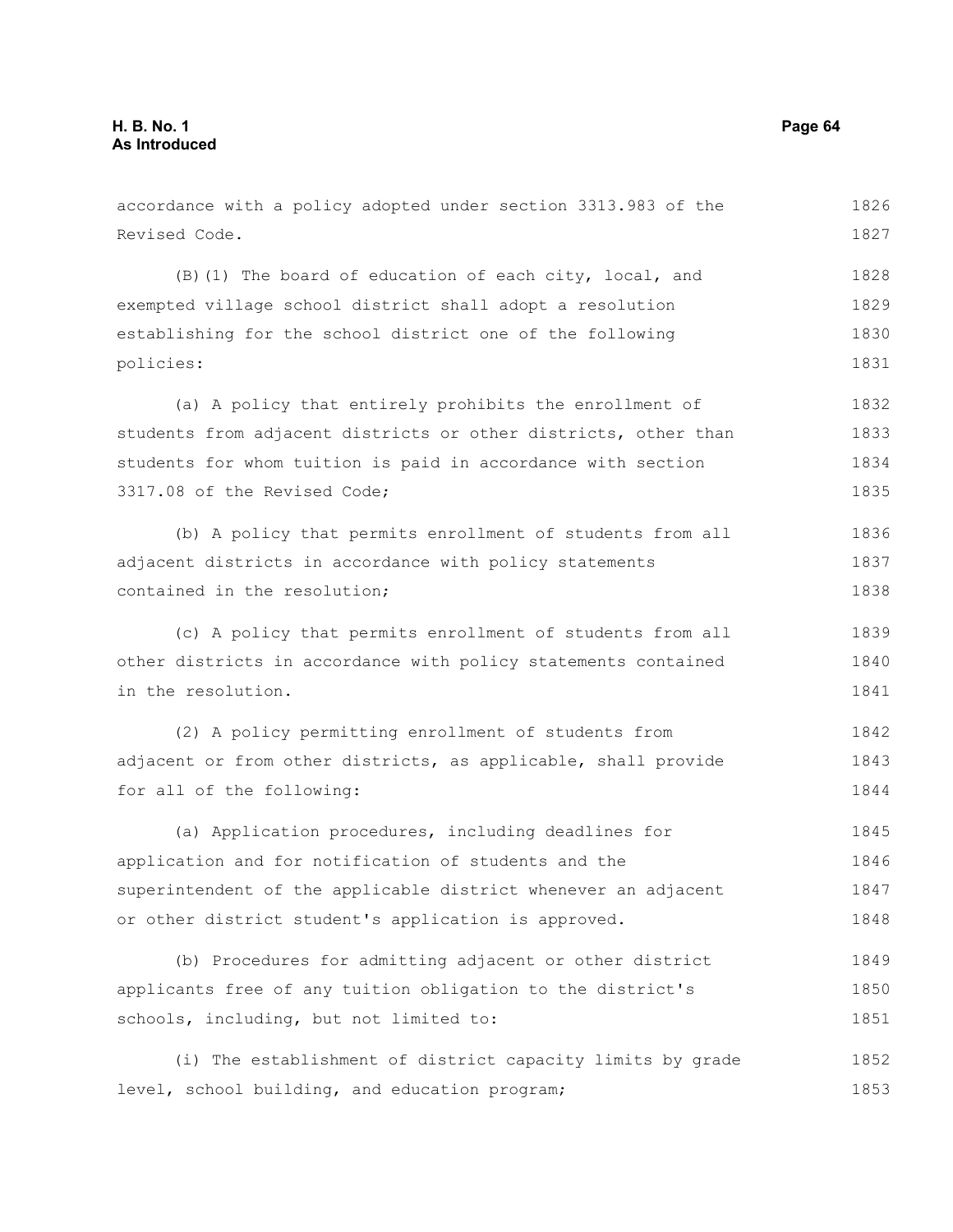accordance with a policy adopted under section 3313.983 of the Revised Code.

(B)(1) The board of education of each city, local, and exempted village school district shall adopt a resolution establishing for the school district one of the following policies:

(a) A policy that entirely prohibits the enrollment of students from adjacent districts or other districts, other than students for whom tuition is paid in accordance with section 3317.08 of the Revised Code;

(b) A policy that permits enrollment of students from all adjacent districts in accordance with policy statements contained in the resolution;

(c) A policy that permits enrollment of students from all other districts in accordance with policy statements contained in the resolution.

(2) A policy permitting enrollment of students from adjacent or from other districts, as applicable, shall provide for all of the following:

(a) Application procedures, including deadlines for application and for notification of students and the superintendent of the applicable district whenever an adjacent or other district student's application is approved.

(b) Procedures for admitting adjacent or other district applicants free of any tuition obligation to the district's schools, including, but not limited to:

(i) The establishment of district capacity limits by grade level, school building, and education program;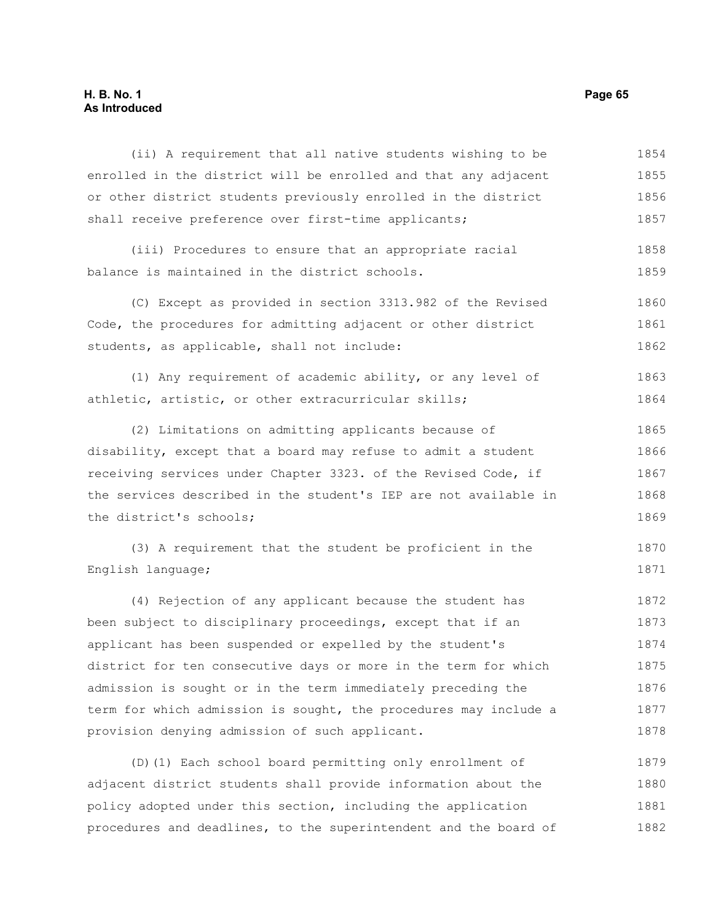(ii) A requirement that all native students wishing to be enrolled in the district will be enrolled and that any adjacent or other district students previously enrolled in the district shall receive preference over first-time applicants;

(iii) Procedures to ensure that an appropriate racial balance is maintained in the district schools.

(C) Except as provided in section 3313.982 of the Revised Code, the procedures for admitting adjacent or other district students, as applicable, shall not include:

(1) Any requirement of academic ability, or any level of athletic, artistic, or other extracurricular skills;

(2) Limitations on admitting applicants because of disability, except that a board may refuse to admit a student receiving services under Chapter 3323. of the Revised Code, if the services described in the student's IEP are not available in the district's schools;

(3) A requirement that the student be proficient in the English language;

(4) Rejection of any applicant because the student has been subject to disciplinary proceedings, except that if an applicant has been suspended or expelled by the student's district for ten consecutive days or more in the term for which admission is sought or in the term immediately preceding the term for which admission is sought, the procedures may include a provision denying admission of such applicant.

(D)(1) Each school board permitting only enrollment of adjacent district students shall provide information about the policy adopted under this section, including the application procedures and deadlines, to the superintendent and the board of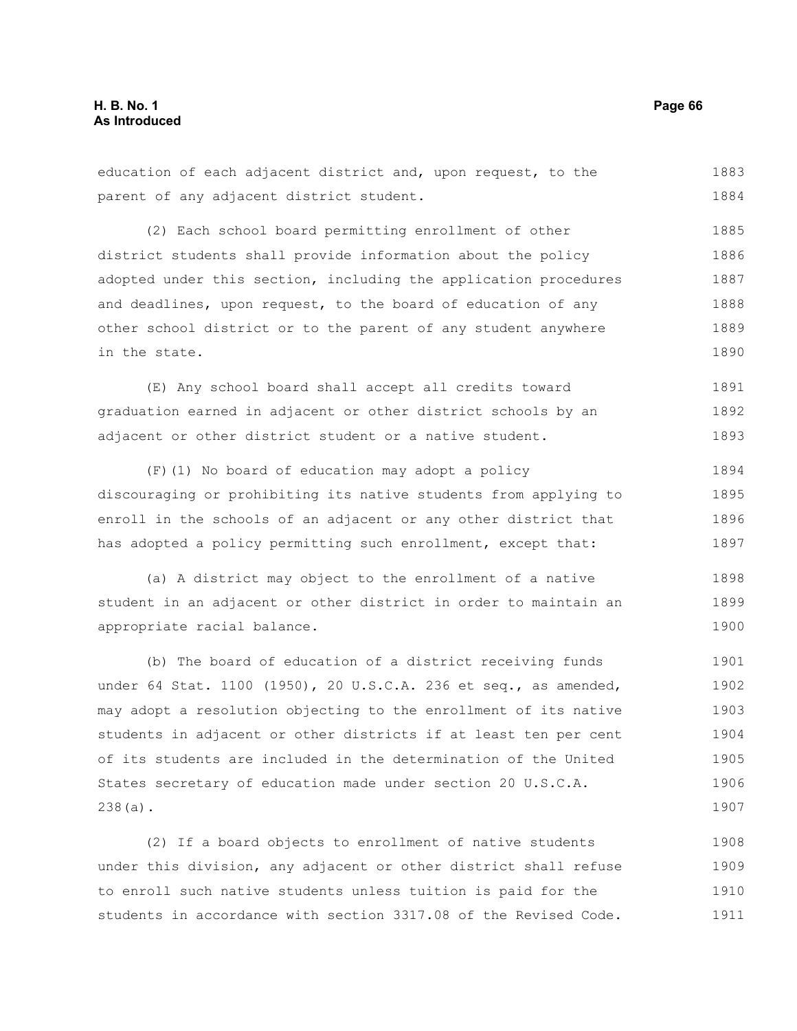education of each adjacent district and, upon request, to the parent of any adjacent district student.

(2) Each school board permitting enrollment of other district students shall provide information about the policy adopted under this section, including the application procedures and deadlines, upon request, to the board of education of any other school district or to the parent of any student anywhere in the state.

(E) Any school board shall accept all credits toward graduation earned in adjacent or other district schools by an adjacent or other district student or a native student.

(F)(1) No board of education may adopt a policy discouraging or prohibiting its native students from applying to enroll in the schools of an adjacent or any other district that has adopted a policy permitting such enrollment, except that:

(a) A district may object to the enrollment of a native student in an adjacent or other district in order to maintain an appropriate racial balance.

(b) The board of education of a district receiving funds under 64 Stat. 1100 (1950), 20 U.S.C.A. 236 et seq., as amended, may adopt a resolution objecting to the enrollment of its native students in adjacent or other districts if at least ten per cent of its students are included in the determination of the United States secretary of education made under section 20 U.S.C.A. 238(a).

(2) If a board objects to enrollment of native students under this division, any adjacent or other district shall refuse to enroll such native students unless tuition is paid for the students in accordance with section 3317.08 of the Revised Code.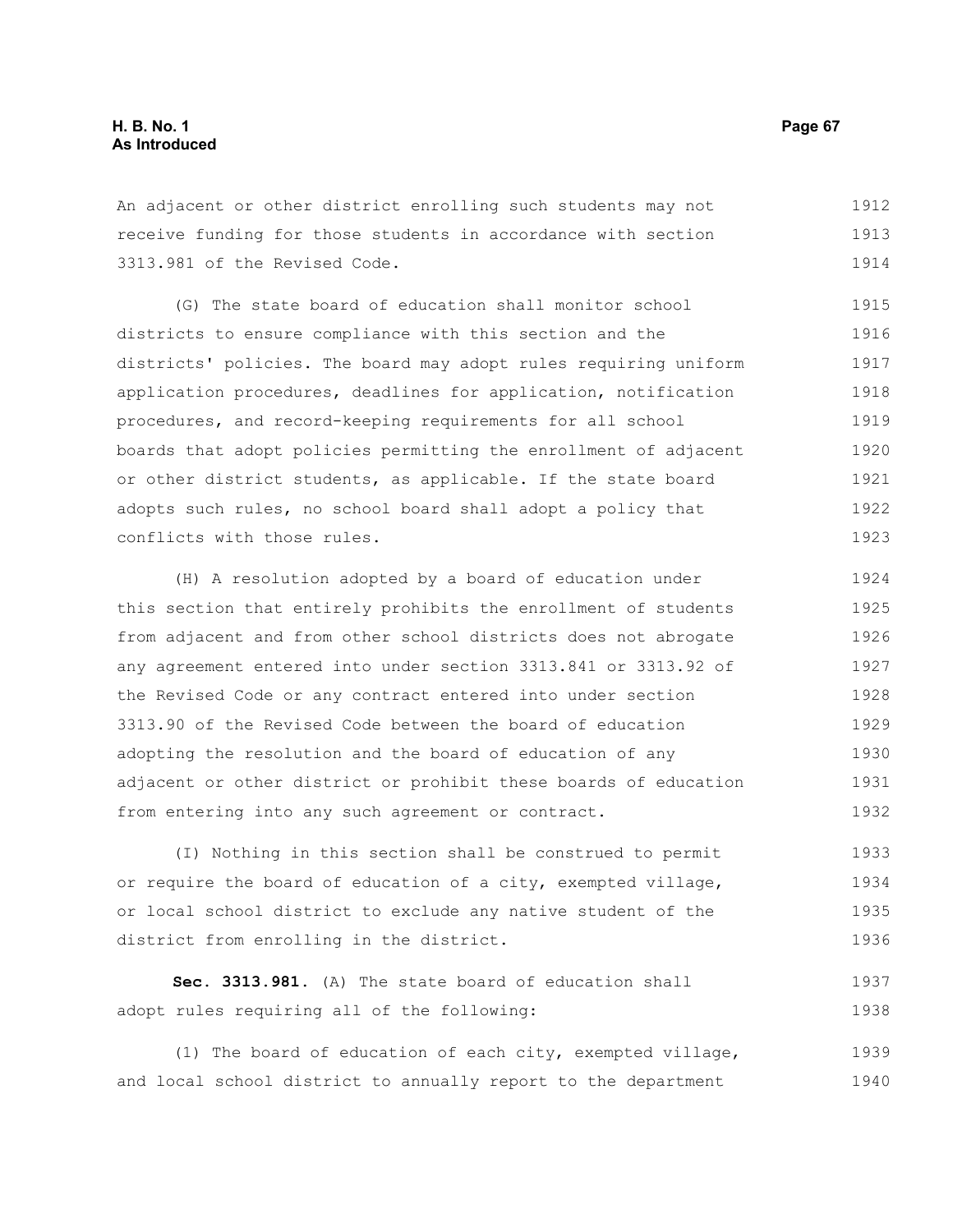An adjacent or other district enrolling such students may not receive funding for those students in accordance with section 3313.981 of the Revised Code.

(G) The state board of education shall monitor school districts to ensure compliance with this section and the districts' policies. The board may adopt rules requiring uniform application procedures, deadlines for application, notification procedures, and record-keeping requirements for all school boards that adopt policies permitting the enrollment of adjacent or other district students, as applicable. If the state board adopts such rules, no school board shall adopt a policy that conflicts with those rules.

(H) A resolution adopted by a board of education under this section that entirely prohibits the enrollment of students from adjacent and from other school districts does not abrogate any agreement entered into under section 3313.841 or 3313.92 of the Revised Code or any contract entered into under section 3313.90 of the Revised Code between the board of education adopting the resolution and the board of education of any adjacent or other district or prohibit these boards of education from entering into any such agreement or contract.

(I) Nothing in this section shall be construed to permit or require the board of education of a city, exempted village, or local school district to exclude any native student of the district from enrolling in the district.

**Sec. 3313.981.** (A) The state board of education shall adopt rules requiring all of the following:

(1) The board of education of each city, exempted village, and local school district to annually report to the department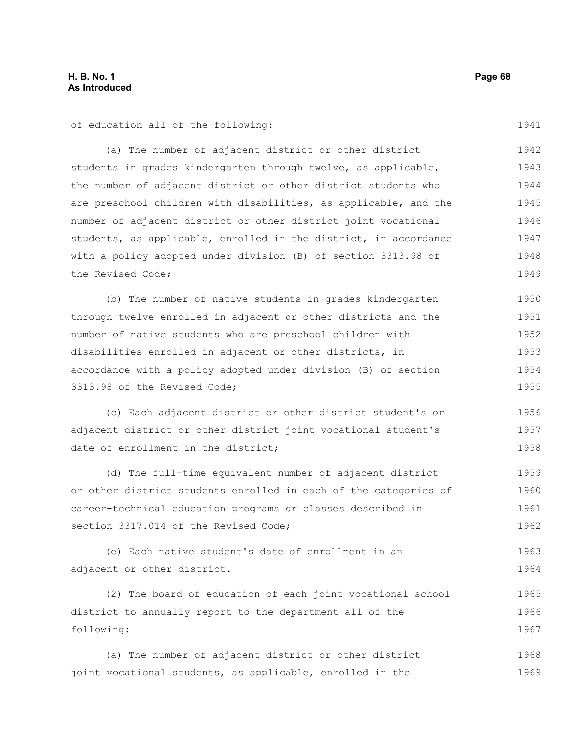of education all of the following:

(a) The number of adjacent district or other district students in grades kindergarten through twelve, as applicable, the number of adjacent district or other district students who are preschool children with disabilities, as applicable, and the number of adjacent district or other district joint vocational students, as applicable, enrolled in the district, in accordance with a policy adopted under division (B) of section 3313.98 of the Revised Code;

(b) The number of native students in grades kindergarten through twelve enrolled in adjacent or other districts and the number of native students who are preschool children with disabilities enrolled in adjacent or other districts, in accordance with a policy adopted under division (B) of section 3313.98 of the Revised Code;

(c) Each adjacent district or other district student's or adjacent district or other district joint vocational student's date of enrollment in the district;

(d) The full-time equivalent number of adjacent district or other district students enrolled in each of the categories of career-technical education programs or classes described in section 3317.014 of the Revised Code;

(e) Each native student's date of enrollment in an adjacent or other district.

(2) The board of education of each joint vocational school district to annually report to the department all of the following:

(a) The number of adjacent district or other district joint vocational students, as applicable, enrolled in the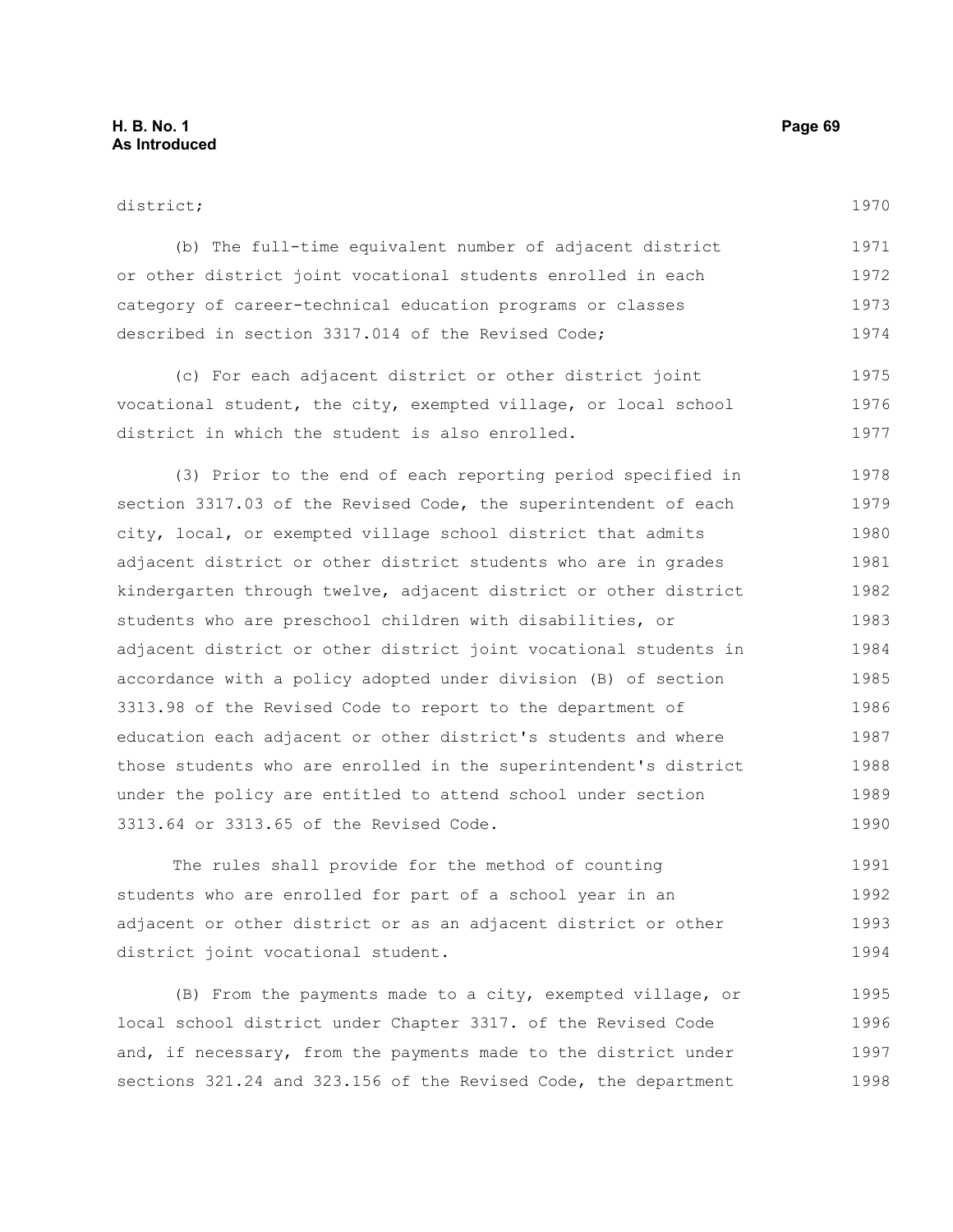district;

(b) The full-time equivalent number of adjacent district or other district joint vocational students enrolled in each category of career-technical education programs or classes described in section 3317.014 of the Revised Code;

(c) For each adjacent district or other district joint vocational student, the city, exempted village, or local school district in which the student is also enrolled.

(3) Prior to the end of each reporting period specified in section 3317.03 of the Revised Code, the superintendent of each city, local, or exempted village school district that admits adjacent district or other district students who are in grades kindergarten through twelve, adjacent district or other district students who are preschool children with disabilities, or adjacent district or other district joint vocational students in accordance with a policy adopted under division (B) of section 3313.98 of the Revised Code to report to the department of education each adjacent or other district's students and where those students who are enrolled in the superintendent's district under the policy are entitled to attend school under section 3313.64 or 3313.65 of the Revised Code.

The rules shall provide for the method of counting students who are enrolled for part of a school year in an adjacent or other district or as an adjacent district or other district joint vocational student.

(B) From the payments made to a city, exempted village, or local school district under Chapter 3317. of the Revised Code and, if necessary, from the payments made to the district under sections 321.24 and 323.156 of the Revised Code, the department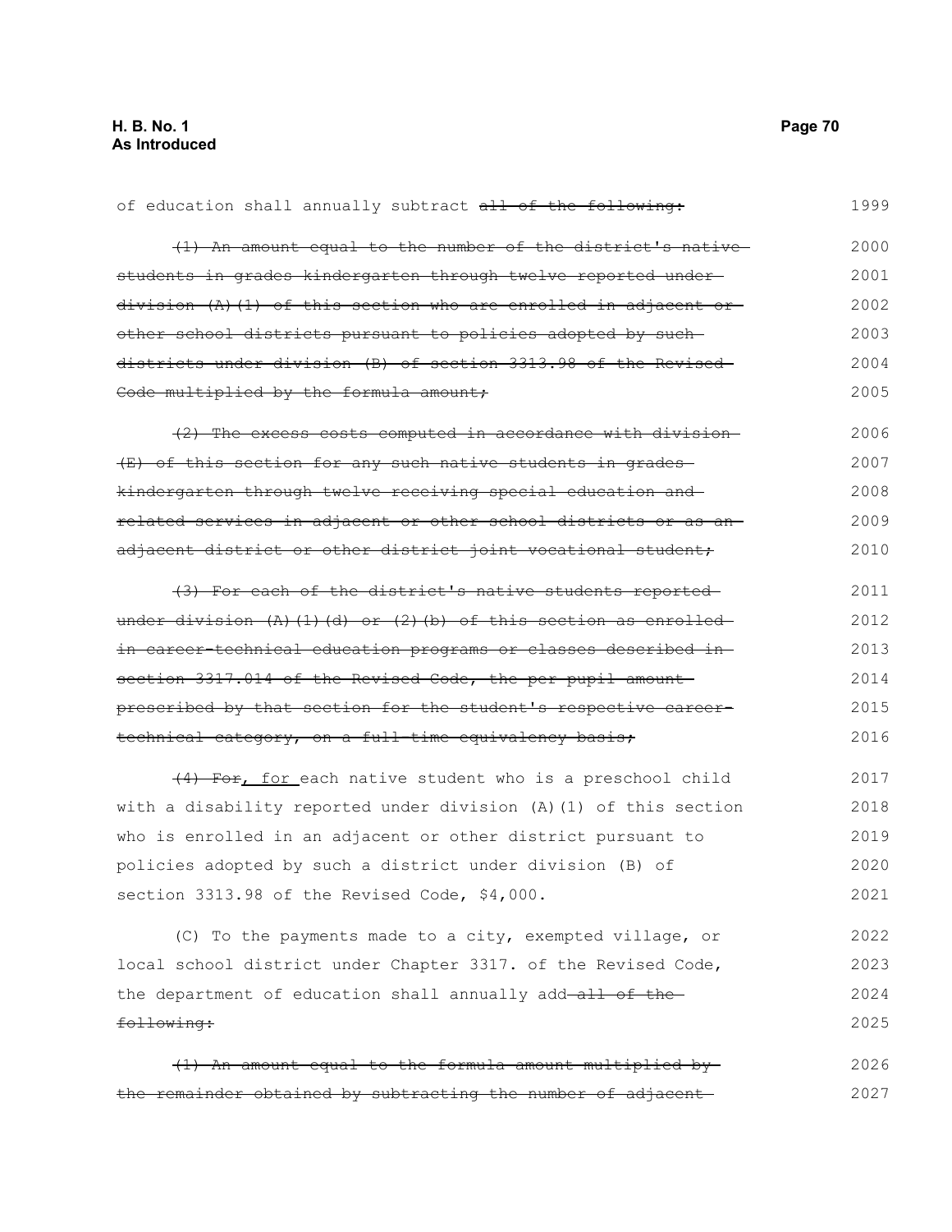of education shall annually subtract ~~all of the following:~~

~~(1) An amount equal to the number of the district's native students in grades kindergarten through twelve reported under division (A)(1) of this section who are enrolled in adjacent or other school districts pursuant to policies adopted by such districts under division (B) of section 3313.98 of the Revised Code multiplied by the formula amount;~~

~~(2) The excess costs computed in accordance with division (E) of this section for any such native students in grades kindergarten through twelve receiving special education and related services in adjacent or other school districts or as an adjacent district or other district joint vocational student;~~

~~(3) For each of the district's native students reported under division (A)(1)(d) or (2)(b) of this section as enrolled in career-technical education programs or classes described in section 3317.014 of the Revised Code, the per pupil amount prescribed by that section for the student's respective career-technical category, on a full-time equivalency basis;~~

~~(4) For~~<u>, for</u> each native student who is a preschool child with a disability reported under division (A)(1) of this section who is enrolled in an adjacent or other district pursuant to policies adopted by such a district under division (B) of section 3313.98 of the Revised Code, $4,000.

(C) To the payments made to a city, exempted village, or local school district under Chapter 3317. of the Revised Code, the department of education shall annually add ~~all of the following:~~

~~(1) An amount equal to the formula amount multiplied by the remainder obtained by subtracting the number of adjacent~~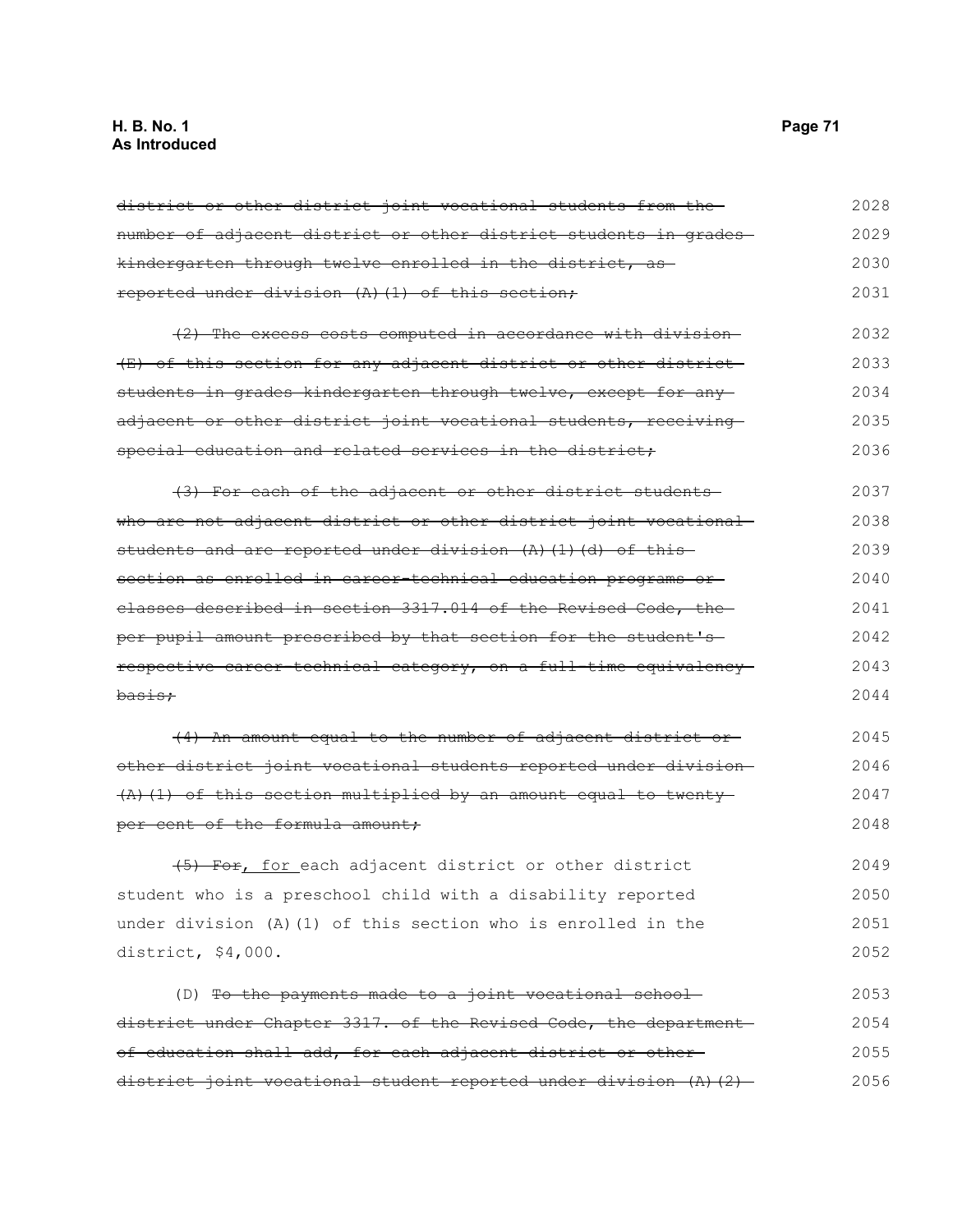~~district or other district joint vocational students from the number of adjacent district or other district students in grades kindergarten through twelve enrolled in the district, as reported under division (A)(1) of this section;~~

~~(2) The excess costs computed in accordance with division (E) of this section for any adjacent district or other district students in grades kindergarten through twelve, except for any adjacent or other district joint vocational students, receiving special education and related services in the district;~~

~~(3) For each of the adjacent or other district students who are not adjacent district or other district joint vocational students and are reported under division (A)(1)(d) of this section as enrolled in career-technical education programs or classes described in section 3317.014 of the Revised Code, the per pupil amount prescribed by that section for the student's respective career-technical category, on a full-time equivalency basis;~~

~~(4) An amount equal to the number of adjacent district or other district joint vocational students reported under division (A)(1) of this section multiplied by an amount equal to twenty per cent of the formula amount;~~

~~(5) For~~, for each adjacent district or other district student who is a preschool child with a disability reported under division (A)(1) of this section who is enrolled in the district, $4,000.

(D) ~~To the payments made to a joint vocational school district under Chapter 3317. of the Revised Code, the department of education shall add, for each adjacent district or other district joint vocational student reported under division (A)(2)~~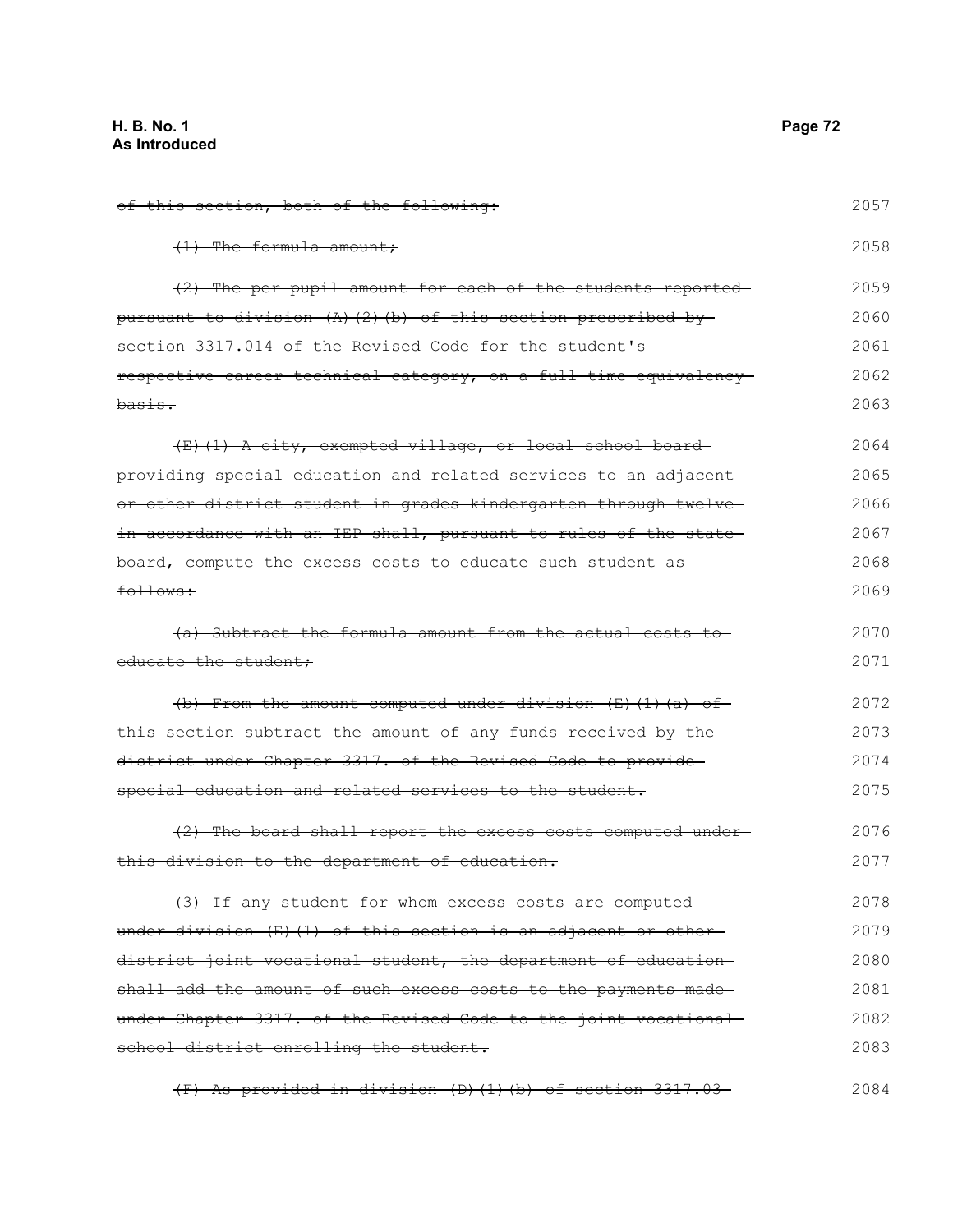~~of this section, both of the following:~~ 2057

~~(1) The formula amount;~~ 2058

~~(2) The per pupil amount for each of the students reported pursuant to division (A)(2)(b) of this section prescribed by section 3317.014 of the Revised Code for the student's respective career-technical category, on a full-time equivalency basis.~~ 2059 2060 2061 2062 2063

~~(E)(1) A city, exempted village, or local school board providing special education and related services to an adjacent or other district student in grades kindergarten through twelve in accordance with an IEP shall, pursuant to rules of the state board, compute the excess costs to educate such student as follows:~~ 2064 2065 2066 2067 2068 2069

~~(a) Subtract the formula amount from the actual costs to educate the student;~~ 2070 2071

~~(b) From the amount computed under division (E)(1)(a) of this section subtract the amount of any funds received by the district under Chapter 3317. of the Revised Code to provide special education and related services to the student.~~ 2072 2073 2074 2075

~~(2) The board shall report the excess costs computed under this division to the department of education.~~ 2076 2077

~~(3) If any student for whom excess costs are computed under division (E)(1) of this section is an adjacent or other district joint vocational student, the department of education shall add the amount of such excess costs to the payments made under Chapter 3317. of the Revised Code to the joint vocational school district enrolling the student.~~ 2078 2079 2080 2081 2082 2083

~~(F) As provided in division (D)(1)(b) of section 3317.03~~ 2084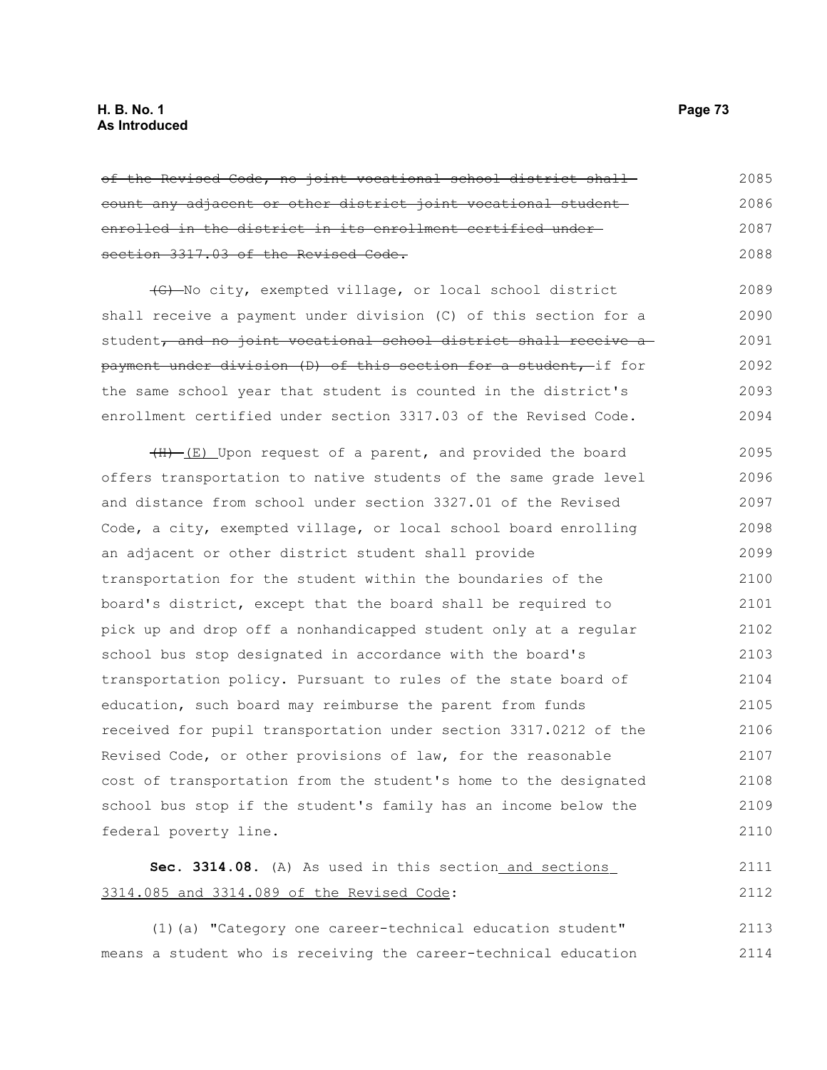~~of the Revised Code, no joint vocational school district shall count any adjacent or other district joint vocational student enrolled in the district in its enrollment certified under section 3317.03 of the Revised Code.~~

~~(G)~~ No city, exempted village, or local school district shall receive a payment under division (C) of this section for a student~~, and no joint vocational school district shall receive a payment under division (D) of this section for a student,~~ if for the same school year that student is counted in the district's enrollment certified under section 3317.03 of the Revised Code.

~~(H)~~ (E) Upon request of a parent, and provided the board offers transportation to native students of the same grade level and distance from school under section 3327.01 of the Revised Code, a city, exempted village, or local school board enrolling an adjacent or other district student shall provide transportation for the student within the boundaries of the board's district, except that the board shall be required to pick up and drop off a nonhandicapped student only at a regular school bus stop designated in accordance with the board's transportation policy. Pursuant to rules of the state board of education, such board may reimburse the parent from funds received for pupil transportation under section 3317.0212 of the Revised Code, or other provisions of law, for the reasonable cost of transportation from the student's home to the designated school bus stop if the student's family has an income below the federal poverty line.

**Sec. 3314.08.** (A) As used in this section and sections 3314.085 and 3314.089 of the Revised Code:

(1)(a) "Category one career-technical education student" means a student who is receiving the career-technical education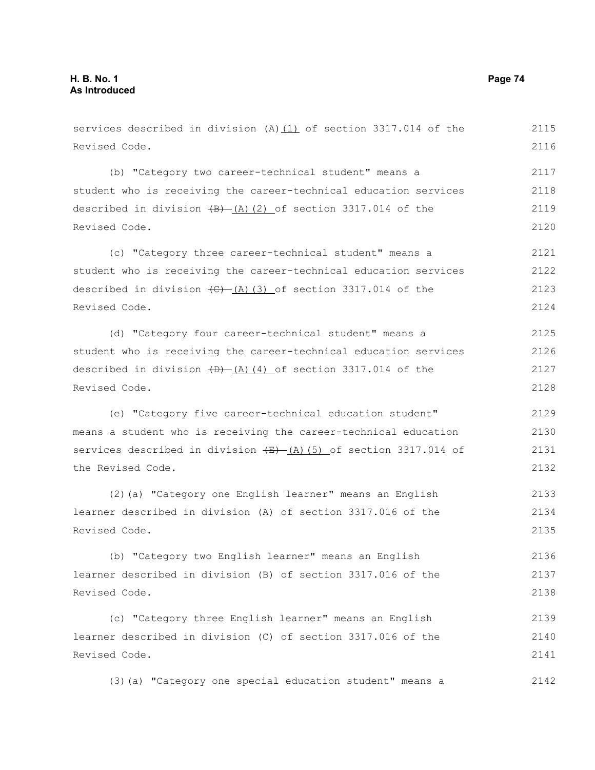services described in division (A)(1) of section 3317.014 of the Revised Code.

(b) "Category two career-technical student" means a student who is receiving the career-technical education services described in division ~~(B)~~ (A)(2) of section 3317.014 of the Revised Code.

(c) "Category three career-technical student" means a student who is receiving the career-technical education services described in division ~~(C)~~ (A)(3) of section 3317.014 of the Revised Code.

(d) "Category four career-technical student" means a student who is receiving the career-technical education services described in division ~~(D)~~ (A)(4) of section 3317.014 of the Revised Code.

(e) "Category five career-technical education student" means a student who is receiving the career-technical education services described in division ~~(E)~~ (A)(5) of section 3317.014 of the Revised Code.

(2)(a) "Category one English learner" means an English learner described in division (A) of section 3317.016 of the Revised Code.

(b) "Category two English learner" means an English learner described in division (B) of section 3317.016 of the Revised Code.

(c) "Category three English learner" means an English learner described in division (C) of section 3317.016 of the Revised Code.

(3)(a) "Category one special education student" means a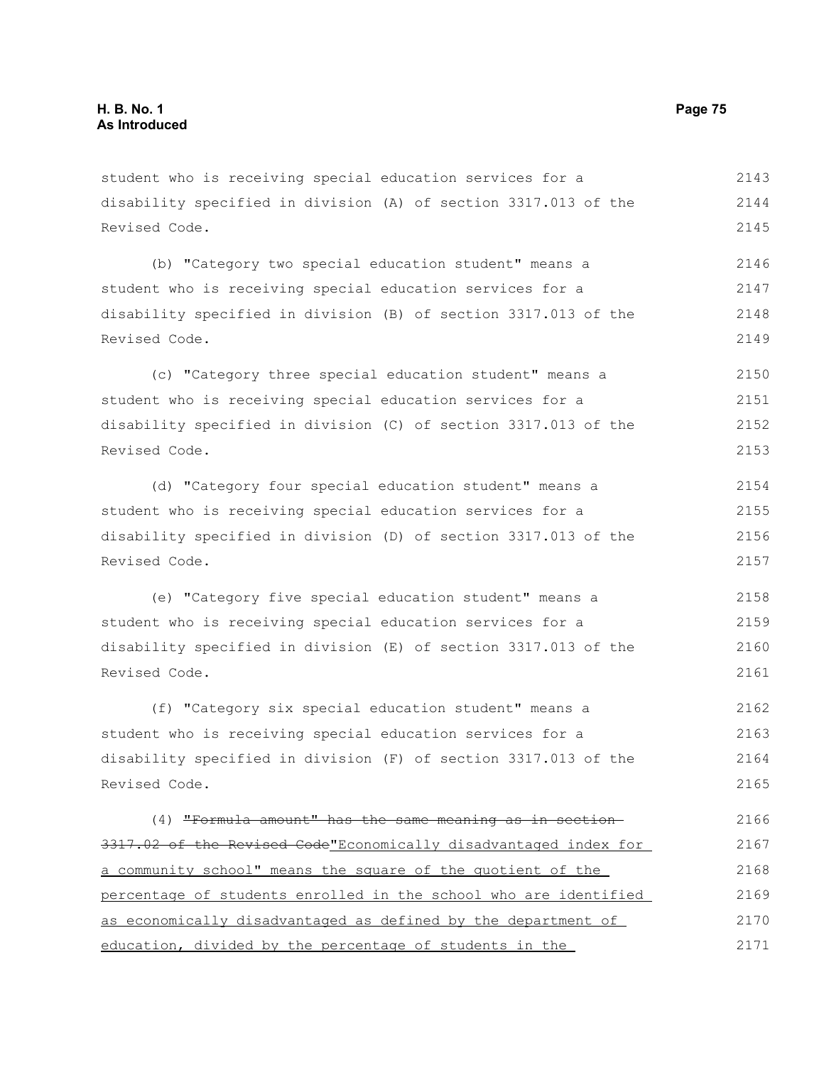student who is receiving special education services for a disability specified in division (A) of section 3317.013 of the Revised Code.

(b) "Category two special education student" means a student who is receiving special education services for a disability specified in division (B) of section 3317.013 of the Revised Code.

(c) "Category three special education student" means a student who is receiving special education services for a disability specified in division (C) of section 3317.013 of the Revised Code.

(d) "Category four special education student" means a student who is receiving special education services for a disability specified in division (D) of section 3317.013 of the Revised Code.

(e) "Category five special education student" means a student who is receiving special education services for a disability specified in division (E) of section 3317.013 of the Revised Code.

(f) "Category six special education student" means a student who is receiving special education services for a disability specified in division (F) of section 3317.013 of the Revised Code.

(4) ~~"Formula amount" has the same meaning as in section 3317.02 of the Revised Code~~"Economically disadvantaged index for a community school" means the square of the quotient of the percentage of students enrolled in the school who are identified as economically disadvantaged as defined by the department of education, divided by the percentage of students in the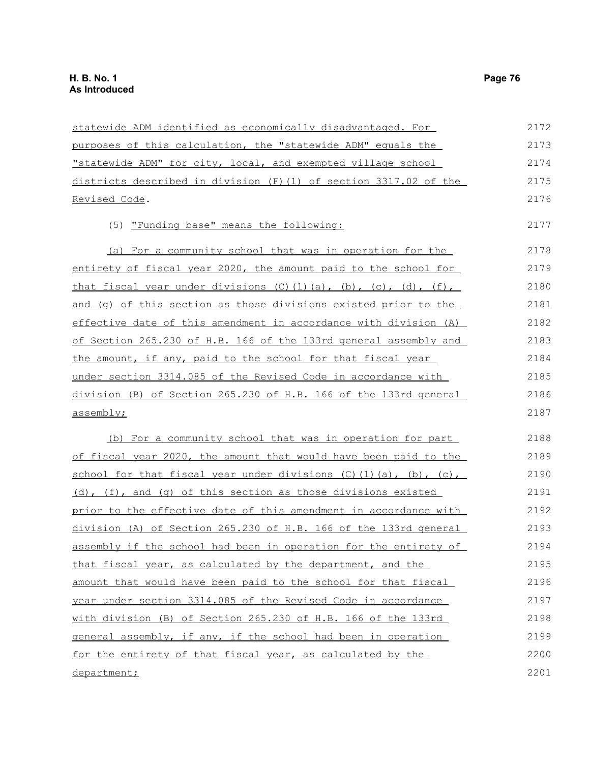statewide ADM identified as economically disadvantaged. For purposes of this calculation, the "statewide ADM" equals the "statewide ADM" for city, local, and exempted village school districts described in division (F)(1) of section 3317.02 of the Revised Code.

(5) "Funding base" means the following:

(a) For a community school that was in operation for the entirety of fiscal year 2020, the amount paid to the school for that fiscal year under divisions (C)(1)(a), (b), (c), (d), (f), and (g) of this section as those divisions existed prior to the effective date of this amendment in accordance with division (A) of Section 265.230 of H.B. 166 of the 133rd general assembly and the amount, if any, paid to the school for that fiscal year under section 3314.085 of the Revised Code in accordance with division (B) of Section 265.230 of H.B. 166 of the 133rd general assembly;

(b) For a community school that was in operation for part of fiscal year 2020, the amount that would have been paid to the school for that fiscal year under divisions (C)(1)(a), (b), (c), (d), (f), and (g) of this section as those divisions existed prior to the effective date of this amendment in accordance with division (A) of Section 265.230 of H.B. 166 of the 133rd general assembly if the school had been in operation for the entirety of that fiscal year, as calculated by the department, and the amount that would have been paid to the school for that fiscal year under section 3314.085 of the Revised Code in accordance with division (B) of Section 265.230 of H.B. 166 of the 133rd general assembly, if any, if the school had been in operation for the entirety of that fiscal year, as calculated by the department;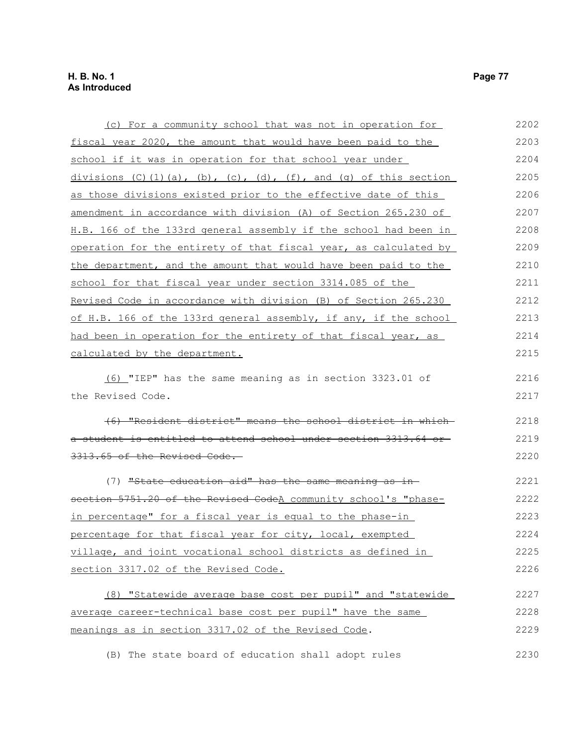(c) For a community school that was not in operation for fiscal year 2020, the amount that would have been paid to the school if it was in operation for that school year under divisions (C)(1)(a), (b), (c), (d), (f), and (g) of this section as those divisions existed prior to the effective date of this amendment in accordance with division (A) of Section 265.230 of H.B. 166 of the 133rd general assembly if the school had been in operation for the entirety of that fiscal year, as calculated by the department, and the amount that would have been paid to the school for that fiscal year under section 3314.085 of the Revised Code in accordance with division (B) of Section 265.230 of H.B. 166 of the 133rd general assembly, if any, if the school had been in operation for the entirety of that fiscal year, as calculated by the department.

(6) "IEP" has the same meaning as in section 3323.01 of the Revised Code.

~~(6) "Resident district" means the school district in which a student is entitled to attend school under section 3313.64 or 3313.65 of the Revised Code.~~

(7) ~~"State education aid" has the same meaning as in section 5751.20 of the Revised Code~~A community school's "phase-in percentage" for a fiscal year is equal to the phase-in percentage for that fiscal year for city, local, exempted village, and joint vocational school districts as defined in section 3317.02 of the Revised Code.

(8) "Statewide average base cost per pupil" and "statewide average career-technical base cost per pupil" have the same meanings as in section 3317.02 of the Revised Code.

(B) The state board of education shall adopt rules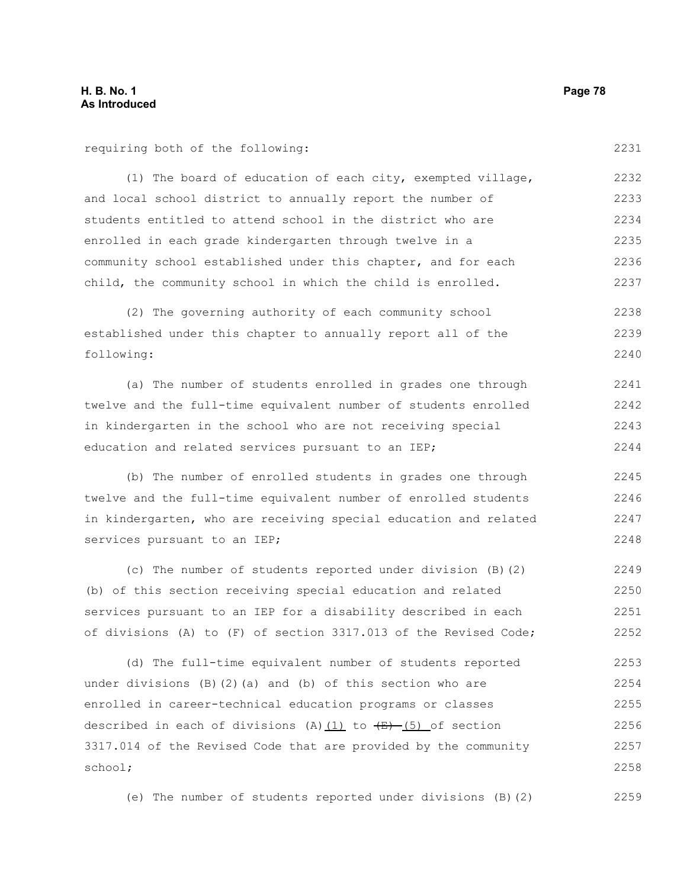requiring both of the following:

(1) The board of education of each city, exempted village, and local school district to annually report the number of students entitled to attend school in the district who are enrolled in each grade kindergarten through twelve in a community school established under this chapter, and for each child, the community school in which the child is enrolled.

(2) The governing authority of each community school established under this chapter to annually report all of the following:

(a) The number of students enrolled in grades one through twelve and the full-time equivalent number of students enrolled in kindergarten in the school who are not receiving special education and related services pursuant to an IEP;

(b) The number of enrolled students in grades one through twelve and the full-time equivalent number of enrolled students in kindergarten, who are receiving special education and related services pursuant to an IEP;

(c) The number of students reported under division (B)(2)(b) of this section receiving special education and related services pursuant to an IEP for a disability described in each of divisions (A) to (F) of section 3317.013 of the Revised Code;

(d) The full-time equivalent number of students reported under divisions (B)(2)(a) and (b) of this section who are enrolled in career-technical education programs or classes described in each of divisions (A)(1) to ~~(E)~~ (5) of section 3317.014 of the Revised Code that are provided by the community school;

(e) The number of students reported under divisions (B)(2)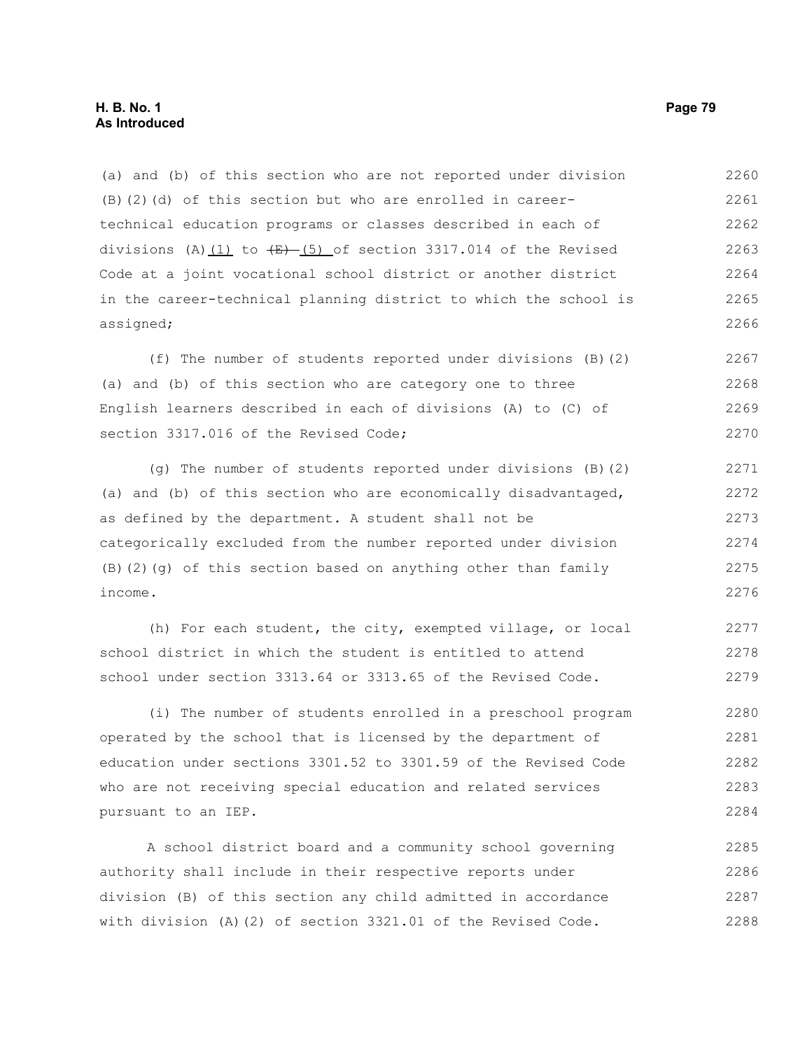(a) and (b) of this section who are not reported under division (B)(2)(d) of this section but who are enrolled in career-technical education programs or classes described in each of divisions (A)(1) to ~~(E)~~ (5) of section 3317.014 of the Revised Code at a joint vocational school district or another district in the career-technical planning district to which the school is assigned;

(f) The number of students reported under divisions (B)(2)(a) and (b) of this section who are category one to three English learners described in each of divisions (A) to (C) of section 3317.016 of the Revised Code;

(g) The number of students reported under divisions (B)(2)(a) and (b) of this section who are economically disadvantaged, as defined by the department. A student shall not be categorically excluded from the number reported under division (B)(2)(g) of this section based on anything other than family income.

(h) For each student, the city, exempted village, or local school district in which the student is entitled to attend school under section 3313.64 or 3313.65 of the Revised Code.

(i) The number of students enrolled in a preschool program operated by the school that is licensed by the department of education under sections 3301.52 to 3301.59 of the Revised Code who are not receiving special education and related services pursuant to an IEP.

A school district board and a community school governing authority shall include in their respective reports under division (B) of this section any child admitted in accordance with division (A)(2) of section 3321.01 of the Revised Code.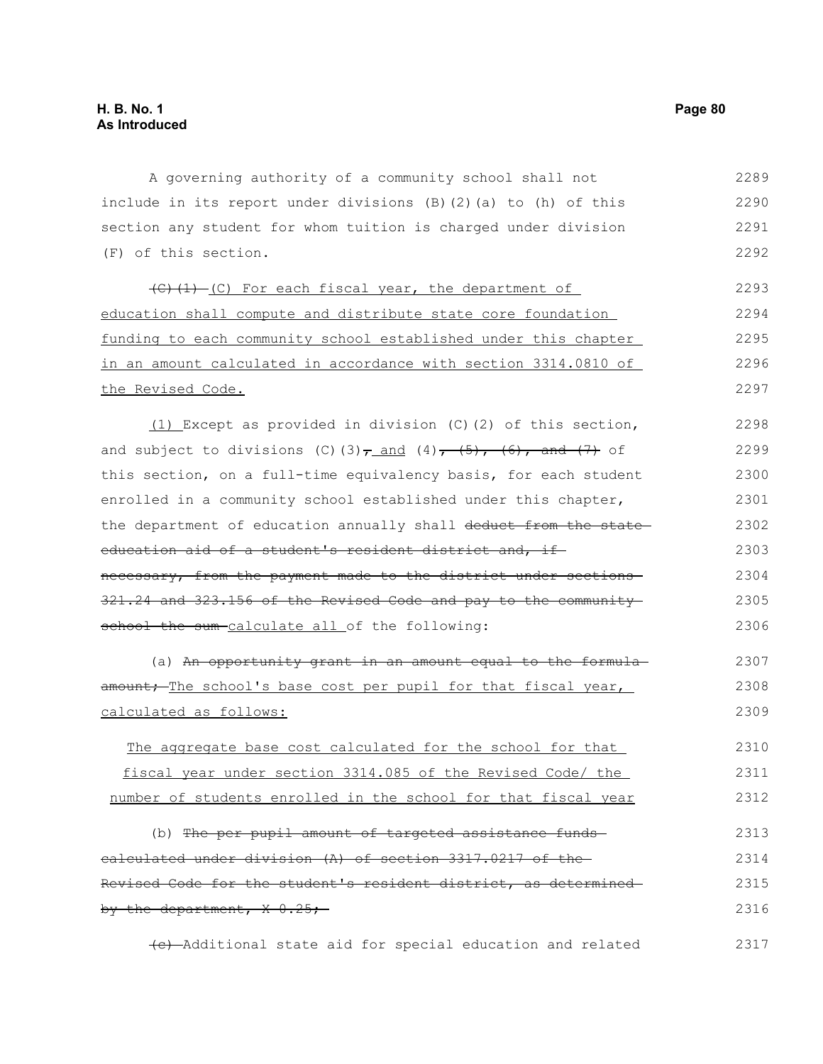A governing authority of a community school shall not include in its report under divisions (B)(2)(a) to (h) of this section any student for whom tuition is charged under division (F) of this section.

~~(C)(1)~~ (C) For each fiscal year, the department of education shall compute and distribute state core foundation funding to each community school established under this chapter in an amount calculated in accordance with section 3314.0810 of the Revised Code.

(1) Except as provided in division (C)(2) of this section, and subject to divisions (C)(3)~~,~~ and (4)~~, (5), (6), and (7)~~ of this section, on a full-time equivalency basis, for each student enrolled in a community school established under this chapter, the department of education annually shall ~~deduct from the state education aid of a student's resident district and, if necessary, from the payment made to the district under sections 321.24 and 323.156 of the Revised Code and pay to the community school the sum~~ calculate all of the following:

(a) ~~An opportunity grant in an amount equal to the formula amount;~~ The school's base cost per pupil for that fiscal year, calculated as follows:

The aggregate base cost calculated for the school for that fiscal year under section 3314.085 of the Revised Code/ the number of students enrolled in the school for that fiscal year

(b) ~~The per pupil amount of targeted assistance funds calculated under division (A) of section 3317.0217 of the Revised Code for the student's resident district, as determined by the department, X 0.25;~~

~~(c)~~ Additional state aid for special education and related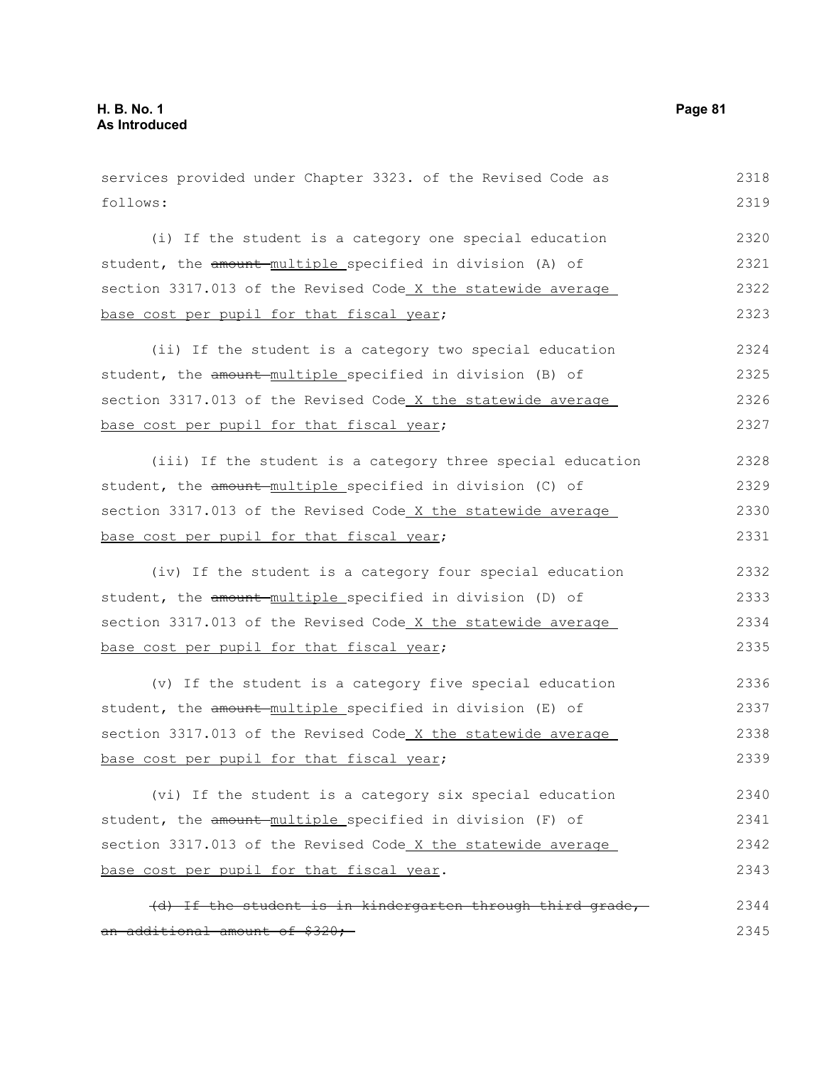services provided under Chapter 3323. of the Revised Code as follows:

(i) If the student is a category one special education student, the ~~amount~~ multiple specified in division (A) of section 3317.013 of the Revised Code X the statewide average base cost per pupil for that fiscal year;

(ii) If the student is a category two special education student, the ~~amount~~ multiple specified in division (B) of section 3317.013 of the Revised Code X the statewide average base cost per pupil for that fiscal year;

(iii) If the student is a category three special education student, the ~~amount~~ multiple specified in division (C) of section 3317.013 of the Revised Code X the statewide average base cost per pupil for that fiscal year;

(iv) If the student is a category four special education student, the ~~amount~~ multiple specified in division (D) of section 3317.013 of the Revised Code X the statewide average base cost per pupil for that fiscal year;

(v) If the student is a category five special education student, the ~~amount~~ multiple specified in division (E) of section 3317.013 of the Revised Code X the statewide average base cost per pupil for that fiscal year;

(vi) If the student is a category six special education student, the ~~amount~~ multiple specified in division (F) of section 3317.013 of the Revised Code X the statewide average base cost per pupil for that fiscal year.

~~(d) If the student is in kindergarten through third grade, an additional amount of $320;~~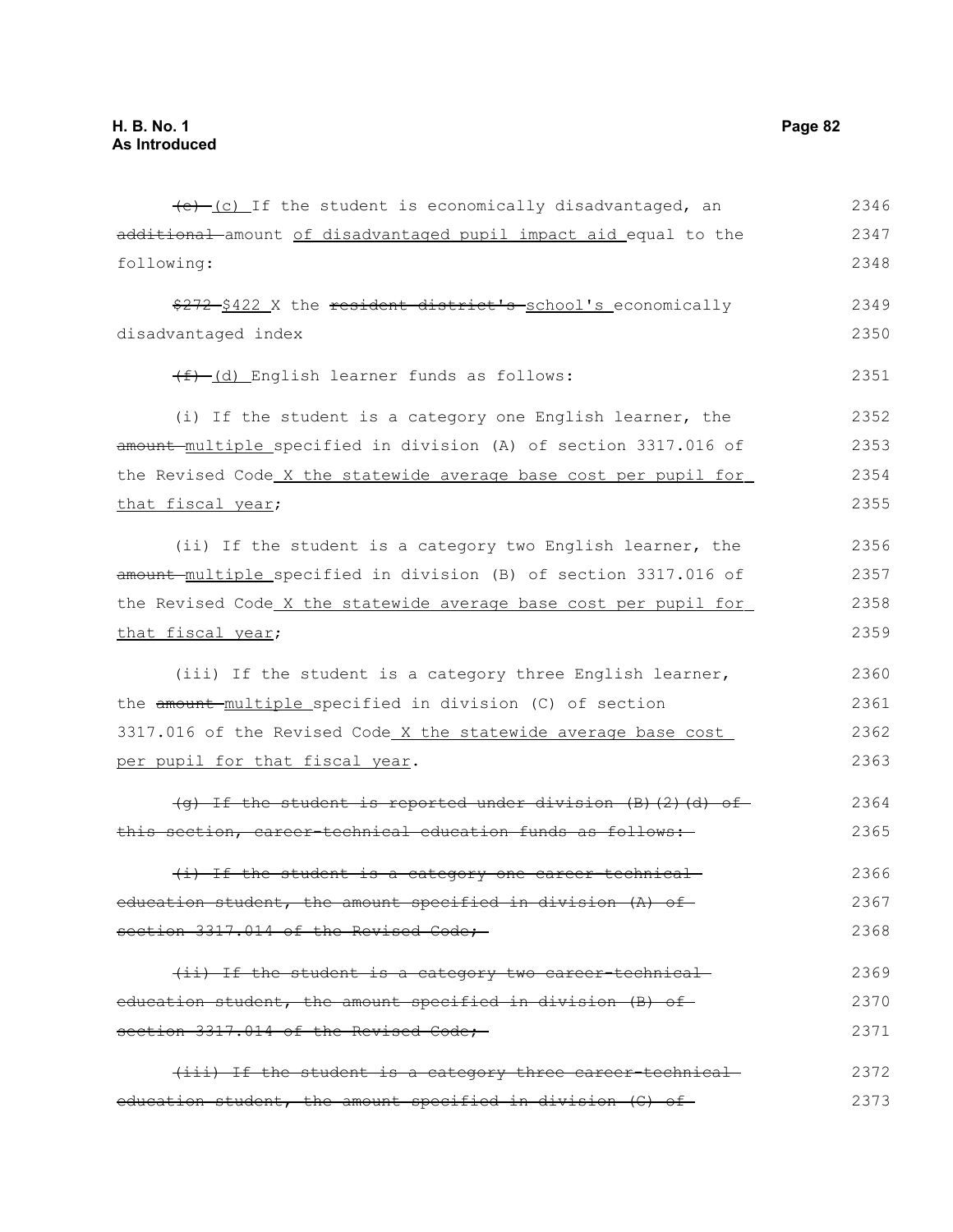~~(e)~~ (c) If the student is economically disadvantaged, an ~~additional~~ amount of disadvantaged pupil impact aid equal to the following:

~~$272~~ $422 X the ~~resident district's~~ school's economically disadvantaged index

~~(f)~~ (d) English learner funds as follows:

(i) If the student is a category one English learner, the ~~amount~~ multiple specified in division (A) of section 3317.016 of the Revised Code X the statewide average base cost per pupil for that fiscal year;

(ii) If the student is a category two English learner, the ~~amount~~ multiple specified in division (B) of section 3317.016 of the Revised Code X the statewide average base cost per pupil for that fiscal year;

(iii) If the student is a category three English learner, the ~~amount~~ multiple specified in division (C) of section 3317.016 of the Revised Code X the statewide average base cost per pupil for that fiscal year.

~~(g) If the student is reported under division (B)(2)(d) of this section, career-technical education funds as follows:~~

~~(i) If the student is a category one career-technical education student, the amount specified in division (A) of section 3317.014 of the Revised Code;~~

~~(ii) If the student is a category two career-technical education student, the amount specified in division (B) of section 3317.014 of the Revised Code;~~

~~(iii) If the student is a category three career-technical education student, the amount specified in division (C) of~~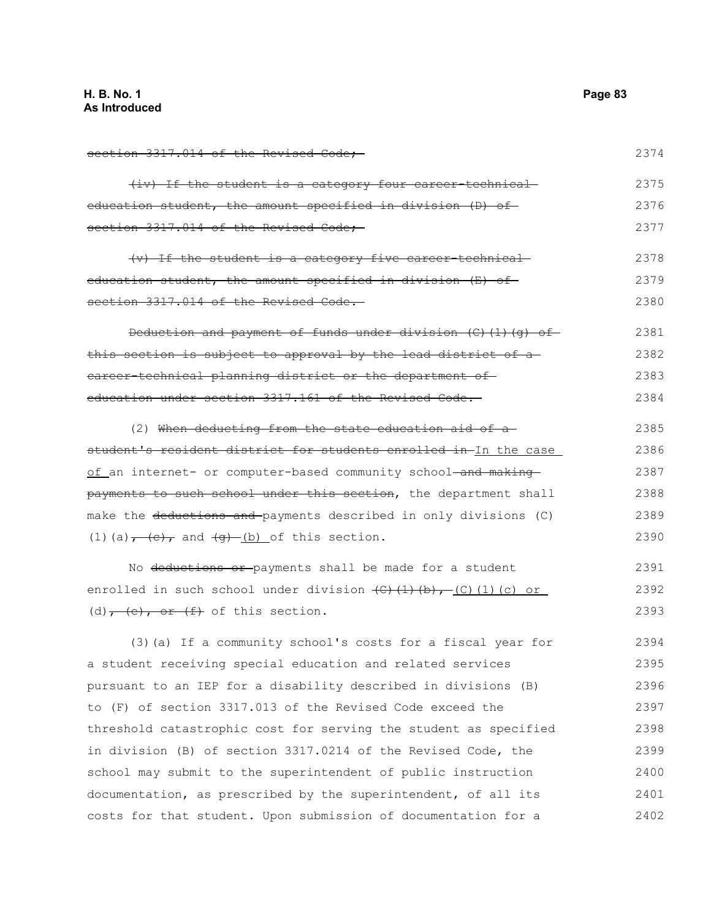~~section 3317.014 of the Revised Code;~~

~~(iv) If the student is a category four career-technical education student, the amount specified in division (D) of section 3317.014 of the Revised Code;~~

~~(v) If the student is a category five career-technical education student, the amount specified in division (E) of section 3317.014 of the Revised Code.~~

~~Deduction and payment of funds under division (C)(1)(g) of this section is subject to approval by the lead district of a career-technical planning district or the department of education under section 3317.161 of the Revised Code.~~

(2) ~~When deducting from the state education aid of a student's resident district for students enrolled in~~ In the case of an internet- or computer-based community school ~~and making payments to such school under this section~~, the department shall make the ~~deductions and~~ payments described in only divisions (C)(1)(a)~~, (c),~~ and ~~(g)~~ (b) of this section.

No ~~deductions or~~ payments shall be made for a student enrolled in such school under division ~~(C)(1)(b),~~ (C)(1)(c) or (d)~~, (e), or (f)~~ of this section.

(3)(a) If a community school's costs for a fiscal year for a student receiving special education and related services pursuant to an IEP for a disability described in divisions (B) to (F) of section 3317.013 of the Revised Code exceed the threshold catastrophic cost for serving the student as specified in division (B) of section 3317.0214 of the Revised Code, the school may submit to the superintendent of public instruction documentation, as prescribed by the superintendent, of all its costs for that student. Upon submission of documentation for a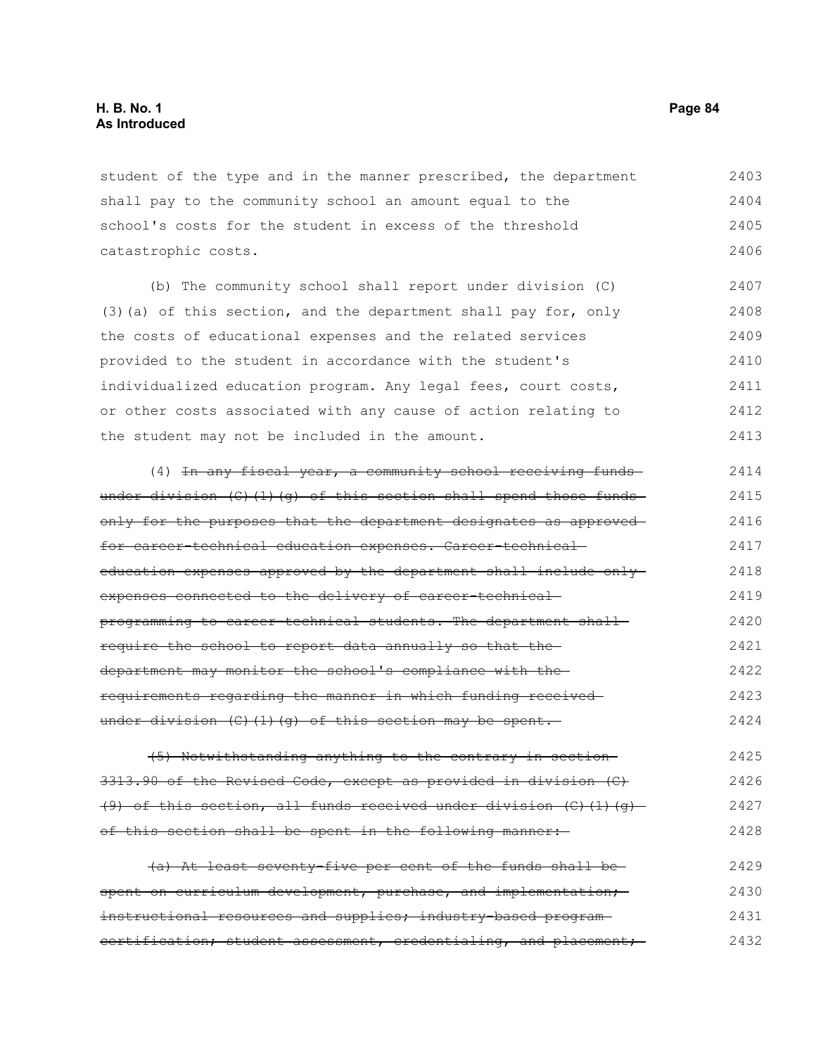student of the type and in the manner prescribed, the department shall pay to the community school an amount equal to the school's costs for the student in excess of the threshold catastrophic costs.

(b) The community school shall report under division (C)(3)(a) of this section, and the department shall pay for, only the costs of educational expenses and the related services provided to the student in accordance with the student's individualized education program. Any legal fees, court costs, or other costs associated with any cause of action relating to the student may not be included in the amount.

(4) ~~In any fiscal year, a community school receiving funds under division (C)(1)(g) of this section shall spend those funds only for the purposes that the department designates as approved for career-technical education expenses. Career-technical education expenses approved by the department shall include only expenses connected to the delivery of career-technical programming to career-technical students. The department shall require the school to report data annually so that the department may monitor the school's compliance with the requirements regarding the manner in which funding received under division (C)(1)(g) of this section may be spent.~~

~~(5) Notwithstanding anything to the contrary in section 3313.90 of the Revised Code, except as provided in division (C)(9) of this section, all funds received under division (C)(1)(g) of this section shall be spent in the following manner:~~

~~(a) At least seventy-five per cent of the funds shall be spent on curriculum development, purchase, and implementation; instructional resources and supplies; industry-based program certification; student assessment, credentialing, and placement;~~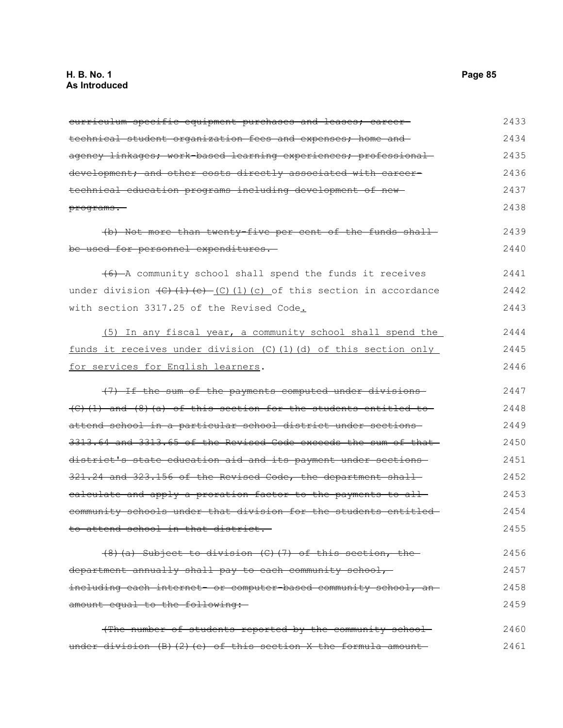~~curriculum-specific equipment purchases and leases; career-technical student organization fees and expenses; home and agency linkages; work-based learning experiences; professional development; and other costs directly associated with career-technical education programs including development of new programs.~~

~~(b) Not more than twenty-five per cent of the funds shall be used for personnel expenditures.~~

~~(6)~~ A community school shall spend the funds it receives under division ~~(C)(1)(e)~~ (C)(1)(c) of this section in accordance with section 3317.25 of the Revised Code.

(5) In any fiscal year, a community school shall spend the funds it receives under division (C)(1)(d) of this section only for services for English learners.

~~(7) If the sum of the payments computed under divisions (C)(1) and (8)(a) of this section for the students entitled to attend school in a particular school district under sections 3313.64 and 3313.65 of the Revised Code exceeds the sum of that district's state education aid and its payment under sections 321.24 and 323.156 of the Revised Code, the department shall calculate and apply a proration factor to the payments to all community schools under that division for the students entitled to attend school in that district.~~

~~(8)(a) Subject to division (C)(7) of this section, the department annually shall pay to each community school, including each internet- or computer-based community school, an amount equal to the following:~~

~~(The number of students reported by the community school under division (B)(2)(e) of this section X the formula amount~~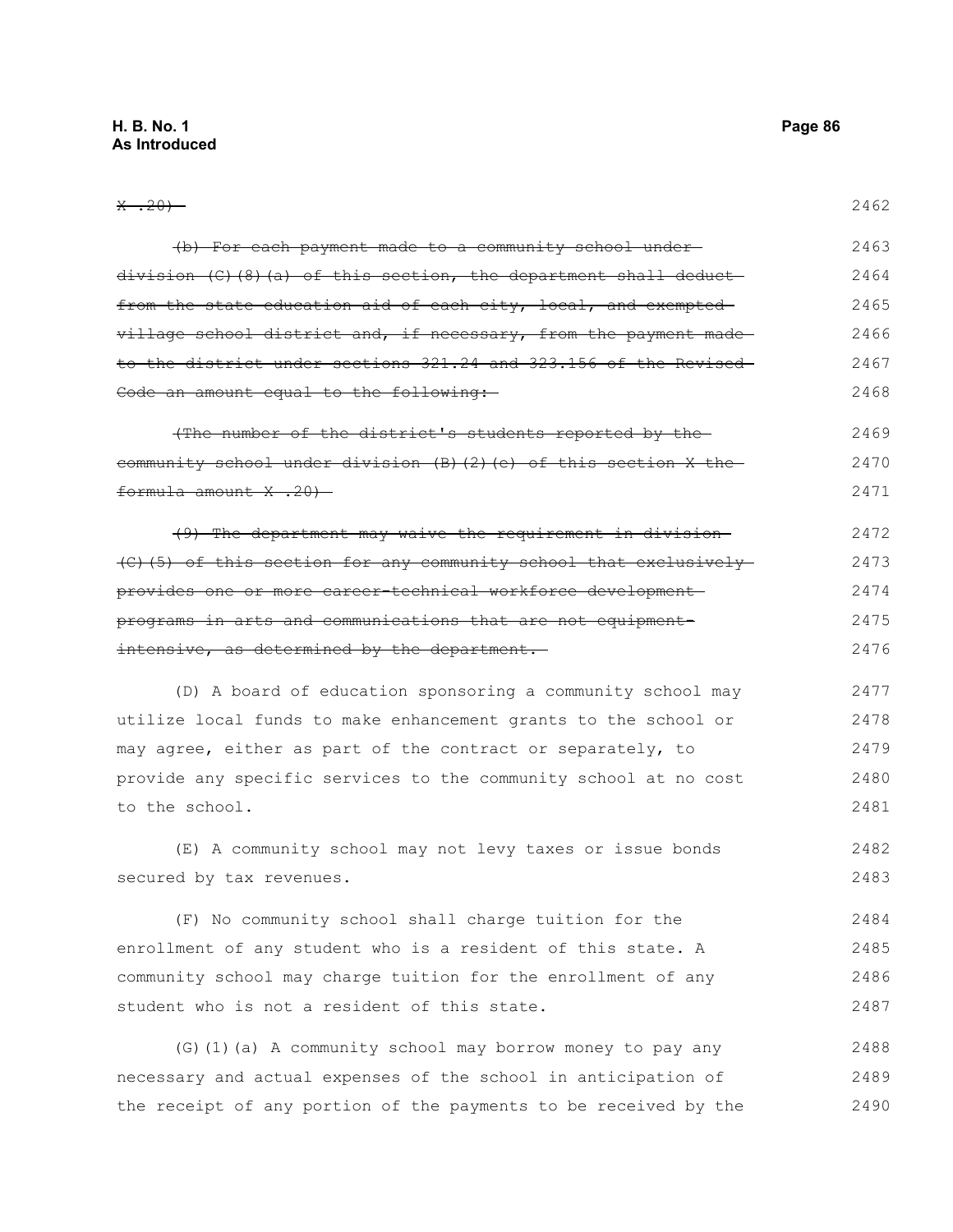~~X .20)~~

~~(b) For each payment made to a community school under division (C)(8)(a) of this section, the department shall deduct from the state education aid of each city, local, and exempted village school district and, if necessary, from the payment made to the district under sections 321.24 and 323.156 of the Revised Code an amount equal to the following:~~

~~(The number of the district's students reported by the community school under division (B)(2)(c) of this section X the formula amount X .20)~~

~~(9) The department may waive the requirement in division (C)(5) of this section for any community school that exclusively provides one or more career-technical workforce development programs in arts and communications that are not equipment-intensive, as determined by the department.~~

(D) A board of education sponsoring a community school may utilize local funds to make enhancement grants to the school or may agree, either as part of the contract or separately, to provide any specific services to the community school at no cost to the school.

(E) A community school may not levy taxes or issue bonds secured by tax revenues.

(F) No community school shall charge tuition for the enrollment of any student who is a resident of this state. A community school may charge tuition for the enrollment of any student who is not a resident of this state.

(G)(1)(a) A community school may borrow money to pay any necessary and actual expenses of the school in anticipation of the receipt of any portion of the payments to be received by the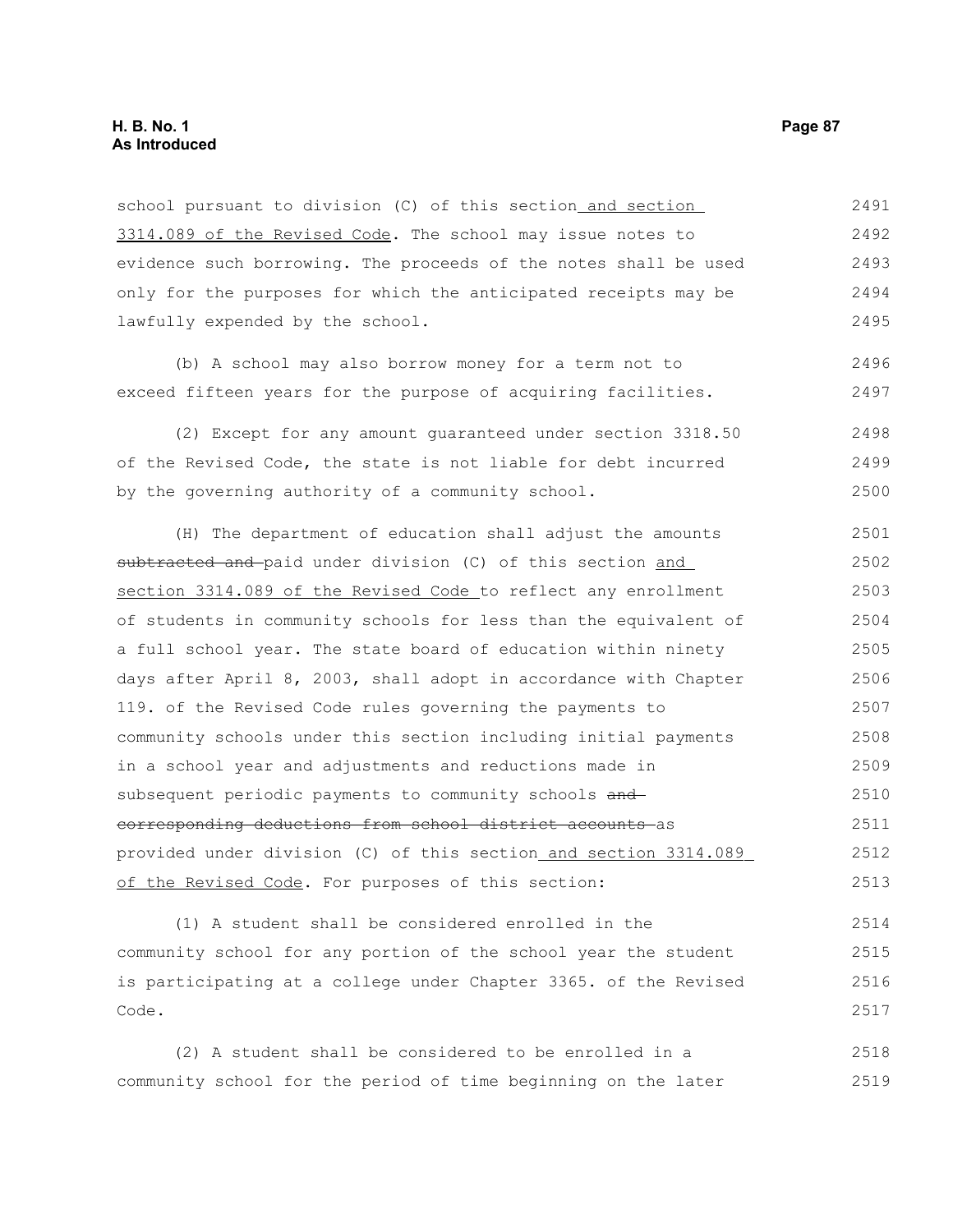school pursuant to division (C) of this section and section 3314.089 of the Revised Code. The school may issue notes to evidence such borrowing. The proceeds of the notes shall be used only for the purposes for which the anticipated receipts may be lawfully expended by the school.

(b) A school may also borrow money for a term not to exceed fifteen years for the purpose of acquiring facilities.

(2) Except for any amount guaranteed under section 3318.50 of the Revised Code, the state is not liable for debt incurred by the governing authority of a community school.

(H) The department of education shall adjust the amounts ~~subtracted and~~ paid under division (C) of this section and section 3314.089 of the Revised Code to reflect any enrollment of students in community schools for less than the equivalent of a full school year. The state board of education within ninety days after April 8, 2003, shall adopt in accordance with Chapter 119. of the Revised Code rules governing the payments to community schools under this section including initial payments in a school year and adjustments and reductions made in subsequent periodic payments to community schools ~~and corresponding deductions from school district accounts~~ as provided under division (C) of this section and section 3314.089 of the Revised Code. For purposes of this section:

(1) A student shall be considered enrolled in the community school for any portion of the school year the student is participating at a college under Chapter 3365. of the Revised Code.

(2) A student shall be considered to be enrolled in a community school for the period of time beginning on the later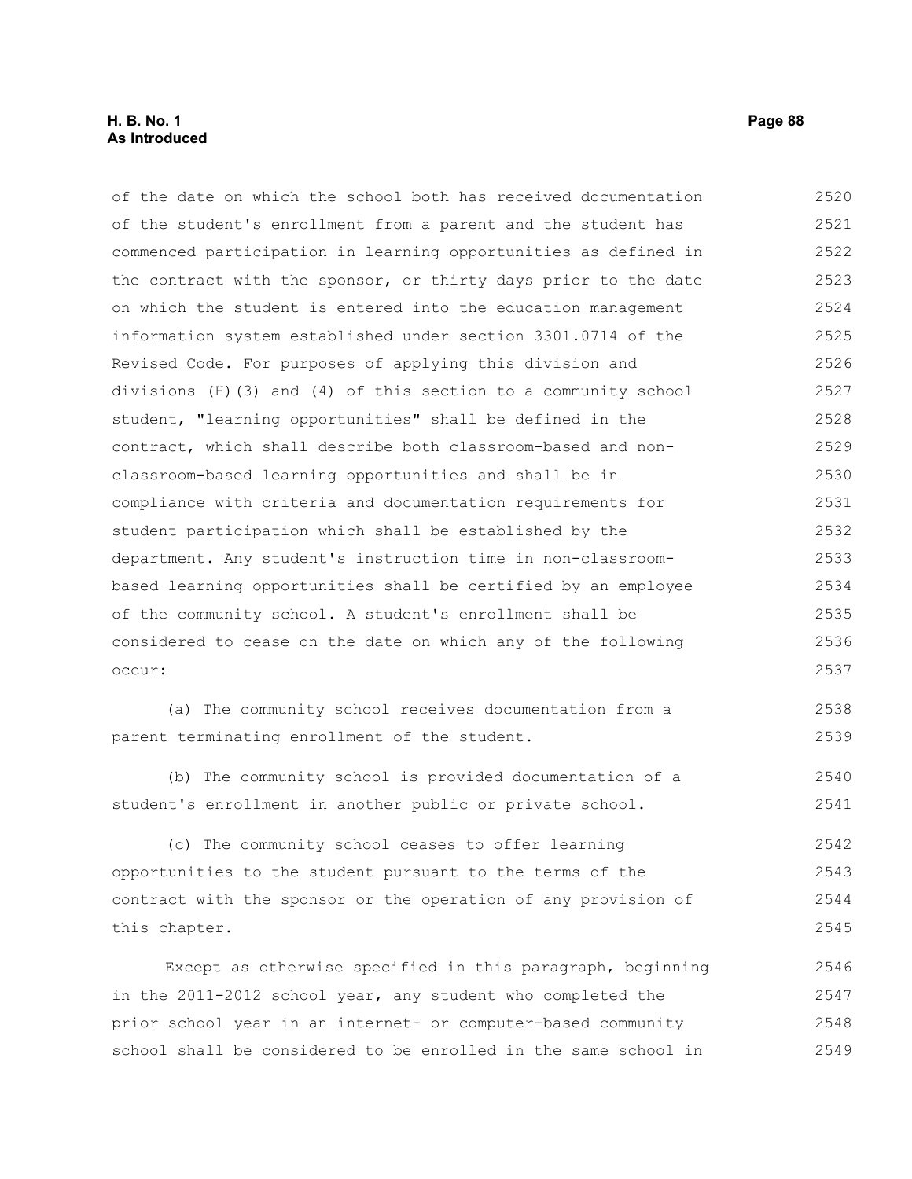of the date on which the school both has received documentation of the student's enrollment from a parent and the student has commenced participation in learning opportunities as defined in the contract with the sponsor, or thirty days prior to the date on which the student is entered into the education management information system established under section 3301.0714 of the Revised Code. For purposes of applying this division and divisions (H)(3) and (4) of this section to a community school student, "learning opportunities" shall be defined in the contract, which shall describe both classroom-based and non-classroom-based learning opportunities and shall be in compliance with criteria and documentation requirements for student participation which shall be established by the department. Any student's instruction time in non-classroom-based learning opportunities shall be certified by an employee of the community school. A student's enrollment shall be considered to cease on the date on which any of the following occur:

(a) The community school receives documentation from a parent terminating enrollment of the student.

(b) The community school is provided documentation of a student's enrollment in another public or private school.

(c) The community school ceases to offer learning opportunities to the student pursuant to the terms of the contract with the sponsor or the operation of any provision of this chapter.

Except as otherwise specified in this paragraph, beginning in the 2011-2012 school year, any student who completed the prior school year in an internet- or computer-based community school shall be considered to be enrolled in the same school in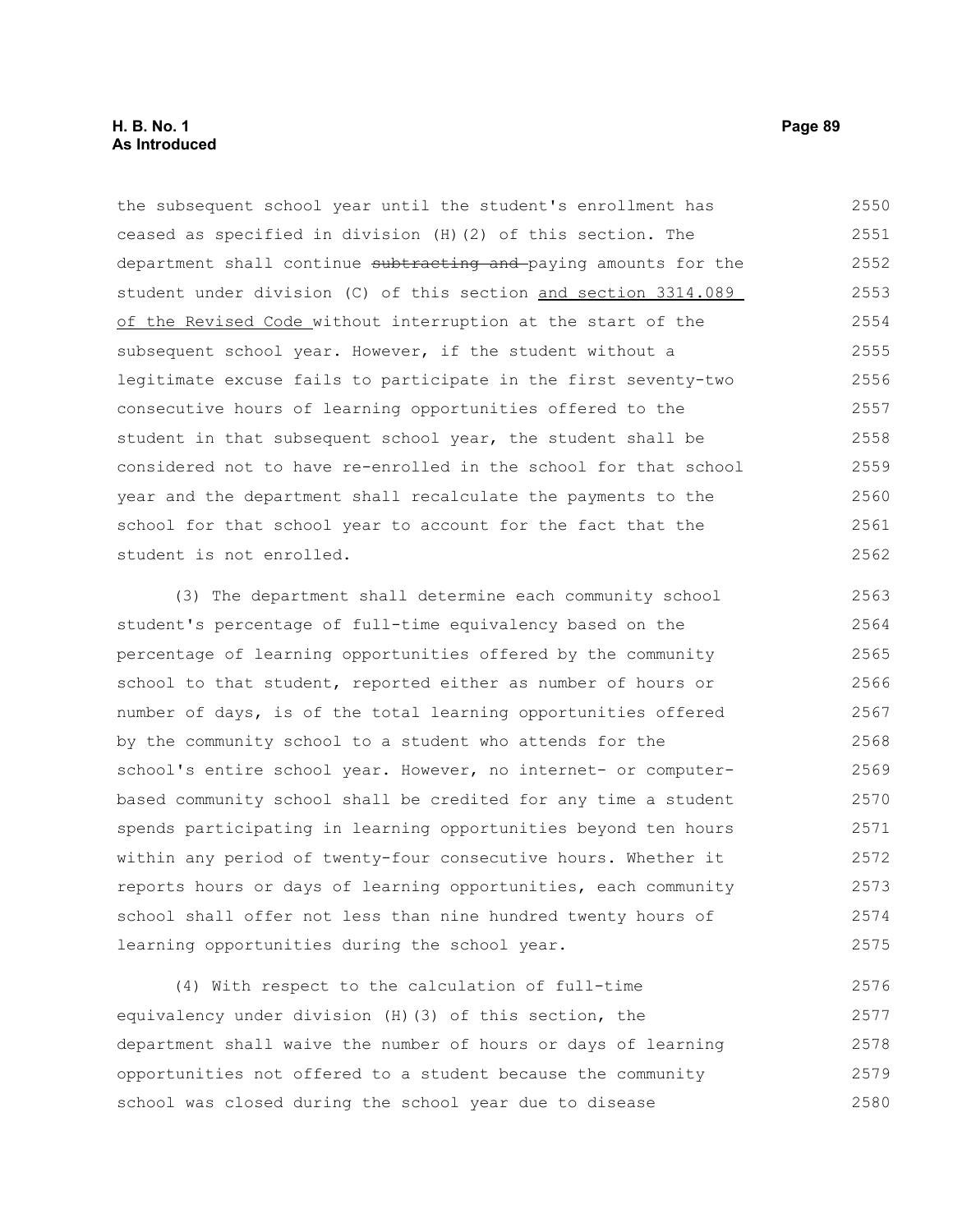the subsequent school year until the student's enrollment has ceased as specified in division (H)(2) of this section. The department shall continue ~~subtracting and~~ paying amounts for the student under division (C) of this section <u>and section 3314.089 of the Revised Code</u> without interruption at the start of the subsequent school year. However, if the student without a legitimate excuse fails to participate in the first seventy-two consecutive hours of learning opportunities offered to the student in that subsequent school year, the student shall be considered not to have re-enrolled in the school for that school year and the department shall recalculate the payments to the school for that school year to account for the fact that the student is not enrolled.

(3) The department shall determine each community school student's percentage of full-time equivalency based on the percentage of learning opportunities offered by the community school to that student, reported either as number of hours or number of days, is of the total learning opportunities offered by the community school to a student who attends for the school's entire school year. However, no internet- or computer-based community school shall be credited for any time a student spends participating in learning opportunities beyond ten hours within any period of twenty-four consecutive hours. Whether it reports hours or days of learning opportunities, each community school shall offer not less than nine hundred twenty hours of learning opportunities during the school year.

(4) With respect to the calculation of full-time equivalency under division (H)(3) of this section, the department shall waive the number of hours or days of learning opportunities not offered to a student because the community school was closed during the school year due to disease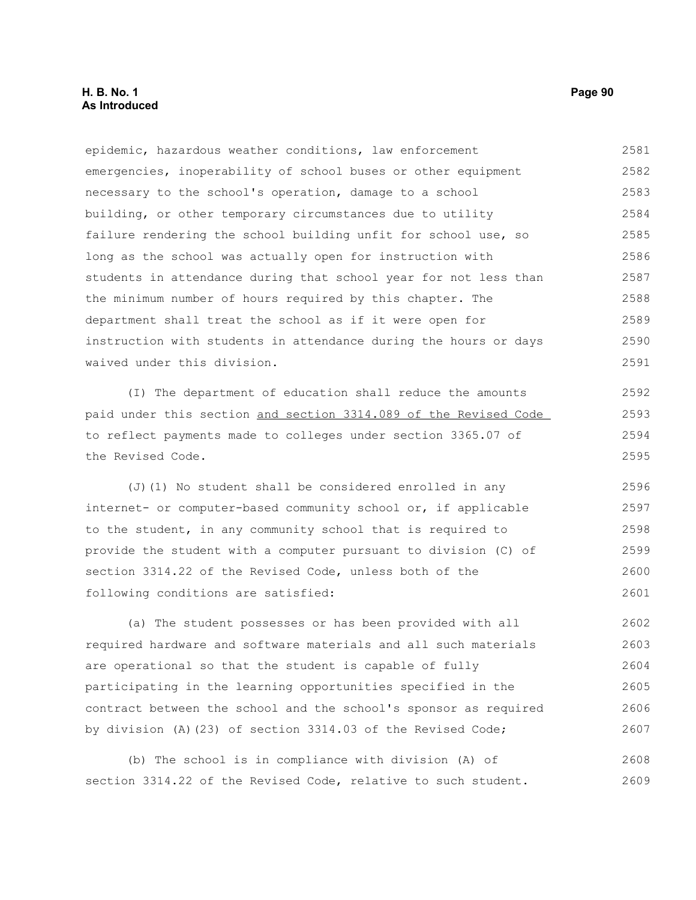epidemic, hazardous weather conditions, law enforcement emergencies, inoperability of school buses or other equipment necessary to the school's operation, damage to a school building, or other temporary circumstances due to utility failure rendering the school building unfit for school use, so long as the school was actually open for instruction with students in attendance during that school year for not less than the minimum number of hours required by this chapter. The department shall treat the school as if it were open for instruction with students in attendance during the hours or days waived under this division.

(I) The department of education shall reduce the amounts paid under this section and section 3314.089 of the Revised Code to reflect payments made to colleges under section 3365.07 of the Revised Code.

(J)(1) No student shall be considered enrolled in any internet- or computer-based community school or, if applicable to the student, in any community school that is required to provide the student with a computer pursuant to division (C) of section 3314.22 of the Revised Code, unless both of the following conditions are satisfied:

(a) The student possesses or has been provided with all required hardware and software materials and all such materials are operational so that the student is capable of fully participating in the learning opportunities specified in the contract between the school and the school's sponsor as required by division (A)(23) of section 3314.03 of the Revised Code;

(b) The school is in compliance with division (A) of section 3314.22 of the Revised Code, relative to such student.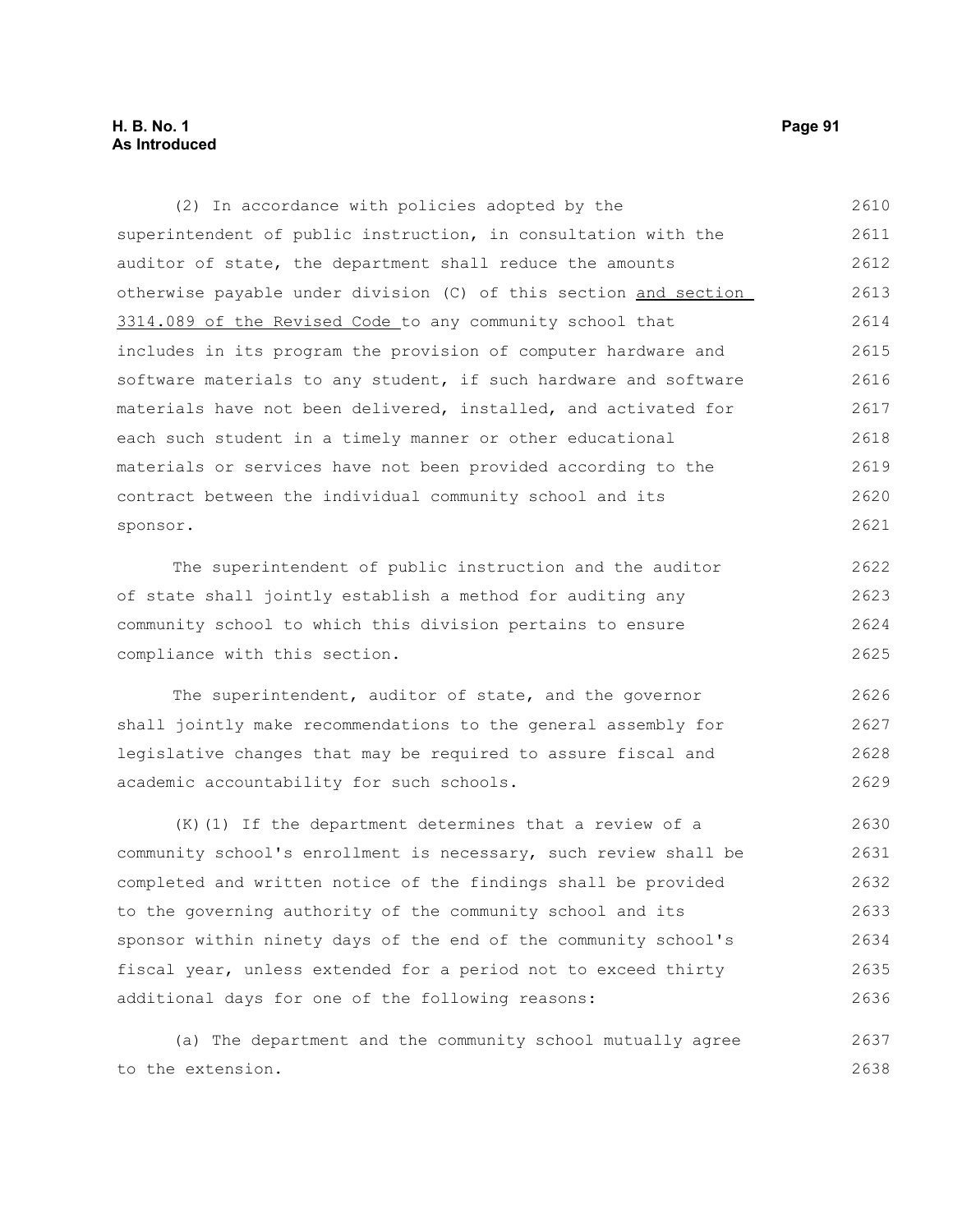(2) In accordance with policies adopted by the superintendent of public instruction, in consultation with the auditor of state, the department shall reduce the amounts otherwise payable under division (C) of this section and section 3314.089 of the Revised Code to any community school that includes in its program the provision of computer hardware and software materials to any student, if such hardware and software materials have not been delivered, installed, and activated for each such student in a timely manner or other educational materials or services have not been provided according to the contract between the individual community school and its sponsor.

The superintendent of public instruction and the auditor of state shall jointly establish a method for auditing any community school to which this division pertains to ensure compliance with this section.

The superintendent, auditor of state, and the governor shall jointly make recommendations to the general assembly for legislative changes that may be required to assure fiscal and academic accountability for such schools.

(K)(1) If the department determines that a review of a community school's enrollment is necessary, such review shall be completed and written notice of the findings shall be provided to the governing authority of the community school and its sponsor within ninety days of the end of the community school's fiscal year, unless extended for a period not to exceed thirty additional days for one of the following reasons:

(a) The department and the community school mutually agree to the extension.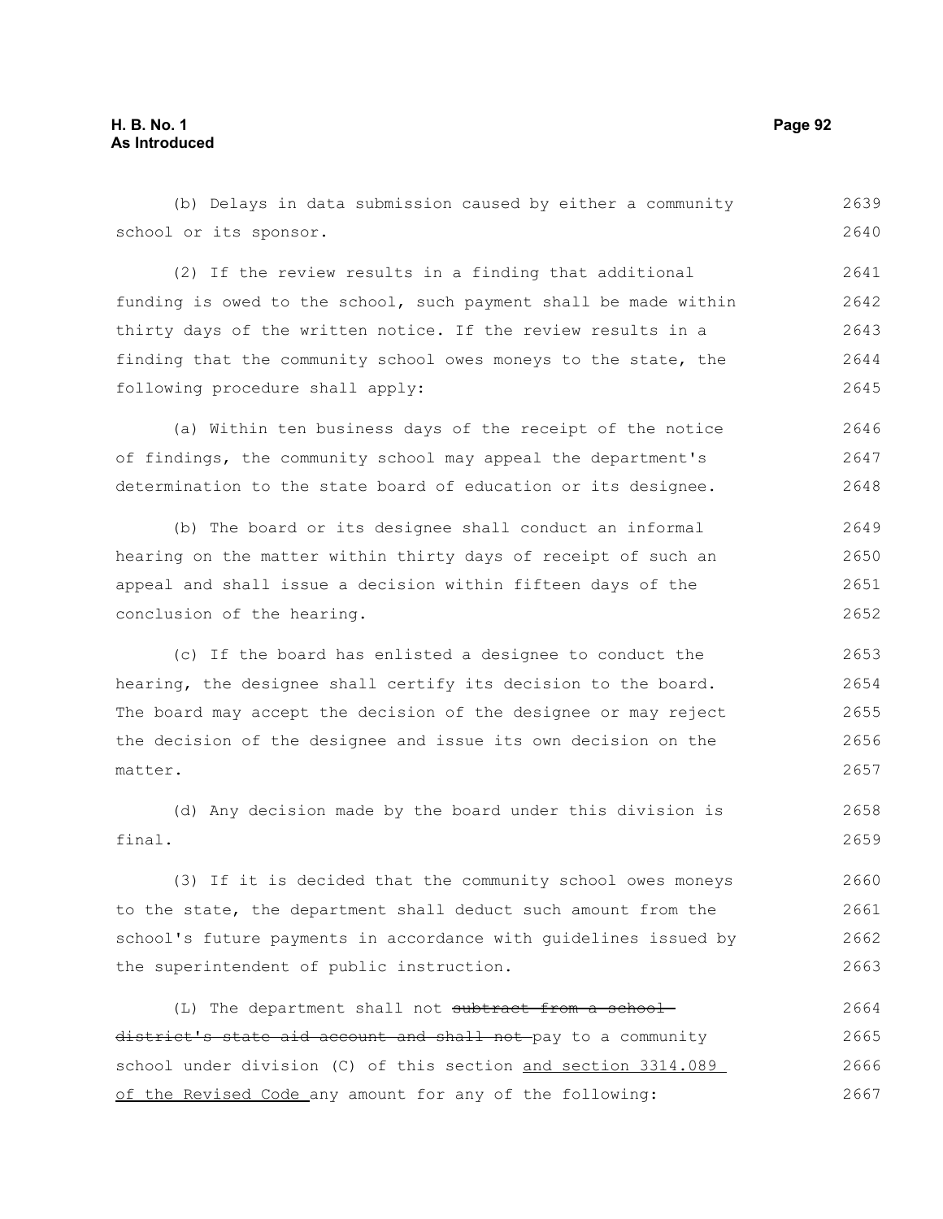(b) Delays in data submission caused by either a community school or its sponsor.

(2) If the review results in a finding that additional funding is owed to the school, such payment shall be made within thirty days of the written notice. If the review results in a finding that the community school owes moneys to the state, the following procedure shall apply:

(a) Within ten business days of the receipt of the notice of findings, the community school may appeal the department's determination to the state board of education or its designee.

(b) The board or its designee shall conduct an informal hearing on the matter within thirty days of receipt of such an appeal and shall issue a decision within fifteen days of the conclusion of the hearing.

(c) If the board has enlisted a designee to conduct the hearing, the designee shall certify its decision to the board. The board may accept the decision of the designee or may reject the decision of the designee and issue its own decision on the matter.

(d) Any decision made by the board under this division is final.

(3) If it is decided that the community school owes moneys to the state, the department shall deduct such amount from the school's future payments in accordance with guidelines issued by the superintendent of public instruction.

(L) The department shall not ~~subtract from a school district's state aid account and shall not~~ pay to a community school under division (C) of this section <u>and section 3314.089 of the Revised Code</u> any amount for any of the following: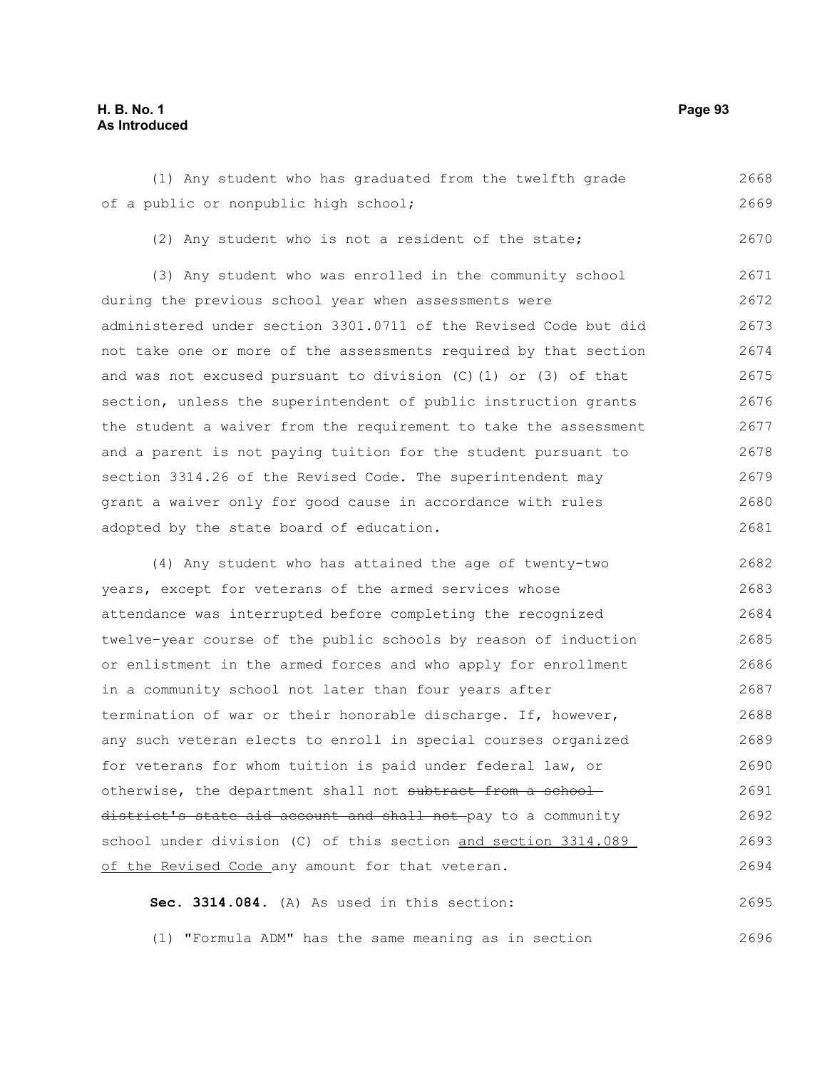(1) Any student who has graduated from the twelfth grade of a public or nonpublic high school;

(2) Any student who is not a resident of the state;

(3) Any student who was enrolled in the community school during the previous school year when assessments were administered under section 3301.0711 of the Revised Code but did not take one or more of the assessments required by that section and was not excused pursuant to division (C)(1) or (3) of that section, unless the superintendent of public instruction grants the student a waiver from the requirement to take the assessment and a parent is not paying tuition for the student pursuant to section 3314.26 of the Revised Code. The superintendent may grant a waiver only for good cause in accordance with rules adopted by the state board of education.

(4) Any student who has attained the age of twenty-two years, except for veterans of the armed services whose attendance was interrupted before completing the recognized twelve-year course of the public schools by reason of induction or enlistment in the armed forces and who apply for enrollment in a community school not later than four years after termination of war or their honorable discharge. If, however, any such veteran elects to enroll in special courses organized for veterans for whom tuition is paid under federal law, or otherwise, the department shall not ~~subtract from a school district's state aid account and shall not~~ pay to a community school under division (C) of this section and section 3314.089 of the Revised Code any amount for that veteran.

**Sec. 3314.084.** (A) As used in this section:

(1) "Formula ADM" has the same meaning as in section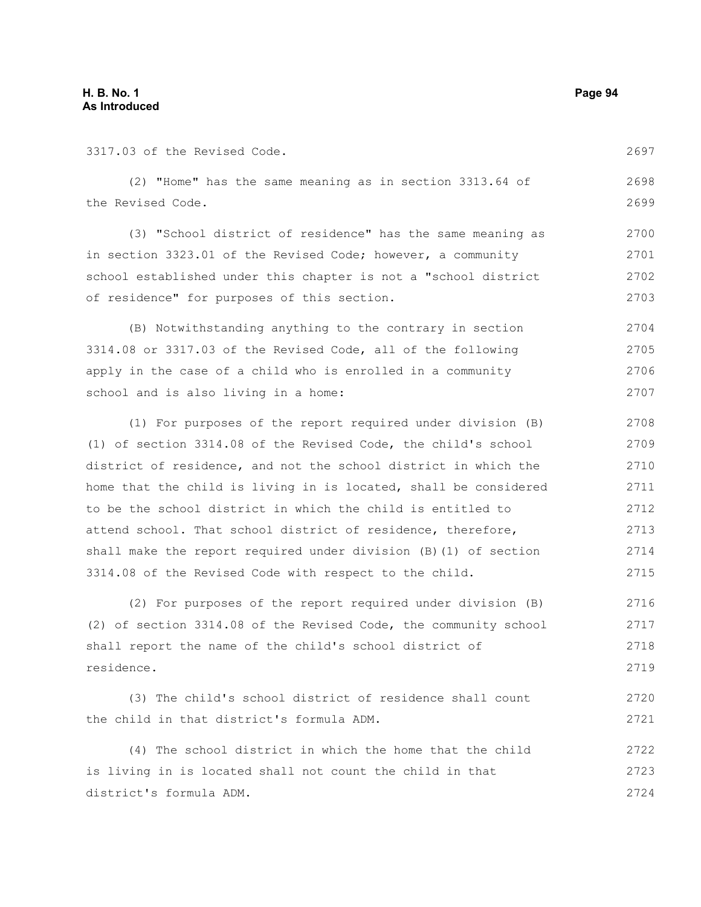3317.03 of the Revised Code.

(2) "Home" has the same meaning as in section 3313.64 of the Revised Code.

(3) "School district of residence" has the same meaning as in section 3323.01 of the Revised Code; however, a community school established under this chapter is not a "school district of residence" for purposes of this section.

(B) Notwithstanding anything to the contrary in section 3314.08 or 3317.03 of the Revised Code, all of the following apply in the case of a child who is enrolled in a community school and is also living in a home:

(1) For purposes of the report required under division (B)(1) of section 3314.08 of the Revised Code, the child's school district of residence, and not the school district in which the home that the child is living in is located, shall be considered to be the school district in which the child is entitled to attend school. That school district of residence, therefore, shall make the report required under division (B)(1) of section 3314.08 of the Revised Code with respect to the child.

(2) For purposes of the report required under division (B)(2) of section 3314.08 of the Revised Code, the community school shall report the name of the child's school district of residence.

(3) The child's school district of residence shall count the child in that district's formula ADM.

(4) The school district in which the home that the child is living in is located shall not count the child in that district's formula ADM.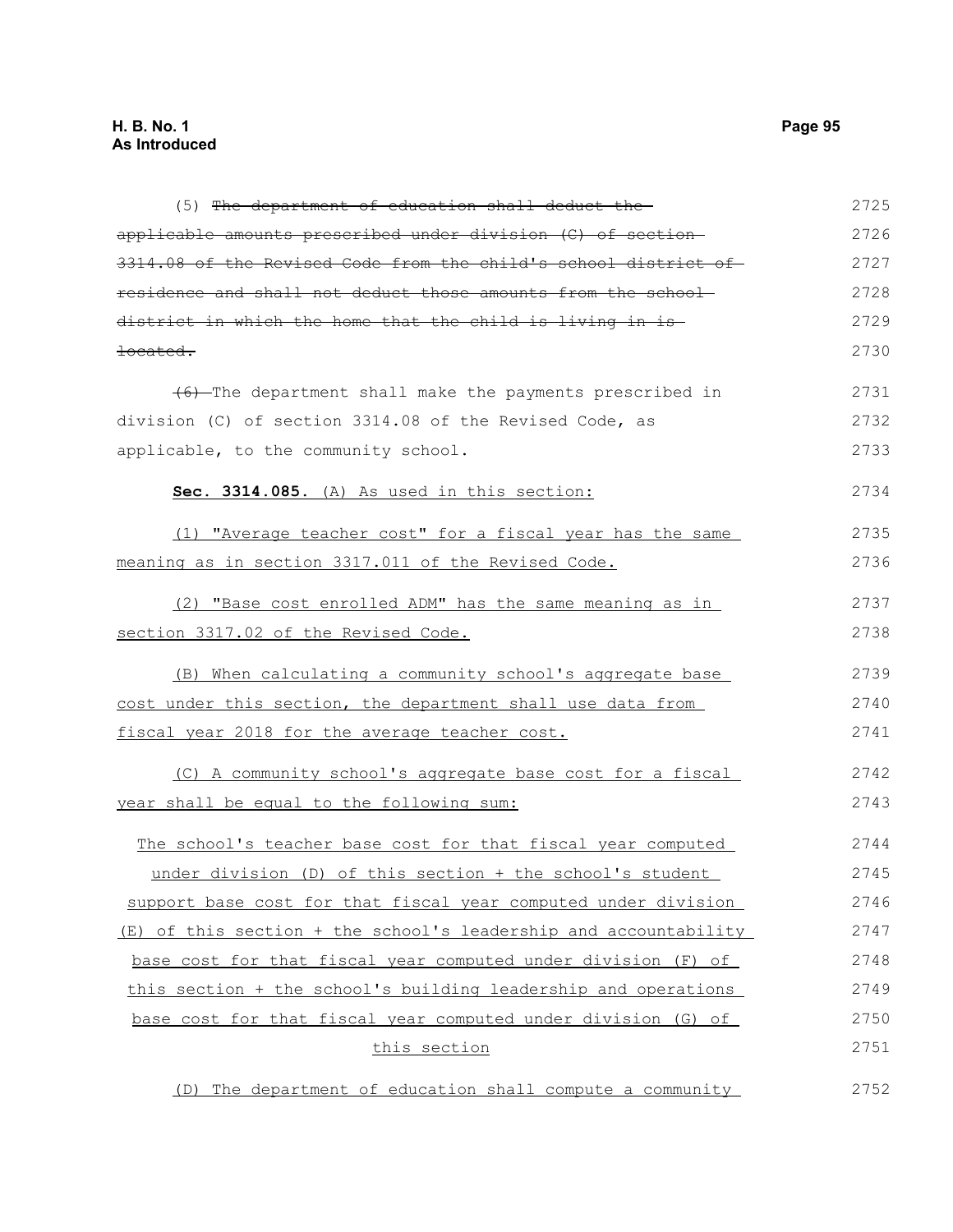(5) ~~The department of education shall deduct the applicable amounts prescribed under division (C) of section 3314.08 of the Revised Code from the child's school district of residence and shall not deduct those amounts from the school district in which the home that the child is living in is located.~~

~~(6)~~ The department shall make the payments prescribed in division (C) of section 3314.08 of the Revised Code, as applicable, to the community school.

**Sec. 3314.085.** (A) As used in this section:

(1) "Average teacher cost" for a fiscal year has the same meaning as in section 3317.011 of the Revised Code.

(2) "Base cost enrolled ADM" has the same meaning as in section 3317.02 of the Revised Code.

(B) When calculating a community school's aggregate base cost under this section, the department shall use data from fiscal year 2018 for the average teacher cost.

(C) A community school's aggregate base cost for a fiscal year shall be equal to the following sum:

The school's teacher base cost for that fiscal year computed under division (D) of this section + the school's student support base cost for that fiscal year computed under division (E) of this section + the school's leadership and accountability base cost for that fiscal year computed under division (F) of this section + the school's building leadership and operations base cost for that fiscal year computed under division (G) of this section

(D) The department of education shall compute a community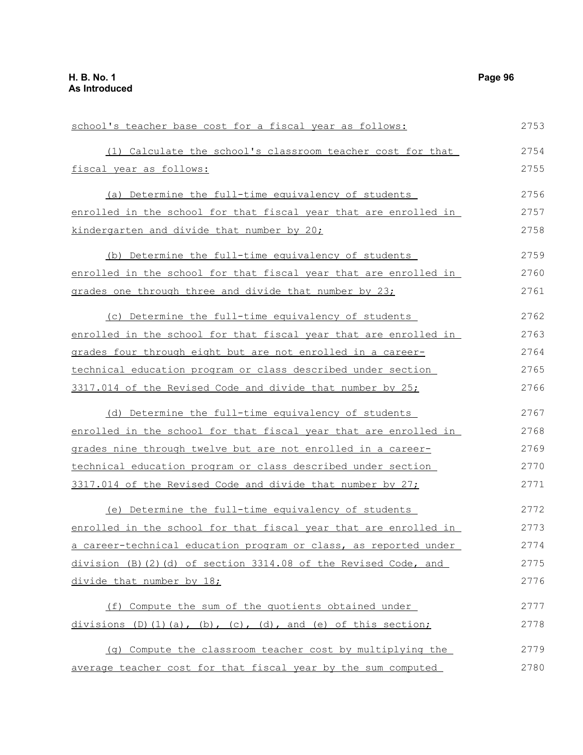school's teacher base cost for a fiscal year as follows:

(1) Calculate the school's classroom teacher cost for that fiscal year as follows:

(a) Determine the full-time equivalency of students enrolled in the school for that fiscal year that are enrolled in kindergarten and divide that number by 20;

(b) Determine the full-time equivalency of students enrolled in the school for that fiscal year that are enrolled in grades one through three and divide that number by 23;

(c) Determine the full-time equivalency of students enrolled in the school for that fiscal year that are enrolled in grades four through eight but are not enrolled in a career-technical education program or class described under section 3317.014 of the Revised Code and divide that number by 25;

(d) Determine the full-time equivalency of students enrolled in the school for that fiscal year that are enrolled in grades nine through twelve but are not enrolled in a career-technical education program or class described under section 3317.014 of the Revised Code and divide that number by 27;

(e) Determine the full-time equivalency of students enrolled in the school for that fiscal year that are enrolled in a career-technical education program or class, as reported under division (B)(2)(d) of section 3314.08 of the Revised Code, and divide that number by 18;

(f) Compute the sum of the quotients obtained under divisions (D)(1)(a), (b), (c), (d), and (e) of this section;

(g) Compute the classroom teacher cost by multiplying the average teacher cost for that fiscal year by the sum computed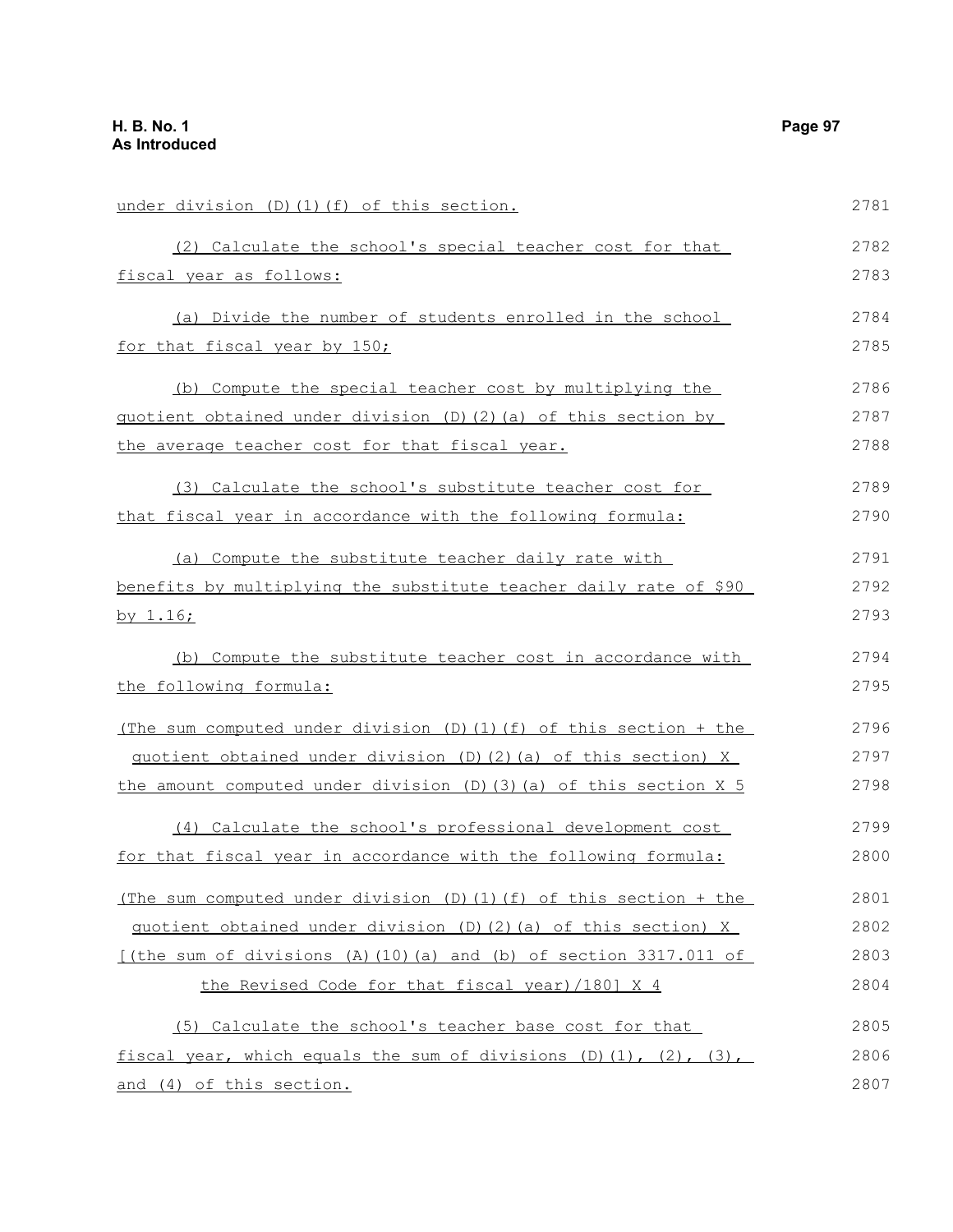under division (D)(1)(f) of this section.

(2) Calculate the school's special teacher cost for that fiscal year as follows:

(a) Divide the number of students enrolled in the school for that fiscal year by 150;

(b) Compute the special teacher cost by multiplying the quotient obtained under division (D)(2)(a) of this section by the average teacher cost for that fiscal year.

(3) Calculate the school's substitute teacher cost for that fiscal year in accordance with the following formula:

(a) Compute the substitute teacher daily rate with benefits by multiplying the substitute teacher daily rate of $90 by 1.16;

(b) Compute the substitute teacher cost in accordance with the following formula:

(The sum computed under division (D)(1)(f) of this section + the quotient obtained under division (D)(2)(a) of this section) X the amount computed under division (D)(3)(a) of this section X 5

(4) Calculate the school's professional development cost for that fiscal year in accordance with the following formula:

(The sum computed under division (D)(1)(f) of this section + the quotient obtained under division (D)(2)(a) of this section) X [(the sum of divisions (A)(10)(a) and (b) of section 3317.011 of the Revised Code for that fiscal year)/180] X 4

(5) Calculate the school's teacher base cost for that fiscal year, which equals the sum of divisions (D)(1), (2), (3), and (4) of this section.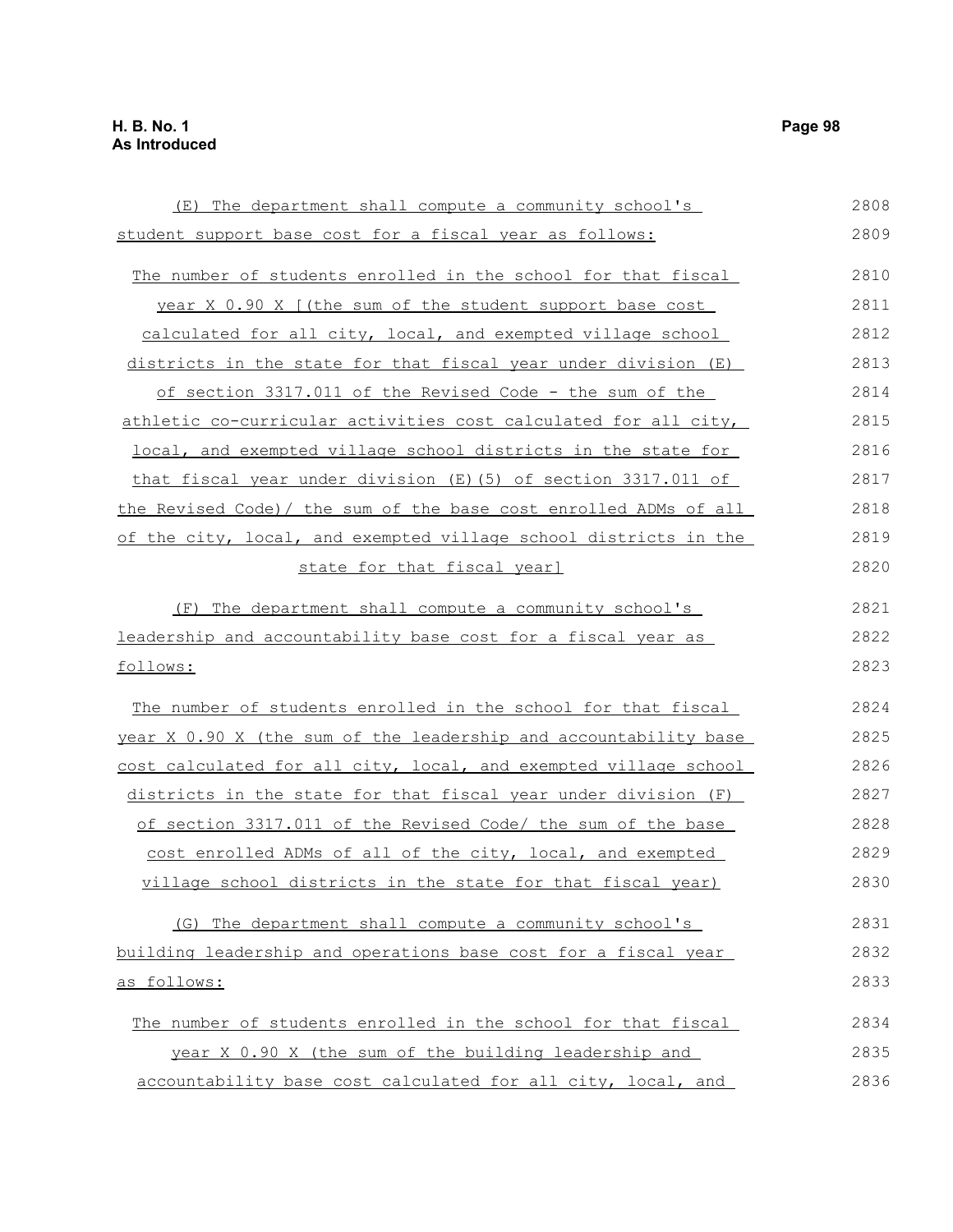(E) The department shall compute a community school's student support base cost for a fiscal year as follows:

The number of students enrolled in the school for that fiscal year X 0.90 X [(the sum of the student support base cost calculated for all city, local, and exempted village school districts in the state for that fiscal year under division (E) of section 3317.011 of the Revised Code - the sum of the athletic co-curricular activities cost calculated for all city, local, and exempted village school districts in the state for that fiscal year under division (E)(5) of section 3317.011 of the Revised Code)/ the sum of the base cost enrolled ADMs of all of the city, local, and exempted village school districts in the state for that fiscal year]

(F) The department shall compute a community school's leadership and accountability base cost for a fiscal year as follows:

The number of students enrolled in the school for that fiscal year X 0.90 X (the sum of the leadership and accountability base cost calculated for all city, local, and exempted village school districts in the state for that fiscal year under division (F) of section 3317.011 of the Revised Code/ the sum of the base cost enrolled ADMs of all of the city, local, and exempted village school districts in the state for that fiscal year)

(G) The department shall compute a community school's building leadership and operations base cost for a fiscal year as follows:

The number of students enrolled in the school for that fiscal year X 0.90 X (the sum of the building leadership and accountability base cost calculated for all city, local, and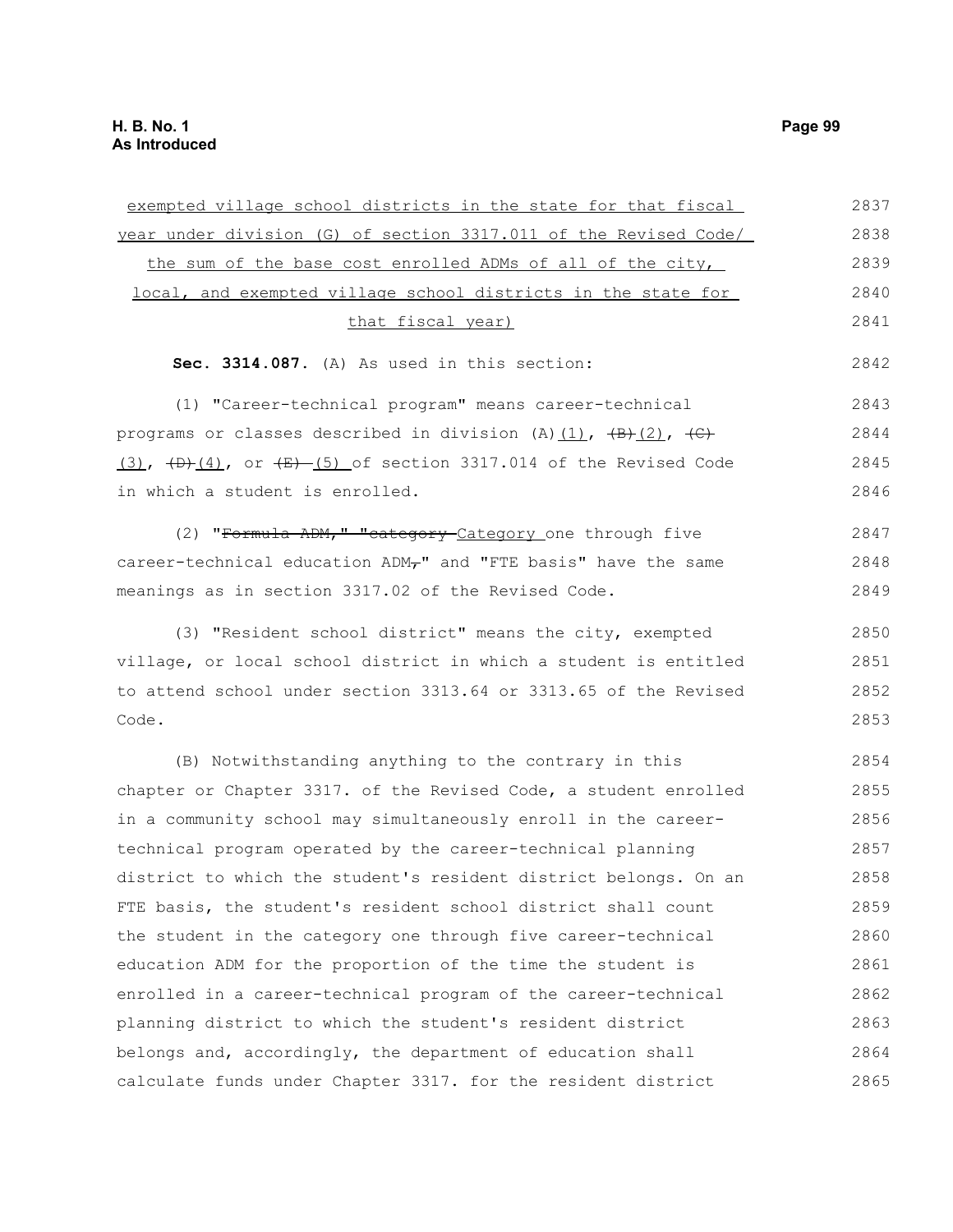exempted village school districts in the state for that fiscal year under division (G) of section 3317.011 of the Revised Code/ the sum of the base cost enrolled ADMs of all of the city, local, and exempted village school districts in the state for that fiscal year)

**Sec. 3314.087.** (A) As used in this section:

(1) "Career-technical program" means career-technical programs or classes described in division (A)(1), (B)(2), (C)(3), (D)(4), or (E) (5) of section 3317.014 of the Revised Code in which a student is enrolled.

(2) "Formula ADM," "category Category one through five career-technical education ADM," and "FTE basis" have the same meanings as in section 3317.02 of the Revised Code.

(3) "Resident school district" means the city, exempted village, or local school district in which a student is entitled to attend school under section 3313.64 or 3313.65 of the Revised Code.

(B) Notwithstanding anything to the contrary in this chapter or Chapter 3317. of the Revised Code, a student enrolled in a community school may simultaneously enroll in the career-technical program operated by the career-technical planning district to which the student's resident district belongs. On an FTE basis, the student's resident school district shall count the student in the category one through five career-technical education ADM for the proportion of the time the student is enrolled in a career-technical program of the career-technical planning district to which the student's resident district belongs and, accordingly, the department of education shall calculate funds under Chapter 3317. for the resident district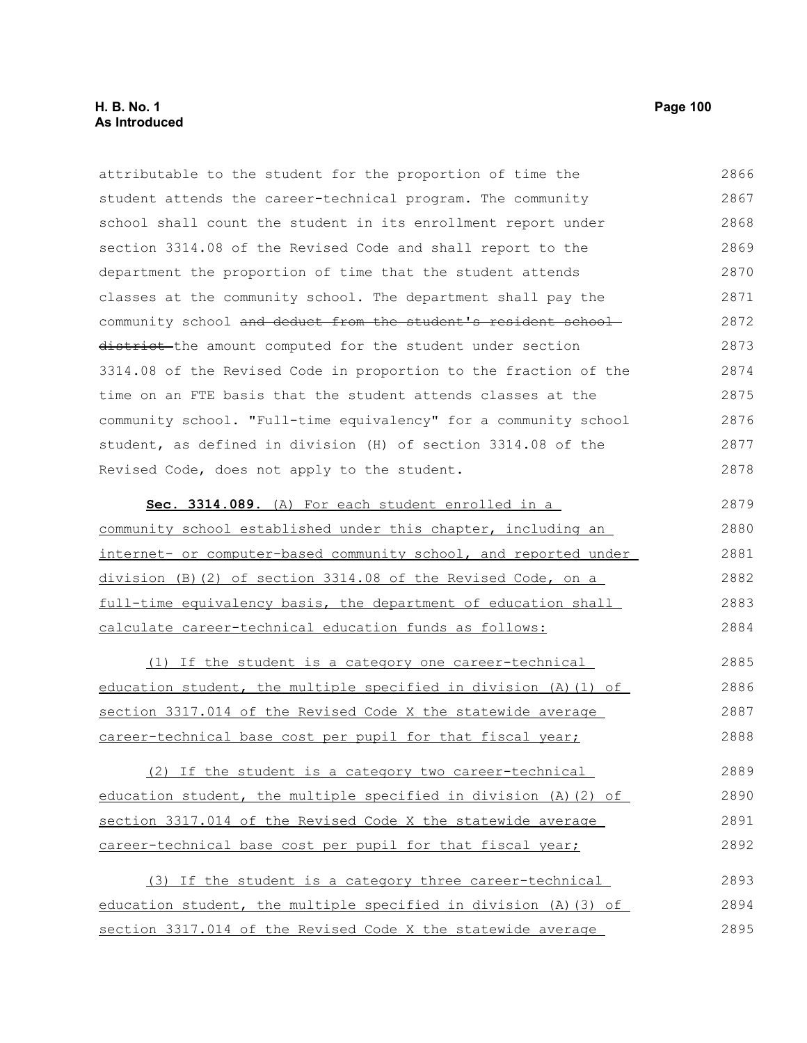attributable to the student for the proportion of time the student attends the career-technical program. The community school shall count the student in its enrollment report under section 3314.08 of the Revised Code and shall report to the department the proportion of time that the student attends classes at the community school. The department shall pay the community school ~~and deduct from the student's resident school district~~ the amount computed for the student under section 3314.08 of the Revised Code in proportion to the fraction of the time on an FTE basis that the student attends classes at the community school. "Full-time equivalency" for a community school student, as defined in division (H) of section 3314.08 of the Revised Code, does not apply to the student.

**Sec. 3314.089.** <u>(A) For each student enrolled in a community school established under this chapter, including an internet- or computer-based community school, and reported under division (B)(2) of section 3314.08 of the Revised Code, on a full-time equivalency basis, the department of education shall calculate career-technical education funds as follows:</u>

<u>(1) If the student is a category one career-technical education student, the multiple specified in division (A)(1) of section 3317.014 of the Revised Code X the statewide average career-technical base cost per pupil for that fiscal year;</u>

<u>(2) If the student is a category two career-technical education student, the multiple specified in division (A)(2) of section 3317.014 of the Revised Code X the statewide average career-technical base cost per pupil for that fiscal year;</u>

<u>(3) If the student is a category three career-technical education student, the multiple specified in division (A)(3) of section 3317.014 of the Revised Code X the statewide average</u>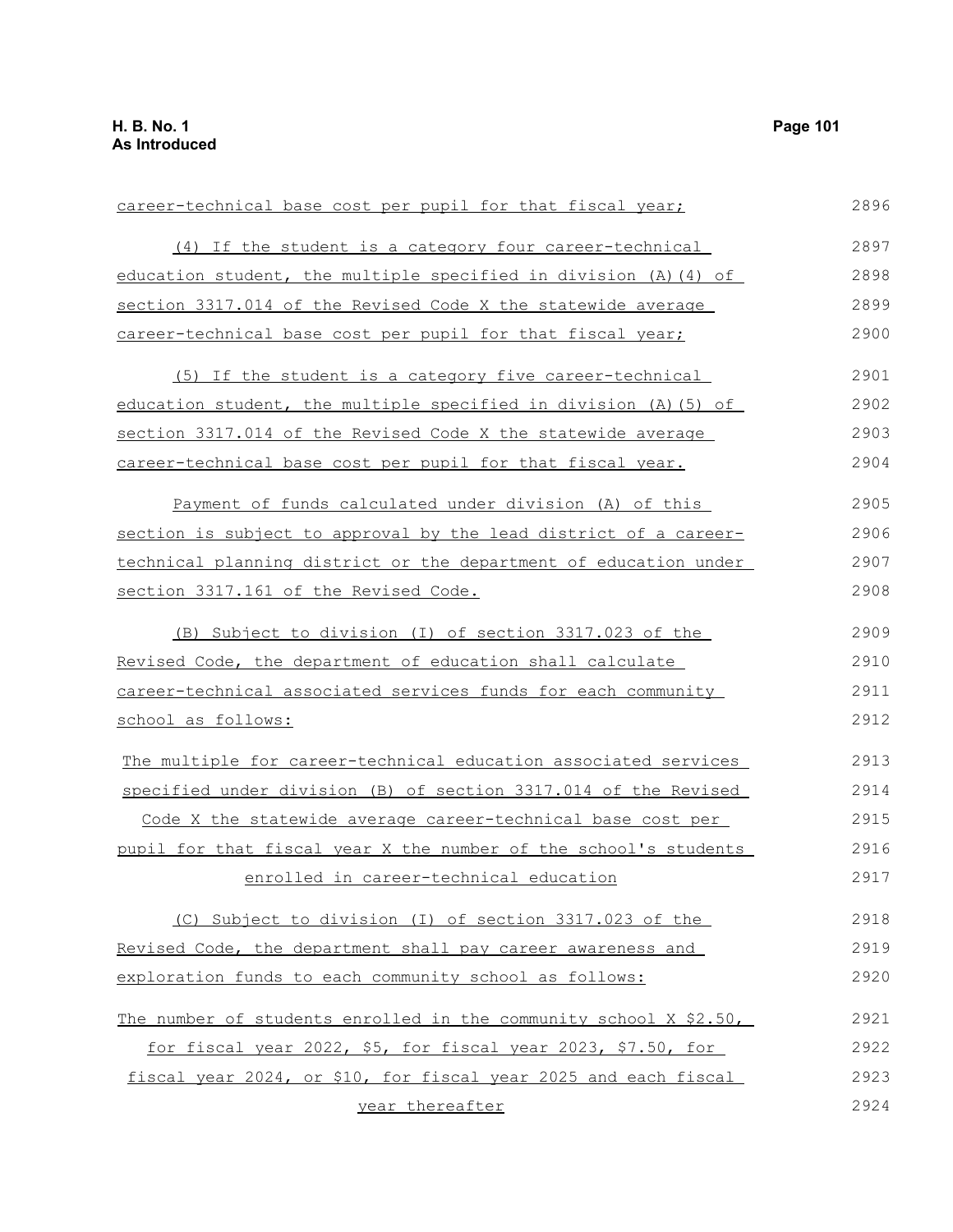career-technical base cost per pupil for that fiscal year;

(4) If the student is a category four career-technical education student, the multiple specified in division (A)(4) of section 3317.014 of the Revised Code X the statewide average career-technical base cost per pupil for that fiscal year;

(5) If the student is a category five career-technical education student, the multiple specified in division (A)(5) of section 3317.014 of the Revised Code X the statewide average career-technical base cost per pupil for that fiscal year.

Payment of funds calculated under division (A) of this section is subject to approval by the lead district of a career-technical planning district or the department of education under section 3317.161 of the Revised Code.

(B) Subject to division (I) of section 3317.023 of the Revised Code, the department of education shall calculate career-technical associated services funds for each community school as follows:

The multiple for career-technical education associated services specified under division (B) of section 3317.014 of the Revised Code X the statewide average career-technical base cost per pupil for that fiscal year X the number of the school's students enrolled in career-technical education

(C) Subject to division (I) of section 3317.023 of the Revised Code, the department shall pay career awareness and exploration funds to each community school as follows:

The number of students enrolled in the community school X $2.50, for fiscal year 2022, $5, for fiscal year 2023, $7.50, for fiscal year 2024, or $10, for fiscal year 2025 and each fiscal year thereafter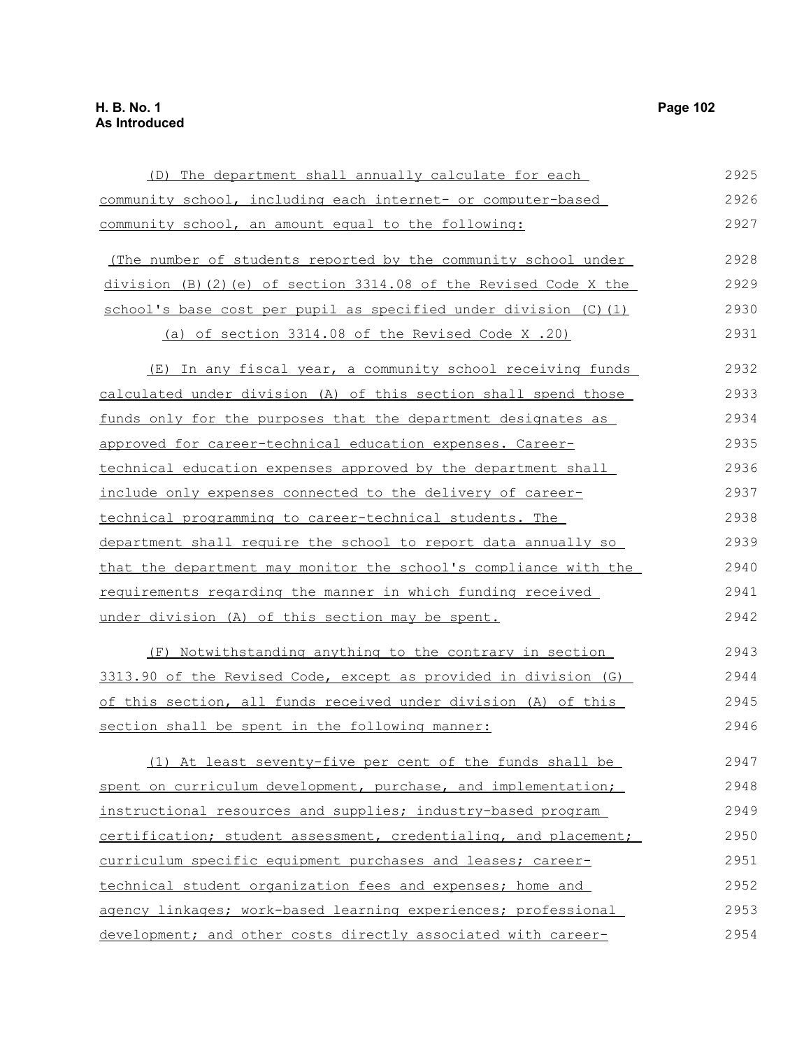(D) The department shall annually calculate for each community school, including each internet- or computer-based community school, an amount equal to the following:

(The number of students reported by the community school under division (B)(2)(e) of section 3314.08 of the Revised Code X the school's base cost per pupil as specified under division (C)(1)(a) of section 3314.08 of the Revised Code X .20)

(E) In any fiscal year, a community school receiving funds calculated under division (A) of this section shall spend those funds only for the purposes that the department designates as approved for career-technical education expenses. Career-technical education expenses approved by the department shall include only expenses connected to the delivery of career-technical programming to career-technical students. The department shall require the school to report data annually so that the department may monitor the school's compliance with the requirements regarding the manner in which funding received under division (A) of this section may be spent.

(F) Notwithstanding anything to the contrary in section 3313.90 of the Revised Code, except as provided in division (G) of this section, all funds received under division (A) of this section shall be spent in the following manner:

(1) At least seventy-five per cent of the funds shall be spent on curriculum development, purchase, and implementation; instructional resources and supplies; industry-based program certification; student assessment, credentialing, and placement; curriculum specific equipment purchases and leases; career-technical student organization fees and expenses; home and agency linkages; work-based learning experiences; professional development; and other costs directly associated with career-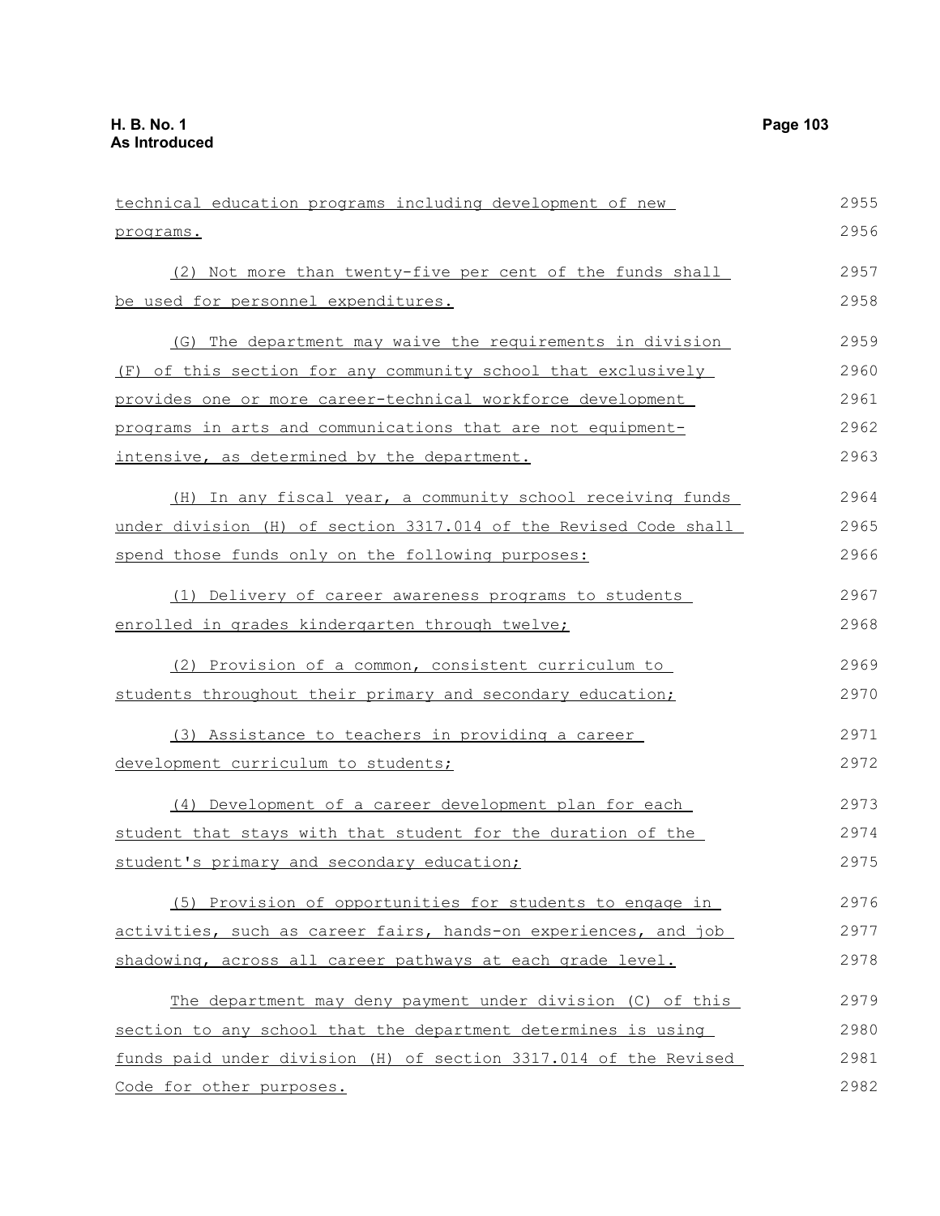technical education programs including development of new programs.

(2) Not more than twenty-five per cent of the funds shall be used for personnel expenditures.

(G) The department may waive the requirements in division (F) of this section for any community school that exclusively provides one or more career-technical workforce development programs in arts and communications that are not equipment-intensive, as determined by the department.

(H) In any fiscal year, a community school receiving funds under division (H) of section 3317.014 of the Revised Code shall spend those funds only on the following purposes:

(1) Delivery of career awareness programs to students enrolled in grades kindergarten through twelve;

(2) Provision of a common, consistent curriculum to students throughout their primary and secondary education;

(3) Assistance to teachers in providing a career development curriculum to students;

(4) Development of a career development plan for each student that stays with that student for the duration of the student's primary and secondary education;

(5) Provision of opportunities for students to engage in activities, such as career fairs, hands-on experiences, and job shadowing, across all career pathways at each grade level.

The department may deny payment under division (C) of this section to any school that the department determines is using funds paid under division (H) of section 3317.014 of the Revised Code for other purposes.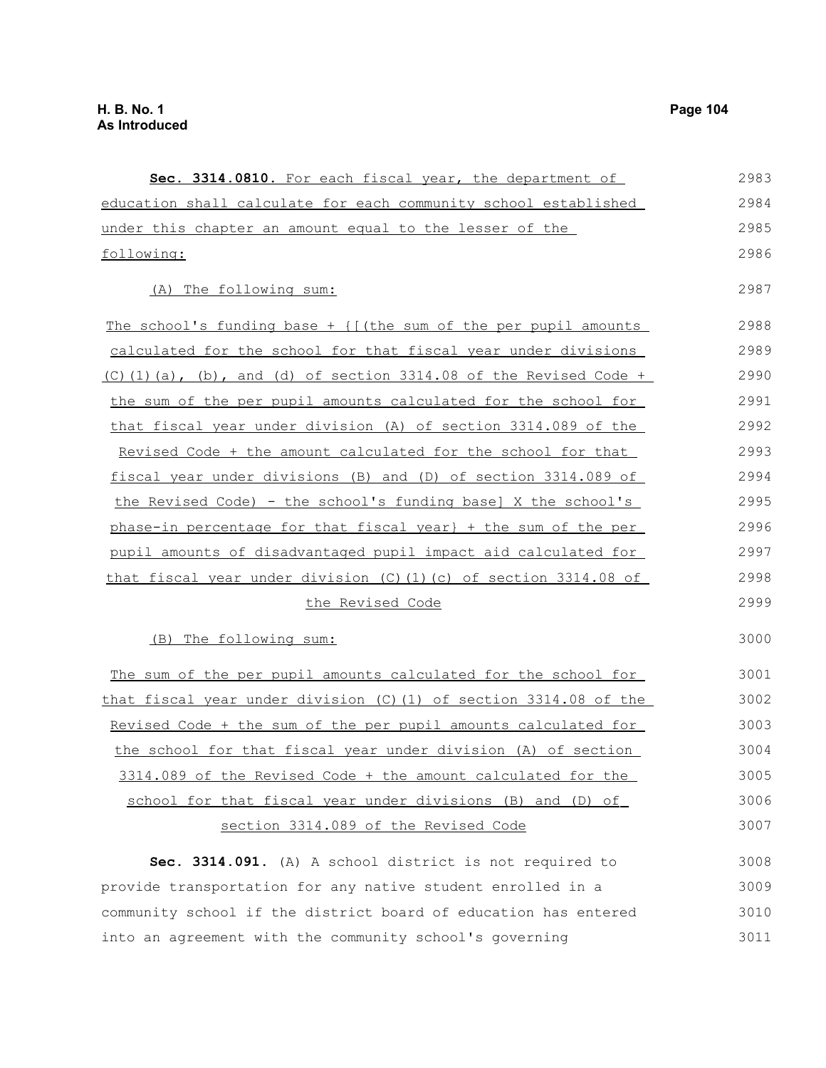**Sec. 3314.0810.** For each fiscal year, the department of education shall calculate for each community school established under this chapter an amount equal to the lesser of the following:

(A) The following sum:

The school's funding base + {[(the sum of the per pupil amounts calculated for the school for that fiscal year under divisions (C)(1)(a), (b), and (d) of section 3314.08 of the Revised Code + the sum of the per pupil amounts calculated for the school for that fiscal year under division (A) of section 3314.089 of the Revised Code + the amount calculated for the school for that fiscal year under divisions (B) and (D) of section 3314.089 of the Revised Code) - the school's funding base] X the school's phase-in percentage for that fiscal year} + the sum of the per pupil amounts of disadvantaged pupil impact aid calculated for that fiscal year under division (C)(1)(c) of section 3314.08 of the Revised Code

(B) The following sum:

The sum of the per pupil amounts calculated for the school for that fiscal year under division (C)(1) of section 3314.08 of the Revised Code + the sum of the per pupil amounts calculated for the school for that fiscal year under division (A) of section 3314.089 of the Revised Code + the amount calculated for the school for that fiscal year under divisions (B) and (D) of section 3314.089 of the Revised Code

**Sec. 3314.091.** (A) A school district is not required to provide transportation for any native student enrolled in a community school if the district board of education has entered into an agreement with the community school's governing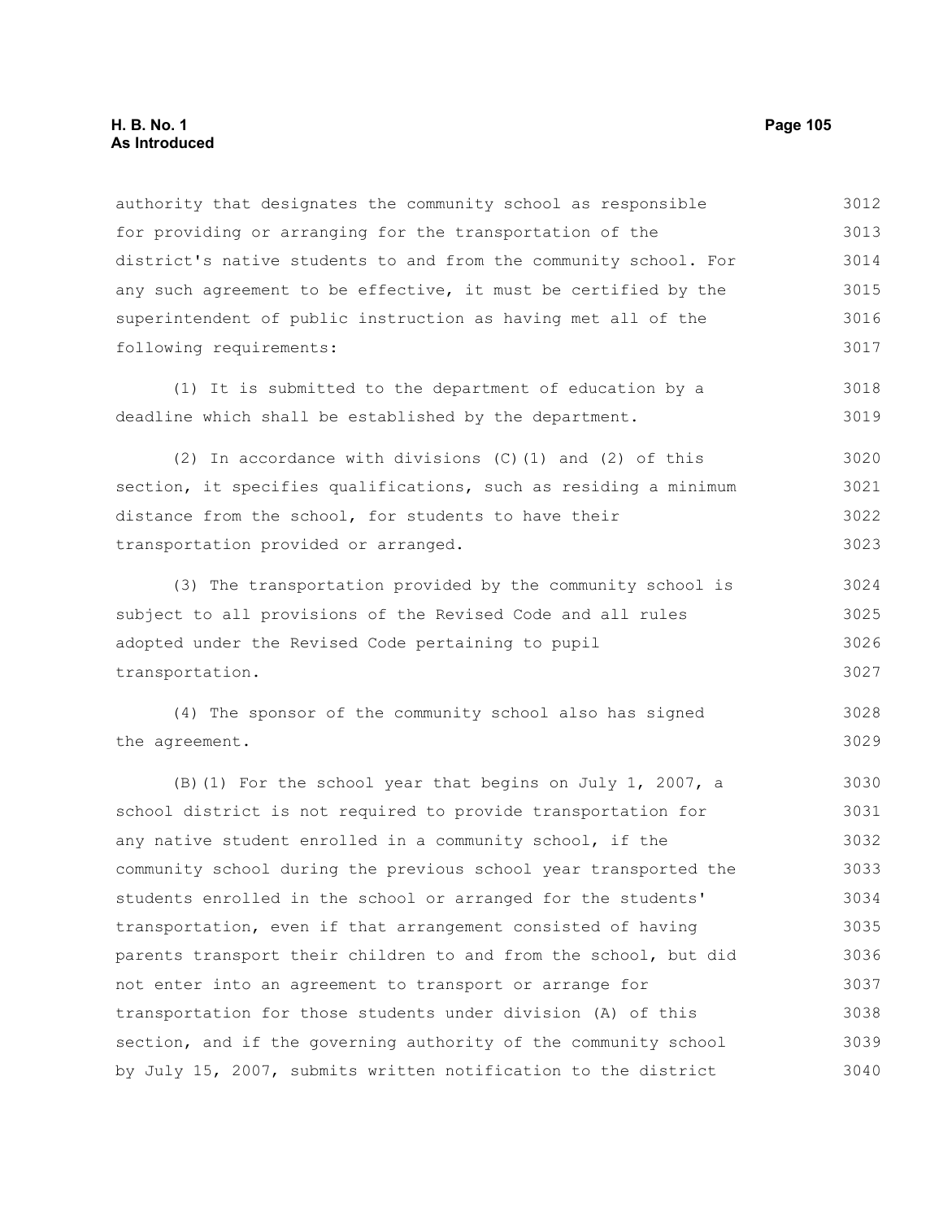authority that designates the community school as responsible for providing or arranging for the transportation of the district's native students to and from the community school. For any such agreement to be effective, it must be certified by the superintendent of public instruction as having met all of the following requirements:

(1) It is submitted to the department of education by a deadline which shall be established by the department.

(2) In accordance with divisions (C)(1) and (2) of this section, it specifies qualifications, such as residing a minimum distance from the school, for students to have their transportation provided or arranged.

(3) The transportation provided by the community school is subject to all provisions of the Revised Code and all rules adopted under the Revised Code pertaining to pupil transportation.

(4) The sponsor of the community school also has signed the agreement.

(B)(1) For the school year that begins on July 1, 2007, a school district is not required to provide transportation for any native student enrolled in a community school, if the community school during the previous school year transported the students enrolled in the school or arranged for the students' transportation, even if that arrangement consisted of having parents transport their children to and from the school, but did not enter into an agreement to transport or arrange for transportation for those students under division (A) of this section, and if the governing authority of the community school by July 15, 2007, submits written notification to the district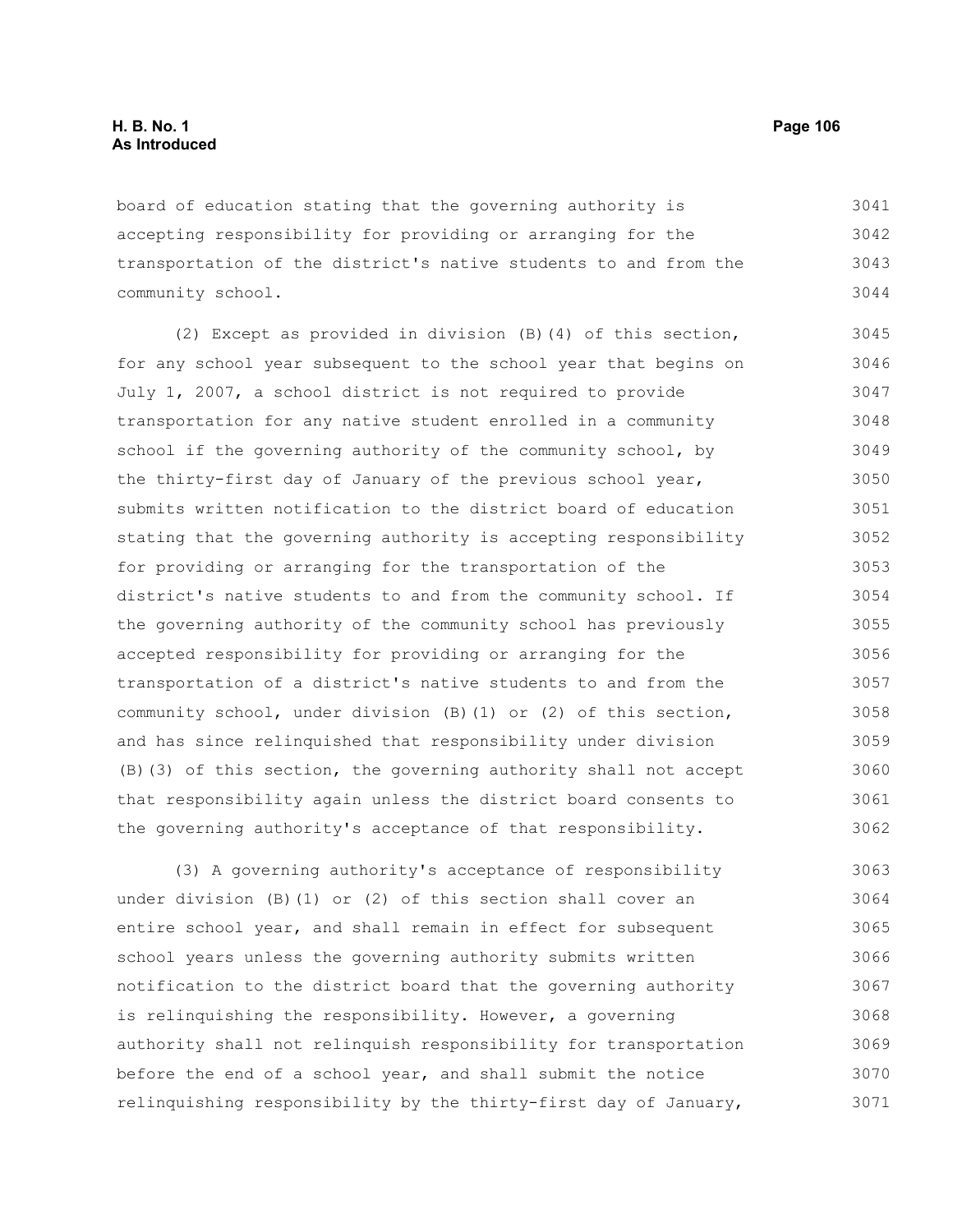board of education stating that the governing authority is accepting responsibility for providing or arranging for the transportation of the district's native students to and from the community school.

(2) Except as provided in division (B)(4) of this section, for any school year subsequent to the school year that begins on July 1, 2007, a school district is not required to provide transportation for any native student enrolled in a community school if the governing authority of the community school, by the thirty-first day of January of the previous school year, submits written notification to the district board of education stating that the governing authority is accepting responsibility for providing or arranging for the transportation of the district's native students to and from the community school. If the governing authority of the community school has previously accepted responsibility for providing or arranging for the transportation of a district's native students to and from the community school, under division (B)(1) or (2) of this section, and has since relinquished that responsibility under division (B)(3) of this section, the governing authority shall not accept that responsibility again unless the district board consents to the governing authority's acceptance of that responsibility.

(3) A governing authority's acceptance of responsibility under division (B)(1) or (2) of this section shall cover an entire school year, and shall remain in effect for subsequent school years unless the governing authority submits written notification to the district board that the governing authority is relinquishing the responsibility. However, a governing authority shall not relinquish responsibility for transportation before the end of a school year, and shall submit the notice relinquishing responsibility by the thirty-first day of January,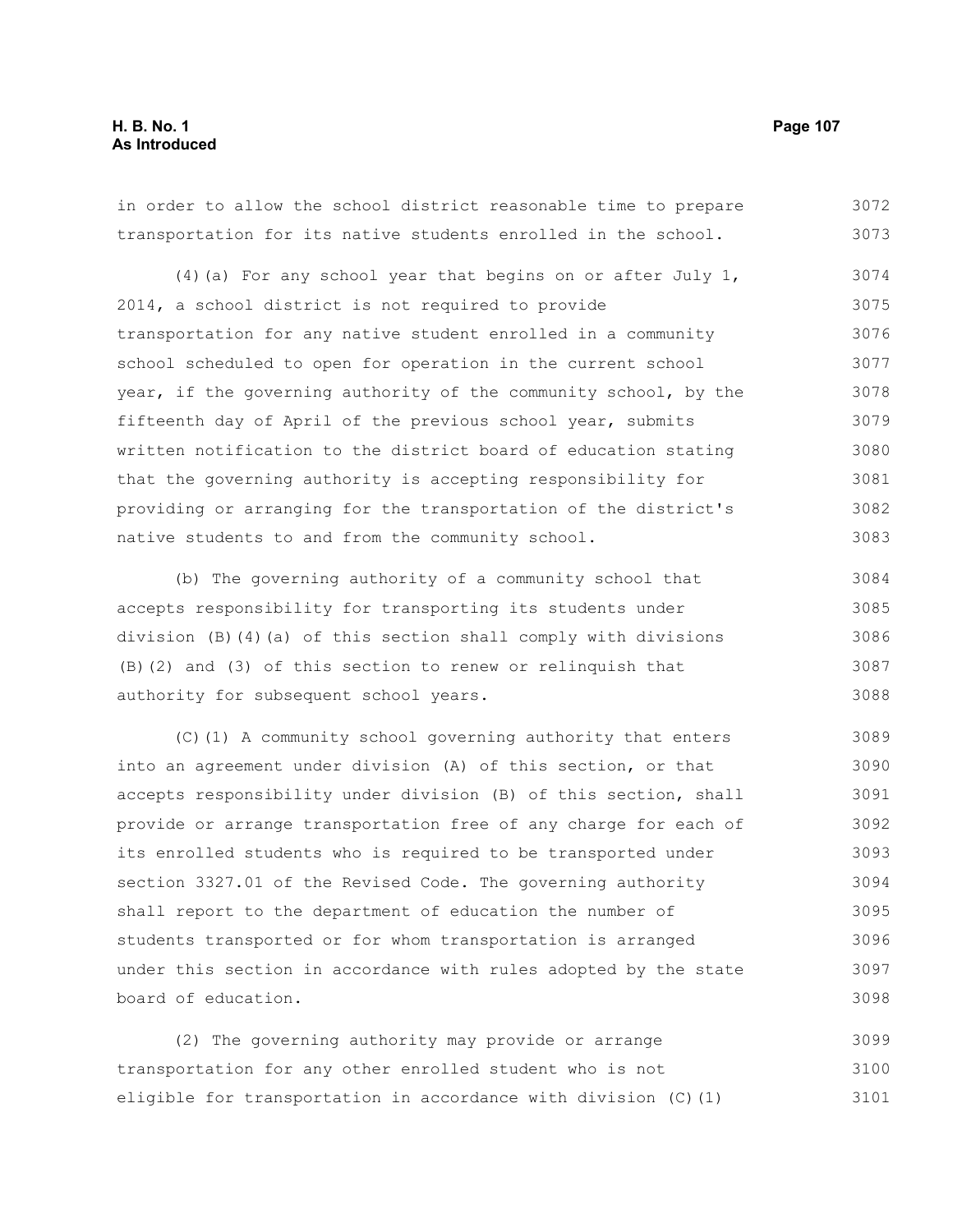in order to allow the school district reasonable time to prepare transportation for its native students enrolled in the school.

(4)(a) For any school year that begins on or after July 1, 2014, a school district is not required to provide transportation for any native student enrolled in a community school scheduled to open for operation in the current school year, if the governing authority of the community school, by the fifteenth day of April of the previous school year, submits written notification to the district board of education stating that the governing authority is accepting responsibility for providing or arranging for the transportation of the district's native students to and from the community school.

(b) The governing authority of a community school that accepts responsibility for transporting its students under division (B)(4)(a) of this section shall comply with divisions (B)(2) and (3) of this section to renew or relinquish that authority for subsequent school years.

(C)(1) A community school governing authority that enters into an agreement under division (A) of this section, or that accepts responsibility under division (B) of this section, shall provide or arrange transportation free of any charge for each of its enrolled students who is required to be transported under section 3327.01 of the Revised Code. The governing authority shall report to the department of education the number of students transported or for whom transportation is arranged under this section in accordance with rules adopted by the state board of education.

(2) The governing authority may provide or arrange transportation for any other enrolled student who is not eligible for transportation in accordance with division (C)(1)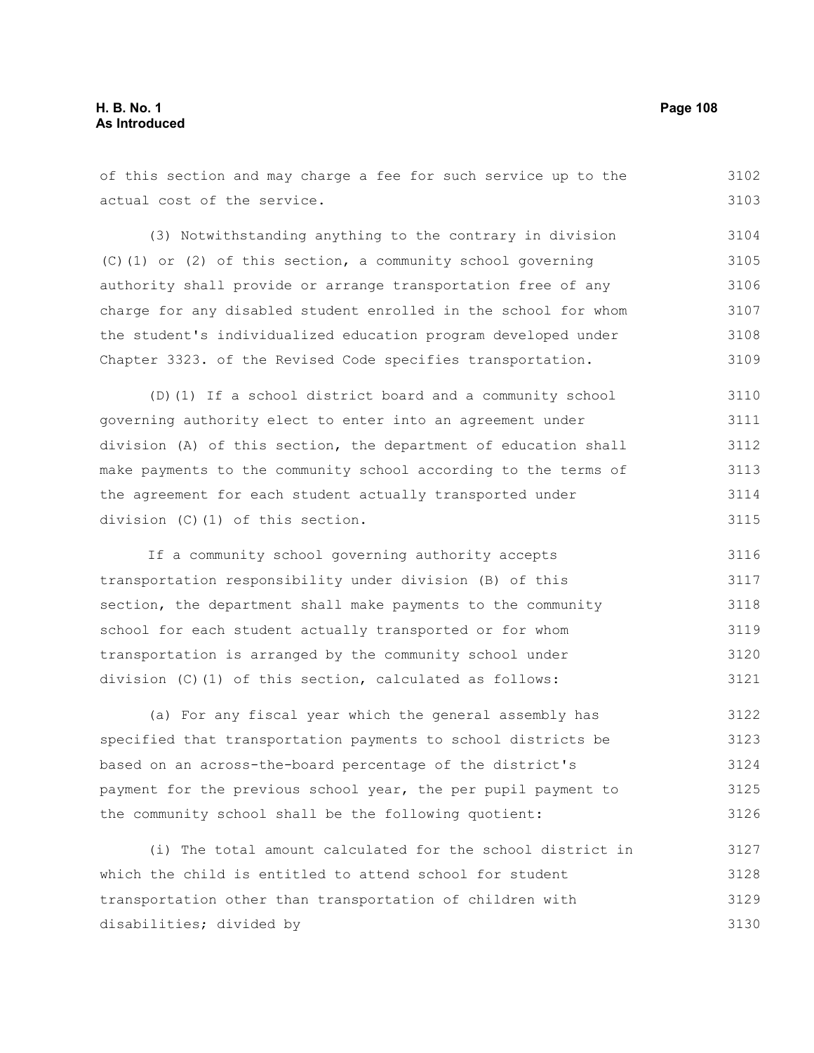of this section and may charge a fee for such service up to the actual cost of the service.

(3) Notwithstanding anything to the contrary in division (C)(1) or (2) of this section, a community school governing authority shall provide or arrange transportation free of any charge for any disabled student enrolled in the school for whom the student's individualized education program developed under Chapter 3323. of the Revised Code specifies transportation.

(D)(1) If a school district board and a community school governing authority elect to enter into an agreement under division (A) of this section, the department of education shall make payments to the community school according to the terms of the agreement for each student actually transported under division (C)(1) of this section.

If a community school governing authority accepts transportation responsibility under division (B) of this section, the department shall make payments to the community school for each student actually transported or for whom transportation is arranged by the community school under division (C)(1) of this section, calculated as follows:

(a) For any fiscal year which the general assembly has specified that transportation payments to school districts be based on an across-the-board percentage of the district's payment for the previous school year, the per pupil payment to the community school shall be the following quotient:

(i) The total amount calculated for the school district in which the child is entitled to attend school for student transportation other than transportation of children with disabilities; divided by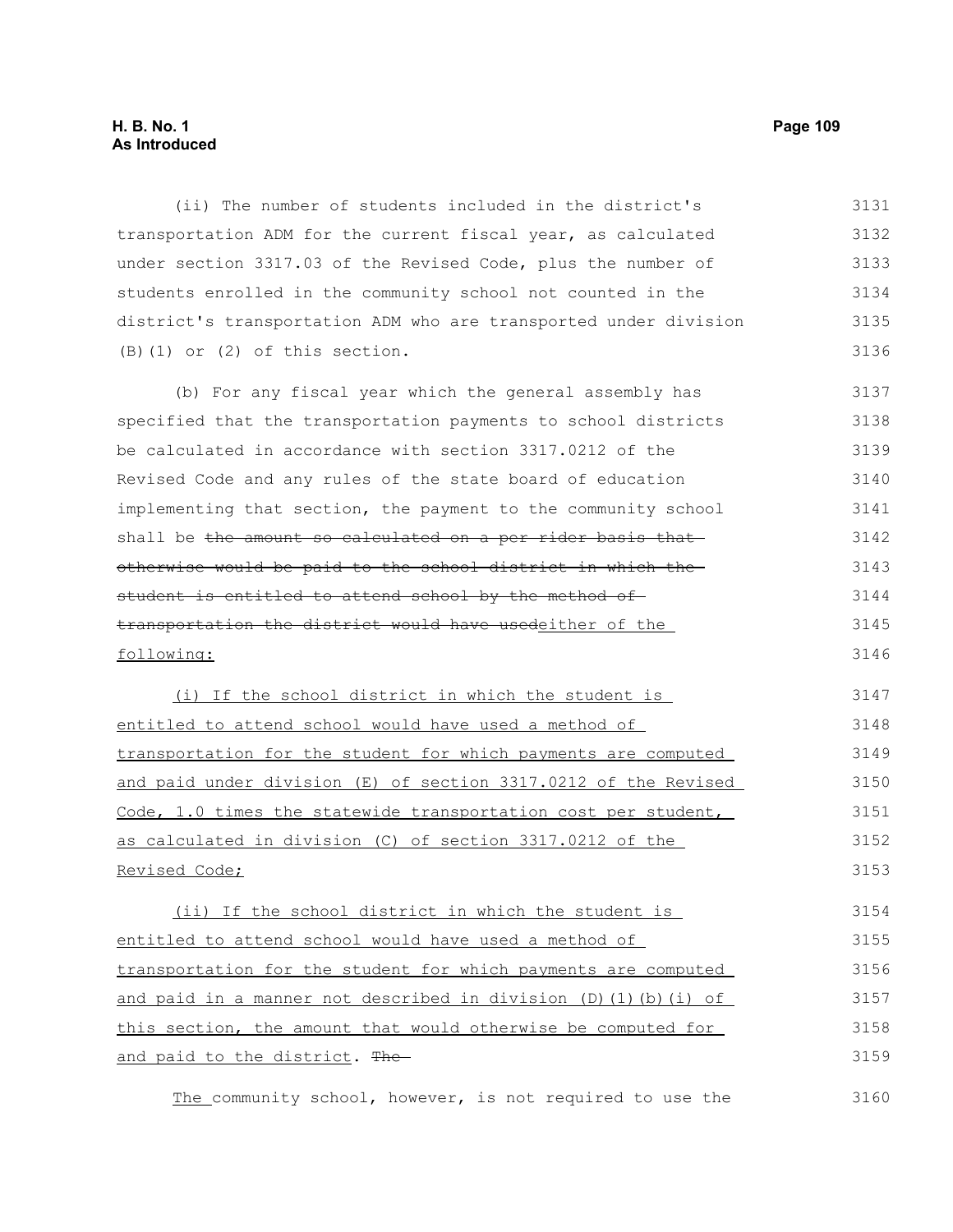(ii) The number of students included in the district's transportation ADM for the current fiscal year, as calculated under section 3317.03 of the Revised Code, plus the number of students enrolled in the community school not counted in the district's transportation ADM who are transported under division (B)(1) or (2) of this section.

(b) For any fiscal year which the general assembly has specified that the transportation payments to school districts be calculated in accordance with section 3317.0212 of the Revised Code and any rules of the state board of education implementing that section, the payment to the community school shall be ~~the amount so calculated on a per rider basis that otherwise would be paid to the school district in which the student is entitled to attend school by the method of transportation the district would have used~~<u>either of the following:</u>

<u>(i) If the school district in which the student is entitled to attend school would have used a method of transportation for the student for which payments are computed and paid under division (E) of section 3317.0212 of the Revised Code, 1.0 times the statewide transportation cost per student, as calculated in division (C) of section 3317.0212 of the Revised Code;</u>

<u>(ii) If the school district in which the student is entitled to attend school would have used a method of transportation for the student for which payments are computed and paid in a manner not described in division (D)(1)(b)(i) of this section, the amount that would otherwise be computed for and paid to the district</u>. ~~The~~

<u>The</u> community school, however, is not required to use the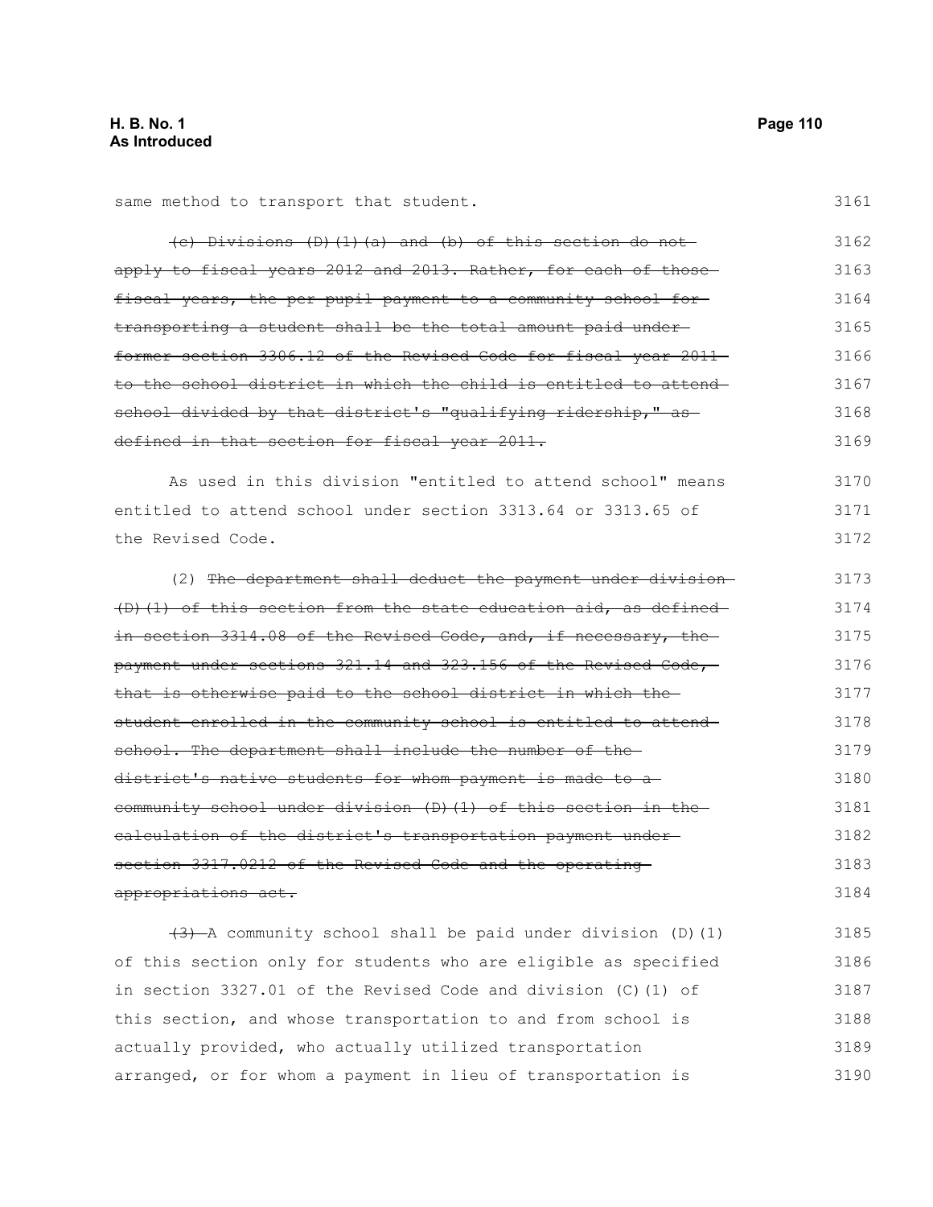same method to transport that student.

~~(c) Divisions (D)(1)(a) and (b) of this section do not apply to fiscal years 2012 and 2013. Rather, for each of those fiscal years, the per pupil payment to a community school for transporting a student shall be the total amount paid under former section 3306.12 of the Revised Code for fiscal year 2011 to the school district in which the child is entitled to attend school divided by that district's "qualifying ridership," as defined in that section for fiscal year 2011.~~

As used in this division "entitled to attend school" means entitled to attend school under section 3313.64 or 3313.65 of the Revised Code.

(2) ~~The department shall deduct the payment under division (D)(1) of this section from the state education aid, as defined in section 3314.08 of the Revised Code, and, if necessary, the payment under sections 321.14 and 323.156 of the Revised Code, that is otherwise paid to the school district in which the student enrolled in the community school is entitled to attend school. The department shall include the number of the district's native students for whom payment is made to a community school under division (D)(1) of this section in the calculation of the district's transportation payment under section 3317.0212 of the Revised Code and the operating appropriations act.~~

~~(3)~~ A community school shall be paid under division (D)(1) of this section only for students who are eligible as specified in section 3327.01 of the Revised Code and division (C)(1) of this section, and whose transportation to and from school is actually provided, who actually utilized transportation arranged, or for whom a payment in lieu of transportation is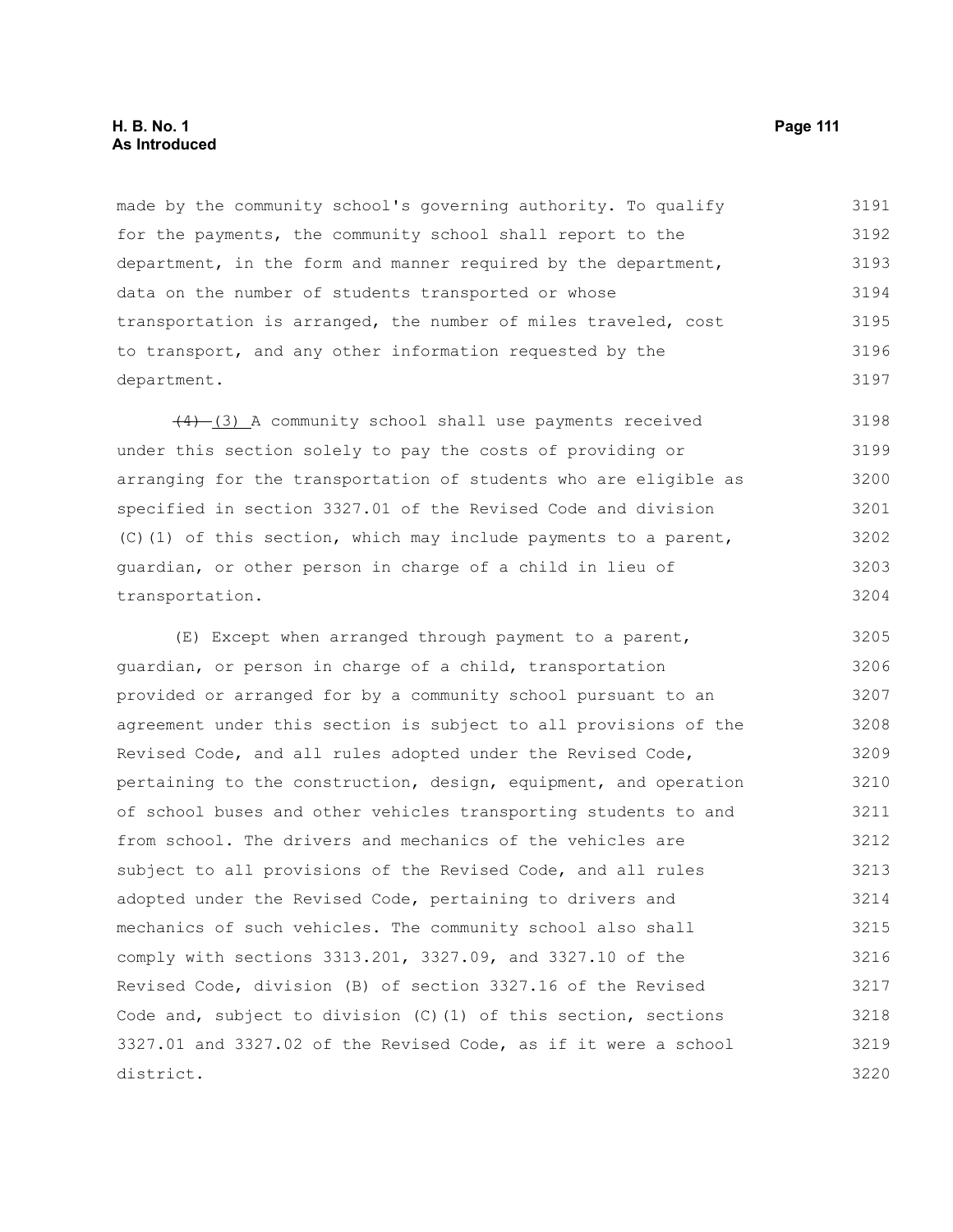made by the community school's governing authority. To qualify for the payments, the community school shall report to the department, in the form and manner required by the department, data on the number of students transported or whose transportation is arranged, the number of miles traveled, cost to transport, and any other information requested by the department.

~~(4)~~ (3) A community school shall use payments received under this section solely to pay the costs of providing or arranging for the transportation of students who are eligible as specified in section 3327.01 of the Revised Code and division (C)(1) of this section, which may include payments to a parent, guardian, or other person in charge of a child in lieu of transportation.

(E) Except when arranged through payment to a parent, guardian, or person in charge of a child, transportation provided or arranged for by a community school pursuant to an agreement under this section is subject to all provisions of the Revised Code, and all rules adopted under the Revised Code, pertaining to the construction, design, equipment, and operation of school buses and other vehicles transporting students to and from school. The drivers and mechanics of the vehicles are subject to all provisions of the Revised Code, and all rules adopted under the Revised Code, pertaining to drivers and mechanics of such vehicles. The community school also shall comply with sections 3313.201, 3327.09, and 3327.10 of the Revised Code, division (B) of section 3327.16 of the Revised Code and, subject to division (C)(1) of this section, sections 3327.01 and 3327.02 of the Revised Code, as if it were a school district.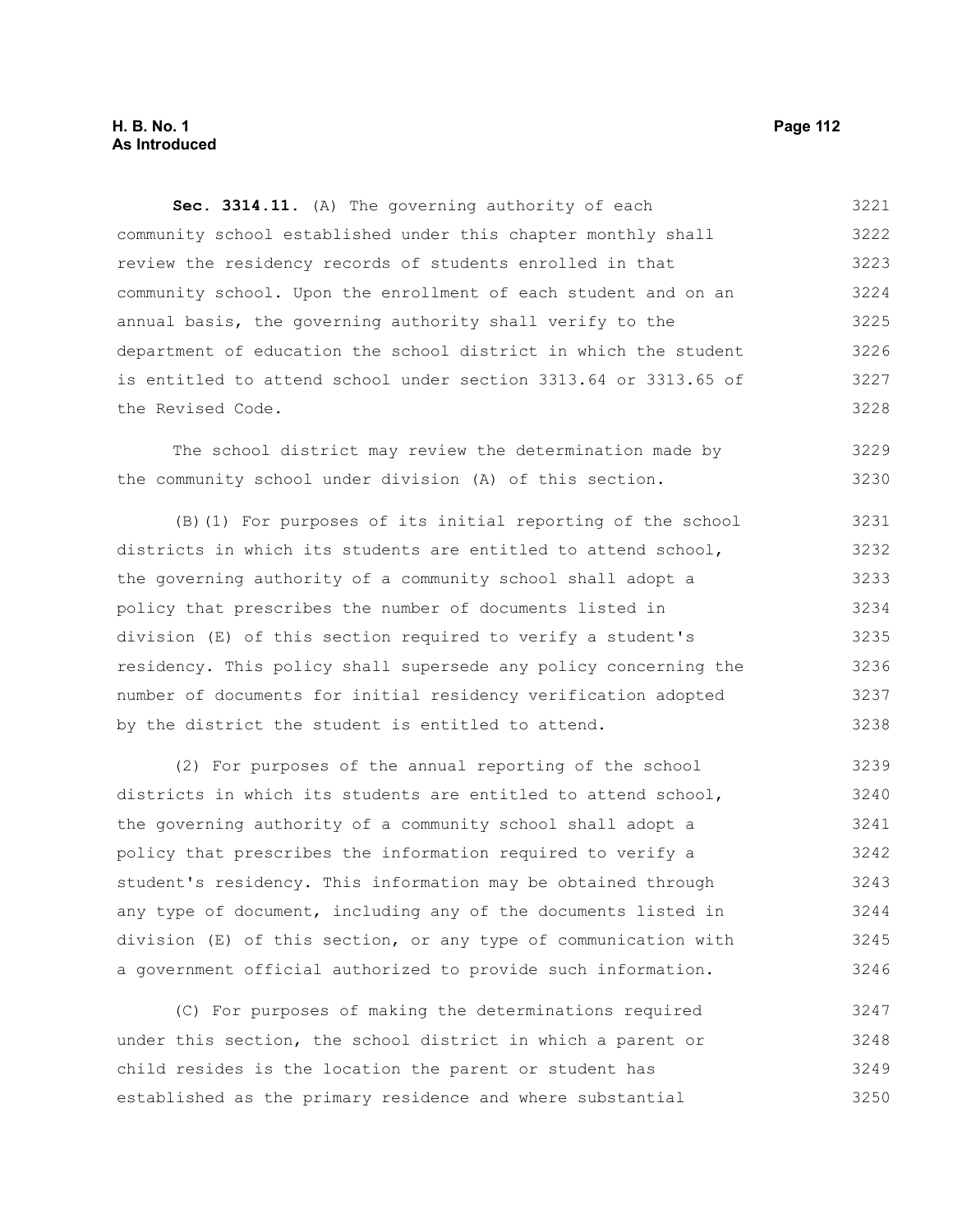**Sec. 3314.11.** (A) The governing authority of each community school established under this chapter monthly shall review the residency records of students enrolled in that community school. Upon the enrollment of each student and on an annual basis, the governing authority shall verify to the department of education the school district in which the student is entitled to attend school under section 3313.64 or 3313.65 of the Revised Code.

The school district may review the determination made by the community school under division (A) of this section.

(B)(1) For purposes of its initial reporting of the school districts in which its students are entitled to attend school, the governing authority of a community school shall adopt a policy that prescribes the number of documents listed in division (E) of this section required to verify a student's residency. This policy shall supersede any policy concerning the number of documents for initial residency verification adopted by the district the student is entitled to attend.

(2) For purposes of the annual reporting of the school districts in which its students are entitled to attend school, the governing authority of a community school shall adopt a policy that prescribes the information required to verify a student's residency. This information may be obtained through any type of document, including any of the documents listed in division (E) of this section, or any type of communication with a government official authorized to provide such information.

(C) For purposes of making the determinations required under this section, the school district in which a parent or child resides is the location the parent or student has established as the primary residence and where substantial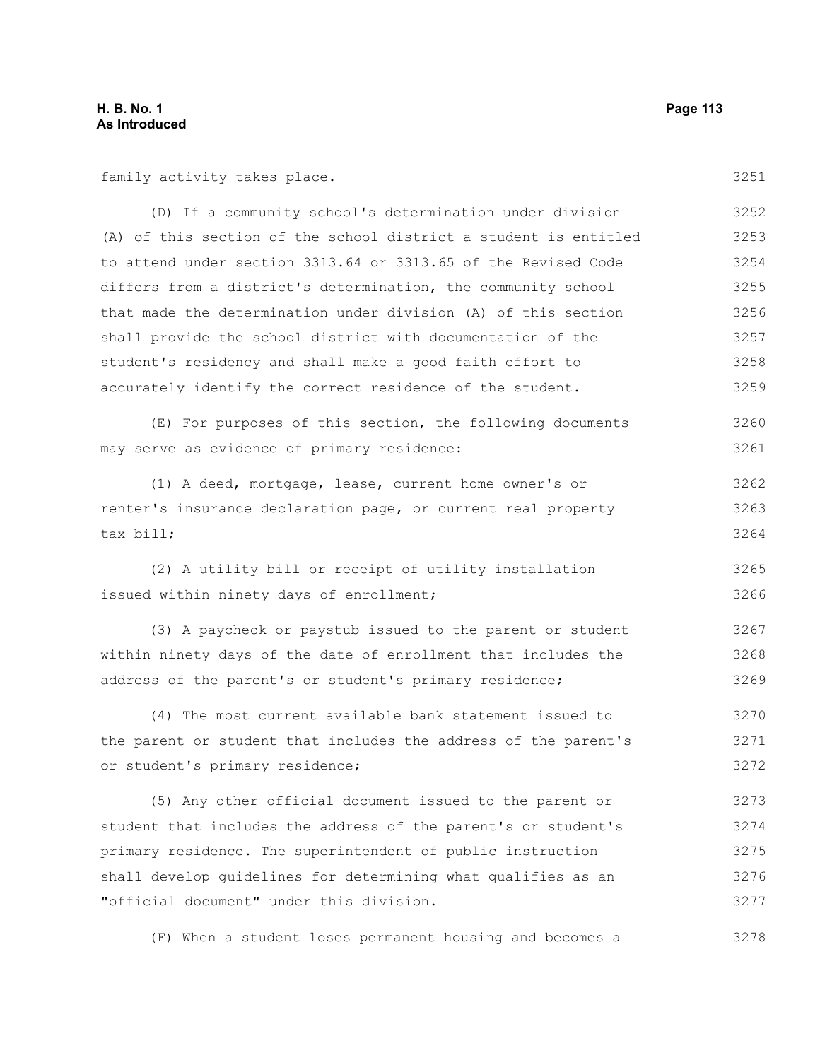family activity takes place.

(D) If a community school's determination under division (A) of this section of the school district a student is entitled to attend under section 3313.64 or 3313.65 of the Revised Code differs from a district's determination, the community school that made the determination under division (A) of this section shall provide the school district with documentation of the student's residency and shall make a good faith effort to accurately identify the correct residence of the student.

(E) For purposes of this section, the following documents may serve as evidence of primary residence:

(1) A deed, mortgage, lease, current home owner's or renter's insurance declaration page, or current real property tax bill;

(2) A utility bill or receipt of utility installation issued within ninety days of enrollment;

(3) A paycheck or paystub issued to the parent or student within ninety days of the date of enrollment that includes the address of the parent's or student's primary residence;

(4) The most current available bank statement issued to the parent or student that includes the address of the parent's or student's primary residence;

(5) Any other official document issued to the parent or student that includes the address of the parent's or student's primary residence. The superintendent of public instruction shall develop guidelines for determining what qualifies as an "official document" under this division.

(F) When a student loses permanent housing and becomes a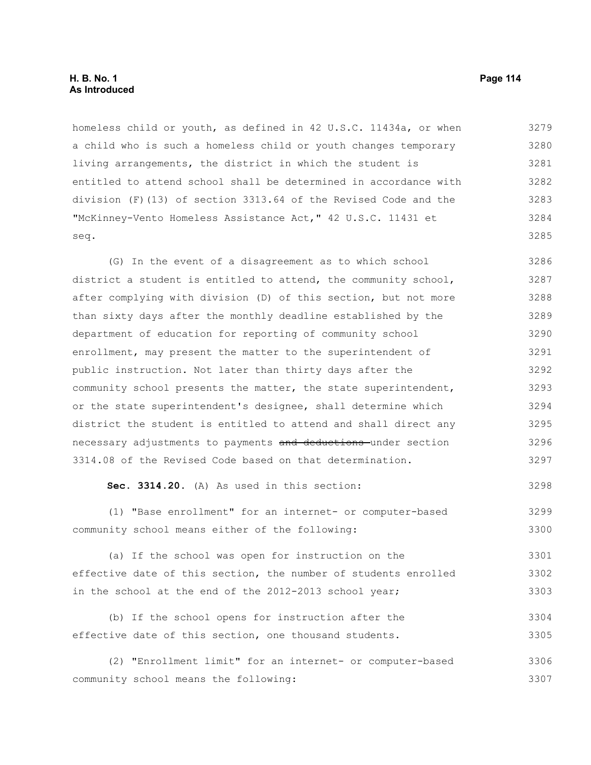homeless child or youth, as defined in 42 U.S.C. 11434a, or when a child who is such a homeless child or youth changes temporary living arrangements, the district in which the student is entitled to attend school shall be determined in accordance with division (F)(13) of section 3313.64 of the Revised Code and the "McKinney-Vento Homeless Assistance Act," 42 U.S.C. 11431 et seq.

(G) In the event of a disagreement as to which school district a student is entitled to attend, the community school, after complying with division (D) of this section, but not more than sixty days after the monthly deadline established by the department of education for reporting of community school enrollment, may present the matter to the superintendent of public instruction. Not later than thirty days after the community school presents the matter, the state superintendent, or the state superintendent's designee, shall determine which district the student is entitled to attend and shall direct any necessary adjustments to payments ~~and deductions~~ under section 3314.08 of the Revised Code based on that determination.

**Sec. 3314.20.** (A) As used in this section:

(1) "Base enrollment" for an internet- or computer-based community school means either of the following:

(a) If the school was open for instruction on the effective date of this section, the number of students enrolled in the school at the end of the 2012-2013 school year;

(b) If the school opens for instruction after the effective date of this section, one thousand students.

(2) "Enrollment limit" for an internet- or computer-based community school means the following: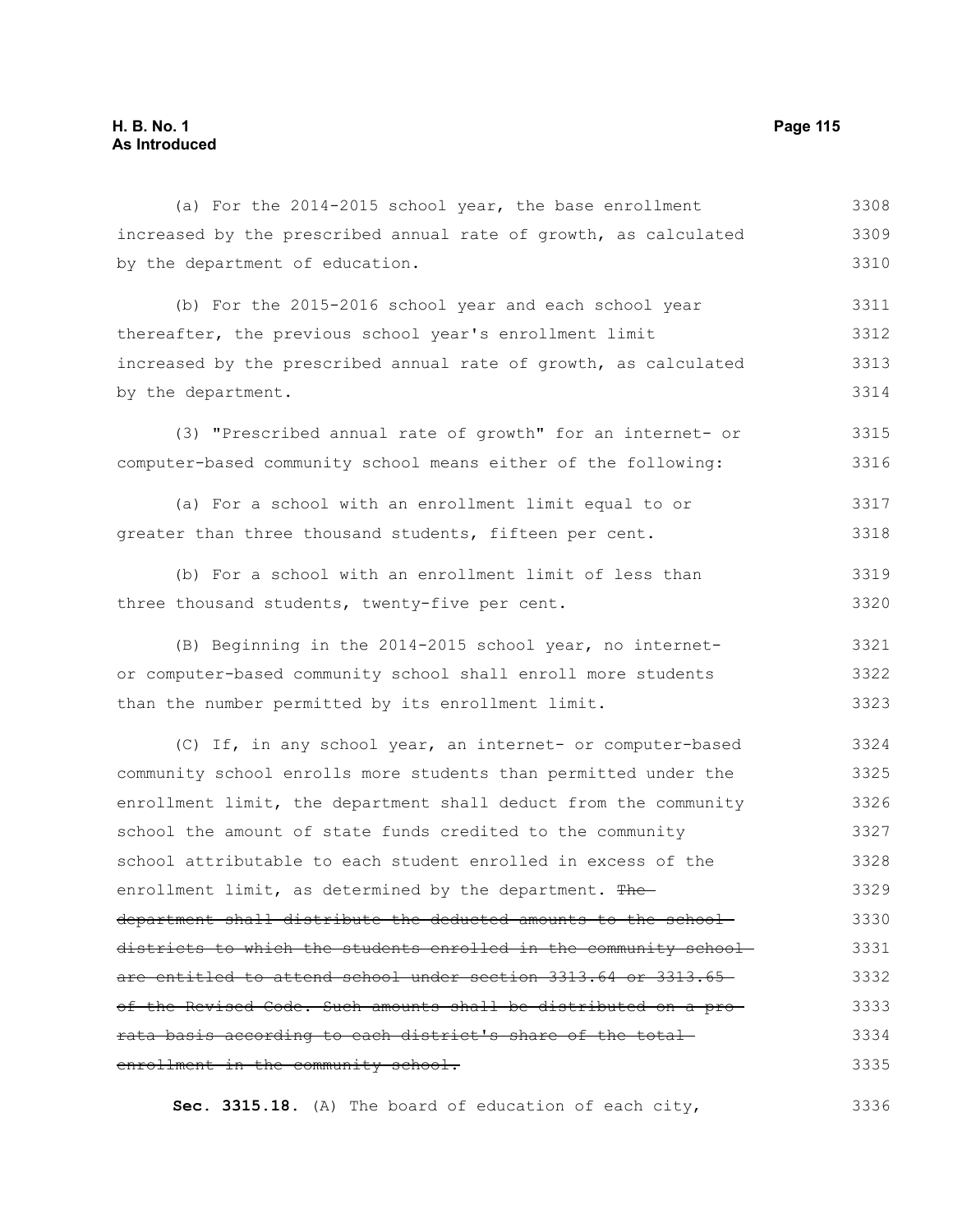(a) For the 2014-2015 school year, the base enrollment increased by the prescribed annual rate of growth, as calculated by the department of education.

(b) For the 2015-2016 school year and each school year thereafter, the previous school year's enrollment limit increased by the prescribed annual rate of growth, as calculated by the department.

(3) "Prescribed annual rate of growth" for an internet- or computer-based community school means either of the following:

(a) For a school with an enrollment limit equal to or greater than three thousand students, fifteen per cent.

(b) For a school with an enrollment limit of less than three thousand students, twenty-five per cent.

(B) Beginning in the 2014-2015 school year, no internet- or computer-based community school shall enroll more students than the number permitted by its enrollment limit.

(C) If, in any school year, an internet- or computer-based community school enrolls more students than permitted under the enrollment limit, the department shall deduct from the community school the amount of state funds credited to the community school attributable to each student enrolled in excess of the enrollment limit, as determined by the department. ~~The department shall distribute the deducted amounts to the school districts to which the students enrolled in the community school are entitled to attend school under section 3313.64 or 3313.65 of the Revised Code. Such amounts shall be distributed on a pro rata basis according to each district's share of the total enrollment in the community school.~~

**Sec. 3315.18.** (A) The board of education of each city,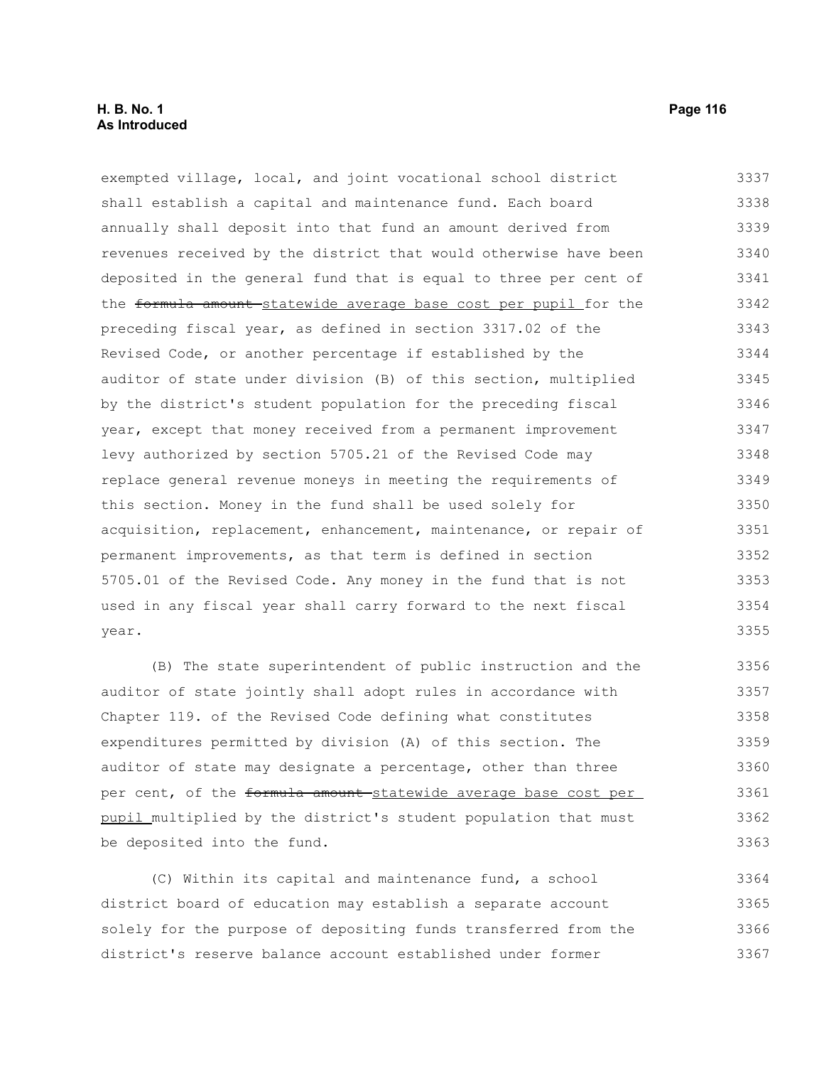exempted village, local, and joint vocational school district shall establish a capital and maintenance fund. Each board annually shall deposit into that fund an amount derived from revenues received by the district that would otherwise have been deposited in the general fund that is equal to three per cent of the ~~formula amount~~ statewide average base cost per pupil for the preceding fiscal year, as defined in section 3317.02 of the Revised Code, or another percentage if established by the auditor of state under division (B) of this section, multiplied by the district's student population for the preceding fiscal year, except that money received from a permanent improvement levy authorized by section 5705.21 of the Revised Code may replace general revenue moneys in meeting the requirements of this section. Money in the fund shall be used solely for acquisition, replacement, enhancement, maintenance, or repair of permanent improvements, as that term is defined in section 5705.01 of the Revised Code. Any money in the fund that is not used in any fiscal year shall carry forward to the next fiscal year.

(B) The state superintendent of public instruction and the auditor of state jointly shall adopt rules in accordance with Chapter 119. of the Revised Code defining what constitutes expenditures permitted by division (A) of this section. The auditor of state may designate a percentage, other than three per cent, of the ~~formula amount~~ statewide average base cost per pupil multiplied by the district's student population that must be deposited into the fund.

(C) Within its capital and maintenance fund, a school district board of education may establish a separate account solely for the purpose of depositing funds transferred from the district's reserve balance account established under former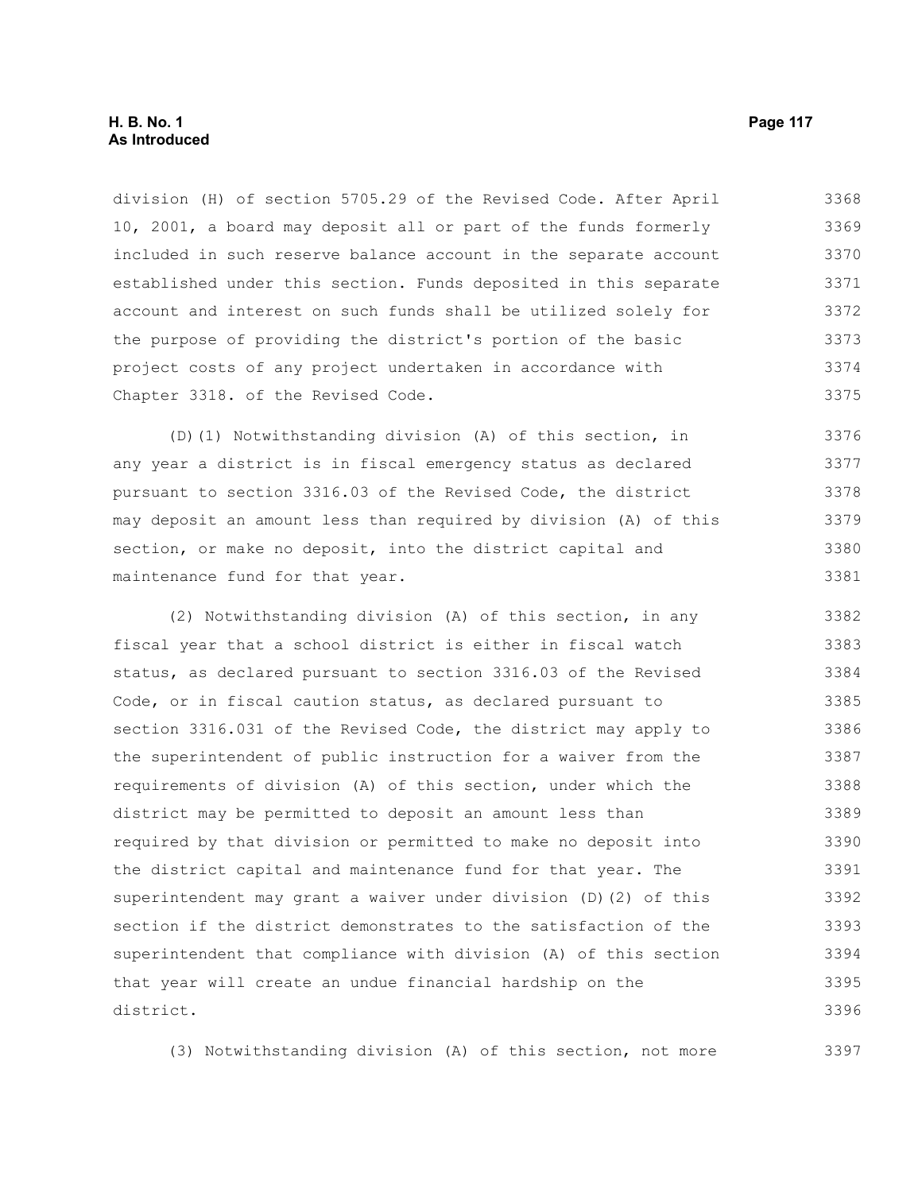division (H) of section 5705.29 of the Revised Code. After April 10, 2001, a board may deposit all or part of the funds formerly included in such reserve balance account in the separate account established under this section. Funds deposited in this separate account and interest on such funds shall be utilized solely for the purpose of providing the district's portion of the basic project costs of any project undertaken in accordance with Chapter 3318. of the Revised Code.

(D)(1) Notwithstanding division (A) of this section, in any year a district is in fiscal emergency status as declared pursuant to section 3316.03 of the Revised Code, the district may deposit an amount less than required by division (A) of this section, or make no deposit, into the district capital and maintenance fund for that year.

(2) Notwithstanding division (A) of this section, in any fiscal year that a school district is either in fiscal watch status, as declared pursuant to section 3316.03 of the Revised Code, or in fiscal caution status, as declared pursuant to section 3316.031 of the Revised Code, the district may apply to the superintendent of public instruction for a waiver from the requirements of division (A) of this section, under which the district may be permitted to deposit an amount less than required by that division or permitted to make no deposit into the district capital and maintenance fund for that year. The superintendent may grant a waiver under division (D)(2) of this section if the district demonstrates to the satisfaction of the superintendent that compliance with division (A) of this section that year will create an undue financial hardship on the district.

(3) Notwithstanding division (A) of this section, not more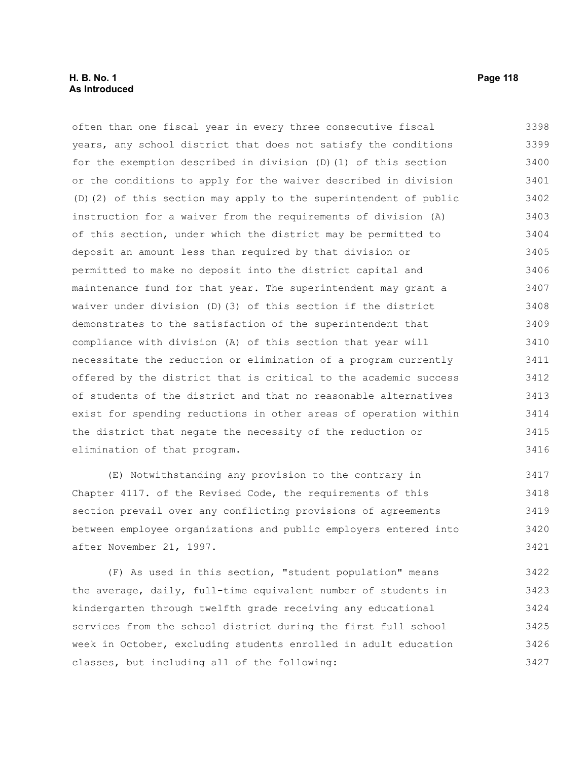often than one fiscal year in every three consecutive fiscal years, any school district that does not satisfy the conditions for the exemption described in division (D)(1) of this section or the conditions to apply for the waiver described in division (D)(2) of this section may apply to the superintendent of public instruction for a waiver from the requirements of division (A) of this section, under which the district may be permitted to deposit an amount less than required by that division or permitted to make no deposit into the district capital and maintenance fund for that year. The superintendent may grant a waiver under division (D)(3) of this section if the district demonstrates to the satisfaction of the superintendent that compliance with division (A) of this section that year will necessitate the reduction or elimination of a program currently offered by the district that is critical to the academic success of students of the district and that no reasonable alternatives exist for spending reductions in other areas of operation within the district that negate the necessity of the reduction or elimination of that program.

(E) Notwithstanding any provision to the contrary in Chapter 4117. of the Revised Code, the requirements of this section prevail over any conflicting provisions of agreements between employee organizations and public employers entered into after November 21, 1997.

(F) As used in this section, "student population" means the average, daily, full-time equivalent number of students in kindergarten through twelfth grade receiving any educational services from the school district during the first full school week in October, excluding students enrolled in adult education classes, but including all of the following: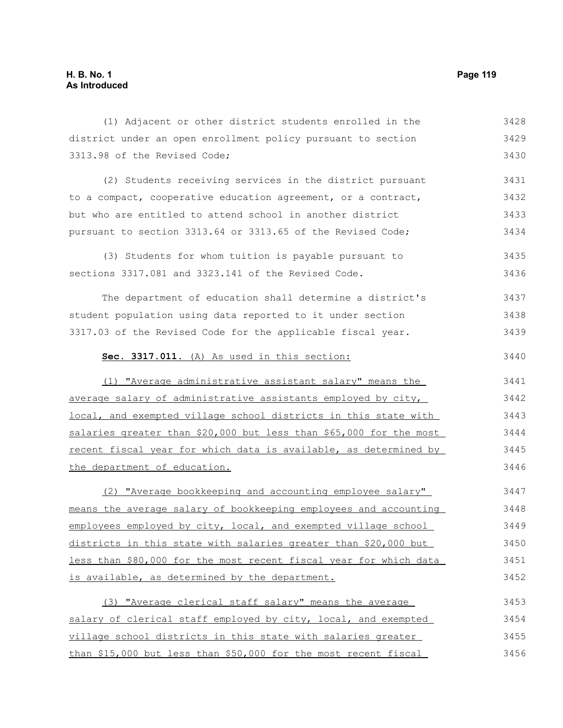(1) Adjacent or other district students enrolled in the district under an open enrollment policy pursuant to section 3313.98 of the Revised Code;

(2) Students receiving services in the district pursuant to a compact, cooperative education agreement, or a contract, but who are entitled to attend school in another district pursuant to section 3313.64 or 3313.65 of the Revised Code;

(3) Students for whom tuition is payable pursuant to sections 3317.081 and 3323.141 of the Revised Code.

The department of education shall determine a district's student population using data reported to it under section 3317.03 of the Revised Code for the applicable fiscal year.

**Sec. 3317.011.** (A) As used in this section:

(1) "Average administrative assistant salary" means the average salary of administrative assistants employed by city, local, and exempted village school districts in this state with salaries greater than $20,000 but less than $65,000 for the most recent fiscal year for which data is available, as determined by the department of education.

(2) "Average bookkeeping and accounting employee salary" means the average salary of bookkeeping employees and accounting employees employed by city, local, and exempted village school districts in this state with salaries greater than $20,000 but less than $80,000 for the most recent fiscal year for which data is available, as determined by the department.

(3) "Average clerical staff salary" means the average salary of clerical staff employed by city, local, and exempted village school districts in this state with salaries greater than $15,000 but less than $50,000 for the most recent fiscal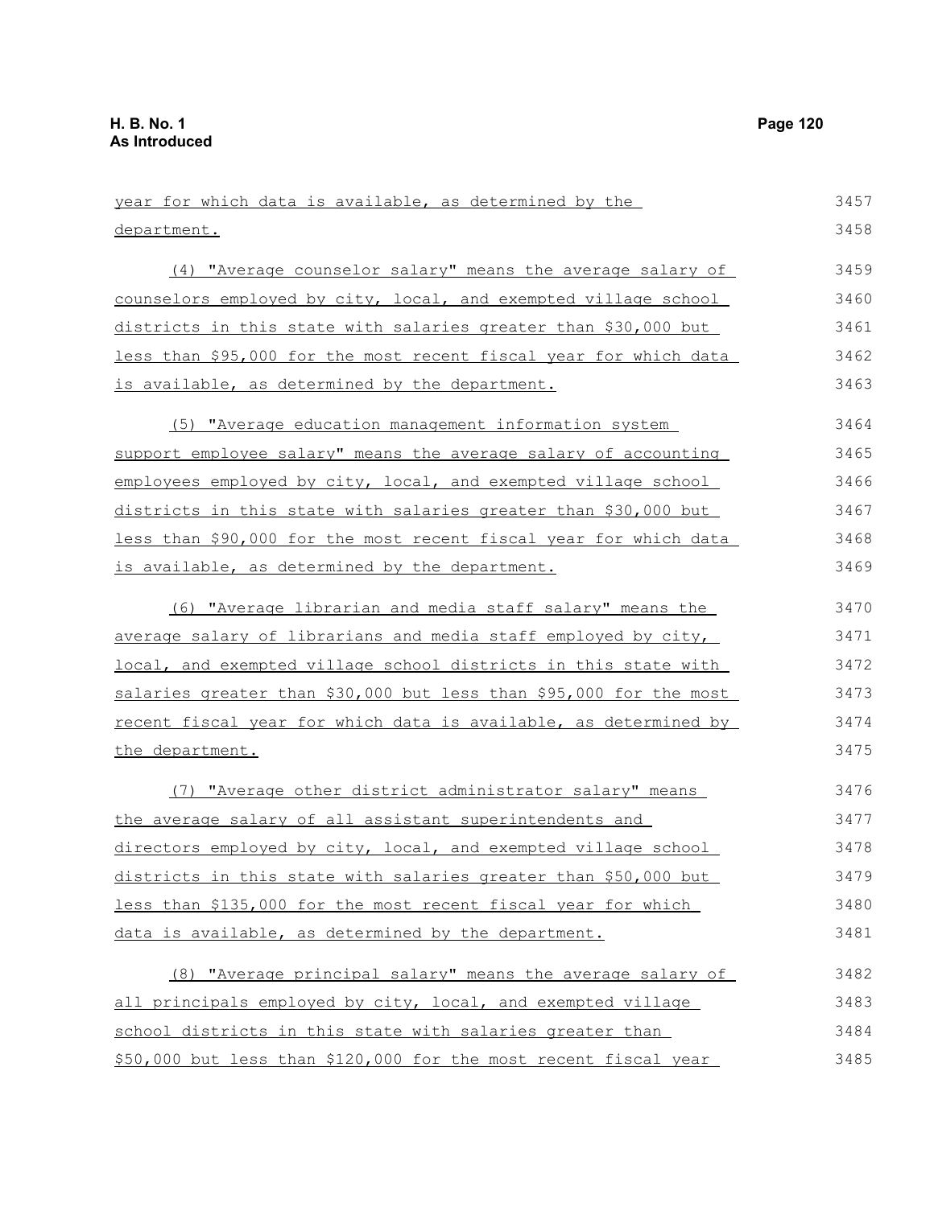year for which data is available, as determined by the department.

(4) "Average counselor salary" means the average salary of counselors employed by city, local, and exempted village school districts in this state with salaries greater than $30,000 but less than $95,000 for the most recent fiscal year for which data is available, as determined by the department.

(5) "Average education management information system support employee salary" means the average salary of accounting employees employed by city, local, and exempted village school districts in this state with salaries greater than $30,000 but less than $90,000 for the most recent fiscal year for which data is available, as determined by the department.

(6) "Average librarian and media staff salary" means the average salary of librarians and media staff employed by city, local, and exempted village school districts in this state with salaries greater than $30,000 but less than $95,000 for the most recent fiscal year for which data is available, as determined by the department.

(7) "Average other district administrator salary" means the average salary of all assistant superintendents and directors employed by city, local, and exempted village school districts in this state with salaries greater than $50,000 but less than $135,000 for the most recent fiscal year for which data is available, as determined by the department.

(8) "Average principal salary" means the average salary of all principals employed by city, local, and exempted village school districts in this state with salaries greater than $50,000 but less than $120,000 for the most recent fiscal year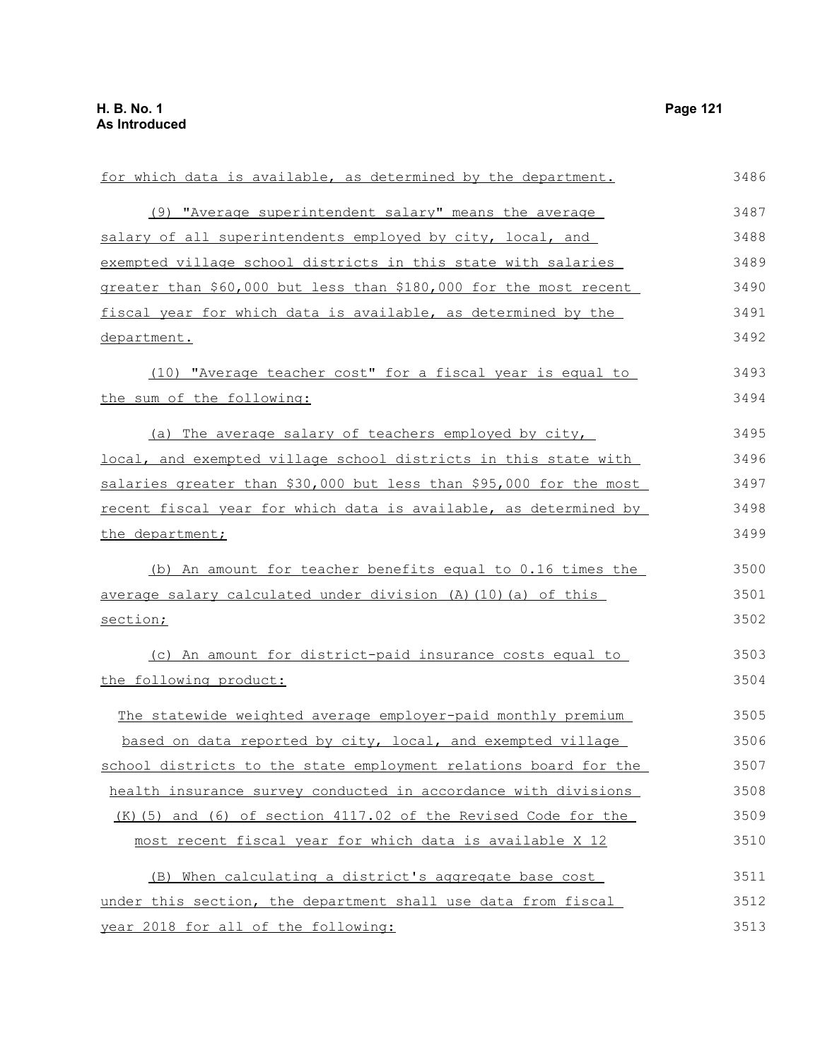for which data is available, as determined by the department.

(9) "Average superintendent salary" means the average salary of all superintendents employed by city, local, and exempted village school districts in this state with salaries greater than $60,000 but less than $180,000 for the most recent fiscal year for which data is available, as determined by the department.

(10) "Average teacher cost" for a fiscal year is equal to the sum of the following:

(a) The average salary of teachers employed by city, local, and exempted village school districts in this state with salaries greater than $30,000 but less than $95,000 for the most recent fiscal year for which data is available, as determined by the department;

(b) An amount for teacher benefits equal to 0.16 times the average salary calculated under division (A)(10)(a) of this section;

(c) An amount for district-paid insurance costs equal to the following product:

The statewide weighted average employer-paid monthly premium based on data reported by city, local, and exempted village school districts to the state employment relations board for the health insurance survey conducted in accordance with divisions (K)(5) and (6) of section 4117.02 of the Revised Code for the most recent fiscal year for which data is available X 12

(B) When calculating a district's aggregate base cost under this section, the department shall use data from fiscal year 2018 for all of the following: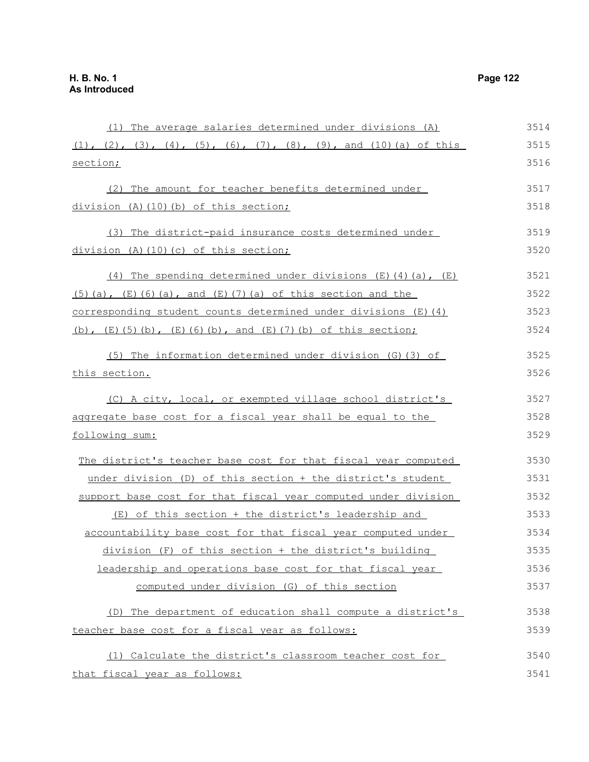(1) The average salaries determined under divisions (A)(1), (2), (3), (4), (5), (6), (7), (8), (9), and (10)(a) of this section;

(2) The amount for teacher benefits determined under division (A)(10)(b) of this section;

(3) The district-paid insurance costs determined under division (A)(10)(c) of this section;

(4) The spending determined under divisions (E)(4)(a), (E)(5)(a), (E)(6)(a), and (E)(7)(a) of this section and the corresponding student counts determined under divisions (E)(4)(b), (E)(5)(b), (E)(6)(b), and (E)(7)(b) of this section;

(5) The information determined under division (G)(3) of this section.

(C) A city, local, or exempted village school district's aggregate base cost for a fiscal year shall be equal to the following sum:

The district's teacher base cost for that fiscal year computed under division (D) of this section + the district's student support base cost for that fiscal year computed under division (E) of this section + the district's leadership and accountability base cost for that fiscal year computed under division (F) of this section + the district's building leadership and operations base cost for that fiscal year computed under division (G) of this section

(D) The department of education shall compute a district's teacher base cost for a fiscal year as follows:

(1) Calculate the district's classroom teacher cost for that fiscal year as follows: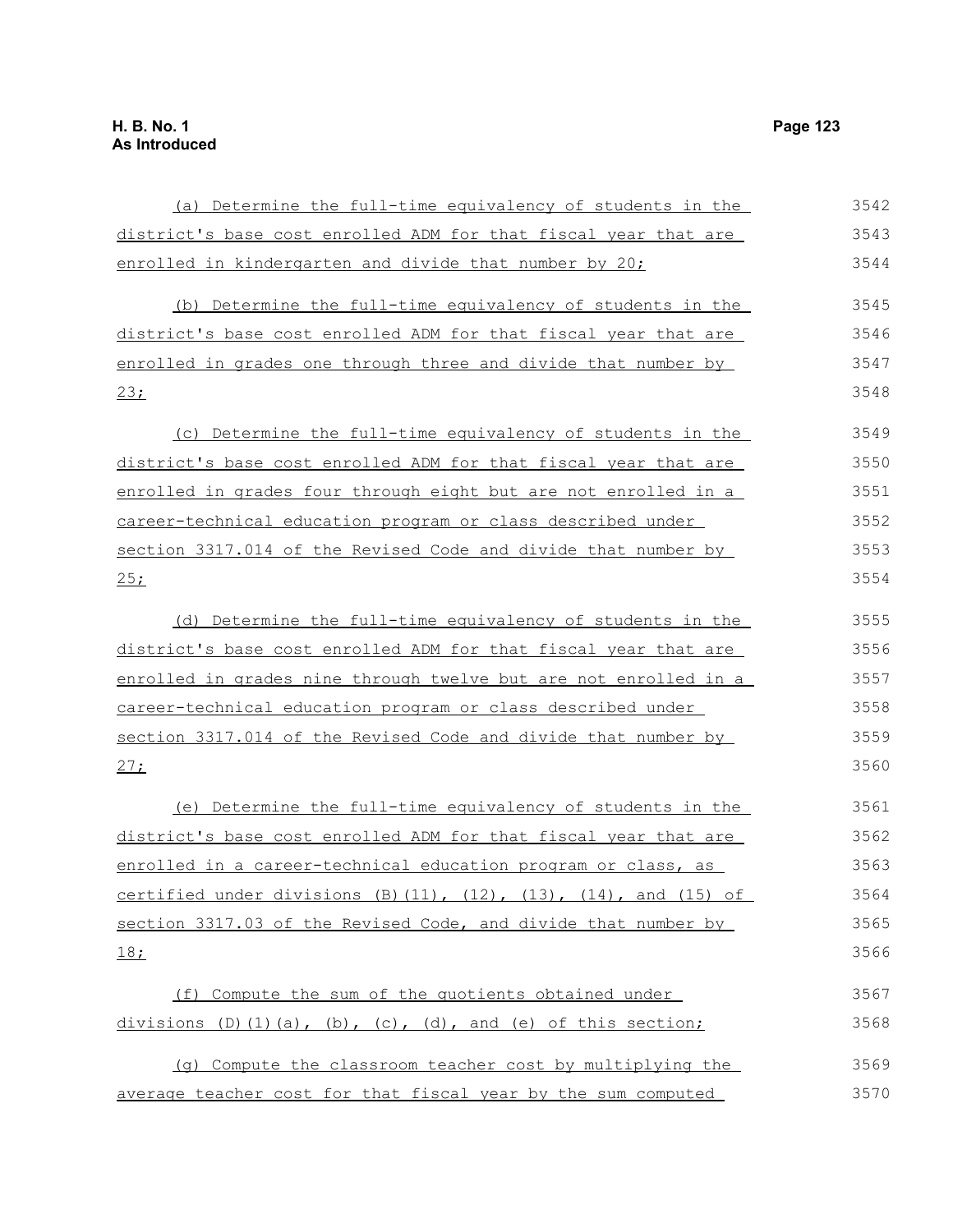(a) Determine the full-time equivalency of students in the district's base cost enrolled ADM for that fiscal year that are enrolled in kindergarten and divide that number by 20;

(b) Determine the full-time equivalency of students in the district's base cost enrolled ADM for that fiscal year that are enrolled in grades one through three and divide that number by 23;

(c) Determine the full-time equivalency of students in the district's base cost enrolled ADM for that fiscal year that are enrolled in grades four through eight but are not enrolled in a career-technical education program or class described under section 3317.014 of the Revised Code and divide that number by 25;

(d) Determine the full-time equivalency of students in the district's base cost enrolled ADM for that fiscal year that are enrolled in grades nine through twelve but are not enrolled in a career-technical education program or class described under section 3317.014 of the Revised Code and divide that number by 27;

(e) Determine the full-time equivalency of students in the district's base cost enrolled ADM for that fiscal year that are enrolled in a career-technical education program or class, as certified under divisions (B)(11), (12), (13), (14), and (15) of section 3317.03 of the Revised Code, and divide that number by 18;

(f) Compute the sum of the quotients obtained under divisions (D)(1)(a), (b), (c), (d), and (e) of this section;

(g) Compute the classroom teacher cost by multiplying the average teacher cost for that fiscal year by the sum computed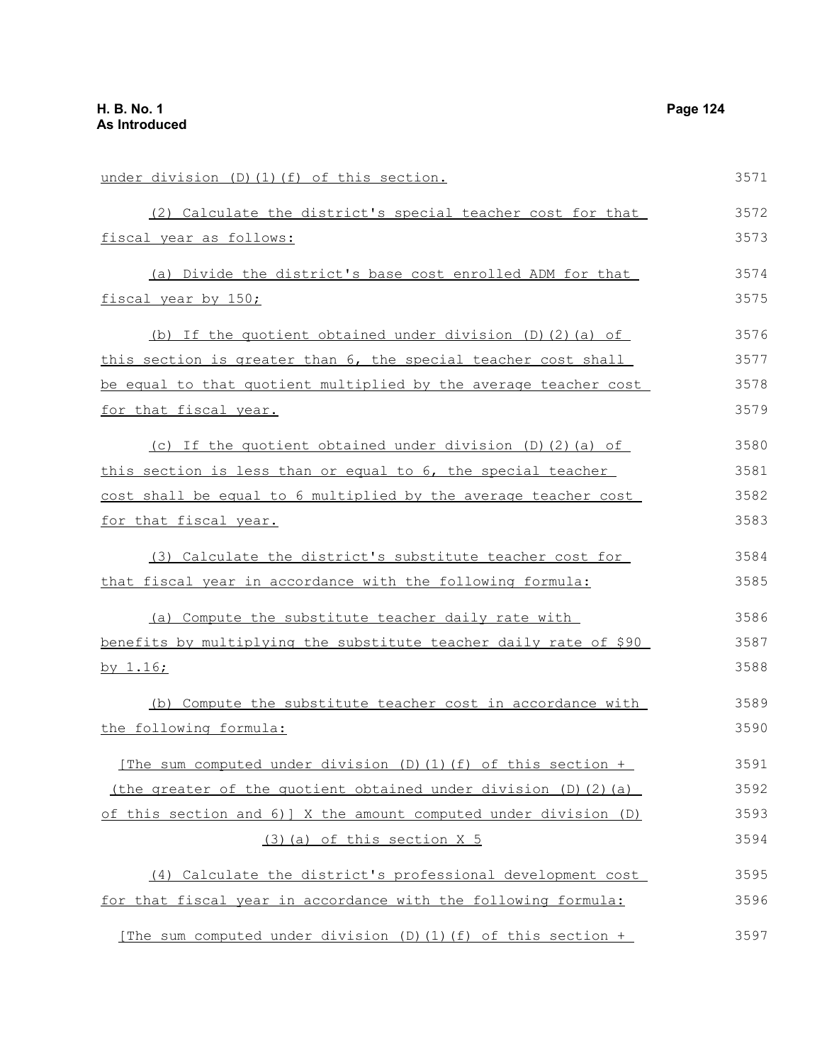under division (D)(1)(f) of this section.

(2) Calculate the district's special teacher cost for that fiscal year as follows:

(a) Divide the district's base cost enrolled ADM for that fiscal year by 150;

(b) If the quotient obtained under division (D)(2)(a) of this section is greater than 6, the special teacher cost shall be equal to that quotient multiplied by the average teacher cost for that fiscal year.

(c) If the quotient obtained under division (D)(2)(a) of this section is less than or equal to 6, the special teacher cost shall be equal to 6 multiplied by the average teacher cost for that fiscal year.

(3) Calculate the district's substitute teacher cost for that fiscal year in accordance with the following formula:

(a) Compute the substitute teacher daily rate with benefits by multiplying the substitute teacher daily rate of $90 by 1.16;

(b) Compute the substitute teacher cost in accordance with the following formula:

[The sum computed under division (D)(1)(f) of this section + (the greater of the quotient obtained under division (D)(2)(a) of this section and 6)] X the amount computed under division (D)(3)(a) of this section X 5

(4) Calculate the district's professional development cost for that fiscal year in accordance with the following formula:

[The sum computed under division (D)(1)(f) of this section +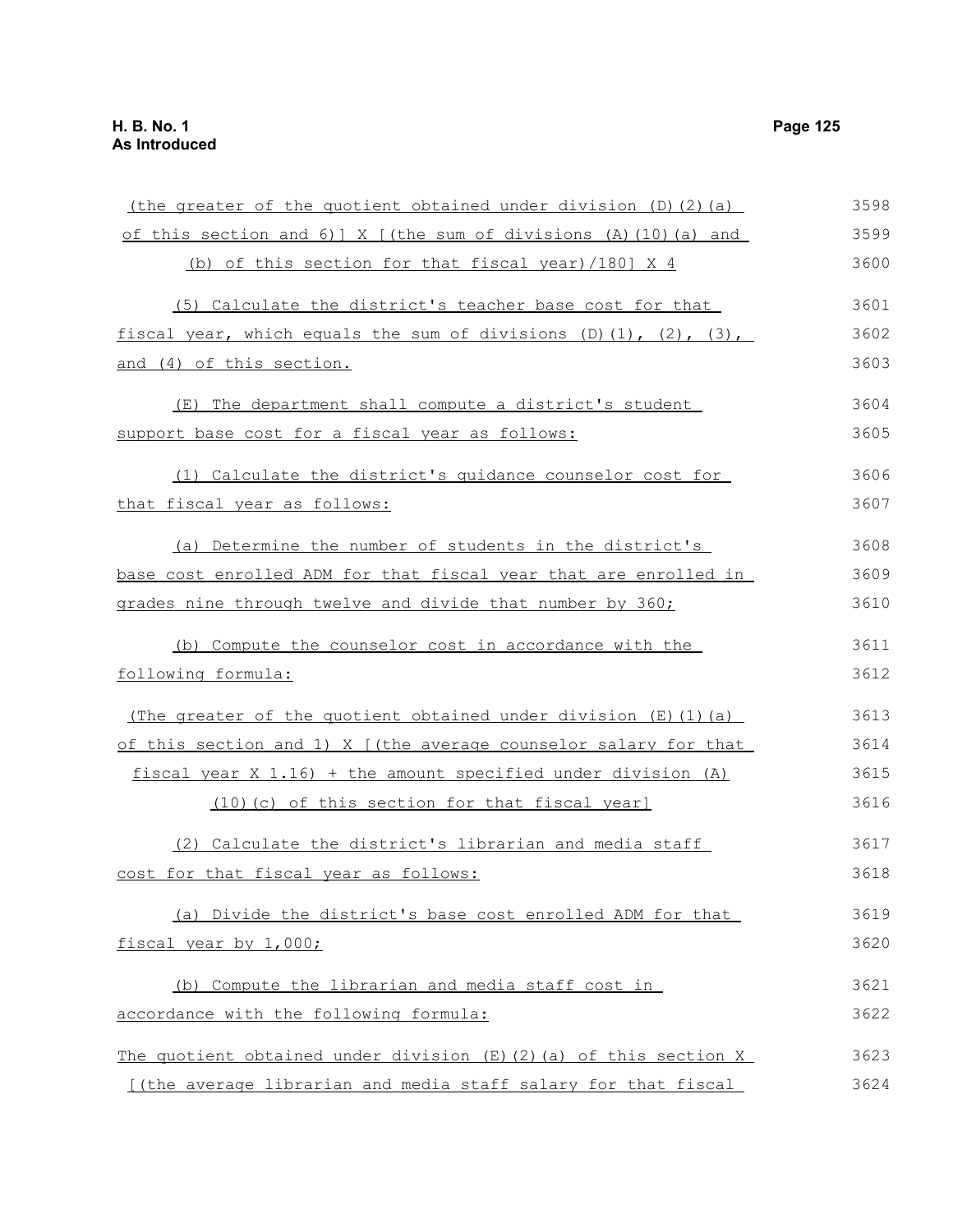(the greater of the quotient obtained under division (D)(2)(a) of this section and 6)] X [(the sum of divisions (A)(10)(a) and (b) of this section for that fiscal year)/180] X 4

(5) Calculate the district's teacher base cost for that fiscal year, which equals the sum of divisions (D)(1), (2), (3), and (4) of this section.

(E) The department shall compute a district's student support base cost for a fiscal year as follows:

(1) Calculate the district's guidance counselor cost for that fiscal year as follows:

(a) Determine the number of students in the district's base cost enrolled ADM for that fiscal year that are enrolled in grades nine through twelve and divide that number by 360;

(b) Compute the counselor cost in accordance with the following formula:

(The greater of the quotient obtained under division (E)(1)(a) of this section and 1) X [(the average counselor salary for that fiscal year X 1.16) + the amount specified under division (A)(10)(c) of this section for that fiscal year]

(2) Calculate the district's librarian and media staff cost for that fiscal year as follows:

(a) Divide the district's base cost enrolled ADM for that fiscal year by 1,000;

(b) Compute the librarian and media staff cost in accordance with the following formula:

The quotient obtained under division (E)(2)(a) of this section X [(the average librarian and media staff salary for that fiscal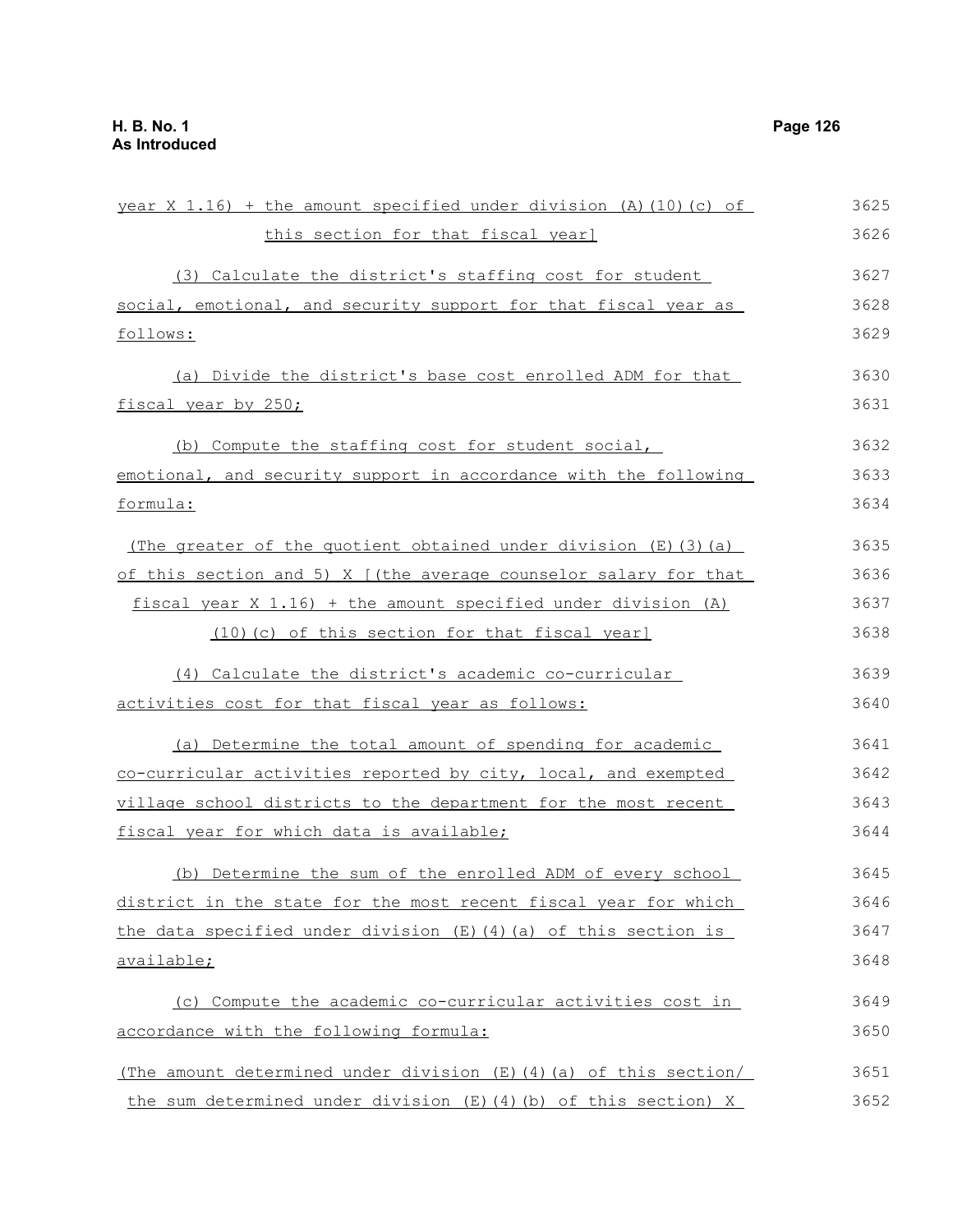year X 1.16) + the amount specified under division (A)(10)(c) of this section for that fiscal year]

(3) Calculate the district's staffing cost for student social, emotional, and security support for that fiscal year as follows:

(a) Divide the district's base cost enrolled ADM for that fiscal year by 250;

(b) Compute the staffing cost for student social, emotional, and security support in accordance with the following formula:

(The greater of the quotient obtained under division (E)(3)(a) of this section and 5) X [(the average counselor salary for that fiscal year X 1.16) + the amount specified under division (A)(10)(c) of this section for that fiscal year]

(4) Calculate the district's academic co-curricular activities cost for that fiscal year as follows:

(a) Determine the total amount of spending for academic co-curricular activities reported by city, local, and exempted village school districts to the department for the most recent fiscal year for which data is available;

(b) Determine the sum of the enrolled ADM of every school district in the state for the most recent fiscal year for which the data specified under division (E)(4)(a) of this section is available;

(c) Compute the academic co-curricular activities cost in accordance with the following formula:

(The amount determined under division (E)(4)(a) of this section/ the sum determined under division (E)(4)(b) of this section) X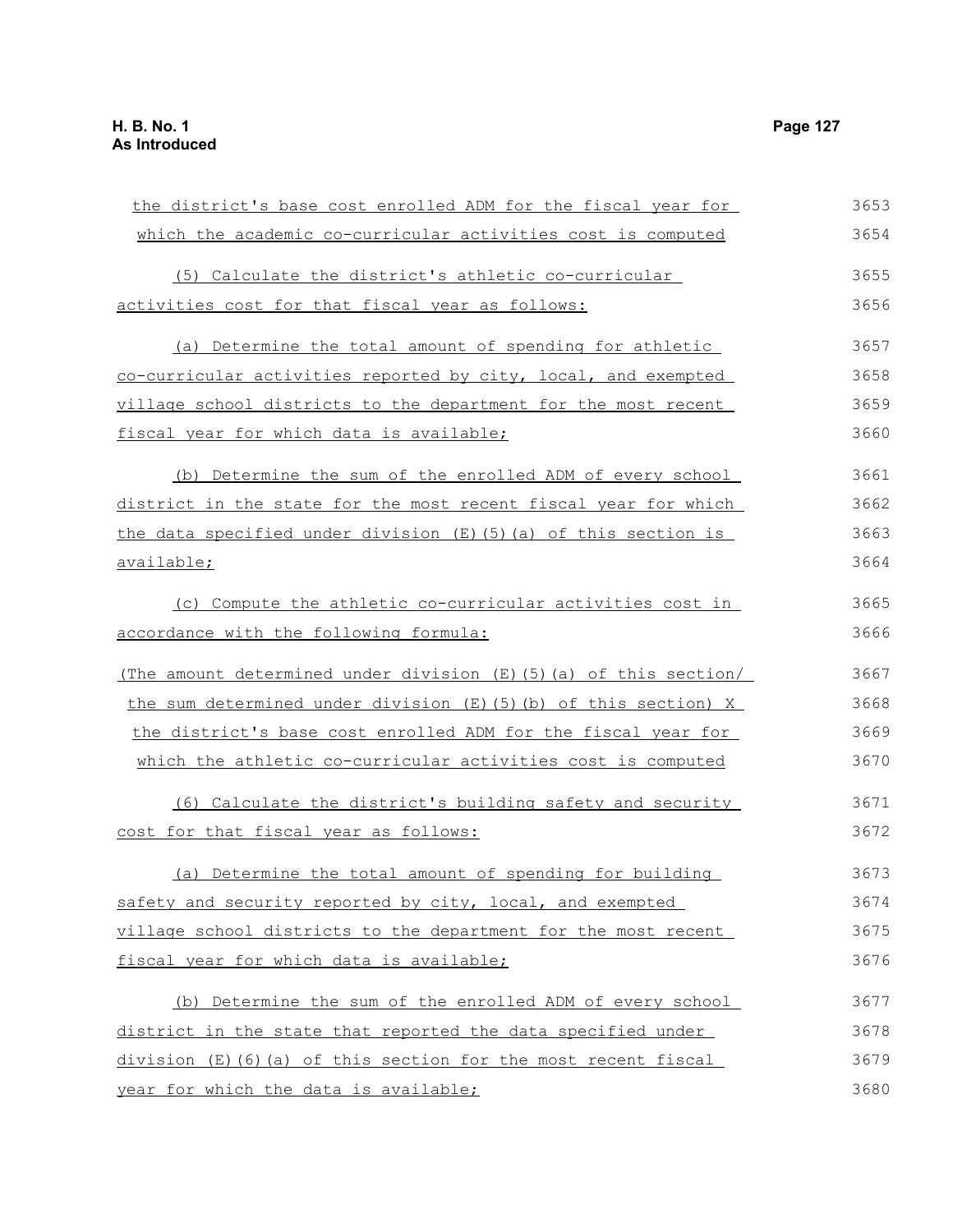the district's base cost enrolled ADM for the fiscal year for which the academic co-curricular activities cost is computed

(5) Calculate the district's athletic co-curricular activities cost for that fiscal year as follows:

(a) Determine the total amount of spending for athletic co-curricular activities reported by city, local, and exempted village school districts to the department for the most recent fiscal year for which data is available;

(b) Determine the sum of the enrolled ADM of every school district in the state for the most recent fiscal year for which the data specified under division (E)(5)(a) of this section is available;

(c) Compute the athletic co-curricular activities cost in accordance with the following formula:

(The amount determined under division (E)(5)(a) of this section/ the sum determined under division (E)(5)(b) of this section) X the district's base cost enrolled ADM for the fiscal year for which the athletic co-curricular activities cost is computed

(6) Calculate the district's building safety and security cost for that fiscal year as follows:

(a) Determine the total amount of spending for building safety and security reported by city, local, and exempted village school districts to the department for the most recent fiscal year for which data is available;

(b) Determine the sum of the enrolled ADM of every school district in the state that reported the data specified under division (E)(6)(a) of this section for the most recent fiscal year for which the data is available;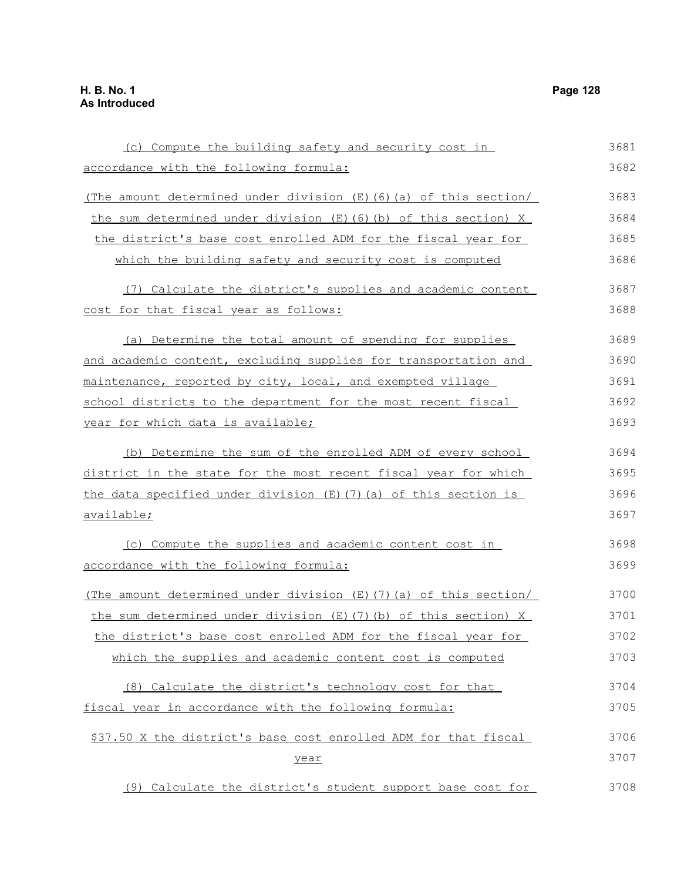(c) Compute the building safety and security cost in accordance with the following formula:

(The amount determined under division (E)(6)(a) of this section/ the sum determined under division (E)(6)(b) of this section) X the district's base cost enrolled ADM for the fiscal year for which the building safety and security cost is computed

(7) Calculate the district's supplies and academic content cost for that fiscal year as follows:

(a) Determine the total amount of spending for supplies and academic content, excluding supplies for transportation and maintenance, reported by city, local, and exempted village school districts to the department for the most recent fiscal year for which data is available;

(b) Determine the sum of the enrolled ADM of every school district in the state for the most recent fiscal year for which the data specified under division (E)(7)(a) of this section is available;

(c) Compute the supplies and academic content cost in accordance with the following formula:

(The amount determined under division (E)(7)(a) of this section/ the sum determined under division (E)(7)(b) of this section) X the district's base cost enrolled ADM for the fiscal year for which the supplies and academic content cost is computed

(8) Calculate the district's technology cost for that fiscal year in accordance with the following formula:

$37.50 X the district's base cost enrolled ADM for that fiscal year

(9) Calculate the district's student support base cost for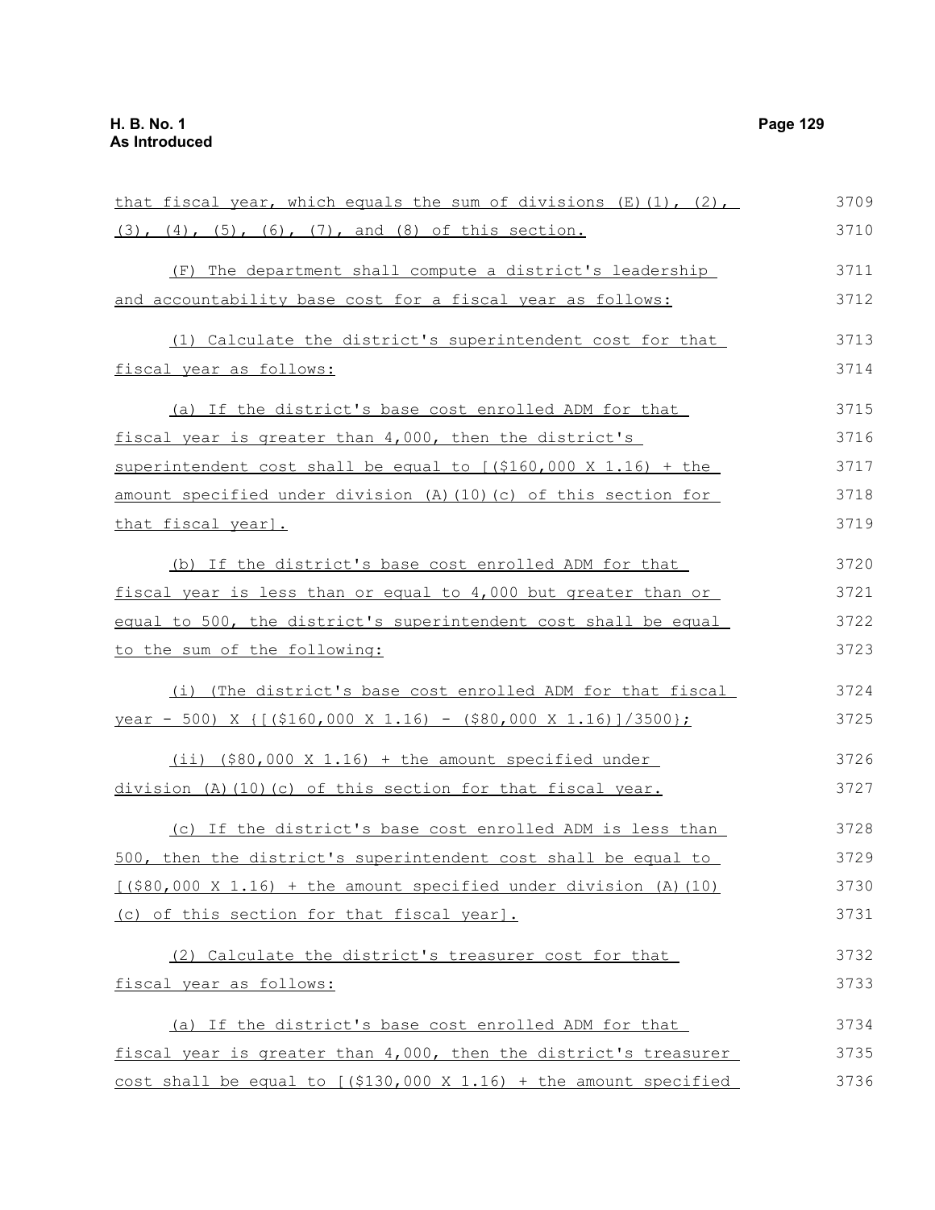that fiscal year, which equals the sum of divisions (E)(1), (2), (3), (4), (5), (6), (7), and (8) of this section.

(F) The department shall compute a district's leadership and accountability base cost for a fiscal year as follows:

(1) Calculate the district's superintendent cost for that fiscal year as follows:

(a) If the district's base cost enrolled ADM for that fiscal year is greater than 4,000, then the district's superintendent cost shall be equal to [($160,000 X 1.16) + the amount specified under division (A)(10)(c) of this section for that fiscal year].

(b) If the district's base cost enrolled ADM for that fiscal year is less than or equal to 4,000 but greater than or equal to 500, the district's superintendent cost shall be equal to the sum of the following:

(i) (The district's base cost enrolled ADM for that fiscal year - 500) X {[($160,000 X 1.16) - ($80,000 X 1.16)]/3500};

(ii) ($80,000 X 1.16) + the amount specified under division (A)(10)(c) of this section for that fiscal year.

(c) If the district's base cost enrolled ADM is less than 500, then the district's superintendent cost shall be equal to [($80,000 X 1.16) + the amount specified under division (A)(10)(c) of this section for that fiscal year].

(2) Calculate the district's treasurer cost for that fiscal year as follows:

(a) If the district's base cost enrolled ADM for that fiscal year is greater than 4,000, then the district's treasurer cost shall be equal to [($130,000 X 1.16) + the amount specified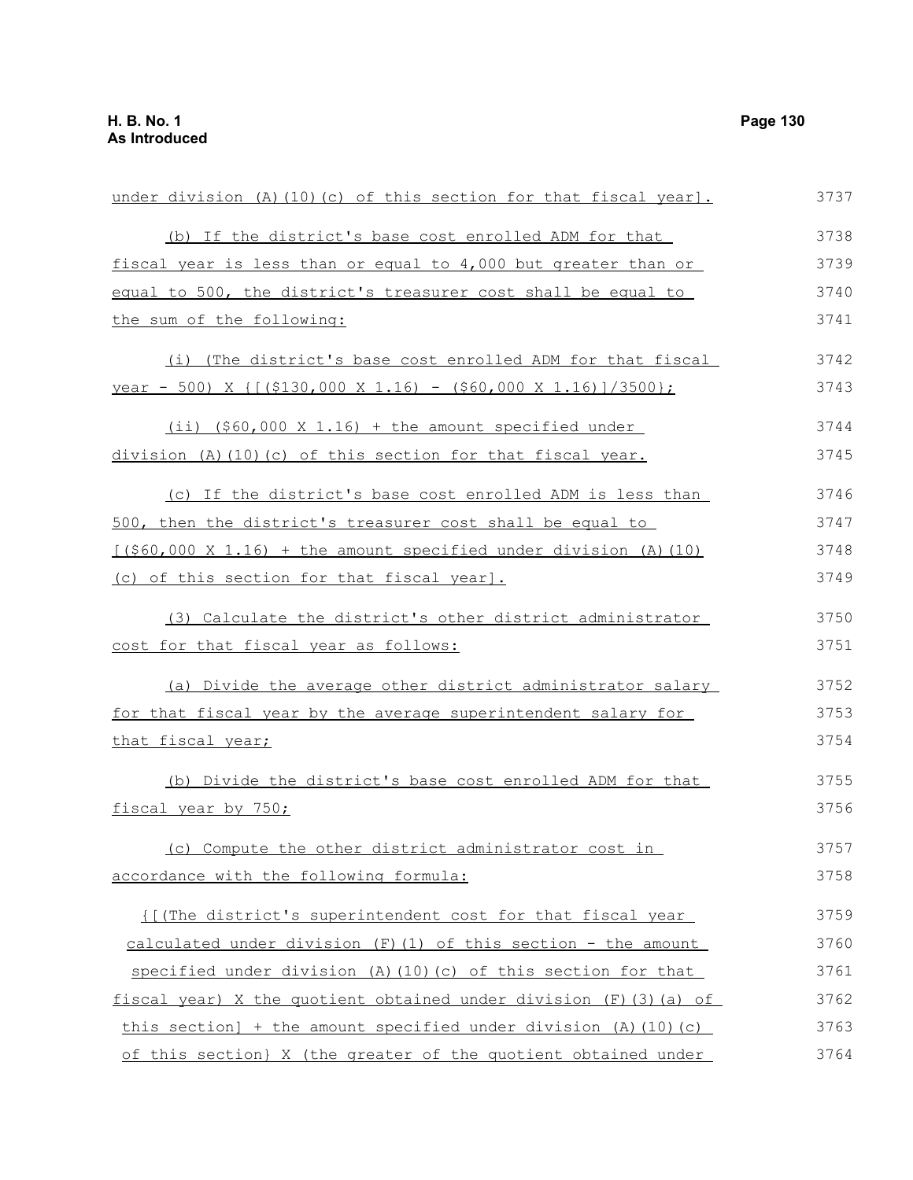under division (A)(10)(c) of this section for that fiscal year].

(b) If the district's base cost enrolled ADM for that fiscal year is less than or equal to 4,000 but greater than or equal to 500, the district's treasurer cost shall be equal to the sum of the following:

(i) (The district's base cost enrolled ADM for that fiscal year - 500) X {[($130,000 X 1.16) - ($60,000 X 1.16)]/3500};

(ii) ($60,000 X 1.16) + the amount specified under division (A)(10)(c) of this section for that fiscal year.

(c) If the district's base cost enrolled ADM is less than 500, then the district's treasurer cost shall be equal to [($60,000 X 1.16) + the amount specified under division (A)(10)(c) of this section for that fiscal year].

(3) Calculate the district's other district administrator cost for that fiscal year as follows:

(a) Divide the average other district administrator salary for that fiscal year by the average superintendent salary for that fiscal year;

(b) Divide the district's base cost enrolled ADM for that fiscal year by 750;

(c) Compute the other district administrator cost in accordance with the following formula:

{[(The district's superintendent cost for that fiscal year calculated under division (F)(1) of this section - the amount specified under division (A)(10)(c) of this section for that fiscal year) X the quotient obtained under division (F)(3)(a) of this section] + the amount specified under division (A)(10)(c) of this section} X (the greater of the quotient obtained under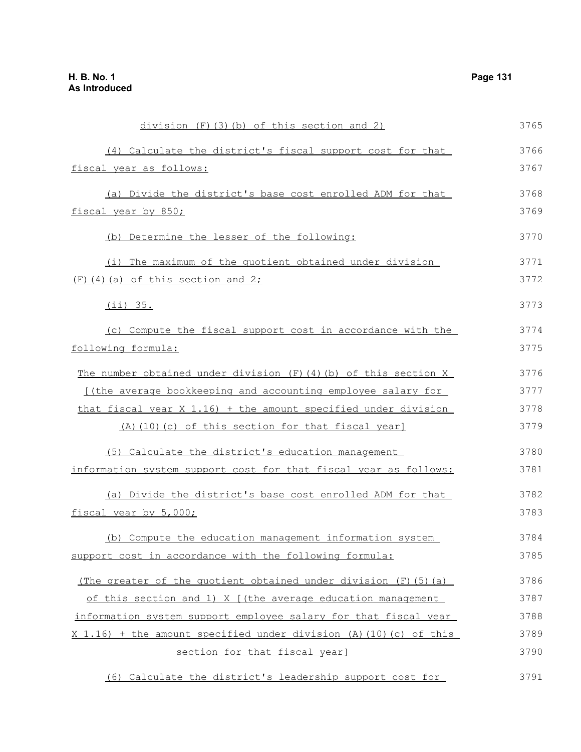division (F)(3)(b) of this section and 2)

(4) Calculate the district's fiscal support cost for that fiscal year as follows:

(a) Divide the district's base cost enrolled ADM for that fiscal year by 850;

(b) Determine the lesser of the following:

(i) The maximum of the quotient obtained under division (F)(4)(a) of this section and 2;

(ii) 35.

(c) Compute the fiscal support cost in accordance with the following formula:

The number obtained under division (F)(4)(b) of this section X [(the average bookkeeping and accounting employee salary for that fiscal year X 1.16) + the amount specified under division (A)(10)(c) of this section for that fiscal year]

(5) Calculate the district's education management information system support cost for that fiscal year as follows:

(a) Divide the district's base cost enrolled ADM for that fiscal year by 5,000;

(b) Compute the education management information system support cost in accordance with the following formula:

(The greater of the quotient obtained under division (F)(5)(a) of this section and 1) X [(the average education management information system support employee salary for that fiscal year X 1.16) + the amount specified under division (A)(10)(c) of this section for that fiscal year]

(6) Calculate the district's leadership support cost for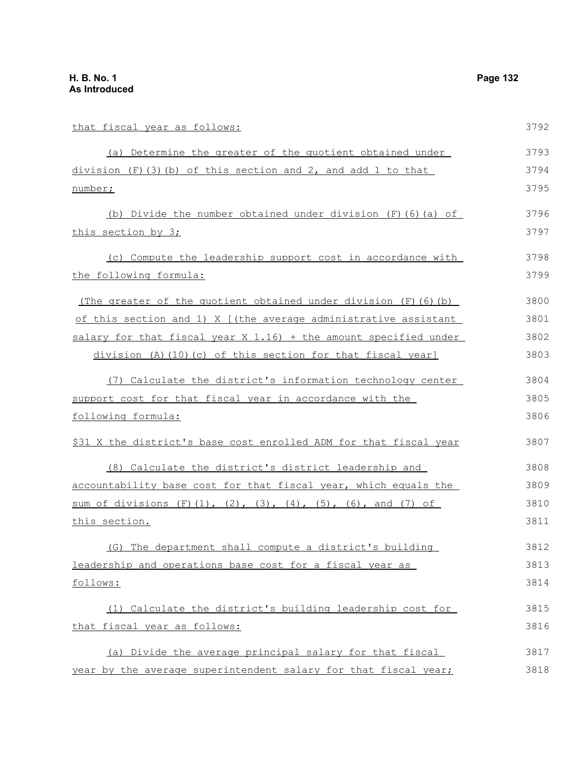that fiscal year as follows:

(a) Determine the greater of the quotient obtained under division (F)(3)(b) of this section and 2, and add 1 to that number;

(b) Divide the number obtained under division (F)(6)(a) of this section by 3;

(c) Compute the leadership support cost in accordance with the following formula:

(The greater of the quotient obtained under division (F)(6)(b) of this section and 1) X [(the average administrative assistant salary for that fiscal year X 1.16) + the amount specified under division (A)(10)(c) of this section for that fiscal year]

(7) Calculate the district's information technology center support cost for that fiscal year in accordance with the following formula:

$31 X the district's base cost enrolled ADM for that fiscal year

(8) Calculate the district's district leadership and accountability base cost for that fiscal year, which equals the sum of divisions (F)(1), (2), (3), (4), (5), (6), and (7) of this section.

(G) The department shall compute a district's building leadership and operations base cost for a fiscal year as follows:

(1) Calculate the district's building leadership cost for that fiscal year as follows:

(a) Divide the average principal salary for that fiscal year by the average superintendent salary for that fiscal year;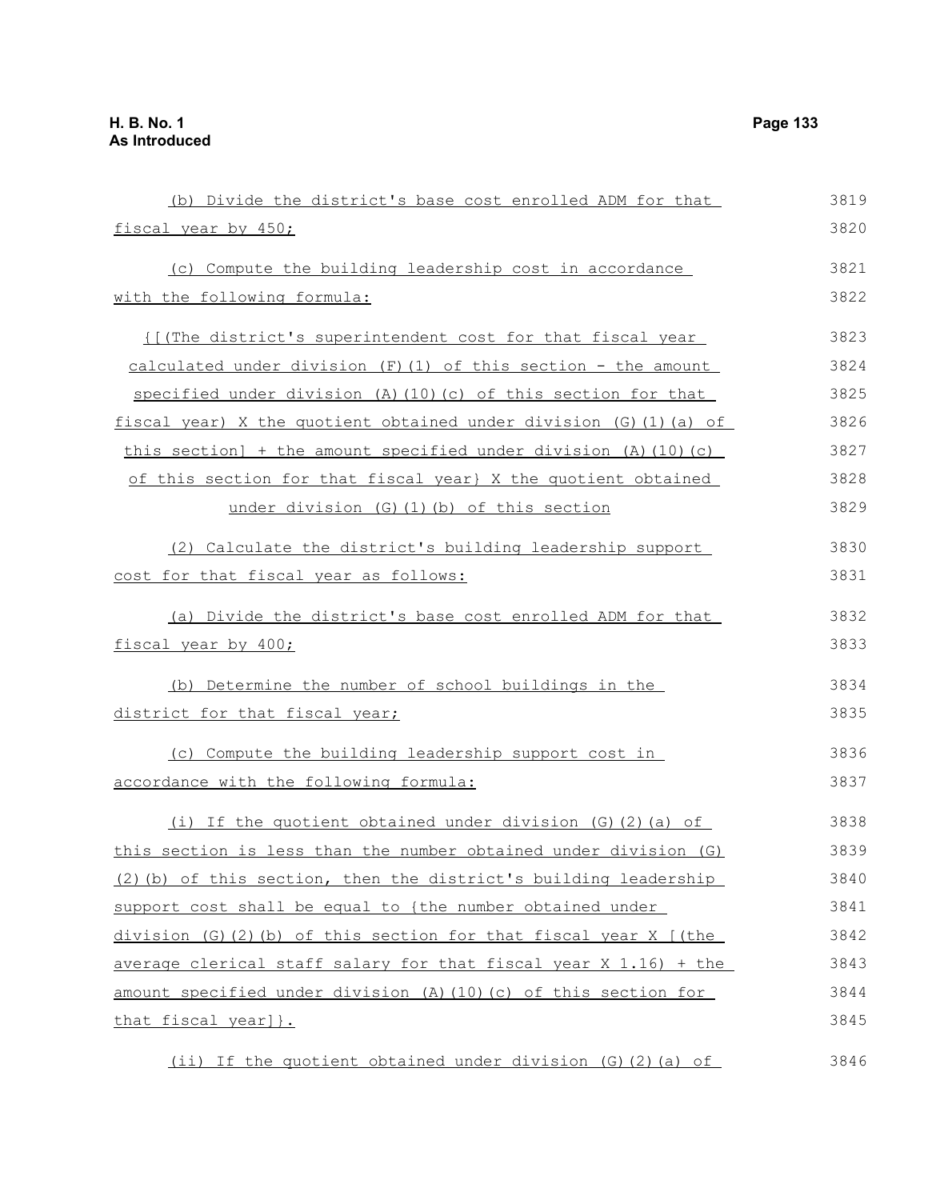(b) Divide the district's base cost enrolled ADM for that fiscal year by 450;

(c) Compute the building leadership cost in accordance with the following formula:

{[(The district's superintendent cost for that fiscal year calculated under division (F)(1) of this section - the amount specified under division (A)(10)(c) of this section for that fiscal year) X the quotient obtained under division (G)(1)(a) of this section] + the amount specified under division (A)(10)(c) of this section for that fiscal year} X the quotient obtained under division (G)(1)(b) of this section

(2) Calculate the district's building leadership support cost for that fiscal year as follows:

(a) Divide the district's base cost enrolled ADM for that fiscal year by 400;

(b) Determine the number of school buildings in the district for that fiscal year;

(c) Compute the building leadership support cost in accordance with the following formula:

(i) If the quotient obtained under division (G)(2)(a) of this section is less than the number obtained under division (G)(2)(b) of this section, then the district's building leadership support cost shall be equal to {the number obtained under division (G)(2)(b) of this section for that fiscal year X [(the average clerical staff salary for that fiscal year X 1.16) + the amount specified under division (A)(10)(c) of this section for that fiscal year]}.

(ii) If the quotient obtained under division (G)(2)(a) of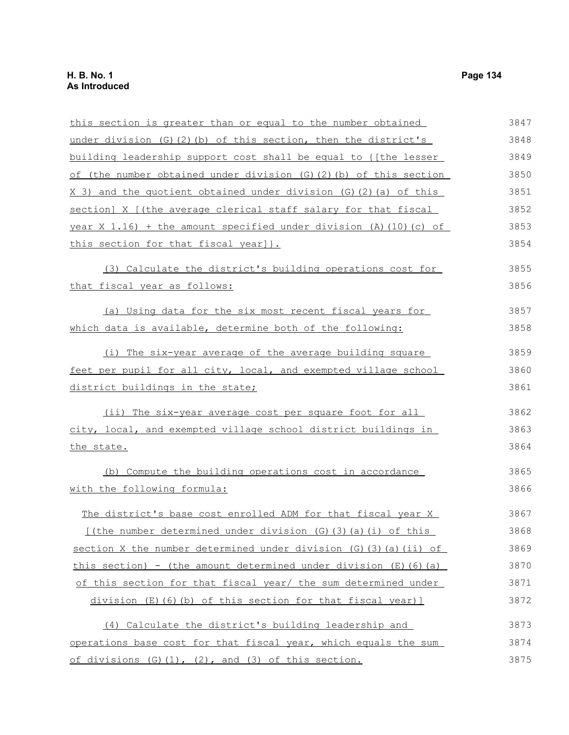this section is greater than or equal to the number obtained under division (G)(2)(b) of this section, then the district's building leadership support cost shall be equal to {[the lesser of (the number obtained under division (G)(2)(b) of this section X 3) and the quotient obtained under division (G)(2)(a) of this section] X [(the average clerical staff salary for that fiscal year X 1.16) + the amount specified under division (A)(10)(c) of this section for that fiscal year]}.

(3) Calculate the district's building operations cost for that fiscal year as follows:

(a) Using data for the six most recent fiscal years for which data is available, determine both of the following:

(i) The six-year average of the average building square feet per pupil for all city, local, and exempted village school district buildings in the state;

(ii) The six-year average cost per square foot for all city, local, and exempted village school district buildings in the state.

(b) Compute the building operations cost in accordance with the following formula:

The district's base cost enrolled ADM for that fiscal year X [(the number determined under division (G)(3)(a)(i) of this section X the number determined under division (G)(3)(a)(ii) of this section) - (the amount determined under division (E)(6)(a) of this section for that fiscal year/ the sum determined under division (E)(6)(b) of this section for that fiscal year)]

(4) Calculate the district's building leadership and operations base cost for that fiscal year, which equals the sum of divisions (G)(1), (2), and (3) of this section.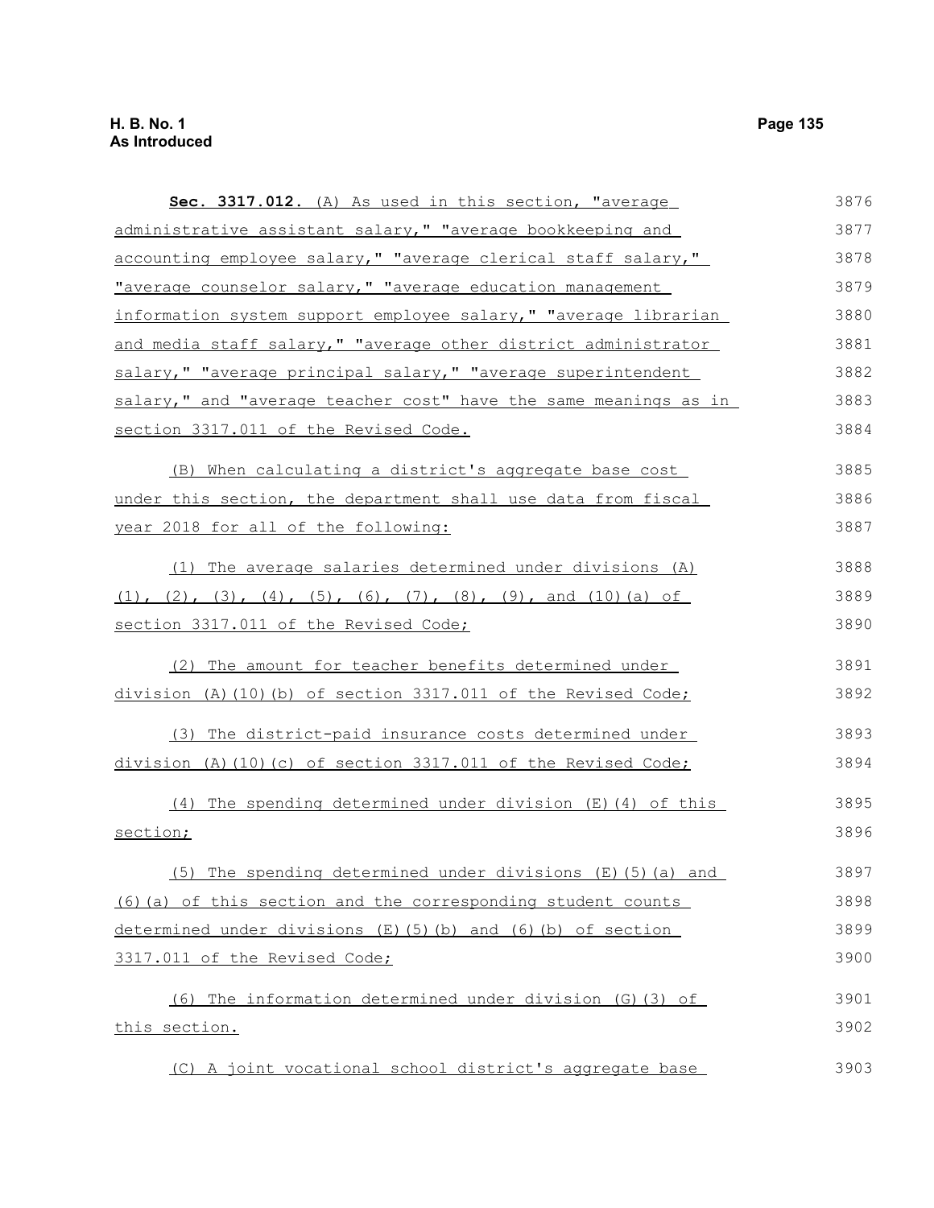**Sec. 3317.012.** (A) As used in this section, "average administrative assistant salary," "average bookkeeping and accounting employee salary," "average clerical staff salary," "average counselor salary," "average education management information system support employee salary," "average librarian and media staff salary," "average other district administrator salary," "average principal salary," "average superintendent salary," and "average teacher cost" have the same meanings as in section 3317.011 of the Revised Code.

(B) When calculating a district's aggregate base cost under this section, the department shall use data from fiscal year 2018 for all of the following:

(1) The average salaries determined under divisions (A)(1), (2), (3), (4), (5), (6), (7), (8), (9), and (10)(a) of section 3317.011 of the Revised Code;

(2) The amount for teacher benefits determined under division (A)(10)(b) of section 3317.011 of the Revised Code;

(3) The district-paid insurance costs determined under division (A)(10)(c) of section 3317.011 of the Revised Code;

(4) The spending determined under division (E)(4) of this section;

(5) The spending determined under divisions (E)(5)(a) and (6)(a) of this section and the corresponding student counts determined under divisions (E)(5)(b) and (6)(b) of section 3317.011 of the Revised Code;

(6) The information determined under division (G)(3) of this section.

(C) A joint vocational school district's aggregate base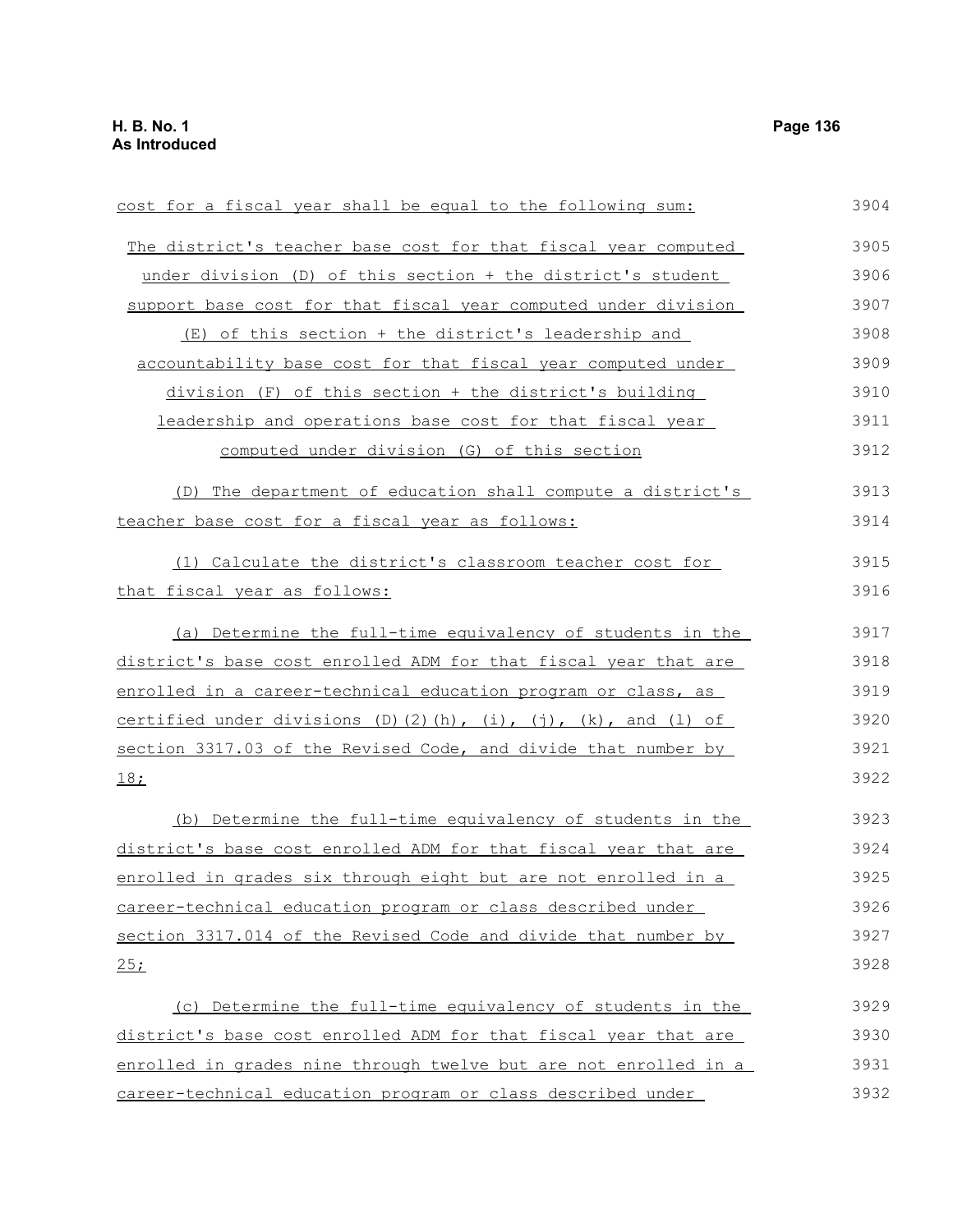cost for a fiscal year shall be equal to the following sum:

The district's teacher base cost for that fiscal year computed under division (D) of this section + the district's student support base cost for that fiscal year computed under division (E) of this section + the district's leadership and accountability base cost for that fiscal year computed under division (F) of this section + the district's building leadership and operations base cost for that fiscal year computed under division (G) of this section

(D) The department of education shall compute a district's teacher base cost for a fiscal year as follows:

(1) Calculate the district's classroom teacher cost for that fiscal year as follows:

(a) Determine the full-time equivalency of students in the district's base cost enrolled ADM for that fiscal year that are enrolled in a career-technical education program or class, as certified under divisions (D)(2)(h), (i), (j), (k), and (l) of section 3317.03 of the Revised Code, and divide that number by 18;

(b) Determine the full-time equivalency of students in the district's base cost enrolled ADM for that fiscal year that are enrolled in grades six through eight but are not enrolled in a career-technical education program or class described under section 3317.014 of the Revised Code and divide that number by 25;

(c) Determine the full-time equivalency of students in the district's base cost enrolled ADM for that fiscal year that are enrolled in grades nine through twelve but are not enrolled in a career-technical education program or class described under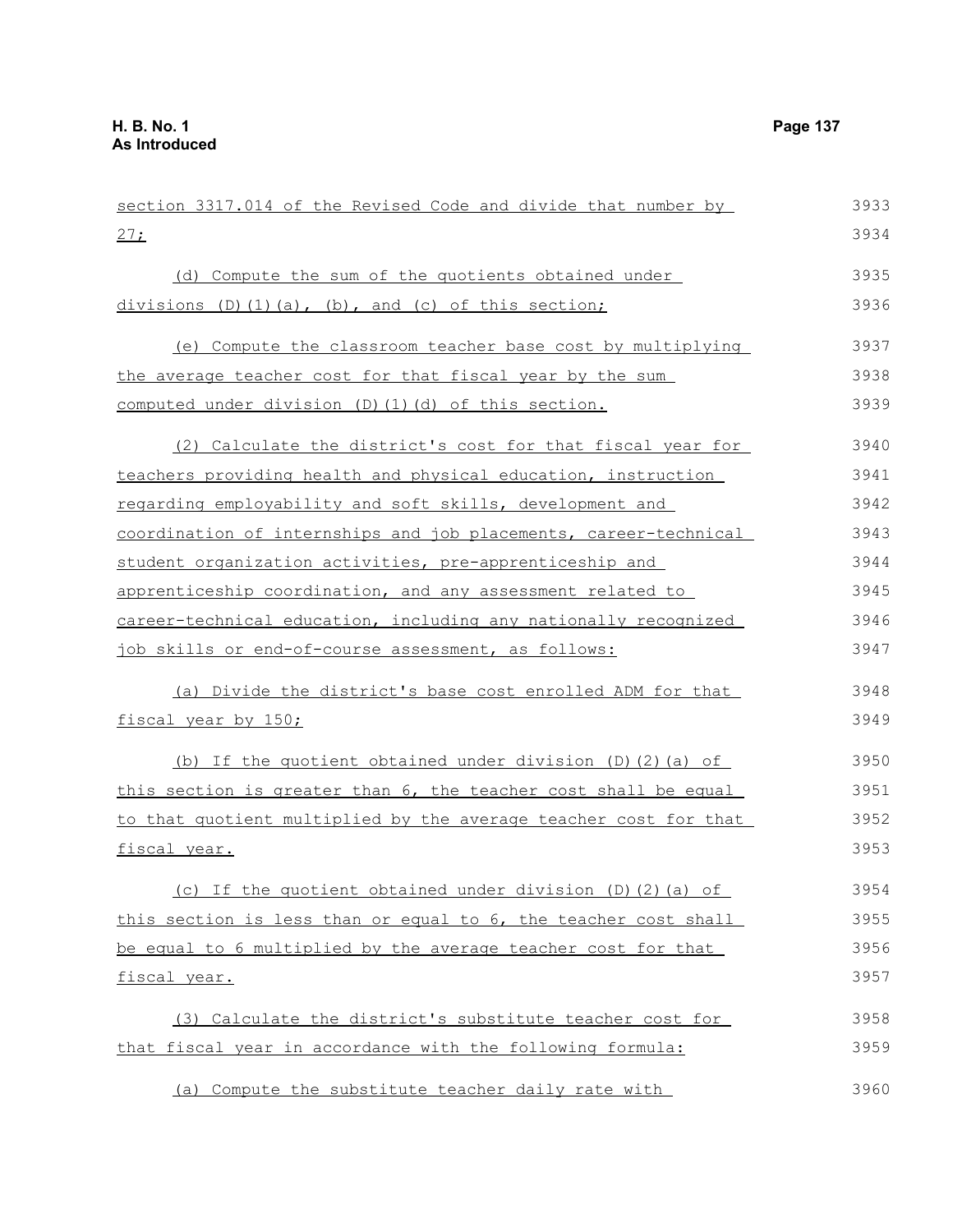section 3317.014 of the Revised Code and divide that number by 27;

(d) Compute the sum of the quotients obtained under divisions (D)(1)(a), (b), and (c) of this section;

(e) Compute the classroom teacher base cost by multiplying the average teacher cost for that fiscal year by the sum computed under division (D)(1)(d) of this section.

(2) Calculate the district's cost for that fiscal year for teachers providing health and physical education, instruction regarding employability and soft skills, development and coordination of internships and job placements, career-technical student organization activities, pre-apprenticeship and apprenticeship coordination, and any assessment related to career-technical education, including any nationally recognized job skills or end-of-course assessment, as follows:

(a) Divide the district's base cost enrolled ADM for that fiscal year by 150;

(b) If the quotient obtained under division (D)(2)(a) of this section is greater than 6, the teacher cost shall be equal to that quotient multiplied by the average teacher cost for that fiscal year.

(c) If the quotient obtained under division (D)(2)(a) of this section is less than or equal to 6, the teacher cost shall be equal to 6 multiplied by the average teacher cost for that fiscal year.

(3) Calculate the district's substitute teacher cost for that fiscal year in accordance with the following formula:

(a) Compute the substitute teacher daily rate with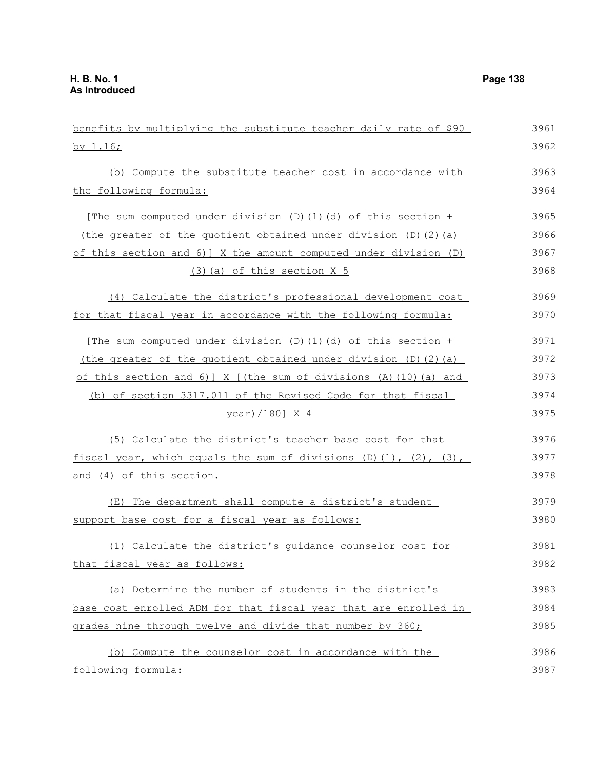benefits by multiplying the substitute teacher daily rate of $90 by 1.16;

(b) Compute the substitute teacher cost in accordance with the following formula:

[The sum computed under division (D)(1)(d) of this section + (the greater of the quotient obtained under division (D)(2)(a) of this section and 6)] X the amount computed under division (D)(3)(a) of this section X 5

(4) Calculate the district's professional development cost for that fiscal year in accordance with the following formula:

[The sum computed under division (D)(1)(d) of this section + (the greater of the quotient obtained under division (D)(2)(a) of this section and 6)] X [(the sum of divisions (A)(10)(a) and (b) of section 3317.011 of the Revised Code for that fiscal year)/180] X 4

(5) Calculate the district's teacher base cost for that fiscal year, which equals the sum of divisions (D)(1), (2), (3), and (4) of this section.

(E) The department shall compute a district's student support base cost for a fiscal year as follows:

(1) Calculate the district's guidance counselor cost for that fiscal year as follows:

(a) Determine the number of students in the district's base cost enrolled ADM for that fiscal year that are enrolled in grades nine through twelve and divide that number by 360;

(b) Compute the counselor cost in accordance with the following formula: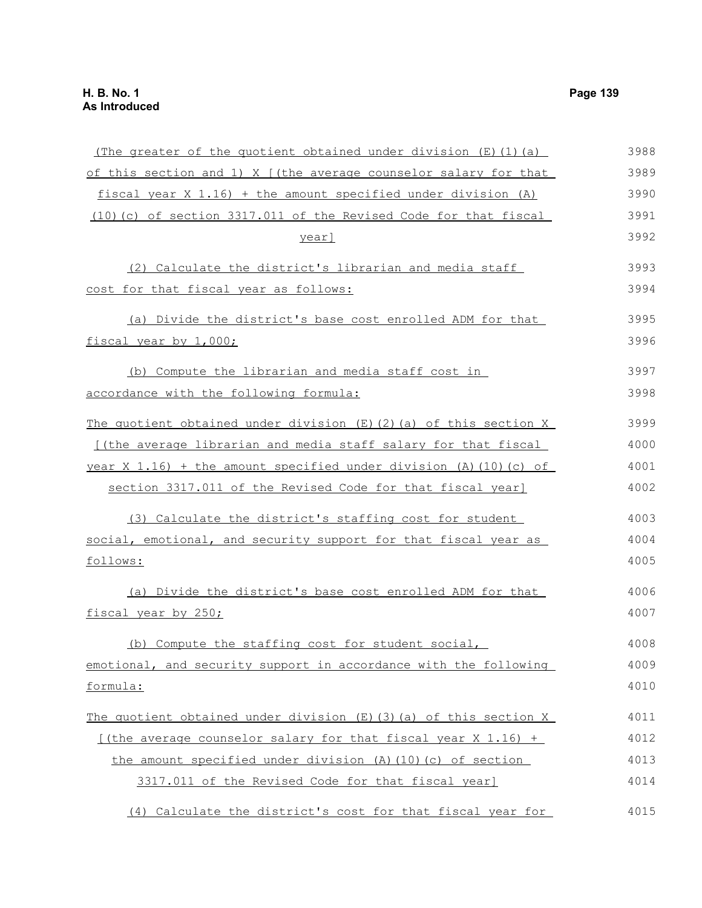(The greater of the quotient obtained under division (E)(1)(a) of this section and 1) X [(the average counselor salary for that fiscal year X 1.16) + the amount specified under division (A)(10)(c) of section 3317.011 of the Revised Code for that fiscal year]

(2) Calculate the district's librarian and media staff cost for that fiscal year as follows:

(a) Divide the district's base cost enrolled ADM for that fiscal year by 1,000;

(b) Compute the librarian and media staff cost in accordance with the following formula:

The quotient obtained under division (E)(2)(a) of this section X [(the average librarian and media staff salary for that fiscal year X 1.16) + the amount specified under division (A)(10)(c) of section 3317.011 of the Revised Code for that fiscal year]

(3) Calculate the district's staffing cost for student social, emotional, and security support for that fiscal year as follows:

(a) Divide the district's base cost enrolled ADM for that fiscal year by 250;

(b) Compute the staffing cost for student social, emotional, and security support in accordance with the following formula:

The quotient obtained under division (E)(3)(a) of this section X [(the average counselor salary for that fiscal year X 1.16) + the amount specified under division (A)(10)(c) of section 3317.011 of the Revised Code for that fiscal year]

(4) Calculate the district's cost for that fiscal year for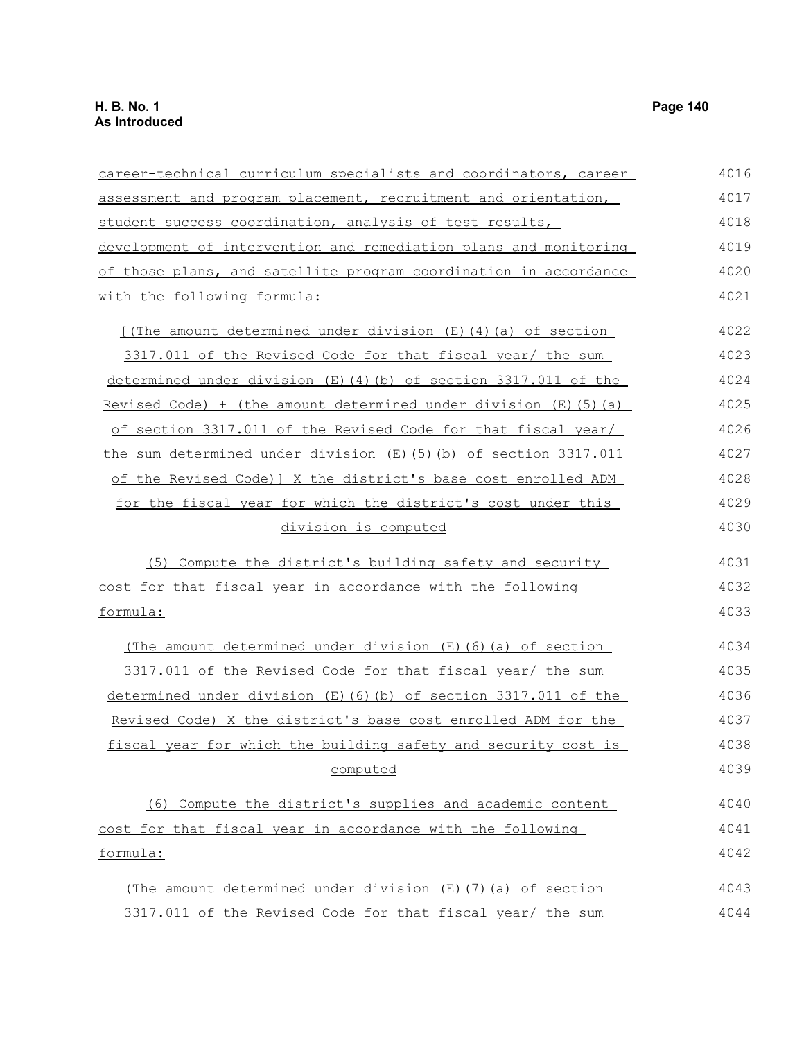career-technical curriculum specialists and coordinators, career assessment and program placement, recruitment and orientation, student success coordination, analysis of test results, development of intervention and remediation plans and monitoring of those plans, and satellite program coordination in accordance with the following formula:

[(The amount determined under division (E)(4)(a) of section 3317.011 of the Revised Code for that fiscal year/ the sum determined under division (E)(4)(b) of section 3317.011 of the Revised Code) + (the amount determined under division (E)(5)(a) of section 3317.011 of the Revised Code for that fiscal year/ the sum determined under division (E)(5)(b) of section 3317.011 of the Revised Code)] X the district's base cost enrolled ADM for the fiscal year for which the district's cost under this division is computed

(5) Compute the district's building safety and security cost for that fiscal year in accordance with the following formula:

(The amount determined under division (E)(6)(a) of section 3317.011 of the Revised Code for that fiscal year/ the sum determined under division (E)(6)(b) of section 3317.011 of the Revised Code) X the district's base cost enrolled ADM for the fiscal year for which the building safety and security cost is computed

(6) Compute the district's supplies and academic content cost for that fiscal year in accordance with the following formula:

(The amount determined under division (E)(7)(a) of section 3317.011 of the Revised Code for that fiscal year/ the sum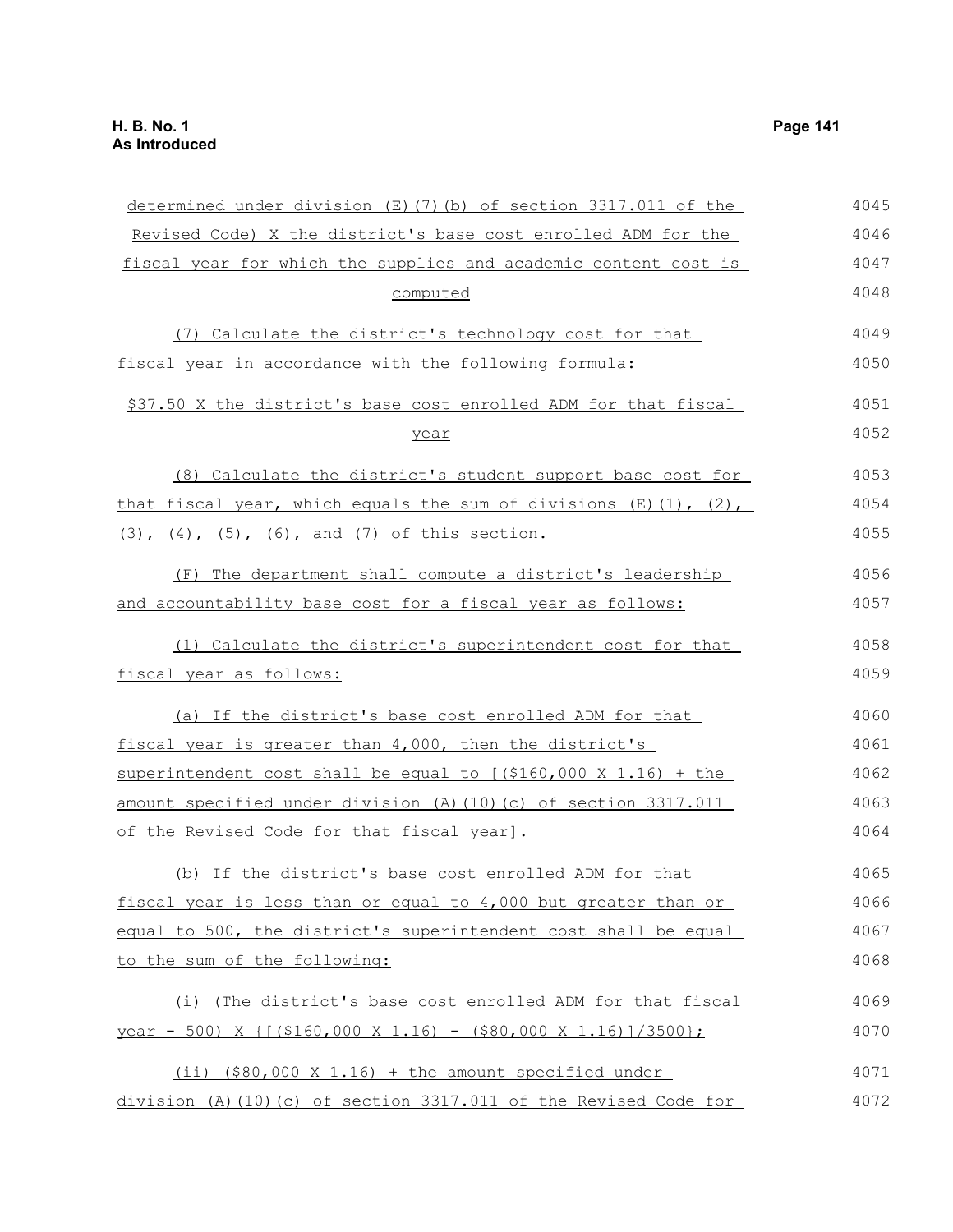determined under division (E)(7)(b) of section 3317.011 of the Revised Code) X the district's base cost enrolled ADM for the fiscal year for which the supplies and academic content cost is computed

(7) Calculate the district's technology cost for that fiscal year in accordance with the following formula:

$37.50 X the district's base cost enrolled ADM for that fiscal year

(8) Calculate the district's student support base cost for that fiscal year, which equals the sum of divisions (E)(1), (2), (3), (4), (5), (6), and (7) of this section.

(F) The department shall compute a district's leadership and accountability base cost for a fiscal year as follows:

(1) Calculate the district's superintendent cost for that fiscal year as follows:

(a) If the district's base cost enrolled ADM for that fiscal year is greater than 4,000, then the district's superintendent cost shall be equal to [($160,000 X 1.16) + the amount specified under division (A)(10)(c) of section 3317.011 of the Revised Code for that fiscal year].

(b) If the district's base cost enrolled ADM for that fiscal year is less than or equal to 4,000 but greater than or equal to 500, the district's superintendent cost shall be equal to the sum of the following:

(i) (The district's base cost enrolled ADM for that fiscal year - 500) X {[($160,000 X 1.16) - ($80,000 X 1.16)]/3500};

(ii) ($80,000 X 1.16) + the amount specified under division (A)(10)(c) of section 3317.011 of the Revised Code for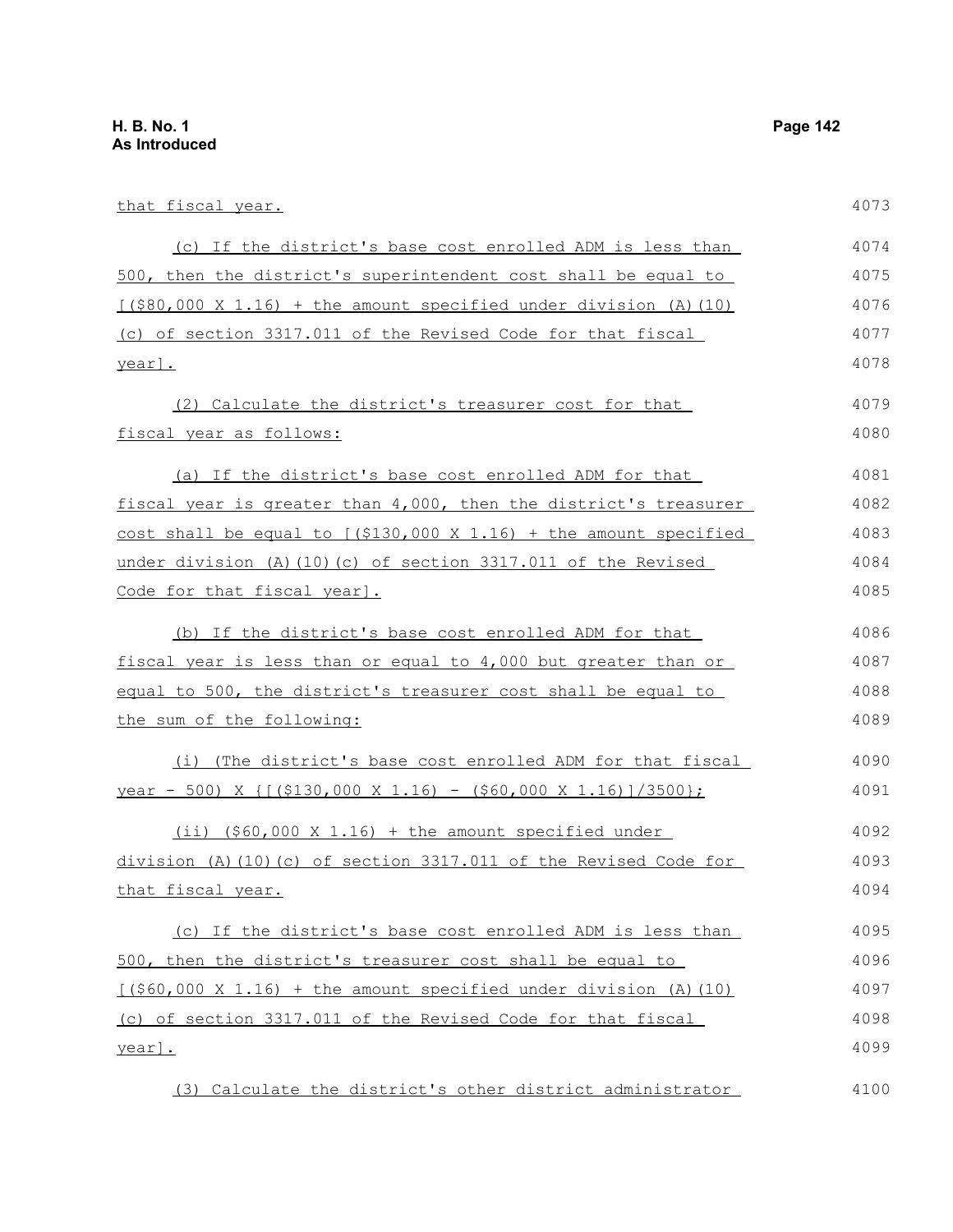that fiscal year.

(c) If the district's base cost enrolled ADM is less than 500, then the district's superintendent cost shall be equal to [($80,000 X 1.16) + the amount specified under division (A)(10)(c) of section 3317.011 of the Revised Code for that fiscal year].

(2) Calculate the district's treasurer cost for that fiscal year as follows:

(a) If the district's base cost enrolled ADM for that fiscal year is greater than 4,000, then the district's treasurer cost shall be equal to [($130,000 X 1.16) + the amount specified under division (A)(10)(c) of section 3317.011 of the Revised Code for that fiscal year].

(b) If the district's base cost enrolled ADM for that fiscal year is less than or equal to 4,000 but greater than or equal to 500, the district's treasurer cost shall be equal to the sum of the following:

(i) (The district's base cost enrolled ADM for that fiscal year - 500) X {[($130,000 X 1.16) - ($60,000 X 1.16)]/3500};

(ii) ($60,000 X 1.16) + the amount specified under division (A)(10)(c) of section 3317.011 of the Revised Code for that fiscal year.

(c) If the district's base cost enrolled ADM is less than 500, then the district's treasurer cost shall be equal to [($60,000 X 1.16) + the amount specified under division (A)(10)(c) of section 3317.011 of the Revised Code for that fiscal year].

(3) Calculate the district's other district administrator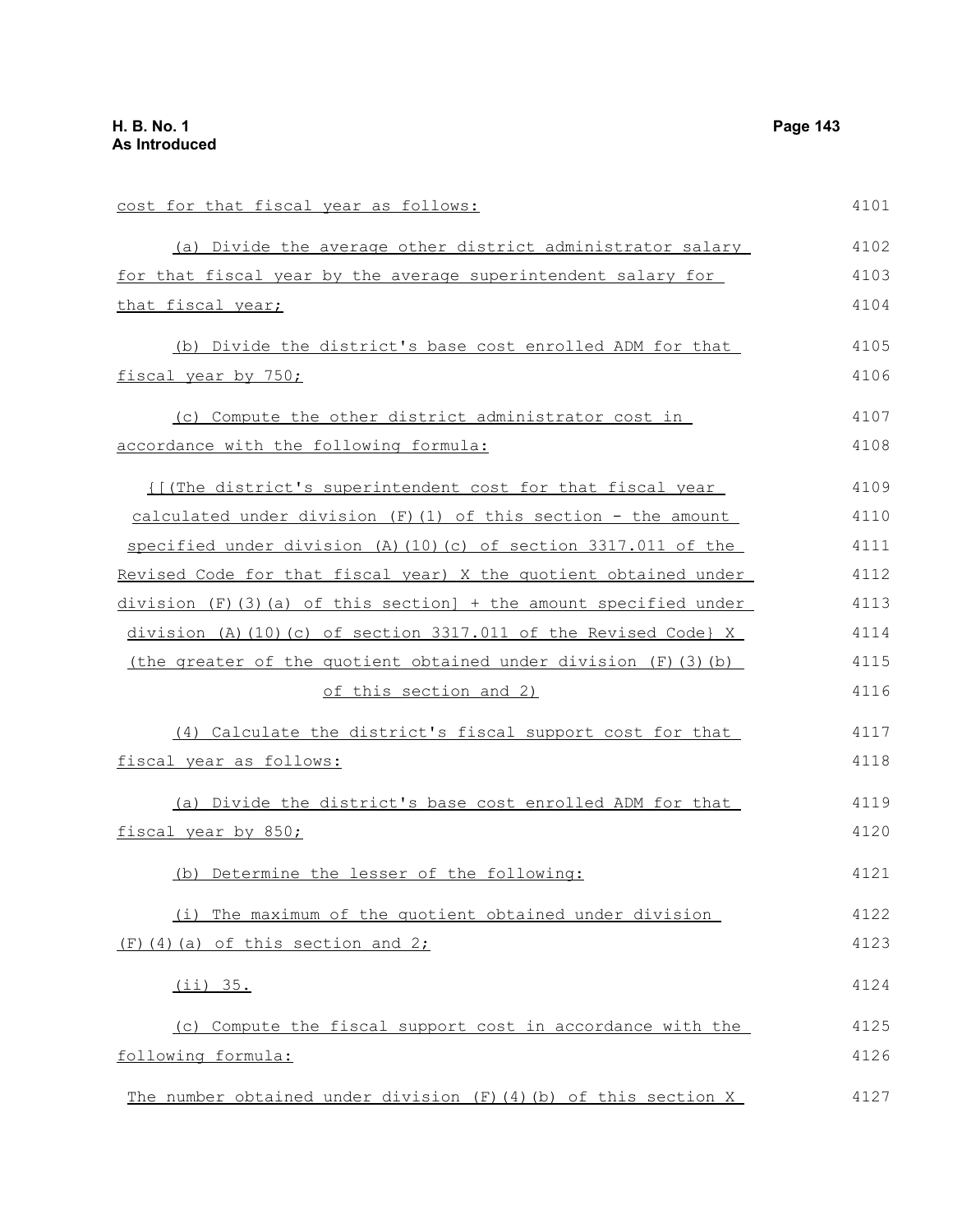cost for that fiscal year as follows:

(a) Divide the average other district administrator salary for that fiscal year by the average superintendent salary for that fiscal year;

(b) Divide the district's base cost enrolled ADM for that fiscal year by 750;

(c) Compute the other district administrator cost in accordance with the following formula:

{[(The district's superintendent cost for that fiscal year calculated under division (F)(1) of this section - the amount specified under division (A)(10)(c) of section 3317.011 of the Revised Code for that fiscal year) X the quotient obtained under division (F)(3)(a) of this section] + the amount specified under division (A)(10)(c) of section 3317.011 of the Revised Code} X (the greater of the quotient obtained under division (F)(3)(b) of this section and 2)

(4) Calculate the district's fiscal support cost for that fiscal year as follows:

(a) Divide the district's base cost enrolled ADM for that fiscal year by 850;

(b) Determine the lesser of the following:

(i) The maximum of the quotient obtained under division (F)(4)(a) of this section and 2;

(ii) 35.

(c) Compute the fiscal support cost in accordance with the following formula:

The number obtained under division (F)(4)(b) of this section X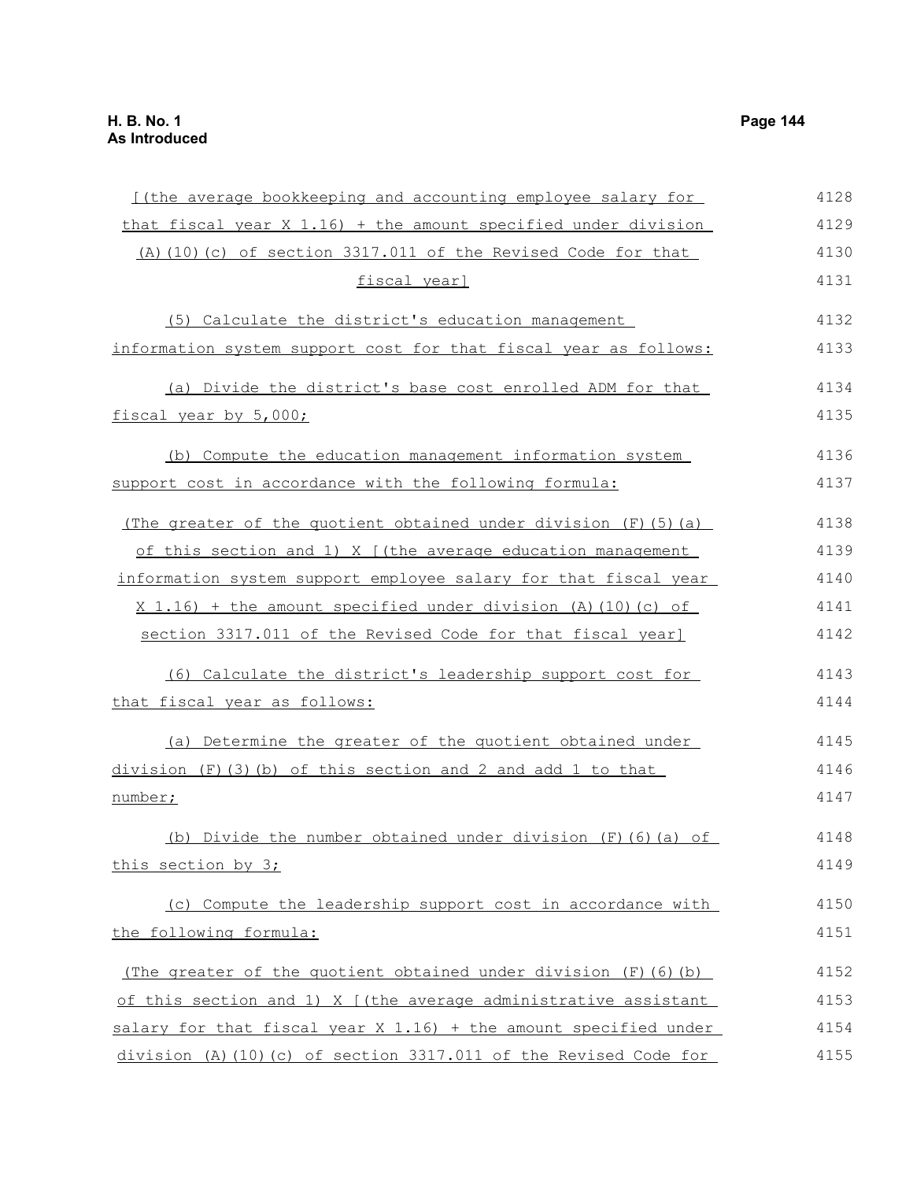[(the average bookkeeping and accounting employee salary for that fiscal year X 1.16) + the amount specified under division (A)(10)(c) of section 3317.011 of the Revised Code for that fiscal year]

(5) Calculate the district's education management information system support cost for that fiscal year as follows:

(a) Divide the district's base cost enrolled ADM for that fiscal year by 5,000;

(b) Compute the education management information system support cost in accordance with the following formula:

(The greater of the quotient obtained under division (F)(5)(a) of this section and 1) X [(the average education management information system support employee salary for that fiscal year X 1.16) + the amount specified under division (A)(10)(c) of section 3317.011 of the Revised Code for that fiscal year]

(6) Calculate the district's leadership support cost for that fiscal year as follows:

(a) Determine the greater of the quotient obtained under division (F)(3)(b) of this section and 2 and add 1 to that number;

(b) Divide the number obtained under division (F)(6)(a) of this section by 3;

(c) Compute the leadership support cost in accordance with the following formula:

(The greater of the quotient obtained under division (F)(6)(b) of this section and 1) X [(the average administrative assistant salary for that fiscal year X 1.16) + the amount specified under division (A)(10)(c) of section 3317.011 of the Revised Code for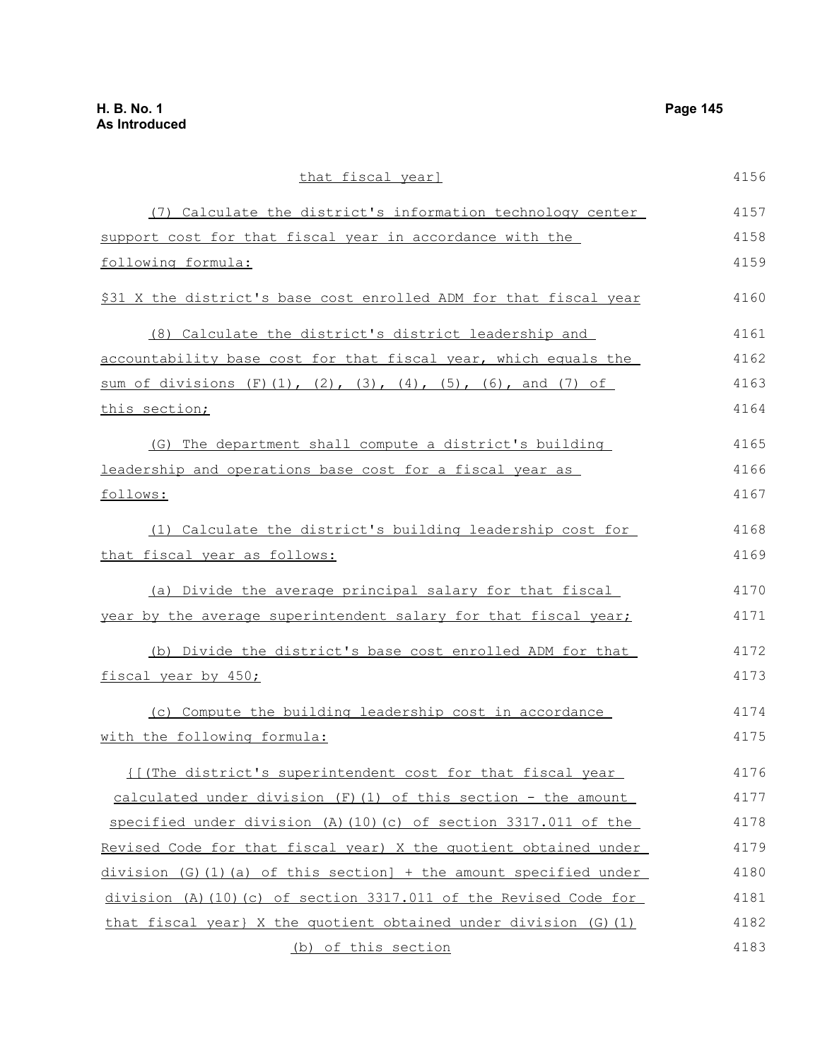that fiscal year]

(7) Calculate the district's information technology center support cost for that fiscal year in accordance with the following formula:

$31 X the district's base cost enrolled ADM for that fiscal year

(8) Calculate the district's district leadership and accountability base cost for that fiscal year, which equals the sum of divisions (F)(1), (2), (3), (4), (5), (6), and (7) of this section;

(G) The department shall compute a district's building leadership and operations base cost for a fiscal year as follows:

(1) Calculate the district's building leadership cost for that fiscal year as follows:

(a) Divide the average principal salary for that fiscal year by the average superintendent salary for that fiscal year;

(b) Divide the district's base cost enrolled ADM for that fiscal year by 450;

(c) Compute the building leadership cost in accordance with the following formula:

{[(The district's superintendent cost for that fiscal year calculated under division (F)(1) of this section - the amount specified under division (A)(10)(c) of section 3317.011 of the Revised Code for that fiscal year) X the quotient obtained under division (G)(1)(a) of this section] + the amount specified under division (A)(10)(c) of section 3317.011 of the Revised Code for that fiscal year} X the quotient obtained under division (G)(1)(b) of this section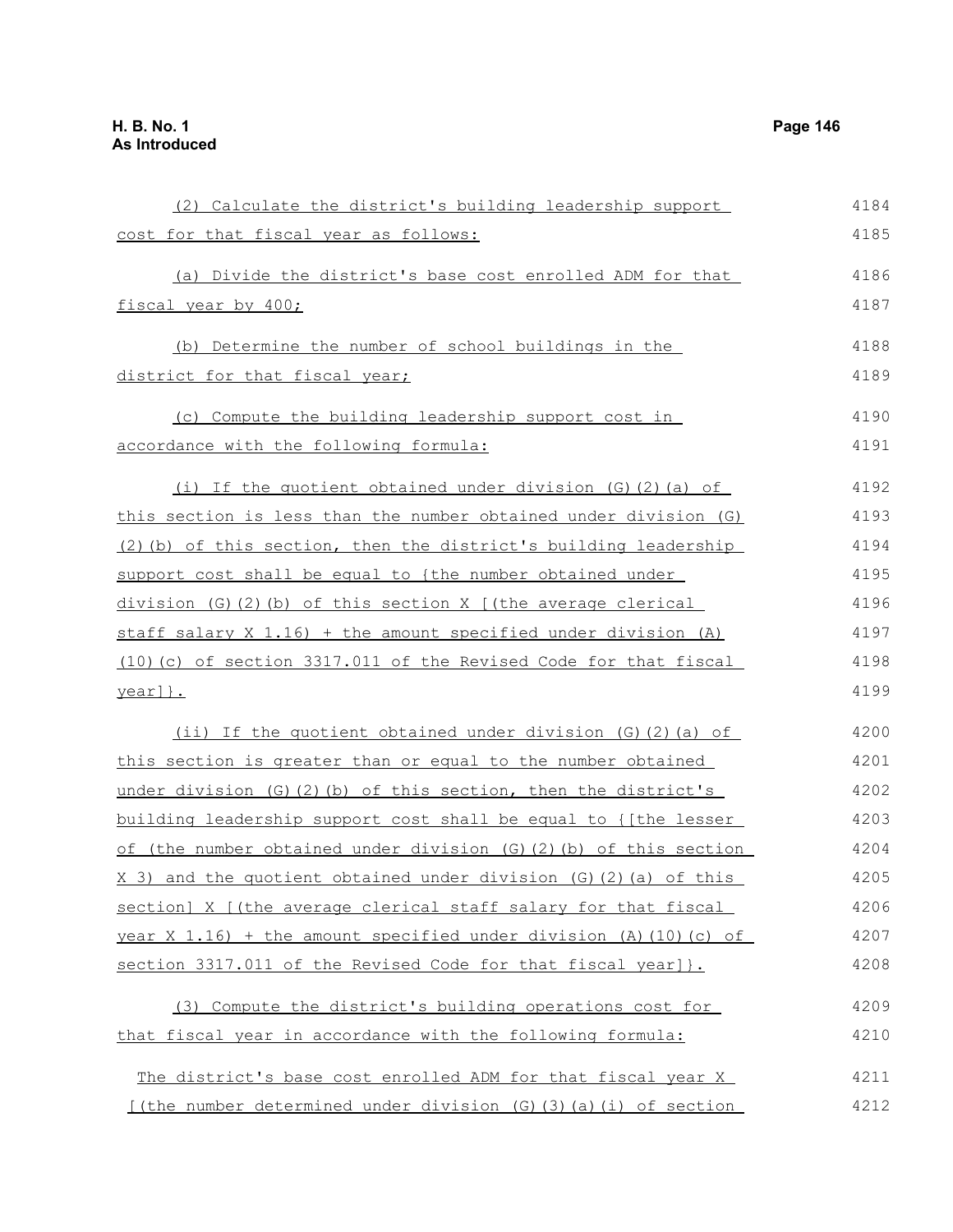(2) Calculate the district's building leadership support cost for that fiscal year as follows:

(a) Divide the district's base cost enrolled ADM for that fiscal year by 400;

(b) Determine the number of school buildings in the district for that fiscal year;

(c) Compute the building leadership support cost in accordance with the following formula:

(i) If the quotient obtained under division (G)(2)(a) of this section is less than the number obtained under division (G)(2)(b) of this section, then the district's building leadership support cost shall be equal to {the number obtained under division (G)(2)(b) of this section X [(the average clerical staff salary X 1.16) + the amount specified under division (A)(10)(c) of section 3317.011 of the Revised Code for that fiscal year]}.

(ii) If the quotient obtained under division (G)(2)(a) of this section is greater than or equal to the number obtained under division (G)(2)(b) of this section, then the district's building leadership support cost shall be equal to {[the lesser of (the number obtained under division (G)(2)(b) of this section X 3) and the quotient obtained under division (G)(2)(a) of this section] X [(the average clerical staff salary for that fiscal year X 1.16) + the amount specified under division (A)(10)(c) of section 3317.011 of the Revised Code for that fiscal year]}.

(3) Compute the district's building operations cost for that fiscal year in accordance with the following formula:

The district's base cost enrolled ADM for that fiscal year X [(the number determined under division (G)(3)(a)(i) of section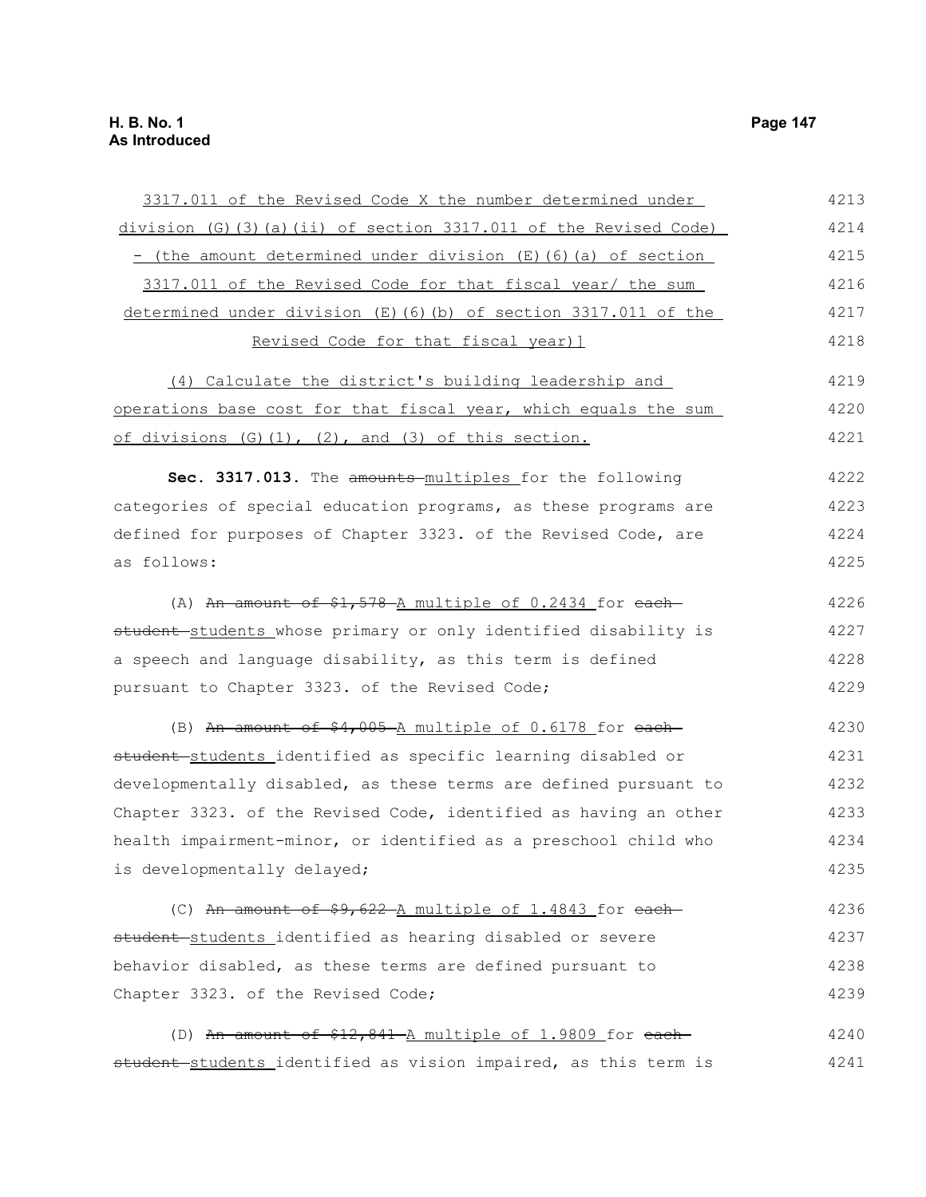3317.011 of the Revised Code X the number determined under division (G)(3)(a)(ii) of section 3317.011 of the Revised Code) - (the amount determined under division (E)(6)(a) of section 3317.011 of the Revised Code for that fiscal year/ the sum determined under division (E)(6)(b) of section 3317.011 of the Revised Code for that fiscal year)]

(4) Calculate the district's building leadership and operations base cost for that fiscal year, which equals the sum of divisions (G)(1), (2), and (3) of this section.

**Sec. 3317.013.** The ~~amounts~~ multiples for the following categories of special education programs, as these programs are defined for purposes of Chapter 3323. of the Revised Code, are as follows:

(A) ~~An amount of $1,578~~ A multiple of 0.2434 for ~~each student~~ students whose primary or only identified disability is a speech and language disability, as this term is defined pursuant to Chapter 3323. of the Revised Code;

(B) ~~An amount of $4,005~~ A multiple of 0.6178 for ~~each student~~ students identified as specific learning disabled or developmentally disabled, as these terms are defined pursuant to Chapter 3323. of the Revised Code, identified as having an other health impairment-minor, or identified as a preschool child who is developmentally delayed;

(C) ~~An amount of $9,622~~ A multiple of 1.4843 for ~~each student~~ students identified as hearing disabled or severe behavior disabled, as these terms are defined pursuant to Chapter 3323. of the Revised Code;

(D) ~~An amount of $12,841~~ A multiple of 1.9809 for ~~each student~~ students identified as vision impaired, as this term is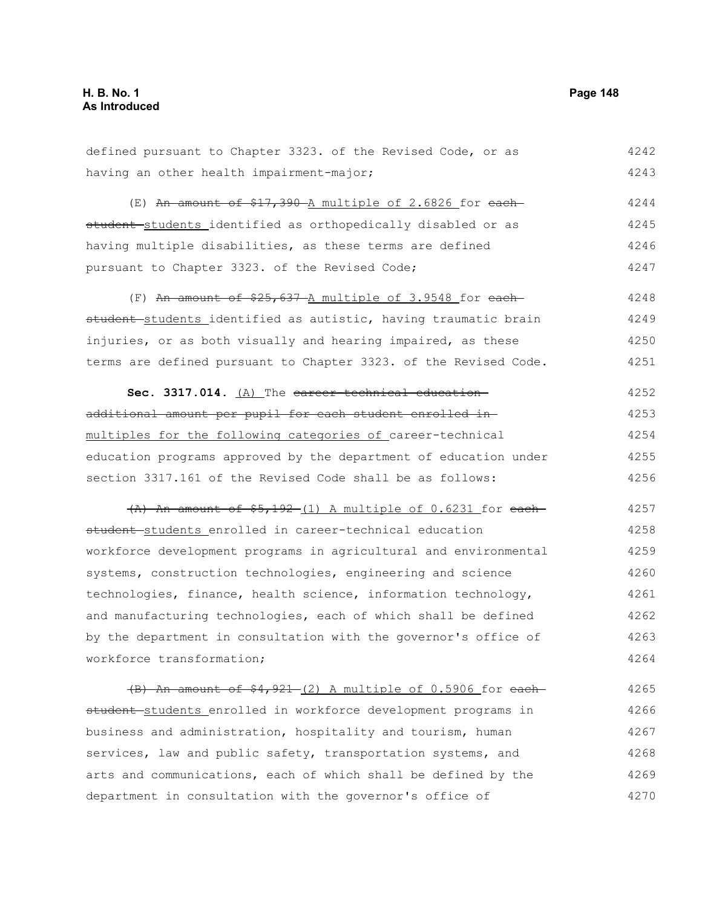defined pursuant to Chapter 3323. of the Revised Code, or as having an other health impairment-major;

(E) ~~An amount of $17,390~~ A multiple of 2.6826 for ~~each student~~ students identified as orthopedically disabled or as having multiple disabilities, as these terms are defined pursuant to Chapter 3323. of the Revised Code;

(F) ~~An amount of $25,637~~ A multiple of 3.9548 for ~~each student~~ students identified as autistic, having traumatic brain injuries, or as both visually and hearing impaired, as these terms are defined pursuant to Chapter 3323. of the Revised Code.

**Sec. 3317.014.** (A) The ~~career-technical education additional amount per pupil for each student enrolled in~~ multiples for the following categories of career-technical education programs approved by the department of education under section 3317.161 of the Revised Code shall be as follows:

~~(A) An amount of $5,192~~ (1) A multiple of 0.6231 for ~~each student~~ students enrolled in career-technical education workforce development programs in agricultural and environmental systems, construction technologies, engineering and science technologies, finance, health science, information technology, and manufacturing technologies, each of which shall be defined by the department in consultation with the governor's office of workforce transformation;

~~(B) An amount of $4,921~~ (2) A multiple of 0.5906 for ~~each student~~ students enrolled in workforce development programs in business and administration, hospitality and tourism, human services, law and public safety, transportation systems, and arts and communications, each of which shall be defined by the department in consultation with the governor's office of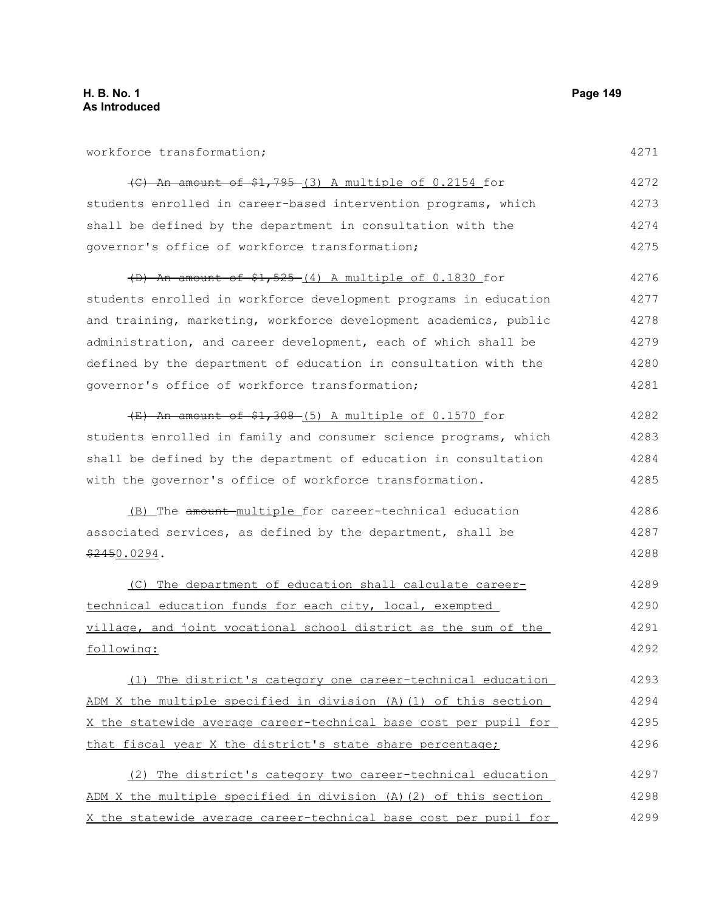workforce transformation;

~~(C) An amount of $1,795~~ (3) A multiple of 0.2154 for students enrolled in career-based intervention programs, which shall be defined by the department in consultation with the governor's office of workforce transformation;

~~(D) An amount of $1,525~~ (4) A multiple of 0.1830 for students enrolled in workforce development programs in education and training, marketing, workforce development academics, public administration, and career development, each of which shall be defined by the department of education in consultation with the governor's office of workforce transformation;

~~(E) An amount of $1,308~~ (5) A multiple of 0.1570 for students enrolled in family and consumer science programs, which shall be defined by the department of education in consultation with the governor's office of workforce transformation.

(B) The ~~amount~~ multiple for career-technical education associated services, as defined by the department, shall be ~~$245~~0.0294.

(C) The department of education shall calculate career-technical education funds for each city, local, exempted village, and joint vocational school district as the sum of the following:

(1) The district's category one career-technical education ADM X the multiple specified in division (A)(1) of this section X the statewide average career-technical base cost per pupil for that fiscal year X the district's state share percentage;

(2) The district's category two career-technical education ADM X the multiple specified in division (A)(2) of this section X the statewide average career-technical base cost per pupil for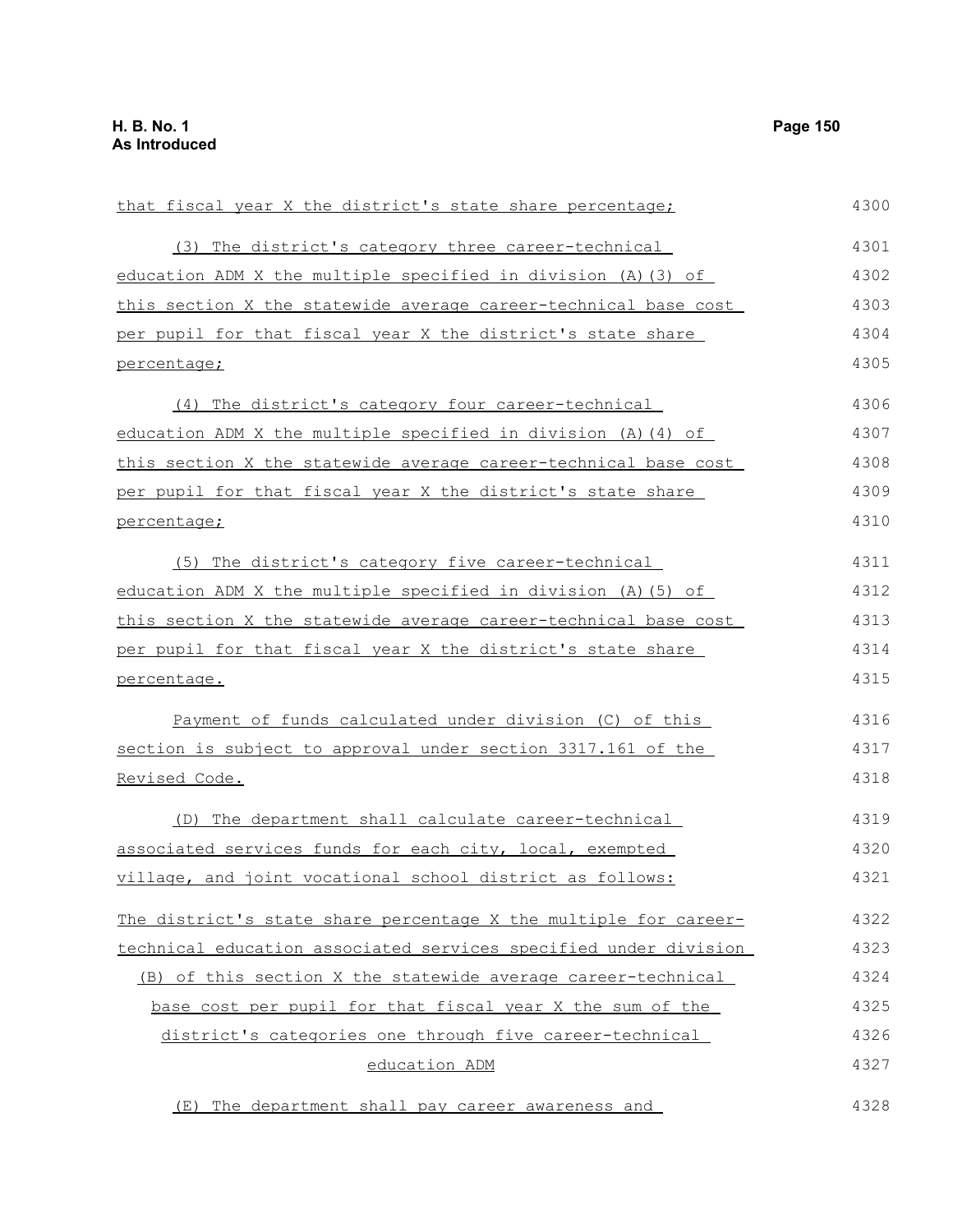that fiscal year X the district's state share percentage;

(3) The district's category three career-technical education ADM X the multiple specified in division (A)(3) of this section X the statewide average career-technical base cost per pupil for that fiscal year X the district's state share percentage;

(4) The district's category four career-technical education ADM X the multiple specified in division (A)(4) of this section X the statewide average career-technical base cost per pupil for that fiscal year X the district's state share percentage;

(5) The district's category five career-technical education ADM X the multiple specified in division (A)(5) of this section X the statewide average career-technical base cost per pupil for that fiscal year X the district's state share percentage.

Payment of funds calculated under division (C) of this section is subject to approval under section 3317.161 of the Revised Code.

(D) The department shall calculate career-technical associated services funds for each city, local, exempted village, and joint vocational school district as follows:

The district's state share percentage X the multiple for career-technical education associated services specified under division (B) of this section X the statewide average career-technical base cost per pupil for that fiscal year X the sum of the district's categories one through five career-technical education ADM

(E) The department shall pay career awareness and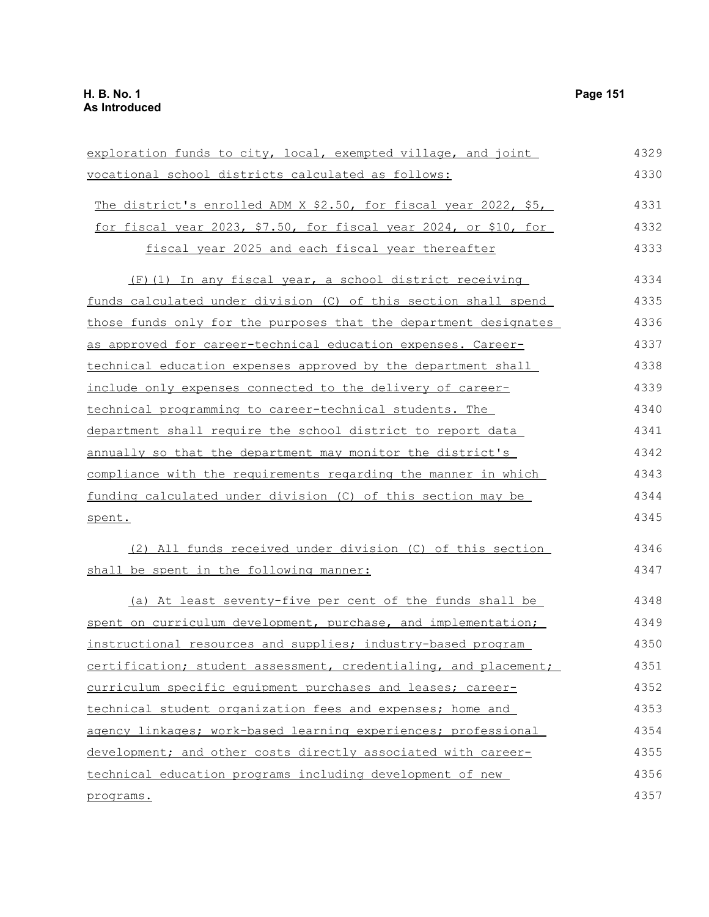exploration funds to city, local, exempted village, and joint vocational school districts calculated as follows:

The district's enrolled ADM X $2.50, for fiscal year 2022, $5, for fiscal year 2023, $7.50, for fiscal year 2024, or $10, for fiscal year 2025 and each fiscal year thereafter

(F)(1) In any fiscal year, a school district receiving funds calculated under division (C) of this section shall spend those funds only for the purposes that the department designates as approved for career-technical education expenses. Career-technical education expenses approved by the department shall include only expenses connected to the delivery of career-technical programming to career-technical students. The department shall require the school district to report data annually so that the department may monitor the district's compliance with the requirements regarding the manner in which funding calculated under division (C) of this section may be spent.

(2) All funds received under division (C) of this section shall be spent in the following manner:

(a) At least seventy-five per cent of the funds shall be spent on curriculum development, purchase, and implementation; instructional resources and supplies; industry-based program certification; student assessment, credentialing, and placement; curriculum specific equipment purchases and leases; career-technical student organization fees and expenses; home and agency linkages; work-based learning experiences; professional development; and other costs directly associated with career-technical education programs including development of new programs.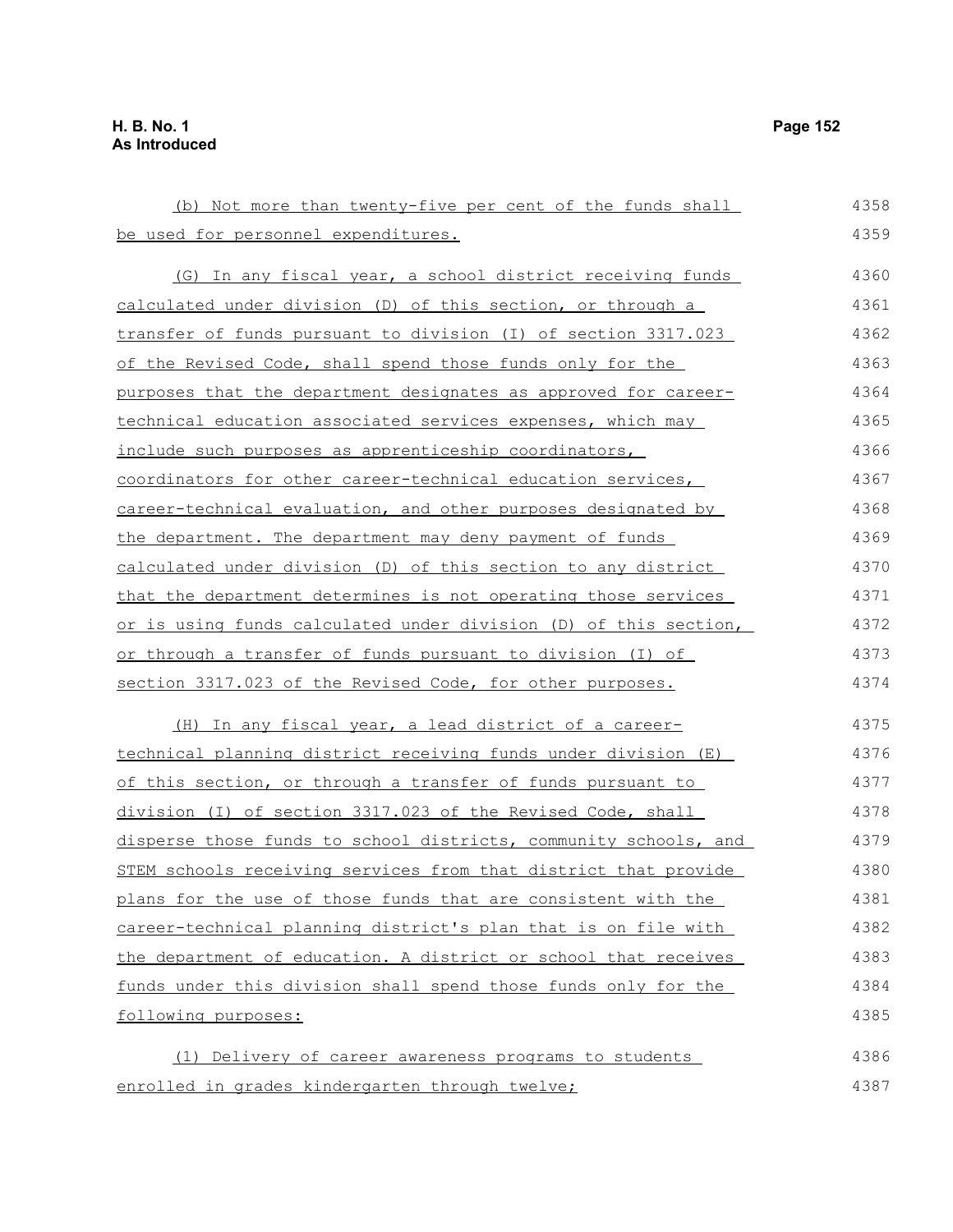(b) Not more than twenty-five per cent of the funds shall be used for personnel expenditures.

(G) In any fiscal year, a school district receiving funds calculated under division (D) of this section, or through a transfer of funds pursuant to division (I) of section 3317.023 of the Revised Code, shall spend those funds only for the purposes that the department designates as approved for career-technical education associated services expenses, which may include such purposes as apprenticeship coordinators, coordinators for other career-technical education services, career-technical evaluation, and other purposes designated by the department. The department may deny payment of funds calculated under division (D) of this section to any district that the department determines is not operating those services or is using funds calculated under division (D) of this section, or through a transfer of funds pursuant to division (I) of section 3317.023 of the Revised Code, for other purposes.

(H) In any fiscal year, a lead district of a career-technical planning district receiving funds under division (E) of this section, or through a transfer of funds pursuant to division (I) of section 3317.023 of the Revised Code, shall disperse those funds to school districts, community schools, and STEM schools receiving services from that district that provide plans for the use of those funds that are consistent with the career-technical planning district's plan that is on file with the department of education. A district or school that receives funds under this division shall spend those funds only for the following purposes:

(1) Delivery of career awareness programs to students enrolled in grades kindergarten through twelve;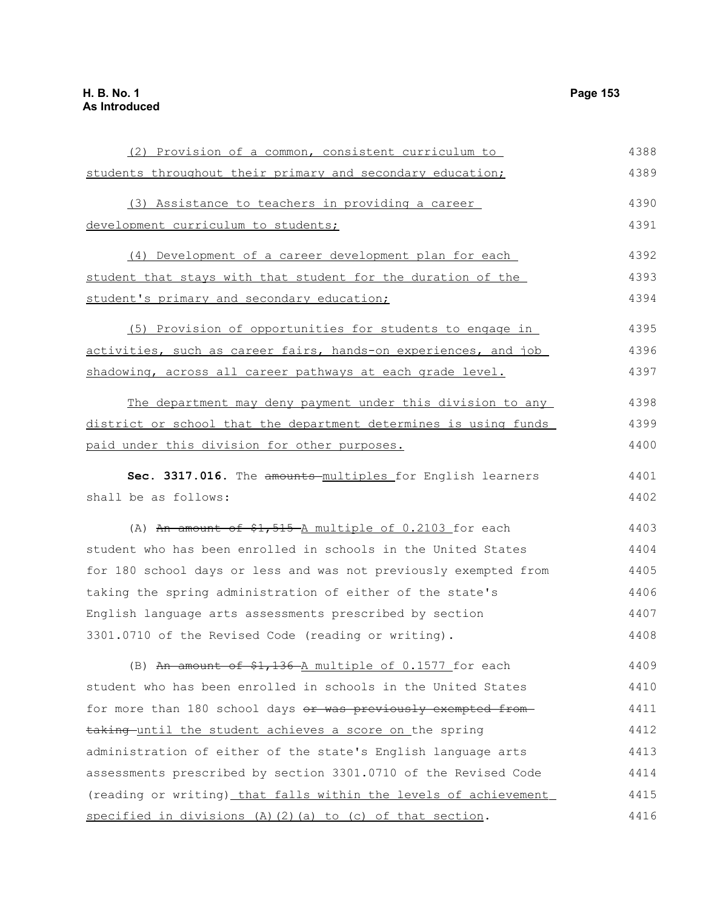(2) Provision of a common, consistent curriculum to students throughout their primary and secondary education;

(3) Assistance to teachers in providing a career development curriculum to students;

(4) Development of a career development plan for each student that stays with that student for the duration of the student's primary and secondary education;

(5) Provision of opportunities for students to engage in activities, such as career fairs, hands-on experiences, and job shadowing, across all career pathways at each grade level.

The department may deny payment under this division to any district or school that the department determines is using funds paid under this division for other purposes.

**Sec. 3317.016.** The ~~amounts~~ multiples for English learners shall be as follows:

(A) ~~An amount of $1,515~~ A multiple of 0.2103 for each student who has been enrolled in schools in the United States for 180 school days or less and was not previously exempted from taking the spring administration of either of the state's English language arts assessments prescribed by section 3301.0710 of the Revised Code (reading or writing).

(B) ~~An amount of $1,136~~ A multiple of 0.1577 for each student who has been enrolled in schools in the United States for more than 180 school days ~~or was previously exempted from taking~~ until the student achieves a score on the spring administration of either of the state's English language arts assessments prescribed by section 3301.0710 of the Revised Code (reading or writing) that falls within the levels of achievement specified in divisions (A)(2)(a) to (c) of that section.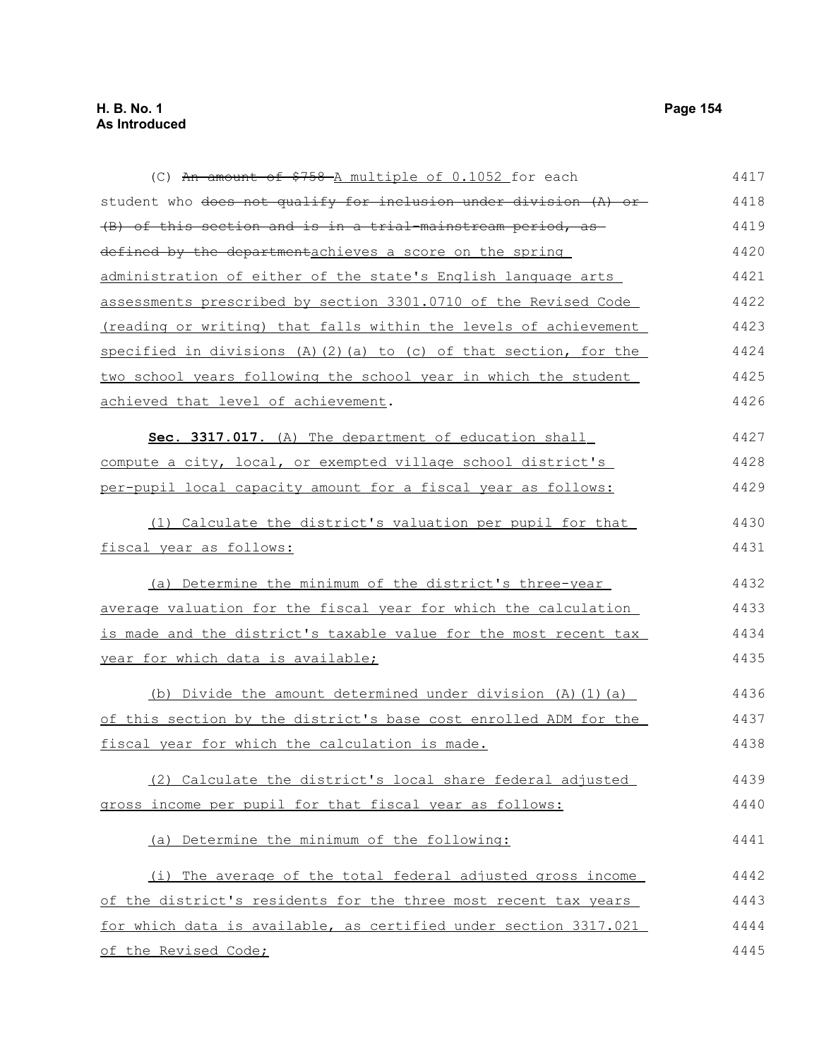(C) ~~An amount of $758~~ A multiple of 0.1052 for each student who ~~does not qualify for inclusion under division (A) or (B) of this section and is in a trial-mainstream period, as defined by the department~~achieves a score on the spring administration of either of the state's English language arts assessments prescribed by section 3301.0710 of the Revised Code (reading or writing) that falls within the levels of achievement specified in divisions (A)(2)(a) to (c) of that section, for the two school years following the school year in which the student achieved that level of achievement.

**Sec. 3317.017.** (A) The department of education shall compute a city, local, or exempted village school district's per-pupil local capacity amount for a fiscal year as follows:

(1) Calculate the district's valuation per pupil for that fiscal year as follows:

(a) Determine the minimum of the district's three-year average valuation for the fiscal year for which the calculation is made and the district's taxable value for the most recent tax year for which data is available;

(b) Divide the amount determined under division (A)(1)(a) of this section by the district's base cost enrolled ADM for the fiscal year for which the calculation is made.

(2) Calculate the district's local share federal adjusted gross income per pupil for that fiscal year as follows:

(a) Determine the minimum of the following:

(i) The average of the total federal adjusted gross income of the district's residents for the three most recent tax years for which data is available, as certified under section 3317.021 of the Revised Code;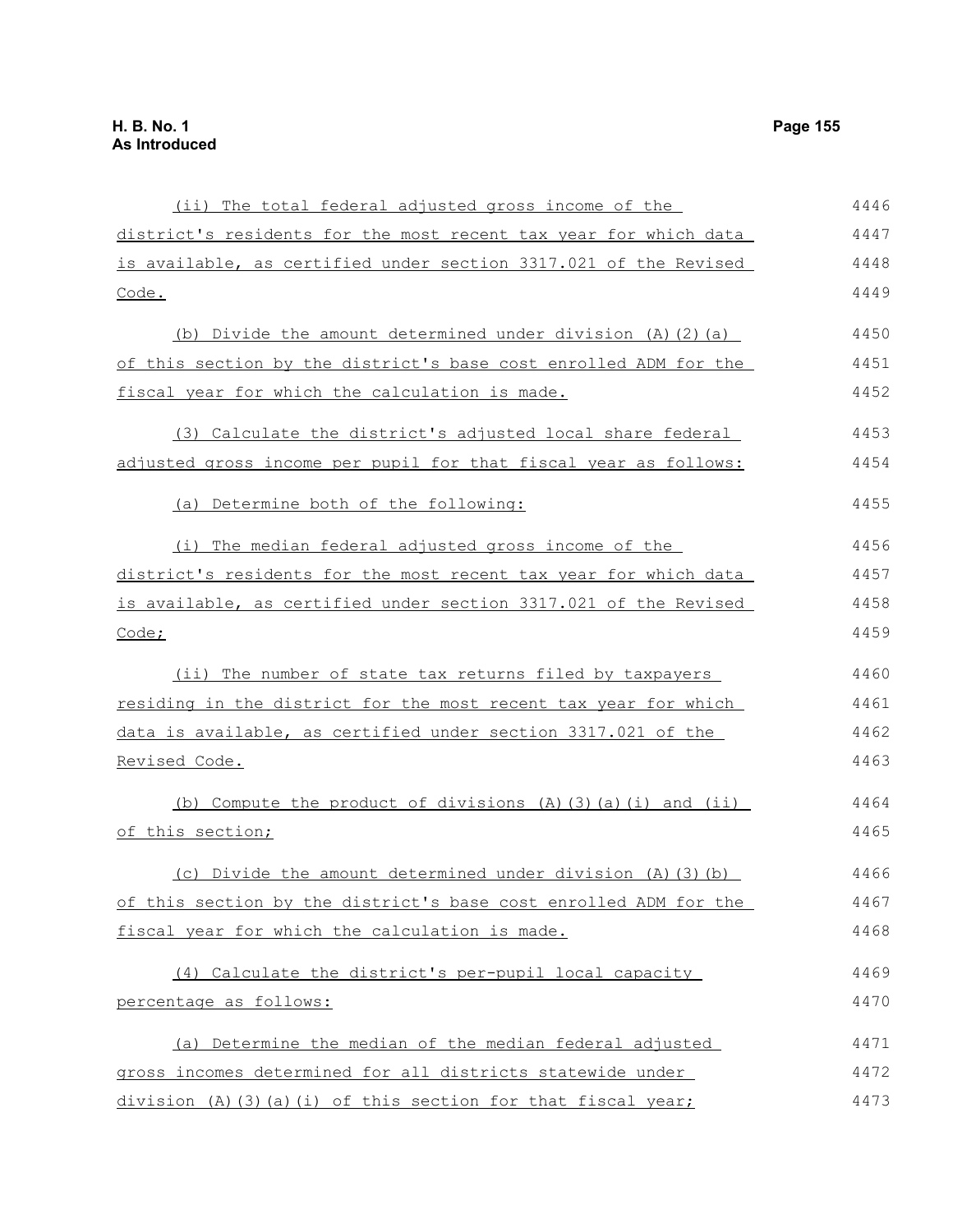(ii) The total federal adjusted gross income of the district's residents for the most recent tax year for which data is available, as certified under section 3317.021 of the Revised Code.

(b) Divide the amount determined under division (A)(2)(a) of this section by the district's base cost enrolled ADM for the fiscal year for which the calculation is made.

(3) Calculate the district's adjusted local share federal adjusted gross income per pupil for that fiscal year as follows:

(a) Determine both of the following:

(i) The median federal adjusted gross income of the district's residents for the most recent tax year for which data is available, as certified under section 3317.021 of the Revised Code;

(ii) The number of state tax returns filed by taxpayers residing in the district for the most recent tax year for which data is available, as certified under section 3317.021 of the Revised Code.

(b) Compute the product of divisions (A)(3)(a)(i) and (ii) of this section;

(c) Divide the amount determined under division (A)(3)(b) of this section by the district's base cost enrolled ADM for the fiscal year for which the calculation is made.

(4) Calculate the district's per-pupil local capacity percentage as follows:

(a) Determine the median of the median federal adjusted gross incomes determined for all districts statewide under division (A)(3)(a)(i) of this section for that fiscal year;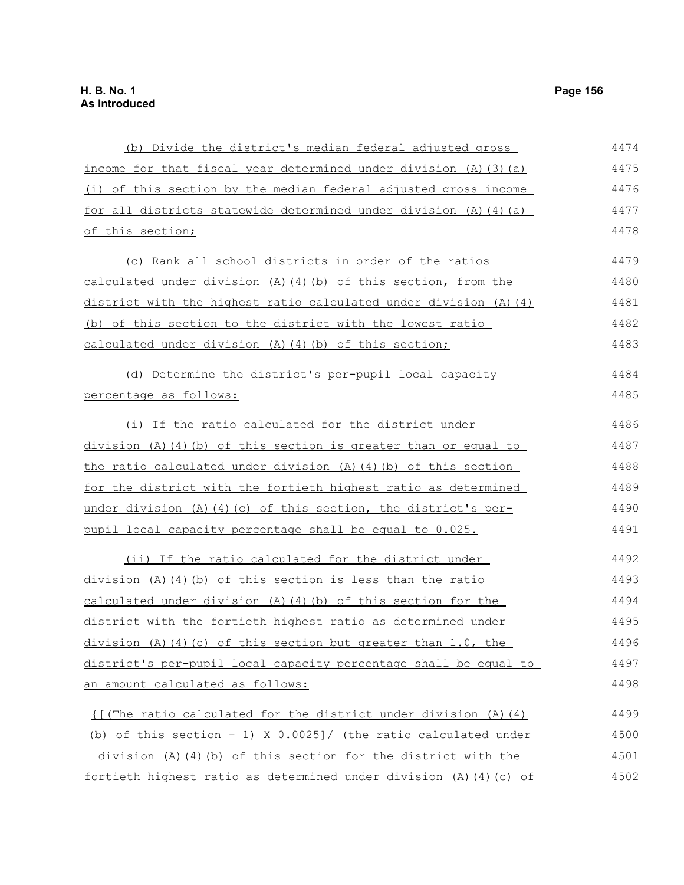(b) Divide the district's median federal adjusted gross income for that fiscal year determined under division (A)(3)(a)(i) of this section by the median federal adjusted gross income for all districts statewide determined under division (A)(4)(a) of this section;

(c) Rank all school districts in order of the ratios calculated under division (A)(4)(b) of this section, from the district with the highest ratio calculated under division (A)(4)(b) of this section to the district with the lowest ratio calculated under division (A)(4)(b) of this section;

(d) Determine the district's per-pupil local capacity percentage as follows:

(i) If the ratio calculated for the district under division (A)(4)(b) of this section is greater than or equal to the ratio calculated under division (A)(4)(b) of this section for the district with the fortieth highest ratio as determined under division (A)(4)(c) of this section, the district's per-pupil local capacity percentage shall be equal to 0.025.

(ii) If the ratio calculated for the district under division (A)(4)(b) of this section is less than the ratio calculated under division (A)(4)(b) of this section for the district with the fortieth highest ratio as determined under division (A)(4)(c) of this section but greater than 1.0, the district's per-pupil local capacity percentage shall be equal to an amount calculated as follows:

{[(The ratio calculated for the district under division (A)(4)(b) of this section - 1) X 0.0025]/ (the ratio calculated under division (A)(4)(b) of this section for the district with the fortieth highest ratio as determined under division (A)(4)(c) of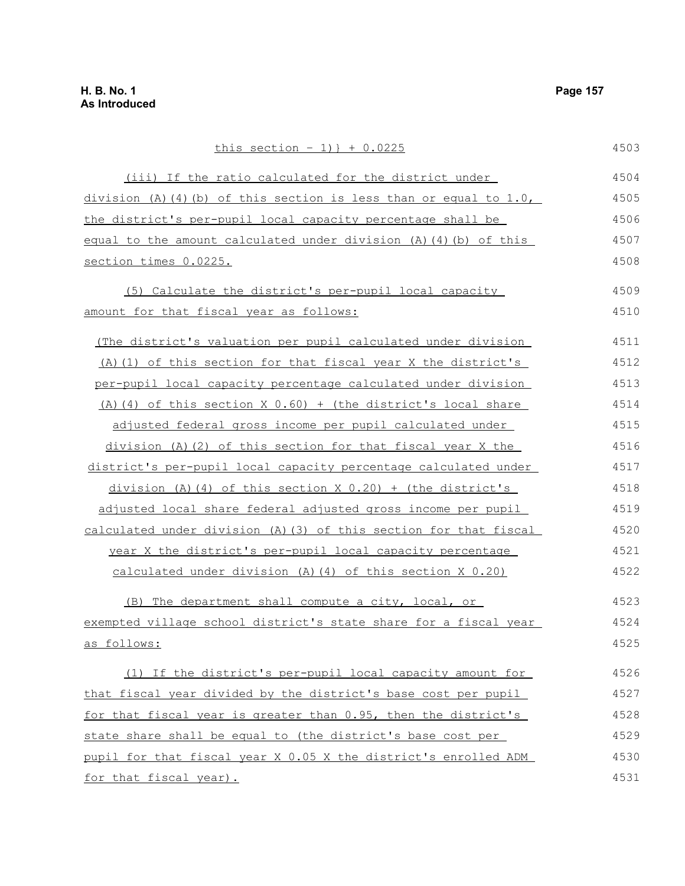this section − 1)} + 0.0225

(iii) If the ratio calculated for the district under division (A)(4)(b) of this section is less than or equal to 1.0, the district's per-pupil local capacity percentage shall be equal to the amount calculated under division (A)(4)(b) of this section times 0.0225.

(5) Calculate the district's per-pupil local capacity amount for that fiscal year as follows:

(The district's valuation per pupil calculated under division (A)(1) of this section for that fiscal year X the district's per-pupil local capacity percentage calculated under division (A)(4) of this section X 0.60) + (the district's local share adjusted federal gross income per pupil calculated under division (A)(2) of this section for that fiscal year X the district's per-pupil local capacity percentage calculated under division (A)(4) of this section X 0.20) + (the district's adjusted local share federal adjusted gross income per pupil calculated under division (A)(3) of this section for that fiscal year X the district's per-pupil local capacity percentage calculated under division (A)(4) of this section X 0.20)

(B) The department shall compute a city, local, or exempted village school district's state share for a fiscal year as follows:

(1) If the district's per-pupil local capacity amount for that fiscal year divided by the district's base cost per pupil for that fiscal year is greater than 0.95, then the district's state share shall be equal to (the district's base cost per pupil for that fiscal year X 0.05 X the district's enrolled ADM for that fiscal year).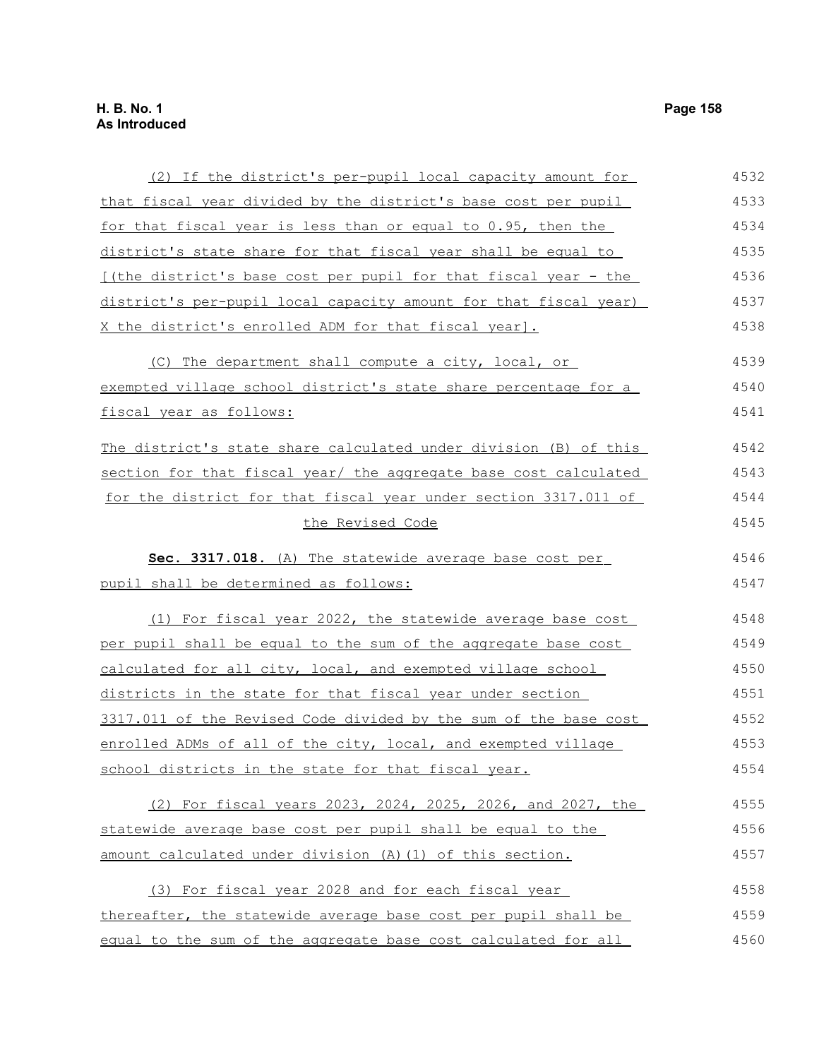(2) If the district's per-pupil local capacity amount for that fiscal year divided by the district's base cost per pupil for that fiscal year is less than or equal to 0.95, then the district's state share for that fiscal year shall be equal to [(the district's base cost per pupil for that fiscal year - the district's per-pupil local capacity amount for that fiscal year) X the district's enrolled ADM for that fiscal year].

(C) The department shall compute a city, local, or exempted village school district's state share percentage for a fiscal year as follows:

The district's state share calculated under division (B) of this section for that fiscal year/ the aggregate base cost calculated for the district for that fiscal year under section 3317.011 of the Revised Code

**Sec. 3317.018.** (A) The statewide average base cost per pupil shall be determined as follows:

(1) For fiscal year 2022, the statewide average base cost per pupil shall be equal to the sum of the aggregate base cost calculated for all city, local, and exempted village school districts in the state for that fiscal year under section 3317.011 of the Revised Code divided by the sum of the base cost enrolled ADMs of all of the city, local, and exempted village school districts in the state for that fiscal year.

(2) For fiscal years 2023, 2024, 2025, 2026, and 2027, the statewide average base cost per pupil shall be equal to the amount calculated under division (A)(1) of this section.

(3) For fiscal year 2028 and for each fiscal year thereafter, the statewide average base cost per pupil shall be equal to the sum of the aggregate base cost calculated for all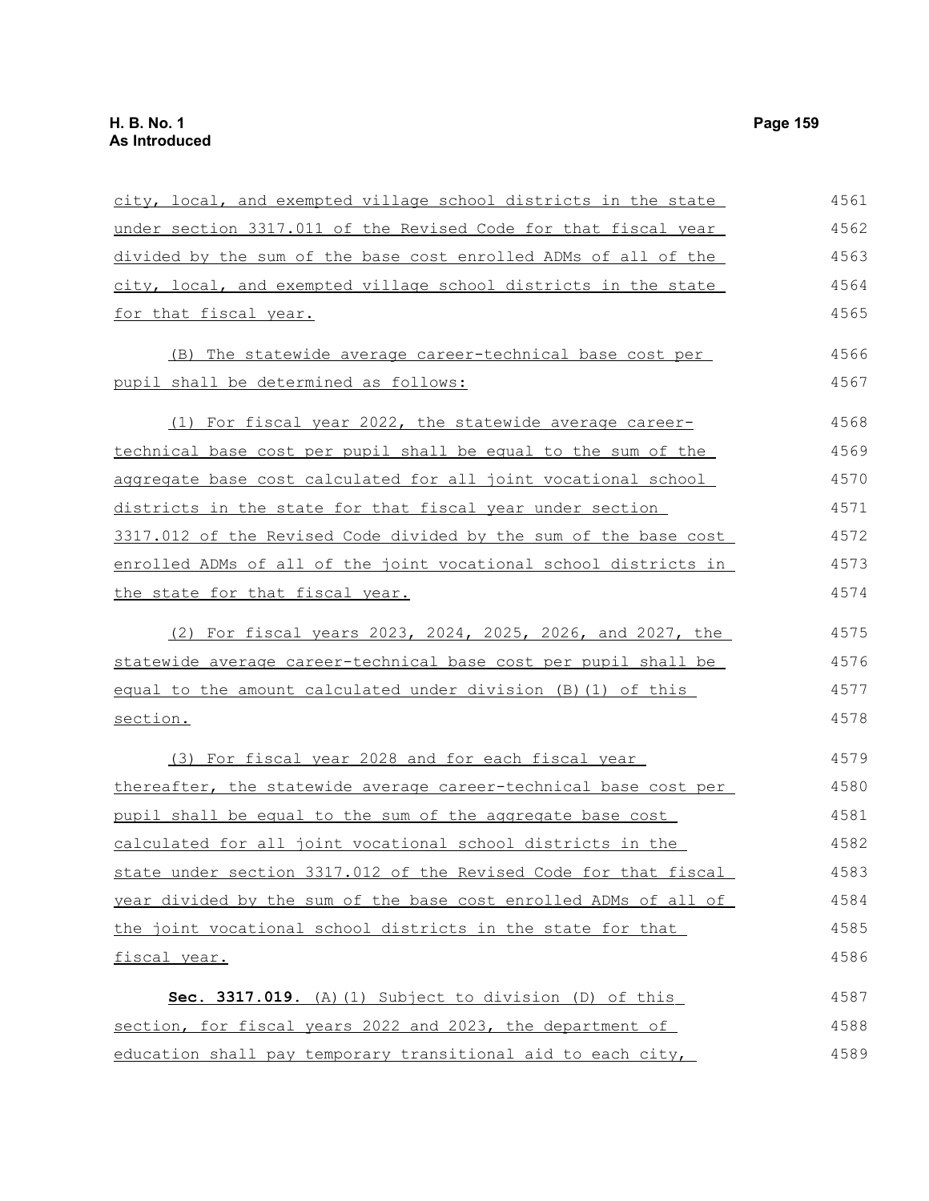city, local, and exempted village school districts in the state under section 3317.011 of the Revised Code for that fiscal year divided by the sum of the base cost enrolled ADMs of all of the city, local, and exempted village school districts in the state for that fiscal year.

(B) The statewide average career-technical base cost per pupil shall be determined as follows:

(1) For fiscal year 2022, the statewide average career-technical base cost per pupil shall be equal to the sum of the aggregate base cost calculated for all joint vocational school districts in the state for that fiscal year under section 3317.012 of the Revised Code divided by the sum of the base cost enrolled ADMs of all of the joint vocational school districts in the state for that fiscal year.

(2) For fiscal years 2023, 2024, 2025, 2026, and 2027, the statewide average career-technical base cost per pupil shall be equal to the amount calculated under division (B)(1) of this section.

(3) For fiscal year 2028 and for each fiscal year thereafter, the statewide average career-technical base cost per pupil shall be equal to the sum of the aggregate base cost calculated for all joint vocational school districts in the state under section 3317.012 of the Revised Code for that fiscal year divided by the sum of the base cost enrolled ADMs of all of the joint vocational school districts in the state for that fiscal year.

**Sec. 3317.019.** (A)(1) Subject to division (D) of this section, for fiscal years 2022 and 2023, the department of education shall pay temporary transitional aid to each city,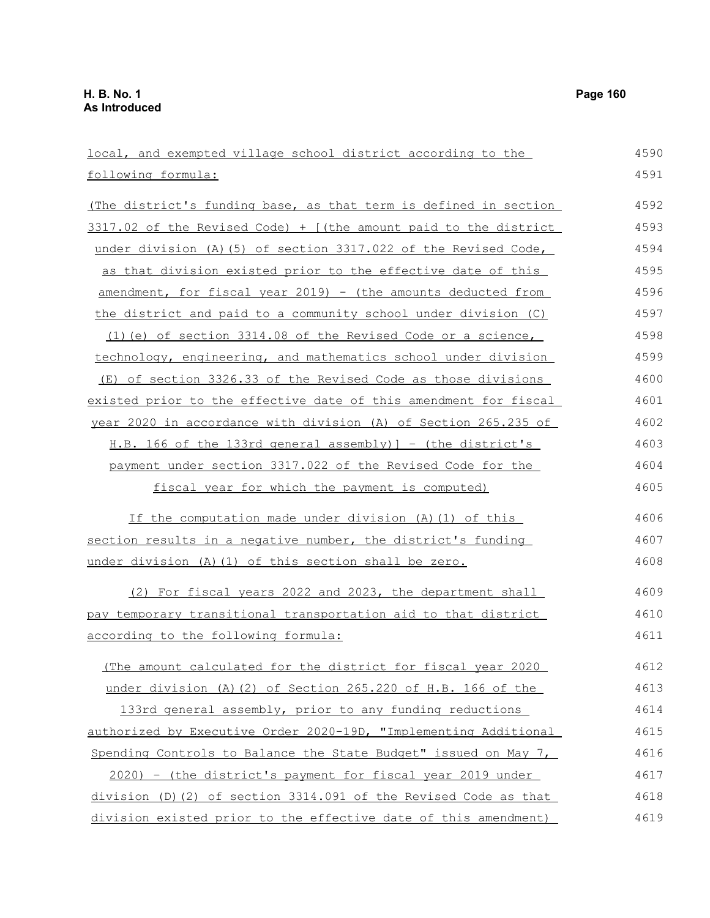local, and exempted village school district according to the following formula:

(The district's funding base, as that term is defined in section 3317.02 of the Revised Code) + [(the amount paid to the district under division (A)(5) of section 3317.022 of the Revised Code, as that division existed prior to the effective date of this amendment, for fiscal year 2019) - (the amounts deducted from the district and paid to a community school under division (C)(1)(e) of section 3314.08 of the Revised Code or a science, technology, engineering, and mathematics school under division (E) of section 3326.33 of the Revised Code as those divisions existed prior to the effective date of this amendment for fiscal year 2020 in accordance with division (A) of Section 265.235 of H.B. 166 of the 133rd general assembly)] - (the district's payment under section 3317.022 of the Revised Code for the fiscal year for which the payment is computed)

If the computation made under division (A)(1) of this section results in a negative number, the district's funding under division (A)(1) of this section shall be zero.

(2) For fiscal years 2022 and 2023, the department shall pay temporary transitional transportation aid to that district according to the following formula:

(The amount calculated for the district for fiscal year 2020 under division (A)(2) of Section 265.220 of H.B. 166 of the 133rd general assembly, prior to any funding reductions authorized by Executive Order 2020-19D, "Implementing Additional Spending Controls to Balance the State Budget" issued on May 7, 2020) - (the district's payment for fiscal year 2019 under division (D)(2) of section 3314.091 of the Revised Code as that division existed prior to the effective date of this amendment)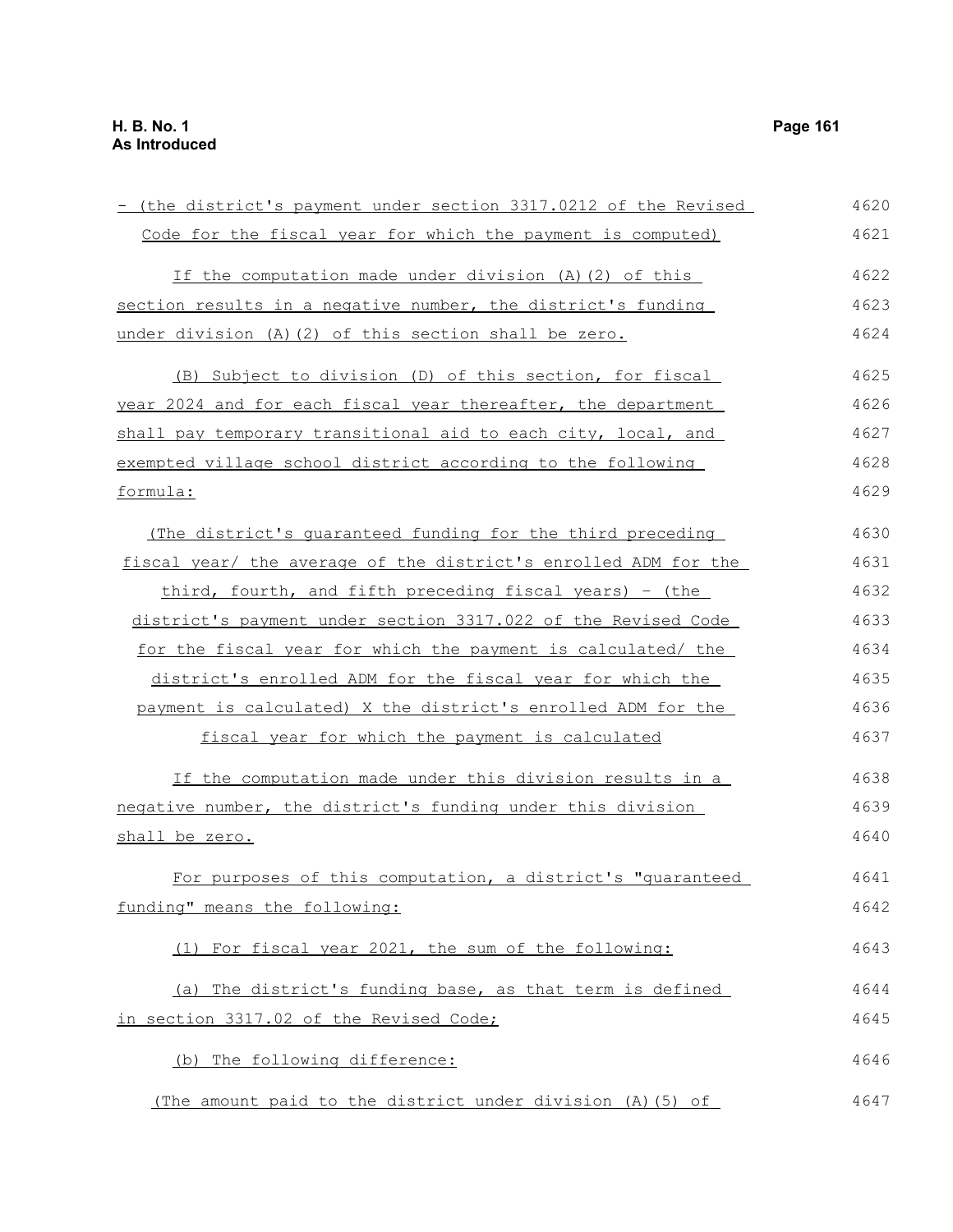- (the district's payment under section 3317.0212 of the Revised Code for the fiscal year for which the payment is computed)

If the computation made under division (A)(2) of this section results in a negative number, the district's funding under division (A)(2) of this section shall be zero.

(B) Subject to division (D) of this section, for fiscal year 2024 and for each fiscal year thereafter, the department shall pay temporary transitional aid to each city, local, and exempted village school district according to the following formula:

(The district's guaranteed funding for the third preceding fiscal year/ the average of the district's enrolled ADM for the third, fourth, and fifth preceding fiscal years) - (the district's payment under section 3317.022 of the Revised Code for the fiscal year for which the payment is calculated/ the district's enrolled ADM for the fiscal year for which the payment is calculated) X the district's enrolled ADM for the fiscal year for which the payment is calculated

If the computation made under this division results in a negative number, the district's funding under this division shall be zero.

For purposes of this computation, a district's "guaranteed funding" means the following:

(1) For fiscal year 2021, the sum of the following:

(a) The district's funding base, as that term is defined in section 3317.02 of the Revised Code;

(b) The following difference:

(The amount paid to the district under division (A)(5) of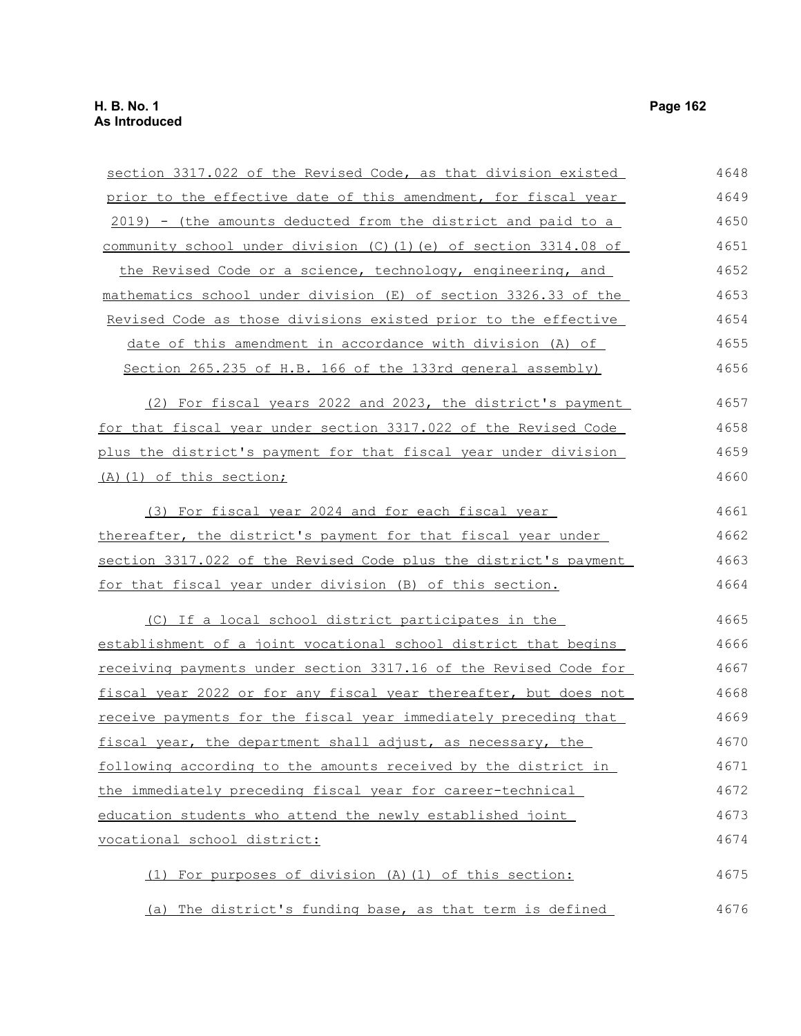section 3317.022 of the Revised Code, as that division existed prior to the effective date of this amendment, for fiscal year 2019) - (the amounts deducted from the district and paid to a community school under division (C)(1)(e) of section 3314.08 of the Revised Code or a science, technology, engineering, and mathematics school under division (E) of section 3326.33 of the Revised Code as those divisions existed prior to the effective date of this amendment in accordance with division (A) of Section 265.235 of H.B. 166 of the 133rd general assembly)

(2) For fiscal years 2022 and 2023, the district's payment for that fiscal year under section 3317.022 of the Revised Code plus the district's payment for that fiscal year under division (A)(1) of this section;

(3) For fiscal year 2024 and for each fiscal year thereafter, the district's payment for that fiscal year under section 3317.022 of the Revised Code plus the district's payment for that fiscal year under division (B) of this section.

(C) If a local school district participates in the establishment of a joint vocational school district that begins receiving payments under section 3317.16 of the Revised Code for fiscal year 2022 or for any fiscal year thereafter, but does not receive payments for the fiscal year immediately preceding that fiscal year, the department shall adjust, as necessary, the following according to the amounts received by the district in the immediately preceding fiscal year for career-technical education students who attend the newly established joint vocational school district:

(1) For purposes of division (A)(1) of this section:

(a) The district's funding base, as that term is defined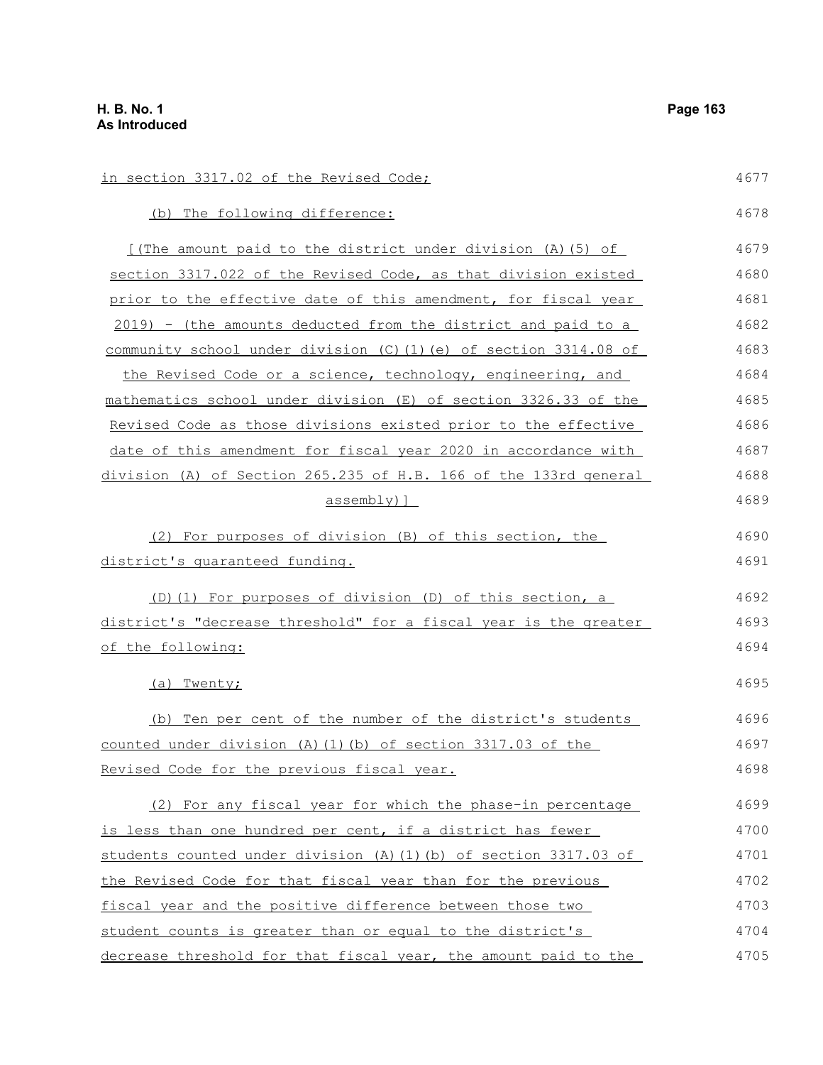in section 3317.02 of the Revised Code;

(b) The following difference:

[(The amount paid to the district under division (A)(5) of section 3317.022 of the Revised Code, as that division existed prior to the effective date of this amendment, for fiscal year 2019) - (the amounts deducted from the district and paid to a community school under division (C)(1)(e) of section 3314.08 of the Revised Code or a science, technology, engineering, and mathematics school under division (E) of section 3326.33 of the Revised Code as those divisions existed prior to the effective date of this amendment for fiscal year 2020 in accordance with division (A) of Section 265.235 of H.B. 166 of the 133rd general assembly)]

(2) For purposes of division (B) of this section, the district's guaranteed funding.

(D)(1) For purposes of division (D) of this section, a district's "decrease threshold" for a fiscal year is the greater of the following:

(a) Twenty;

(b) Ten per cent of the number of the district's students counted under division (A)(1)(b) of section 3317.03 of the Revised Code for the previous fiscal year.

(2) For any fiscal year for which the phase-in percentage is less than one hundred per cent, if a district has fewer students counted under division (A)(1)(b) of section 3317.03 of the Revised Code for that fiscal year than for the previous fiscal year and the positive difference between those two student counts is greater than or equal to the district's decrease threshold for that fiscal year, the amount paid to the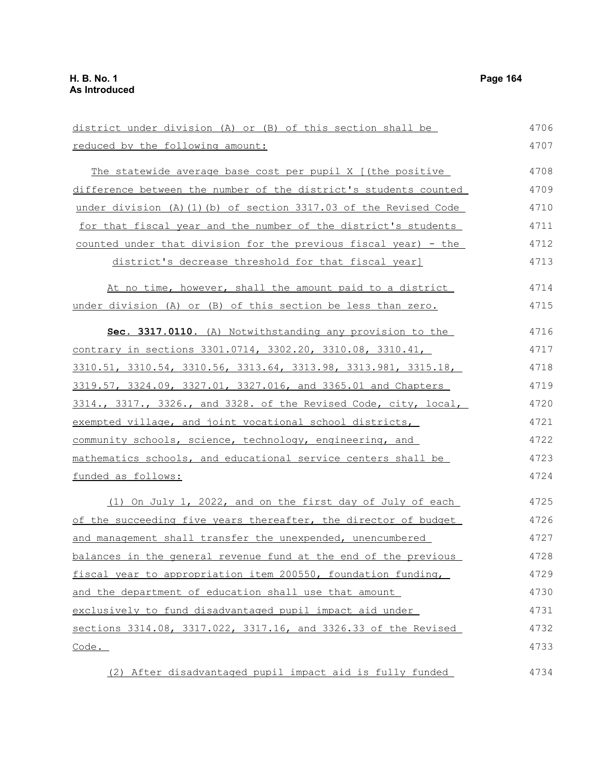district under division (A) or (B) of this section shall be reduced by the following amount:

The statewide average base cost per pupil X [(the positive difference between the number of the district's students counted under division (A)(1)(b) of section 3317.03 of the Revised Code for that fiscal year and the number of the district's students counted under that division for the previous fiscal year) - the district's decrease threshold for that fiscal year]

At no time, however, shall the amount paid to a district under division (A) or (B) of this section be less than zero.

**Sec. 3317.0110.** (A) Notwithstanding any provision to the contrary in sections 3301.0714, 3302.20, 3310.08, 3310.41, 3310.51, 3310.54, 3310.56, 3313.64, 3313.98, 3313.981, 3315.18, 3319.57, 3324.09, 3327.01, 3327.016, and 3365.01 and Chapters 3314., 3317., 3326., and 3328. of the Revised Code, city, local, exempted village, and joint vocational school districts, community schools, science, technology, engineering, and mathematics schools, and educational service centers shall be funded as follows:

(1) On July 1, 2022, and on the first day of July of each of the succeeding five years thereafter, the director of budget and management shall transfer the unexpended, unencumbered balances in the general revenue fund at the end of the previous fiscal year to appropriation item 200550, foundation funding, and the department of education shall use that amount exclusively to fund disadvantaged pupil impact aid under sections 3314.08, 3317.022, 3317.16, and 3326.33 of the Revised Code.

(2) After disadvantaged pupil impact aid is fully funded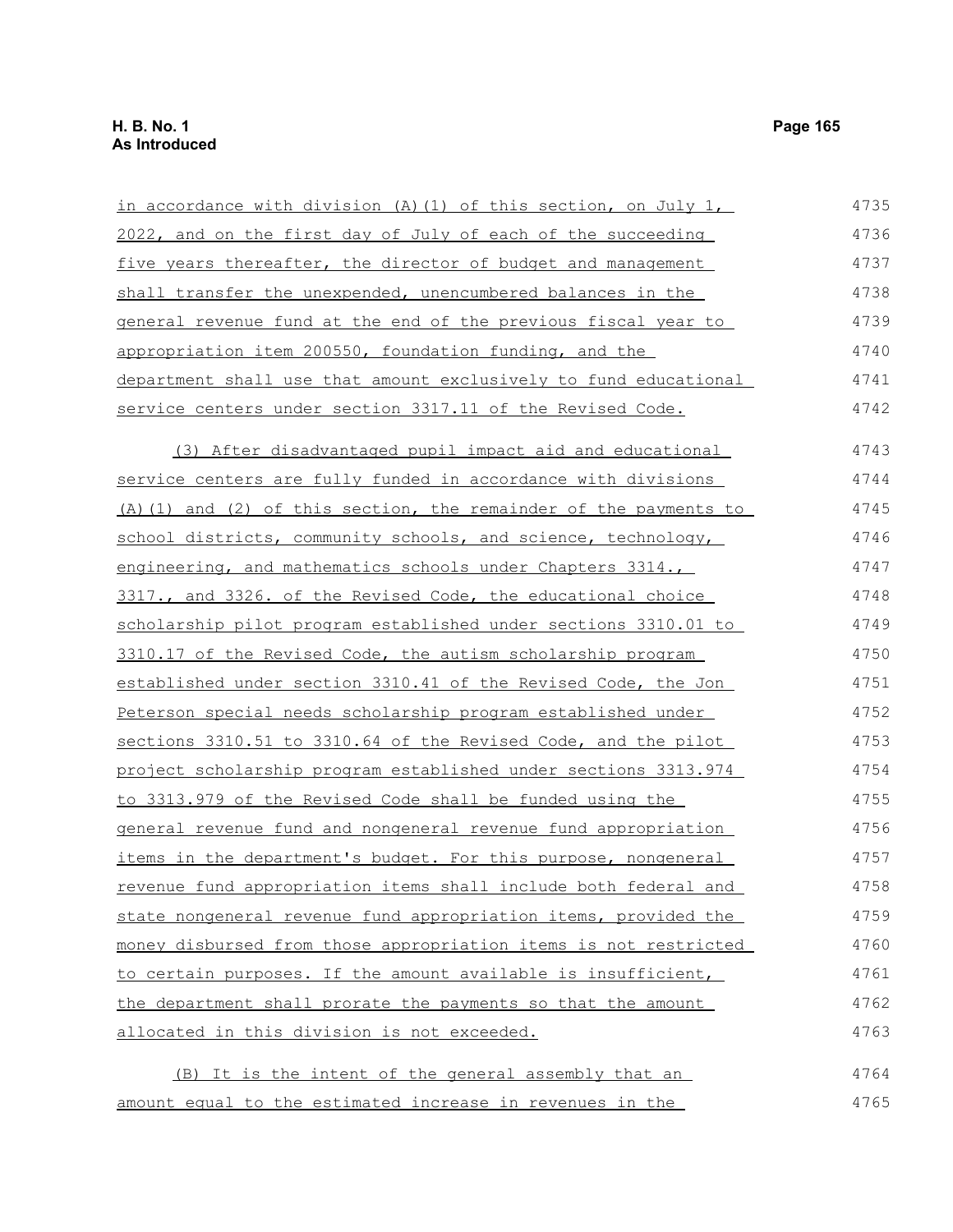in accordance with division (A)(1) of this section, on July 1, 2022, and on the first day of July of each of the succeeding five years thereafter, the director of budget and management shall transfer the unexpended, unencumbered balances in the general revenue fund at the end of the previous fiscal year to appropriation item 200550, foundation funding, and the department shall use that amount exclusively to fund educational service centers under section 3317.11 of the Revised Code.

(3) After disadvantaged pupil impact aid and educational service centers are fully funded in accordance with divisions (A)(1) and (2) of this section, the remainder of the payments to school districts, community schools, and science, technology, engineering, and mathematics schools under Chapters 3314., 3317., and 3326. of the Revised Code, the educational choice scholarship pilot program established under sections 3310.01 to 3310.17 of the Revised Code, the autism scholarship program established under section 3310.41 of the Revised Code, the Jon Peterson special needs scholarship program established under sections 3310.51 to 3310.64 of the Revised Code, and the pilot project scholarship program established under sections 3313.974 to 3313.979 of the Revised Code shall be funded using the general revenue fund and nongeneral revenue fund appropriation items in the department's budget. For this purpose, nongeneral revenue fund appropriation items shall include both federal and state nongeneral revenue fund appropriation items, provided the money disbursed from those appropriation items is not restricted to certain purposes. If the amount available is insufficient, the department shall prorate the payments so that the amount allocated in this division is not exceeded.

(B) It is the intent of the general assembly that an amount equal to the estimated increase in revenues in the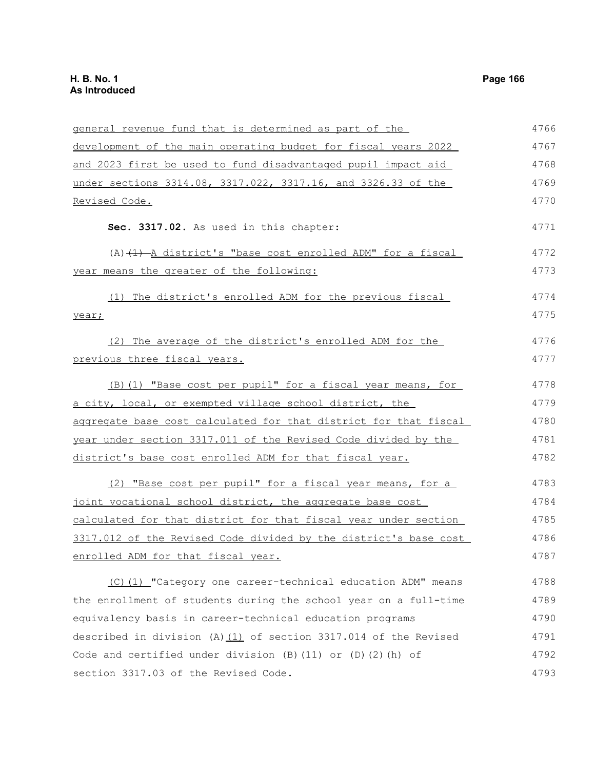general revenue fund that is determined as part of the development of the main operating budget for fiscal years 2022 and 2023 first be used to fund disadvantaged pupil impact aid under sections 3314.08, 3317.022, 3317.16, and 3326.33 of the Revised Code.

**Sec. 3317.02.** As used in this chapter:

(A) (1) A district's "base cost enrolled ADM" for a fiscal year means the greater of the following:

(1) The district's enrolled ADM for the previous fiscal year;

(2) The average of the district's enrolled ADM for the previous three fiscal years.

(B)(1) "Base cost per pupil" for a fiscal year means, for a city, local, or exempted village school district, the aggregate base cost calculated for that district for that fiscal year under section 3317.011 of the Revised Code divided by the district's base cost enrolled ADM for that fiscal year.

(2) "Base cost per pupil" for a fiscal year means, for a joint vocational school district, the aggregate base cost calculated for that district for that fiscal year under section 3317.012 of the Revised Code divided by the district's base cost enrolled ADM for that fiscal year.

(C)(1) "Category one career-technical education ADM" means the enrollment of students during the school year on a full-time equivalency basis in career-technical education programs described in division (A)(1) of section 3317.014 of the Revised Code and certified under division (B)(11) or (D)(2)(h) of section 3317.03 of the Revised Code.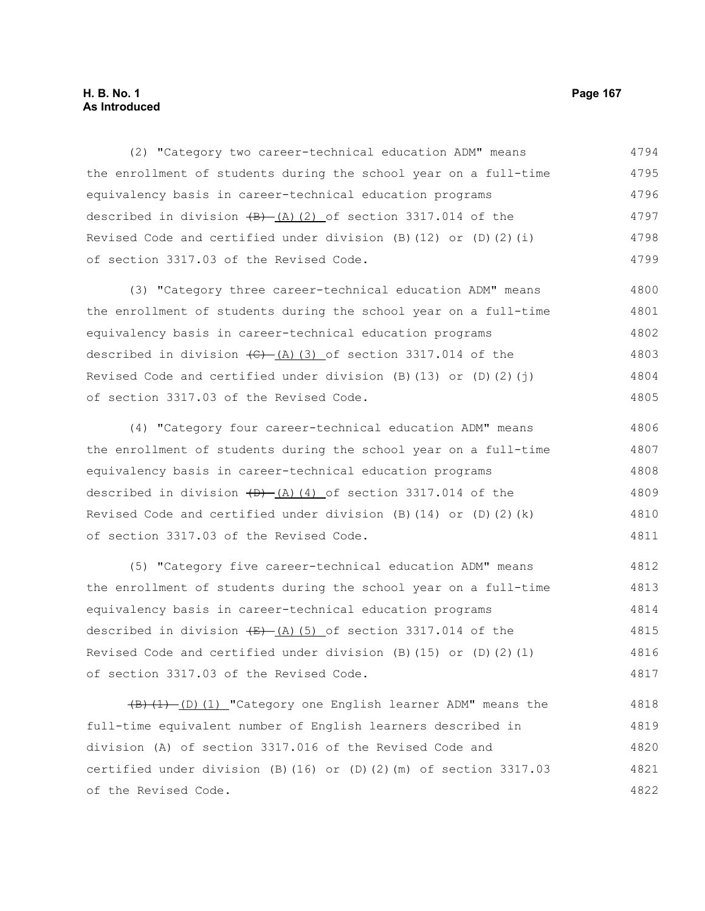(2) "Category two career-technical education ADM" means the enrollment of students during the school year on a full-time equivalency basis in career-technical education programs described in division ~~(B)~~ (A)(2) of section 3317.014 of the Revised Code and certified under division (B)(12) or (D)(2)(i) of section 3317.03 of the Revised Code.

(3) "Category three career-technical education ADM" means the enrollment of students during the school year on a full-time equivalency basis in career-technical education programs described in division ~~(C)~~ (A)(3) of section 3317.014 of the Revised Code and certified under division (B)(13) or (D)(2)(j) of section 3317.03 of the Revised Code.

(4) "Category four career-technical education ADM" means the enrollment of students during the school year on a full-time equivalency basis in career-technical education programs described in division ~~(D)~~ (A)(4) of section 3317.014 of the Revised Code and certified under division (B)(14) or (D)(2)(k) of section 3317.03 of the Revised Code.

(5) "Category five career-technical education ADM" means the enrollment of students during the school year on a full-time equivalency basis in career-technical education programs described in division ~~(E)~~ (A)(5) of section 3317.014 of the Revised Code and certified under division (B)(15) or (D)(2)(l) of section 3317.03 of the Revised Code.

~~(B)(1)~~ (D)(1) "Category one English learner ADM" means the full-time equivalent number of English learners described in division (A) of section 3317.016 of the Revised Code and certified under division (B)(16) or (D)(2)(m) of section 3317.03 of the Revised Code.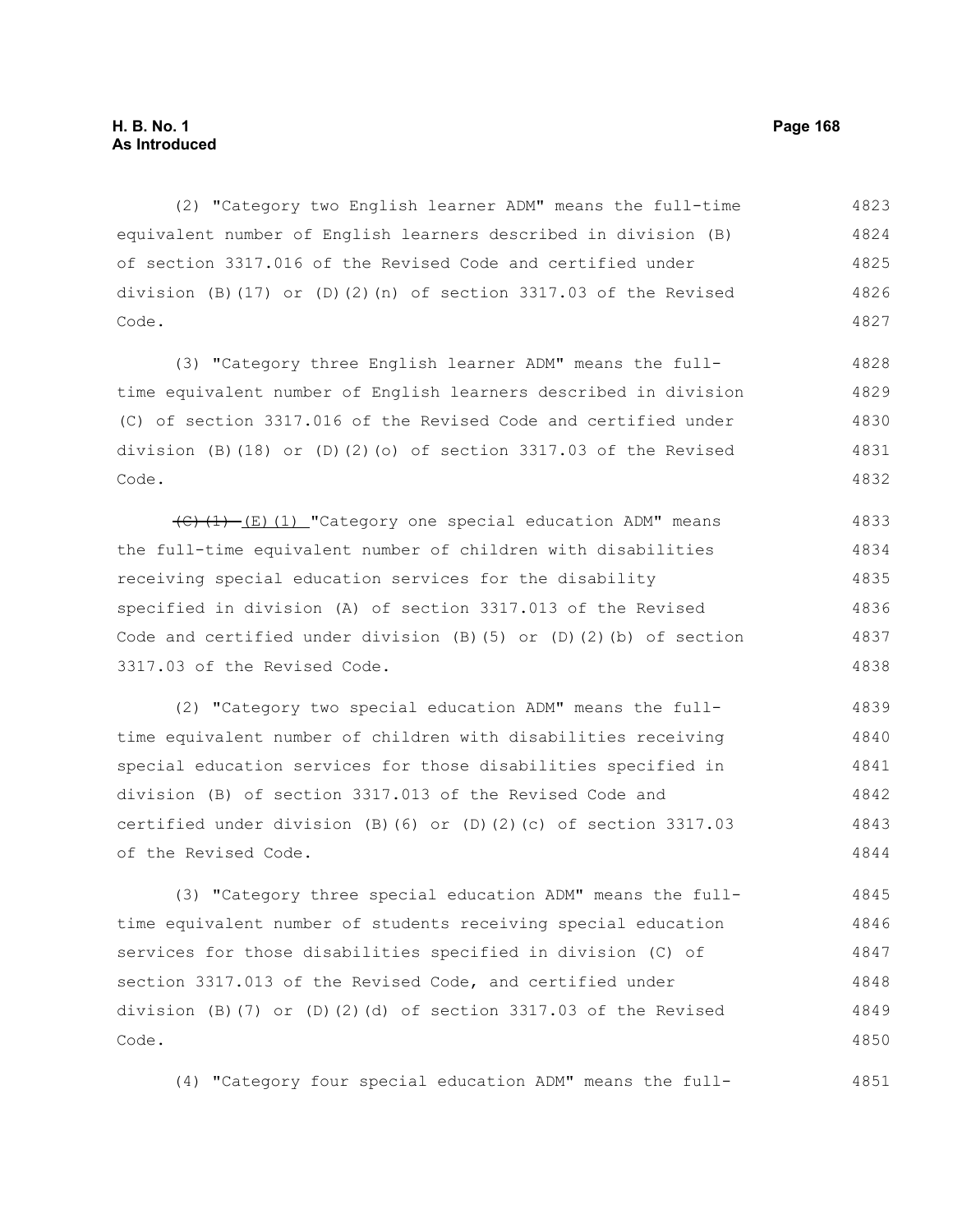(2) "Category two English learner ADM" means the full-time equivalent number of English learners described in division (B) of section 3317.016 of the Revised Code and certified under division (B)(17) or (D)(2)(n) of section 3317.03 of the Revised Code.

(3) "Category three English learner ADM" means the full-time equivalent number of English learners described in division (C) of section 3317.016 of the Revised Code and certified under division (B)(18) or (D)(2)(o) of section 3317.03 of the Revised Code.

~~(C)(1)~~ (E)(1) "Category one special education ADM" means the full-time equivalent number of children with disabilities receiving special education services for the disability specified in division (A) of section 3317.013 of the Revised Code and certified under division (B)(5) or (D)(2)(b) of section 3317.03 of the Revised Code.

(2) "Category two special education ADM" means the full-time equivalent number of children with disabilities receiving special education services for those disabilities specified in division (B) of section 3317.013 of the Revised Code and certified under division (B)(6) or (D)(2)(c) of section 3317.03 of the Revised Code.

(3) "Category three special education ADM" means the full-time equivalent number of students receiving special education services for those disabilities specified in division (C) of section 3317.013 of the Revised Code, and certified under division (B)(7) or (D)(2)(d) of section 3317.03 of the Revised Code.

(4) "Category four special education ADM" means the full-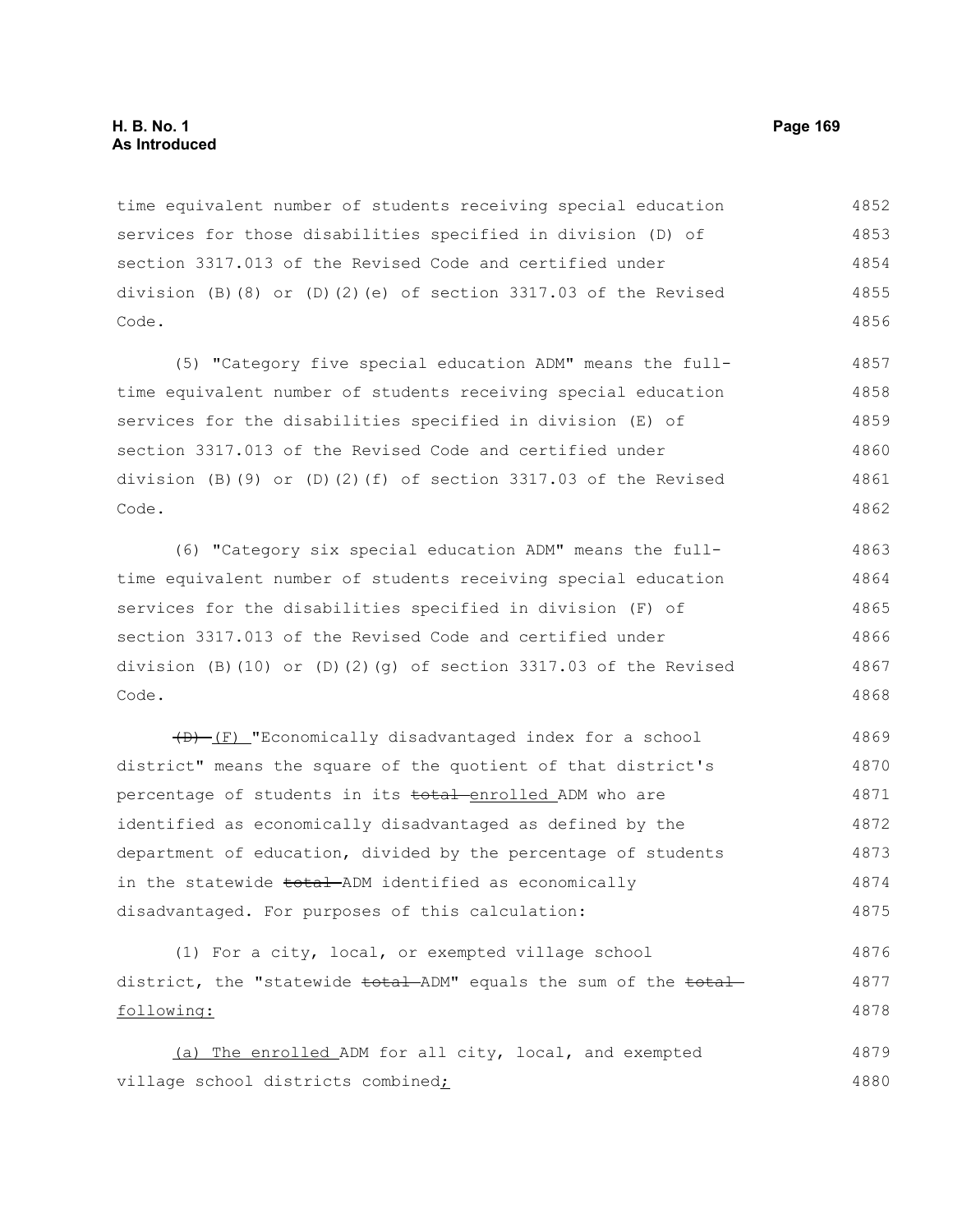time equivalent number of students receiving special education services for those disabilities specified in division (D) of section 3317.013 of the Revised Code and certified under division (B)(8) or (D)(2)(e) of section 3317.03 of the Revised Code.

(5) "Category five special education ADM" means the full-time equivalent number of students receiving special education services for the disabilities specified in division (E) of section 3317.013 of the Revised Code and certified under division (B)(9) or (D)(2)(f) of section 3317.03 of the Revised Code.

(6) "Category six special education ADM" means the full-time equivalent number of students receiving special education services for the disabilities specified in division (F) of section 3317.013 of the Revised Code and certified under division (B)(10) or (D)(2)(g) of section 3317.03 of the Revised Code.

~~(D)~~ (F) "Economically disadvantaged index for a school district" means the square of the quotient of that district's percentage of students in its ~~total~~ enrolled ADM who are identified as economically disadvantaged as defined by the department of education, divided by the percentage of students in the statewide ~~total~~ ADM identified as economically disadvantaged. For purposes of this calculation:

(1) For a city, local, or exempted village school district, the "statewide ~~total~~ ADM" equals the sum of the ~~total~~ following:

(a) The enrolled ADM for all city, local, and exempted village school districts combined;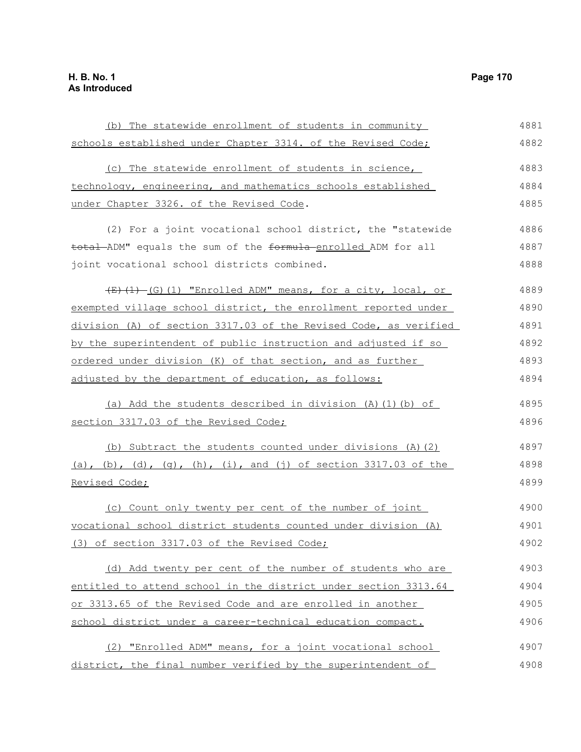(b) The statewide enrollment of students in community schools established under Chapter 3314. of the Revised Code;

(c) The statewide enrollment of students in science, technology, engineering, and mathematics schools established under Chapter 3326. of the Revised Code.

(2) For a joint vocational school district, the "statewide ~~total~~ ADM" equals the sum of the ~~formula~~ enrolled ADM for all joint vocational school districts combined.

~~(E)(1)~~ (G)(1) "Enrolled ADM" means, for a city, local, or exempted village school district, the enrollment reported under division (A) of section 3317.03 of the Revised Code, as verified by the superintendent of public instruction and adjusted if so ordered under division (K) of that section, and as further adjusted by the department of education, as follows:

(a) Add the students described in division (A)(1)(b) of section 3317.03 of the Revised Code;

(b) Subtract the students counted under divisions (A)(2)(a), (b), (d), (g), (h), (i), and (j) of section 3317.03 of the Revised Code;

(c) Count only twenty per cent of the number of joint vocational school district students counted under division (A)(3) of section 3317.03 of the Revised Code;

(d) Add twenty per cent of the number of students who are entitled to attend school in the district under section 3313.64 or 3313.65 of the Revised Code and are enrolled in another school district under a career-technical education compact.

(2) "Enrolled ADM" means, for a joint vocational school district, the final number verified by the superintendent of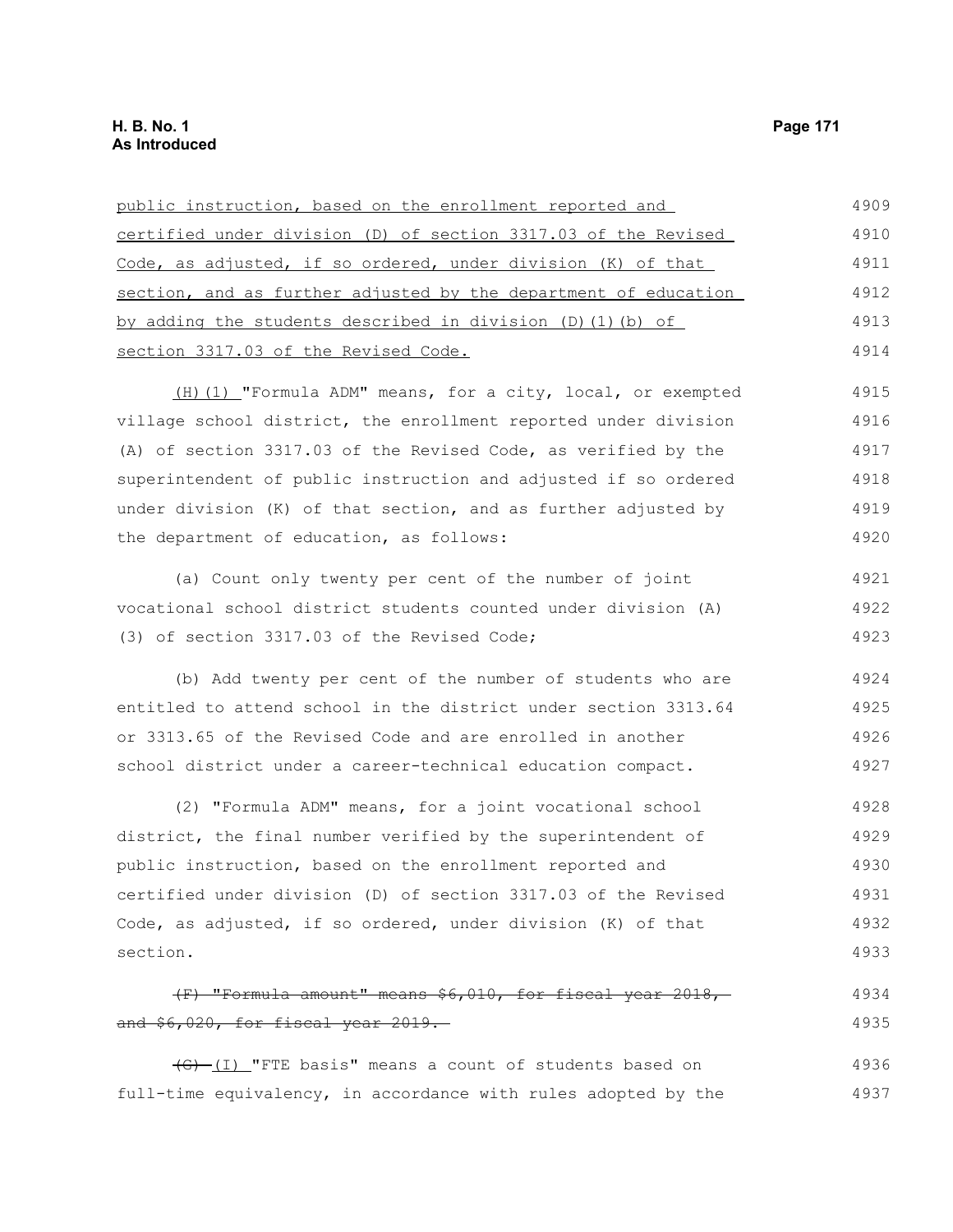public instruction, based on the enrollment reported and certified under division (D) of section 3317.03 of the Revised Code, as adjusted, if so ordered, under division (K) of that section, and as further adjusted by the department of education by adding the students described in division (D)(1)(b) of section 3317.03 of the Revised Code.

(H)(1) "Formula ADM" means, for a city, local, or exempted village school district, the enrollment reported under division (A) of section 3317.03 of the Revised Code, as verified by the superintendent of public instruction and adjusted if so ordered under division (K) of that section, and as further adjusted by the department of education, as follows:

(a) Count only twenty per cent of the number of joint vocational school district students counted under division (A)(3) of section 3317.03 of the Revised Code;

(b) Add twenty per cent of the number of students who are entitled to attend school in the district under section 3313.64 or 3313.65 of the Revised Code and are enrolled in another school district under a career-technical education compact.

(2) "Formula ADM" means, for a joint vocational school district, the final number verified by the superintendent of public instruction, based on the enrollment reported and certified under division (D) of section 3317.03 of the Revised Code, as adjusted, if so ordered, under division (K) of that section.

~~(F) "Formula amount" means $6,010, for fiscal year 2018, and $6,020, for fiscal year 2019.~~

~~(G)~~ (I) "FTE basis" means a count of students based on full-time equivalency, in accordance with rules adopted by the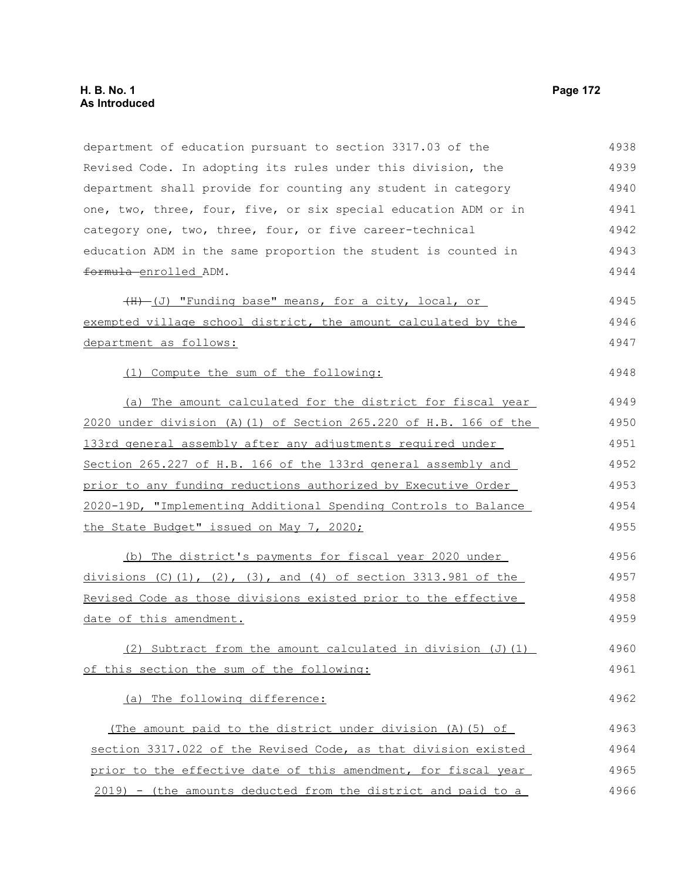department of education pursuant to section 3317.03 of the Revised Code. In adopting its rules under this division, the department shall provide for counting any student in category one, two, three, four, five, or six special education ADM or in category one, two, three, four, or five career-technical education ADM in the same proportion the student is counted in ~~formula~~ enrolled ADM.

~~(H)~~ (J) "Funding base" means, for a city, local, or exempted village school district, the amount calculated by the department as follows:

(1) Compute the sum of the following:

(a) The amount calculated for the district for fiscal year 2020 under division (A)(1) of Section 265.220 of H.B. 166 of the 133rd general assembly after any adjustments required under Section 265.227 of H.B. 166 of the 133rd general assembly and prior to any funding reductions authorized by Executive Order 2020-19D, "Implementing Additional Spending Controls to Balance the State Budget" issued on May 7, 2020;

(b) The district's payments for fiscal year 2020 under divisions (C)(1), (2), (3), and (4) of section 3313.981 of the Revised Code as those divisions existed prior to the effective date of this amendment.

(2) Subtract from the amount calculated in division (J)(1) of this section the sum of the following:

(a) The following difference:

(The amount paid to the district under division (A)(5) of section 3317.022 of the Revised Code, as that division existed prior to the effective date of this amendment, for fiscal year 2019) - (the amounts deducted from the district and paid to a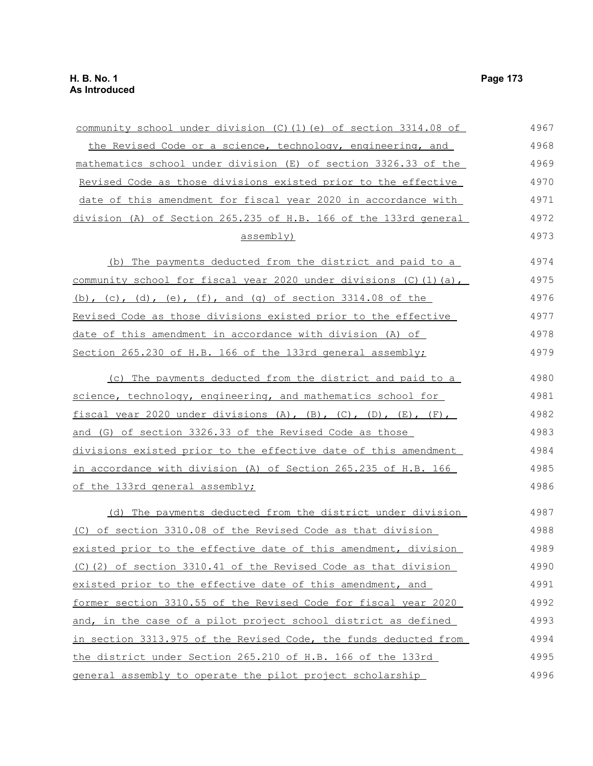community school under division (C)(1)(e) of section 3314.08 of the Revised Code or a science, technology, engineering, and mathematics school under division (E) of section 3326.33 of the Revised Code as those divisions existed prior to the effective date of this amendment for fiscal year 2020 in accordance with division (A) of Section 265.235 of H.B. 166 of the 133rd general assembly)

(b) The payments deducted from the district and paid to a community school for fiscal year 2020 under divisions (C)(1)(a), (b), (c), (d), (e), (f), and (g) of section 3314.08 of the Revised Code as those divisions existed prior to the effective date of this amendment in accordance with division (A) of Section 265.230 of H.B. 166 of the 133rd general assembly;

(c) The payments deducted from the district and paid to a science, technology, engineering, and mathematics school for fiscal year 2020 under divisions (A), (B), (C), (D), (E), (F), and (G) of section 3326.33 of the Revised Code as those divisions existed prior to the effective date of this amendment in accordance with division (A) of Section 265.235 of H.B. 166 of the 133rd general assembly;

(d) The payments deducted from the district under division (C) of section 3310.08 of the Revised Code as that division existed prior to the effective date of this amendment, division (C)(2) of section 3310.41 of the Revised Code as that division existed prior to the effective date of this amendment, and former section 3310.55 of the Revised Code for fiscal year 2020 and, in the case of a pilot project school district as defined in section 3313.975 of the Revised Code, the funds deducted from the district under Section 265.210 of H.B. 166 of the 133rd general assembly to operate the pilot project scholarship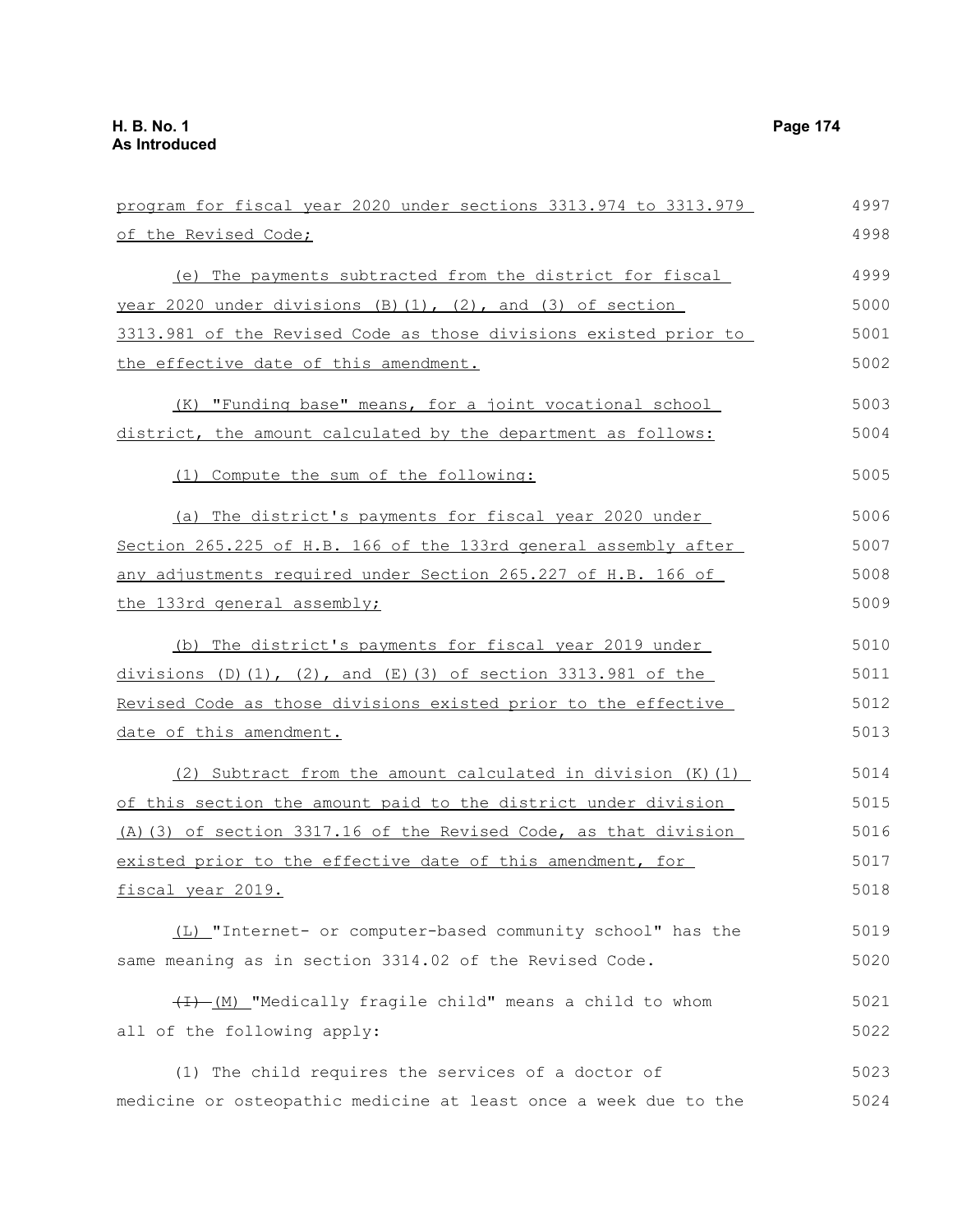program for fiscal year 2020 under sections 3313.974 to 3313.979 of the Revised Code;

(e) The payments subtracted from the district for fiscal year 2020 under divisions (B)(1), (2), and (3) of section 3313.981 of the Revised Code as those divisions existed prior to the effective date of this amendment.

(K) "Funding base" means, for a joint vocational school district, the amount calculated by the department as follows:

(1) Compute the sum of the following:

(a) The district's payments for fiscal year 2020 under Section 265.225 of H.B. 166 of the 133rd general assembly after any adjustments required under Section 265.227 of H.B. 166 of the 133rd general assembly;

(b) The district's payments for fiscal year 2019 under divisions (D)(1), (2), and (E)(3) of section 3313.981 of the Revised Code as those divisions existed prior to the effective date of this amendment.

(2) Subtract from the amount calculated in division (K)(1) of this section the amount paid to the district under division (A)(3) of section 3317.16 of the Revised Code, as that division existed prior to the effective date of this amendment, for fiscal year 2019.

(L) "Internet- or computer-based community school" has the same meaning as in section 3314.02 of the Revised Code.

~~(I)~~ (M) "Medically fragile child" means a child to whom all of the following apply:

(1) The child requires the services of a doctor of medicine or osteopathic medicine at least once a week due to the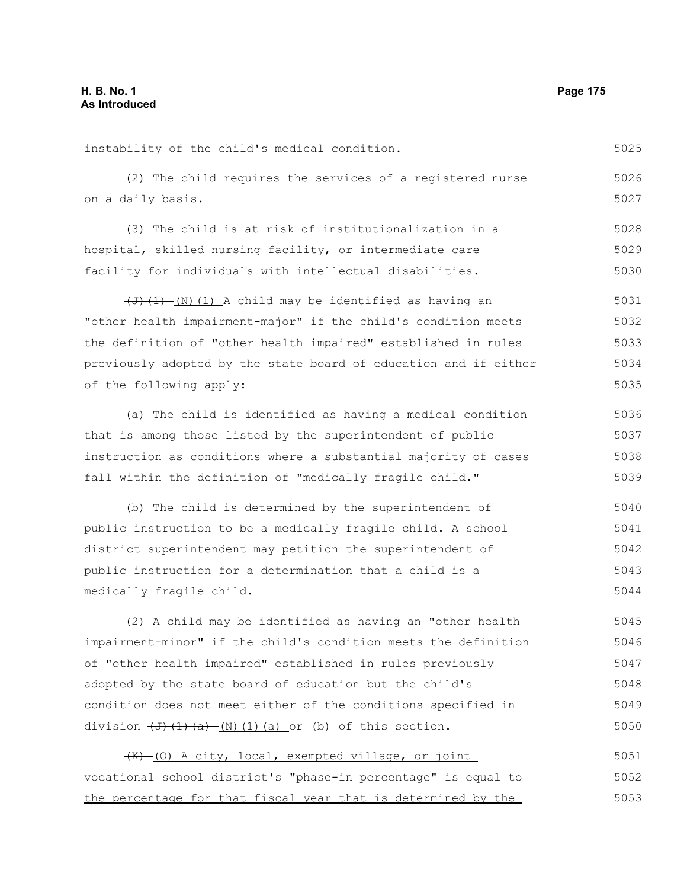instability of the child's medical condition.

(2) The child requires the services of a registered nurse on a daily basis.

(3) The child is at risk of institutionalization in a hospital, skilled nursing facility, or intermediate care facility for individuals with intellectual disabilities.

~~(J)(1)~~ (N)(1) A child may be identified as having an "other health impairment-major" if the child's condition meets the definition of "other health impaired" established in rules previously adopted by the state board of education and if either of the following apply:

(a) The child is identified as having a medical condition that is among those listed by the superintendent of public instruction as conditions where a substantial majority of cases fall within the definition of "medically fragile child."

(b) The child is determined by the superintendent of public instruction to be a medically fragile child. A school district superintendent may petition the superintendent of public instruction for a determination that a child is a medically fragile child.

(2) A child may be identified as having an "other health impairment-minor" if the child's condition meets the definition of "other health impaired" established in rules previously adopted by the state board of education but the child's condition does not meet either of the conditions specified in division ~~(J)(1)(a)~~ (N)(1)(a) or (b) of this section.

~~(K)~~ (O) A city, local, exempted village, or joint vocational school district's "phase-in percentage" is equal to the percentage for that fiscal year that is determined by the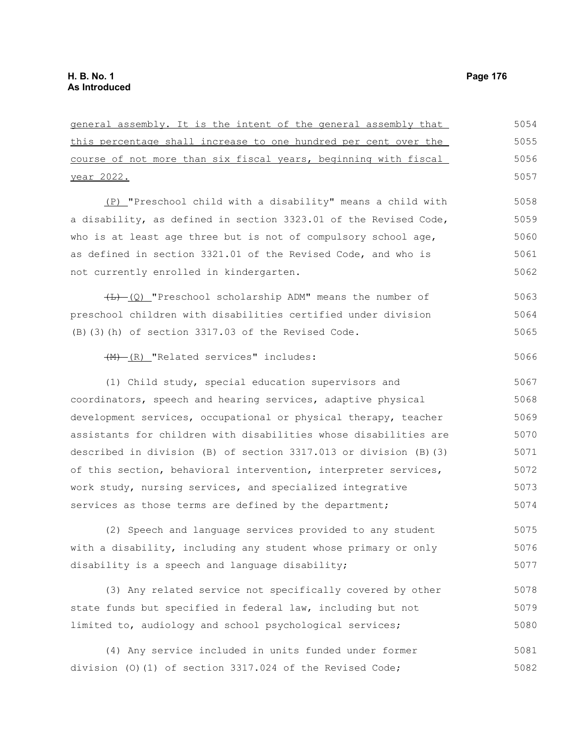general assembly. It is the intent of the general assembly that this percentage shall increase to one hundred per cent over the course of not more than six fiscal years, beginning with fiscal year 2022.

(P) "Preschool child with a disability" means a child with a disability, as defined in section 3323.01 of the Revised Code, who is at least age three but is not of compulsory school age, as defined in section 3321.01 of the Revised Code, and who is not currently enrolled in kindergarten.

~~(L)~~ (Q) "Preschool scholarship ADM" means the number of preschool children with disabilities certified under division (B)(3)(h) of section 3317.03 of the Revised Code.

~~(M)~~ (R) "Related services" includes:

(1) Child study, special education supervisors and coordinators, speech and hearing services, adaptive physical development services, occupational or physical therapy, teacher assistants for children with disabilities whose disabilities are described in division (B) of section 3317.013 or division (B)(3) of this section, behavioral intervention, interpreter services, work study, nursing services, and specialized integrative services as those terms are defined by the department;

(2) Speech and language services provided to any student with a disability, including any student whose primary or only disability is a speech and language disability;

(3) Any related service not specifically covered by other state funds but specified in federal law, including but not limited to, audiology and school psychological services;

(4) Any service included in units funded under former division (O)(1) of section 3317.024 of the Revised Code;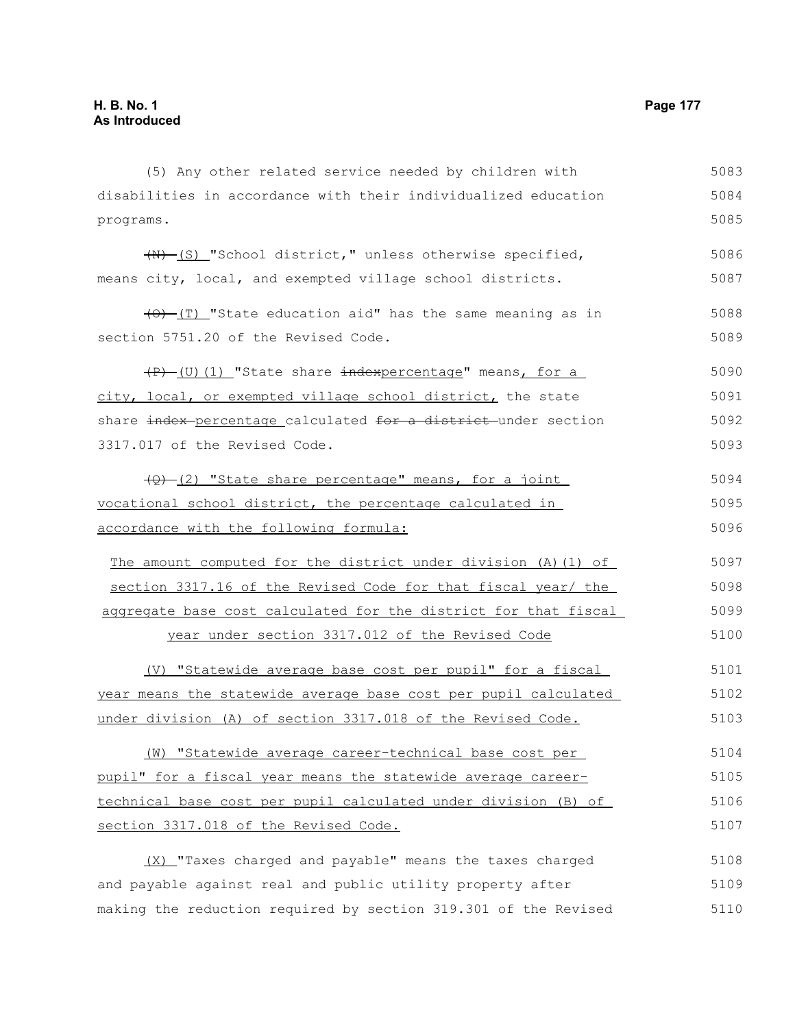(5) Any other related service needed by children with disabilities in accordance with their individualized education programs.

~~(N)~~ (S) "School district," unless otherwise specified, means city, local, and exempted village school districts.

~~(O)~~ (T) "State education aid" has the same meaning as in section 5751.20 of the Revised Code.

~~(P)~~ (U)(1) "State share ~~index~~percentage" means, for a city, local, or exempted village school district, the state share ~~index~~ percentage calculated ~~for a district~~ under section 3317.017 of the Revised Code.

~~(Q)~~ (2) "State share percentage" means, for a joint vocational school district, the percentage calculated in accordance with the following formula:

The amount computed for the district under division (A)(1) of section 3317.16 of the Revised Code for that fiscal year/ the aggregate base cost calculated for the district for that fiscal year under section 3317.012 of the Revised Code

(V) "Statewide average base cost per pupil" for a fiscal year means the statewide average base cost per pupil calculated under division (A) of section 3317.018 of the Revised Code.

(W) "Statewide average career-technical base cost per pupil" for a fiscal year means the statewide average career-technical base cost per pupil calculated under division (B) of section 3317.018 of the Revised Code.

(X) "Taxes charged and payable" means the taxes charged and payable against real and public utility property after making the reduction required by section 319.301 of the Revised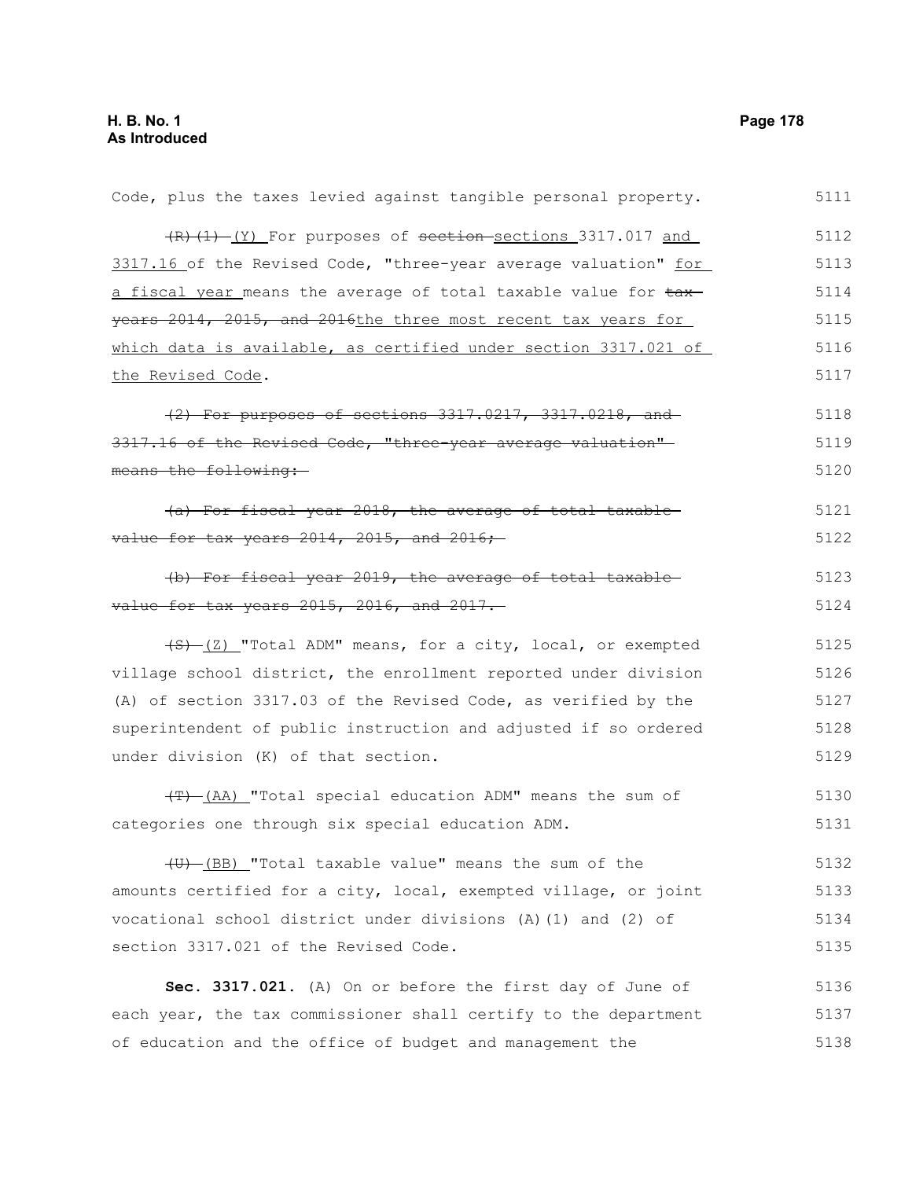Code, plus the taxes levied against tangible personal property.

~~(R)(1)~~ (Y) For purposes of ~~section~~ sections 3317.017 and 3317.16 of the Revised Code, "three-year average valuation" for a fiscal year means the average of total taxable value for ~~tax years 2014, 2015, and 2016~~the three most recent tax years for which data is available, as certified under section 3317.021 of the Revised Code.

~~(2) For purposes of sections 3317.0217, 3317.0218, and 3317.16 of the Revised Code, "three-year average valuation" means the following:~~

~~(a) For fiscal year 2018, the average of total taxable value for tax years 2014, 2015, and 2016;~~

~~(b) For fiscal year 2019, the average of total taxable value for tax years 2015, 2016, and 2017.~~

~~(S)~~ (Z) "Total ADM" means, for a city, local, or exempted village school district, the enrollment reported under division (A) of section 3317.03 of the Revised Code, as verified by the superintendent of public instruction and adjusted if so ordered under division (K) of that section.

~~(T)~~ (AA) "Total special education ADM" means the sum of categories one through six special education ADM.

~~(U)~~ (BB) "Total taxable value" means the sum of the amounts certified for a city, local, exempted village, or joint vocational school district under divisions (A)(1) and (2) of section 3317.021 of the Revised Code.

**Sec. 3317.021.** (A) On or before the first day of June of each year, the tax commissioner shall certify to the department of education and the office of budget and management the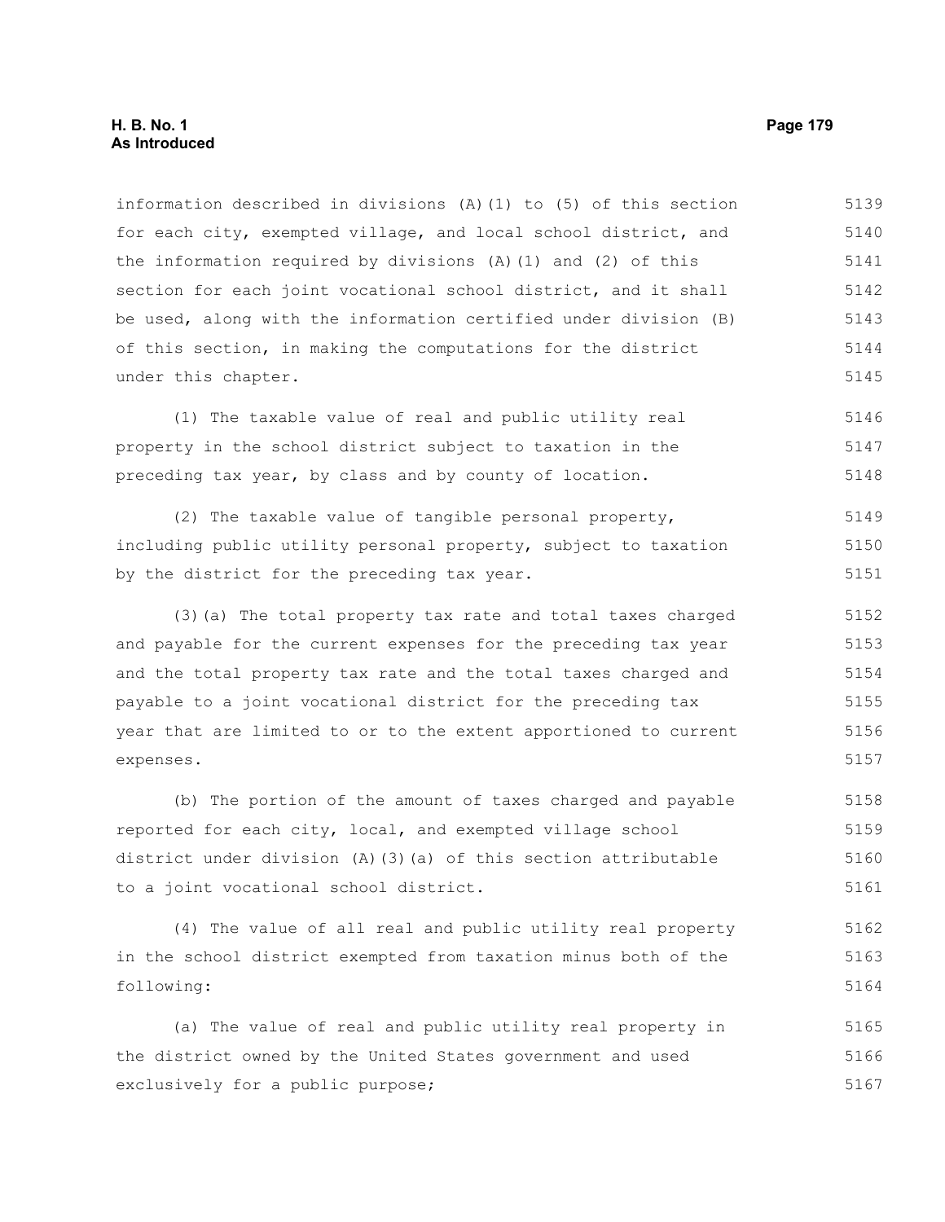information described in divisions (A)(1) to (5) of this section for each city, exempted village, and local school district, and the information required by divisions (A)(1) and (2) of this section for each joint vocational school district, and it shall be used, along with the information certified under division (B) of this section, in making the computations for the district under this chapter.

(1) The taxable value of real and public utility real property in the school district subject to taxation in the preceding tax year, by class and by county of location.

(2) The taxable value of tangible personal property, including public utility personal property, subject to taxation by the district for the preceding tax year.

(3)(a) The total property tax rate and total taxes charged and payable for the current expenses for the preceding tax year and the total property tax rate and the total taxes charged and payable to a joint vocational district for the preceding tax year that are limited to or to the extent apportioned to current expenses.

(b) The portion of the amount of taxes charged and payable reported for each city, local, and exempted village school district under division (A)(3)(a) of this section attributable to a joint vocational school district.

(4) The value of all real and public utility real property in the school district exempted from taxation minus both of the following:

(a) The value of real and public utility real property in the district owned by the United States government and used exclusively for a public purpose;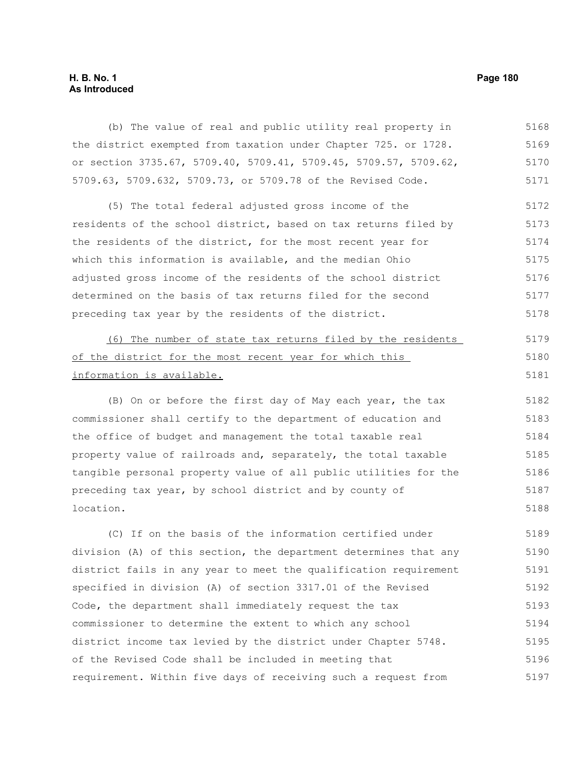(b) The value of real and public utility real property in the district exempted from taxation under Chapter 725. or 1728. or section 3735.67, 5709.40, 5709.41, 5709.45, 5709.57, 5709.62, 5709.63, 5709.632, 5709.73, or 5709.78 of the Revised Code.

(5) The total federal adjusted gross income of the residents of the school district, based on tax returns filed by the residents of the district, for the most recent year for which this information is available, and the median Ohio adjusted gross income of the residents of the school district determined on the basis of tax returns filed for the second preceding tax year by the residents of the district.

<u>(6) The number of state tax returns filed by the residents of the district for the most recent year for which this information is available.</u>

(B) On or before the first day of May each year, the tax commissioner shall certify to the department of education and the office of budget and management the total taxable real property value of railroads and, separately, the total taxable tangible personal property value of all public utilities for the preceding tax year, by school district and by county of location.

(C) If on the basis of the information certified under division (A) of this section, the department determines that any district fails in any year to meet the qualification requirement specified in division (A) of section 3317.01 of the Revised Code, the department shall immediately request the tax commissioner to determine the extent to which any school district income tax levied by the district under Chapter 5748. of the Revised Code shall be included in meeting that requirement. Within five days of receiving such a request from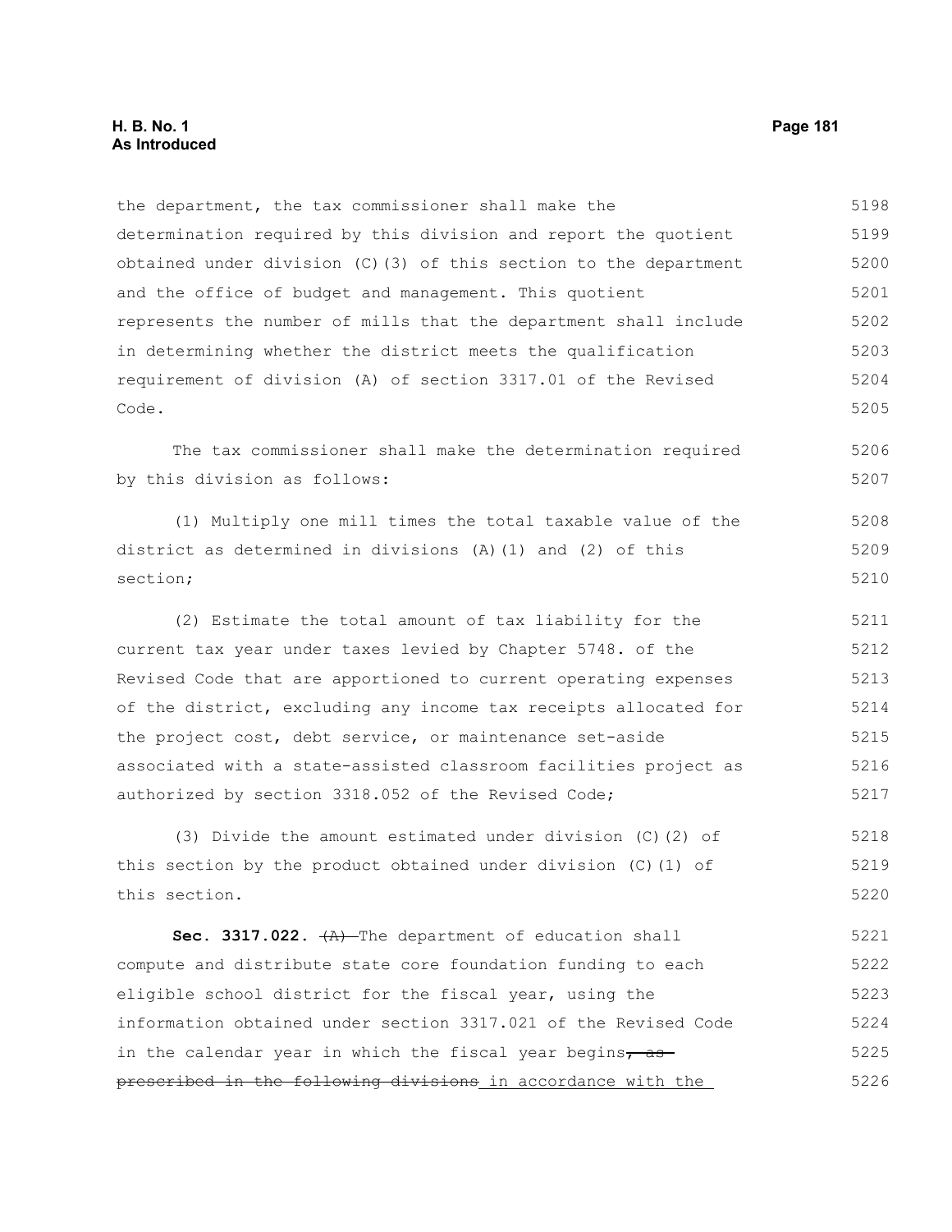the department, the tax commissioner shall make the determination required by this division and report the quotient obtained under division (C)(3) of this section to the department and the office of budget and management. This quotient represents the number of mills that the department shall include in determining whether the district meets the qualification requirement of division (A) of section 3317.01 of the Revised Code.

The tax commissioner shall make the determination required by this division as follows:

(1) Multiply one mill times the total taxable value of the district as determined in divisions (A)(1) and (2) of this section;

(2) Estimate the total amount of tax liability for the current tax year under taxes levied by Chapter 5748. of the Revised Code that are apportioned to current operating expenses of the district, excluding any income tax receipts allocated for the project cost, debt service, or maintenance set-aside associated with a state-assisted classroom facilities project as authorized by section 3318.052 of the Revised Code;

(3) Divide the amount estimated under division (C)(2) of this section by the product obtained under division (C)(1) of this section.

**Sec. 3317.022.** ~~(A)~~ The department of education shall compute and distribute state core foundation funding to each eligible school district for the fiscal year, using the information obtained under section 3317.021 of the Revised Code in the calendar year in which the fiscal year begins~~, as prescribed in the following divisions~~ in accordance with the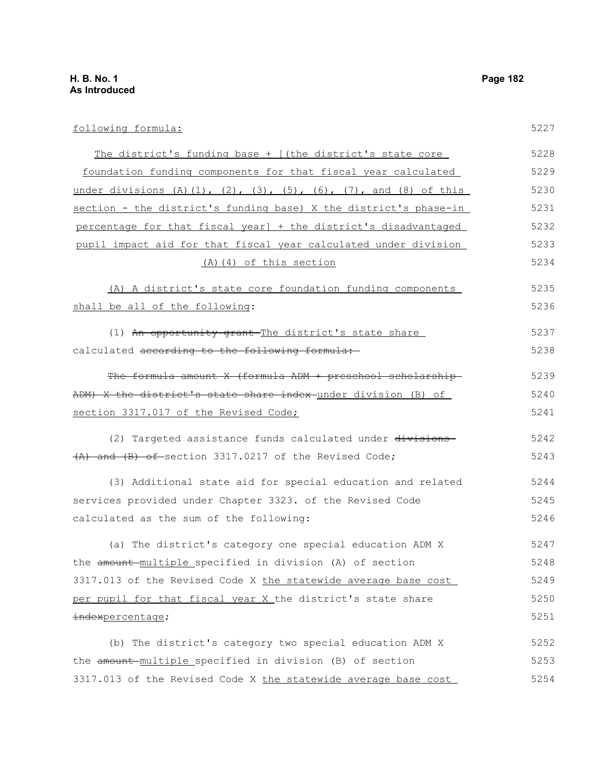following formula:

The district's funding base + [(the district's state core foundation funding components for that fiscal year calculated under divisions (A)(1), (2), (3), (5), (6), (7), and (8) of this section - the district's funding base) X the district's phase-in percentage for that fiscal year] + the district's disadvantaged pupil impact aid for that fiscal year calculated under division (A)(4) of this section

(A) A district's state core foundation funding components shall be all of the following:

(1) ~~An opportunity grant~~ The district's state share calculated ~~according to the following formula:~~

~~The formula amount X (formula ADM + preschool scholarship ADM) X the district's state share index~~ under division (B) of section 3317.017 of the Revised Code;

(2) Targeted assistance funds calculated under ~~divisions (A) and (B) of~~ section 3317.0217 of the Revised Code;

(3) Additional state aid for special education and related services provided under Chapter 3323. of the Revised Code calculated as the sum of the following:

(a) The district's category one special education ADM X the ~~amount~~ multiple specified in division (A) of section 3317.013 of the Revised Code X the statewide average base cost per pupil for that fiscal year X the district's state share ~~index~~percentage;

(b) The district's category two special education ADM X the ~~amount~~ multiple specified in division (B) of section 3317.013 of the Revised Code X the statewide average base cost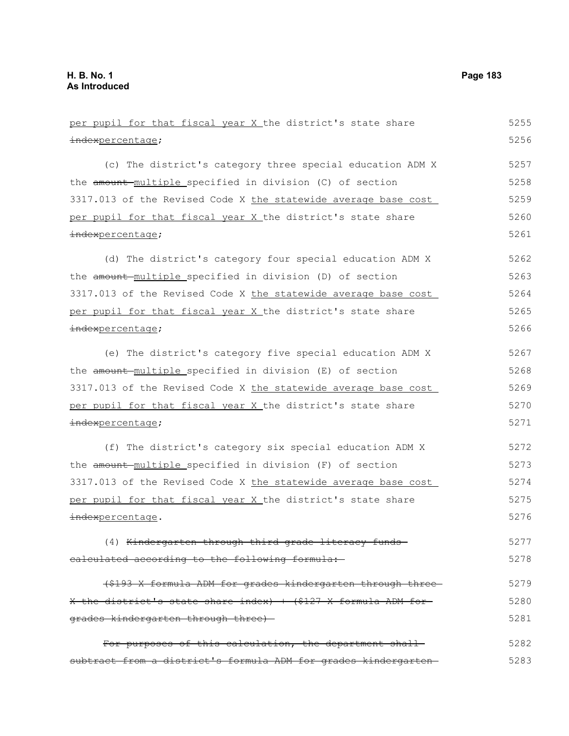per pupil for that fiscal year X the district's state share ~~index~~percentage;

(c) The district's category three special education ADM X the ~~amount~~ multiple specified in division (C) of section 3317.013 of the Revised Code X the statewide average base cost per pupil for that fiscal year X the district's state share ~~index~~percentage;

(d) The district's category four special education ADM X the ~~amount~~ multiple specified in division (D) of section 3317.013 of the Revised Code X the statewide average base cost per pupil for that fiscal year X the district's state share ~~index~~percentage;

(e) The district's category five special education ADM X the ~~amount~~ multiple specified in division (E) of section 3317.013 of the Revised Code X the statewide average base cost per pupil for that fiscal year X the district's state share ~~index~~percentage;

(f) The district's category six special education ADM X the ~~amount~~ multiple specified in division (F) of section 3317.013 of the Revised Code X the statewide average base cost per pupil for that fiscal year X the district's state share ~~index~~percentage.

(4) ~~Kindergarten through third grade literacy funds calculated according to the following formula:~~

~~($193 X formula ADM for grades kindergarten through three X the district's state share index) + ($127 X formula ADM for grades kindergarten through three)~~

~~For purposes of this calculation, the department shall subtract from a district's formula ADM for grades kindergarten~~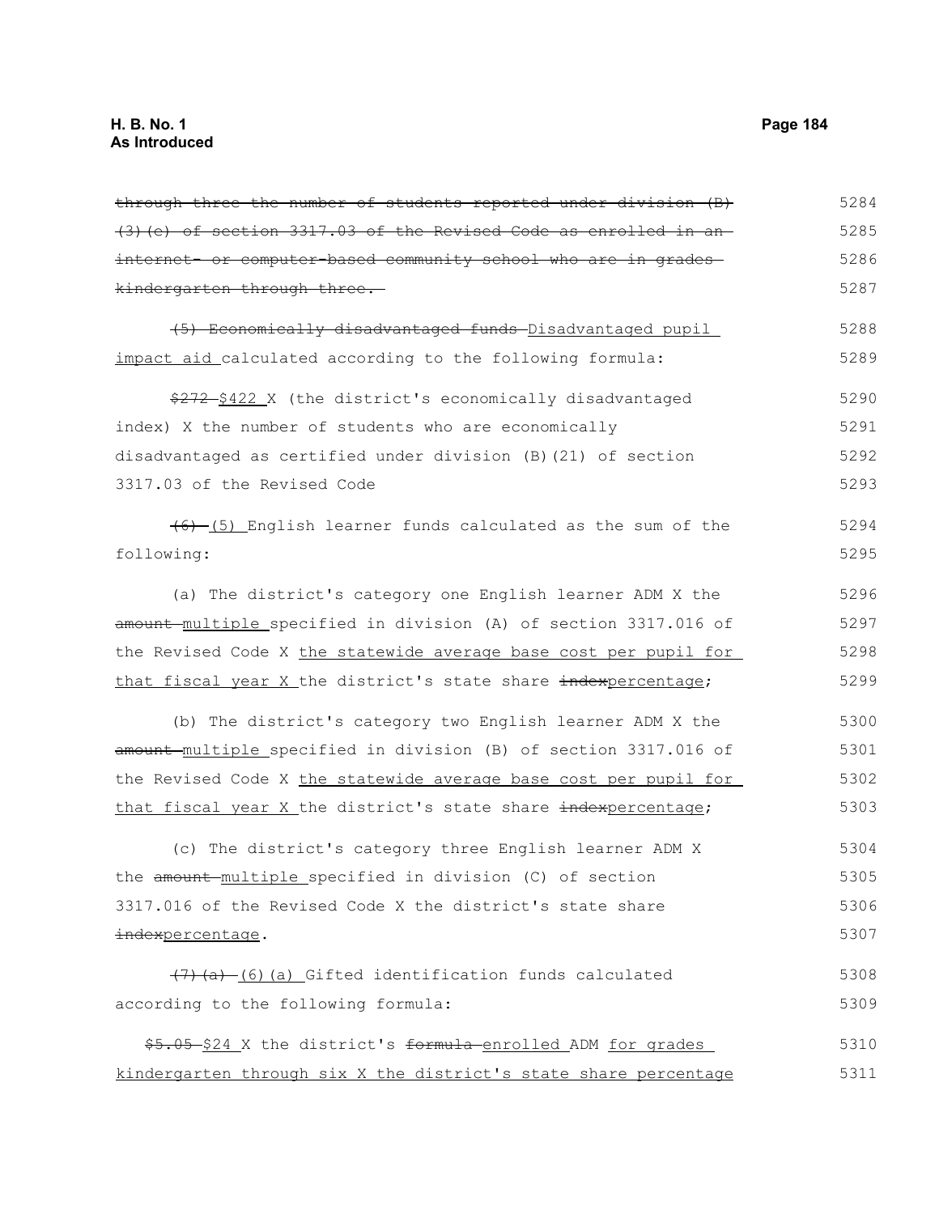~~through three the number of students reported under division (B)(3)(e) of section 3317.03 of the Revised Code as enrolled in an internet- or computer-based community school who are in grades kindergarten through three.~~ 5284 5285 5286 5287

~~(5) Economically disadvantaged funds~~ Disadvantaged pupil impact aid calculated according to the following formula: 5288 5289

~~$272~~ $422 X (the district's economically disadvantaged index) X the number of students who are economically disadvantaged as certified under division (B)(21) of section 3317.03 of the Revised Code 5290 5291 5292 5293

~~(6)~~ (5) English learner funds calculated as the sum of the following: 5294 5295

(a) The district's category one English learner ADM X the ~~amount~~ multiple specified in division (A) of section 3317.016 of the Revised Code X the statewide average base cost per pupil for that fiscal year X the district's state share ~~index~~percentage; 5296 5297 5298 5299

(b) The district's category two English learner ADM X the ~~amount~~ multiple specified in division (B) of section 3317.016 of the Revised Code X the statewide average base cost per pupil for that fiscal year X the district's state share ~~index~~percentage; 5300 5301 5302 5303

(c) The district's category three English learner ADM X the ~~amount~~ multiple specified in division (C) of section 3317.016 of the Revised Code X the district's state share ~~index~~percentage. 5304 5305 5306 5307

~~(7)(a)~~ (6)(a) Gifted identification funds calculated according to the following formula: 5308 5309

~~$5.05~~ $24 X the district's ~~formula~~ enrolled ADM for grades kindergarten through six X the district's state share percentage 5310 5311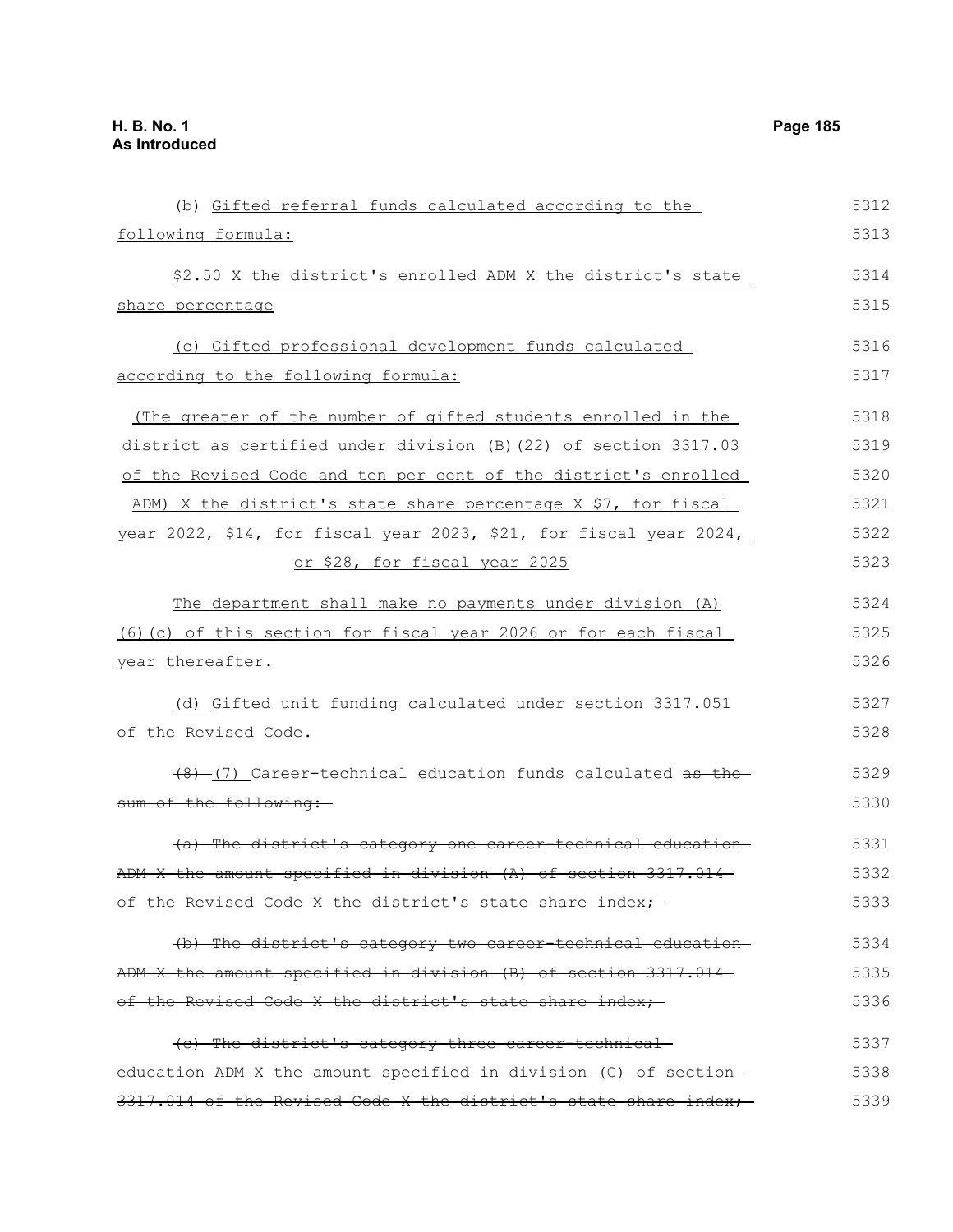(b) Gifted referral funds calculated according to the following formula:

\$2.50 X the district's enrolled ADM X the district's state share percentage

(c) Gifted professional development funds calculated according to the following formula:

(The greater of the number of gifted students enrolled in the district as certified under division (B)(22) of section 3317.03 of the Revised Code and ten per cent of the district's enrolled ADM) X the district's state share percentage X \$7, for fiscal year 2022, \$14, for fiscal year 2023, \$21, for fiscal year 2024, or \$28, for fiscal year 2025

The department shall make no payments under division (A)(6)(c) of this section for fiscal year 2026 or for each fiscal year thereafter.

(d) Gifted unit funding calculated under section 3317.051 of the Revised Code.

~~(8)~~ (7) Career-technical education funds calculated ~~as the sum of the following:~~

~~(a) The district's category one career-technical education ADM X the amount specified in division (A) of section 3317.014 of the Revised Code X the district's state share index;~~

~~(b) The district's category two career-technical education ADM X the amount specified in division (B) of section 3317.014 of the Revised Code X the district's state share index;~~

~~(c) The district's category three career-technical education ADM X the amount specified in division (C) of section 3317.014 of the Revised Code X the district's state share index;~~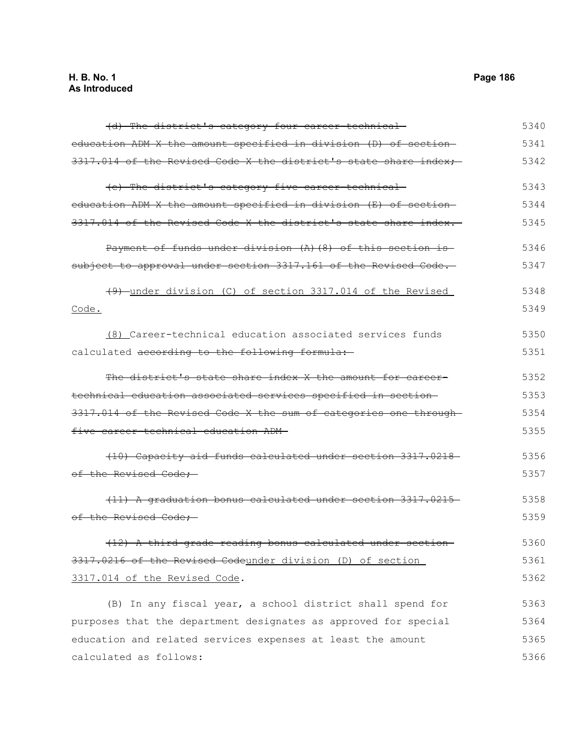~~(d) The district's category four career-technical education ADM X the amount specified in division (D) of section 3317.014 of the Revised Code X the district's state share index;~~ 5340 5341 5342

~~(e) The district's category five career-technical education ADM X the amount specified in division (E) of section 3317.014 of the Revised Code X the district's state share index.~~ 5343 5344 5345

~~Payment of funds under division (A)(8) of this section is subject to approval under section 3317.161 of the Revised Code.~~ 5346 5347

~~(9)~~ under division (C) of section 3317.014 of the Revised Code. 5348 5349

(8) Career-technical education associated services funds calculated ~~according to the following formula:~~ 5350 5351

~~The district's state share index X the amount for career-technical education associated services specified in section 3317.014 of the Revised Code X the sum of categories one through five career-technical education ADM~~ 5352 5353 5354 5355

~~(10) Capacity aid funds calculated under section 3317.0218 of the Revised Code;~~ 5356 5357

~~(11) A graduation bonus calculated under section 3317.0215 of the Revised Code;~~ 5358 5359

~~(12) A third grade reading bonus calculated under section 3317.0216 of the Revised Code~~under division (D) of section 3317.014 of the Revised Code. 5360 5361 5362

(B) In any fiscal year, a school district shall spend for purposes that the department designates as approved for special education and related services expenses at least the amount calculated as follows: 5363 5364 5365 5366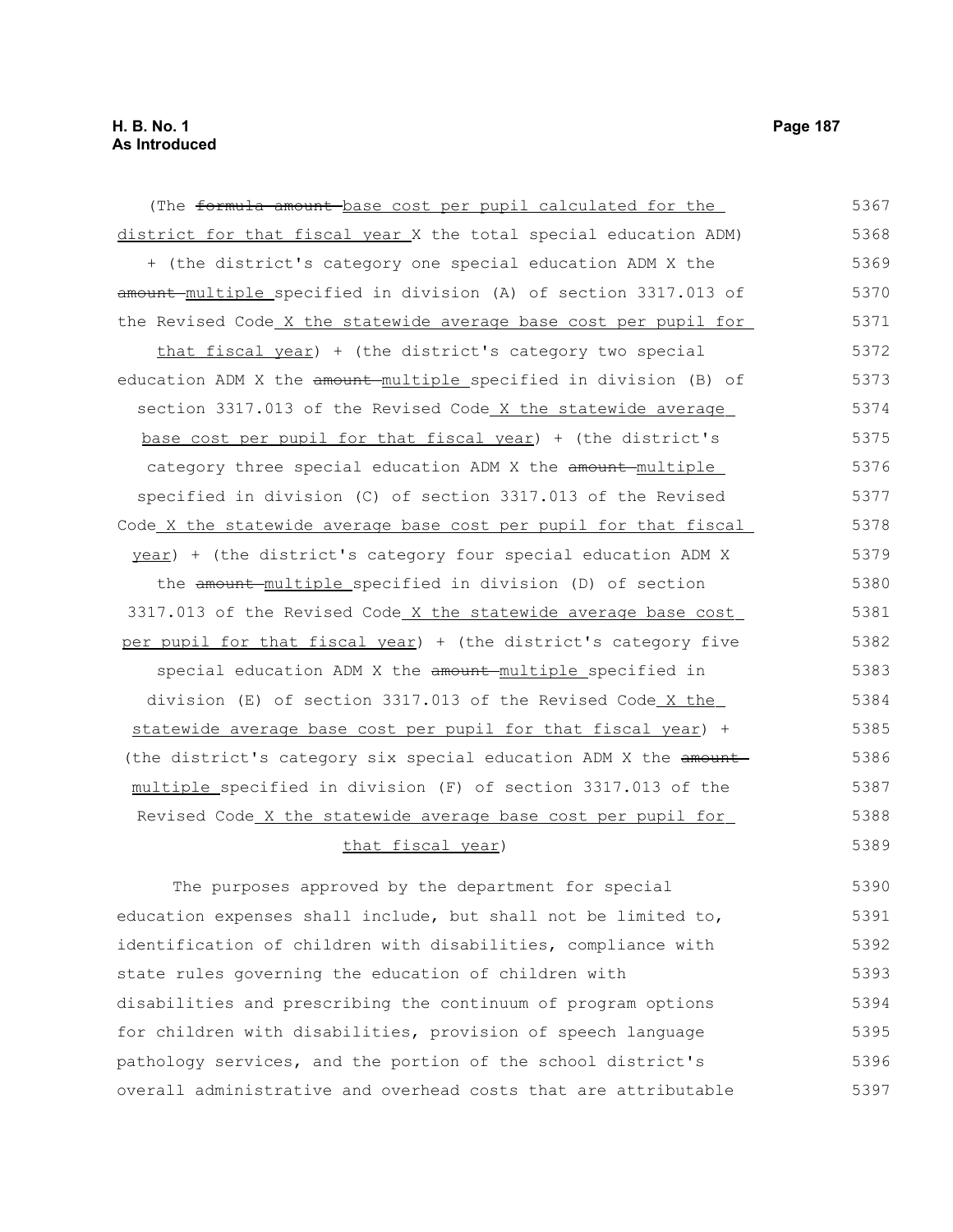(The ~~formula amount~~ <u>base cost per pupil calculated for the district for that fiscal year</u> X the total special education ADM) + (the district's category one special education ADM X the ~~amount~~ <u>multiple</u> specified in division (A) of section 3317.013 of the Revised Code<u> X the statewide average base cost per pupil for that fiscal year</u>) + (the district's category two special education ADM X the ~~amount~~ <u>multiple</u> specified in division (B) of section 3317.013 of the Revised Code<u> X the statewide average base cost per pupil for that fiscal year</u>) + (the district's category three special education ADM X the ~~amount~~ <u>multiple</u> specified in division (C) of section 3317.013 of the Revised Code<u> X the statewide average base cost per pupil for that fiscal year</u>) + (the district's category four special education ADM X the ~~amount~~ <u>multiple</u> specified in division (D) of section 3317.013 of the Revised Code<u> X the statewide average base cost per pupil for that fiscal year</u>) + (the district's category five special education ADM X the ~~amount~~ <u>multiple</u> specified in division (E) of section 3317.013 of the Revised Code<u> X the statewide average base cost per pupil for that fiscal year</u>) + (the district's category six special education ADM X the ~~amount~~ <u>multiple</u> specified in division (F) of section 3317.013 of the Revised Code<u> X the statewide average base cost per pupil for that fiscal year</u>)

The purposes approved by the department for special education expenses shall include, but shall not be limited to, identification of children with disabilities, compliance with state rules governing the education of children with disabilities and prescribing the continuum of program options for children with disabilities, provision of speech language pathology services, and the portion of the school district's overall administrative and overhead costs that are attributable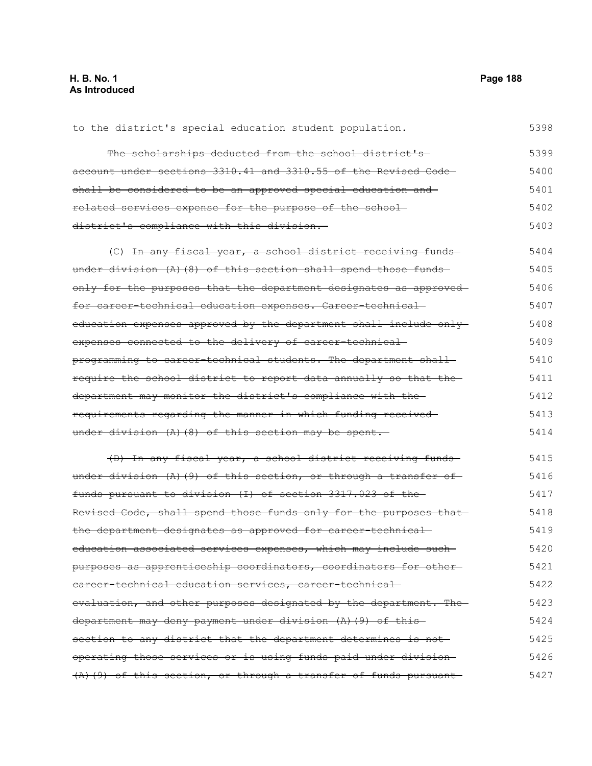to the district's special education student population.

~~The scholarships deducted from the school district's account under sections 3310.41 and 3310.55 of the Revised Code shall be considered to be an approved special education and related services expense for the purpose of the school district's compliance with this division.~~

(C) ~~In any fiscal year, a school district receiving funds under division (A)(8) of this section shall spend those funds only for the purposes that the department designates as approved for career-technical education expenses. Career-technical education expenses approved by the department shall include only expenses connected to the delivery of career-technical programming to career-technical students. The department shall require the school district to report data annually so that the department may monitor the district's compliance with the requirements regarding the manner in which funding received under division (A)(8) of this section may be spent.~~

~~(D) In any fiscal year, a school district receiving funds under division (A)(9) of this section, or through a transfer of funds pursuant to division (I) of section 3317.023 of the Revised Code, shall spend those funds only for the purposes that the department designates as approved for career-technical education associated services expenses, which may include such purposes as apprenticeship coordinators, coordinators for other career-technical education services, career-technical evaluation, and other purposes designated by the department. The department may deny payment under division (A)(9) of this section to any district that the department determines is not operating those services or is using funds paid under division (A)(9) of this section, or through a transfer of funds pursuant~~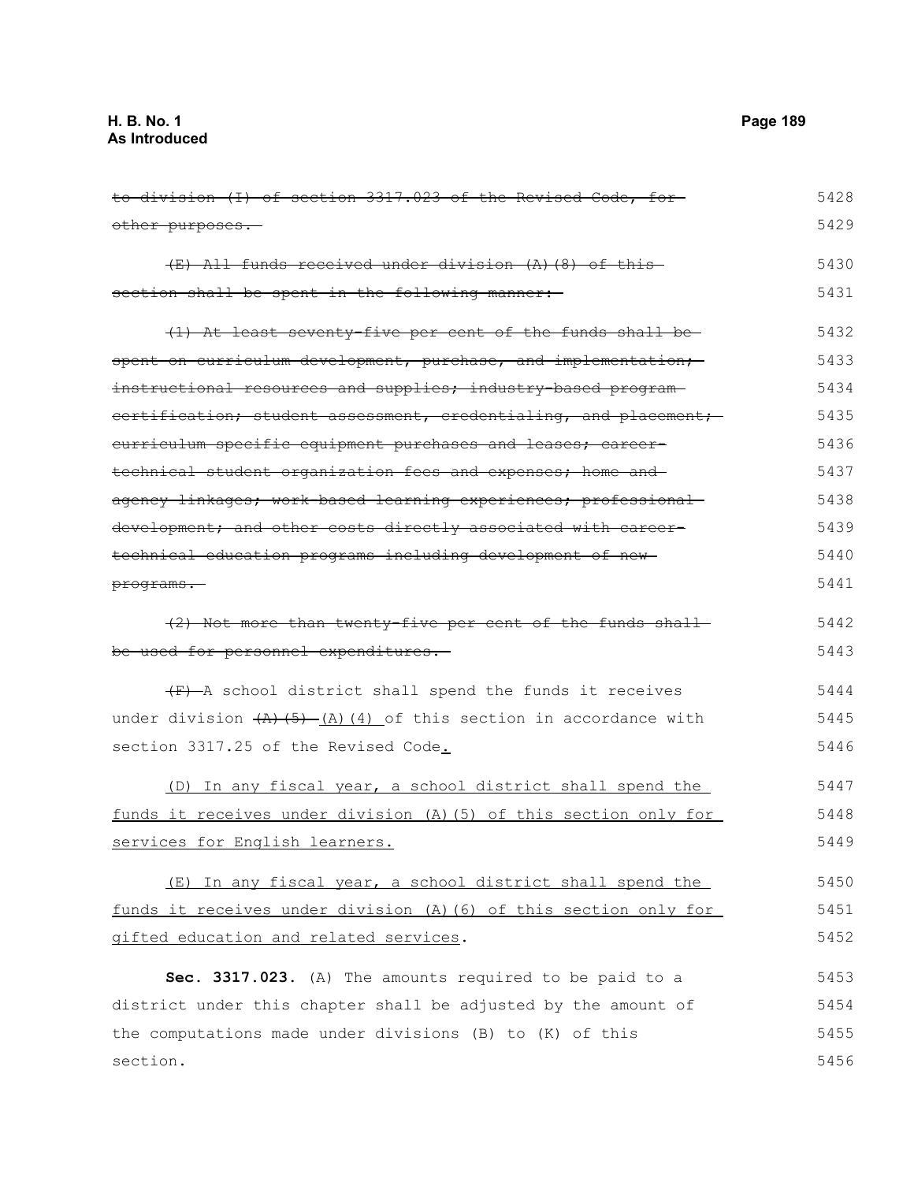~~to division (I) of section 3317.023 of the Revised Code, for other purposes.~~

~~(E) All funds received under division (A)(8) of this section shall be spent in the following manner:~~

~~(1) At least seventy-five per cent of the funds shall be spent on curriculum development, purchase, and implementation; instructional resources and supplies; industry-based program certification; student assessment, credentialing, and placement; curriculum specific equipment purchases and leases; career-technical student organization fees and expenses; home and agency linkages; work-based learning experiences; professional development; and other costs directly associated with career-technical education programs including development of new programs.~~

~~(2) Not more than twenty-five per cent of the funds shall be used for personnel expenditures.~~

~~(F)~~ A school district shall spend the funds it receives under division ~~(A)(5)~~ (A)(4) of this section in accordance with section 3317.25 of the Revised Code.

(D) In any fiscal year, a school district shall spend the funds it receives under division (A)(5) of this section only for services for English learners.

(E) In any fiscal year, a school district shall spend the funds it receives under division (A)(6) of this section only for gifted education and related services.

**Sec. 3317.023.** (A) The amounts required to be paid to a district under this chapter shall be adjusted by the amount of the computations made under divisions (B) to (K) of this section.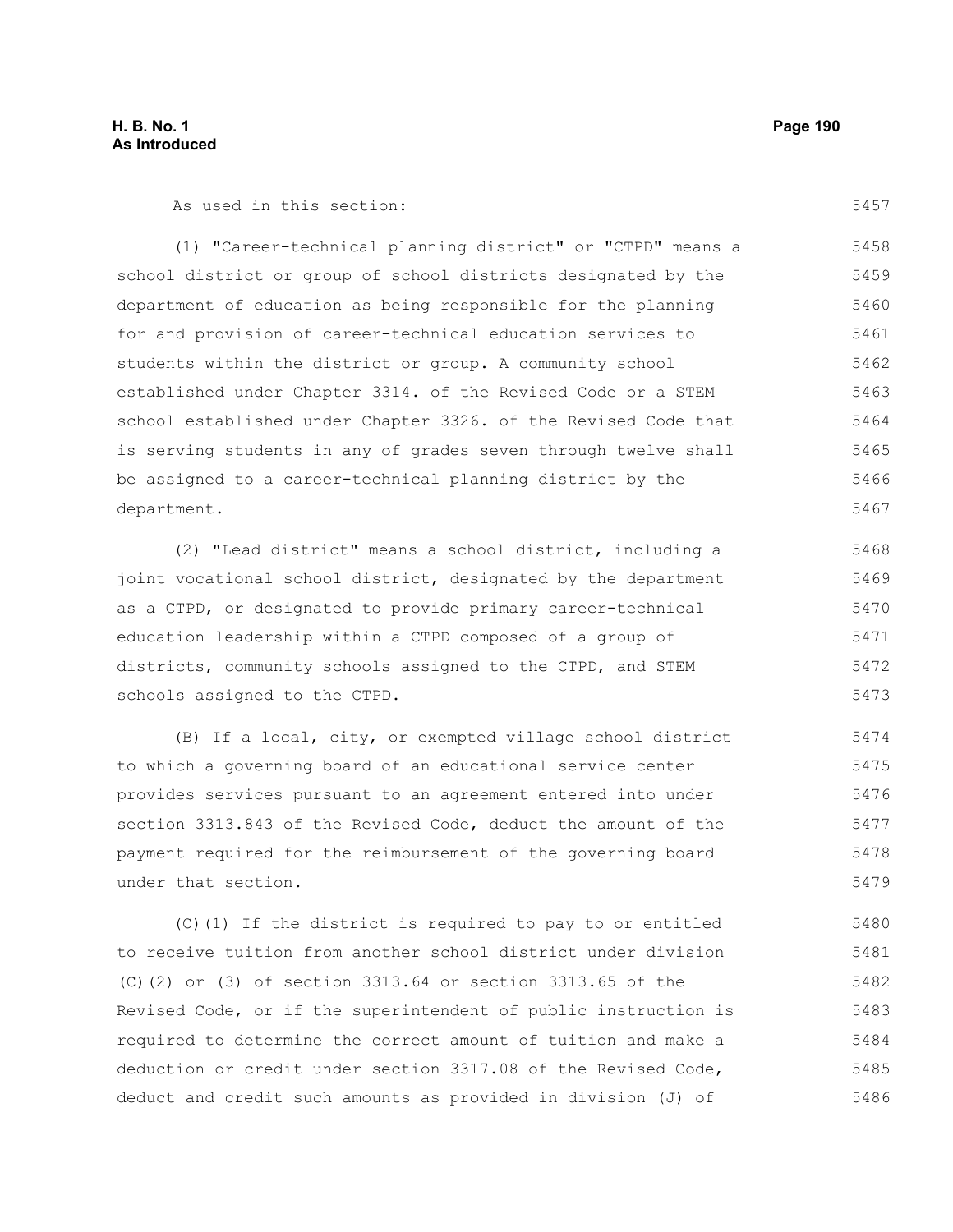As used in this section:

(1) "Career-technical planning district" or "CTPD" means a school district or group of school districts designated by the department of education as being responsible for the planning for and provision of career-technical education services to students within the district or group. A community school established under Chapter 3314. of the Revised Code or a STEM school established under Chapter 3326. of the Revised Code that is serving students in any of grades seven through twelve shall be assigned to a career-technical planning district by the department.

(2) "Lead district" means a school district, including a joint vocational school district, designated by the department as a CTPD, or designated to provide primary career-technical education leadership within a CTPD composed of a group of districts, community schools assigned to the CTPD, and STEM schools assigned to the CTPD.

(B) If a local, city, or exempted village school district to which a governing board of an educational service center provides services pursuant to an agreement entered into under section 3313.843 of the Revised Code, deduct the amount of the payment required for the reimbursement of the governing board under that section.

(C)(1) If the district is required to pay to or entitled to receive tuition from another school district under division (C)(2) or (3) of section 3313.64 or section 3313.65 of the Revised Code, or if the superintendent of public instruction is required to determine the correct amount of tuition and make a deduction or credit under section 3317.08 of the Revised Code, deduct and credit such amounts as provided in division (J) of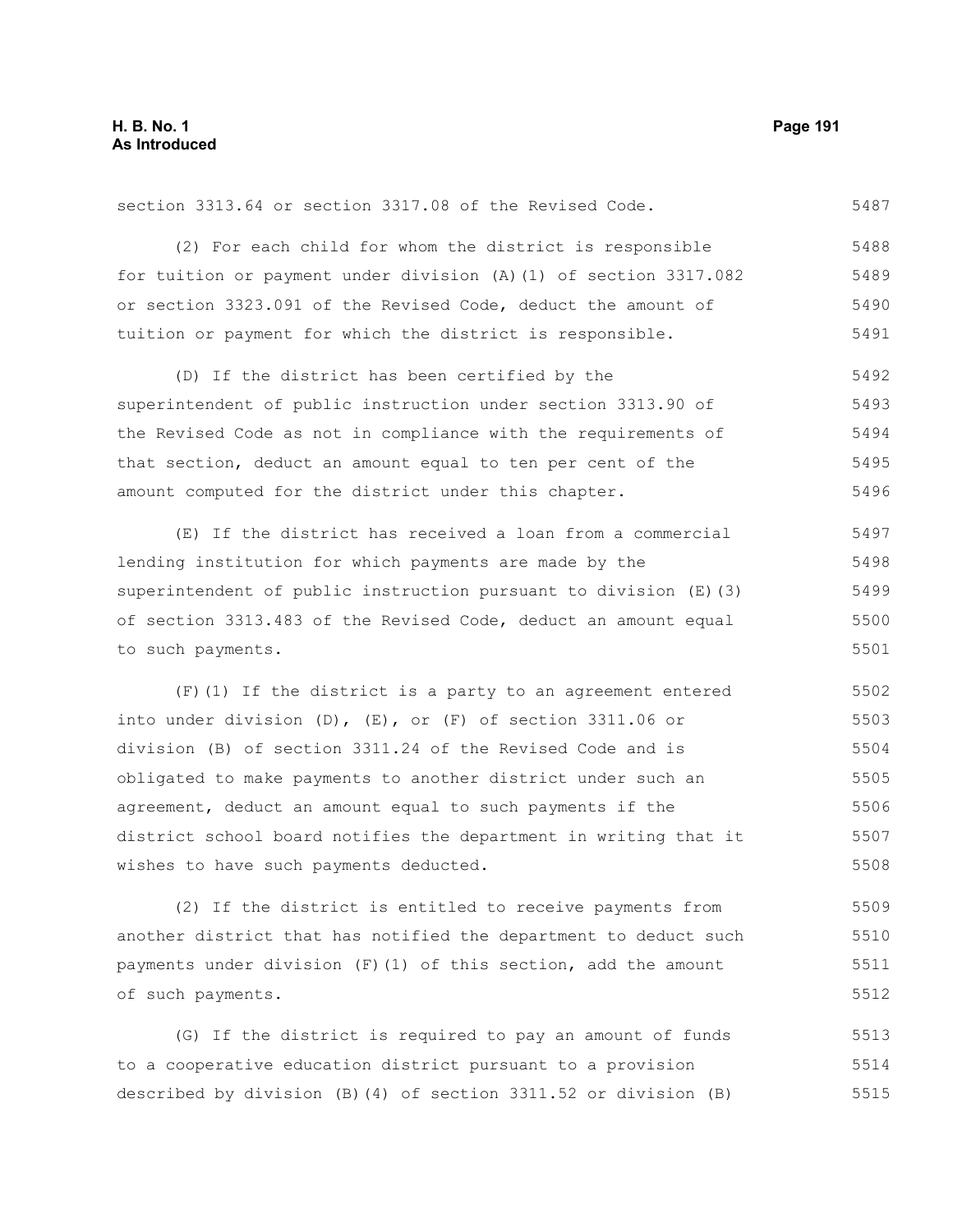section 3313.64 or section 3317.08 of the Revised Code.

(2) For each child for whom the district is responsible for tuition or payment under division (A)(1) of section 3317.082 or section 3323.091 of the Revised Code, deduct the amount of tuition or payment for which the district is responsible.

(D) If the district has been certified by the superintendent of public instruction under section 3313.90 of the Revised Code as not in compliance with the requirements of that section, deduct an amount equal to ten per cent of the amount computed for the district under this chapter.

(E) If the district has received a loan from a commercial lending institution for which payments are made by the superintendent of public instruction pursuant to division (E)(3) of section 3313.483 of the Revised Code, deduct an amount equal to such payments.

(F)(1) If the district is a party to an agreement entered into under division (D), (E), or (F) of section 3311.06 or division (B) of section 3311.24 of the Revised Code and is obligated to make payments to another district under such an agreement, deduct an amount equal to such payments if the district school board notifies the department in writing that it wishes to have such payments deducted.

(2) If the district is entitled to receive payments from another district that has notified the department to deduct such payments under division (F)(1) of this section, add the amount of such payments.

(G) If the district is required to pay an amount of funds to a cooperative education district pursuant to a provision described by division (B)(4) of section 3311.52 or division (B)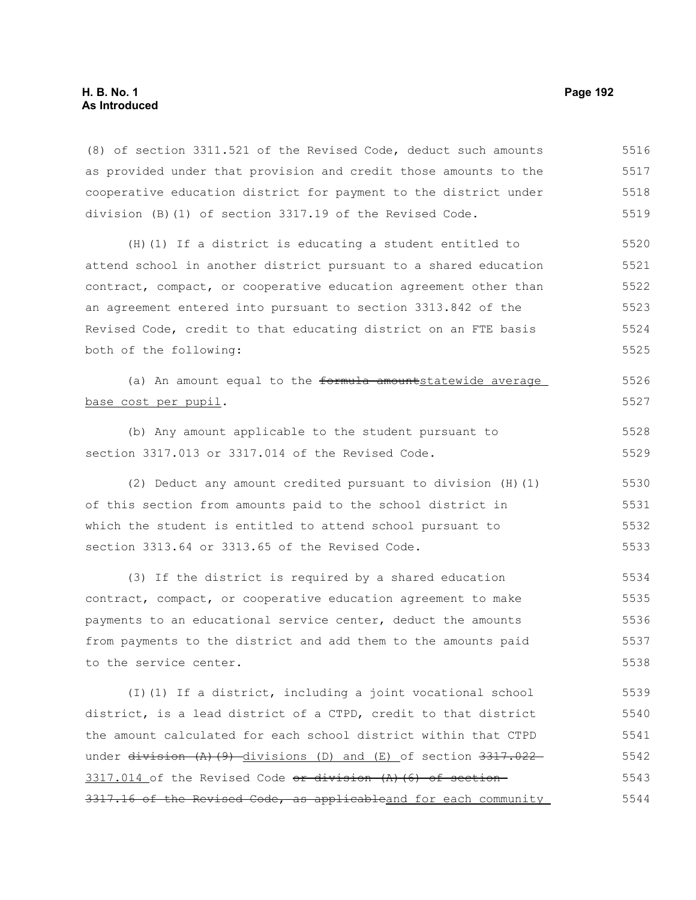(8) of section 3311.521 of the Revised Code, deduct such amounts as provided under that provision and credit those amounts to the cooperative education district for payment to the district under division (B)(1) of section 3317.19 of the Revised Code.

(H)(1) If a district is educating a student entitled to attend school in another district pursuant to a shared education contract, compact, or cooperative education agreement other than an agreement entered into pursuant to section 3313.842 of the Revised Code, credit to that educating district on an FTE basis both of the following:

(a) An amount equal to the ~~formula amount~~statewide average base cost per pupil.

(b) Any amount applicable to the student pursuant to section 3317.013 or 3317.014 of the Revised Code.

(2) Deduct any amount credited pursuant to division (H)(1) of this section from amounts paid to the school district in which the student is entitled to attend school pursuant to section 3313.64 or 3313.65 of the Revised Code.

(3) If the district is required by a shared education contract, compact, or cooperative education agreement to make payments to an educational service center, deduct the amounts from payments to the district and add them to the amounts paid to the service center.

(I)(1) If a district, including a joint vocational school district, is a lead district of a CTPD, credit to that district the amount calculated for each school district within that CTPD under ~~division (A)(9)~~ divisions (D) and (E) of section ~~3317.022~~ 3317.014 of the Revised Code ~~or division (A)(6) of section 3317.16 of the Revised Code, as applicable~~and for each community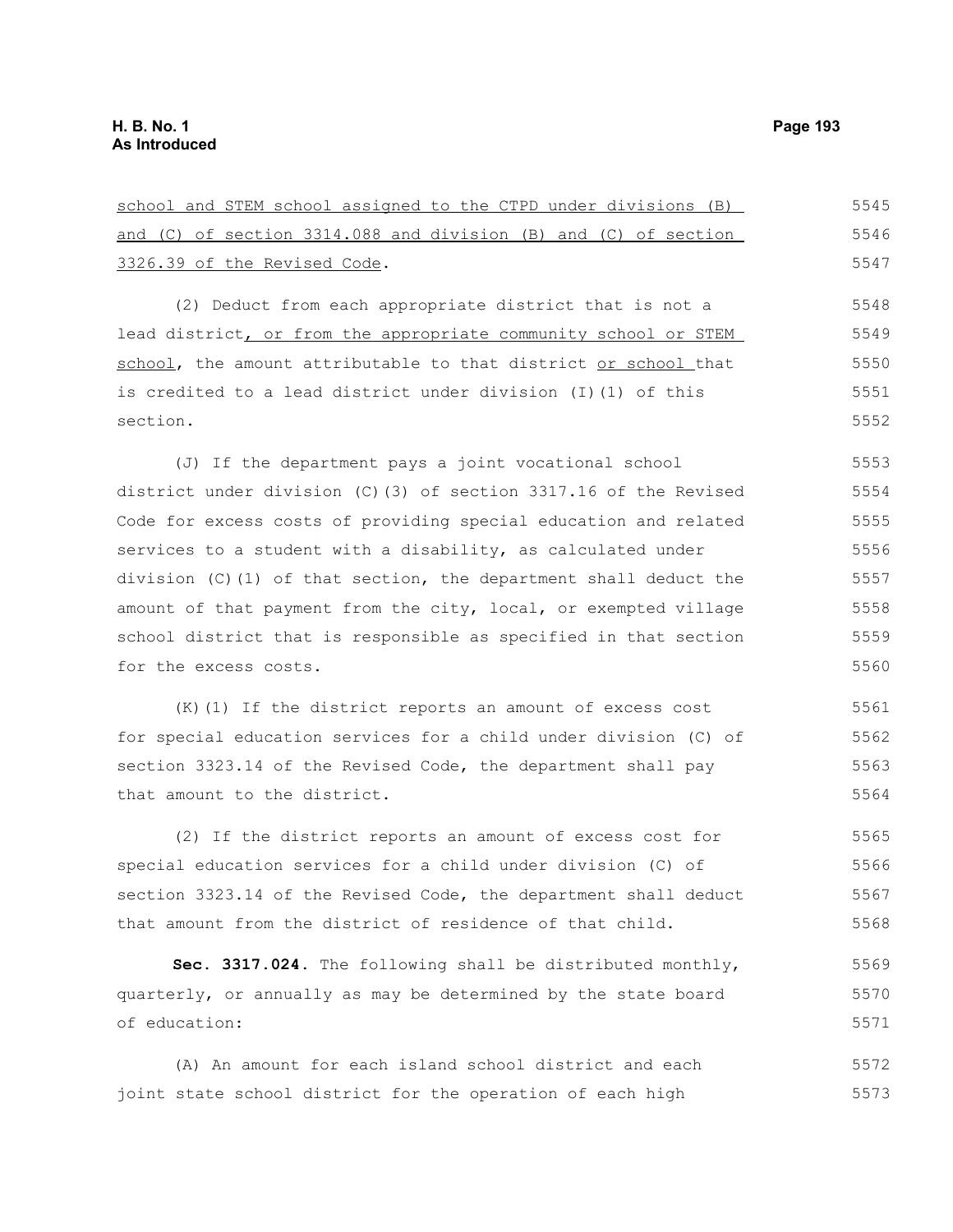school and STEM school assigned to the CTPD under divisions (B) and (C) of section 3314.088 and division (B) and (C) of section 3326.39 of the Revised Code.

(2) Deduct from each appropriate district that is not a lead district, or from the appropriate community school or STEM school, the amount attributable to that district or school that is credited to a lead district under division (I)(1) of this section.

(J) If the department pays a joint vocational school district under division (C)(3) of section 3317.16 of the Revised Code for excess costs of providing special education and related services to a student with a disability, as calculated under division (C)(1) of that section, the department shall deduct the amount of that payment from the city, local, or exempted village school district that is responsible as specified in that section for the excess costs.

(K)(1) If the district reports an amount of excess cost for special education services for a child under division (C) of section 3323.14 of the Revised Code, the department shall pay that amount to the district.

(2) If the district reports an amount of excess cost for special education services for a child under division (C) of section 3323.14 of the Revised Code, the department shall deduct that amount from the district of residence of that child.

**Sec. 3317.024.** The following shall be distributed monthly, quarterly, or annually as may be determined by the state board of education:

(A) An amount for each island school district and each joint state school district for the operation of each high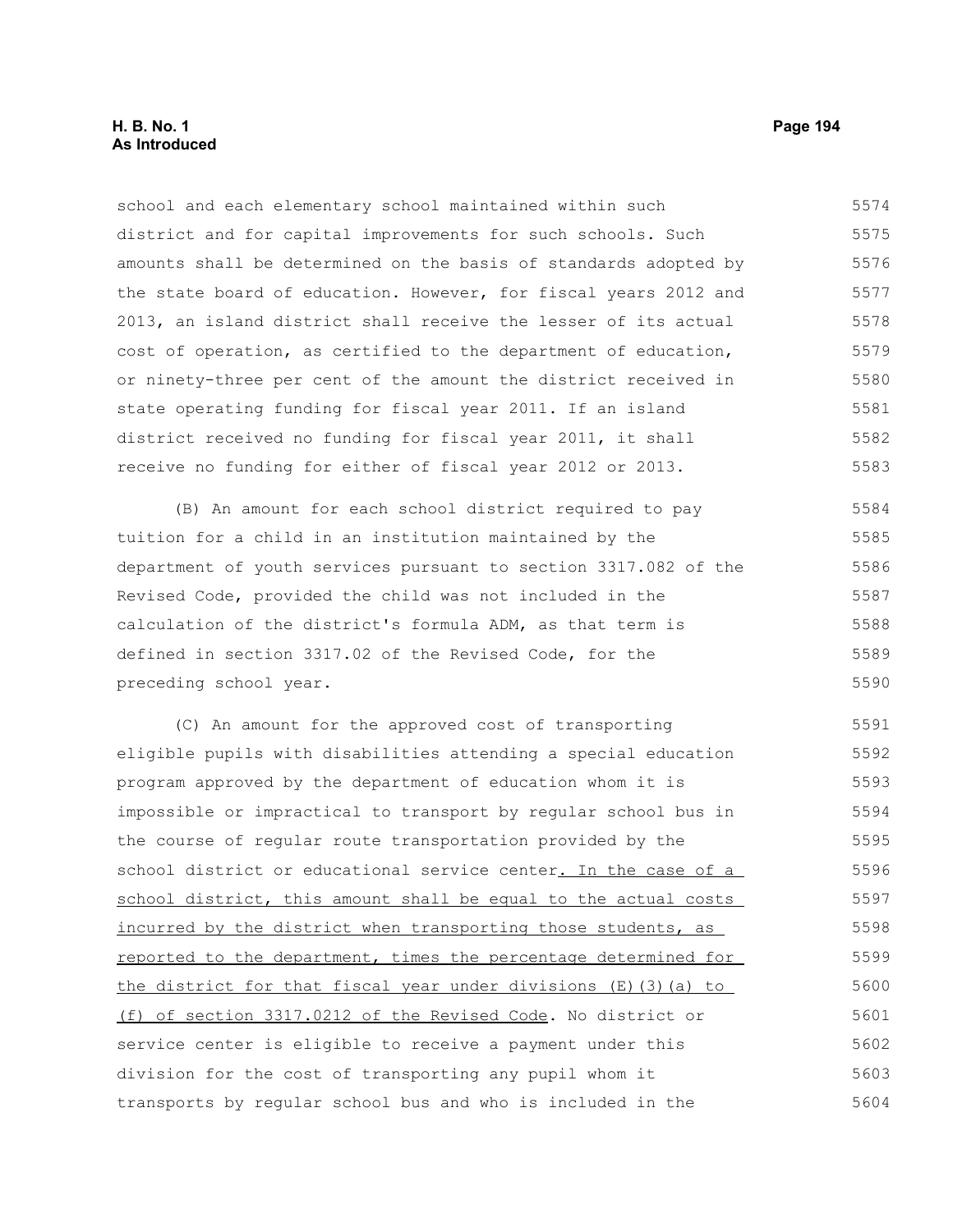school and each elementary school maintained within such district and for capital improvements for such schools. Such amounts shall be determined on the basis of standards adopted by the state board of education. However, for fiscal years 2012 and 2013, an island district shall receive the lesser of its actual cost of operation, as certified to the department of education, or ninety-three per cent of the amount the district received in state operating funding for fiscal year 2011. If an island district received no funding for fiscal year 2011, it shall receive no funding for either of fiscal year 2012 or 2013.

(B) An amount for each school district required to pay tuition for a child in an institution maintained by the department of youth services pursuant to section 3317.082 of the Revised Code, provided the child was not included in the calculation of the district's formula ADM, as that term is defined in section 3317.02 of the Revised Code, for the preceding school year.

(C) An amount for the approved cost of transporting eligible pupils with disabilities attending a special education program approved by the department of education whom it is impossible or impractical to transport by regular school bus in the course of regular route transportation provided by the school district or educational service center<u>. In the case of a school district, this amount shall be equal to the actual costs incurred by the district when transporting those students, as reported to the department, times the percentage determined for the district for that fiscal year under divisions (E)(3)(a) to (f) of section 3317.0212 of the Revised Code</u>. No district or service center is eligible to receive a payment under this division for the cost of transporting any pupil whom it transports by regular school bus and who is included in the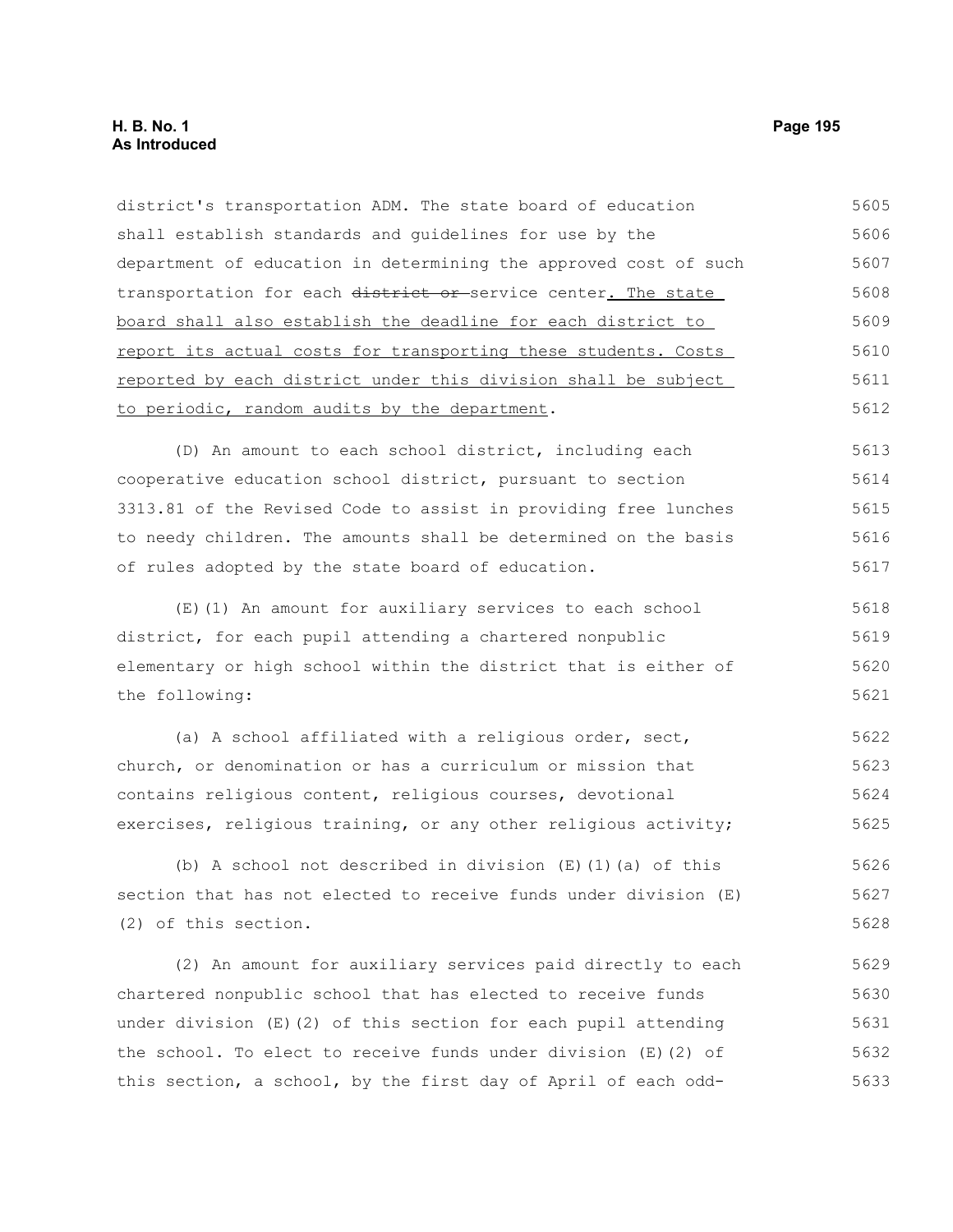district's transportation ADM. The state board of education shall establish standards and guidelines for use by the department of education in determining the approved cost of such transportation for each ~~district or~~ service center. The state board shall also establish the deadline for each district to report its actual costs for transporting these students. Costs reported by each district under this division shall be subject to periodic, random audits by the department.

(D) An amount to each school district, including each cooperative education school district, pursuant to section 3313.81 of the Revised Code to assist in providing free lunches to needy children. The amounts shall be determined on the basis of rules adopted by the state board of education.

(E)(1) An amount for auxiliary services to each school district, for each pupil attending a chartered nonpublic elementary or high school within the district that is either of the following:

(a) A school affiliated with a religious order, sect, church, or denomination or has a curriculum or mission that contains religious content, religious courses, devotional exercises, religious training, or any other religious activity;

(b) A school not described in division (E)(1)(a) of this section that has not elected to receive funds under division (E)(2) of this section.

(2) An amount for auxiliary services paid directly to each chartered nonpublic school that has elected to receive funds under division (E)(2) of this section for each pupil attending the school. To elect to receive funds under division (E)(2) of this section, a school, by the first day of April of each odd-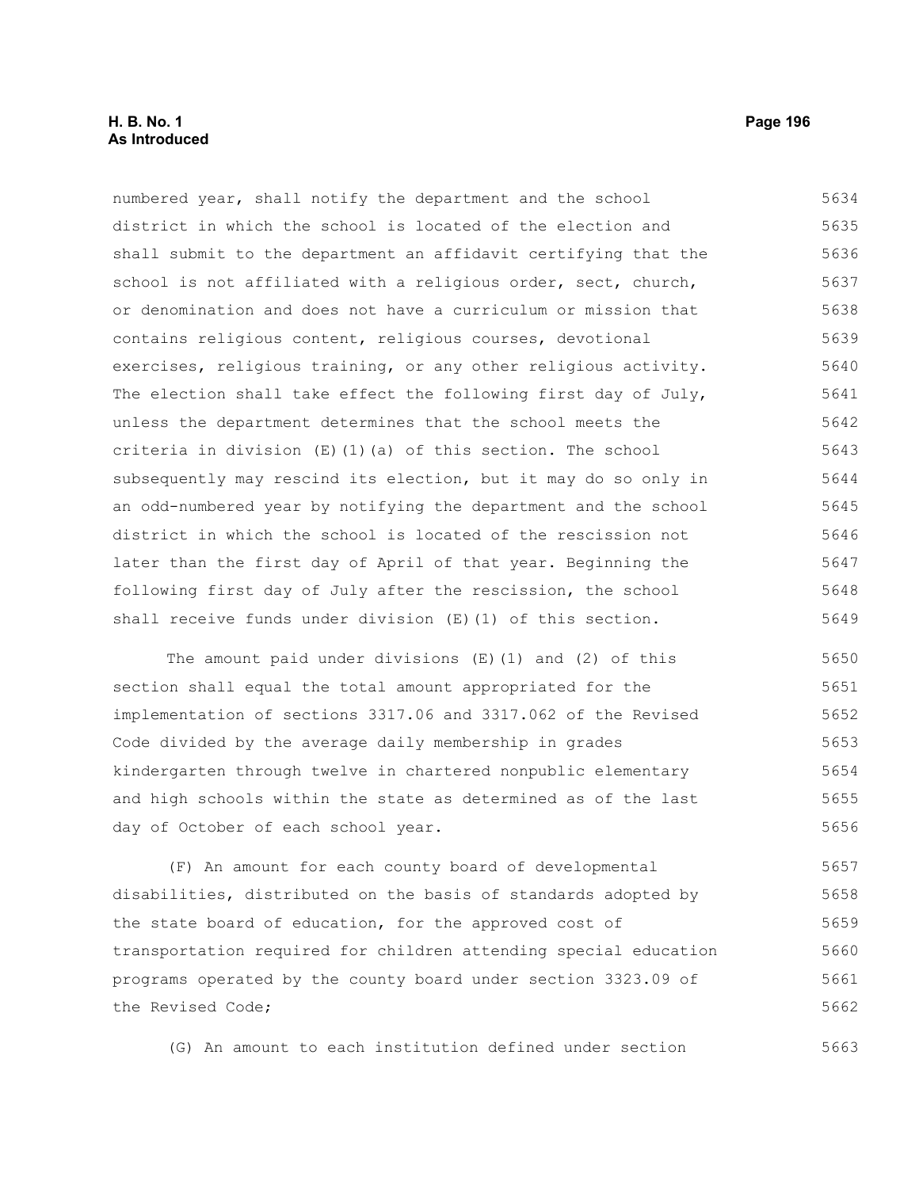numbered year, shall notify the department and the school district in which the school is located of the election and shall submit to the department an affidavit certifying that the school is not affiliated with a religious order, sect, church, or denomination and does not have a curriculum or mission that contains religious content, religious courses, devotional exercises, religious training, or any other religious activity. The election shall take effect the following first day of July, unless the department determines that the school meets the criteria in division (E)(1)(a) of this section. The school subsequently may rescind its election, but it may do so only in an odd-numbered year by notifying the department and the school district in which the school is located of the rescission not later than the first day of April of that year. Beginning the following first day of July after the rescission, the school shall receive funds under division (E)(1) of this section.

The amount paid under divisions (E)(1) and (2) of this section shall equal the total amount appropriated for the implementation of sections 3317.06 and 3317.062 of the Revised Code divided by the average daily membership in grades kindergarten through twelve in chartered nonpublic elementary and high schools within the state as determined as of the last day of October of each school year.

(F) An amount for each county board of developmental disabilities, distributed on the basis of standards adopted by the state board of education, for the approved cost of transportation required for children attending special education programs operated by the county board under section 3323.09 of the Revised Code;

(G) An amount to each institution defined under section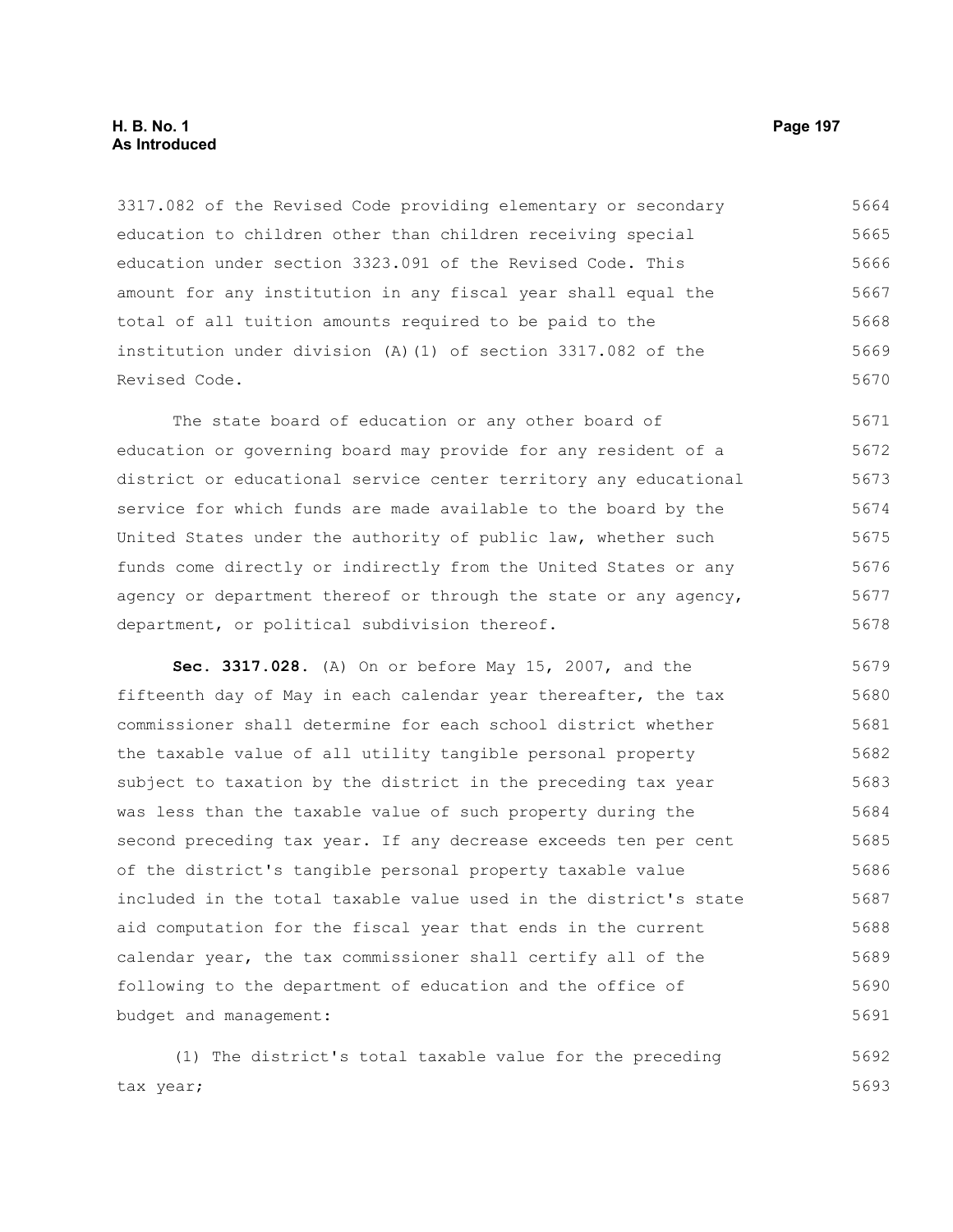3317.082 of the Revised Code providing elementary or secondary education to children other than children receiving special education under section 3323.091 of the Revised Code. This amount for any institution in any fiscal year shall equal the total of all tuition amounts required to be paid to the institution under division (A)(1) of section 3317.082 of the Revised Code.

The state board of education or any other board of education or governing board may provide for any resident of a district or educational service center territory any educational service for which funds are made available to the board by the United States under the authority of public law, whether such funds come directly or indirectly from the United States or any agency or department thereof or through the state or any agency, department, or political subdivision thereof.

**Sec. 3317.028.** (A) On or before May 15, 2007, and the fifteenth day of May in each calendar year thereafter, the tax commissioner shall determine for each school district whether the taxable value of all utility tangible personal property subject to taxation by the district in the preceding tax year was less than the taxable value of such property during the second preceding tax year. If any decrease exceeds ten per cent of the district's tangible personal property taxable value included in the total taxable value used in the district's state aid computation for the fiscal year that ends in the current calendar year, the tax commissioner shall certify all of the following to the department of education and the office of budget and management:

(1) The district's total taxable value for the preceding tax year;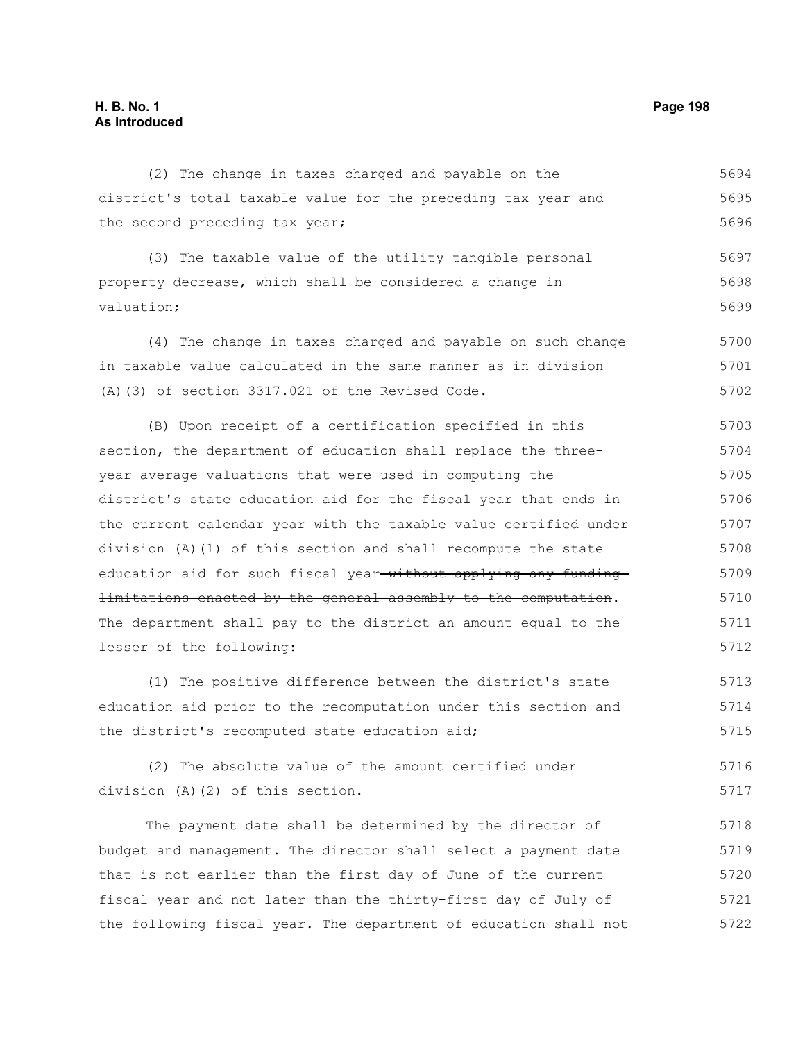(2) The change in taxes charged and payable on the district's total taxable value for the preceding tax year and the second preceding tax year;

(3) The taxable value of the utility tangible personal property decrease, which shall be considered a change in valuation;

(4) The change in taxes charged and payable on such change in taxable value calculated in the same manner as in division (A)(3) of section 3317.021 of the Revised Code.

(B) Upon receipt of a certification specified in this section, the department of education shall replace the three-year average valuations that were used in computing the district's state education aid for the fiscal year that ends in the current calendar year with the taxable value certified under division (A)(1) of this section and shall recompute the state education aid for such fiscal year ~~without applying any funding limitations enacted by the general assembly to the computation~~. The department shall pay to the district an amount equal to the lesser of the following:

(1) The positive difference between the district's state education aid prior to the recomputation under this section and the district's recomputed state education aid;

(2) The absolute value of the amount certified under division (A)(2) of this section.

The payment date shall be determined by the director of budget and management. The director shall select a payment date that is not earlier than the first day of June of the current fiscal year and not later than the thirty-first day of July of the following fiscal year. The department of education shall not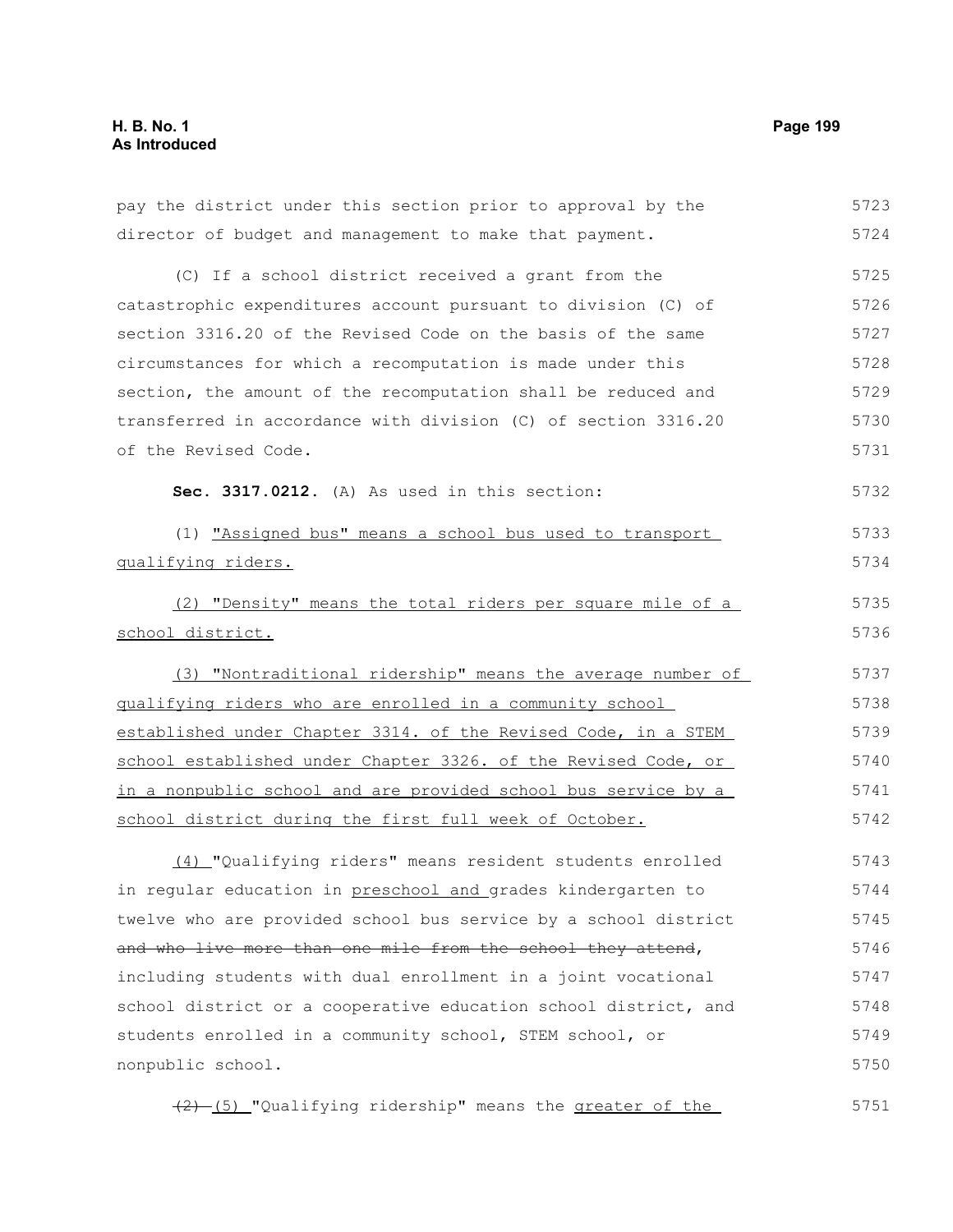pay the district under this section prior to approval by the director of budget and management to make that payment.

(C) If a school district received a grant from the catastrophic expenditures account pursuant to division (C) of section 3316.20 of the Revised Code on the basis of the same circumstances for which a recomputation is made under this section, the amount of the recomputation shall be reduced and transferred in accordance with division (C) of section 3316.20 of the Revised Code.

**Sec. 3317.0212.** (A) As used in this section:

(1) "Assigned bus" means a school bus used to transport qualifying riders.

(2) "Density" means the total riders per square mile of a school district.

(3) "Nontraditional ridership" means the average number of qualifying riders who are enrolled in a community school established under Chapter 3314. of the Revised Code, in a STEM school established under Chapter 3326. of the Revised Code, or in a nonpublic school and are provided school bus service by a school district during the first full week of October.

(4) "Qualifying riders" means resident students enrolled in regular education in preschool and grades kindergarten to twelve who are provided school bus service by a school district ~~and who live more than one mile from the school they attend~~, including students with dual enrollment in a joint vocational school district or a cooperative education school district, and students enrolled in a community school, STEM school, or nonpublic school.

~~(2)~~ (5) "Qualifying ridership" means the greater of the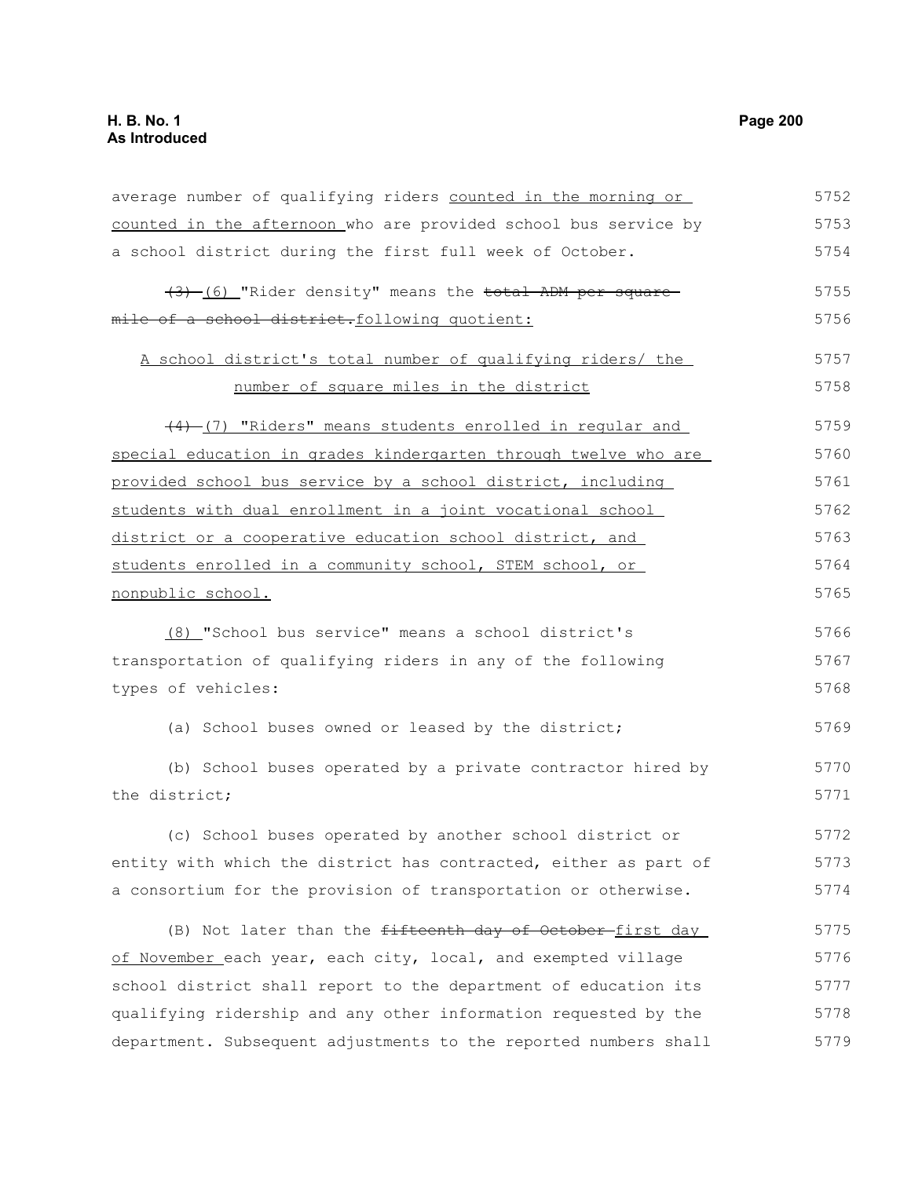average number of qualifying riders counted in the morning or counted in the afternoon who are provided school bus service by a school district during the first full week of October.

~~(3)~~ (6) "Rider density" means the ~~total ADM per square mile of a school district.~~following quotient:

A school district's total number of qualifying riders/ the number of square miles in the district

~~(4)~~ (7) "Riders" means students enrolled in regular and special education in grades kindergarten through twelve who are provided school bus service by a school district, including students with dual enrollment in a joint vocational school district or a cooperative education school district, and students enrolled in a community school, STEM school, or nonpublic school.

(8) "School bus service" means a school district's transportation of qualifying riders in any of the following types of vehicles:

(a) School buses owned or leased by the district;

(b) School buses operated by a private contractor hired by the district;

(c) School buses operated by another school district or entity with which the district has contracted, either as part of a consortium for the provision of transportation or otherwise.

(B) Not later than the ~~fifteenth day of October~~ first day of November each year, each city, local, and exempted village school district shall report to the department of education its qualifying ridership and any other information requested by the department. Subsequent adjustments to the reported numbers shall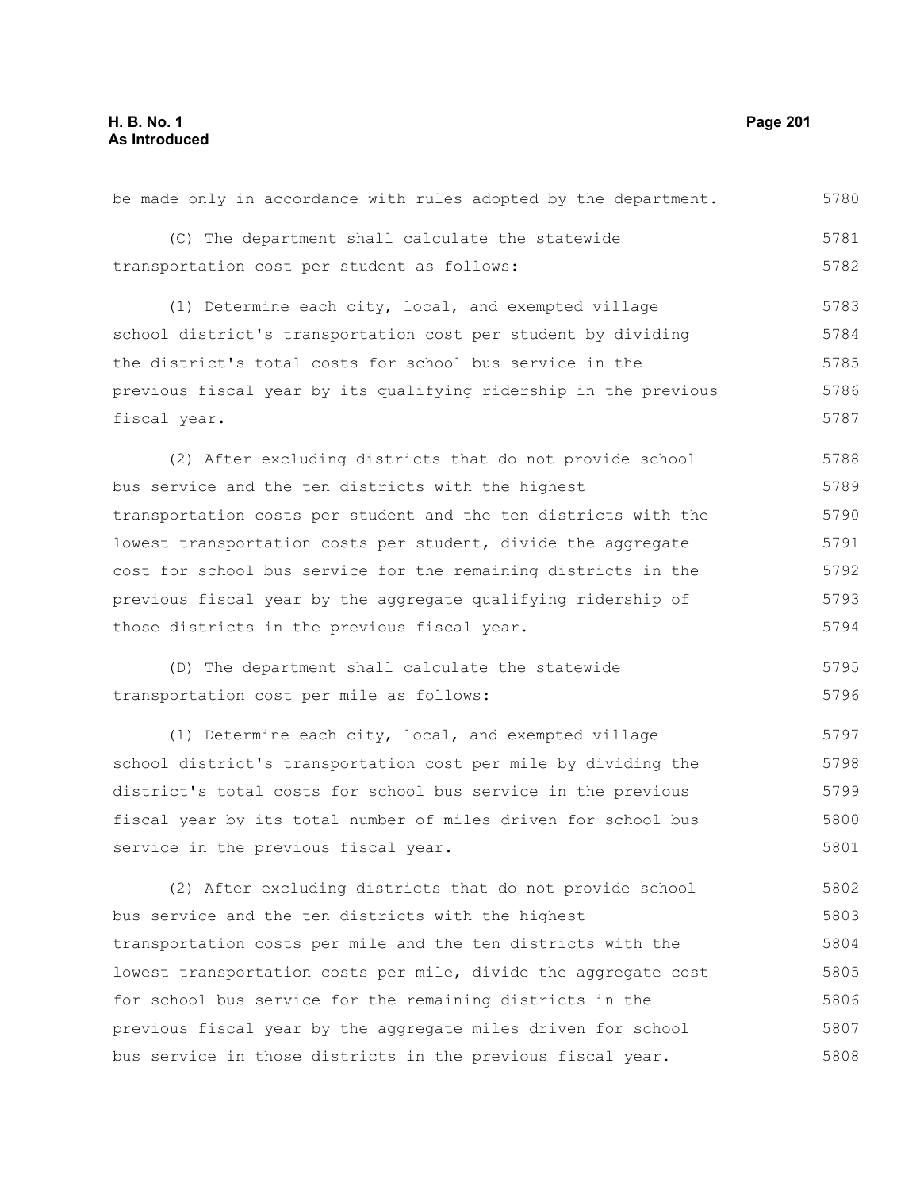be made only in accordance with rules adopted by the department.

(C) The department shall calculate the statewide transportation cost per student as follows:

(1) Determine each city, local, and exempted village school district's transportation cost per student by dividing the district's total costs for school bus service in the previous fiscal year by its qualifying ridership in the previous fiscal year.

(2) After excluding districts that do not provide school bus service and the ten districts with the highest transportation costs per student and the ten districts with the lowest transportation costs per student, divide the aggregate cost for school bus service for the remaining districts in the previous fiscal year by the aggregate qualifying ridership of those districts in the previous fiscal year.

(D) The department shall calculate the statewide transportation cost per mile as follows:

(1) Determine each city, local, and exempted village school district's transportation cost per mile by dividing the district's total costs for school bus service in the previous fiscal year by its total number of miles driven for school bus service in the previous fiscal year.

(2) After excluding districts that do not provide school bus service and the ten districts with the highest transportation costs per mile and the ten districts with the lowest transportation costs per mile, divide the aggregate cost for school bus service for the remaining districts in the previous fiscal year by the aggregate miles driven for school bus service in those districts in the previous fiscal year.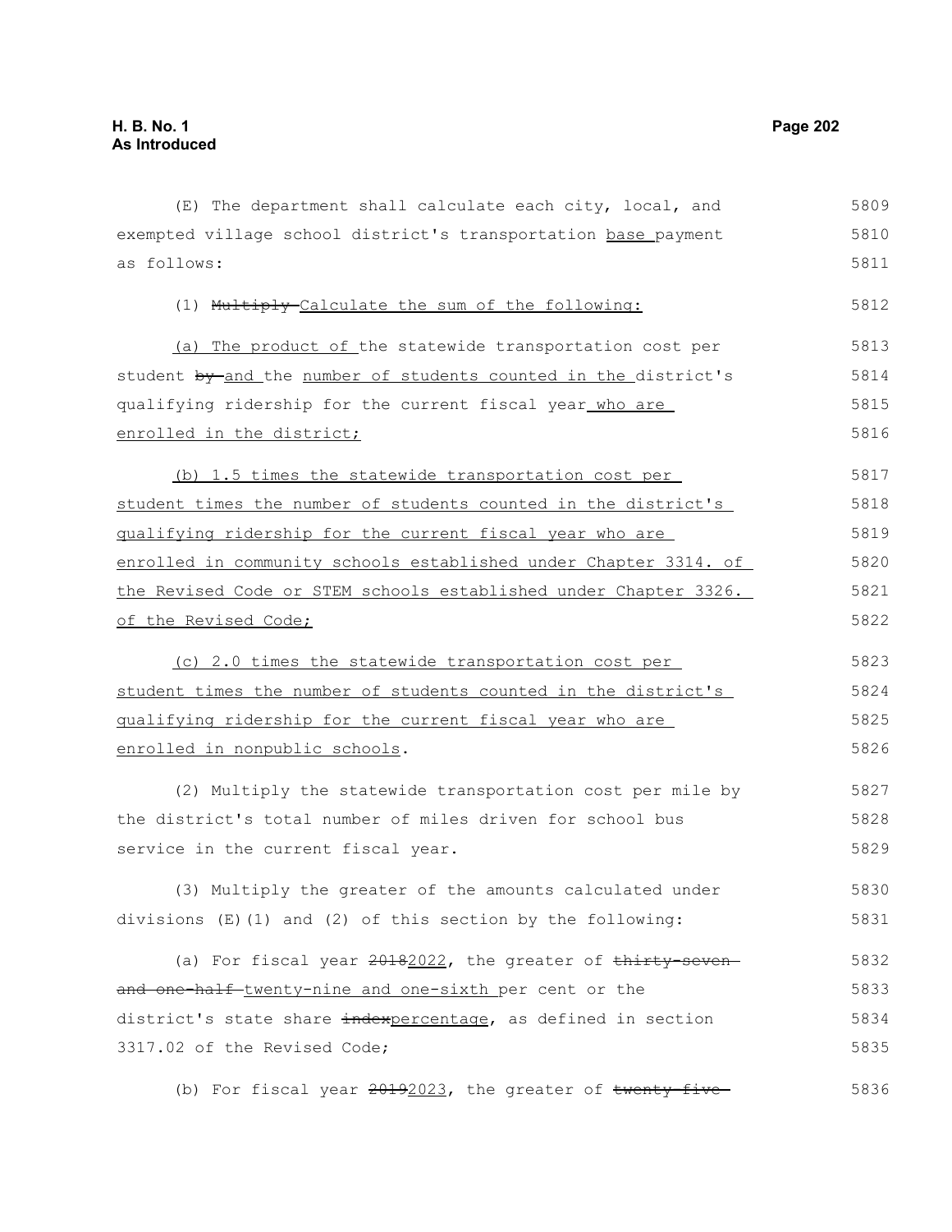(E) The department shall calculate each city, local, and exempted village school district's transportation base payment as follows:

(1) ~~Multiply~~ Calculate the sum of the following:

(a) The product of the statewide transportation cost per student ~~by~~ and the number of students counted in the district's qualifying ridership for the current fiscal year who are enrolled in the district;

(b) 1.5 times the statewide transportation cost per student times the number of students counted in the district's qualifying ridership for the current fiscal year who are enrolled in community schools established under Chapter 3314. of the Revised Code or STEM schools established under Chapter 3326. of the Revised Code;

(c) 2.0 times the statewide transportation cost per student times the number of students counted in the district's qualifying ridership for the current fiscal year who are enrolled in nonpublic schools.

(2) Multiply the statewide transportation cost per mile by the district's total number of miles driven for school bus service in the current fiscal year.

(3) Multiply the greater of the amounts calculated under divisions (E)(1) and (2) of this section by the following:

(a) For fiscal year ~~2018~~2022, the greater of ~~thirty-seven and one-half~~ twenty-nine and one-sixth per cent or the district's state share ~~index~~percentage, as defined in section 3317.02 of the Revised Code;

(b) For fiscal year ~~2019~~2023, the greater of ~~twenty-five~~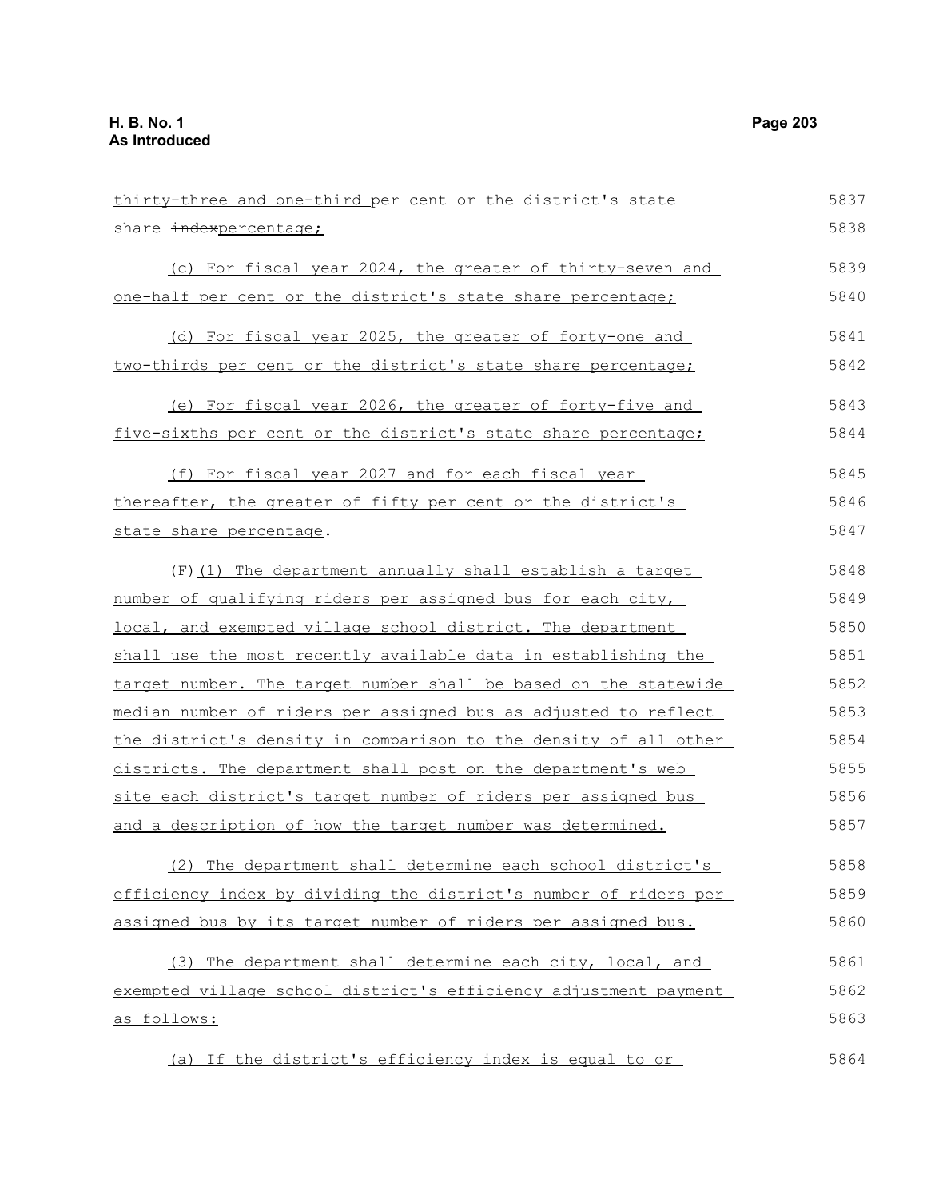thirty-three and one-third per cent or the district's state share ~~index~~percentage;

(c) For fiscal year 2024, the greater of thirty-seven and one-half per cent or the district's state share percentage;

(d) For fiscal year 2025, the greater of forty-one and two-thirds per cent or the district's state share percentage;

(e) For fiscal year 2026, the greater of forty-five and five-sixths per cent or the district's state share percentage;

(f) For fiscal year 2027 and for each fiscal year thereafter, the greater of fifty per cent or the district's state share percentage.

(F)(1) The department annually shall establish a target number of qualifying riders per assigned bus for each city, local, and exempted village school district. The department shall use the most recently available data in establishing the target number. The target number shall be based on the statewide median number of riders per assigned bus as adjusted to reflect the district's density in comparison to the density of all other districts. The department shall post on the department's web site each district's target number of riders per assigned bus and a description of how the target number was determined.

(2) The department shall determine each school district's efficiency index by dividing the district's number of riders per assigned bus by its target number of riders per assigned bus.

(3) The department shall determine each city, local, and exempted village school district's efficiency adjustment payment as follows:

(a) If the district's efficiency index is equal to or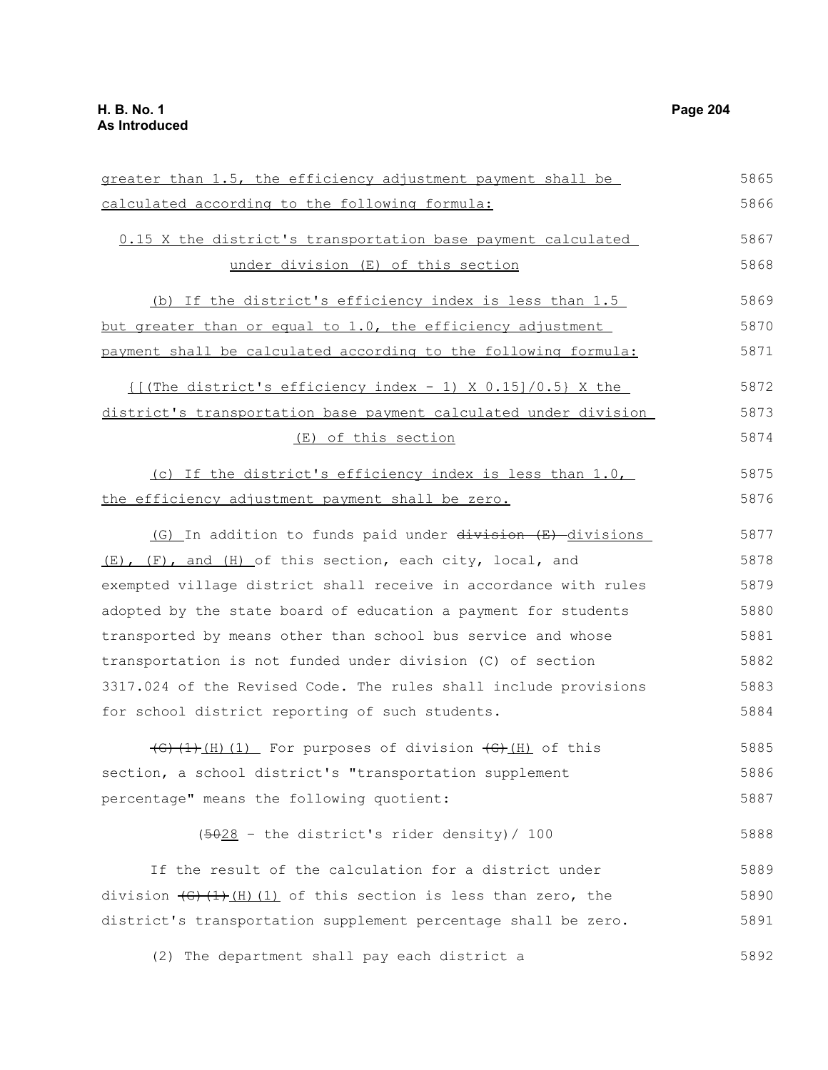greater than 1.5, the efficiency adjustment payment shall be calculated according to the following formula:

0.15 X the district's transportation base payment calculated under division (E) of this section

(b) If the district's efficiency index is less than 1.5 but greater than or equal to 1.0, the efficiency adjustment payment shall be calculated according to the following formula:

{[(The district's efficiency index - 1) X 0.15]/0.5} X the district's transportation base payment calculated under division (E) of this section

(c) If the district's efficiency index is less than 1.0, the efficiency adjustment payment shall be zero.

(G) In addition to funds paid under ~~division (E)~~ divisions (E), (F), and (H) of this section, each city, local, and exempted village district shall receive in accordance with rules adopted by the state board of education a payment for students transported by means other than school bus service and whose transportation is not funded under division (C) of section 3317.024 of the Revised Code. The rules shall include provisions for school district reporting of such students.

~~(G)(1)~~ (H)(1) For purposes of division ~~(G)~~ (H) of this section, a school district's "transportation supplement percentage" means the following quotient:

(~~50~~28 - the district's rider density)/ 100

If the result of the calculation for a district under division ~~(G)(1)~~ (H)(1) of this section is less than zero, the district's transportation supplement percentage shall be zero.

(2) The department shall pay each district a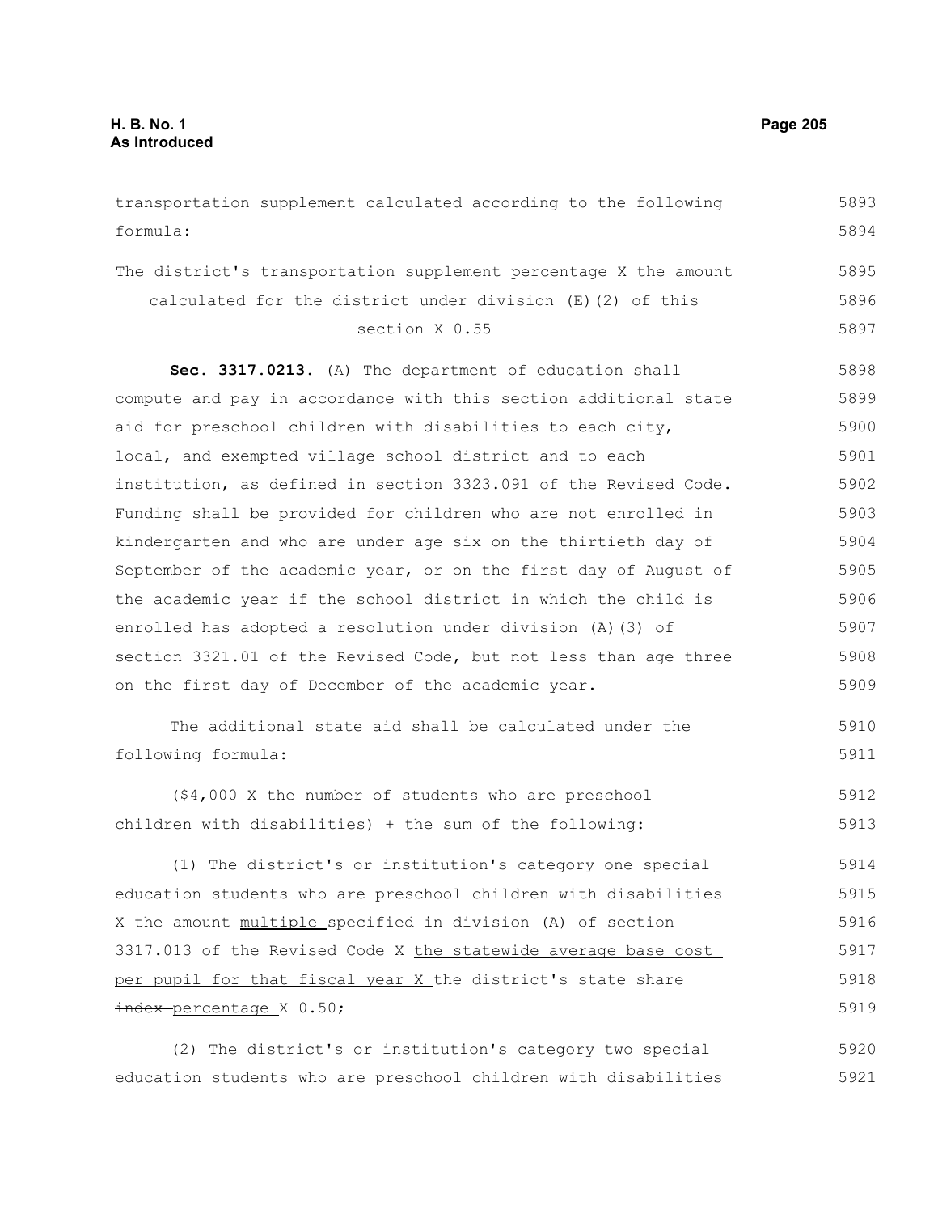transportation supplement calculated according to the following formula:

The district's transportation supplement percentage X the amount calculated for the district under division (E)(2) of this section X 0.55

**Sec. 3317.0213.** (A) The department of education shall compute and pay in accordance with this section additional state aid for preschool children with disabilities to each city, local, and exempted village school district and to each institution, as defined in section 3323.091 of the Revised Code. Funding shall be provided for children who are not enrolled in kindergarten and who are under age six on the thirtieth day of September of the academic year, or on the first day of August of the academic year if the school district in which the child is enrolled has adopted a resolution under division (A)(3) of section 3321.01 of the Revised Code, but not less than age three on the first day of December of the academic year.

The additional state aid shall be calculated under the following formula:

($4,000 X the number of students who are preschool children with disabilities) + the sum of the following:

(1) The district's or institution's category one special education students who are preschool children with disabilities X the ~~amount~~ multiple specified in division (A) of section 3317.013 of the Revised Code X the statewide average base cost per pupil for that fiscal year X the district's state share ~~index~~ percentage X 0.50;

(2) The district's or institution's category two special education students who are preschool children with disabilities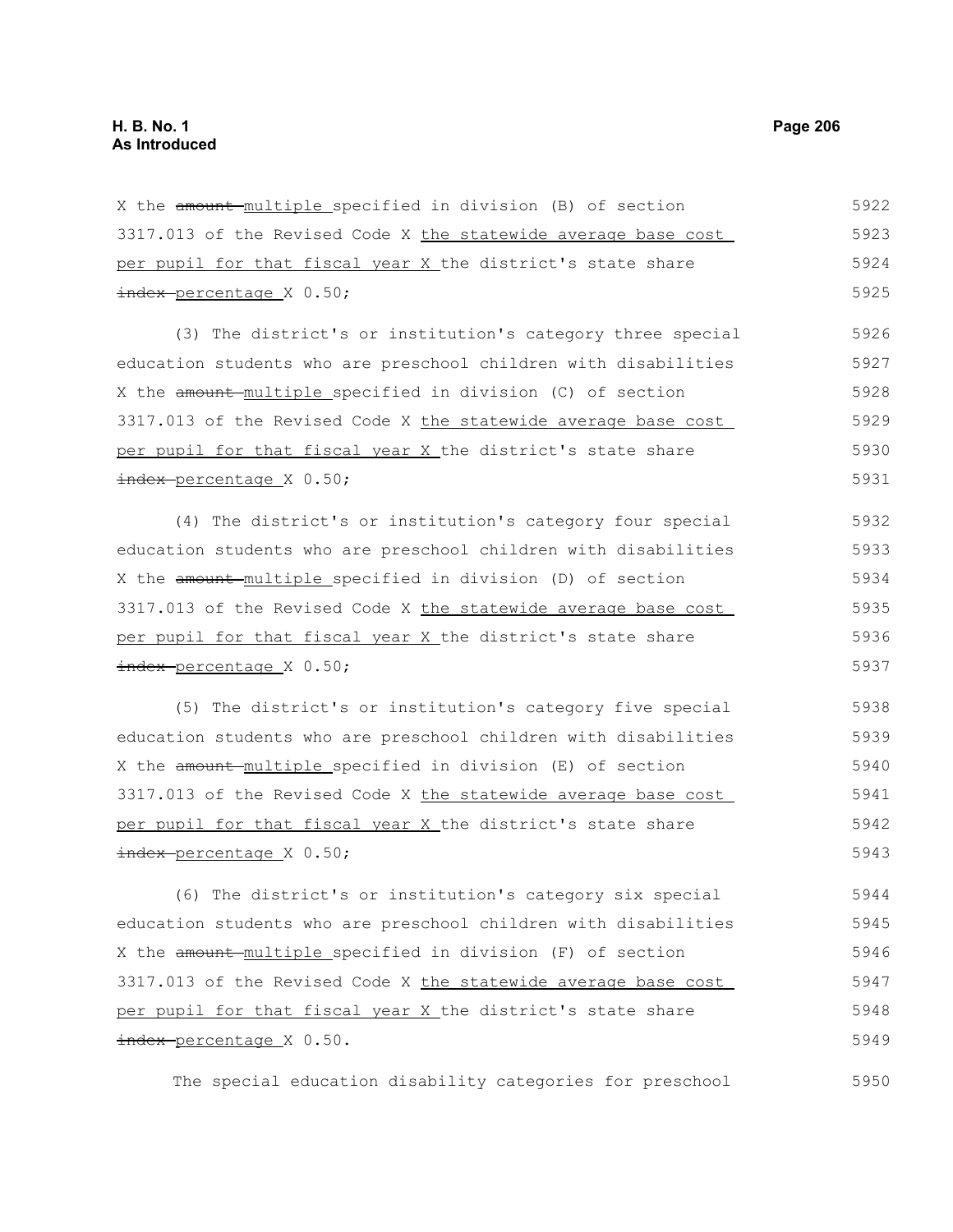X the ~~amount~~ multiple specified in division (B) of section 3317.013 of the Revised Code X the statewide average base cost per pupil for that fiscal year X the district's state share ~~index~~ percentage X 0.50;

(3) The district's or institution's category three special education students who are preschool children with disabilities X the ~~amount~~ multiple specified in division (C) of section 3317.013 of the Revised Code X the statewide average base cost per pupil for that fiscal year X the district's state share ~~index~~ percentage X 0.50;

(4) The district's or institution's category four special education students who are preschool children with disabilities X the ~~amount~~ multiple specified in division (D) of section 3317.013 of the Revised Code X the statewide average base cost per pupil for that fiscal year X the district's state share ~~index~~ percentage X 0.50;

(5) The district's or institution's category five special education students who are preschool children with disabilities X the ~~amount~~ multiple specified in division (E) of section 3317.013 of the Revised Code X the statewide average base cost per pupil for that fiscal year X the district's state share ~~index~~ percentage X 0.50;

(6) The district's or institution's category six special education students who are preschool children with disabilities X the ~~amount~~ multiple specified in division (F) of section 3317.013 of the Revised Code X the statewide average base cost per pupil for that fiscal year X the district's state share ~~index~~ percentage X 0.50.

The special education disability categories for preschool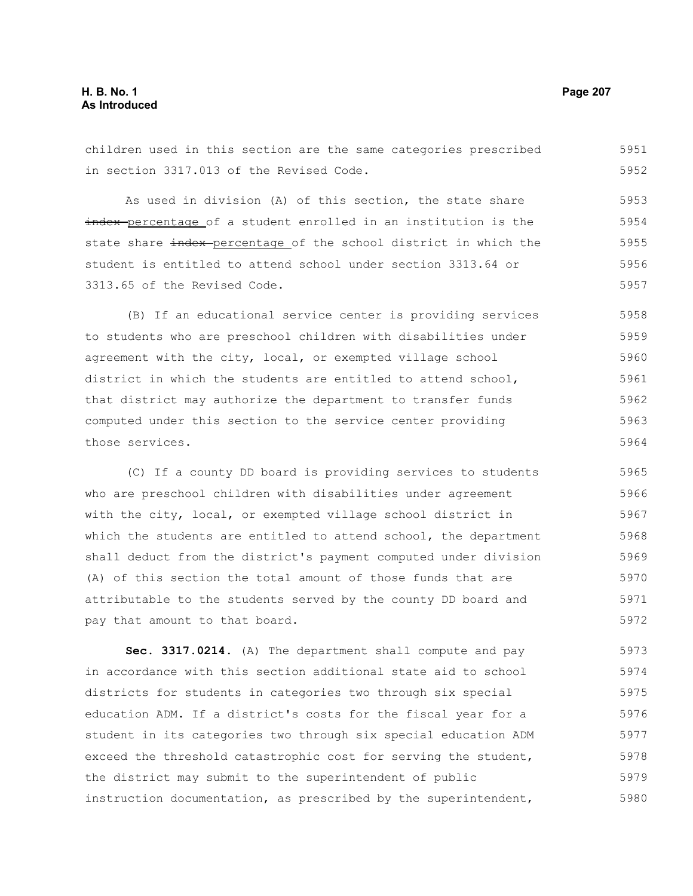children used in this section are the same categories prescribed in section 3317.013 of the Revised Code.

As used in division (A) of this section, the state share ~~index~~ percentage of a student enrolled in an institution is the state share ~~index~~ percentage of the school district in which the student is entitled to attend school under section 3313.64 or 3313.65 of the Revised Code.

(B) If an educational service center is providing services to students who are preschool children with disabilities under agreement with the city, local, or exempted village school district in which the students are entitled to attend school, that district may authorize the department to transfer funds computed under this section to the service center providing those services.

(C) If a county DD board is providing services to students who are preschool children with disabilities under agreement with the city, local, or exempted village school district in which the students are entitled to attend school, the department shall deduct from the district's payment computed under division (A) of this section the total amount of those funds that are attributable to the students served by the county DD board and pay that amount to that board.

**Sec. 3317.0214.** (A) The department shall compute and pay in accordance with this section additional state aid to school districts for students in categories two through six special education ADM. If a district's costs for the fiscal year for a student in its categories two through six special education ADM exceed the threshold catastrophic cost for serving the student, the district may submit to the superintendent of public instruction documentation, as prescribed by the superintendent,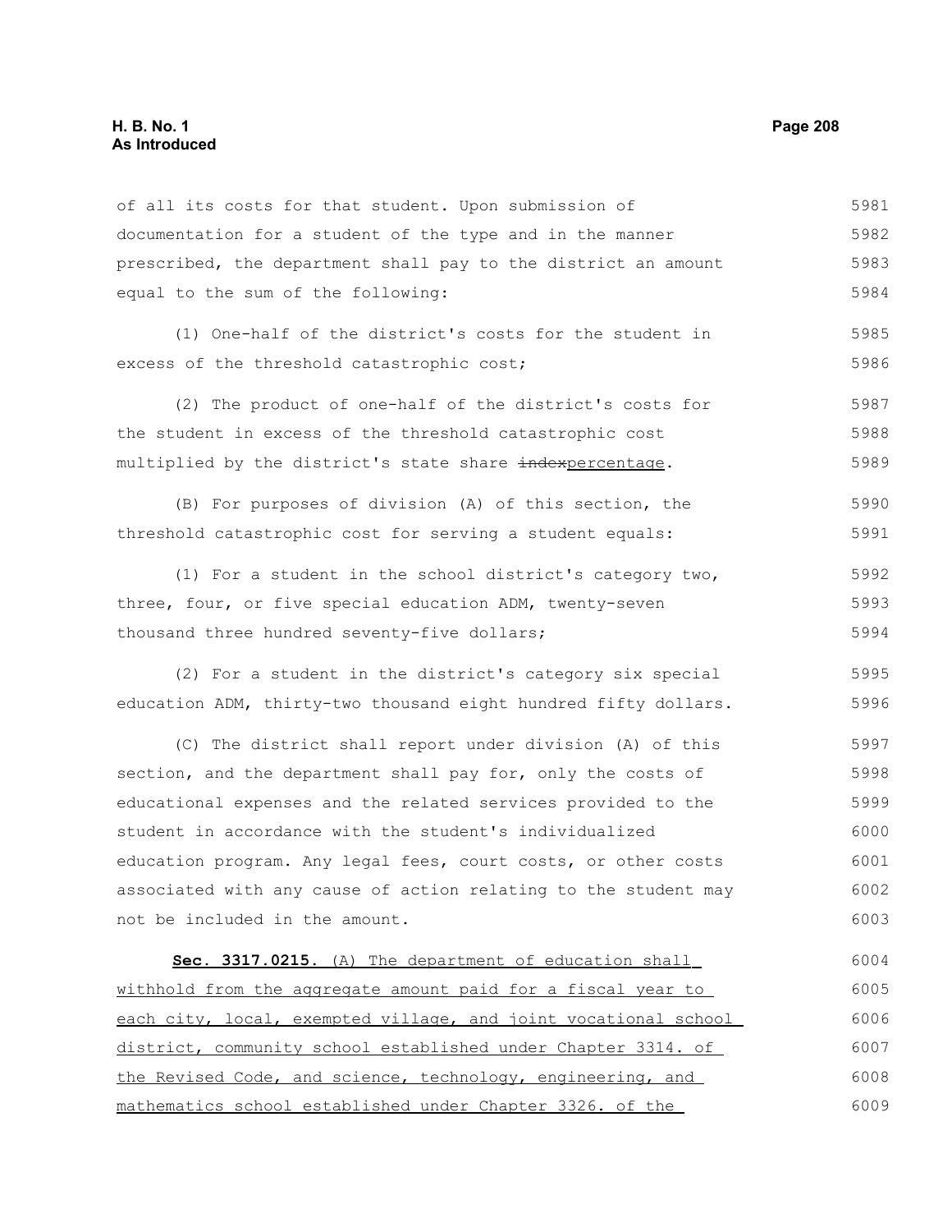of all its costs for that student. Upon submission of documentation for a student of the type and in the manner prescribed, the department shall pay to the district an amount equal to the sum of the following:

(1) One-half of the district's costs for the student in excess of the threshold catastrophic cost;

(2) The product of one-half of the district's costs for the student in excess of the threshold catastrophic cost multiplied by the district's state share ~~index~~percentage.

(B) For purposes of division (A) of this section, the threshold catastrophic cost for serving a student equals:

(1) For a student in the school district's category two, three, four, or five special education ADM, twenty-seven thousand three hundred seventy-five dollars;

(2) For a student in the district's category six special education ADM, thirty-two thousand eight hundred fifty dollars.

(C) The district shall report under division (A) of this section, and the department shall pay for, only the costs of educational expenses and the related services provided to the student in accordance with the student's individualized education program. Any legal fees, court costs, or other costs associated with any cause of action relating to the student may not be included in the amount.

**Sec. 3317.0215.** (A) The department of education shall withhold from the aggregate amount paid for a fiscal year to each city, local, exempted village, and joint vocational school district, community school established under Chapter 3314. of the Revised Code, and science, technology, engineering, and mathematics school established under Chapter 3326. of the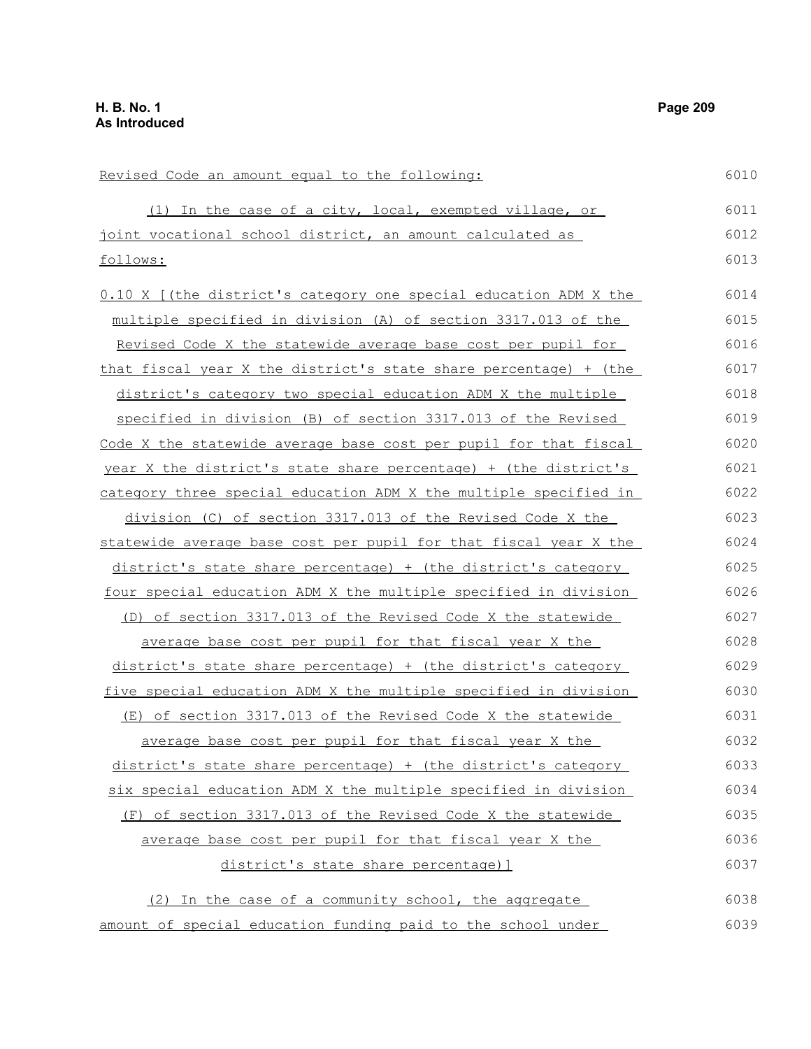Revised Code an amount equal to the following:

(1) In the case of a city, local, exempted village, or joint vocational school district, an amount calculated as follows:

0.10 X [(the district's category one special education ADM X the multiple specified in division (A) of section 3317.013 of the Revised Code X the statewide average base cost per pupil for that fiscal year X the district's state share percentage) + (the district's category two special education ADM X the multiple specified in division (B) of section 3317.013 of the Revised Code X the statewide average base cost per pupil for that fiscal year X the district's state share percentage) + (the district's category three special education ADM X the multiple specified in division (C) of section 3317.013 of the Revised Code X the statewide average base cost per pupil for that fiscal year X the district's state share percentage) + (the district's category four special education ADM X the multiple specified in division (D) of section 3317.013 of the Revised Code X the statewide average base cost per pupil for that fiscal year X the district's state share percentage) + (the district's category five special education ADM X the multiple specified in division (E) of section 3317.013 of the Revised Code X the statewide average base cost per pupil for that fiscal year X the district's state share percentage) + (the district's category six special education ADM X the multiple specified in division (F) of section 3317.013 of the Revised Code X the statewide average base cost per pupil for that fiscal year X the district's state share percentage)]

(2) In the case of a community school, the aggregate amount of special education funding paid to the school under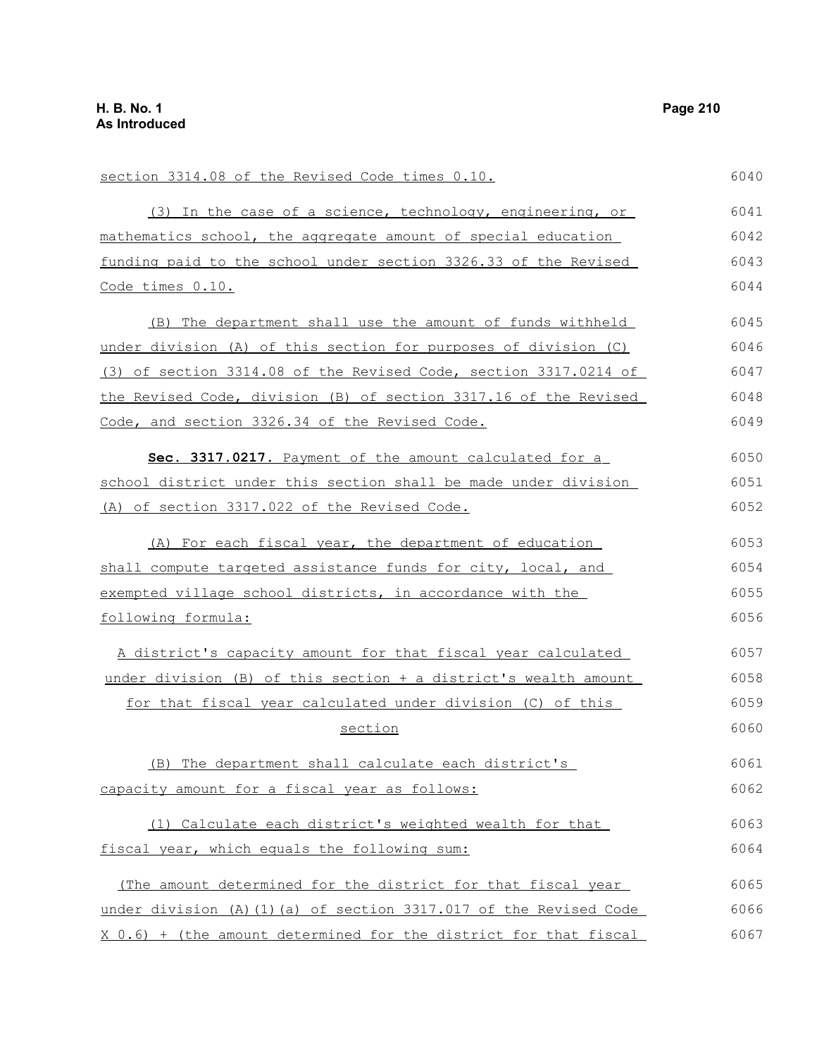section 3314.08 of the Revised Code times 0.10.

(3) In the case of a science, technology, engineering, or mathematics school, the aggregate amount of special education funding paid to the school under section 3326.33 of the Revised Code times 0.10.

(B) The department shall use the amount of funds withheld under division (A) of this section for purposes of division (C)(3) of section 3314.08 of the Revised Code, section 3317.0214 of the Revised Code, division (B) of section 3317.16 of the Revised Code, and section 3326.34 of the Revised Code.

**Sec. 3317.0217.** Payment of the amount calculated for a school district under this section shall be made under division (A) of section 3317.022 of the Revised Code.

(A) For each fiscal year, the department of education shall compute targeted assistance funds for city, local, and exempted village school districts, in accordance with the following formula:

A district's capacity amount for that fiscal year calculated under division (B) of this section + a district's wealth amount for that fiscal year calculated under division (C) of this section

(B) The department shall calculate each district's capacity amount for a fiscal year as follows:

(1) Calculate each district's weighted wealth for that fiscal year, which equals the following sum:

(The amount determined for the district for that fiscal year under division (A)(1)(a) of section 3317.017 of the Revised Code X 0.6) + (the amount determined for the district for that fiscal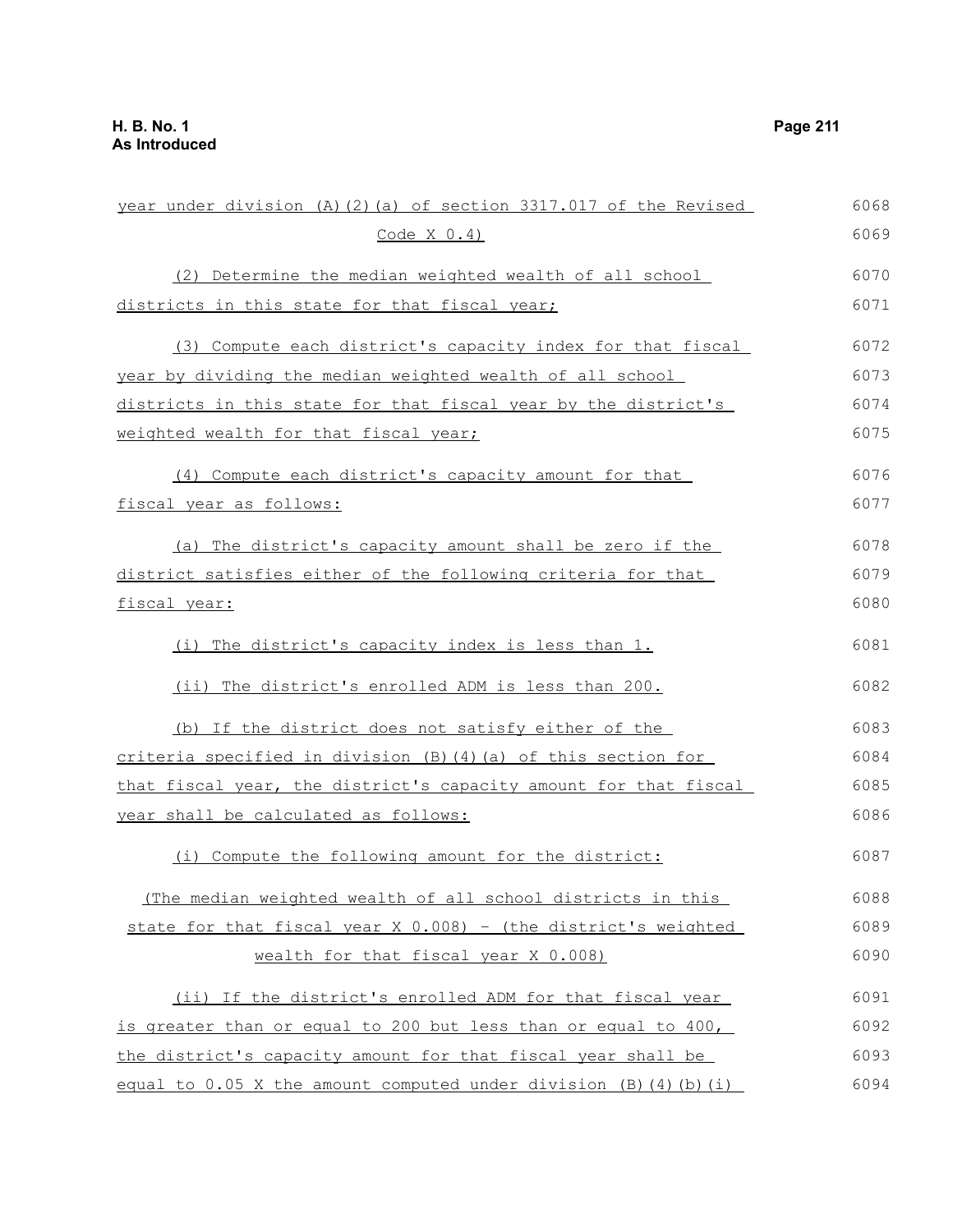year under division (A)(2)(a) of section 3317.017 of the Revised Code X 0.4)

(2) Determine the median weighted wealth of all school districts in this state for that fiscal year;

(3) Compute each district's capacity index for that fiscal year by dividing the median weighted wealth of all school districts in this state for that fiscal year by the district's weighted wealth for that fiscal year;

(4) Compute each district's capacity amount for that fiscal year as follows:

(a) The district's capacity amount shall be zero if the district satisfies either of the following criteria for that fiscal year:

(i) The district's capacity index is less than 1.

(ii) The district's enrolled ADM is less than 200.

(b) If the district does not satisfy either of the criteria specified in division (B)(4)(a) of this section for that fiscal year, the district's capacity amount for that fiscal year shall be calculated as follows:

(i) Compute the following amount for the district:

(The median weighted wealth of all school districts in this state for that fiscal year X 0.008) - (the district's weighted wealth for that fiscal year X 0.008)

(ii) If the district's enrolled ADM for that fiscal year is greater than or equal to 200 but less than or equal to 400, the district's capacity amount for that fiscal year shall be equal to 0.05 X the amount computed under division (B)(4)(b)(i)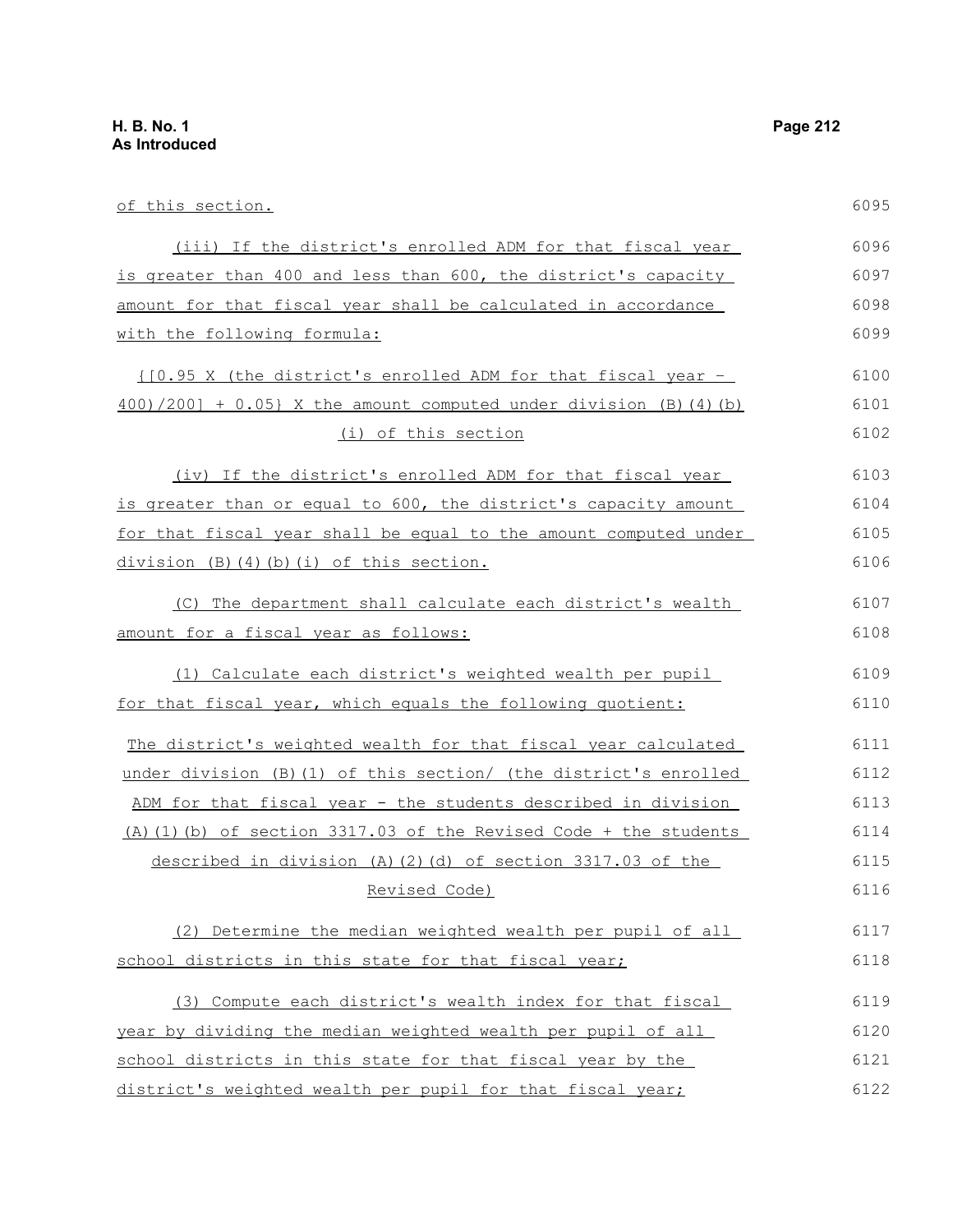of this section.

(iii) If the district's enrolled ADM for that fiscal year is greater than 400 and less than 600, the district's capacity amount for that fiscal year shall be calculated in accordance with the following formula:

{[0.95 X (the district's enrolled ADM for that fiscal year - 400)/200] + 0.05} X the amount computed under division (B)(4)(b)(i) of this section

(iv) If the district's enrolled ADM for that fiscal year is greater than or equal to 600, the district's capacity amount for that fiscal year shall be equal to the amount computed under division (B)(4)(b)(i) of this section.

(C) The department shall calculate each district's wealth amount for a fiscal year as follows:

(1) Calculate each district's weighted wealth per pupil for that fiscal year, which equals the following quotient:

The district's weighted wealth for that fiscal year calculated under division (B)(1) of this section/ (the district's enrolled ADM for that fiscal year - the students described in division (A)(1)(b) of section 3317.03 of the Revised Code + the students described in division (A)(2)(d) of section 3317.03 of the Revised Code)

(2) Determine the median weighted wealth per pupil of all school districts in this state for that fiscal year;

(3) Compute each district's wealth index for that fiscal year by dividing the median weighted wealth per pupil of all school districts in this state for that fiscal year by the district's weighted wealth per pupil for that fiscal year;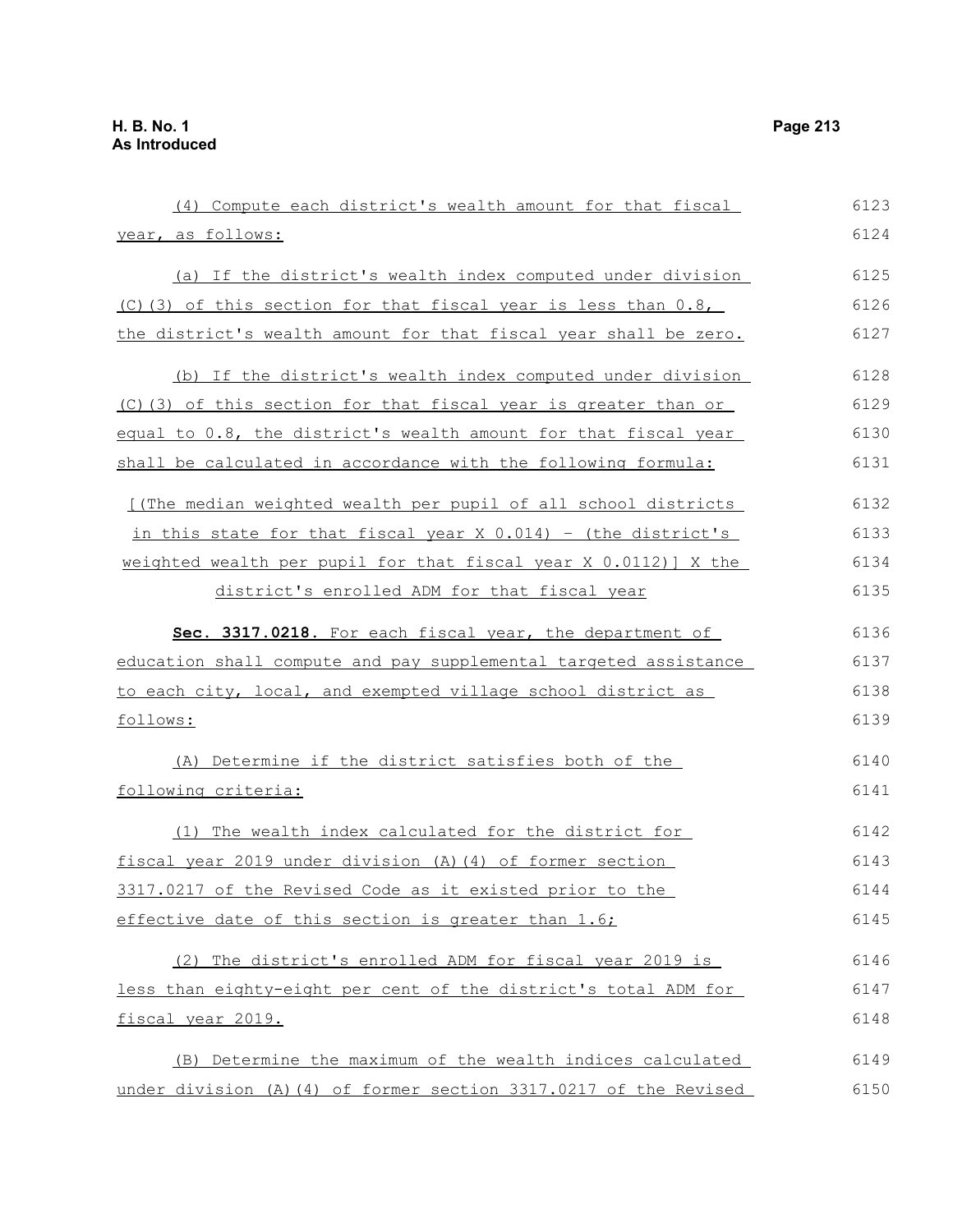(4) Compute each district's wealth amount for that fiscal year, as follows:

(a) If the district's wealth index computed under division (C)(3) of this section for that fiscal year is less than 0.8, the district's wealth amount for that fiscal year shall be zero.

(b) If the district's wealth index computed under division (C)(3) of this section for that fiscal year is greater than or equal to 0.8, the district's wealth amount for that fiscal year shall be calculated in accordance with the following formula:

[(The median weighted wealth per pupil of all school districts in this state for that fiscal year X 0.014) - (the district's weighted wealth per pupil for that fiscal year X 0.0112)] X the district's enrolled ADM for that fiscal year

**Sec. 3317.0218.** For each fiscal year, the department of education shall compute and pay supplemental targeted assistance to each city, local, and exempted village school district as follows:

(A) Determine if the district satisfies both of the following criteria:

(1) The wealth index calculated for the district for fiscal year 2019 under division (A)(4) of former section 3317.0217 of the Revised Code as it existed prior to the effective date of this section is greater than 1.6;

(2) The district's enrolled ADM for fiscal year 2019 is less than eighty-eight per cent of the district's total ADM for fiscal year 2019.

(B) Determine the maximum of the wealth indices calculated under division (A)(4) of former section 3317.0217 of the Revised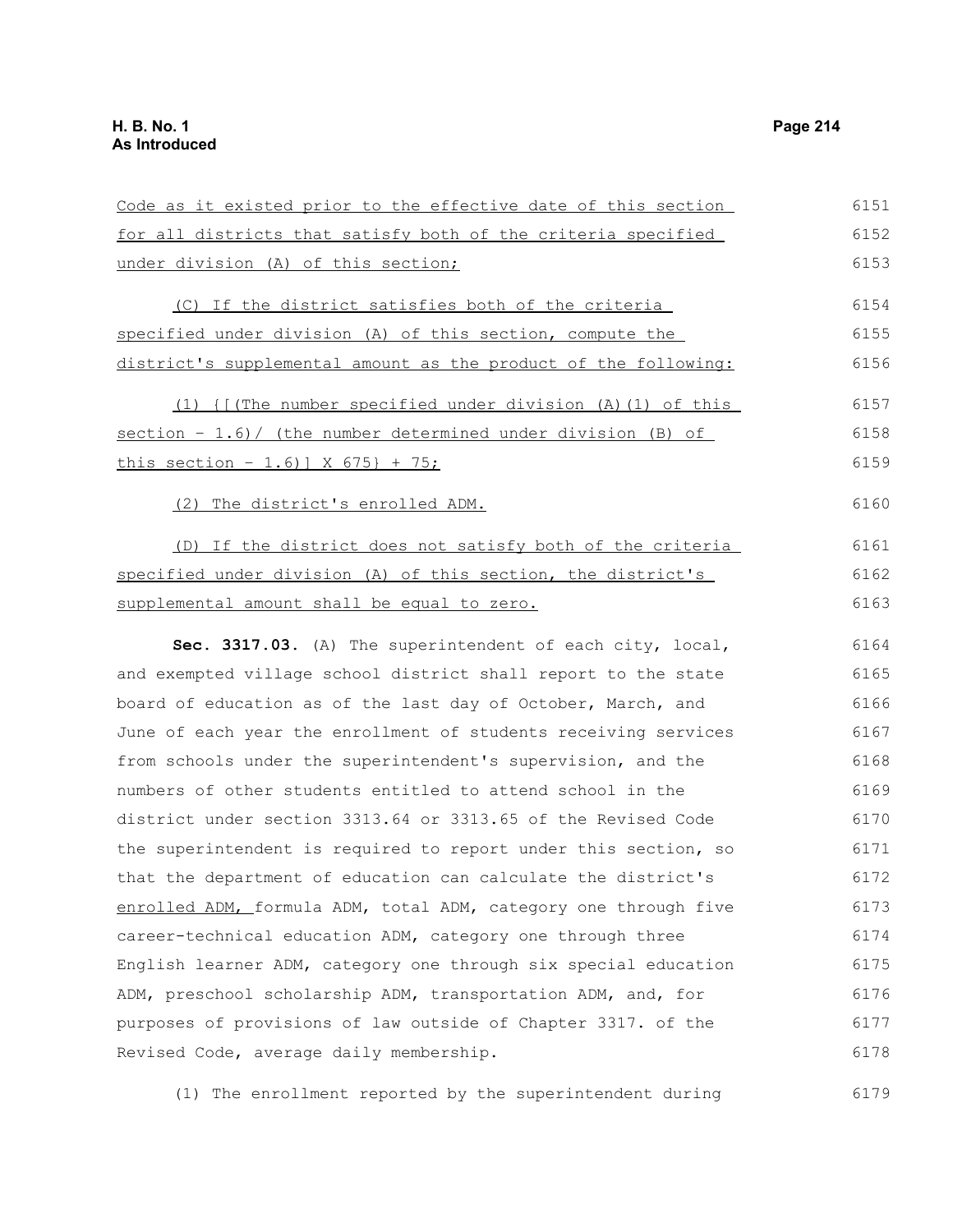Code as it existed prior to the effective date of this section for all districts that satisfy both of the criteria specified under division (A) of this section;

(C) If the district satisfies both of the criteria specified under division (A) of this section, compute the district's supplemental amount as the product of the following:

(1) {[(The number specified under division (A)(1) of this section – 1.6)/ (the number determined under division (B) of this section – 1.6)] X 675} + 75;

(2) The district's enrolled ADM.

(D) If the district does not satisfy both of the criteria specified under division (A) of this section, the district's supplemental amount shall be equal to zero.

**Sec. 3317.03.** (A) The superintendent of each city, local, and exempted village school district shall report to the state board of education as of the last day of October, March, and June of each year the enrollment of students receiving services from schools under the superintendent's supervision, and the numbers of other students entitled to attend school in the district under section 3313.64 or 3313.65 of the Revised Code the superintendent is required to report under this section, so that the department of education can calculate the district's enrolled ADM, formula ADM, total ADM, category one through five career-technical education ADM, category one through three English learner ADM, category one through six special education ADM, preschool scholarship ADM, transportation ADM, and, for purposes of provisions of law outside of Chapter 3317. of the Revised Code, average daily membership.

(1) The enrollment reported by the superintendent during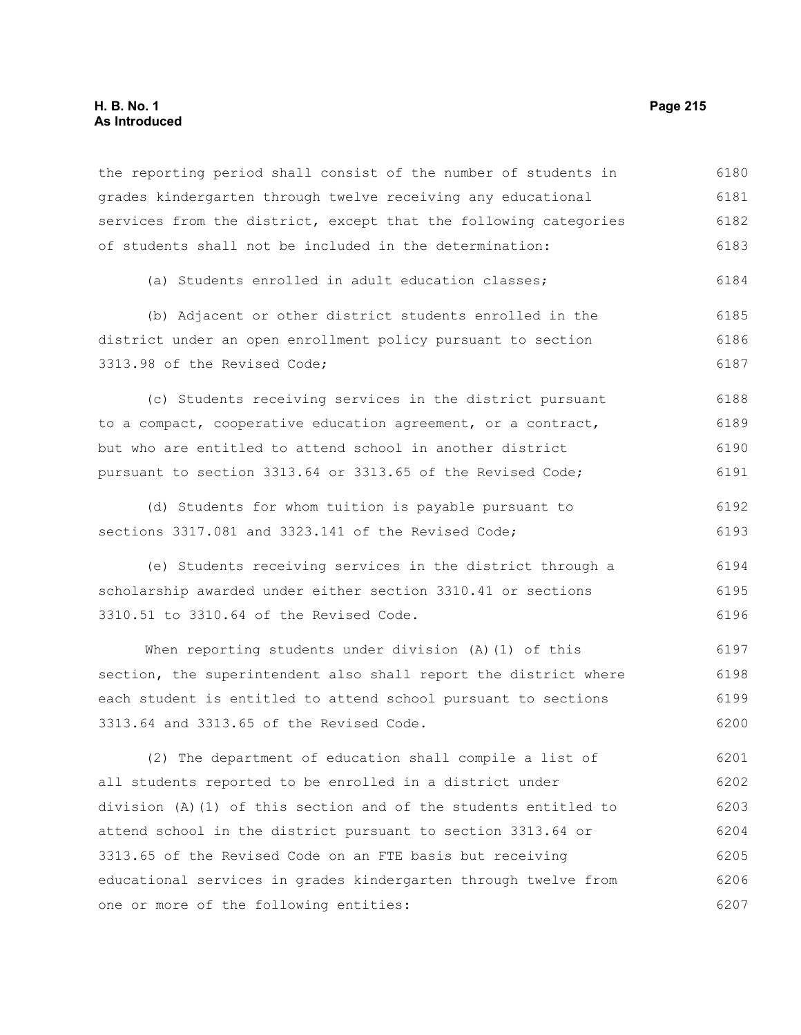the reporting period shall consist of the number of students in grades kindergarten through twelve receiving any educational services from the district, except that the following categories of students shall not be included in the determination:

(a) Students enrolled in adult education classes;

(b) Adjacent or other district students enrolled in the district under an open enrollment policy pursuant to section 3313.98 of the Revised Code;

(c) Students receiving services in the district pursuant to a compact, cooperative education agreement, or a contract, but who are entitled to attend school in another district pursuant to section 3313.64 or 3313.65 of the Revised Code;

(d) Students for whom tuition is payable pursuant to sections 3317.081 and 3323.141 of the Revised Code;

(e) Students receiving services in the district through a scholarship awarded under either section 3310.41 or sections 3310.51 to 3310.64 of the Revised Code.

When reporting students under division (A)(1) of this section, the superintendent also shall report the district where each student is entitled to attend school pursuant to sections 3313.64 and 3313.65 of the Revised Code.

(2) The department of education shall compile a list of all students reported to be enrolled in a district under division (A)(1) of this section and of the students entitled to attend school in the district pursuant to section 3313.64 or 3313.65 of the Revised Code on an FTE basis but receiving educational services in grades kindergarten through twelve from one or more of the following entities: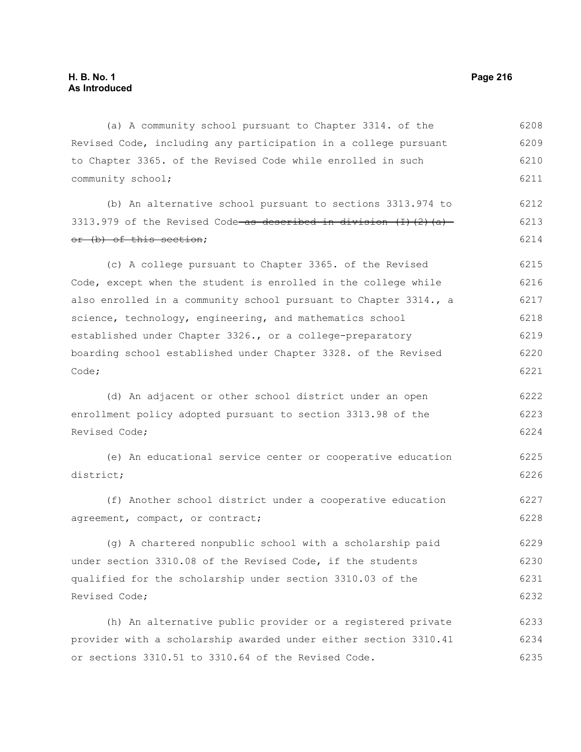(a) A community school pursuant to Chapter 3314. of the Revised Code, including any participation in a college pursuant to Chapter 3365. of the Revised Code while enrolled in such community school;

(b) An alternative school pursuant to sections 3313.974 to 3313.979 of the Revised Code ~~as described in division (I)(2)(a) or (b) of this section~~;

(c) A college pursuant to Chapter 3365. of the Revised Code, except when the student is enrolled in the college while also enrolled in a community school pursuant to Chapter 3314., a science, technology, engineering, and mathematics school established under Chapter 3326., or a college-preparatory boarding school established under Chapter 3328. of the Revised Code;

(d) An adjacent or other school district under an open enrollment policy adopted pursuant to section 3313.98 of the Revised Code;

(e) An educational service center or cooperative education district;

(f) Another school district under a cooperative education agreement, compact, or contract;

(g) A chartered nonpublic school with a scholarship paid under section 3310.08 of the Revised Code, if the students qualified for the scholarship under section 3310.03 of the Revised Code;

(h) An alternative public provider or a registered private provider with a scholarship awarded under either section 3310.41 or sections 3310.51 to 3310.64 of the Revised Code.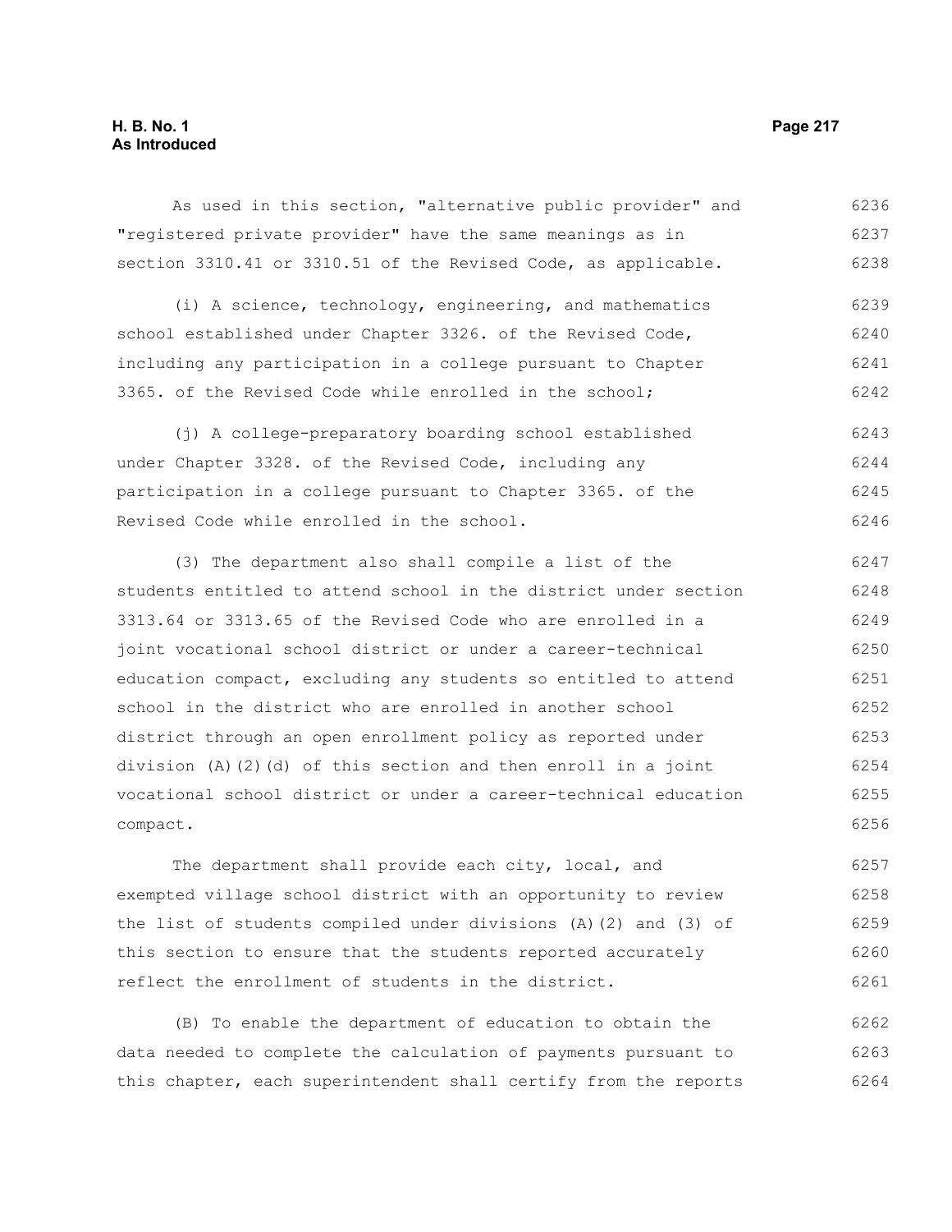As used in this section, "alternative public provider" and "registered private provider" have the same meanings as in section 3310.41 or 3310.51 of the Revised Code, as applicable.

(i) A science, technology, engineering, and mathematics school established under Chapter 3326. of the Revised Code, including any participation in a college pursuant to Chapter 3365. of the Revised Code while enrolled in the school;

(j) A college-preparatory boarding school established under Chapter 3328. of the Revised Code, including any participation in a college pursuant to Chapter 3365. of the Revised Code while enrolled in the school.

(3) The department also shall compile a list of the students entitled to attend school in the district under section 3313.64 or 3313.65 of the Revised Code who are enrolled in a joint vocational school district or under a career-technical education compact, excluding any students so entitled to attend school in the district who are enrolled in another school district through an open enrollment policy as reported under division (A)(2)(d) of this section and then enroll in a joint vocational school district or under a career-technical education compact.

The department shall provide each city, local, and exempted village school district with an opportunity to review the list of students compiled under divisions (A)(2) and (3) of this section to ensure that the students reported accurately reflect the enrollment of students in the district.

(B) To enable the department of education to obtain the data needed to complete the calculation of payments pursuant to this chapter, each superintendent shall certify from the reports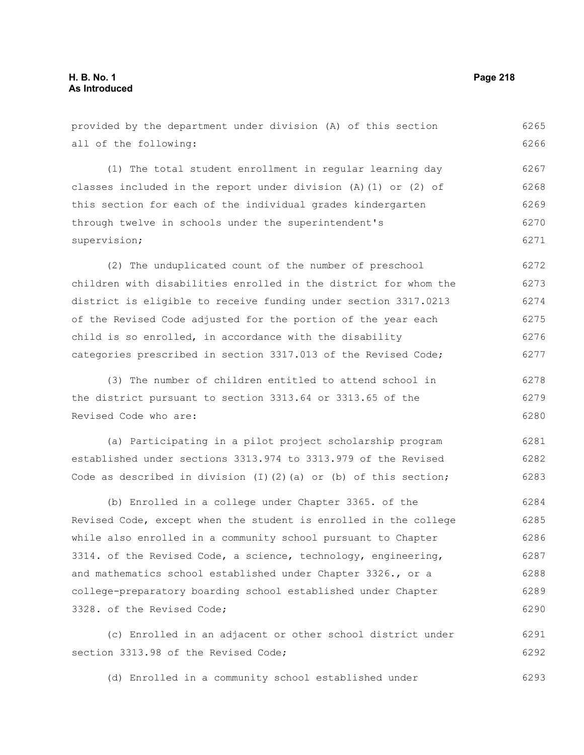provided by the department under division (A) of this section all of the following:

(1) The total student enrollment in regular learning day classes included in the report under division (A)(1) or (2) of this section for each of the individual grades kindergarten through twelve in schools under the superintendent's supervision;

(2) The unduplicated count of the number of preschool children with disabilities enrolled in the district for whom the district is eligible to receive funding under section 3317.0213 of the Revised Code adjusted for the portion of the year each child is so enrolled, in accordance with the disability categories prescribed in section 3317.013 of the Revised Code;

(3) The number of children entitled to attend school in the district pursuant to section 3313.64 or 3313.65 of the Revised Code who are:

(a) Participating in a pilot project scholarship program established under sections 3313.974 to 3313.979 of the Revised Code as described in division (I)(2)(a) or (b) of this section;

(b) Enrolled in a college under Chapter 3365. of the Revised Code, except when the student is enrolled in the college while also enrolled in a community school pursuant to Chapter 3314. of the Revised Code, a science, technology, engineering, and mathematics school established under Chapter 3326., or a college-preparatory boarding school established under Chapter 3328. of the Revised Code;

(c) Enrolled in an adjacent or other school district under section 3313.98 of the Revised Code;

(d) Enrolled in a community school established under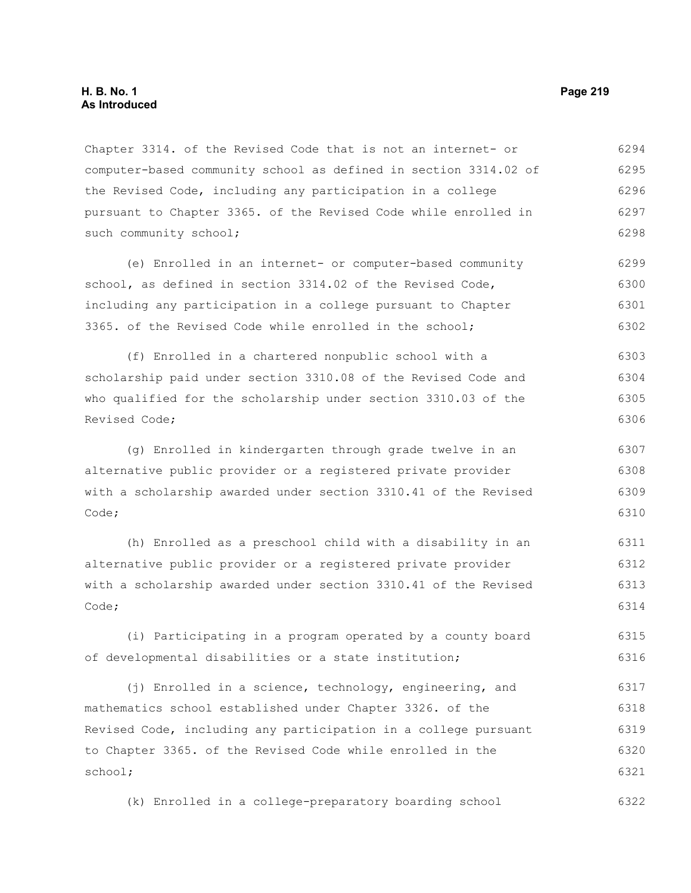Chapter 3314. of the Revised Code that is not an internet- or computer-based community school as defined in section 3314.02 of the Revised Code, including any participation in a college pursuant to Chapter 3365. of the Revised Code while enrolled in such community school;

(e) Enrolled in an internet- or computer-based community school, as defined in section 3314.02 of the Revised Code, including any participation in a college pursuant to Chapter 3365. of the Revised Code while enrolled in the school;

(f) Enrolled in a chartered nonpublic school with a scholarship paid under section 3310.08 of the Revised Code and who qualified for the scholarship under section 3310.03 of the Revised Code;

(g) Enrolled in kindergarten through grade twelve in an alternative public provider or a registered private provider with a scholarship awarded under section 3310.41 of the Revised Code;

(h) Enrolled as a preschool child with a disability in an alternative public provider or a registered private provider with a scholarship awarded under section 3310.41 of the Revised Code;

(i) Participating in a program operated by a county board of developmental disabilities or a state institution;

(j) Enrolled in a science, technology, engineering, and mathematics school established under Chapter 3326. of the Revised Code, including any participation in a college pursuant to Chapter 3365. of the Revised Code while enrolled in the school;

(k) Enrolled in a college-preparatory boarding school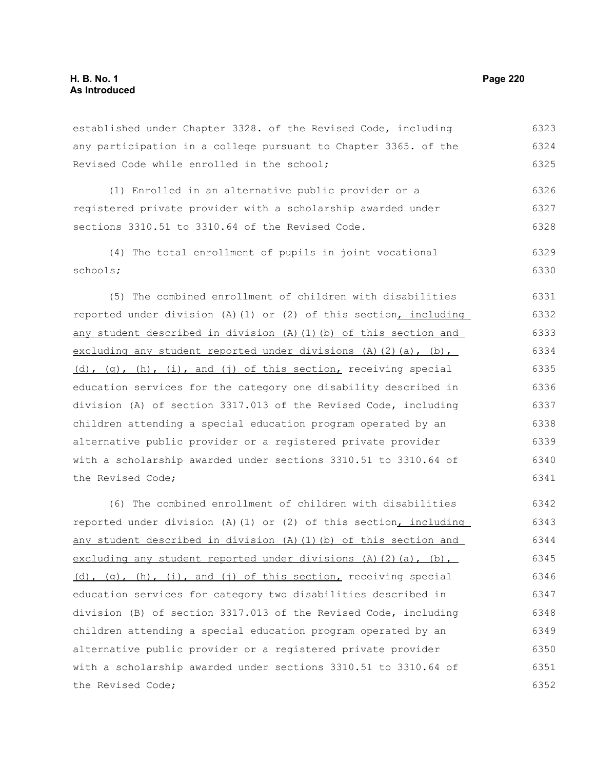established under Chapter 3328. of the Revised Code, including any participation in a college pursuant to Chapter 3365. of the Revised Code while enrolled in the school;

(l) Enrolled in an alternative public provider or a registered private provider with a scholarship awarded under sections 3310.51 to 3310.64 of the Revised Code.

(4) The total enrollment of pupils in joint vocational schools;

(5) The combined enrollment of children with disabilities reported under division (A)(1) or (2) of this section, including any student described in division (A)(1)(b) of this section and excluding any student reported under divisions (A)(2)(a), (b), (d), (g), (h), (i), and (j) of this section, receiving special education services for the category one disability described in division (A) of section 3317.013 of the Revised Code, including children attending a special education program operated by an alternative public provider or a registered private provider with a scholarship awarded under sections 3310.51 to 3310.64 of the Revised Code;

(6) The combined enrollment of children with disabilities reported under division (A)(1) or (2) of this section, including any student described in division (A)(1)(b) of this section and excluding any student reported under divisions (A)(2)(a), (b), (d), (g), (h), (i), and (j) of this section, receiving special education services for category two disabilities described in division (B) of section 3317.013 of the Revised Code, including children attending a special education program operated by an alternative public provider or a registered private provider with a scholarship awarded under sections 3310.51 to 3310.64 of the Revised Code;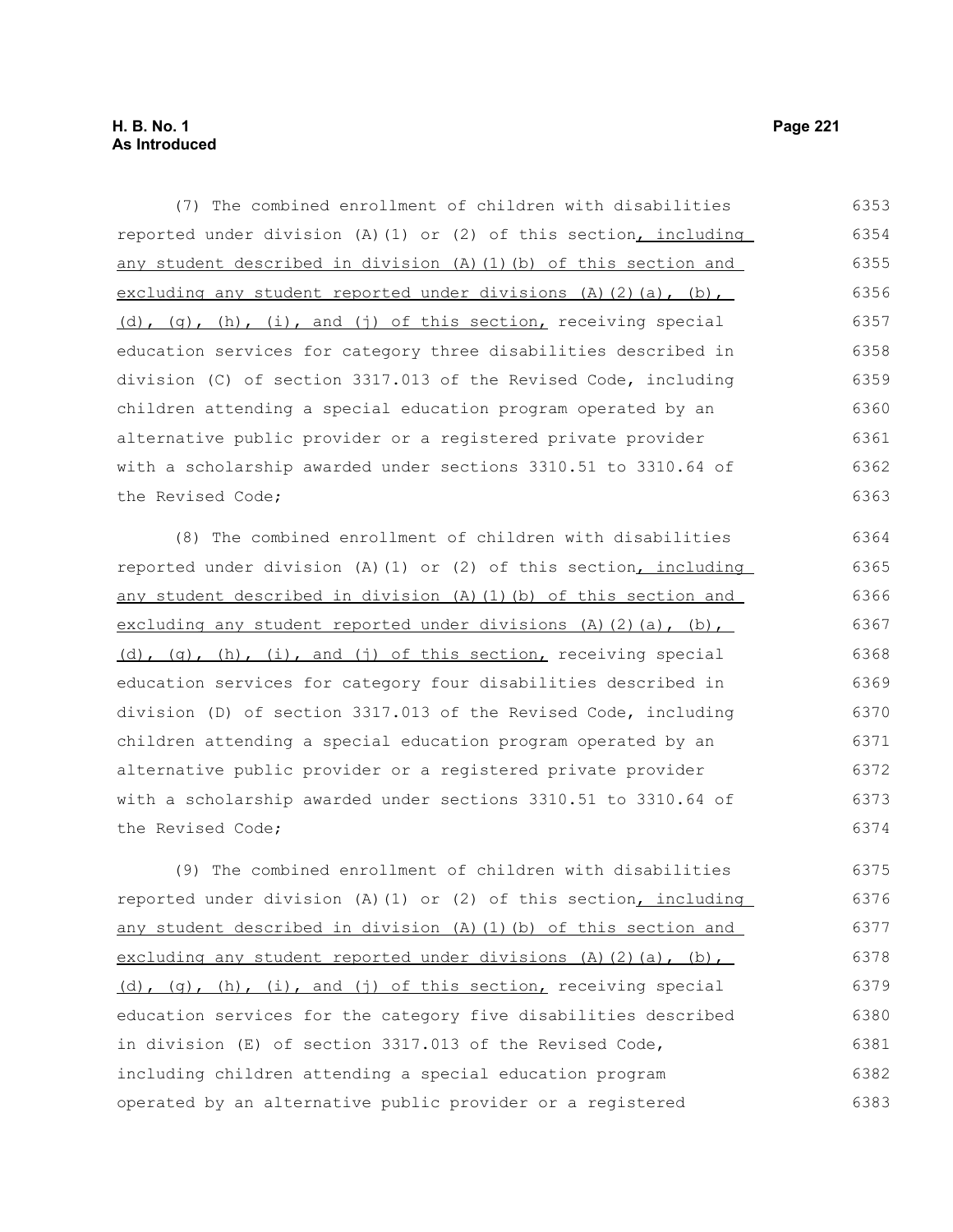(7) The combined enrollment of children with disabilities reported under division (A)(1) or (2) of this section, including any student described in division (A)(1)(b) of this section and excluding any student reported under divisions (A)(2)(a), (b), (d), (g), (h), (i), and (j) of this section, receiving special education services for category three disabilities described in division (C) of section 3317.013 of the Revised Code, including children attending a special education program operated by an alternative public provider or a registered private provider with a scholarship awarded under sections 3310.51 to 3310.64 of the Revised Code;

(8) The combined enrollment of children with disabilities reported under division (A)(1) or (2) of this section, including any student described in division (A)(1)(b) of this section and excluding any student reported under divisions (A)(2)(a), (b), (d), (g), (h), (i), and (j) of this section, receiving special education services for category four disabilities described in division (D) of section 3317.013 of the Revised Code, including children attending a special education program operated by an alternative public provider or a registered private provider with a scholarship awarded under sections 3310.51 to 3310.64 of the Revised Code;

(9) The combined enrollment of children with disabilities reported under division (A)(1) or (2) of this section, including any student described in division (A)(1)(b) of this section and excluding any student reported under divisions (A)(2)(a), (b), (d), (g), (h), (i), and (j) of this section, receiving special education services for the category five disabilities described in division (E) of section 3317.013 of the Revised Code, including children attending a special education program operated by an alternative public provider or a registered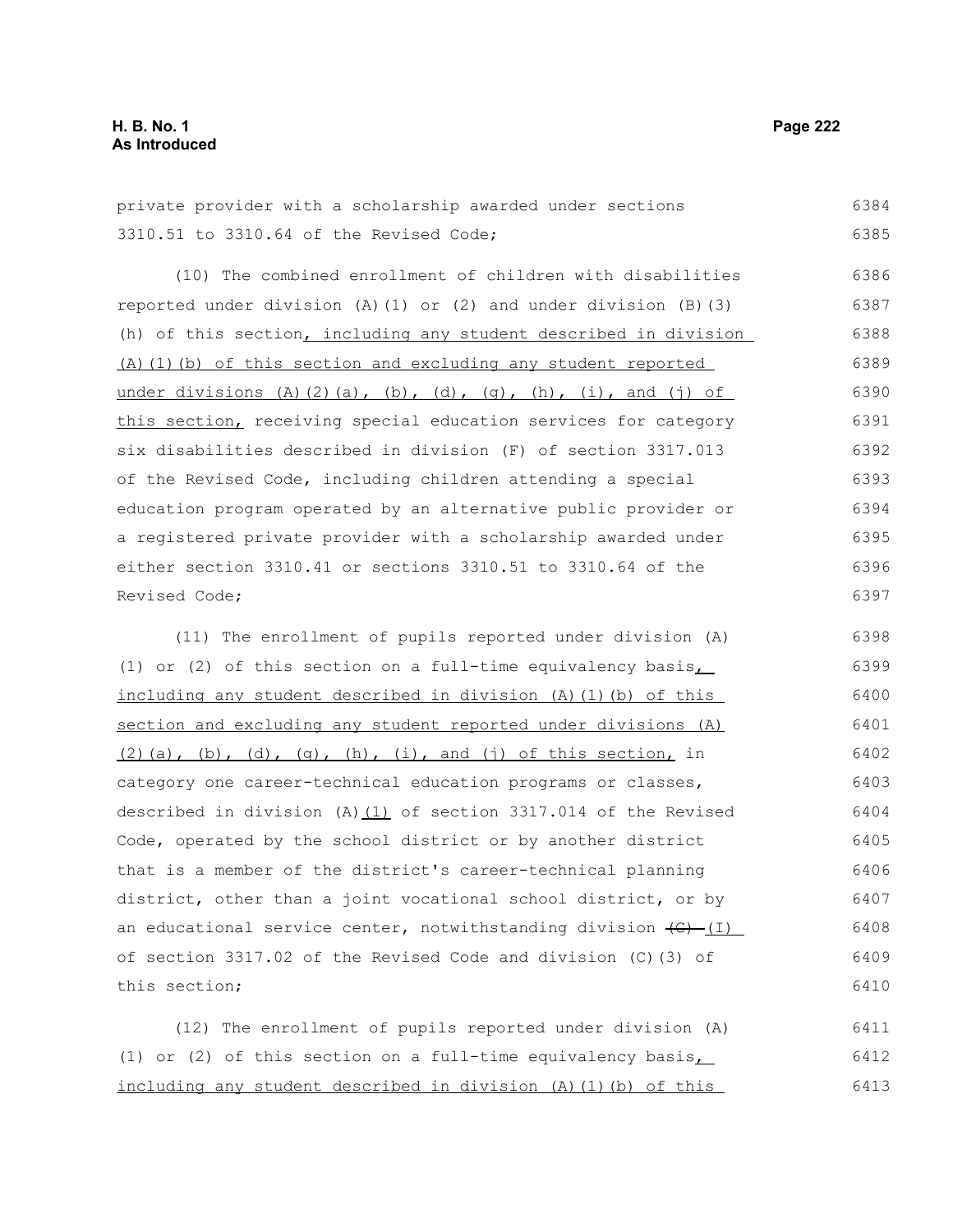private provider with a scholarship awarded under sections 3310.51 to 3310.64 of the Revised Code;

(10) The combined enrollment of children with disabilities reported under division (A)(1) or (2) and under division (B)(3)(h) of this section, including any student described in division (A)(1)(b) of this section and excluding any student reported under divisions (A)(2)(a), (b), (d), (g), (h), (i), and (j) of this section, receiving special education services for category six disabilities described in division (F) of section 3317.013 of the Revised Code, including children attending a special education program operated by an alternative public provider or a registered private provider with a scholarship awarded under either section 3310.41 or sections 3310.51 to 3310.64 of the Revised Code;

(11) The enrollment of pupils reported under division (A)(1) or (2) of this section on a full-time equivalency basis, including any student described in division (A)(1)(b) of this section and excluding any student reported under divisions (A)(2)(a), (b), (d), (g), (h), (i), and (j) of this section, in category one career-technical education programs or classes, described in division (A)(1) of section 3317.014 of the Revised Code, operated by the school district or by another district that is a member of the district's career-technical planning district, other than a joint vocational school district, or by an educational service center, notwithstanding division ~~(G)~~ (I) of section 3317.02 of the Revised Code and division (C)(3) of this section;

(12) The enrollment of pupils reported under division (A)(1) or (2) of this section on a full-time equivalency basis, including any student described in division (A)(1)(b) of this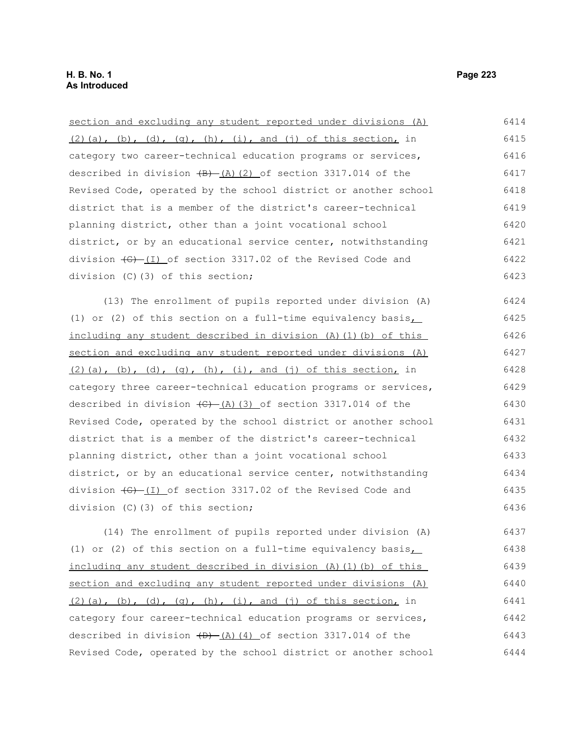section and excluding any student reported under divisions (A)(2)(a), (b), (d), (g), (h), (i), and (j) of this section, in category two career-technical education programs or services, described in division ~~(B)~~ (A)(2) of section 3317.014 of the Revised Code, operated by the school district or another school district that is a member of the district's career-technical planning district, other than a joint vocational school district, or by an educational service center, notwithstanding division ~~(G)~~ (I) of section 3317.02 of the Revised Code and division (C)(3) of this section;

(13) The enrollment of pupils reported under division (A)(1) or (2) of this section on a full-time equivalency basis, including any student described in division (A)(1)(b) of this section and excluding any student reported under divisions (A)(2)(a), (b), (d), (g), (h), (i), and (j) of this section, in category three career-technical education programs or services, described in division ~~(C)~~ (A)(3) of section 3317.014 of the Revised Code, operated by the school district or another school district that is a member of the district's career-technical planning district, other than a joint vocational school district, or by an educational service center, notwithstanding division ~~(G)~~ (I) of section 3317.02 of the Revised Code and division (C)(3) of this section;

(14) The enrollment of pupils reported under division (A)(1) or (2) of this section on a full-time equivalency basis, including any student described in division (A)(1)(b) of this section and excluding any student reported under divisions (A)(2)(a), (b), (d), (g), (h), (i), and (j) of this section, in category four career-technical education programs or services, described in division ~~(D)~~ (A)(4) of section 3317.014 of the Revised Code, operated by the school district or another school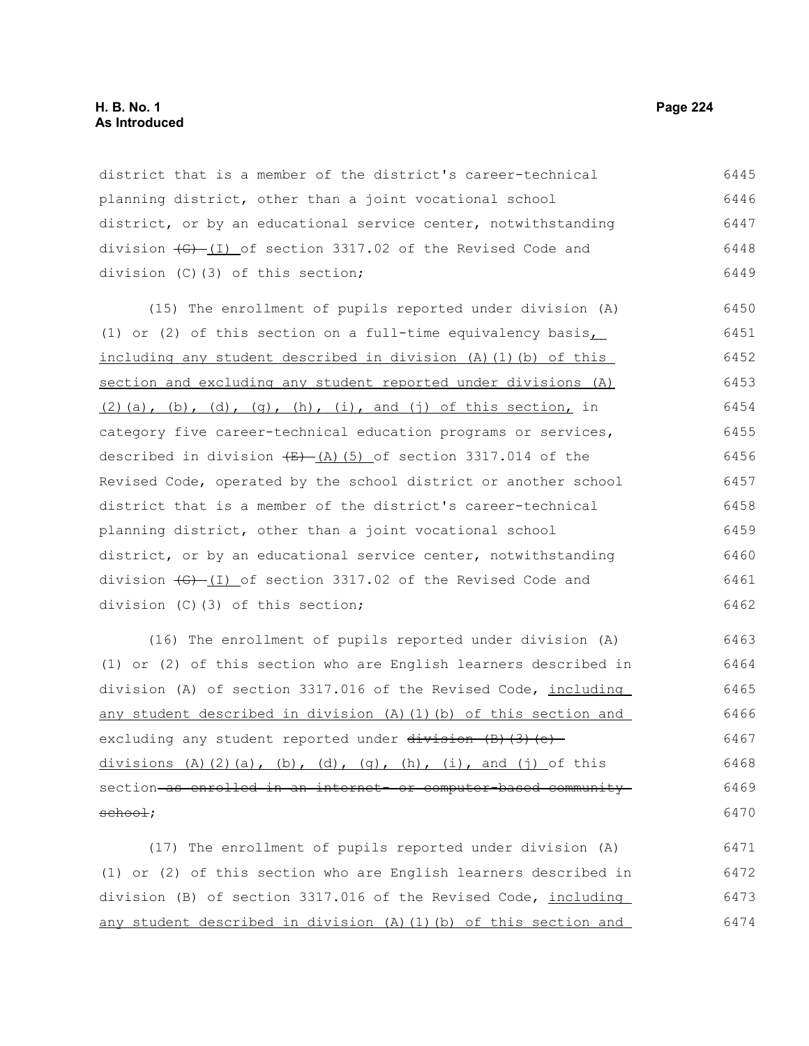district that is a member of the district's career-technical planning district, other than a joint vocational school district, or by an educational service center, notwithstanding division ~~(G)~~ (I) of section 3317.02 of the Revised Code and division (C)(3) of this section;

(15) The enrollment of pupils reported under division (A)(1) or (2) of this section on a full-time equivalency basis, including any student described in division (A)(1)(b) of this section and excluding any student reported under divisions (A)(2)(a), (b), (d), (g), (h), (i), and (j) of this section, in category five career-technical education programs or services, described in division ~~(E)~~ (A)(5) of section 3317.014 of the Revised Code, operated by the school district or another school district that is a member of the district's career-technical planning district, other than a joint vocational school district, or by an educational service center, notwithstanding division ~~(G)~~ (I) of section 3317.02 of the Revised Code and division (C)(3) of this section;

(16) The enrollment of pupils reported under division (A)(1) or (2) of this section who are English learners described in division (A) of section 3317.016 of the Revised Code, including any student described in division (A)(1)(b) of this section and excluding any student reported under ~~division (B)(3)(e)~~ divisions (A)(2)(a), (b), (d), (g), (h), (i), and (j) of this section ~~as enrolled in an internet- or computer-based community school~~;

(17) The enrollment of pupils reported under division (A)(1) or (2) of this section who are English learners described in division (B) of section 3317.016 of the Revised Code, including any student described in division (A)(1)(b) of this section and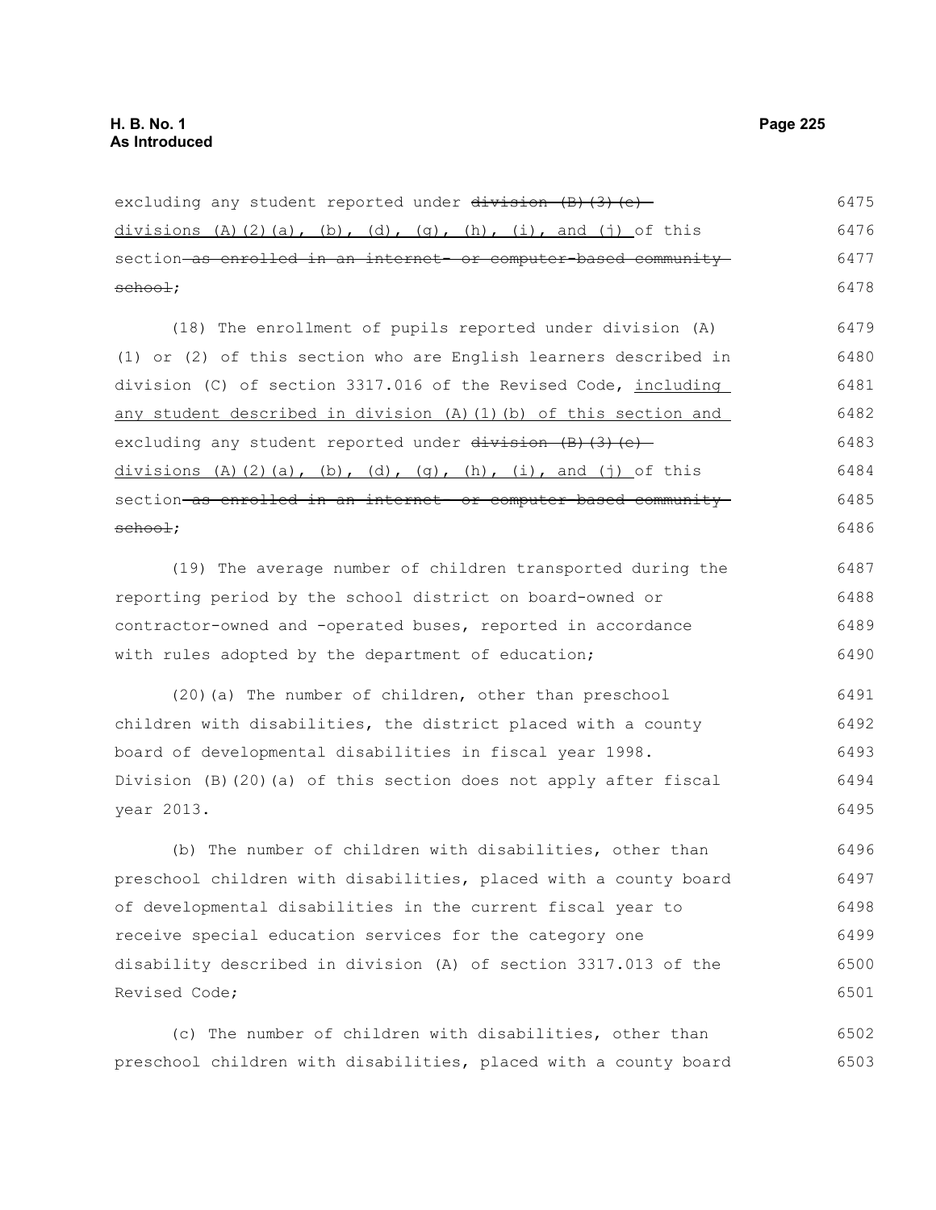excluding any student reported under ~~division (B)(3)(e)~~ divisions (A)(2)(a), (b), (d), (g), (h), (i), and (j) of this section ~~as enrolled in an internet- or computer-based community school~~;

(18) The enrollment of pupils reported under division (A)(1) or (2) of this section who are English learners described in division (C) of section 3317.016 of the Revised Code, including any student described in division (A)(1)(b) of this section and excluding any student reported under ~~division (B)(3)(e)~~ divisions (A)(2)(a), (b), (d), (g), (h), (i), and (j) of this section ~~as enrolled in an internet- or computer-based community school~~;

(19) The average number of children transported during the reporting period by the school district on board-owned or contractor-owned and -operated buses, reported in accordance with rules adopted by the department of education;

(20)(a) The number of children, other than preschool children with disabilities, the district placed with a county board of developmental disabilities in fiscal year 1998. Division (B)(20)(a) of this section does not apply after fiscal year 2013.

(b) The number of children with disabilities, other than preschool children with disabilities, placed with a county board of developmental disabilities in the current fiscal year to receive special education services for the category one disability described in division (A) of section 3317.013 of the Revised Code;

(c) The number of children with disabilities, other than preschool children with disabilities, placed with a county board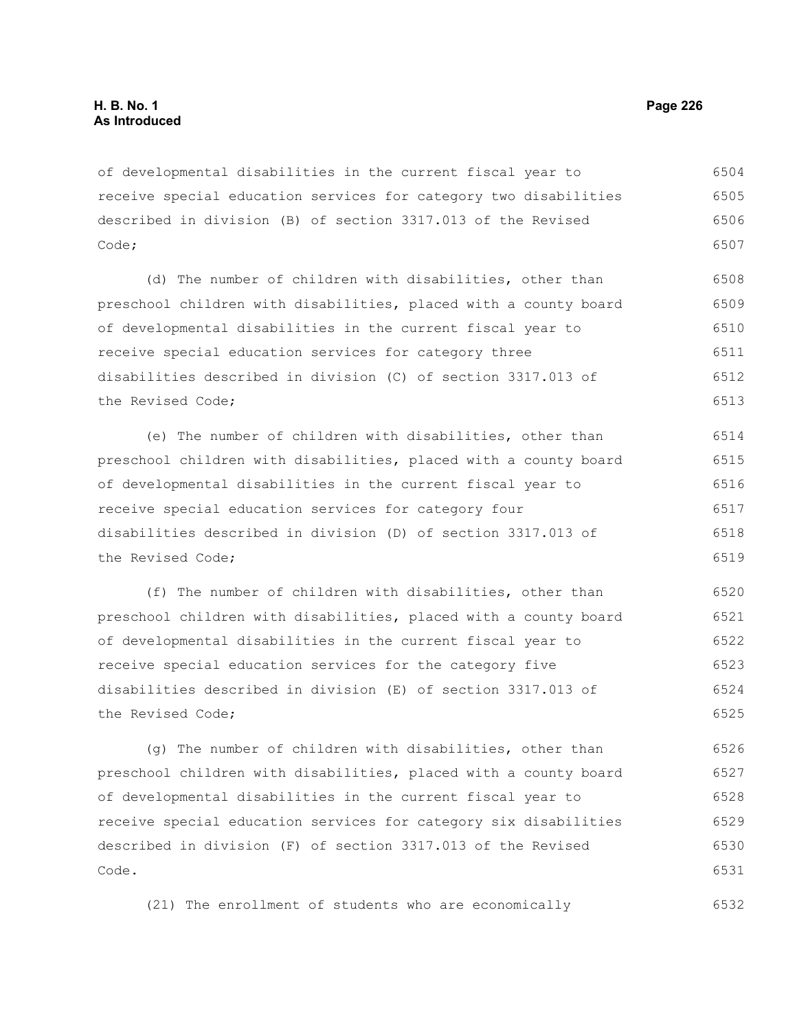of developmental disabilities in the current fiscal year to receive special education services for category two disabilities described in division (B) of section 3317.013 of the Revised Code;

(d) The number of children with disabilities, other than preschool children with disabilities, placed with a county board of developmental disabilities in the current fiscal year to receive special education services for category three disabilities described in division (C) of section 3317.013 of the Revised Code;

(e) The number of children with disabilities, other than preschool children with disabilities, placed with a county board of developmental disabilities in the current fiscal year to receive special education services for category four disabilities described in division (D) of section 3317.013 of the Revised Code;

(f) The number of children with disabilities, other than preschool children with disabilities, placed with a county board of developmental disabilities in the current fiscal year to receive special education services for the category five disabilities described in division (E) of section 3317.013 of the Revised Code;

(g) The number of children with disabilities, other than preschool children with disabilities, placed with a county board of developmental disabilities in the current fiscal year to receive special education services for category six disabilities described in division (F) of section 3317.013 of the Revised Code.

(21) The enrollment of students who are economically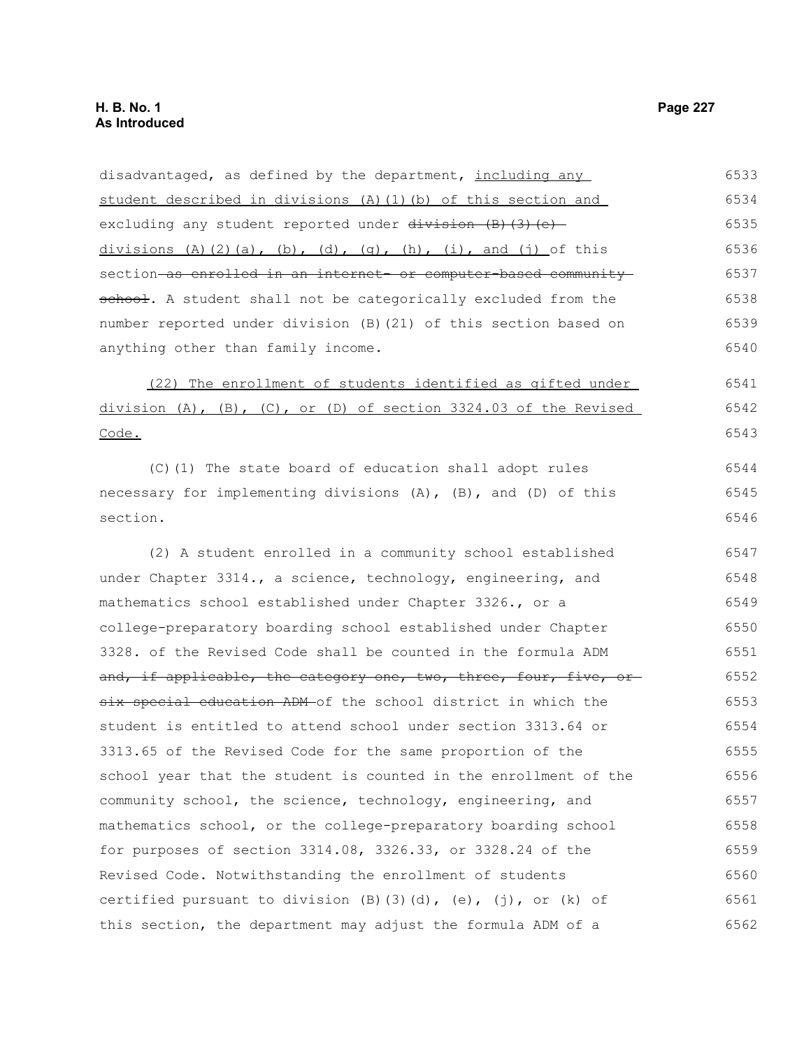disadvantaged, as defined by the department, including any student described in divisions (A)(1)(b) of this section and excluding any student reported under ~~division (B)(3)(e)~~ divisions (A)(2)(a), (b), (d), (g), (h), (i), and (j) of this section ~~as enrolled in an internet- or computer-based community school~~. A student shall not be categorically excluded from the number reported under division (B)(21) of this section based on anything other than family income.

(22) The enrollment of students identified as gifted under division (A), (B), (C), or (D) of section 3324.03 of the Revised Code.

(C)(1) The state board of education shall adopt rules necessary for implementing divisions (A), (B), and (D) of this section.

(2) A student enrolled in a community school established under Chapter 3314., a science, technology, engineering, and mathematics school established under Chapter 3326., or a college-preparatory boarding school established under Chapter 3328. of the Revised Code shall be counted in the formula ADM ~~and, if applicable, the category one, two, three, four, five, or six special education ADM~~ of the school district in which the student is entitled to attend school under section 3313.64 or 3313.65 of the Revised Code for the same proportion of the school year that the student is counted in the enrollment of the community school, the science, technology, engineering, and mathematics school, or the college-preparatory boarding school for purposes of section 3314.08, 3326.33, or 3328.24 of the Revised Code. Notwithstanding the enrollment of students certified pursuant to division (B)(3)(d), (e), (j), or (k) of this section, the department may adjust the formula ADM of a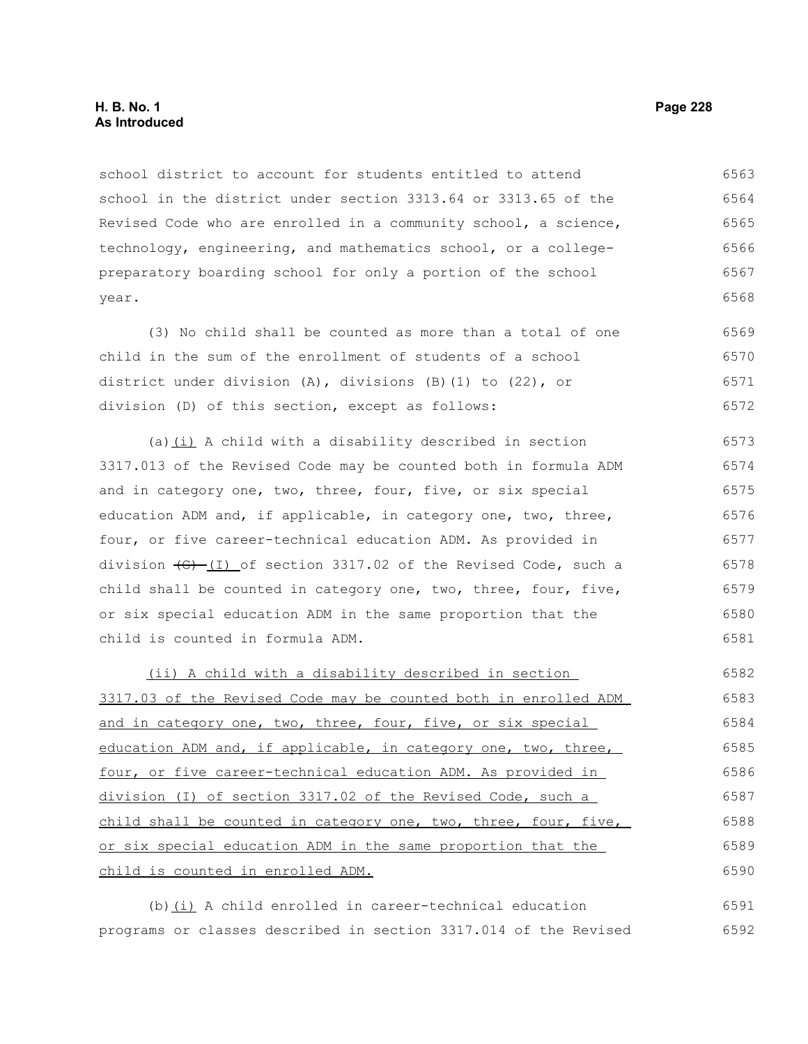school district to account for students entitled to attend school in the district under section 3313.64 or 3313.65 of the Revised Code who are enrolled in a community school, a science, technology, engineering, and mathematics school, or a college-preparatory boarding school for only a portion of the school year.

(3) No child shall be counted as more than a total of one child in the sum of the enrollment of students of a school district under division (A), divisions (B)(1) to (22), or division (D) of this section, except as follows:

(a)(i) A child with a disability described in section 3317.013 of the Revised Code may be counted both in formula ADM and in category one, two, three, four, five, or six special education ADM and, if applicable, in category one, two, three, four, or five career-technical education ADM. As provided in division ~~(G)~~ (I) of section 3317.02 of the Revised Code, such a child shall be counted in category one, two, three, four, five, or six special education ADM in the same proportion that the child is counted in formula ADM.

(ii) A child with a disability described in section 3317.03 of the Revised Code may be counted both in enrolled ADM and in category one, two, three, four, five, or six special education ADM and, if applicable, in category one, two, three, four, or five career-technical education ADM. As provided in division (I) of section 3317.02 of the Revised Code, such a child shall be counted in category one, two, three, four, five, or six special education ADM in the same proportion that the child is counted in enrolled ADM.

(b)(i) A child enrolled in career-technical education programs or classes described in section 3317.014 of the Revised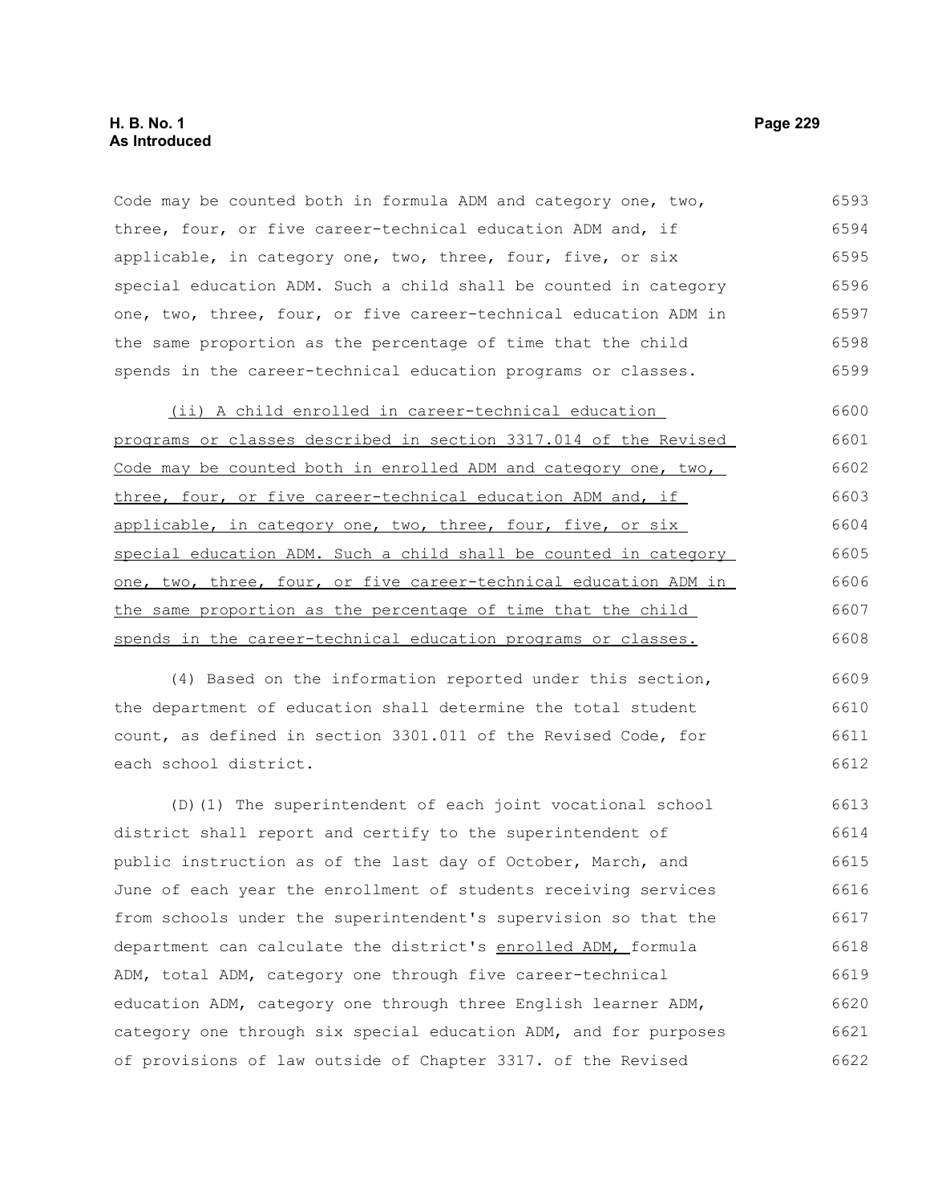Code may be counted both in formula ADM and category one, two, three, four, or five career-technical education ADM and, if applicable, in category one, two, three, four, five, or six special education ADM. Such a child shall be counted in category one, two, three, four, or five career-technical education ADM in the same proportion as the percentage of time that the child spends in the career-technical education programs or classes.

<u>(ii) A child enrolled in career-technical education programs or classes described in section 3317.014 of the Revised Code may be counted both in enrolled ADM and category one, two, three, four, or five career-technical education ADM and, if applicable, in category one, two, three, four, five, or six special education ADM. Such a child shall be counted in category one, two, three, four, or five career-technical education ADM in the same proportion as the percentage of time that the child spends in the career-technical education programs or classes.</u>

(4) Based on the information reported under this section, the department of education shall determine the total student count, as defined in section 3301.011 of the Revised Code, for each school district.

(D)(1) The superintendent of each joint vocational school district shall report and certify to the superintendent of public instruction as of the last day of October, March, and June of each year the enrollment of students receiving services from schools under the superintendent's supervision so that the department can calculate the district's <u>enrolled ADM,</u> formula ADM, total ADM, category one through five career-technical education ADM, category one through three English learner ADM, category one through six special education ADM, and for purposes of provisions of law outside of Chapter 3317. of the Revised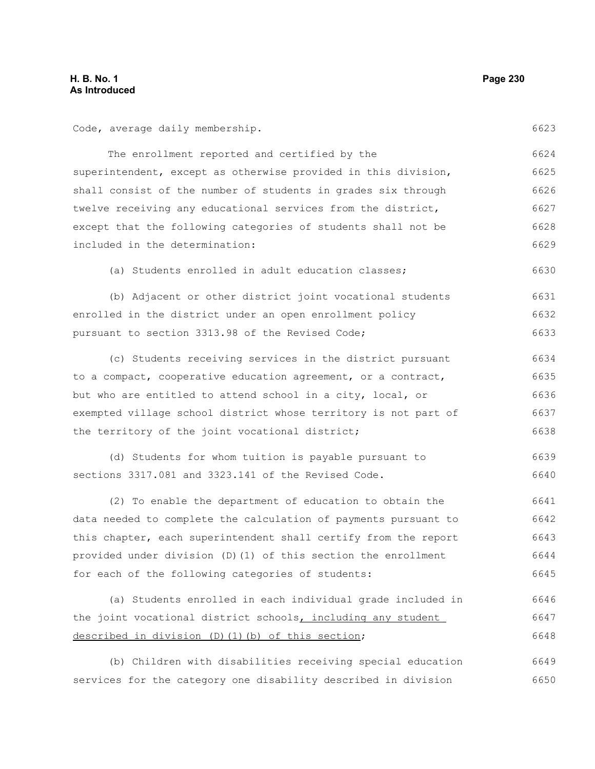Code, average daily membership.

The enrollment reported and certified by the superintendent, except as otherwise provided in this division, shall consist of the number of students in grades six through twelve receiving any educational services from the district, except that the following categories of students shall not be included in the determination:

(a) Students enrolled in adult education classes;

(b) Adjacent or other district joint vocational students enrolled in the district under an open enrollment policy pursuant to section 3313.98 of the Revised Code;

(c) Students receiving services in the district pursuant to a compact, cooperative education agreement, or a contract, but who are entitled to attend school in a city, local, or exempted village school district whose territory is not part of the territory of the joint vocational district;

(d) Students for whom tuition is payable pursuant to sections 3317.081 and 3323.141 of the Revised Code.

(2) To enable the department of education to obtain the data needed to complete the calculation of payments pursuant to this chapter, each superintendent shall certify from the report provided under division (D)(1) of this section the enrollment for each of the following categories of students:

(a) Students enrolled in each individual grade included in the joint vocational district schools, including any student described in division (D)(1)(b) of this section;

(b) Children with disabilities receiving special education services for the category one disability described in division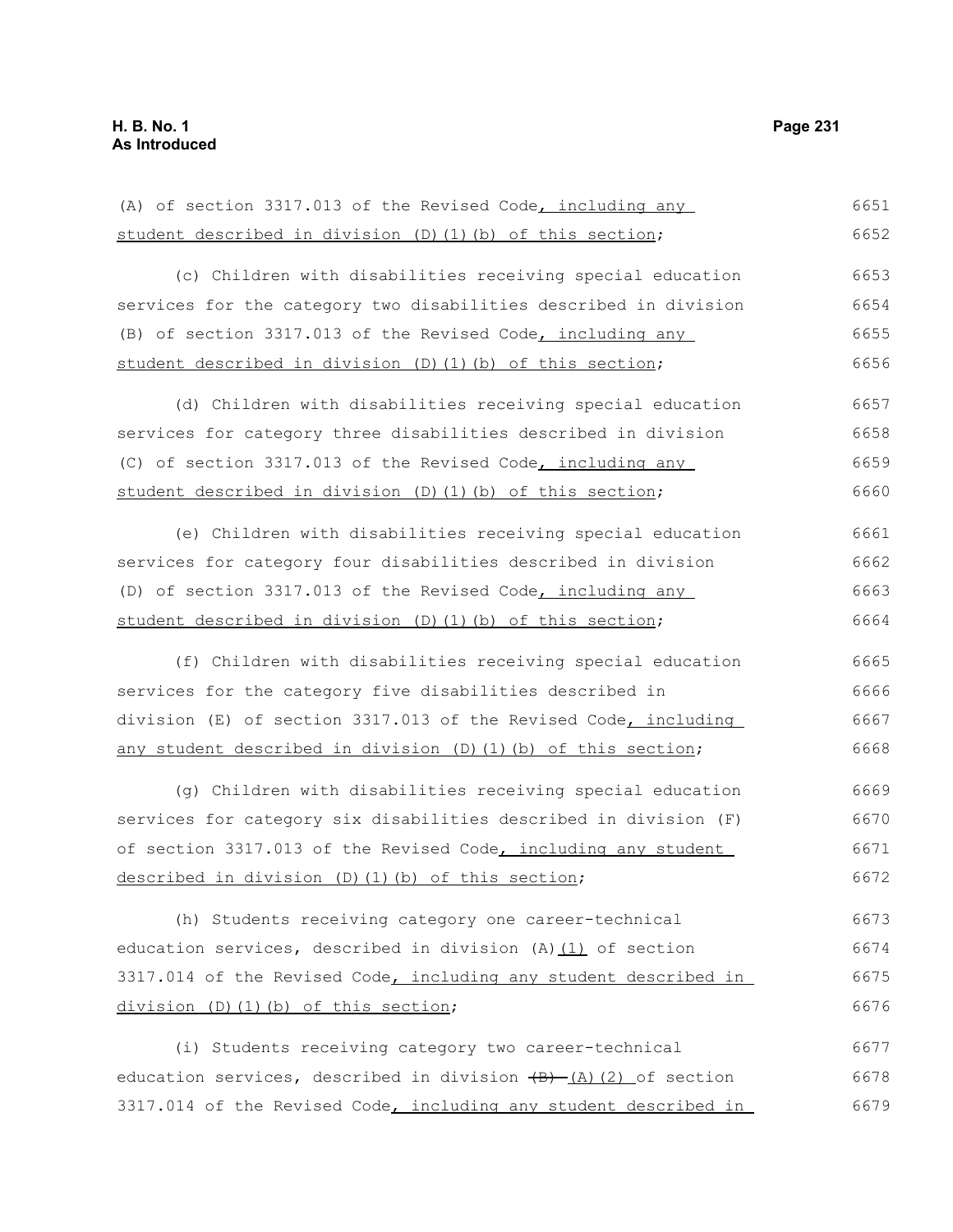(A) of section 3317.013 of the Revised Code, including any student described in division (D)(1)(b) of this section;

(c) Children with disabilities receiving special education services for the category two disabilities described in division (B) of section 3317.013 of the Revised Code, including any student described in division (D)(1)(b) of this section;

(d) Children with disabilities receiving special education services for category three disabilities described in division (C) of section 3317.013 of the Revised Code, including any student described in division (D)(1)(b) of this section;

(e) Children with disabilities receiving special education services for category four disabilities described in division (D) of section 3317.013 of the Revised Code, including any student described in division (D)(1)(b) of this section;

(f) Children with disabilities receiving special education services for the category five disabilities described in division (E) of section 3317.013 of the Revised Code, including any student described in division (D)(1)(b) of this section;

(g) Children with disabilities receiving special education services for category six disabilities described in division (F) of section 3317.013 of the Revised Code, including any student described in division (D)(1)(b) of this section;

(h) Students receiving category one career-technical education services, described in division (A)(1) of section 3317.014 of the Revised Code, including any student described in division (D)(1)(b) of this section;

(i) Students receiving category two career-technical education services, described in division ~~(B)~~ (A)(2) of section 3317.014 of the Revised Code, including any student described in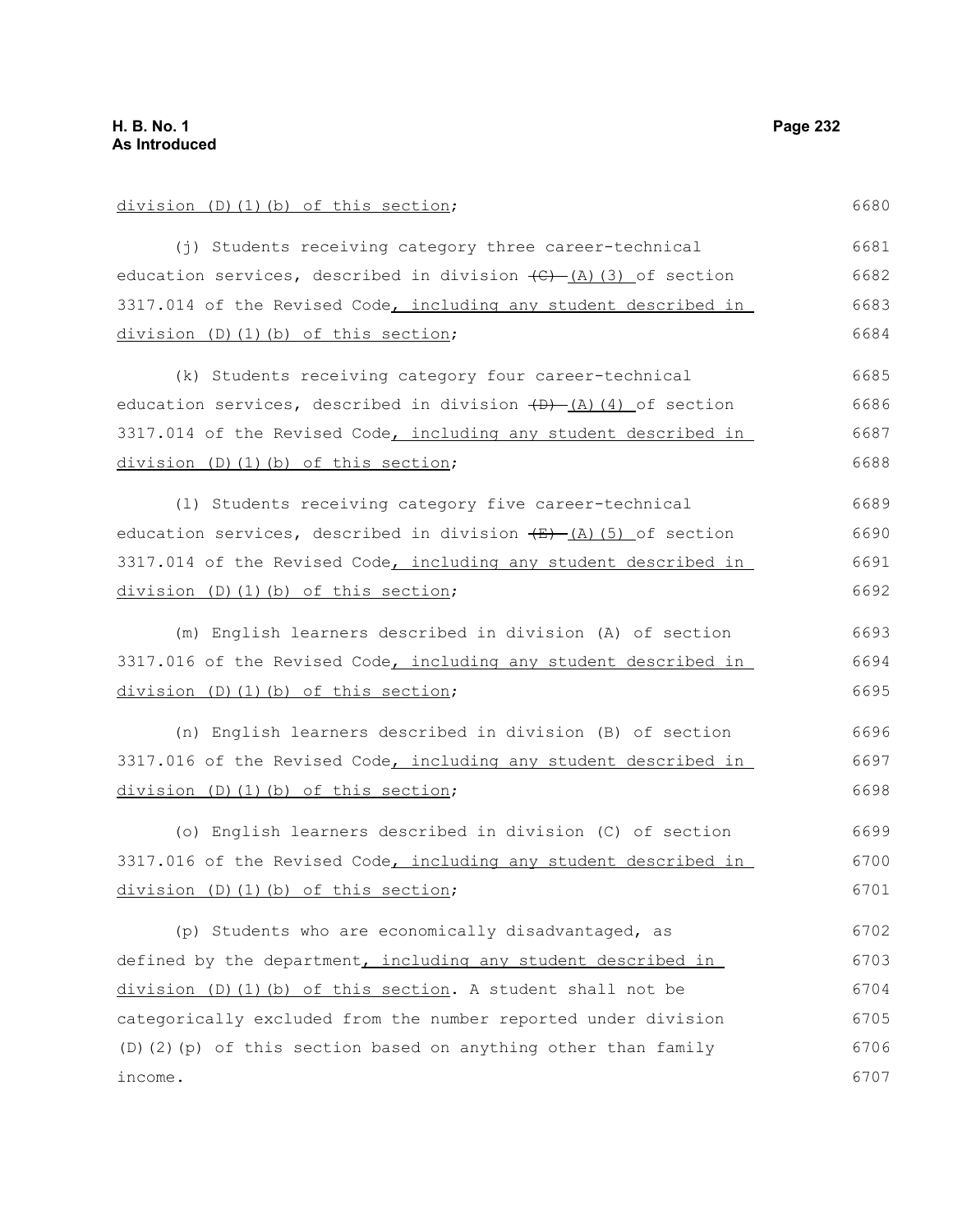division (D)(1)(b) of this section;

(j) Students receiving category three career-technical education services, described in division ~~(C)~~ (A)(3) of section 3317.014 of the Revised Code, including any student described in division (D)(1)(b) of this section;

(k) Students receiving category four career-technical education services, described in division ~~(D)~~ (A)(4) of section 3317.014 of the Revised Code, including any student described in division (D)(1)(b) of this section;

(l) Students receiving category five career-technical education services, described in division ~~(E)~~ (A)(5) of section 3317.014 of the Revised Code, including any student described in division (D)(1)(b) of this section;

(m) English learners described in division (A) of section 3317.016 of the Revised Code, including any student described in division (D)(1)(b) of this section;

(n) English learners described in division (B) of section 3317.016 of the Revised Code, including any student described in division (D)(1)(b) of this section;

(o) English learners described in division (C) of section 3317.016 of the Revised Code, including any student described in division (D)(1)(b) of this section;

(p) Students who are economically disadvantaged, as defined by the department, including any student described in division (D)(1)(b) of this section. A student shall not be categorically excluded from the number reported under division (D)(2)(p) of this section based on anything other than family income.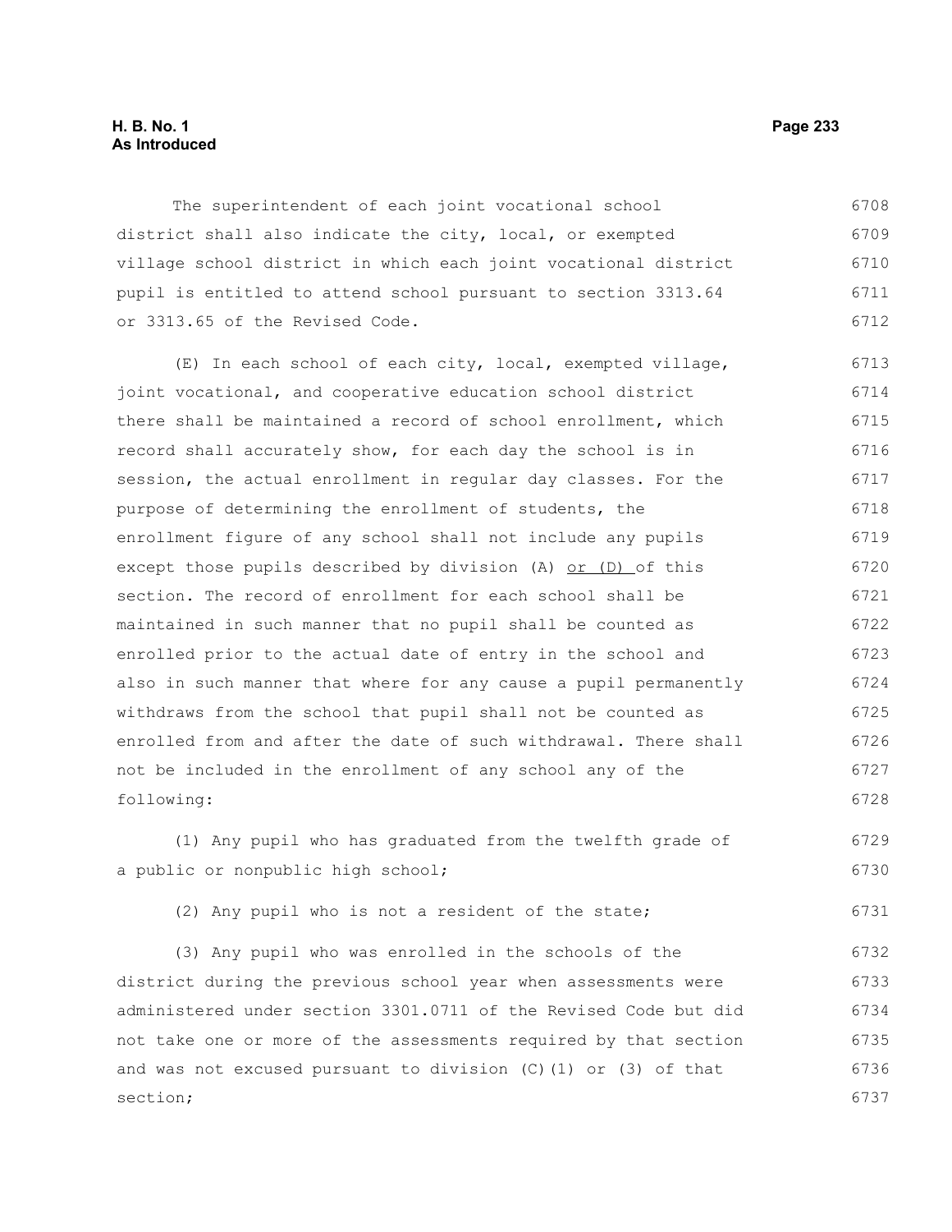The superintendent of each joint vocational school district shall also indicate the city, local, or exempted village school district in which each joint vocational district pupil is entitled to attend school pursuant to section 3313.64 or 3313.65 of the Revised Code.

(E) In each school of each city, local, exempted village, joint vocational, and cooperative education school district there shall be maintained a record of school enrollment, which record shall accurately show, for each day the school is in session, the actual enrollment in regular day classes. For the purpose of determining the enrollment of students, the enrollment figure of any school shall not include any pupils except those pupils described by division (A) <u>or (D)</u> of this section. The record of enrollment for each school shall be maintained in such manner that no pupil shall be counted as enrolled prior to the actual date of entry in the school and also in such manner that where for any cause a pupil permanently withdraws from the school that pupil shall not be counted as enrolled from and after the date of such withdrawal. There shall not be included in the enrollment of any school any of the following:

(1) Any pupil who has graduated from the twelfth grade of a public or nonpublic high school;

(2) Any pupil who is not a resident of the state;

(3) Any pupil who was enrolled in the schools of the district during the previous school year when assessments were administered under section 3301.0711 of the Revised Code but did not take one or more of the assessments required by that section and was not excused pursuant to division (C)(1) or (3) of that section;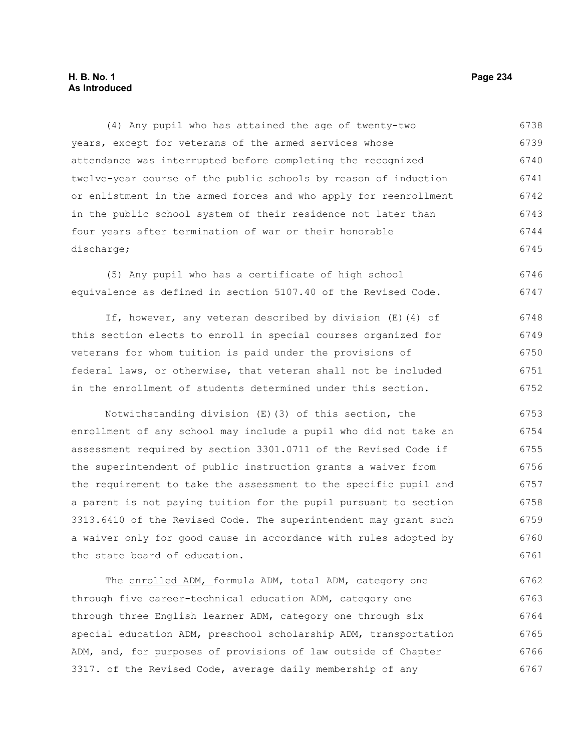(4) Any pupil who has attained the age of twenty-two years, except for veterans of the armed services whose attendance was interrupted before completing the recognized twelve-year course of the public schools by reason of induction or enlistment in the armed forces and who apply for reenrollment in the public school system of their residence not later than four years after termination of war or their honorable discharge;

(5) Any pupil who has a certificate of high school equivalence as defined in section 5107.40 of the Revised Code.

If, however, any veteran described by division (E)(4) of this section elects to enroll in special courses organized for veterans for whom tuition is paid under the provisions of federal laws, or otherwise, that veteran shall not be included in the enrollment of students determined under this section.

Notwithstanding division (E)(3) of this section, the enrollment of any school may include a pupil who did not take an assessment required by section 3301.0711 of the Revised Code if the superintendent of public instruction grants a waiver from the requirement to take the assessment to the specific pupil and a parent is not paying tuition for the pupil pursuant to section 3313.6410 of the Revised Code. The superintendent may grant such a waiver only for good cause in accordance with rules adopted by the state board of education.

The enrolled ADM, formula ADM, total ADM, category one through five career-technical education ADM, category one through three English learner ADM, category one through six special education ADM, preschool scholarship ADM, transportation ADM, and, for purposes of provisions of law outside of Chapter 3317. of the Revised Code, average daily membership of any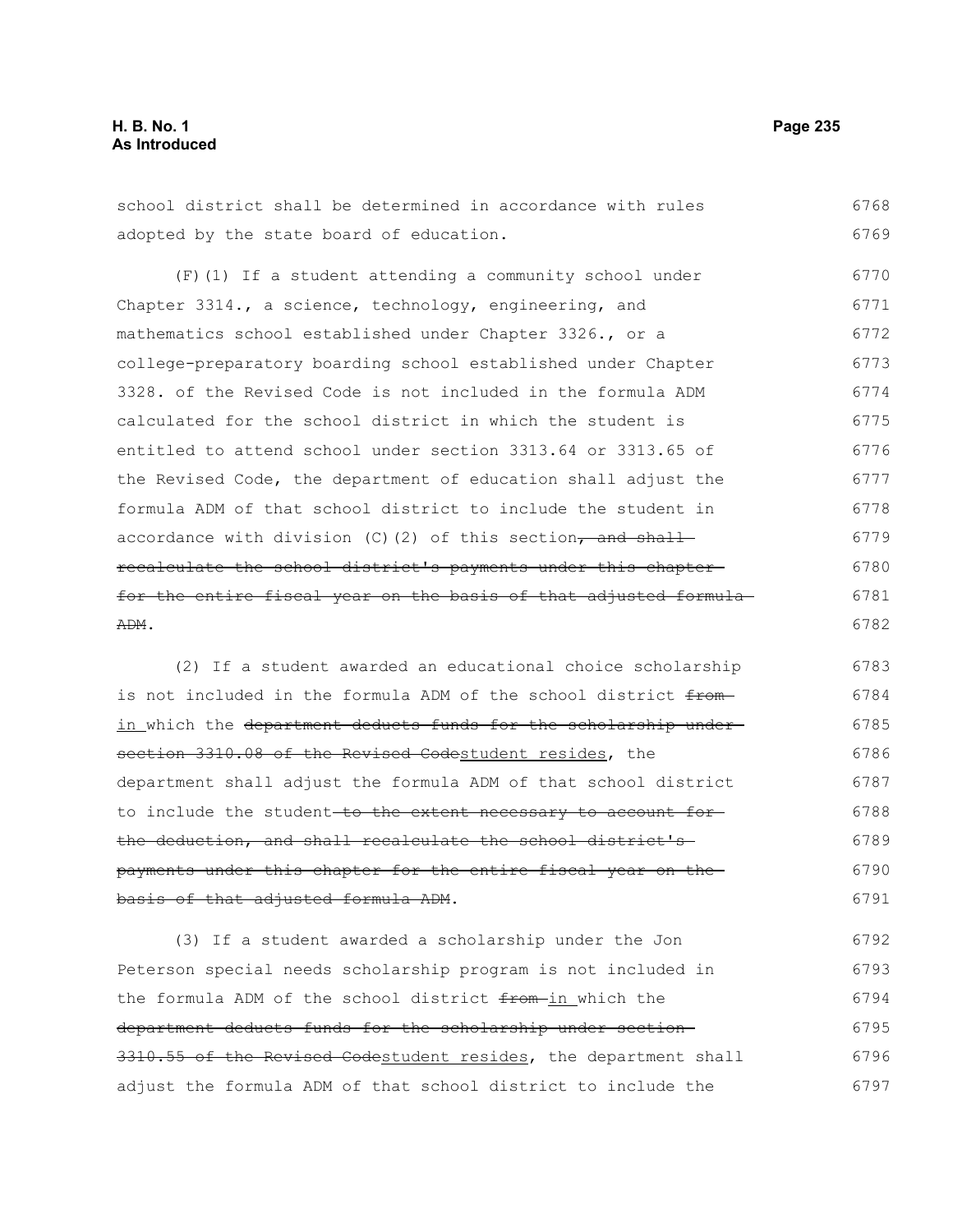school district shall be determined in accordance with rules adopted by the state board of education.

(F)(1) If a student attending a community school under Chapter 3314., a science, technology, engineering, and mathematics school established under Chapter 3326., or a college-preparatory boarding school established under Chapter 3328. of the Revised Code is not included in the formula ADM calculated for the school district in which the student is entitled to attend school under section 3313.64 or 3313.65 of the Revised Code, the department of education shall adjust the formula ADM of that school district to include the student in accordance with division (C)(2) of this section~~, and shall recalculate the school district's payments under this chapter for the entire fiscal year on the basis of that adjusted formula ADM~~.

(2) If a student awarded an educational choice scholarship is not included in the formula ADM of the school district ~~from~~ in which the ~~department deducts funds for the scholarship under section 3310.08 of the Revised Code~~student resides, the department shall adjust the formula ADM of that school district to include the student~~ to the extent necessary to account for the deduction, and shall recalculate the school district's payments under this chapter for the entire fiscal year on the basis of that adjusted formula ADM~~.

(3) If a student awarded a scholarship under the Jon Peterson special needs scholarship program is not included in the formula ADM of the school district ~~from~~ in which the ~~department deducts funds for the scholarship under section 3310.55 of the Revised Code~~student resides, the department shall adjust the formula ADM of that school district to include the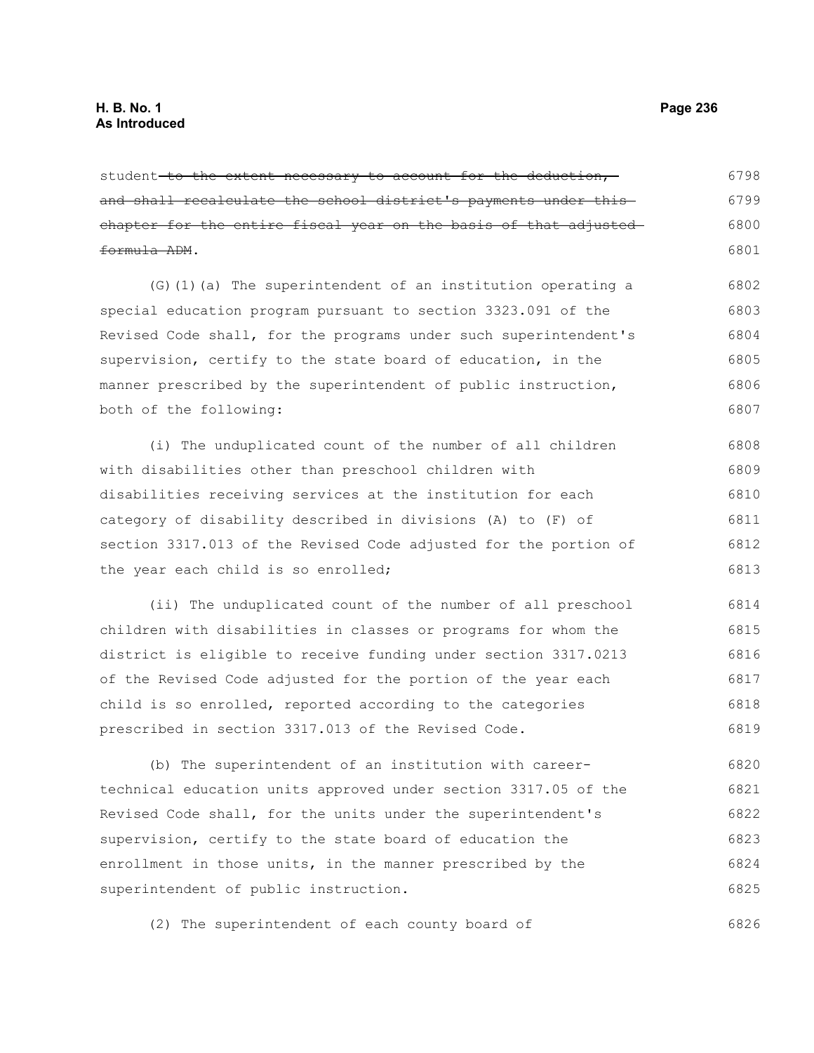student~~ to the extent necessary to account for the deduction, and shall recalculate the school district's payments under this chapter for the entire fiscal year on the basis of that adjusted formula ADM~~.

(G)(1)(a) The superintendent of an institution operating a special education program pursuant to section 3323.091 of the Revised Code shall, for the programs under such superintendent's supervision, certify to the state board of education, in the manner prescribed by the superintendent of public instruction, both of the following:

(i) The unduplicated count of the number of all children with disabilities other than preschool children with disabilities receiving services at the institution for each category of disability described in divisions (A) to (F) of section 3317.013 of the Revised Code adjusted for the portion of the year each child is so enrolled;

(ii) The unduplicated count of the number of all preschool children with disabilities in classes or programs for whom the district is eligible to receive funding under section 3317.0213 of the Revised Code adjusted for the portion of the year each child is so enrolled, reported according to the categories prescribed in section 3317.013 of the Revised Code.

(b) The superintendent of an institution with career-technical education units approved under section 3317.05 of the Revised Code shall, for the units under the superintendent's supervision, certify to the state board of education the enrollment in those units, in the manner prescribed by the superintendent of public instruction.

(2) The superintendent of each county board of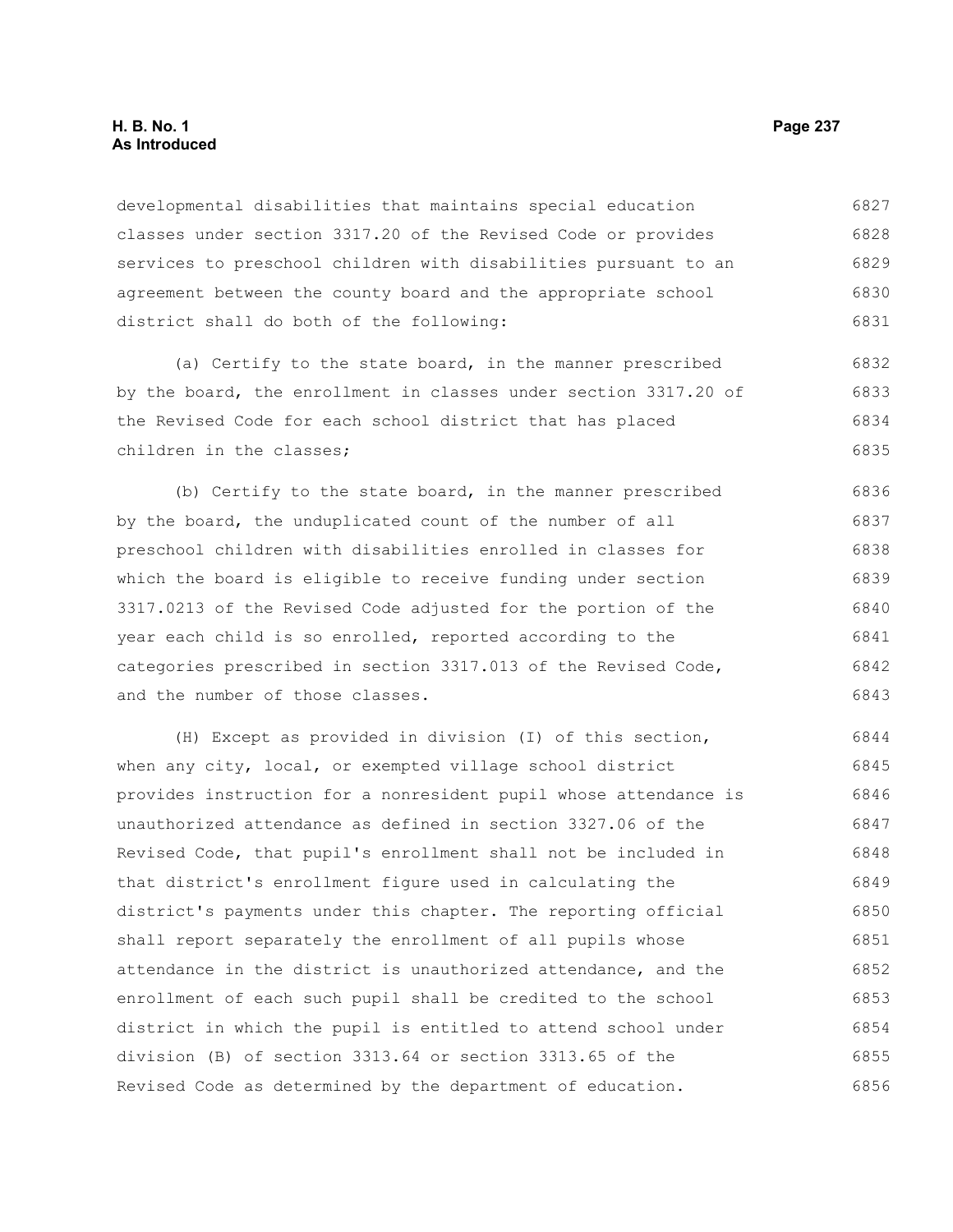developmental disabilities that maintains special education classes under section 3317.20 of the Revised Code or provides services to preschool children with disabilities pursuant to an agreement between the county board and the appropriate school district shall do both of the following:

(a) Certify to the state board, in the manner prescribed by the board, the enrollment in classes under section 3317.20 of the Revised Code for each school district that has placed children in the classes;

(b) Certify to the state board, in the manner prescribed by the board, the unduplicated count of the number of all preschool children with disabilities enrolled in classes for which the board is eligible to receive funding under section 3317.0213 of the Revised Code adjusted for the portion of the year each child is so enrolled, reported according to the categories prescribed in section 3317.013 of the Revised Code, and the number of those classes.

(H) Except as provided in division (I) of this section, when any city, local, or exempted village school district provides instruction for a nonresident pupil whose attendance is unauthorized attendance as defined in section 3327.06 of the Revised Code, that pupil's enrollment shall not be included in that district's enrollment figure used in calculating the district's payments under this chapter. The reporting official shall report separately the enrollment of all pupils whose attendance in the district is unauthorized attendance, and the enrollment of each such pupil shall be credited to the school district in which the pupil is entitled to attend school under division (B) of section 3313.64 or section 3313.65 of the Revised Code as determined by the department of education.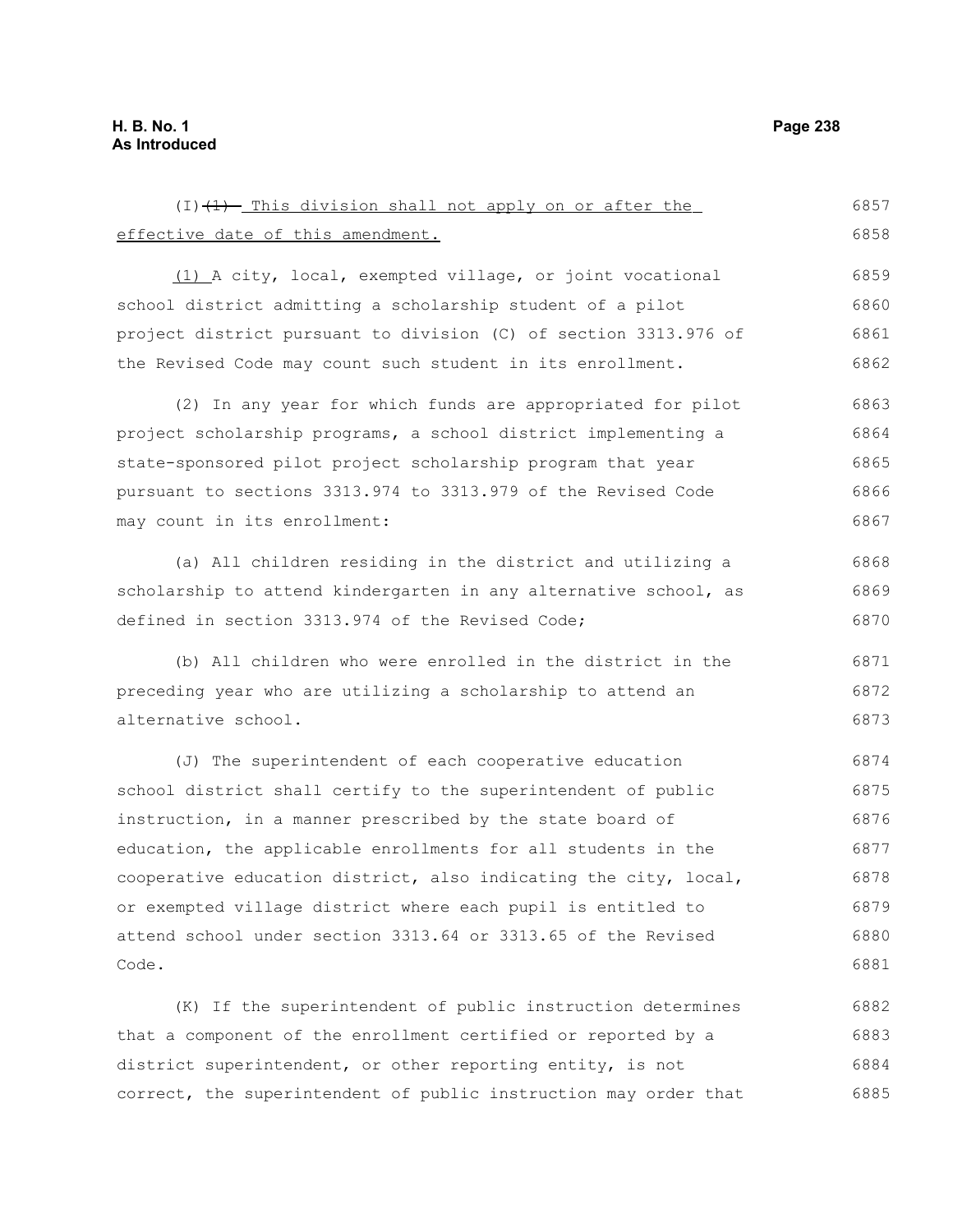(I) ~~(1)~~ This division shall not apply on or after the effective date of this amendment.

(1) A city, local, exempted village, or joint vocational school district admitting a scholarship student of a pilot project district pursuant to division (C) of section 3313.976 of the Revised Code may count such student in its enrollment.

(2) In any year for which funds are appropriated for pilot project scholarship programs, a school district implementing a state-sponsored pilot project scholarship program that year pursuant to sections 3313.974 to 3313.979 of the Revised Code may count in its enrollment:

(a) All children residing in the district and utilizing a scholarship to attend kindergarten in any alternative school, as defined in section 3313.974 of the Revised Code;

(b) All children who were enrolled in the district in the preceding year who are utilizing a scholarship to attend an alternative school.

(J) The superintendent of each cooperative education school district shall certify to the superintendent of public instruction, in a manner prescribed by the state board of education, the applicable enrollments for all students in the cooperative education district, also indicating the city, local, or exempted village district where each pupil is entitled to attend school under section 3313.64 or 3313.65 of the Revised Code.

(K) If the superintendent of public instruction determines that a component of the enrollment certified or reported by a district superintendent, or other reporting entity, is not correct, the superintendent of public instruction may order that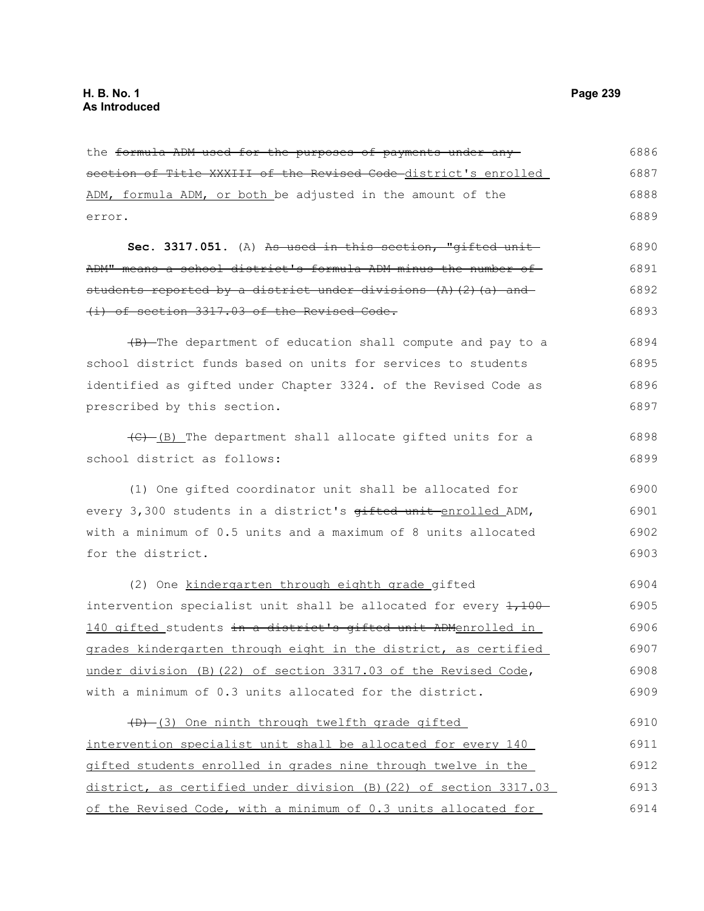the ~~formula ADM used for the purposes of payments under any section of Title XXXIII of the Revised Code~~ district's enrolled ADM, formula ADM, or both be adjusted in the amount of the error.

**Sec. 3317.051.** (A) ~~As used in this section, "gifted unit ADM" means a school district's formula ADM minus the number of students reported by a district under divisions (A)(2)(a) and (i) of section 3317.03 of the Revised Code.~~

~~(B)~~ The department of education shall compute and pay to a school district funds based on units for services to students identified as gifted under Chapter 3324. of the Revised Code as prescribed by this section.

~~(C)~~ (B) The department shall allocate gifted units for a school district as follows:

(1) One gifted coordinator unit shall be allocated for every 3,300 students in a district's ~~gifted unit~~ enrolled ADM, with a minimum of 0.5 units and a maximum of 8 units allocated for the district.

(2) One kindergarten through eighth grade gifted intervention specialist unit shall be allocated for every ~~1,100~~ 140 gifted students ~~in a district's gifted unit ADM~~enrolled in grades kindergarten through eight in the district, as certified under division (B)(22) of section 3317.03 of the Revised Code, with a minimum of 0.3 units allocated for the district.

~~(D)~~ (3) One ninth through twelfth grade gifted intervention specialist unit shall be allocated for every 140 gifted students enrolled in grades nine through twelve in the district, as certified under division (B)(22) of section 3317.03 of the Revised Code, with a minimum of 0.3 units allocated for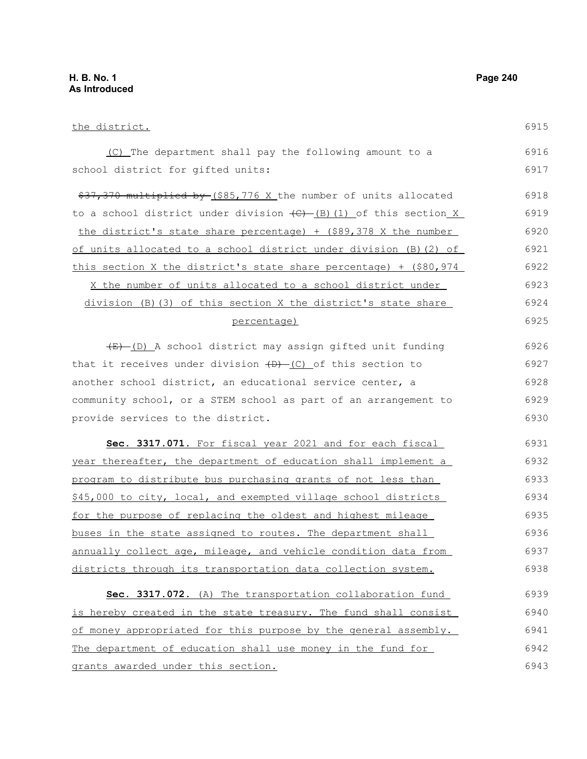the district.

(C) The department shall pay the following amount to a school district for gifted units:

~~$37,370 multiplied by~~ ($85,776 X the number of units allocated to a school district under division ~~(C)~~ (B)(1) of this section X the district's state share percentage) + ($89,378 X the number of units allocated to a school district under division (B)(2) of this section X the district's state share percentage) + ($80,974 X the number of units allocated to a school district under division (B)(3) of this section X the district's state share percentage)

~~(E)~~ (D) A school district may assign gifted unit funding that it receives under division ~~(D)~~ (C) of this section to another school district, an educational service center, a community school, or a STEM school as part of an arrangement to provide services to the district.

**Sec. 3317.071.** For fiscal year 2021 and for each fiscal year thereafter, the department of education shall implement a program to distribute bus purchasing grants of not less than $45,000 to city, local, and exempted village school districts for the purpose of replacing the oldest and highest mileage buses in the state assigned to routes. The department shall annually collect age, mileage, and vehicle condition data from districts through its transportation data collection system.

**Sec. 3317.072.** (A) The transportation collaboration fund is hereby created in the state treasury. The fund shall consist of money appropriated for this purpose by the general assembly. The department of education shall use money in the fund for grants awarded under this section.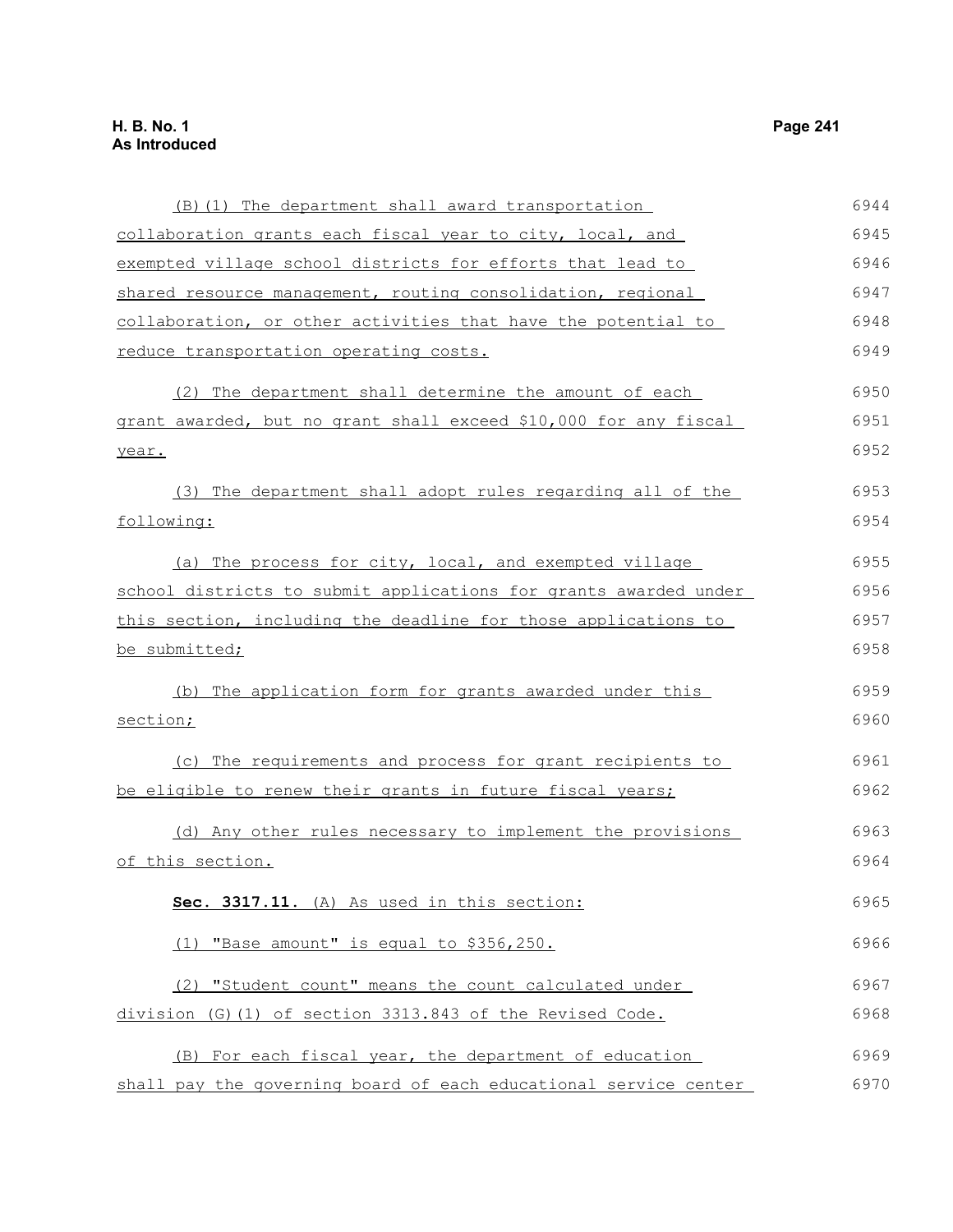(B)(1) The department shall award transportation collaboration grants each fiscal year to city, local, and exempted village school districts for efforts that lead to shared resource management, routing consolidation, regional collaboration, or other activities that have the potential to reduce transportation operating costs.

(2) The department shall determine the amount of each grant awarded, but no grant shall exceed $10,000 for any fiscal year.

(3) The department shall adopt rules regarding all of the following:

(a) The process for city, local, and exempted village school districts to submit applications for grants awarded under this section, including the deadline for those applications to be submitted;

(b) The application form for grants awarded under this section;

(c) The requirements and process for grant recipients to be eligible to renew their grants in future fiscal years;

(d) Any other rules necessary to implement the provisions of this section.

**Sec. 3317.11.** (A) As used in this section:

(1) "Base amount" is equal to $356,250.

(2) "Student count" means the count calculated under division (G)(1) of section 3313.843 of the Revised Code.

(B) For each fiscal year, the department of education shall pay the governing board of each educational service center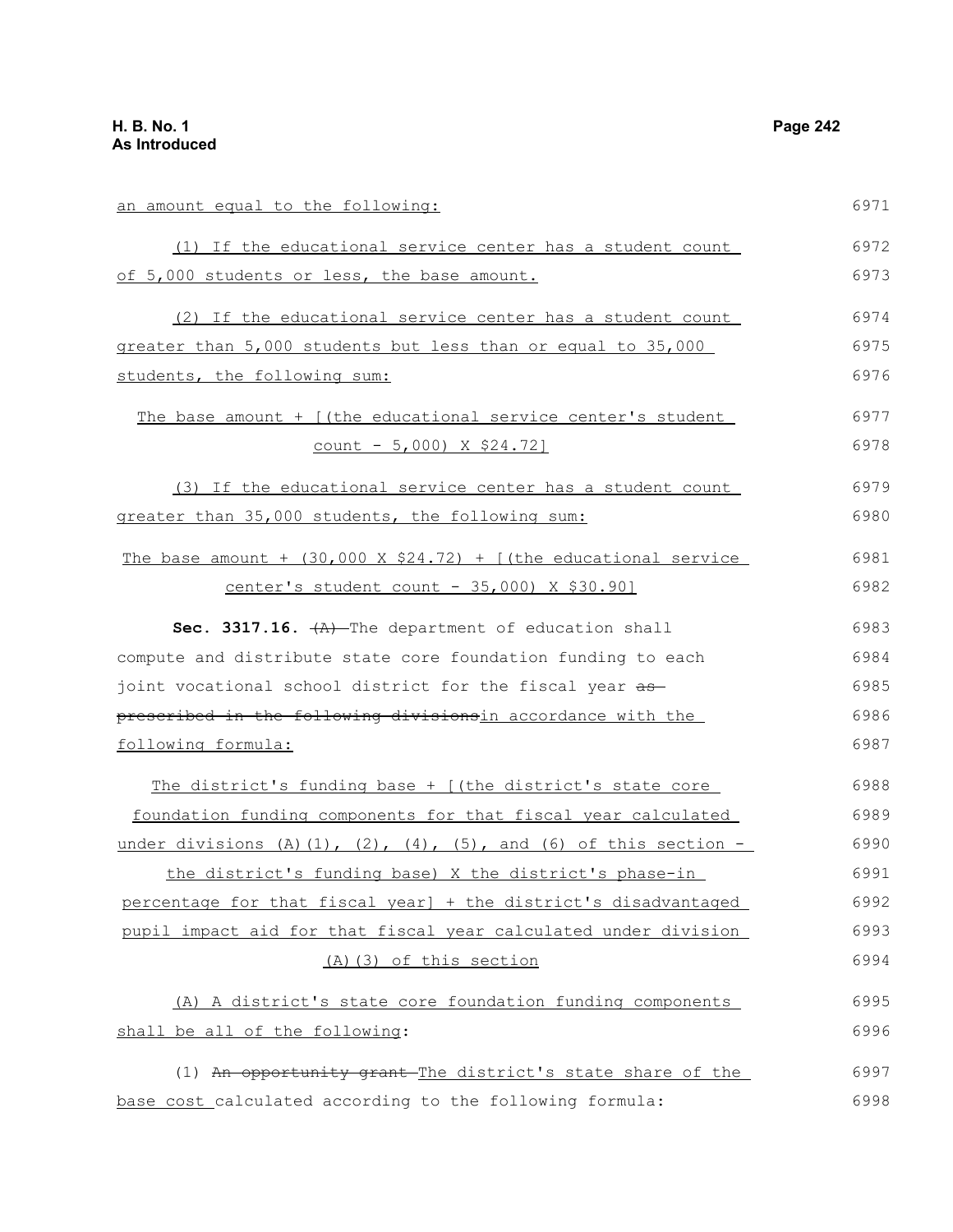an amount equal to the following:

(1) If the educational service center has a student count of 5,000 students or less, the base amount.

(2) If the educational service center has a student count greater than 5,000 students but less than or equal to 35,000 students, the following sum:

The base amount + [(the educational service center's student count - 5,000) X $24.72]

(3) If the educational service center has a student count greater than 35,000 students, the following sum:

The base amount + (30,000 X $24.72) + [(the educational service center's student count - 35,000) X $30.90]

**Sec. 3317.16.** ~~(A)~~ The department of education shall compute and distribute state core foundation funding to each joint vocational school district for the fiscal year ~~as prescribed in the following divisions~~in accordance with the following formula:

The district's funding base + [(the district's state core foundation funding components for that fiscal year calculated under divisions (A)(1), (2), (4), (5), and (6) of this section - the district's funding base) X the district's phase-in percentage for that fiscal year] + the district's disadvantaged pupil impact aid for that fiscal year calculated under division (A)(3) of this section

(A) A district's state core foundation funding components shall be all of the following:

(1) ~~An opportunity grant~~ The district's state share of the base cost calculated according to the following formula: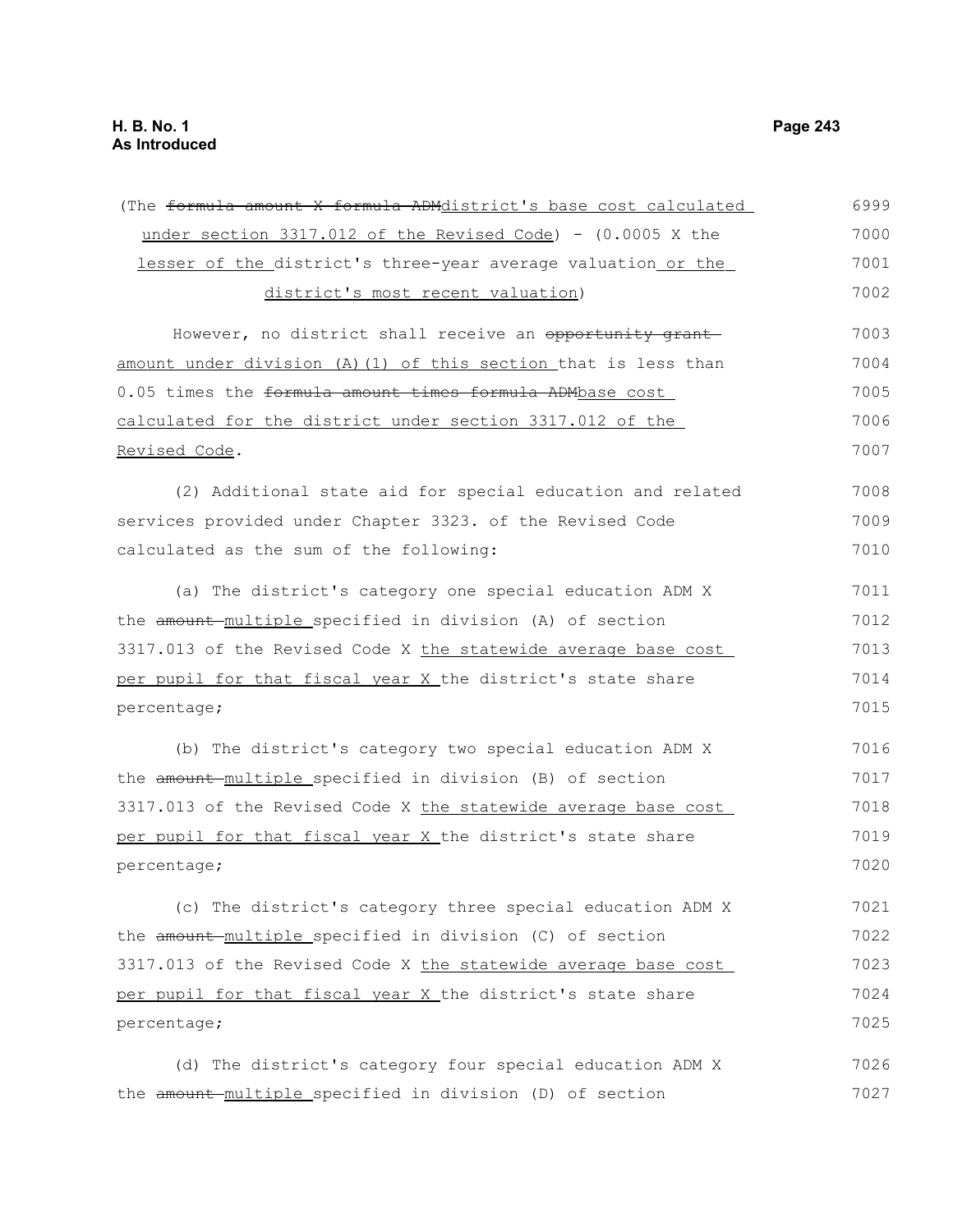(The ~~formula amount X formula ADM~~district's base cost calculated under section 3317.012 of the Revised Code) - (0.0005 X the lesser of the district's three-year average valuation or the district's most recent valuation)

However, no district shall receive an ~~opportunity grant~~ amount under division (A)(1) of this section that is less than 0.05 times the ~~formula amount times formula ADM~~base cost calculated for the district under section 3317.012 of the Revised Code.

(2) Additional state aid for special education and related services provided under Chapter 3323. of the Revised Code calculated as the sum of the following:

(a) The district's category one special education ADM X the ~~amount~~ multiple specified in division (A) of section 3317.013 of the Revised Code X the statewide average base cost per pupil for that fiscal year X the district's state share percentage;

(b) The district's category two special education ADM X the ~~amount~~ multiple specified in division (B) of section 3317.013 of the Revised Code X the statewide average base cost per pupil for that fiscal year X the district's state share percentage;

(c) The district's category three special education ADM X the ~~amount~~ multiple specified in division (C) of section 3317.013 of the Revised Code X the statewide average base cost per pupil for that fiscal year X the district's state share percentage;

(d) The district's category four special education ADM X the ~~amount~~ multiple specified in division (D) of section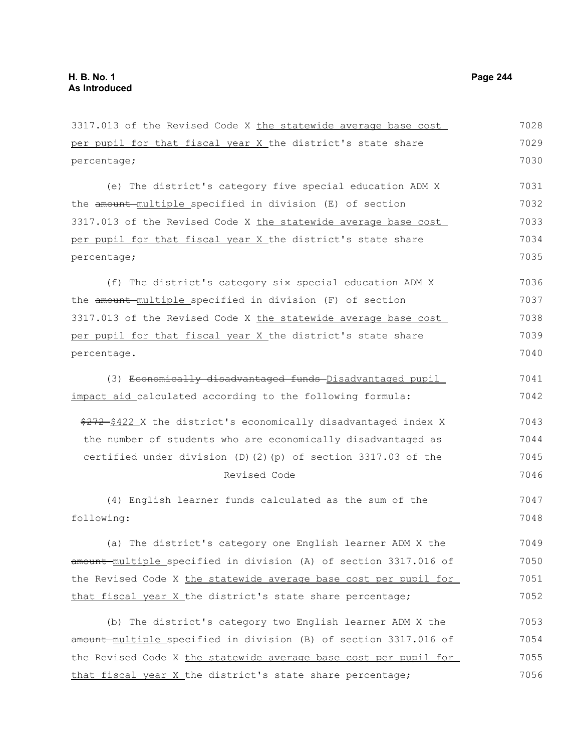3317.013 of the Revised Code X the statewide average base cost per pupil for that fiscal year X the district's state share percentage;

(e) The district's category five special education ADM X the ~~amount~~ multiple specified in division (E) of section 3317.013 of the Revised Code X the statewide average base cost per pupil for that fiscal year X the district's state share percentage;

(f) The district's category six special education ADM X the ~~amount~~ multiple specified in division (F) of section 3317.013 of the Revised Code X the statewide average base cost per pupil for that fiscal year X the district's state share percentage.

(3) ~~Economically disadvantaged funds~~ Disadvantaged pupil impact aid calculated according to the following formula:

~~$272~~ $422 X the district's economically disadvantaged index X the number of students who are economically disadvantaged as certified under division (D)(2)(p) of section 3317.03 of the Revised Code

(4) English learner funds calculated as the sum of the following:

(a) The district's category one English learner ADM X the ~~amount~~ multiple specified in division (A) of section 3317.016 of the Revised Code X the statewide average base cost per pupil for that fiscal year X the district's state share percentage;

(b) The district's category two English learner ADM X the ~~amount~~ multiple specified in division (B) of section 3317.016 of the Revised Code X the statewide average base cost per pupil for that fiscal year X the district's state share percentage;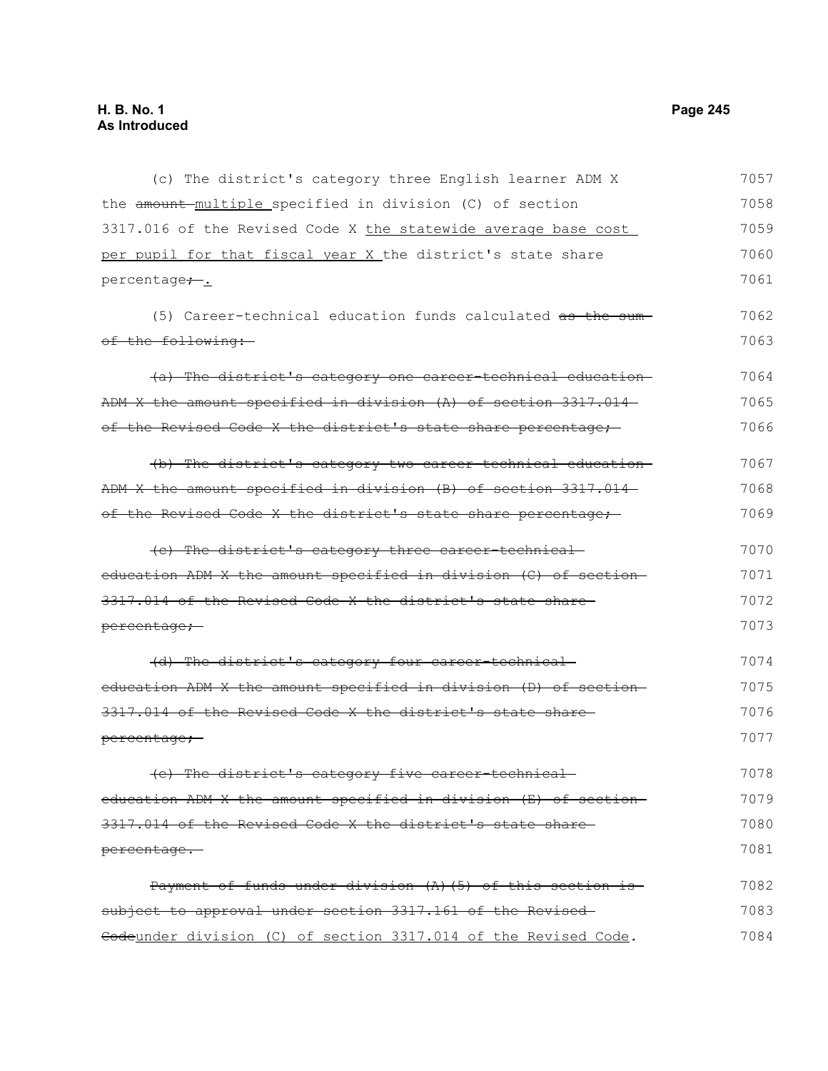(c) The district's category three English learner ADM X the ~~amount~~ multiple specified in division (C) of section 3317.016 of the Revised Code X <u>the statewide average base cost per pupil for that fiscal year X</u> the district's state share percentage~~;~~.

(5) Career-technical education funds calculated ~~as the sum of the following:~~

~~(a) The district's category one career-technical education ADM X the amount specified in division (A) of section 3317.014 of the Revised Code X the district's state share percentage;~~

~~(b) The district's category two career-technical education ADM X the amount specified in division (B) of section 3317.014 of the Revised Code X the district's state share percentage;~~

~~(c) The district's category three career-technical education ADM X the amount specified in division (C) of section 3317.014 of the Revised Code X the district's state share percentage;~~

~~(d) The district's category four career-technical education ADM X the amount specified in division (D) of section 3317.014 of the Revised Code X the district's state share percentage;~~

~~(e) The district's category five career-technical education ADM X the amount specified in division (E) of section 3317.014 of the Revised Code X the district's state share percentage.~~

~~Payment of funds under division (A)(5) of this section is subject to approval under section 3317.161 of the Revised Code~~<u>under division (C) of section 3317.014 of the Revised Code</u>.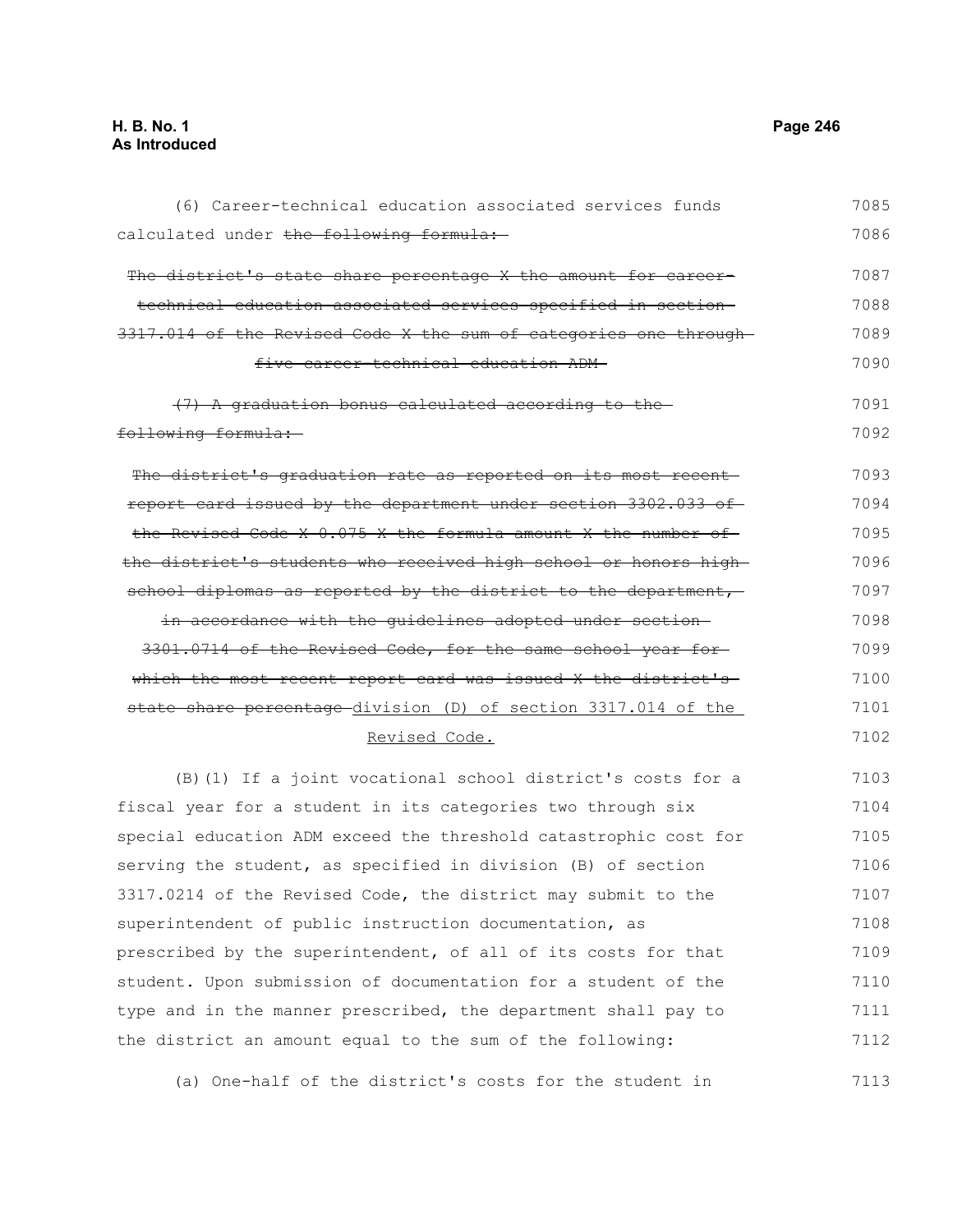(6) Career-technical education associated services funds calculated under ~~the following formula:~~

~~The district's state share percentage X the amount for career-technical education associated services specified in section 3317.014 of the Revised Code X the sum of categories one through five career-technical education ADM~~

~~(7) A graduation bonus calculated according to the following formula:~~

~~The district's graduation rate as reported on its most recent report card issued by the department under section 3302.033 of the Revised Code X 0.075 X the formula amount X the number of the district's students who received high school or honors high school diplomas as reported by the district to the department, in accordance with the guidelines adopted under section 3301.0714 of the Revised Code, for the same school year for which the most recent report card was issued X the district's state share percentage~~ <u>division (D) of section 3317.014 of the Revised Code.</u>

(B)(1) If a joint vocational school district's costs for a fiscal year for a student in its categories two through six special education ADM exceed the threshold catastrophic cost for serving the student, as specified in division (B) of section 3317.0214 of the Revised Code, the district may submit to the superintendent of public instruction documentation, as prescribed by the superintendent, of all of its costs for that student. Upon submission of documentation for a student of the type and in the manner prescribed, the department shall pay to the district an amount equal to the sum of the following:

(a) One-half of the district's costs for the student in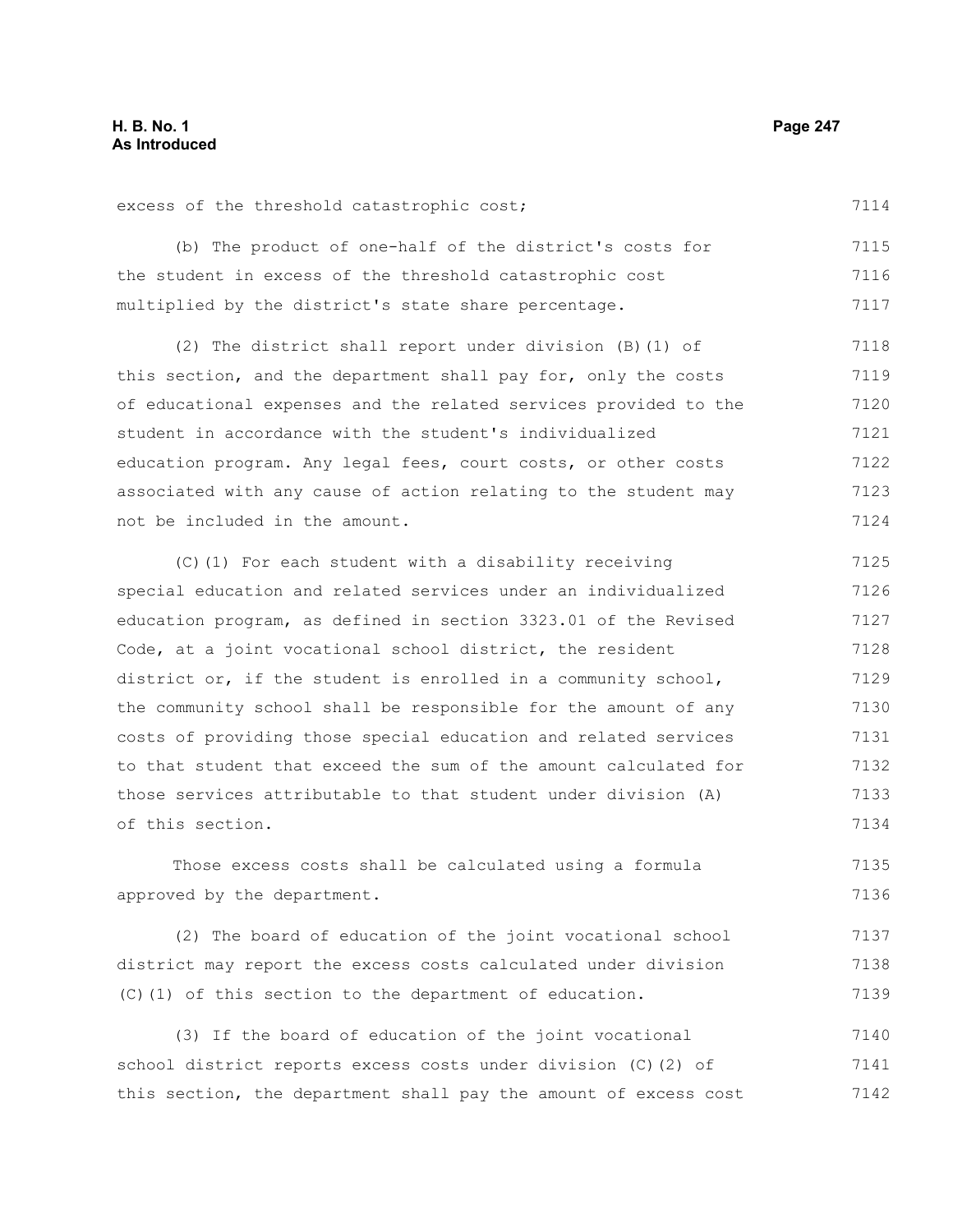excess of the threshold catastrophic cost;

(b) The product of one-half of the district's costs for the student in excess of the threshold catastrophic cost multiplied by the district's state share percentage.

(2) The district shall report under division (B)(1) of this section, and the department shall pay for, only the costs of educational expenses and the related services provided to the student in accordance with the student's individualized education program. Any legal fees, court costs, or other costs associated with any cause of action relating to the student may not be included in the amount.

(C)(1) For each student with a disability receiving special education and related services under an individualized education program, as defined in section 3323.01 of the Revised Code, at a joint vocational school district, the resident district or, if the student is enrolled in a community school, the community school shall be responsible for the amount of any costs of providing those special education and related services to that student that exceed the sum of the amount calculated for those services attributable to that student under division (A) of this section.

Those excess costs shall be calculated using a formula approved by the department.

(2) The board of education of the joint vocational school district may report the excess costs calculated under division (C)(1) of this section to the department of education.

(3) If the board of education of the joint vocational school district reports excess costs under division (C)(2) of this section, the department shall pay the amount of excess cost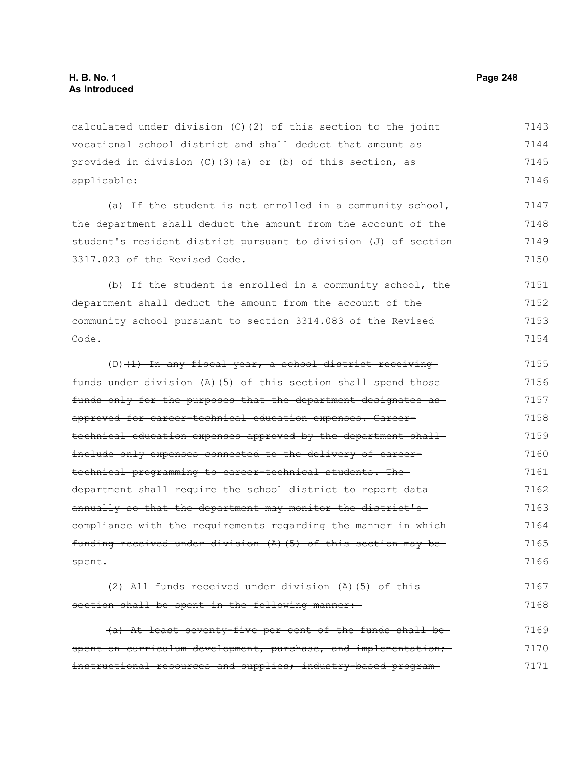calculated under division (C)(2) of this section to the joint vocational school district and shall deduct that amount as provided in division (C)(3)(a) or (b) of this section, as applicable:

(a) If the student is not enrolled in a community school, the department shall deduct the amount from the account of the student's resident district pursuant to division (J) of section 3317.023 of the Revised Code.

(b) If the student is enrolled in a community school, the department shall deduct the amount from the account of the community school pursuant to section 3314.083 of the Revised Code.

(D) ~~(1) In any fiscal year, a school district receiving funds under division (A)(5) of this section shall spend those funds only for the purposes that the department designates as approved for career-technical education expenses. Career-technical education expenses approved by the department shall include only expenses connected to the delivery of career-technical programming to career-technical students. The department shall require the school district to report data annually so that the department may monitor the district's compliance with the requirements regarding the manner in which funding received under division (A)(5) of this section may be spent.~~

~~(2) All funds received under division (A)(5) of this section shall be spent in the following manner:~~

~~(a) At least seventy-five per cent of the funds shall be spent on curriculum development, purchase, and implementation; instructional resources and supplies; industry-based program~~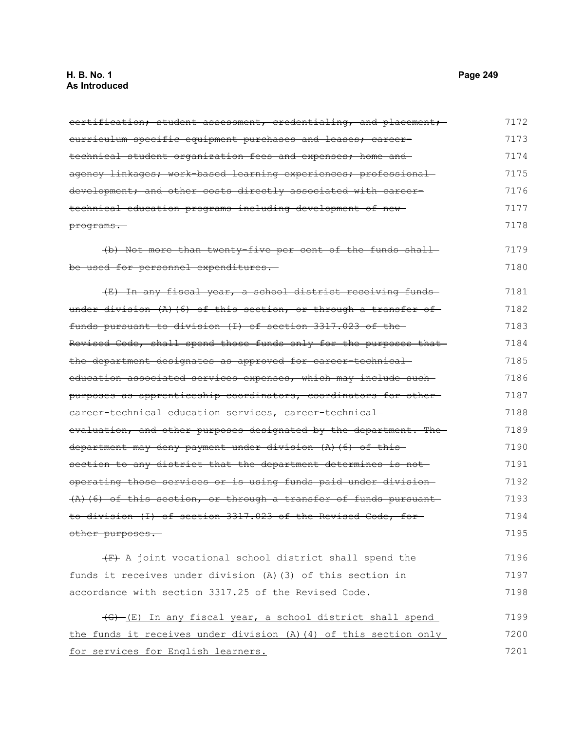~~certification; student assessment, credentialing, and placement; curriculum specific equipment purchases and leases; career-technical student organization fees and expenses; home and agency linkages; work-based learning experiences; professional development; and other costs directly associated with career-technical education programs including development of new programs.~~

~~(b) Not more than twenty-five per cent of the funds shall be used for personnel expenditures.~~

~~(E) In any fiscal year, a school district receiving funds under division (A)(6) of this section, or through a transfer of funds pursuant to division (I) of section 3317.023 of the Revised Code, shall spend those funds only for the purposes that the department designates as approved for career-technical education associated services expenses, which may include such purposes as apprenticeship coordinators, coordinators for other career-technical education services, career-technical evaluation, and other purposes designated by the department. The department may deny payment under division (A)(6) of this section to any district that the department determines is not operating those services or is using funds paid under division (A)(6) of this section, or through a transfer of funds pursuant to division (I) of section 3317.023 of the Revised Code, for other purposes.~~

~~(F)~~ A joint vocational school district shall spend the funds it receives under division (A)(3) of this section in accordance with section 3317.25 of the Revised Code.

~~(G)~~ <u>(E) In any fiscal year, a school district shall spend the funds it receives under division (A)(4) of this section only for services for English learners.</u>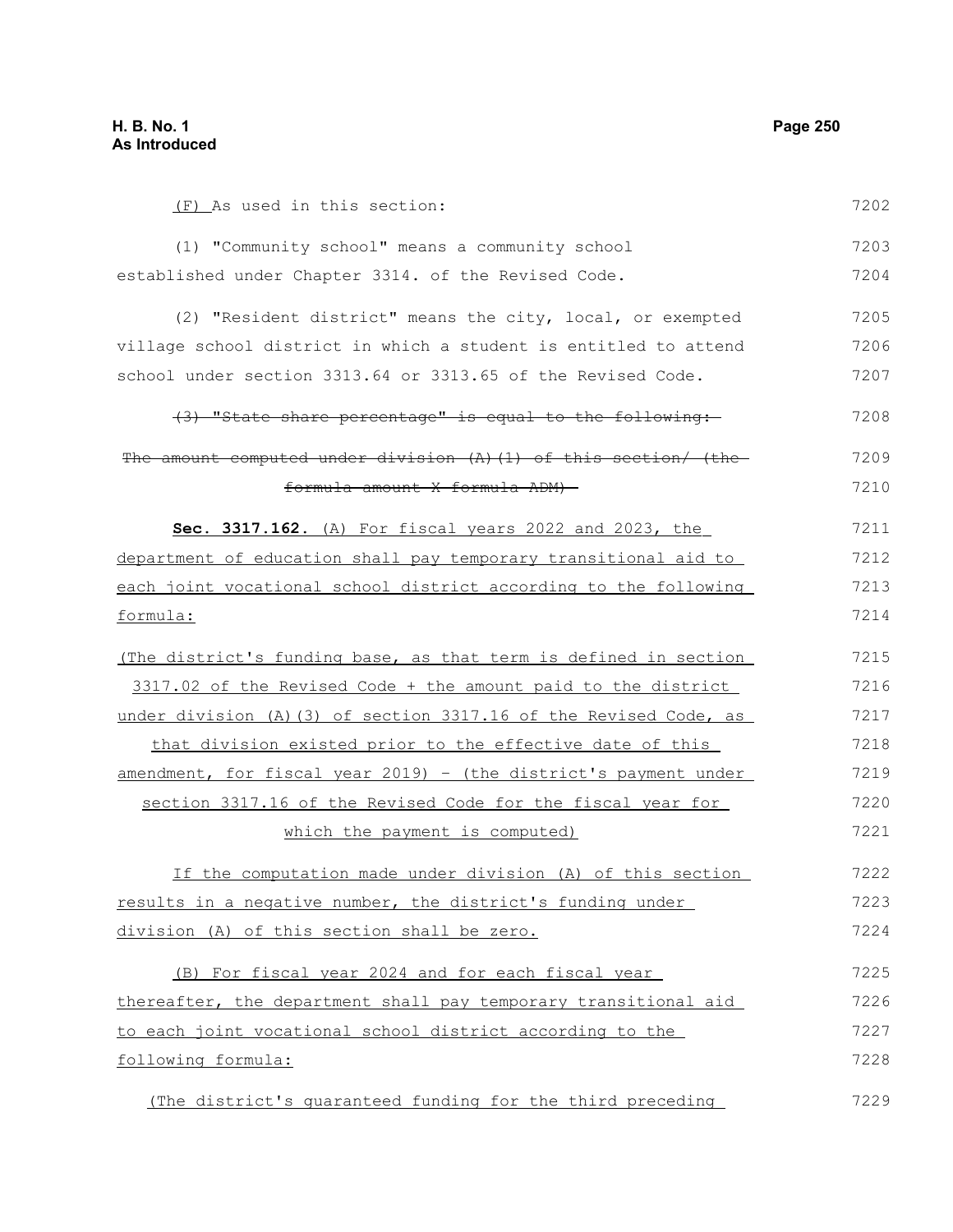(F) As used in this section:

(1) "Community school" means a community school established under Chapter 3314. of the Revised Code.

(2) "Resident district" means the city, local, or exempted village school district in which a student is entitled to attend school under section 3313.64 or 3313.65 of the Revised Code.

~~(3) "State share percentage" is equal to the following:~~

~~The amount computed under division (A)(1) of this section/ (the formula amount X formula ADM)~~

**Sec. 3317.162.** (A) For fiscal years 2022 and 2023, the department of education shall pay temporary transitional aid to each joint vocational school district according to the following formula:

(The district's funding base, as that term is defined in section 3317.02 of the Revised Code + the amount paid to the district under division (A)(3) of section 3317.16 of the Revised Code, as that division existed prior to the effective date of this amendment, for fiscal year 2019) - (the district's payment under section 3317.16 of the Revised Code for the fiscal year for which the payment is computed)

If the computation made under division (A) of this section results in a negative number, the district's funding under division (A) of this section shall be zero.

(B) For fiscal year 2024 and for each fiscal year thereafter, the department shall pay temporary transitional aid to each joint vocational school district according to the following formula:

(The district's guaranteed funding for the third preceding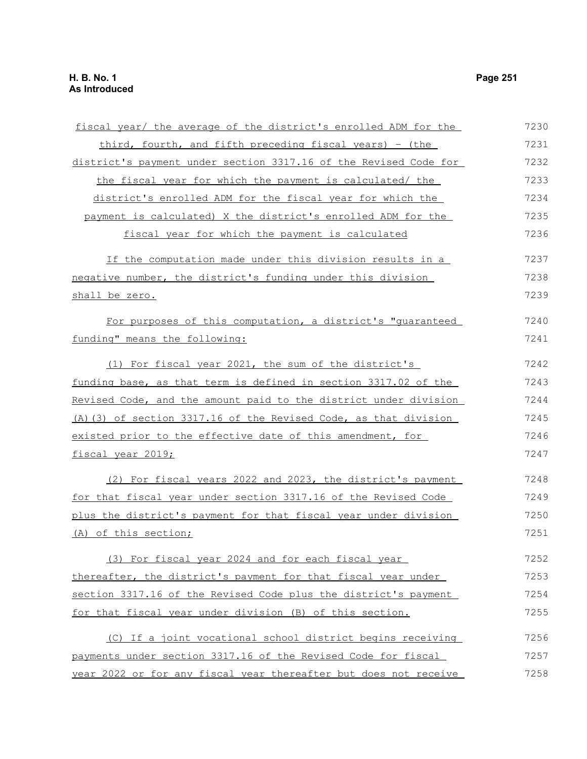fiscal year/ the average of the district's enrolled ADM for the third, fourth, and fifth preceding fiscal years) - (the district's payment under section 3317.16 of the Revised Code for the fiscal year for which the payment is calculated/ the district's enrolled ADM for the fiscal year for which the payment is calculated) X the district's enrolled ADM for the fiscal year for which the payment is calculated

If the computation made under this division results in a negative number, the district's funding under this division shall be zero.

For purposes of this computation, a district's "guaranteed funding" means the following:

(1) For fiscal year 2021, the sum of the district's funding base, as that term is defined in section 3317.02 of the Revised Code, and the amount paid to the district under division (A)(3) of section 3317.16 of the Revised Code, as that division existed prior to the effective date of this amendment, for fiscal year 2019;

(2) For fiscal years 2022 and 2023, the district's payment for that fiscal year under section 3317.16 of the Revised Code plus the district's payment for that fiscal year under division (A) of this section;

(3) For fiscal year 2024 and for each fiscal year thereafter, the district's payment for that fiscal year under section 3317.16 of the Revised Code plus the district's payment for that fiscal year under division (B) of this section.

(C) If a joint vocational school district begins receiving payments under section 3317.16 of the Revised Code for fiscal year 2022 or for any fiscal year thereafter but does not receive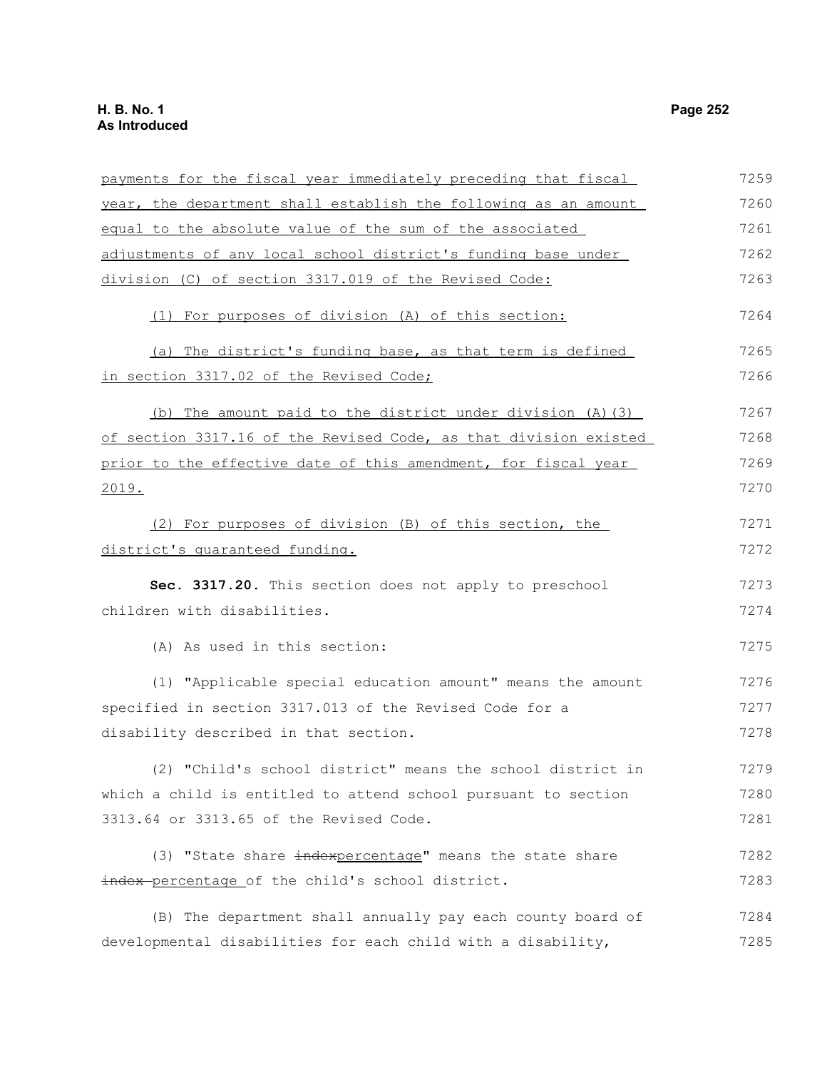payments for the fiscal year immediately preceding that fiscal year, the department shall establish the following as an amount equal to the absolute value of the sum of the associated adjustments of any local school district's funding base under division (C) of section 3317.019 of the Revised Code:

(1) For purposes of division (A) of this section:

(a) The district's funding base, as that term is defined in section 3317.02 of the Revised Code;

(b) The amount paid to the district under division (A)(3) of section 3317.16 of the Revised Code, as that division existed prior to the effective date of this amendment, for fiscal year 2019.

(2) For purposes of division (B) of this section, the district's guaranteed funding.

**Sec. 3317.20.** This section does not apply to preschool children with disabilities.

(A) As used in this section:

(1) "Applicable special education amount" means the amount specified in section 3317.013 of the Revised Code for a disability described in that section.

(2) "Child's school district" means the school district in which a child is entitled to attend school pursuant to section 3313.64 or 3313.65 of the Revised Code.

(3) "State share ~~index~~percentage" means the state share ~~index~~ percentage of the child's school district.

(B) The department shall annually pay each county board of developmental disabilities for each child with a disability,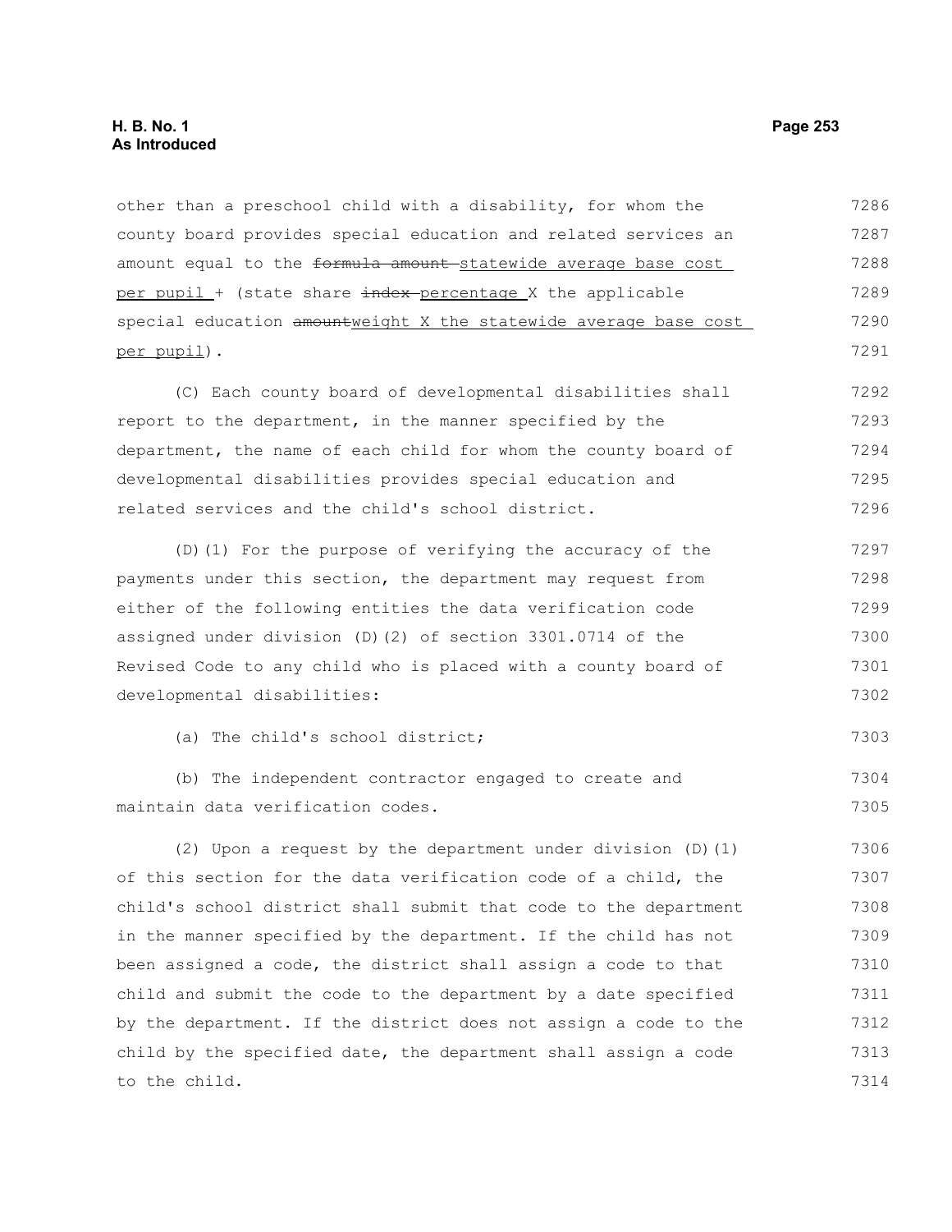other than a preschool child with a disability, for whom the county board provides special education and related services an amount equal to the ~~formula amount~~ statewide average base cost per pupil + (state share ~~index~~ percentage X the applicable special education ~~amount~~weight X the statewide average base cost per pupil).

(C) Each county board of developmental disabilities shall report to the department, in the manner specified by the department, the name of each child for whom the county board of developmental disabilities provides special education and related services and the child's school district.

(D)(1) For the purpose of verifying the accuracy of the payments under this section, the department may request from either of the following entities the data verification code assigned under division (D)(2) of section 3301.0714 of the Revised Code to any child who is placed with a county board of developmental disabilities:

(a) The child's school district;

(b) The independent contractor engaged to create and maintain data verification codes.

(2) Upon a request by the department under division (D)(1) of this section for the data verification code of a child, the child's school district shall submit that code to the department in the manner specified by the department. If the child has not been assigned a code, the district shall assign a code to that child and submit the code to the department by a date specified by the department. If the district does not assign a code to the child by the specified date, the department shall assign a code to the child.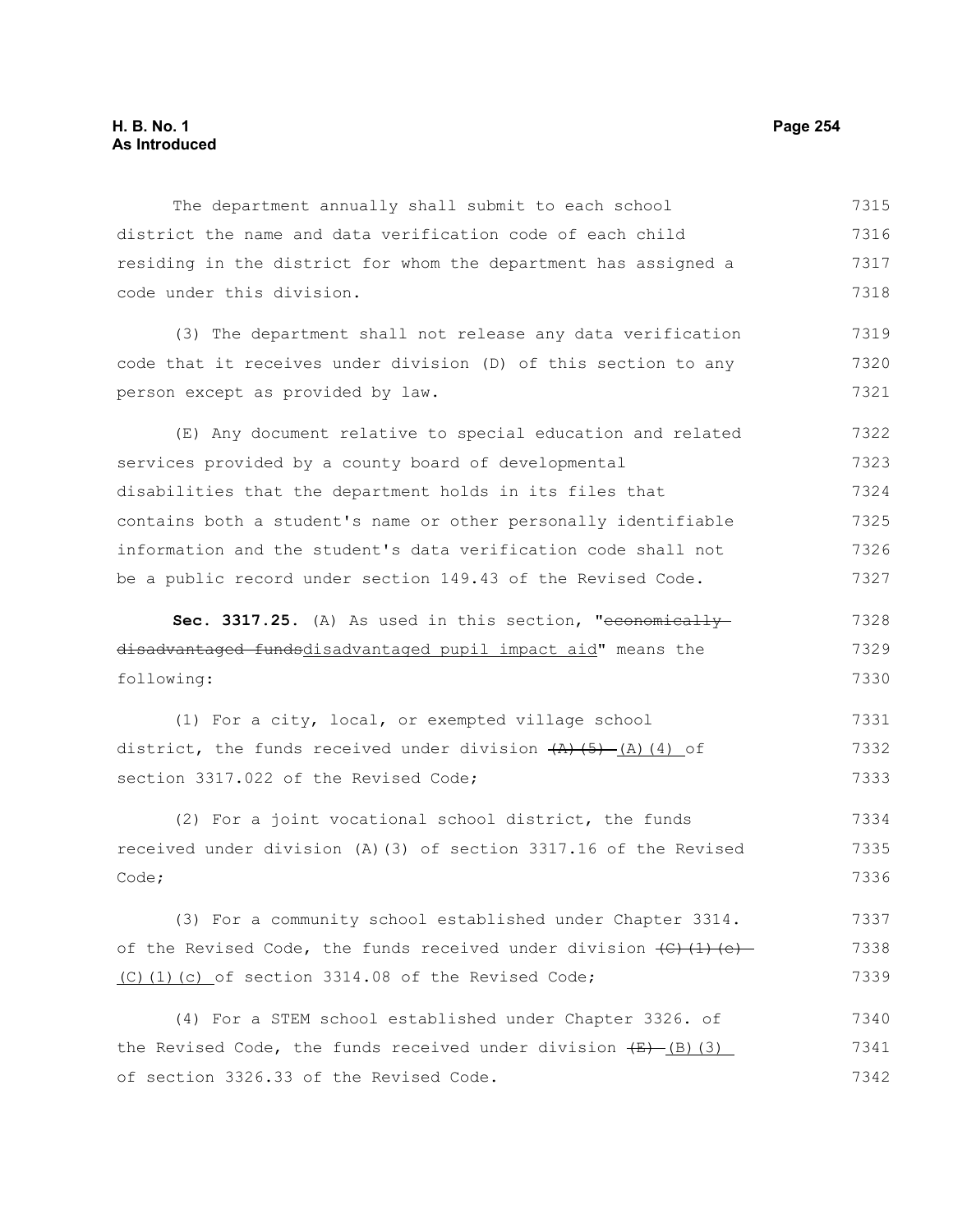The department annually shall submit to each school district the name and data verification code of each child residing in the district for whom the department has assigned a code under this division.

(3) The department shall not release any data verification code that it receives under division (D) of this section to any person except as provided by law.

(E) Any document relative to special education and related services provided by a county board of developmental disabilities that the department holds in its files that contains both a student's name or other personally identifiable information and the student's data verification code shall not be a public record under section 149.43 of the Revised Code.

**Sec. 3317.25.** (A) As used in this section, "~~economically disadvantaged funds~~disadvantaged pupil impact aid" means the following:

(1) For a city, local, or exempted village school district, the funds received under division ~~(A)(5)~~ (A)(4) of section 3317.022 of the Revised Code;

(2) For a joint vocational school district, the funds received under division (A)(3) of section 3317.16 of the Revised Code;

(3) For a community school established under Chapter 3314. of the Revised Code, the funds received under division ~~(C)(1)(e)~~ (C)(1)(c) of section 3314.08 of the Revised Code;

(4) For a STEM school established under Chapter 3326. of the Revised Code, the funds received under division ~~(E)~~ (B)(3) of section 3326.33 of the Revised Code.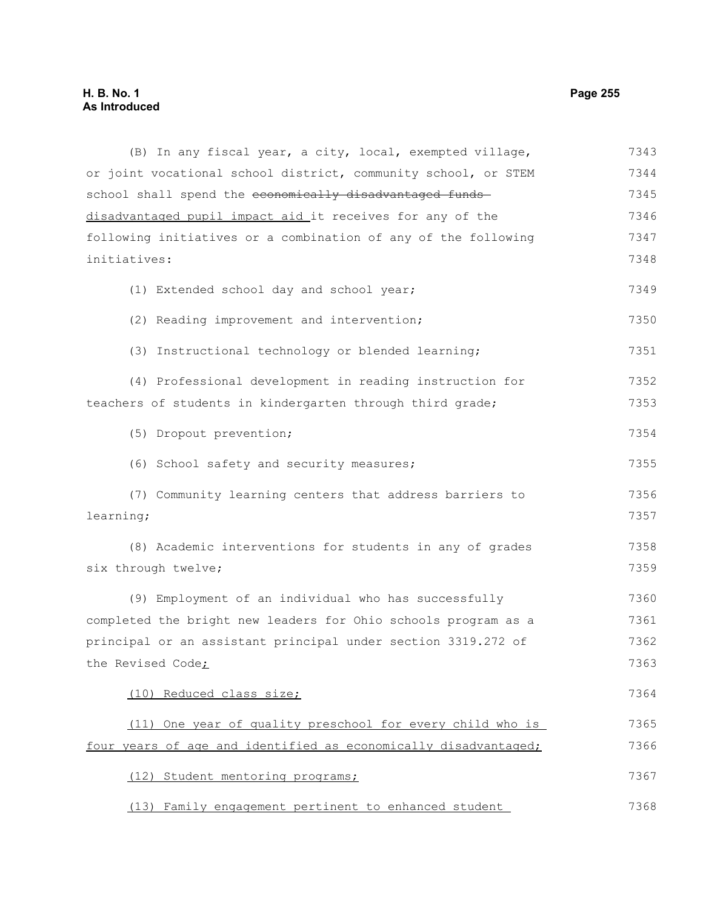(B) In any fiscal year, a city, local, exempted village, or joint vocational school district, community school, or STEM school shall spend the ~~economically disadvantaged funds~~ disadvantaged pupil impact aid it receives for any of the following initiatives or a combination of any of the following initiatives:

(1) Extended school day and school year;

(2) Reading improvement and intervention;

(3) Instructional technology or blended learning;

(4) Professional development in reading instruction for teachers of students in kindergarten through third grade;

(5) Dropout prevention;

(6) School safety and security measures;

(7) Community learning centers that address barriers to learning;

(8) Academic interventions for students in any of grades six through twelve;

(9) Employment of an individual who has successfully completed the bright new leaders for Ohio schools program as a principal or an assistant principal under section 3319.272 of the Revised Code;

(10) Reduced class size;

(11) One year of quality preschool for every child who is four years of age and identified as economically disadvantaged;

(12) Student mentoring programs;

(13) Family engagement pertinent to enhanced student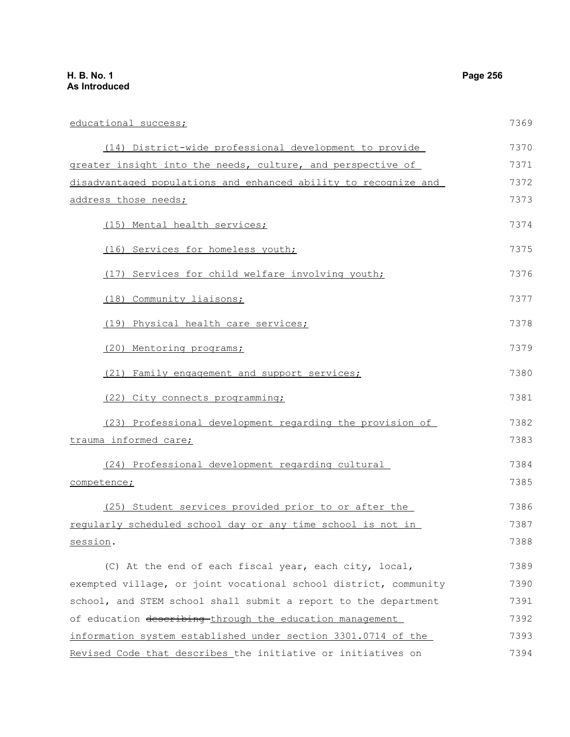educational success;

(14) District-wide professional development to provide greater insight into the needs, culture, and perspective of disadvantaged populations and enhanced ability to recognize and address those needs;

(15) Mental health services;

(16) Services for homeless youth;

(17) Services for child welfare involving youth;

(18) Community liaisons;

(19) Physical health care services;

(20) Mentoring programs;

(21) Family engagement and support services;

(22) City connects programming;

(23) Professional development regarding the provision of trauma informed care;

(24) Professional development regarding cultural competence;

(25) Student services provided prior to or after the regularly scheduled school day or any time school is not in session.

(C) At the end of each fiscal year, each city, local, exempted village, or joint vocational school district, community school, and STEM school shall submit a report to the department of education ~~describing~~ through the education management information system established under section 3301.0714 of the Revised Code that describes the initiative or initiatives on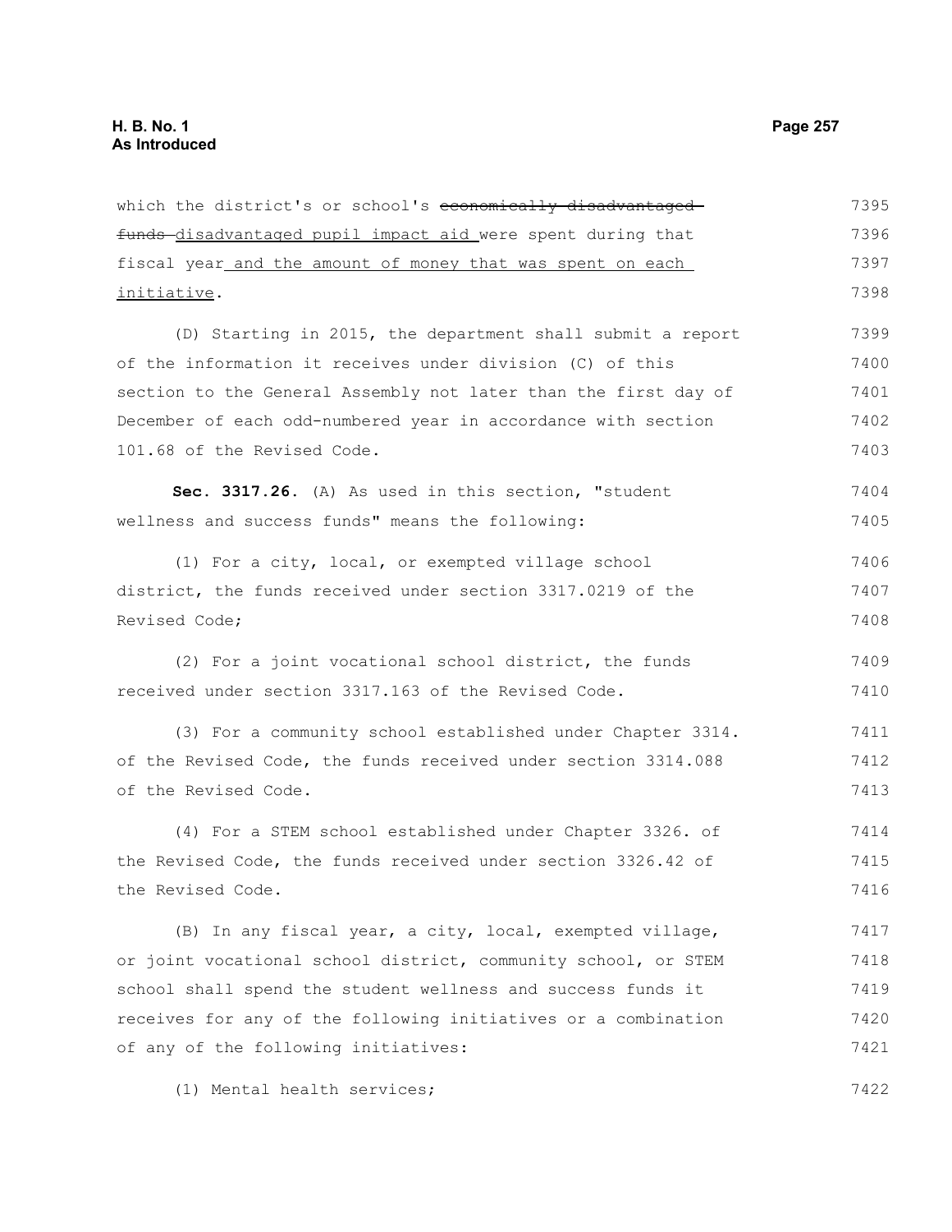which the district's or school's ~~economically disadvantaged funds~~ disadvantaged pupil impact aid were spent during that fiscal year and the amount of money that was spent on each initiative.

(D) Starting in 2015, the department shall submit a report of the information it receives under division (C) of this section to the General Assembly not later than the first day of December of each odd-numbered year in accordance with section 101.68 of the Revised Code.

**Sec. 3317.26.** (A) As used in this section, "student wellness and success funds" means the following:

(1) For a city, local, or exempted village school district, the funds received under section 3317.0219 of the Revised Code;

(2) For a joint vocational school district, the funds received under section 3317.163 of the Revised Code.

(3) For a community school established under Chapter 3314. of the Revised Code, the funds received under section 3314.088 of the Revised Code.

(4) For a STEM school established under Chapter 3326. of the Revised Code, the funds received under section 3326.42 of the Revised Code.

(B) In any fiscal year, a city, local, exempted village, or joint vocational school district, community school, or STEM school shall spend the student wellness and success funds it receives for any of the following initiatives or a combination of any of the following initiatives:

(1) Mental health services;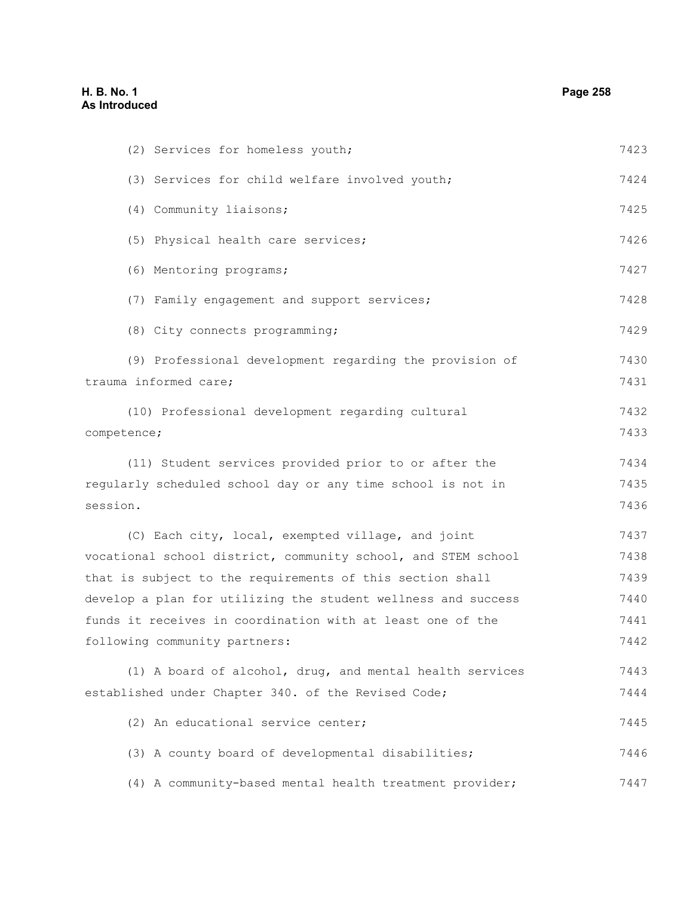(2) Services for homeless youth;

(3) Services for child welfare involved youth;

(4) Community liaisons;

(5) Physical health care services;

(6) Mentoring programs;

(7) Family engagement and support services;

(8) City connects programming;

(9) Professional development regarding the provision of trauma informed care;

(10) Professional development regarding cultural competence;

(11) Student services provided prior to or after the regularly scheduled school day or any time school is not in session.

(C) Each city, local, exempted village, and joint vocational school district, community school, and STEM school that is subject to the requirements of this section shall develop a plan for utilizing the student wellness and success funds it receives in coordination with at least one of the following community partners:

(1) A board of alcohol, drug, and mental health services established under Chapter 340. of the Revised Code;

(2) An educational service center;

(3) A county board of developmental disabilities;

(4) A community-based mental health treatment provider;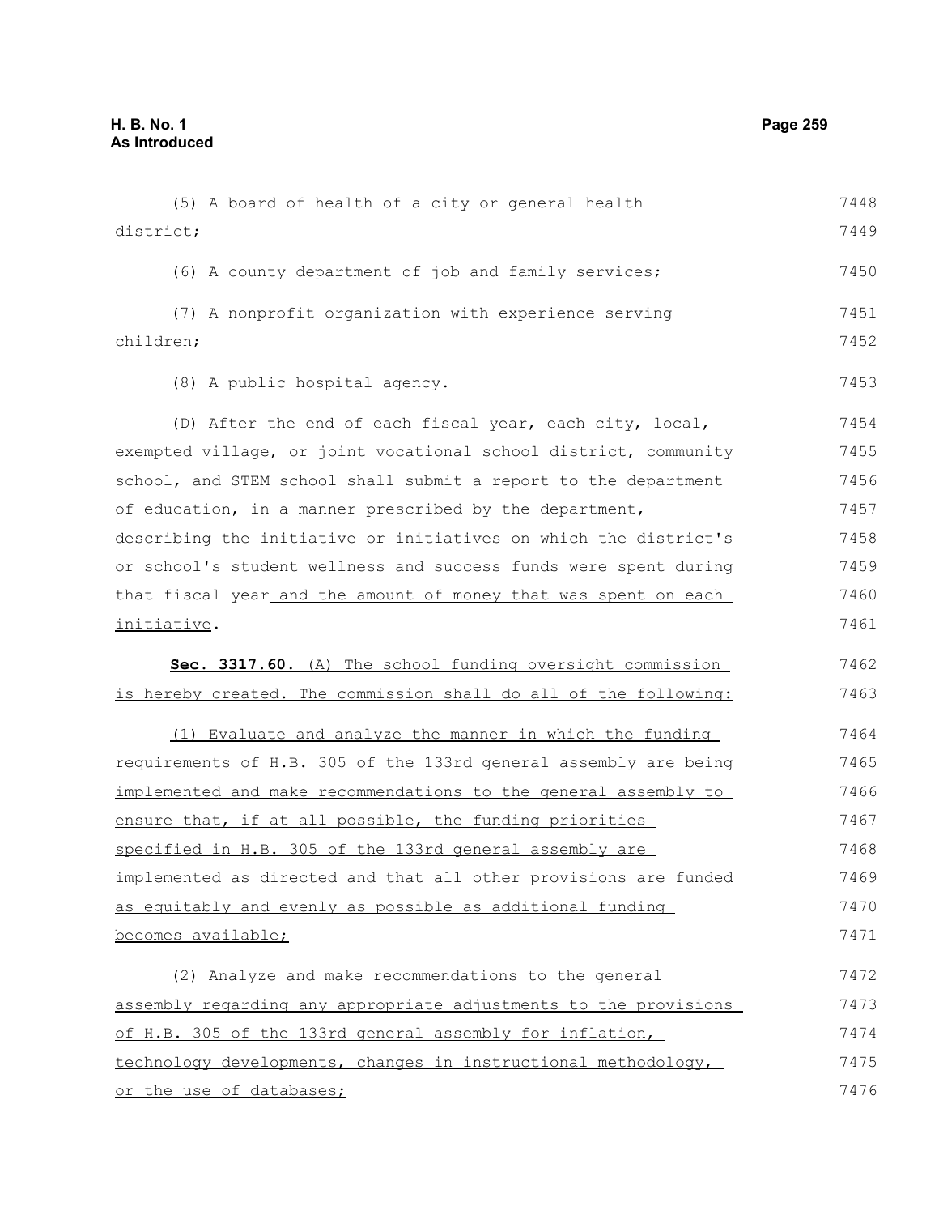(5) A board of health of a city or general health district;

(6) A county department of job and family services;

(7) A nonprofit organization with experience serving children;

(8) A public hospital agency.

(D) After the end of each fiscal year, each city, local, exempted village, or joint vocational school district, community school, and STEM school shall submit a report to the department of education, in a manner prescribed by the department, describing the initiative or initiatives on which the district's or school's student wellness and success funds were spent during that fiscal year and the amount of money that was spent on each initiative.

**Sec. 3317.60.** (A) The school funding oversight commission is hereby created. The commission shall do all of the following:

(1) Evaluate and analyze the manner in which the funding requirements of H.B. 305 of the 133rd general assembly are being implemented and make recommendations to the general assembly to ensure that, if at all possible, the funding priorities specified in H.B. 305 of the 133rd general assembly are implemented as directed and that all other provisions are funded as equitably and evenly as possible as additional funding becomes available;

(2) Analyze and make recommendations to the general assembly regarding any appropriate adjustments to the provisions of H.B. 305 of the 133rd general assembly for inflation, technology developments, changes in instructional methodology, or the use of databases;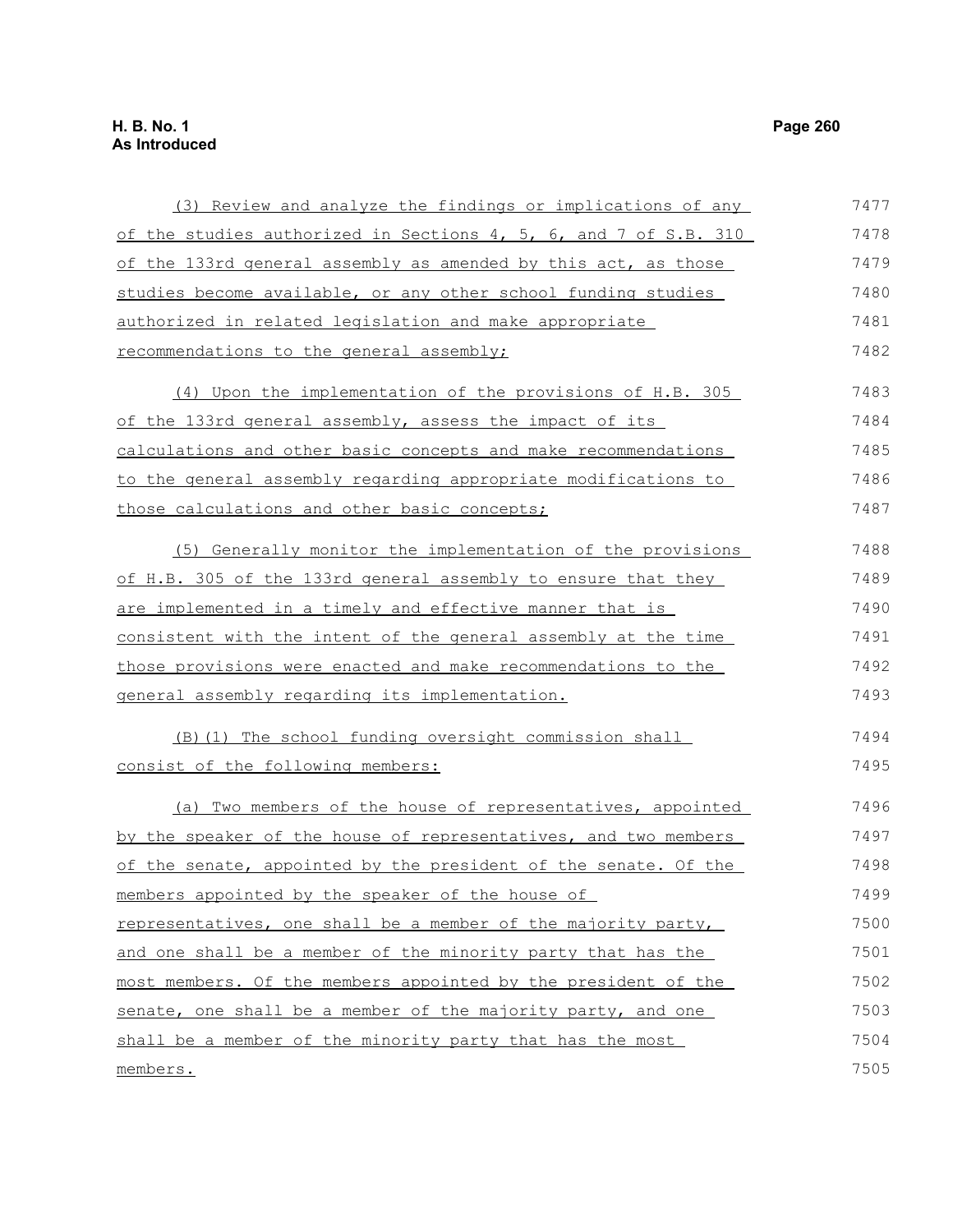(3) Review and analyze the findings or implications of any of the studies authorized in Sections 4, 5, 6, and 7 of S.B. 310 of the 133rd general assembly as amended by this act, as those studies become available, or any other school funding studies authorized in related legislation and make appropriate recommendations to the general assembly;

(4) Upon the implementation of the provisions of H.B. 305 of the 133rd general assembly, assess the impact of its calculations and other basic concepts and make recommendations to the general assembly regarding appropriate modifications to those calculations and other basic concepts;

(5) Generally monitor the implementation of the provisions of H.B. 305 of the 133rd general assembly to ensure that they are implemented in a timely and effective manner that is consistent with the intent of the general assembly at the time those provisions were enacted and make recommendations to the general assembly regarding its implementation.

(B)(1) The school funding oversight commission shall consist of the following members:

(a) Two members of the house of representatives, appointed by the speaker of the house of representatives, and two members of the senate, appointed by the president of the senate. Of the members appointed by the speaker of the house of representatives, one shall be a member of the majority party, and one shall be a member of the minority party that has the most members. Of the members appointed by the president of the senate, one shall be a member of the majority party, and one shall be a member of the minority party that has the most members.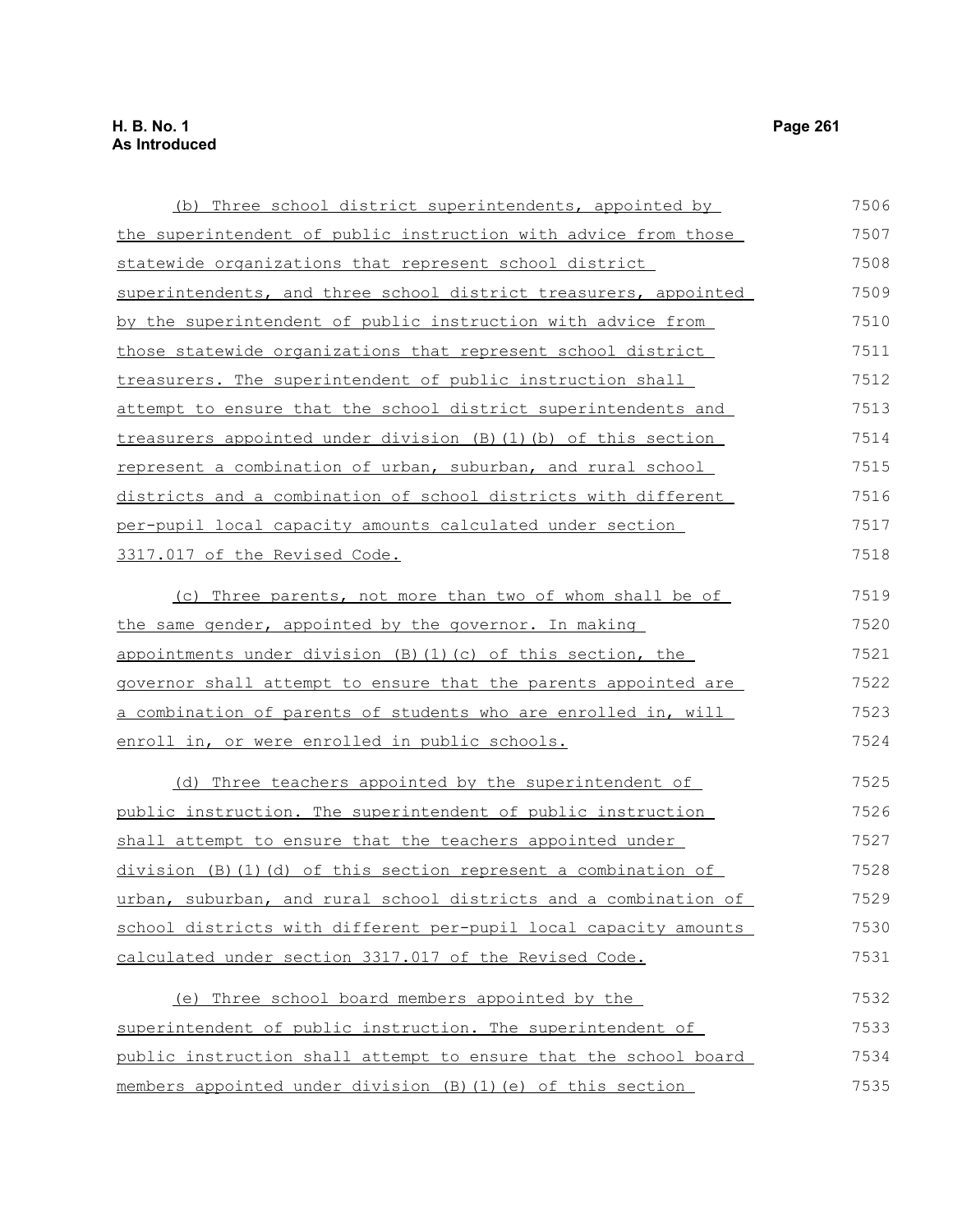(b) Three school district superintendents, appointed by the superintendent of public instruction with advice from those statewide organizations that represent school district superintendents, and three school district treasurers, appointed by the superintendent of public instruction with advice from those statewide organizations that represent school district treasurers. The superintendent of public instruction shall attempt to ensure that the school district superintendents and treasurers appointed under division (B)(1)(b) of this section represent a combination of urban, suburban, and rural school districts and a combination of school districts with different per-pupil local capacity amounts calculated under section 3317.017 of the Revised Code.

(c) Three parents, not more than two of whom shall be of the same gender, appointed by the governor. In making appointments under division (B)(1)(c) of this section, the governor shall attempt to ensure that the parents appointed are a combination of parents of students who are enrolled in, will enroll in, or were enrolled in public schools.

(d) Three teachers appointed by the superintendent of public instruction. The superintendent of public instruction shall attempt to ensure that the teachers appointed under division (B)(1)(d) of this section represent a combination of urban, suburban, and rural school districts and a combination of school districts with different per-pupil local capacity amounts calculated under section 3317.017 of the Revised Code.

(e) Three school board members appointed by the superintendent of public instruction. The superintendent of public instruction shall attempt to ensure that the school board members appointed under division (B)(1)(e) of this section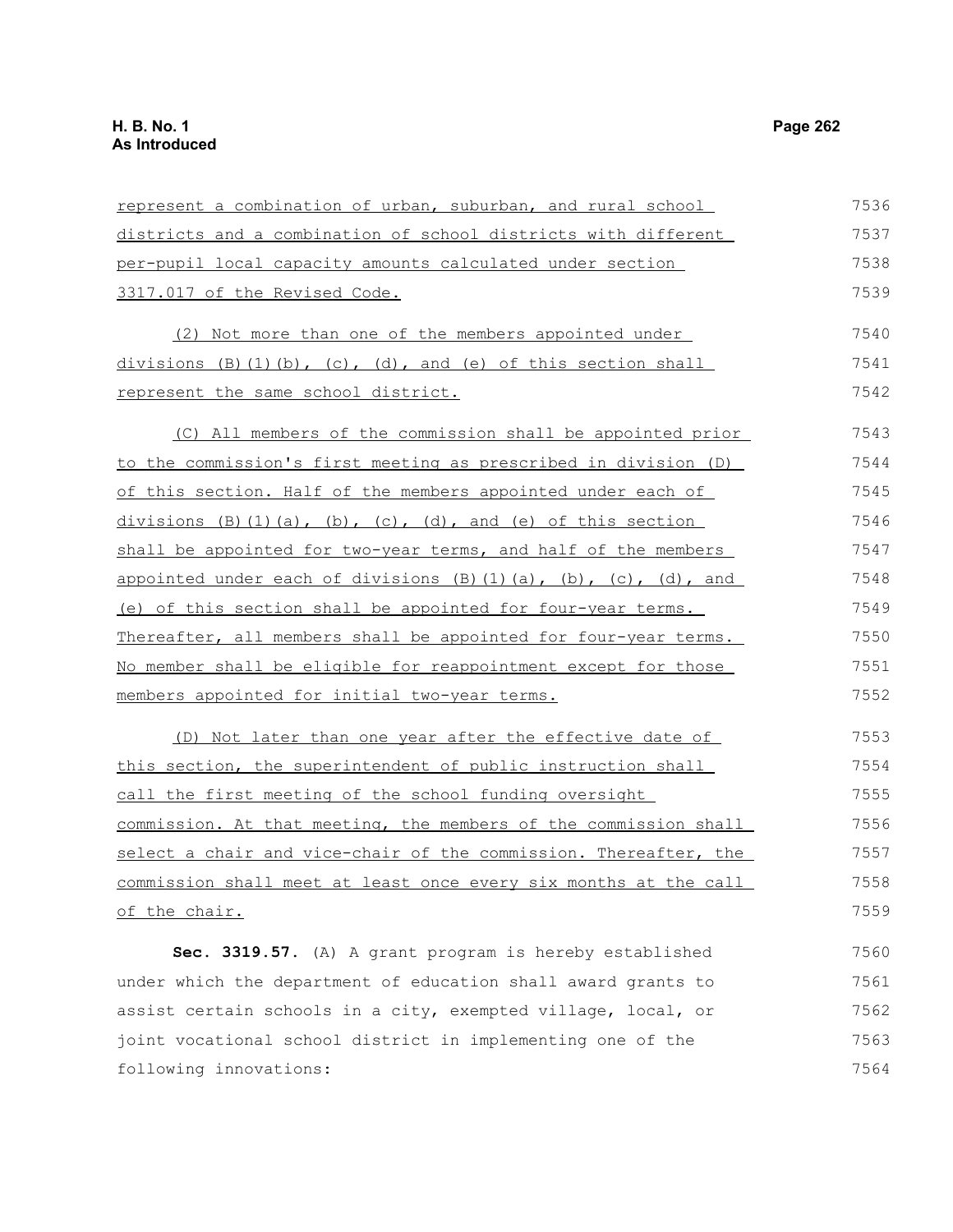represent a combination of urban, suburban, and rural school districts and a combination of school districts with different per-pupil local capacity amounts calculated under section 3317.017 of the Revised Code.

(2) Not more than one of the members appointed under divisions (B)(1)(b), (c), (d), and (e) of this section shall represent the same school district.

(C) All members of the commission shall be appointed prior to the commission's first meeting as prescribed in division (D) of this section. Half of the members appointed under each of divisions (B)(1)(a), (b), (c), (d), and (e) of this section shall be appointed for two-year terms, and half of the members appointed under each of divisions (B)(1)(a), (b), (c), (d), and (e) of this section shall be appointed for four-year terms. Thereafter, all members shall be appointed for four-year terms. No member shall be eligible for reappointment except for those members appointed for initial two-year terms.

(D) Not later than one year after the effective date of this section, the superintendent of public instruction shall call the first meeting of the school funding oversight commission. At that meeting, the members of the commission shall select a chair and vice-chair of the commission. Thereafter, the commission shall meet at least once every six months at the call of the chair.

**Sec. 3319.57.** (A) A grant program is hereby established under which the department of education shall award grants to assist certain schools in a city, exempted village, local, or joint vocational school district in implementing one of the following innovations: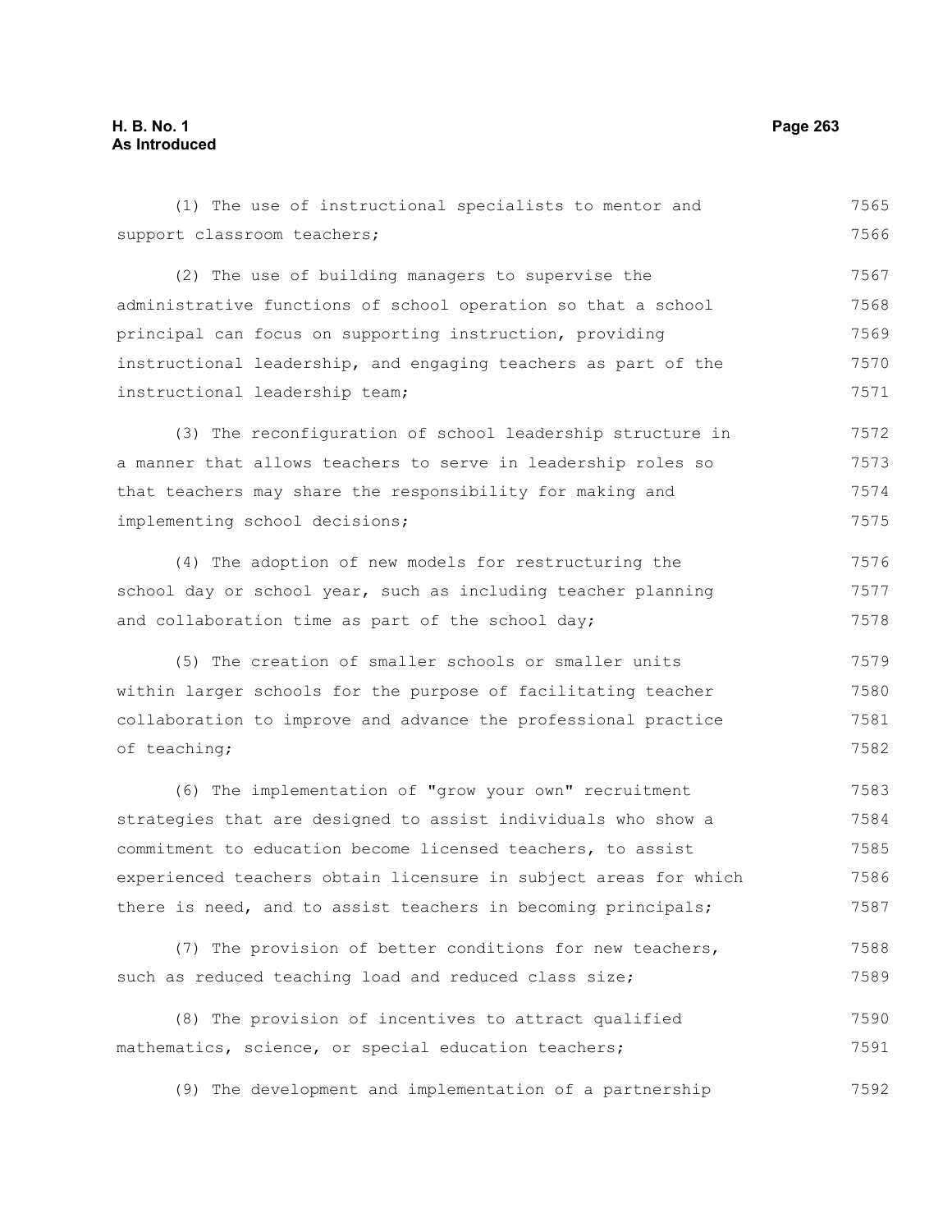(1) The use of instructional specialists to mentor and support classroom teachers;

(2) The use of building managers to supervise the administrative functions of school operation so that a school principal can focus on supporting instruction, providing instructional leadership, and engaging teachers as part of the instructional leadership team;

(3) The reconfiguration of school leadership structure in a manner that allows teachers to serve in leadership roles so that teachers may share the responsibility for making and implementing school decisions;

(4) The adoption of new models for restructuring the school day or school year, such as including teacher planning and collaboration time as part of the school day;

(5) The creation of smaller schools or smaller units within larger schools for the purpose of facilitating teacher collaboration to improve and advance the professional practice of teaching;

(6) The implementation of "grow your own" recruitment strategies that are designed to assist individuals who show a commitment to education become licensed teachers, to assist experienced teachers obtain licensure in subject areas for which there is need, and to assist teachers in becoming principals;

(7) The provision of better conditions for new teachers, such as reduced teaching load and reduced class size;

(8) The provision of incentives to attract qualified mathematics, science, or special education teachers;

(9) The development and implementation of a partnership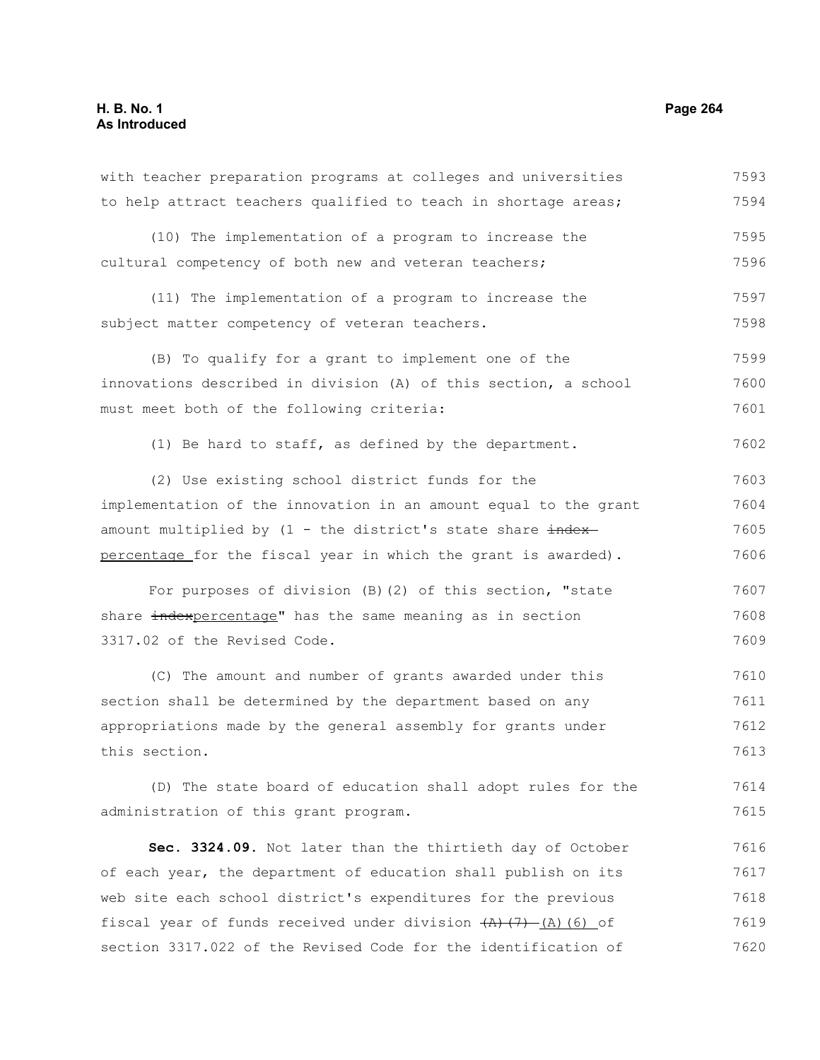with teacher preparation programs at colleges and universities to help attract teachers qualified to teach in shortage areas;

(10) The implementation of a program to increase the cultural competency of both new and veteran teachers;

(11) The implementation of a program to increase the subject matter competency of veteran teachers.

(B) To qualify for a grant to implement one of the innovations described in division (A) of this section, a school must meet both of the following criteria:

(1) Be hard to staff, as defined by the department.

(2) Use existing school district funds for the implementation of the innovation in an amount equal to the grant amount multiplied by (1 - the district's state share ~~index~~ percentage for the fiscal year in which the grant is awarded).

For purposes of division (B)(2) of this section, "state share ~~index~~percentage" has the same meaning as in section 3317.02 of the Revised Code.

(C) The amount and number of grants awarded under this section shall be determined by the department based on any appropriations made by the general assembly for grants under this section.

(D) The state board of education shall adopt rules for the administration of this grant program.

**Sec. 3324.09.** Not later than the thirtieth day of October of each year, the department of education shall publish on its web site each school district's expenditures for the previous fiscal year of funds received under division ~~(A)(7)~~ (A)(6) of section 3317.022 of the Revised Code for the identification of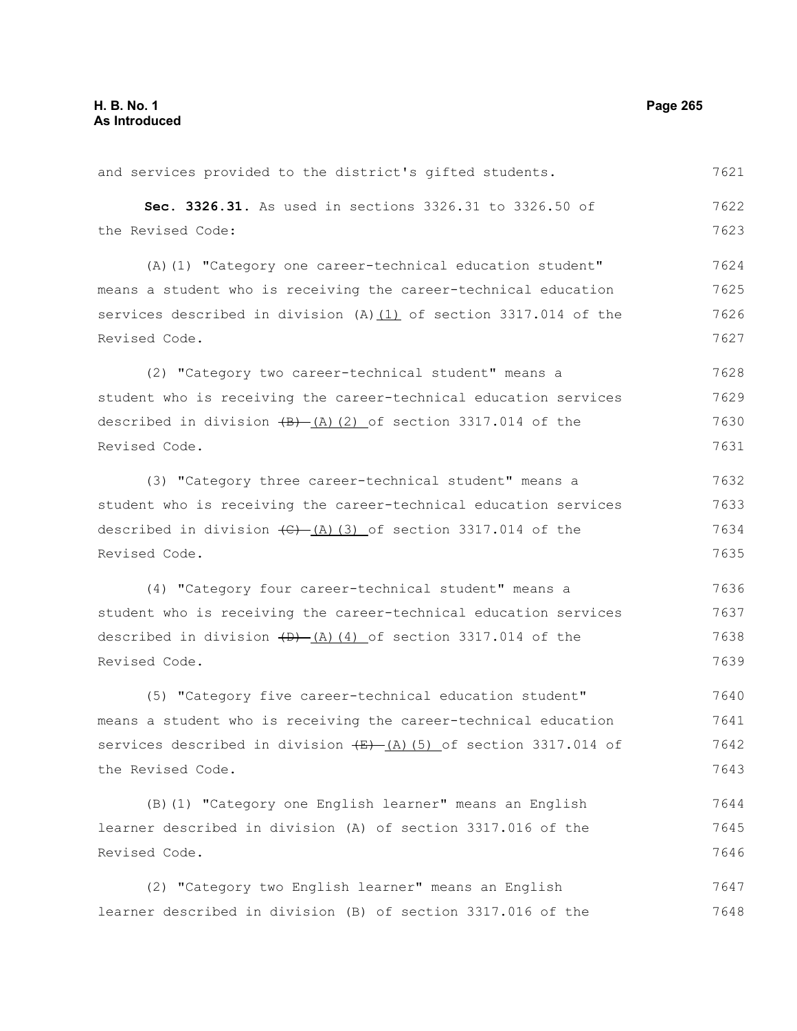and services provided to the district's gifted students.

**Sec. 3326.31.** As used in sections 3326.31 to 3326.50 of the Revised Code:

(A)(1) "Category one career-technical education student" means a student who is receiving the career-technical education services described in division (A)(1) of section 3317.014 of the Revised Code.

(2) "Category two career-technical student" means a student who is receiving the career-technical education services described in division ~~(B)~~ (A)(2) of section 3317.014 of the Revised Code.

(3) "Category three career-technical student" means a student who is receiving the career-technical education services described in division ~~(C)~~ (A)(3) of section 3317.014 of the Revised Code.

(4) "Category four career-technical student" means a student who is receiving the career-technical education services described in division ~~(D)~~ (A)(4) of section 3317.014 of the Revised Code.

(5) "Category five career-technical education student" means a student who is receiving the career-technical education services described in division ~~(E)~~ (A)(5) of section 3317.014 of the Revised Code.

(B)(1) "Category one English learner" means an English learner described in division (A) of section 3317.016 of the Revised Code.

(2) "Category two English learner" means an English learner described in division (B) of section 3317.016 of the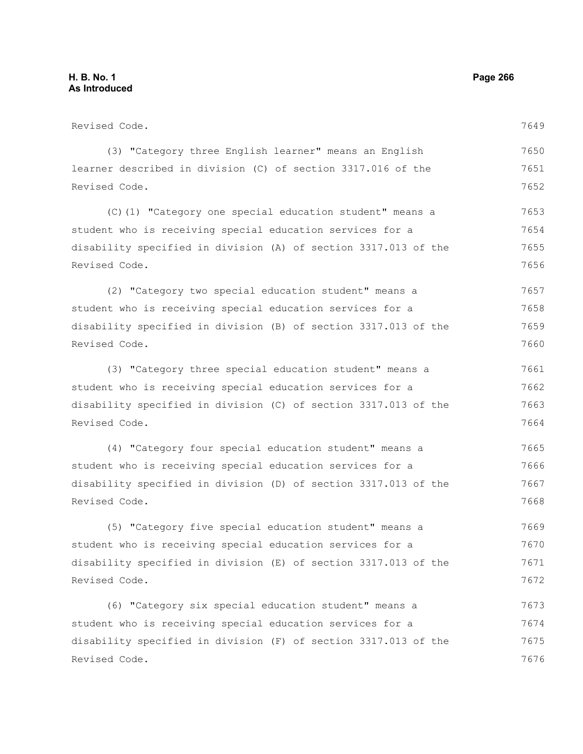Revised Code.

(3) "Category three English learner" means an English learner described in division (C) of section 3317.016 of the Revised Code.

(C)(1) "Category one special education student" means a student who is receiving special education services for a disability specified in division (A) of section 3317.013 of the Revised Code.

(2) "Category two special education student" means a student who is receiving special education services for a disability specified in division (B) of section 3317.013 of the Revised Code.

(3) "Category three special education student" means a student who is receiving special education services for a disability specified in division (C) of section 3317.013 of the Revised Code.

(4) "Category four special education student" means a student who is receiving special education services for a disability specified in division (D) of section 3317.013 of the Revised Code.

(5) "Category five special education student" means a student who is receiving special education services for a disability specified in division (E) of section 3317.013 of the Revised Code.

(6) "Category six special education student" means a student who is receiving special education services for a disability specified in division (F) of section 3317.013 of the Revised Code.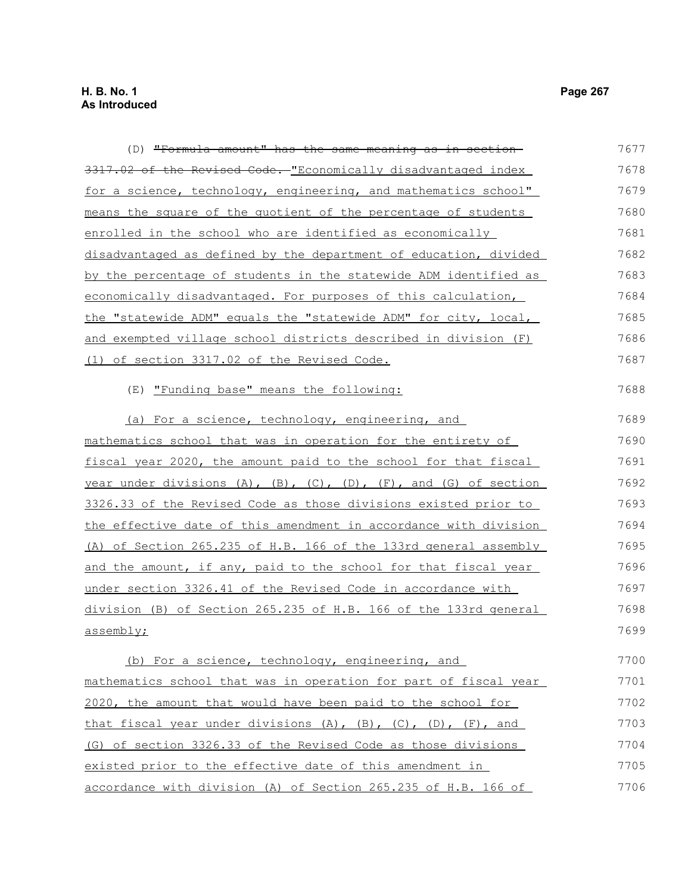(D) ~~"Formula amount" has the same meaning as in section 3317.02 of the Revised Code.~~ "Economically disadvantaged index for a science, technology, engineering, and mathematics school" means the square of the quotient of the percentage of students enrolled in the school who are identified as economically disadvantaged as defined by the department of education, divided by the percentage of students in the statewide ADM identified as economically disadvantaged. For purposes of this calculation, the "statewide ADM" equals the "statewide ADM" for city, local, and exempted village school districts described in division (F)(1) of section 3317.02 of the Revised Code.

(E) "Funding base" means the following:

(a) For a science, technology, engineering, and mathematics school that was in operation for the entirety of fiscal year 2020, the amount paid to the school for that fiscal year under divisions (A), (B), (C), (D), (F), and (G) of section 3326.33 of the Revised Code as those divisions existed prior to the effective date of this amendment in accordance with division (A) of Section 265.235 of H.B. 166 of the 133rd general assembly and the amount, if any, paid to the school for that fiscal year under section 3326.41 of the Revised Code in accordance with division (B) of Section 265.235 of H.B. 166 of the 133rd general assembly;

(b) For a science, technology, engineering, and mathematics school that was in operation for part of fiscal year 2020, the amount that would have been paid to the school for that fiscal year under divisions (A), (B), (C), (D), (F), and (G) of section 3326.33 of the Revised Code as those divisions existed prior to the effective date of this amendment in accordance with division (A) of Section 265.235 of H.B. 166 of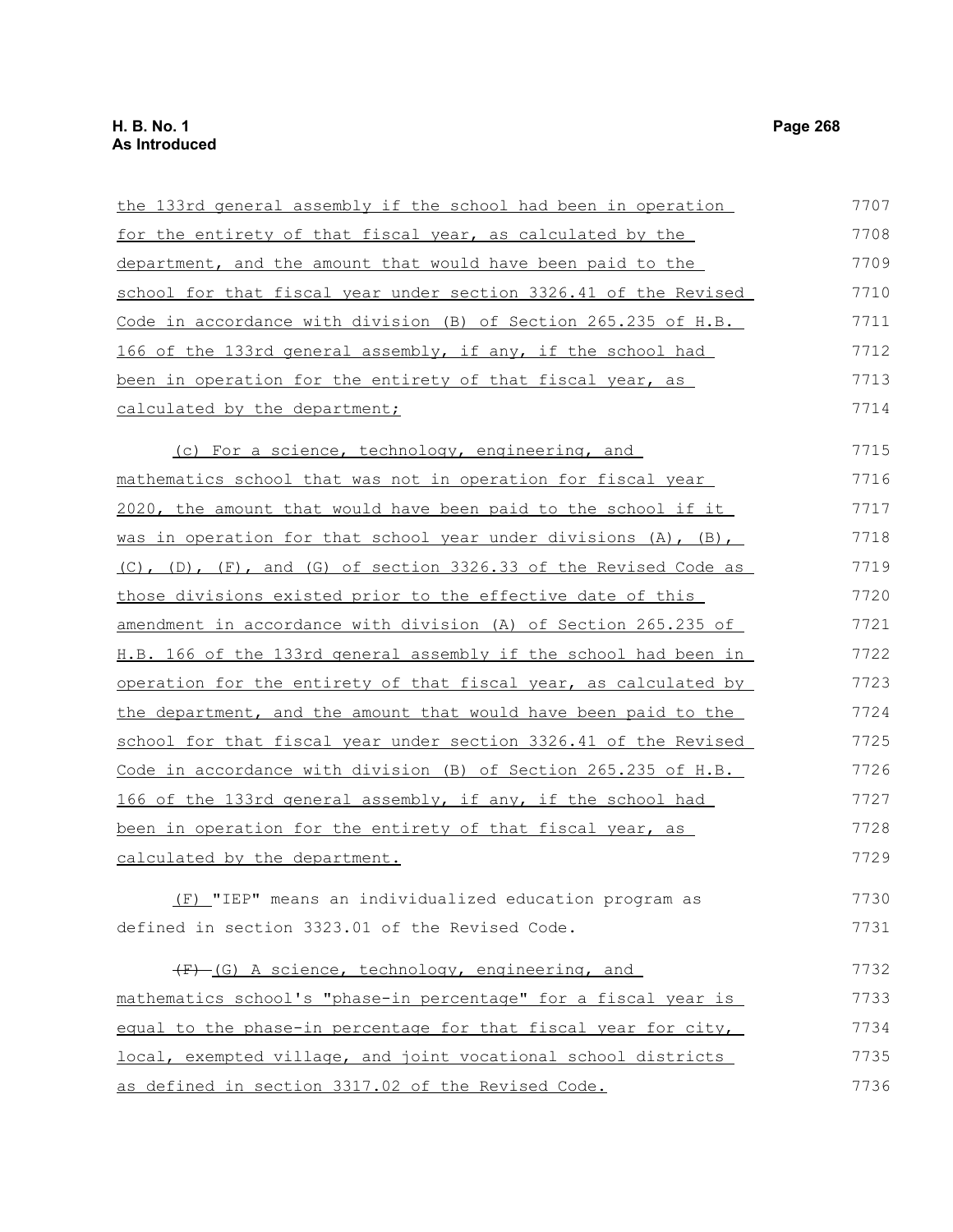the 133rd general assembly if the school had been in operation for the entirety of that fiscal year, as calculated by the department, and the amount that would have been paid to the school for that fiscal year under section 3326.41 of the Revised Code in accordance with division (B) of Section 265.235 of H.B. 166 of the 133rd general assembly, if any, if the school had been in operation for the entirety of that fiscal year, as calculated by the department;

(c) For a science, technology, engineering, and mathematics school that was not in operation for fiscal year 2020, the amount that would have been paid to the school if it was in operation for that school year under divisions (A), (B), (C), (D), (F), and (G) of section 3326.33 of the Revised Code as those divisions existed prior to the effective date of this amendment in accordance with division (A) of Section 265.235 of H.B. 166 of the 133rd general assembly if the school had been in operation for the entirety of that fiscal year, as calculated by the department, and the amount that would have been paid to the school for that fiscal year under section 3326.41 of the Revised Code in accordance with division (B) of Section 265.235 of H.B. 166 of the 133rd general assembly, if any, if the school had been in operation for the entirety of that fiscal year, as calculated by the department.

(F) "IEP" means an individualized education program as defined in section 3323.01 of the Revised Code.

~~(F)~~ (G) A science, technology, engineering, and mathematics school's "phase-in percentage" for a fiscal year is equal to the phase-in percentage for that fiscal year for city, local, exempted village, and joint vocational school districts as defined in section 3317.02 of the Revised Code.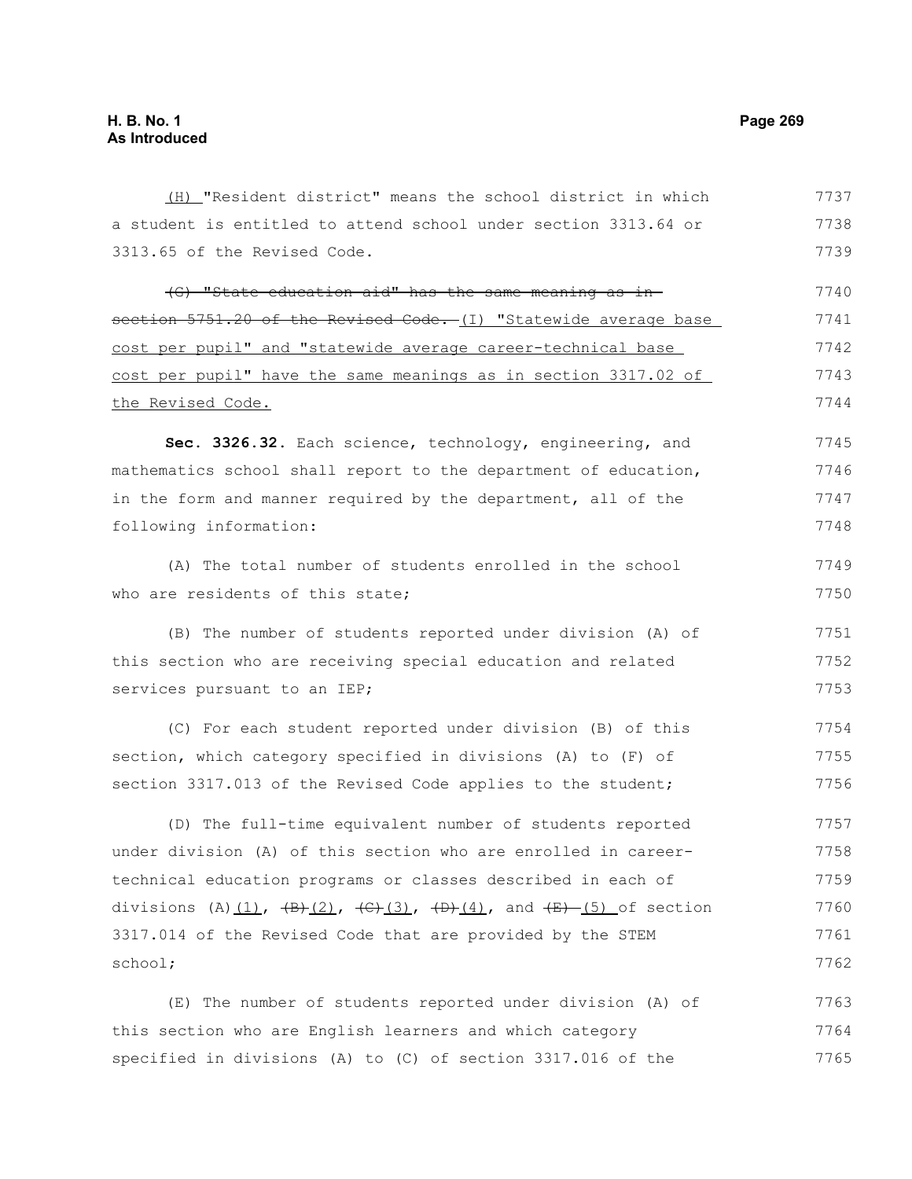(H) "Resident district" means the school district in which a student is entitled to attend school under section 3313.64 or 3313.65 of the Revised Code.

~~(G) "State education aid" has the same meaning as in section 5751.20 of the Revised Code.~~ (I) "Statewide average base cost per pupil" and "statewide average career-technical base cost per pupil" have the same meanings as in section 3317.02 of the Revised Code.

**Sec. 3326.32.** Each science, technology, engineering, and mathematics school shall report to the department of education, in the form and manner required by the department, all of the following information:

(A) The total number of students enrolled in the school who are residents of this state;

(B) The number of students reported under division (A) of this section who are receiving special education and related services pursuant to an IEP;

(C) For each student reported under division (B) of this section, which category specified in divisions (A) to (F) of section 3317.013 of the Revised Code applies to the student;

(D) The full-time equivalent number of students reported under division (A) of this section who are enrolled in career-technical education programs or classes described in each of divisions (A)(1), ~~(B)~~(2), ~~(C)~~(3), ~~(D)~~(4), and ~~(E)~~ (5) of section 3317.014 of the Revised Code that are provided by the STEM school;

(E) The number of students reported under division (A) of this section who are English learners and which category specified in divisions (A) to (C) of section 3317.016 of the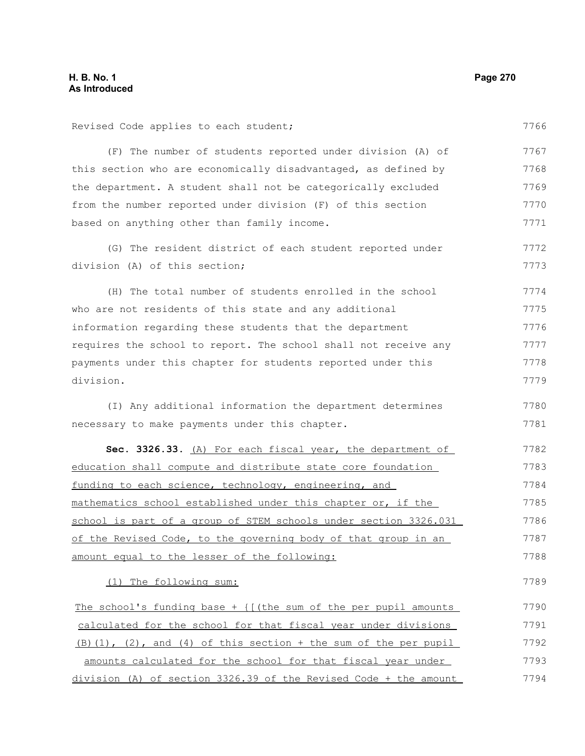Revised Code applies to each student;

(F) The number of students reported under division (A) of this section who are economically disadvantaged, as defined by the department. A student shall not be categorically excluded from the number reported under division (F) of this section based on anything other than family income.

(G) The resident district of each student reported under division (A) of this section;

(H) The total number of students enrolled in the school who are not residents of this state and any additional information regarding these students that the department requires the school to report. The school shall not receive any payments under this chapter for students reported under this division.

(I) Any additional information the department determines necessary to make payments under this chapter.

**Sec. 3326.33.** <u>(A) For each fiscal year, the department of education shall compute and distribute state core foundation funding to each science, technology, engineering, and mathematics school established under this chapter or, if the school is part of a group of STEM schools under section 3326.031 of the Revised Code, to the governing body of that group in an amount equal to the lesser of the following:</u>

<u>(1) The following sum:</u>

<u>The school's funding base + {[(the sum of the per pupil amounts calculated for the school for that fiscal year under divisions (B)(1), (2), and (4) of this section + the sum of the per pupil amounts calculated for the school for that fiscal year under division (A) of section 3326.39 of the Revised Code + the amount</u>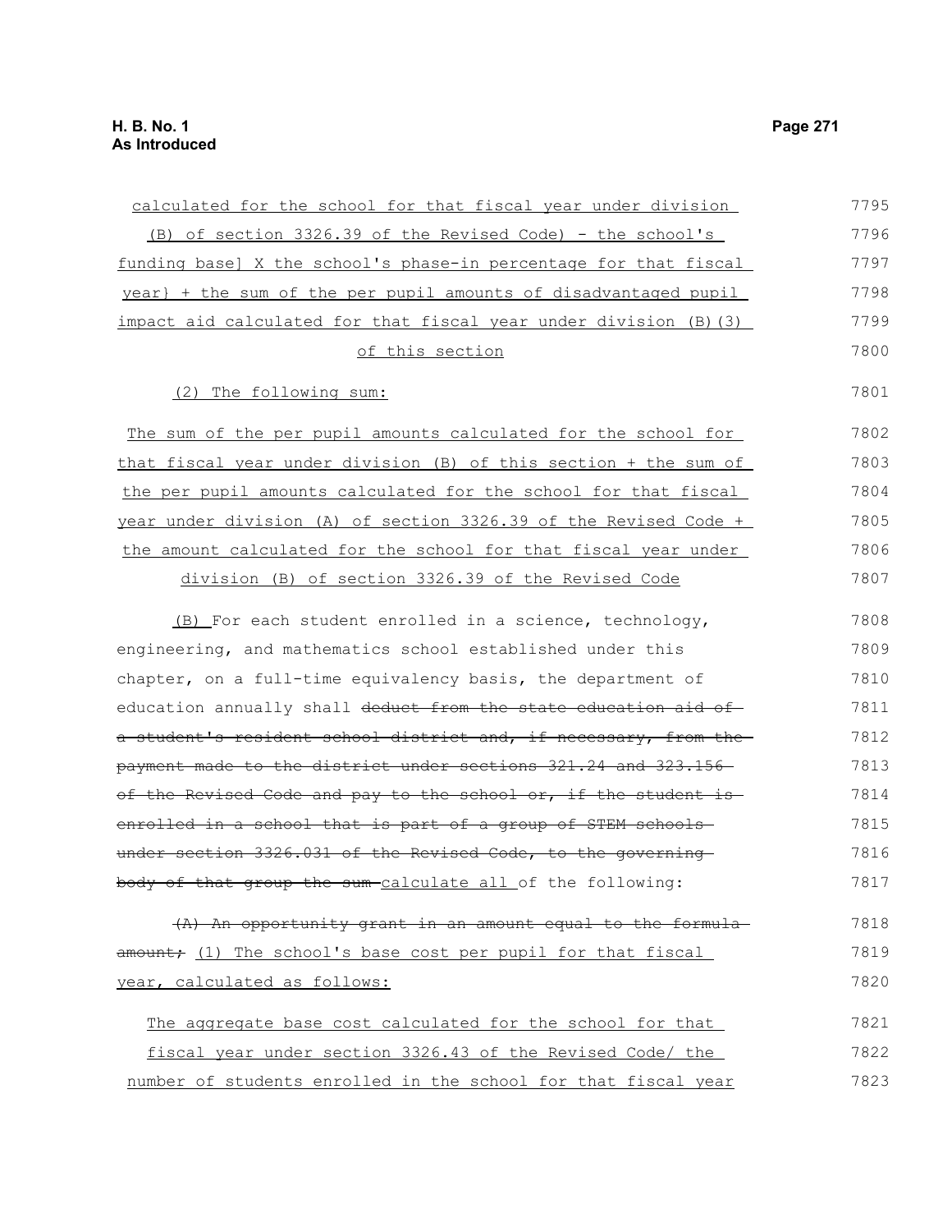calculated for the school for that fiscal year under division (B) of section 3326.39 of the Revised Code) - the school's funding base] X the school's phase-in percentage for that fiscal year} + the sum of the per pupil amounts of disadvantaged pupil impact aid calculated for that fiscal year under division (B)(3) of this section

(2) The following sum:

The sum of the per pupil amounts calculated for the school for that fiscal year under division (B) of this section + the sum of the per pupil amounts calculated for the school for that fiscal year under division (A) of section 3326.39 of the Revised Code + the amount calculated for the school for that fiscal year under division (B) of section 3326.39 of the Revised Code

(B) For each student enrolled in a science, technology, engineering, and mathematics school established under this chapter, on a full-time equivalency basis, the department of education annually shall ~~deduct from the state education aid of a student's resident school district and, if necessary, from the payment made to the district under sections 321.24 and 323.156 of the Revised Code and pay to the school or, if the student is enrolled in a school that is part of a group of STEM schools under section 3326.031 of the Revised Code, to the governing body of that group the sum~~ calculate all of the following:

~~(A) An opportunity grant in an amount equal to the formula amount;~~ (1) The school's base cost per pupil for that fiscal year, calculated as follows:

The aggregate base cost calculated for the school for that fiscal year under section 3326.43 of the Revised Code/ the number of students enrolled in the school for that fiscal year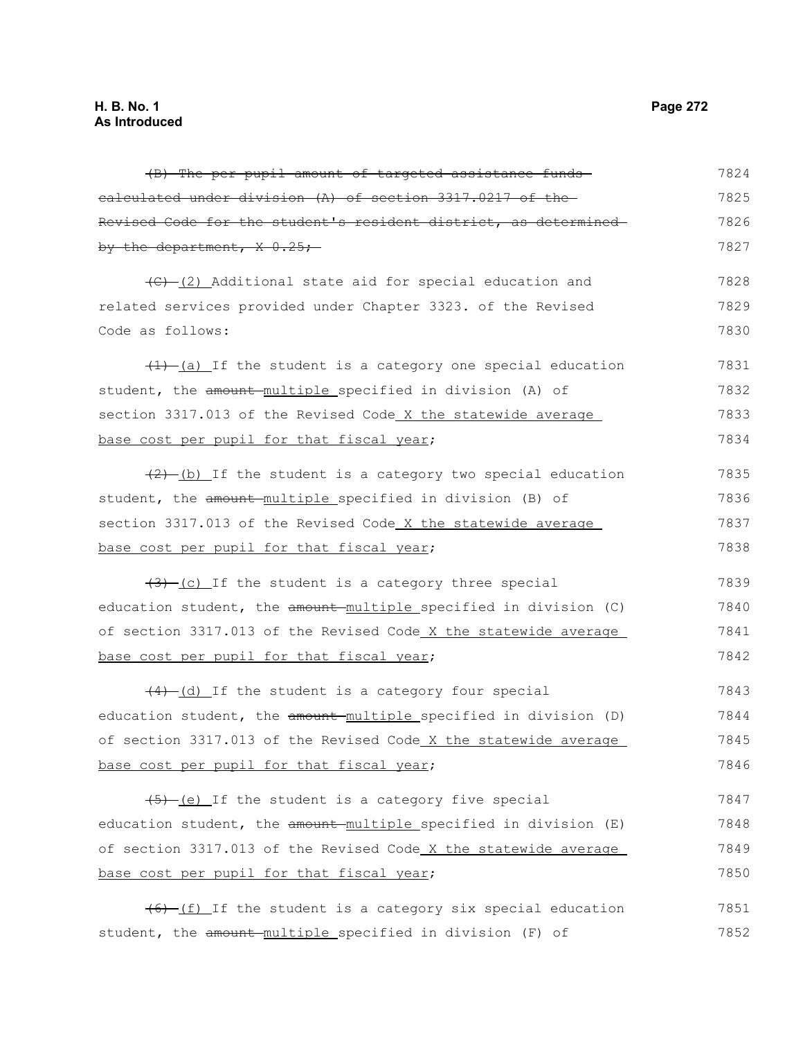~~(B) The per pupil amount of targeted assistance funds calculated under division (A) of section 3317.0217 of the Revised Code for the student's resident district, as determined by the department, X 0.25;~~

~~(C)~~ (2) Additional state aid for special education and related services provided under Chapter 3323. of the Revised Code as follows:

~~(1)~~ (a) If the student is a category one special education student, the ~~amount~~ multiple specified in division (A) of section 3317.013 of the Revised Code X the statewide average base cost per pupil for that fiscal year;

~~(2)~~ (b) If the student is a category two special education student, the ~~amount~~ multiple specified in division (B) of section 3317.013 of the Revised Code X the statewide average base cost per pupil for that fiscal year;

~~(3)~~ (c) If the student is a category three special education student, the ~~amount~~ multiple specified in division (C) of section 3317.013 of the Revised Code X the statewide average base cost per pupil for that fiscal year;

~~(4)~~ (d) If the student is a category four special education student, the ~~amount~~ multiple specified in division (D) of section 3317.013 of the Revised Code X the statewide average base cost per pupil for that fiscal year;

~~(5)~~ (e) If the student is a category five special education student, the ~~amount~~ multiple specified in division (E) of section 3317.013 of the Revised Code X the statewide average base cost per pupil for that fiscal year;

~~(6)~~ (f) If the student is a category six special education student, the ~~amount~~ multiple specified in division (F) of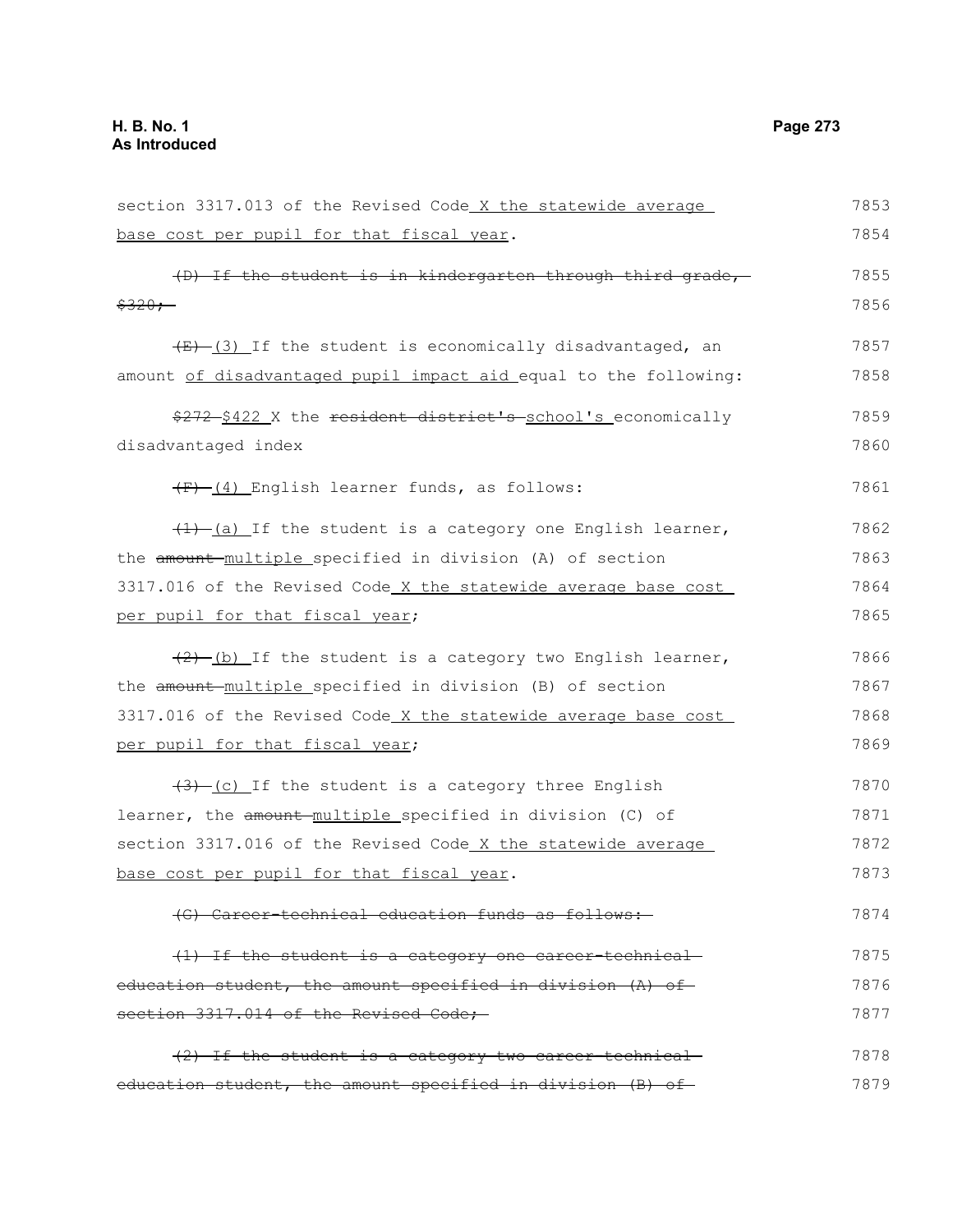section 3317.013 of the Revised Code X the statewide average base cost per pupil for that fiscal year.

~~(D) If the student is in kindergarten through third grade, $320;~~

~~(E)~~ (3) If the student is economically disadvantaged, an amount of disadvantaged pupil impact aid equal to the following:

~~$272~~ $422 X the ~~resident district's~~ school's economically disadvantaged index

~~(F)~~ (4) English learner funds, as follows:

~~(1)~~ (a) If the student is a category one English learner, the ~~amount~~ multiple specified in division (A) of section 3317.016 of the Revised Code X the statewide average base cost per pupil for that fiscal year;

~~(2)~~ (b) If the student is a category two English learner, the ~~amount~~ multiple specified in division (B) of section 3317.016 of the Revised Code X the statewide average base cost per pupil for that fiscal year;

~~(3)~~ (c) If the student is a category three English learner, the ~~amount~~ multiple specified in division (C) of section 3317.016 of the Revised Code X the statewide average base cost per pupil for that fiscal year.

~~(G) Career-technical education funds as follows:~~

~~(1) If the student is a category one career-technical education student, the amount specified in division (A) of section 3317.014 of the Revised Code;~~

~~(2) If the student is a category two career-technical education student, the amount specified in division (B) of~~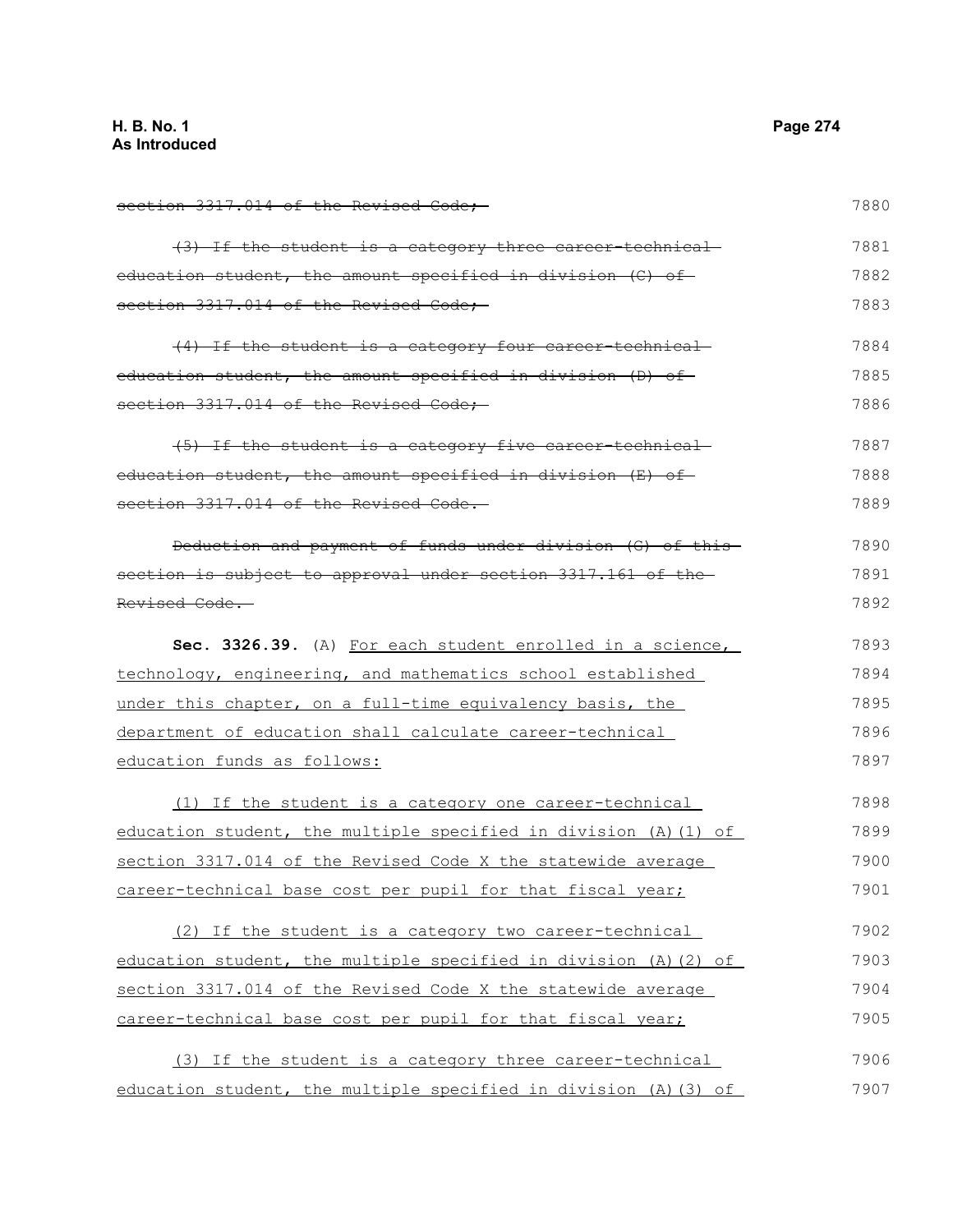~~section 3317.014 of the Revised Code;~~

~~(3) If the student is a category three career-technical education student, the amount specified in division (C) of section 3317.014 of the Revised Code;~~

~~(4) If the student is a category four career-technical education student, the amount specified in division (D) of section 3317.014 of the Revised Code;~~

~~(5) If the student is a category five career-technical education student, the amount specified in division (E) of section 3317.014 of the Revised Code.~~

~~Deduction and payment of funds under division (G) of this section is subject to approval under section 3317.161 of the Revised Code.~~

**Sec. 3326.39.** (A) <u>For each student enrolled in a science, technology, engineering, and mathematics school established under this chapter, on a full-time equivalency basis, the department of education shall calculate career-technical education funds as follows:</u>

<u>(1) If the student is a category one career-technical education student, the multiple specified in division (A)(1) of section 3317.014 of the Revised Code X the statewide average career-technical base cost per pupil for that fiscal year;</u>

<u>(2) If the student is a category two career-technical education student, the multiple specified in division (A)(2) of section 3317.014 of the Revised Code X the statewide average career-technical base cost per pupil for that fiscal year;</u>

<u>(3) If the student is a category three career-technical education student, the multiple specified in division (A)(3) of</u>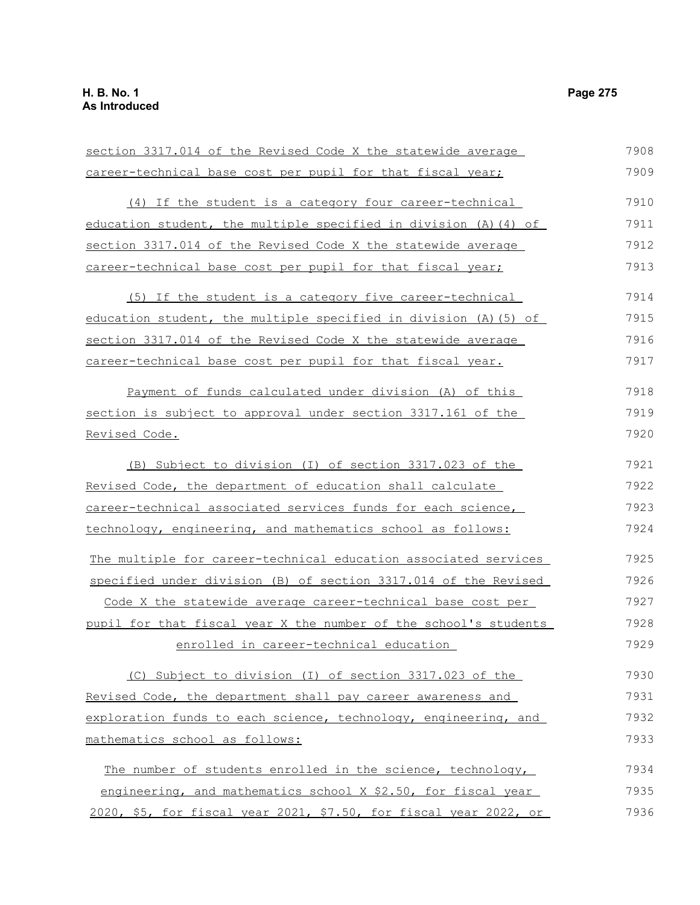section 3317.014 of the Revised Code X the statewide average career-technical base cost per pupil for that fiscal year;

(4) If the student is a category four career-technical education student, the multiple specified in division (A)(4) of section 3317.014 of the Revised Code X the statewide average career-technical base cost per pupil for that fiscal year;

(5) If the student is a category five career-technical education student, the multiple specified in division (A)(5) of section 3317.014 of the Revised Code X the statewide average career-technical base cost per pupil for that fiscal year.

Payment of funds calculated under division (A) of this section is subject to approval under section 3317.161 of the Revised Code.

(B) Subject to division (I) of section 3317.023 of the Revised Code, the department of education shall calculate career-technical associated services funds for each science, technology, engineering, and mathematics school as follows:

The multiple for career-technical education associated services specified under division (B) of section 3317.014 of the Revised Code X the statewide average career-technical base cost per pupil for that fiscal year X the number of the school's students enrolled in career-technical education

(C) Subject to division (I) of section 3317.023 of the Revised Code, the department shall pay career awareness and exploration funds to each science, technology, engineering, and mathematics school as follows:

The number of students enrolled in the science, technology, engineering, and mathematics school X $2.50, for fiscal year 2020, $5, for fiscal year 2021, $7.50, for fiscal year 2022, or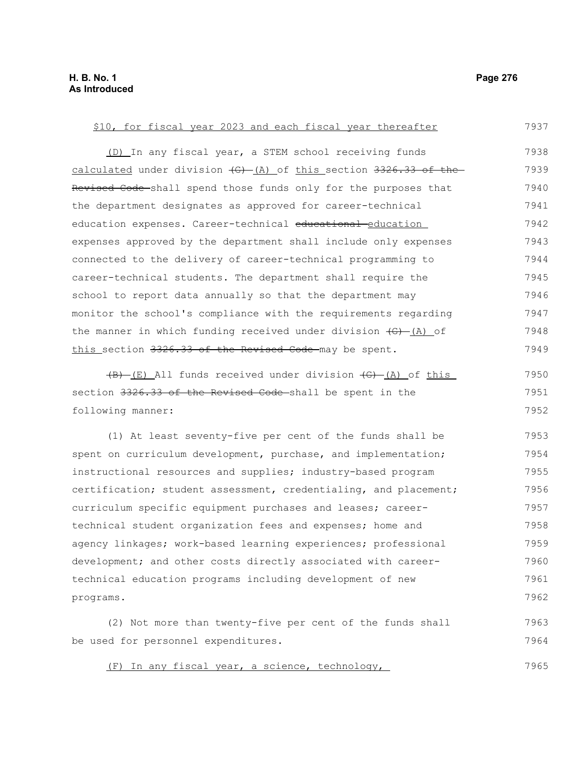$10, for fiscal year 2023 and each fiscal year thereafter

(D) In any fiscal year, a STEM school receiving funds calculated under division (G) (A) of this section 3326.33 of the Revised Code shall spend those funds only for the purposes that the department designates as approved for career-technical education expenses. Career-technical educational education expenses approved by the department shall include only expenses connected to the delivery of career-technical programming to career-technical students. The department shall require the school to report data annually so that the department may monitor the school's compliance with the requirements regarding the manner in which funding received under division (G) (A) of this section 3326.33 of the Revised Code may be spent.

(B) (E) All funds received under division (G) (A) of this section 3326.33 of the Revised Code shall be spent in the following manner:

(1) At least seventy-five per cent of the funds shall be spent on curriculum development, purchase, and implementation; instructional resources and supplies; industry-based program certification; student assessment, credentialing, and placement; curriculum specific equipment purchases and leases; career-technical student organization fees and expenses; home and agency linkages; work-based learning experiences; professional development; and other costs directly associated with career-technical education programs including development of new programs.

(2) Not more than twenty-five per cent of the funds shall be used for personnel expenditures.

(F) In any fiscal year, a science, technology,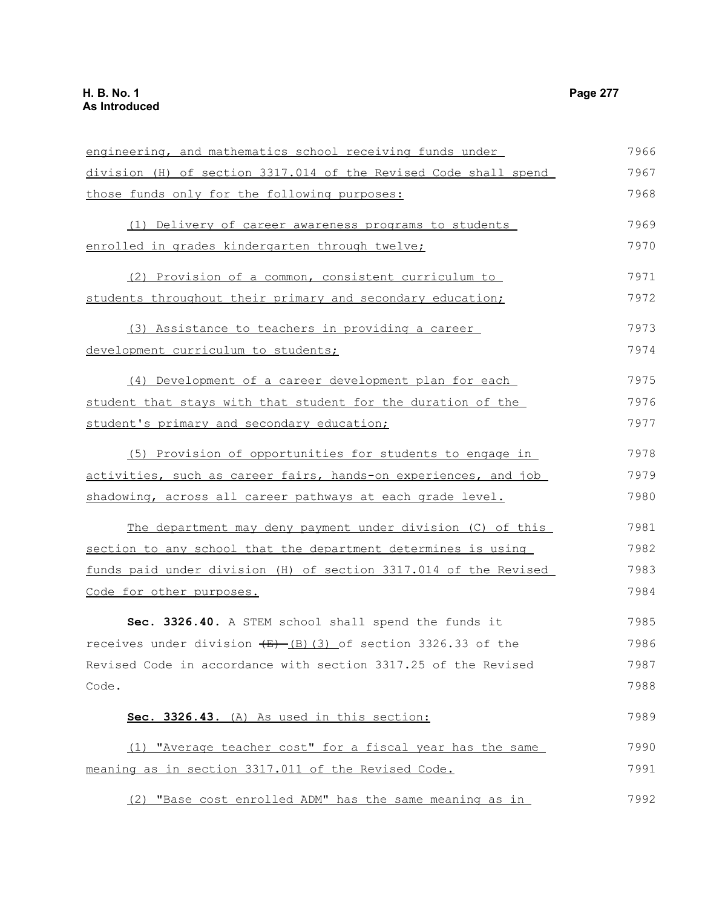engineering, and mathematics school receiving funds under division (H) of section 3317.014 of the Revised Code shall spend those funds only for the following purposes:

(1) Delivery of career awareness programs to students enrolled in grades kindergarten through twelve;

(2) Provision of a common, consistent curriculum to students throughout their primary and secondary education;

(3) Assistance to teachers in providing a career development curriculum to students;

(4) Development of a career development plan for each student that stays with that student for the duration of the student's primary and secondary education;

(5) Provision of opportunities for students to engage in activities, such as career fairs, hands-on experiences, and job shadowing, across all career pathways at each grade level.

The department may deny payment under division (C) of this section to any school that the department determines is using funds paid under division (H) of section 3317.014 of the Revised Code for other purposes.

**Sec. 3326.40.** A STEM school shall spend the funds it receives under division ~~(E)~~ (B)(3) of section 3326.33 of the Revised Code in accordance with section 3317.25 of the Revised Code.

**Sec. 3326.43.** (A) As used in this section:

(1) "Average teacher cost" for a fiscal year has the same meaning as in section 3317.011 of the Revised Code.

(2) "Base cost enrolled ADM" has the same meaning as in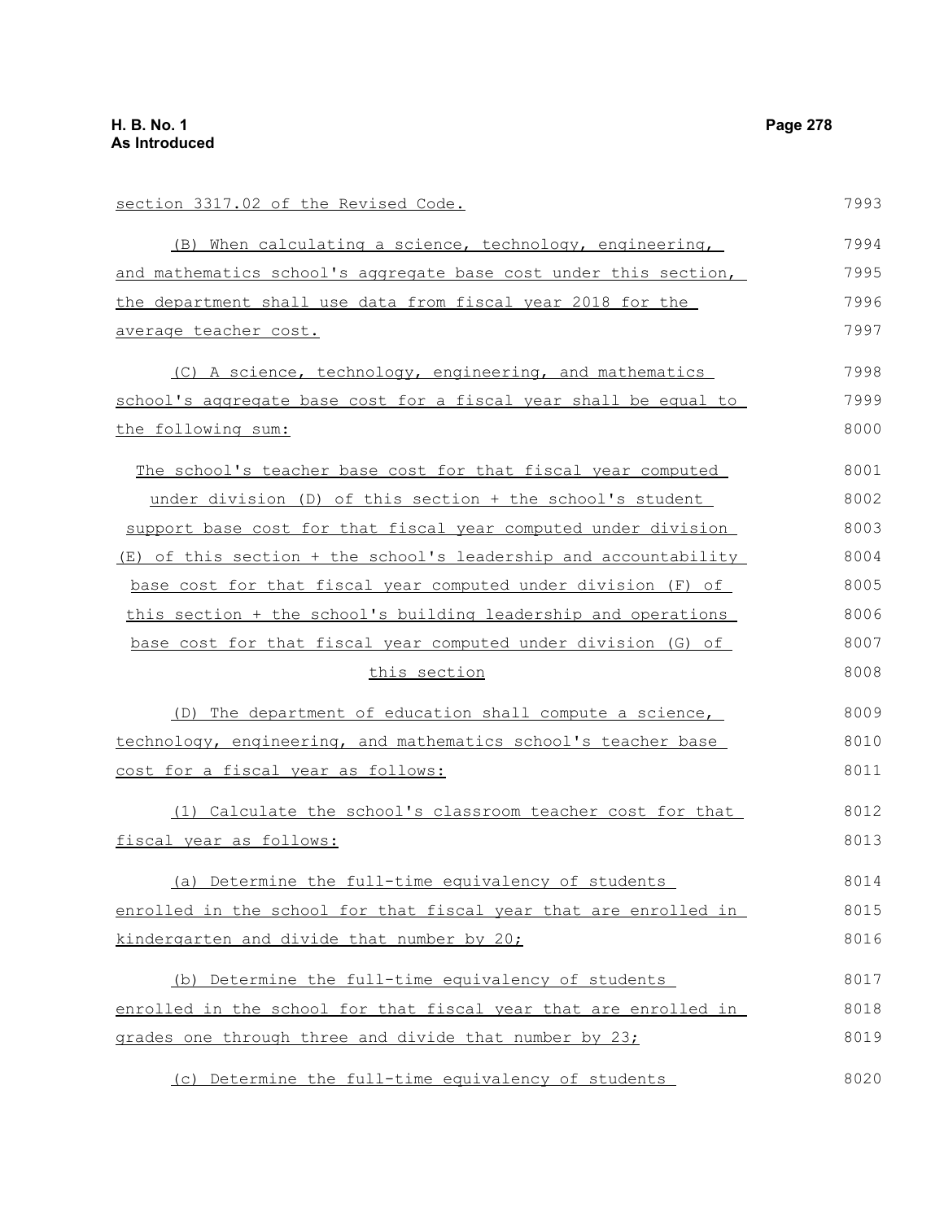section 3317.02 of the Revised Code.

(B) When calculating a science, technology, engineering, and mathematics school's aggregate base cost under this section, the department shall use data from fiscal year 2018 for the average teacher cost.

(C) A science, technology, engineering, and mathematics school's aggregate base cost for a fiscal year shall be equal to the following sum:

The school's teacher base cost for that fiscal year computed under division (D) of this section + the school's student support base cost for that fiscal year computed under division (E) of this section + the school's leadership and accountability base cost for that fiscal year computed under division (F) of this section + the school's building leadership and operations base cost for that fiscal year computed under division (G) of this section

(D) The department of education shall compute a science, technology, engineering, and mathematics school's teacher base cost for a fiscal year as follows:

(1) Calculate the school's classroom teacher cost for that fiscal year as follows:

(a) Determine the full-time equivalency of students enrolled in the school for that fiscal year that are enrolled in kindergarten and divide that number by 20;

(b) Determine the full-time equivalency of students enrolled in the school for that fiscal year that are enrolled in grades one through three and divide that number by 23;

(c) Determine the full-time equivalency of students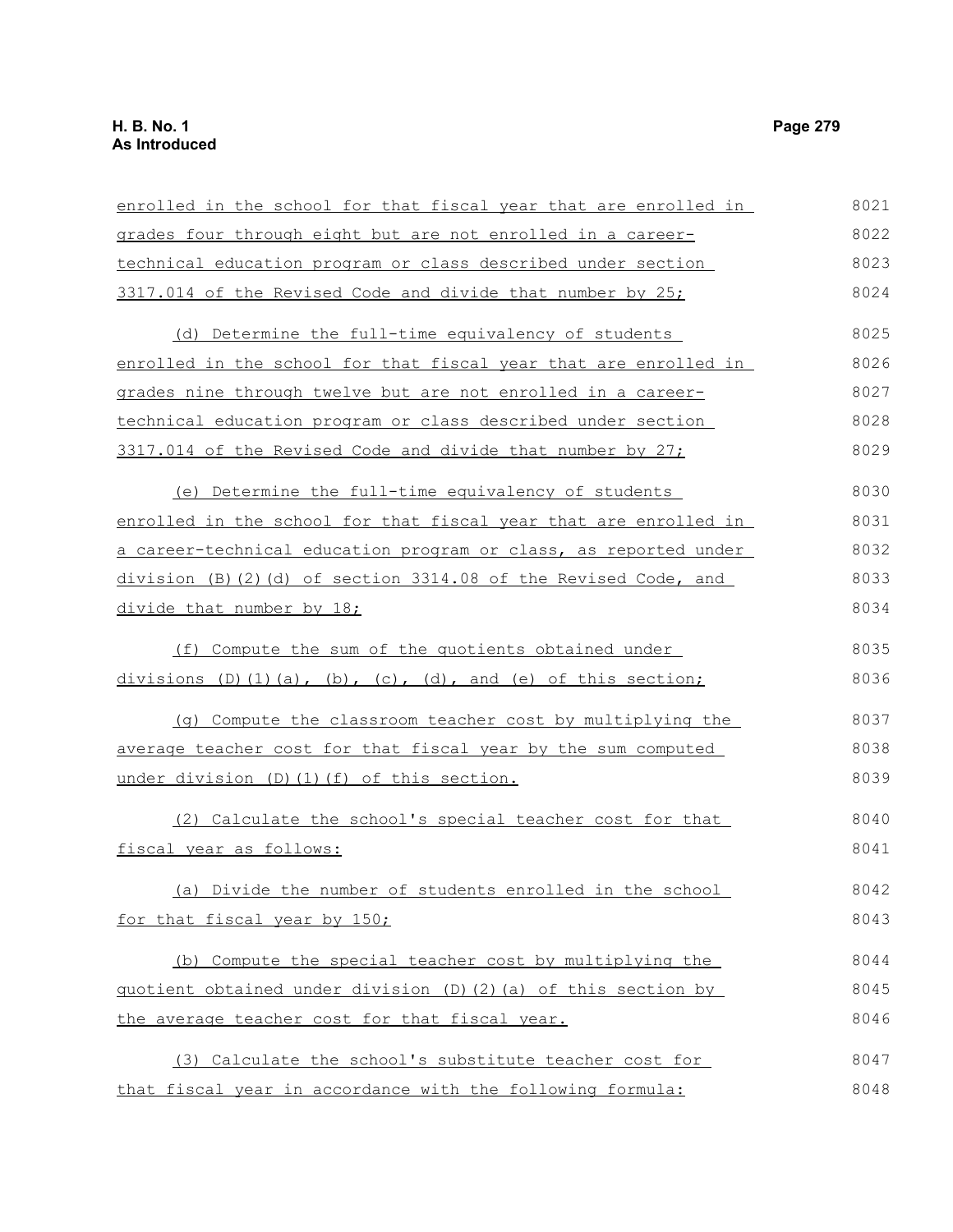enrolled in the school for that fiscal year that are enrolled in grades four through eight but are not enrolled in a career-technical education program or class described under section 3317.014 of the Revised Code and divide that number by 25;

(d) Determine the full-time equivalency of students enrolled in the school for that fiscal year that are enrolled in grades nine through twelve but are not enrolled in a career-technical education program or class described under section 3317.014 of the Revised Code and divide that number by 27;

(e) Determine the full-time equivalency of students enrolled in the school for that fiscal year that are enrolled in a career-technical education program or class, as reported under division (B)(2)(d) of section 3314.08 of the Revised Code, and divide that number by 18;

(f) Compute the sum of the quotients obtained under divisions (D)(1)(a), (b), (c), (d), and (e) of this section;

(g) Compute the classroom teacher cost by multiplying the average teacher cost for that fiscal year by the sum computed under division (D)(1)(f) of this section.

(2) Calculate the school's special teacher cost for that fiscal year as follows:

(a) Divide the number of students enrolled in the school for that fiscal year by 150;

(b) Compute the special teacher cost by multiplying the quotient obtained under division (D)(2)(a) of this section by the average teacher cost for that fiscal year.

(3) Calculate the school's substitute teacher cost for that fiscal year in accordance with the following formula: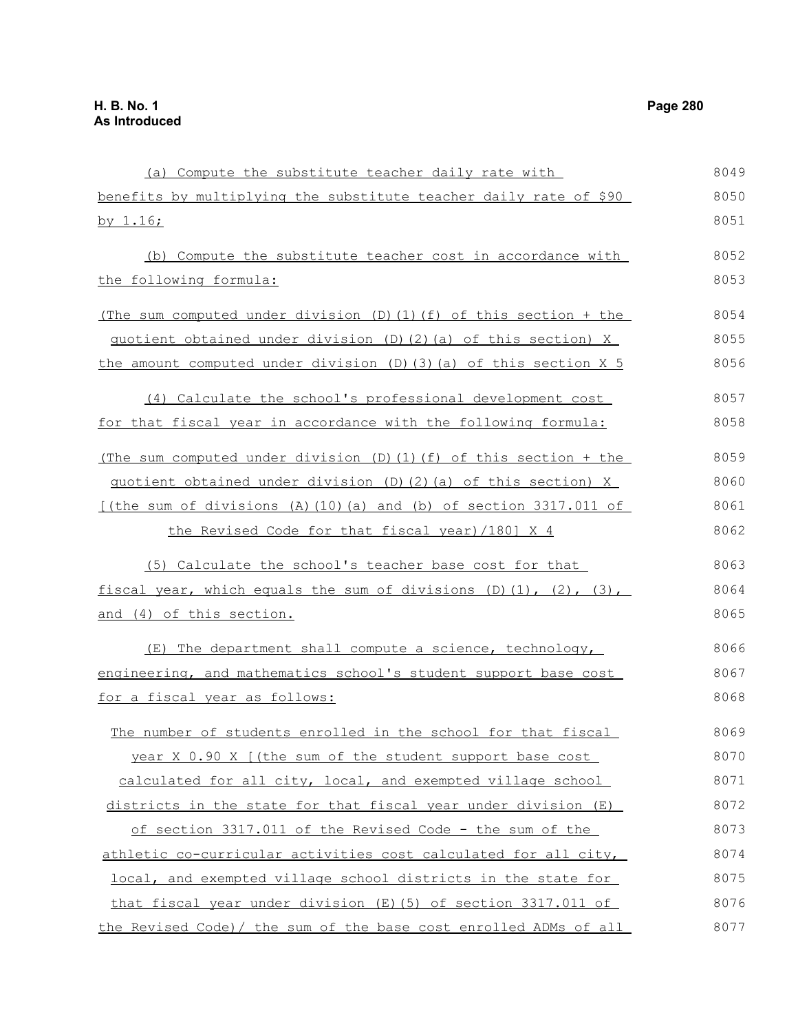(a) Compute the substitute teacher daily rate with benefits by multiplying the substitute teacher daily rate of $90 by 1.16;

(b) Compute the substitute teacher cost in accordance with the following formula:

(The sum computed under division (D)(1)(f) of this section + the quotient obtained under division (D)(2)(a) of this section) X the amount computed under division (D)(3)(a) of this section X 5

(4) Calculate the school's professional development cost for that fiscal year in accordance with the following formula:

(The sum computed under division (D)(1)(f) of this section + the quotient obtained under division (D)(2)(a) of this section) X [(the sum of divisions (A)(10)(a) and (b) of section 3317.011 of the Revised Code for that fiscal year)/180] X 4

(5) Calculate the school's teacher base cost for that fiscal year, which equals the sum of divisions (D)(1), (2), (3), and (4) of this section.

(E) The department shall compute a science, technology, engineering, and mathematics school's student support base cost for a fiscal year as follows:

The number of students enrolled in the school for that fiscal year X 0.90 X [(the sum of the student support base cost calculated for all city, local, and exempted village school districts in the state for that fiscal year under division (E) of section 3317.011 of the Revised Code - the sum of the athletic co-curricular activities cost calculated for all city, local, and exempted village school districts in the state for that fiscal year under division (E)(5) of section 3317.011 of the Revised Code)/ the sum of the base cost enrolled ADMs of all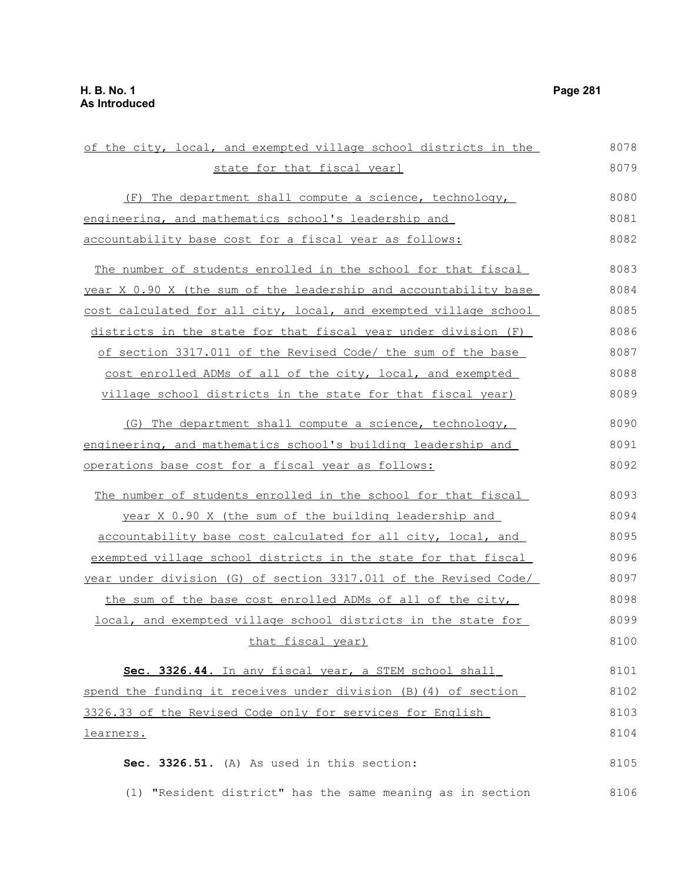of the city, local, and exempted village school districts in the state for that fiscal year]

(F) The department shall compute a science, technology, engineering, and mathematics school's leadership and accountability base cost for a fiscal year as follows:

The number of students enrolled in the school for that fiscal year X 0.90 X (the sum of the leadership and accountability base cost calculated for all city, local, and exempted village school districts in the state for that fiscal year under division (F) of section 3317.011 of the Revised Code/ the sum of the base cost enrolled ADMs of all of the city, local, and exempted village school districts in the state for that fiscal year)

(G) The department shall compute a science, technology, engineering, and mathematics school's building leadership and operations base cost for a fiscal year as follows:

The number of students enrolled in the school for that fiscal year X 0.90 X (the sum of the building leadership and accountability base cost calculated for all city, local, and exempted village school districts in the state for that fiscal year under division (G) of section 3317.011 of the Revised Code/ the sum of the base cost enrolled ADMs of all of the city, local, and exempted village school districts in the state for that fiscal year)

**Sec. 3326.44.** In any fiscal year, a STEM school shall spend the funding it receives under division (B)(4) of section 3326.33 of the Revised Code only for services for English learners.

**Sec. 3326.51.** (A) As used in this section:

(1) "Resident district" has the same meaning as in section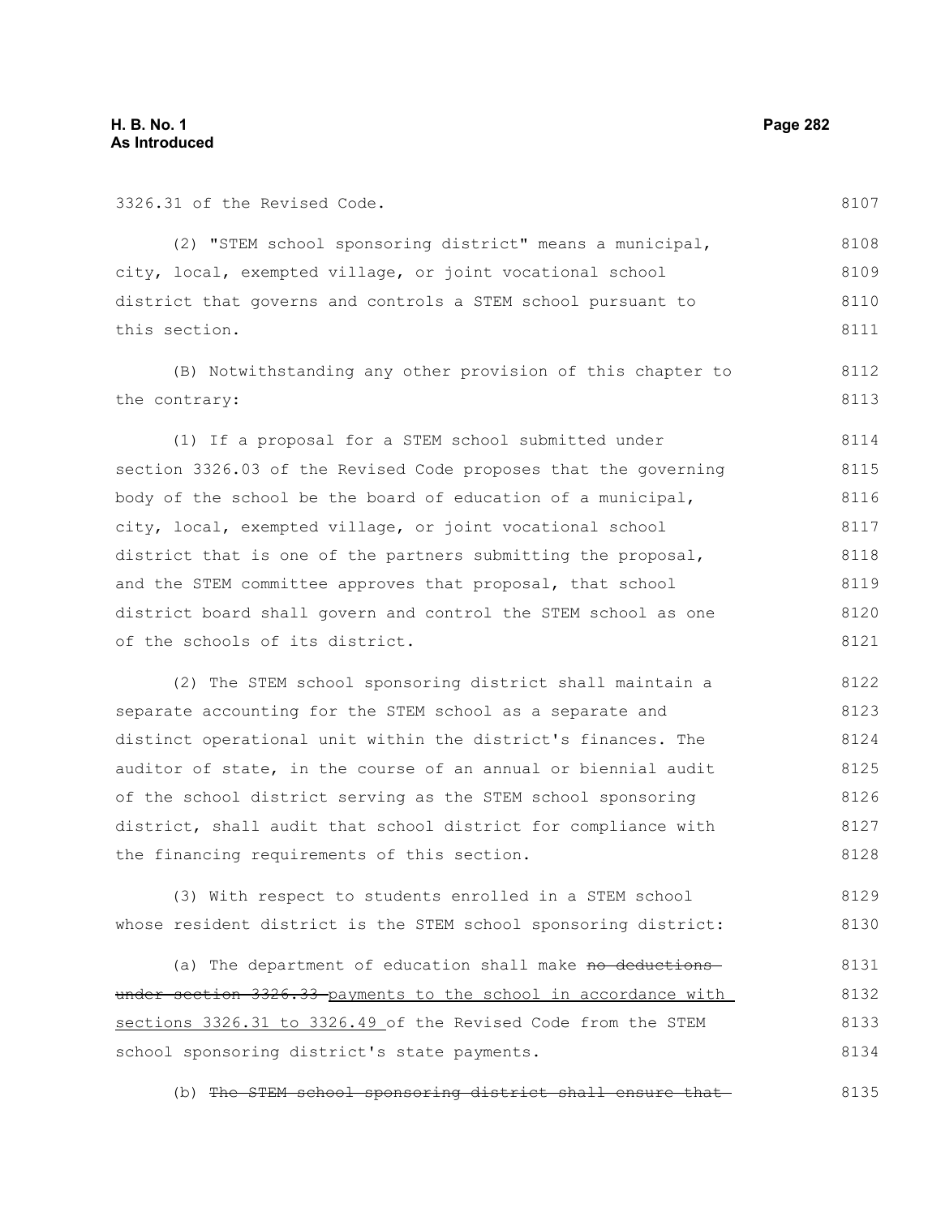3326.31 of the Revised Code.

(2) "STEM school sponsoring district" means a municipal, city, local, exempted village, or joint vocational school district that governs and controls a STEM school pursuant to this section.

(B) Notwithstanding any other provision of this chapter to the contrary:

(1) If a proposal for a STEM school submitted under section 3326.03 of the Revised Code proposes that the governing body of the school be the board of education of a municipal, city, local, exempted village, or joint vocational school district that is one of the partners submitting the proposal, and the STEM committee approves that proposal, that school district board shall govern and control the STEM school as one of the schools of its district.

(2) The STEM school sponsoring district shall maintain a separate accounting for the STEM school as a separate and distinct operational unit within the district's finances. The auditor of state, in the course of an annual or biennial audit of the school district serving as the STEM school sponsoring district, shall audit that school district for compliance with the financing requirements of this section.

(3) With respect to students enrolled in a STEM school whose resident district is the STEM school sponsoring district:

(a) The department of education shall make ~~no deductions under section 3326.33~~ payments to the school in accordance with sections 3326.31 to 3326.49 of the Revised Code from the STEM school sponsoring district's state payments.

(b) ~~The STEM school sponsoring district shall ensure that~~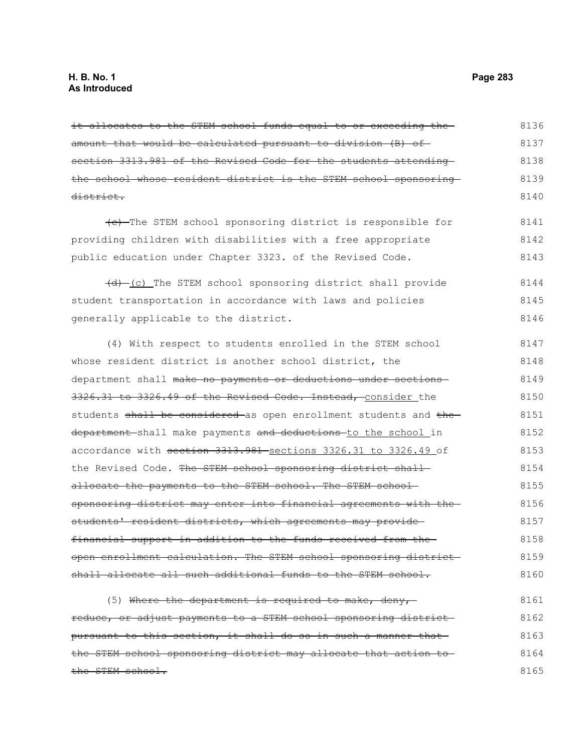~~it allocates to the STEM school funds equal to or exceeding the amount that would be calculated pursuant to division (B) of section 3313.981 of the Revised Code for the students attending the school whose resident district is the STEM school sponsoring district.~~

~~(c)~~ The STEM school sponsoring district is responsible for providing children with disabilities with a free appropriate public education under Chapter 3323. of the Revised Code.

~~(d)~~ (c) The STEM school sponsoring district shall provide student transportation in accordance with laws and policies generally applicable to the district.

(4) With respect to students enrolled in the STEM school whose resident district is another school district, the department shall ~~make no payments or deductions under sections 3326.31 to 3326.49 of the Revised Code. Instead,~~ consider the students ~~shall be considered~~ as open enrollment students and ~~the department~~ shall make payments ~~and deductions~~ to the school in accordance with ~~section 3313.981~~ sections 3326.31 to 3326.49 of the Revised Code. ~~The STEM school sponsoring district shall allocate the payments to the STEM school. The STEM school sponsoring district may enter into financial agreements with the students' resident districts, which agreements may provide financial support in addition to the funds received from the open enrollment calculation. The STEM school sponsoring district shall allocate all such additional funds to the STEM school.~~

(5) ~~Where the department is required to make, deny, reduce, or adjust payments to a STEM school sponsoring district pursuant to this section, it shall do so in such a manner that the STEM school sponsoring district may allocate that action to the STEM school.~~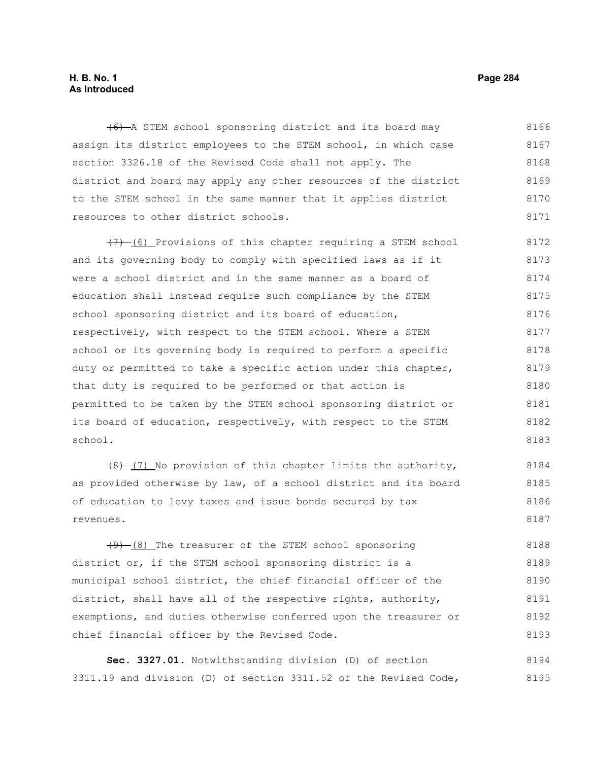~~(6)~~ A STEM school sponsoring district and its board may assign its district employees to the STEM school, in which case section 3326.18 of the Revised Code shall not apply. The district and board may apply any other resources of the district to the STEM school in the same manner that it applies district resources to other district schools.

~~(7)~~ (6) Provisions of this chapter requiring a STEM school and its governing body to comply with specified laws as if it were a school district and in the same manner as a board of education shall instead require such compliance by the STEM school sponsoring district and its board of education, respectively, with respect to the STEM school. Where a STEM school or its governing body is required to perform a specific duty or permitted to take a specific action under this chapter, that duty is required to be performed or that action is permitted to be taken by the STEM school sponsoring district or its board of education, respectively, with respect to the STEM school.

~~(8)~~ (7) No provision of this chapter limits the authority, as provided otherwise by law, of a school district and its board of education to levy taxes and issue bonds secured by tax revenues.

~~(9)~~ (8) The treasurer of the STEM school sponsoring district or, if the STEM school sponsoring district is a municipal school district, the chief financial officer of the district, shall have all of the respective rights, authority, exemptions, and duties otherwise conferred upon the treasurer or chief financial officer by the Revised Code.

**Sec. 3327.01.** Notwithstanding division (D) of section 3311.19 and division (D) of section 3311.52 of the Revised Code,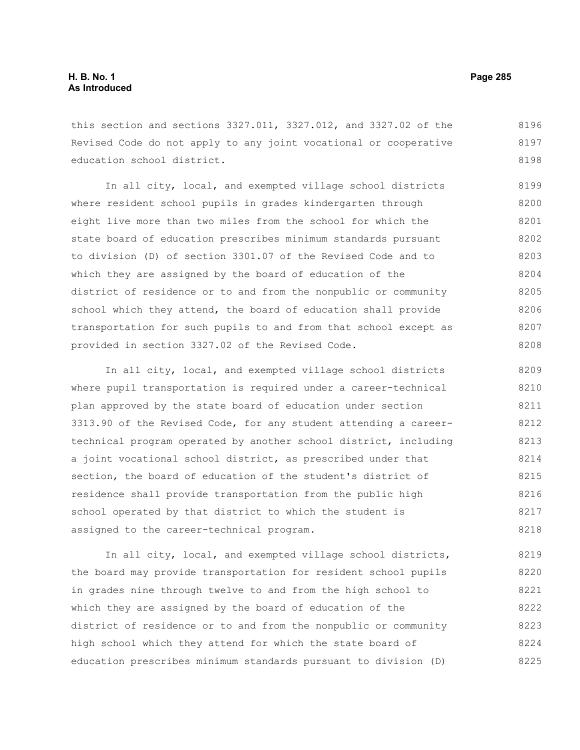this section and sections 3327.011, 3327.012, and 3327.02 of the Revised Code do not apply to any joint vocational or cooperative education school district.

In all city, local, and exempted village school districts where resident school pupils in grades kindergarten through eight live more than two miles from the school for which the state board of education prescribes minimum standards pursuant to division (D) of section 3301.07 of the Revised Code and to which they are assigned by the board of education of the district of residence or to and from the nonpublic or community school which they attend, the board of education shall provide transportation for such pupils to and from that school except as provided in section 3327.02 of the Revised Code.

In all city, local, and exempted village school districts where pupil transportation is required under a career-technical plan approved by the state board of education under section 3313.90 of the Revised Code, for any student attending a career-technical program operated by another school district, including a joint vocational school district, as prescribed under that section, the board of education of the student's district of residence shall provide transportation from the public high school operated by that district to which the student is assigned to the career-technical program.

In all city, local, and exempted village school districts, the board may provide transportation for resident school pupils in grades nine through twelve to and from the high school to which they are assigned by the board of education of the district of residence or to and from the nonpublic or community high school which they attend for which the state board of education prescribes minimum standards pursuant to division (D)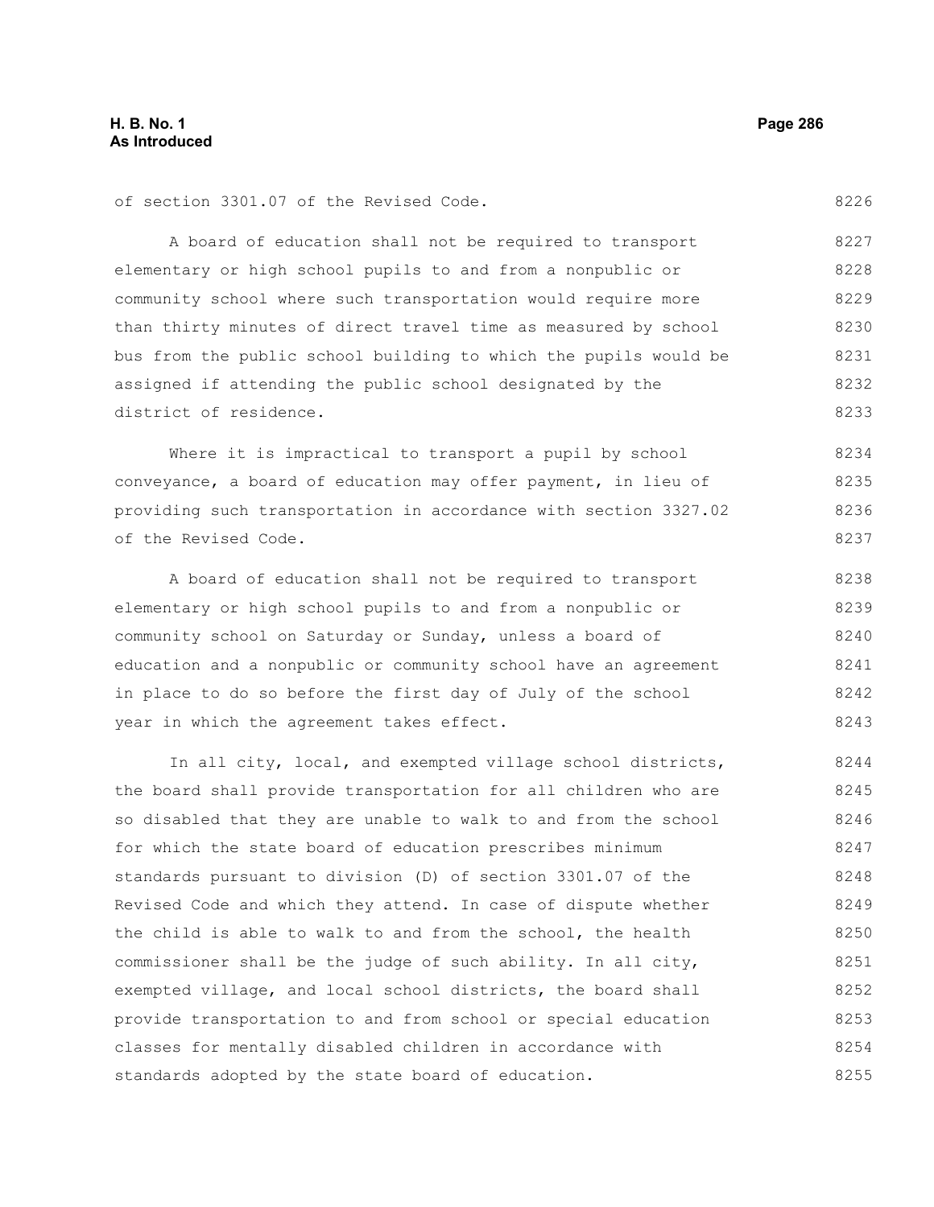of section 3301.07 of the Revised Code.

A board of education shall not be required to transport elementary or high school pupils to and from a nonpublic or community school where such transportation would require more than thirty minutes of direct travel time as measured by school bus from the public school building to which the pupils would be assigned if attending the public school designated by the district of residence.

Where it is impractical to transport a pupil by school conveyance, a board of education may offer payment, in lieu of providing such transportation in accordance with section 3327.02 of the Revised Code.

A board of education shall not be required to transport elementary or high school pupils to and from a nonpublic or community school on Saturday or Sunday, unless a board of education and a nonpublic or community school have an agreement in place to do so before the first day of July of the school year in which the agreement takes effect.

In all city, local, and exempted village school districts, the board shall provide transportation for all children who are so disabled that they are unable to walk to and from the school for which the state board of education prescribes minimum standards pursuant to division (D) of section 3301.07 of the Revised Code and which they attend. In case of dispute whether the child is able to walk to and from the school, the health commissioner shall be the judge of such ability. In all city, exempted village, and local school districts, the board shall provide transportation to and from school or special education classes for mentally disabled children in accordance with standards adopted by the state board of education.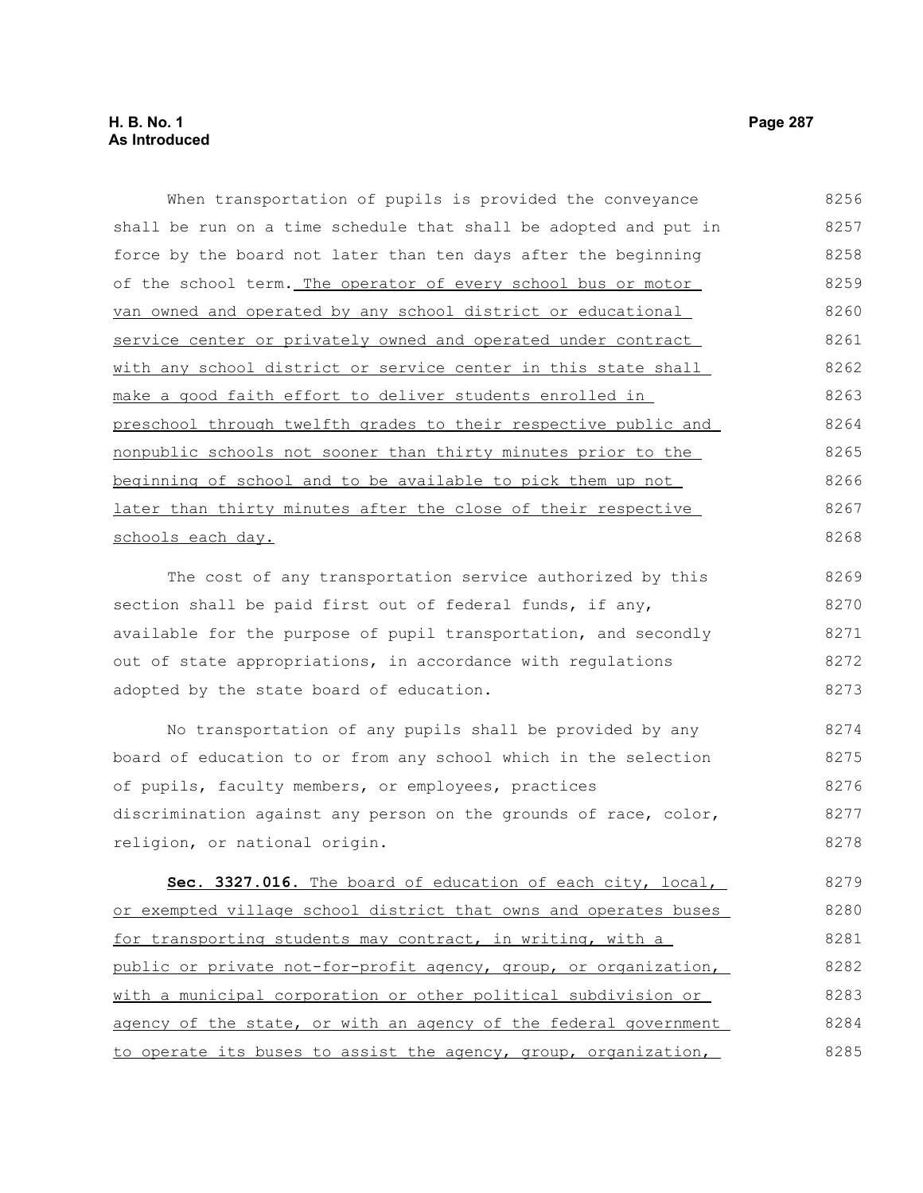When transportation of pupils is provided the conveyance shall be run on a time schedule that shall be adopted and put in force by the board not later than ten days after the beginning of the school term. The operator of every school bus or motor van owned and operated by any school district or educational service center or privately owned and operated under contract with any school district or service center in this state shall make a good faith effort to deliver students enrolled in preschool through twelfth grades to their respective public and nonpublic schools not sooner than thirty minutes prior to the beginning of school and to be available to pick them up not later than thirty minutes after the close of their respective schools each day.

The cost of any transportation service authorized by this section shall be paid first out of federal funds, if any, available for the purpose of pupil transportation, and secondly out of state appropriations, in accordance with regulations adopted by the state board of education.

No transportation of any pupils shall be provided by any board of education to or from any school which in the selection of pupils, faculty members, or employees, practices discrimination against any person on the grounds of race, color, religion, or national origin.

**Sec. 3327.016.** The board of education of each city, local, or exempted village school district that owns and operates buses for transporting students may contract, in writing, with a public or private not-for-profit agency, group, or organization, with a municipal corporation or other political subdivision or agency of the state, or with an agency of the federal government to operate its buses to assist the agency, group, organization,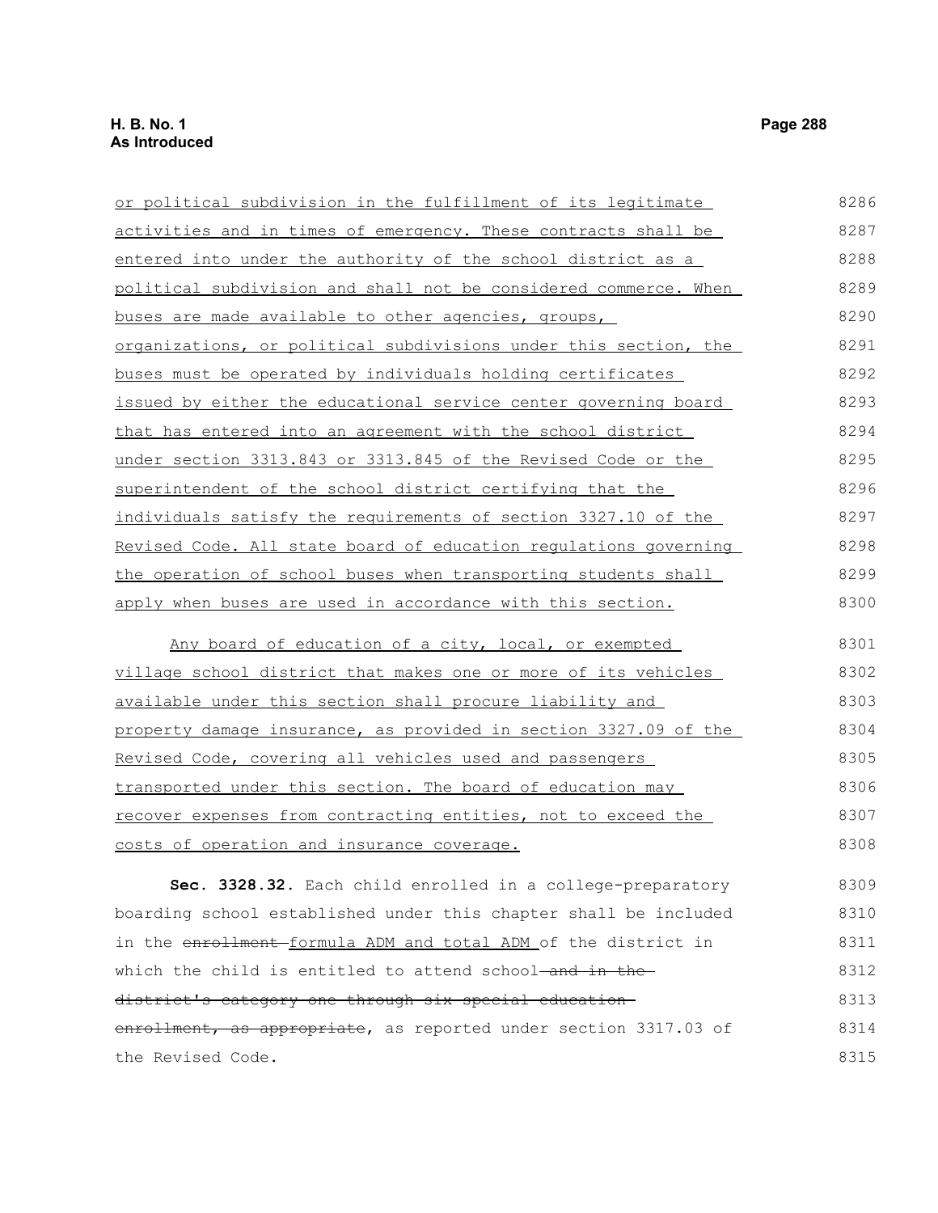or political subdivision in the fulfillment of its legitimate activities and in times of emergency. These contracts shall be entered into under the authority of the school district as a political subdivision and shall not be considered commerce. When buses are made available to other agencies, groups, organizations, or political subdivisions under this section, the buses must be operated by individuals holding certificates issued by either the educational service center governing board that has entered into an agreement with the school district under section 3313.843 or 3313.845 of the Revised Code or the superintendent of the school district certifying that the individuals satisfy the requirements of section 3327.10 of the Revised Code. All state board of education regulations governing the operation of school buses when transporting students shall apply when buses are used in accordance with this section.

Any board of education of a city, local, or exempted village school district that makes one or more of its vehicles available under this section shall procure liability and property damage insurance, as provided in section 3327.09 of the Revised Code, covering all vehicles used and passengers transported under this section. The board of education may recover expenses from contracting entities, not to exceed the costs of operation and insurance coverage.

**Sec. 3328.32.** Each child enrolled in a college-preparatory boarding school established under this chapter shall be included in the ~~enrollment~~ formula ADM and total ADM of the district in which the child is entitled to attend school ~~and in the district's category one through six special education enrollment, as appropriate~~, as reported under section 3317.03 of the Revised Code.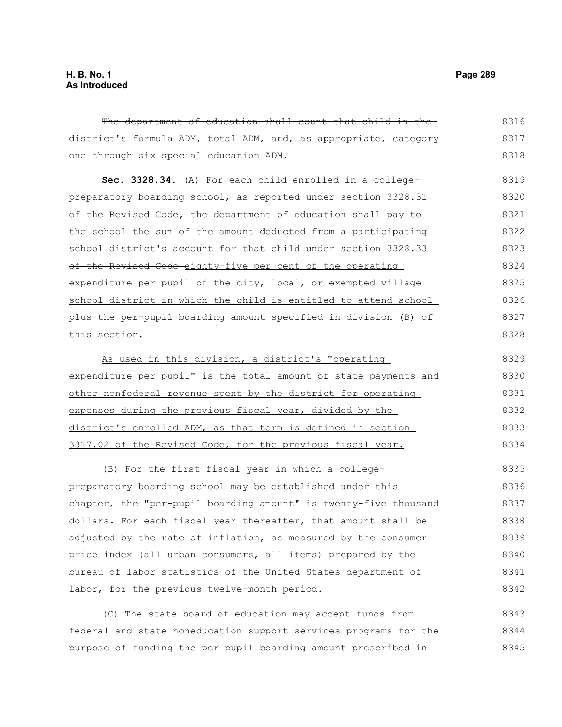~~The department of education shall count that child in the district's formula ADM, total ADM, and, as appropriate, category one through six special education ADM.~~

**Sec. 3328.34.** (A) For each child enrolled in a college-preparatory boarding school, as reported under section 3328.31 of the Revised Code, the department of education shall pay to the school the sum of the amount ~~deducted from a participating school district's account for that child under section 3328.33 of the Revised Code~~ <u>eighty-five per cent of the operating expenditure per pupil of the city, local, or exempted village school district in which the child is entitled to attend school</u> plus the per-pupil boarding amount specified in division (B) of this section.

<u>As used in this division, a district's "operating expenditure per pupil" is the total amount of state payments and other nonfederal revenue spent by the district for operating expenses during the previous fiscal year, divided by the district's enrolled ADM, as that term is defined in section 3317.02 of the Revised Code, for the previous fiscal year.</u>

(B) For the first fiscal year in which a college-preparatory boarding school may be established under this chapter, the "per-pupil boarding amount" is twenty-five thousand dollars. For each fiscal year thereafter, that amount shall be adjusted by the rate of inflation, as measured by the consumer price index (all urban consumers, all items) prepared by the bureau of labor statistics of the United States department of labor, for the previous twelve-month period.

(C) The state board of education may accept funds from federal and state noneducation support services programs for the purpose of funding the per pupil boarding amount prescribed in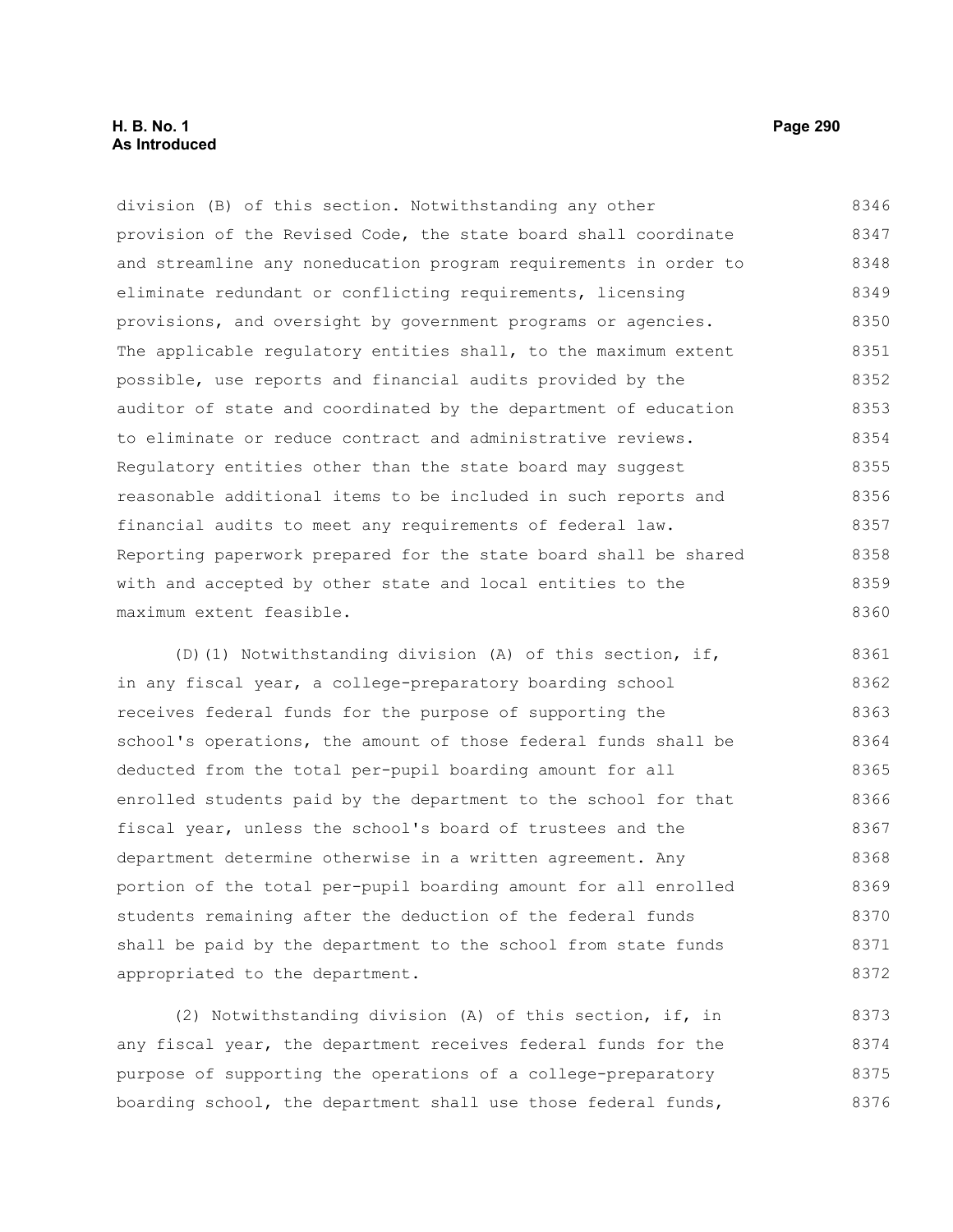division (B) of this section. Notwithstanding any other provision of the Revised Code, the state board shall coordinate and streamline any noneducation program requirements in order to eliminate redundant or conflicting requirements, licensing provisions, and oversight by government programs or agencies. The applicable regulatory entities shall, to the maximum extent possible, use reports and financial audits provided by the auditor of state and coordinated by the department of education to eliminate or reduce contract and administrative reviews. Regulatory entities other than the state board may suggest reasonable additional items to be included in such reports and financial audits to meet any requirements of federal law. Reporting paperwork prepared for the state board shall be shared with and accepted by other state and local entities to the maximum extent feasible.

(D)(1) Notwithstanding division (A) of this section, if, in any fiscal year, a college-preparatory boarding school receives federal funds for the purpose of supporting the school's operations, the amount of those federal funds shall be deducted from the total per-pupil boarding amount for all enrolled students paid by the department to the school for that fiscal year, unless the school's board of trustees and the department determine otherwise in a written agreement. Any portion of the total per-pupil boarding amount for all enrolled students remaining after the deduction of the federal funds shall be paid by the department to the school from state funds appropriated to the department.

(2) Notwithstanding division (A) of this section, if, in any fiscal year, the department receives federal funds for the purpose of supporting the operations of a college-preparatory boarding school, the department shall use those federal funds,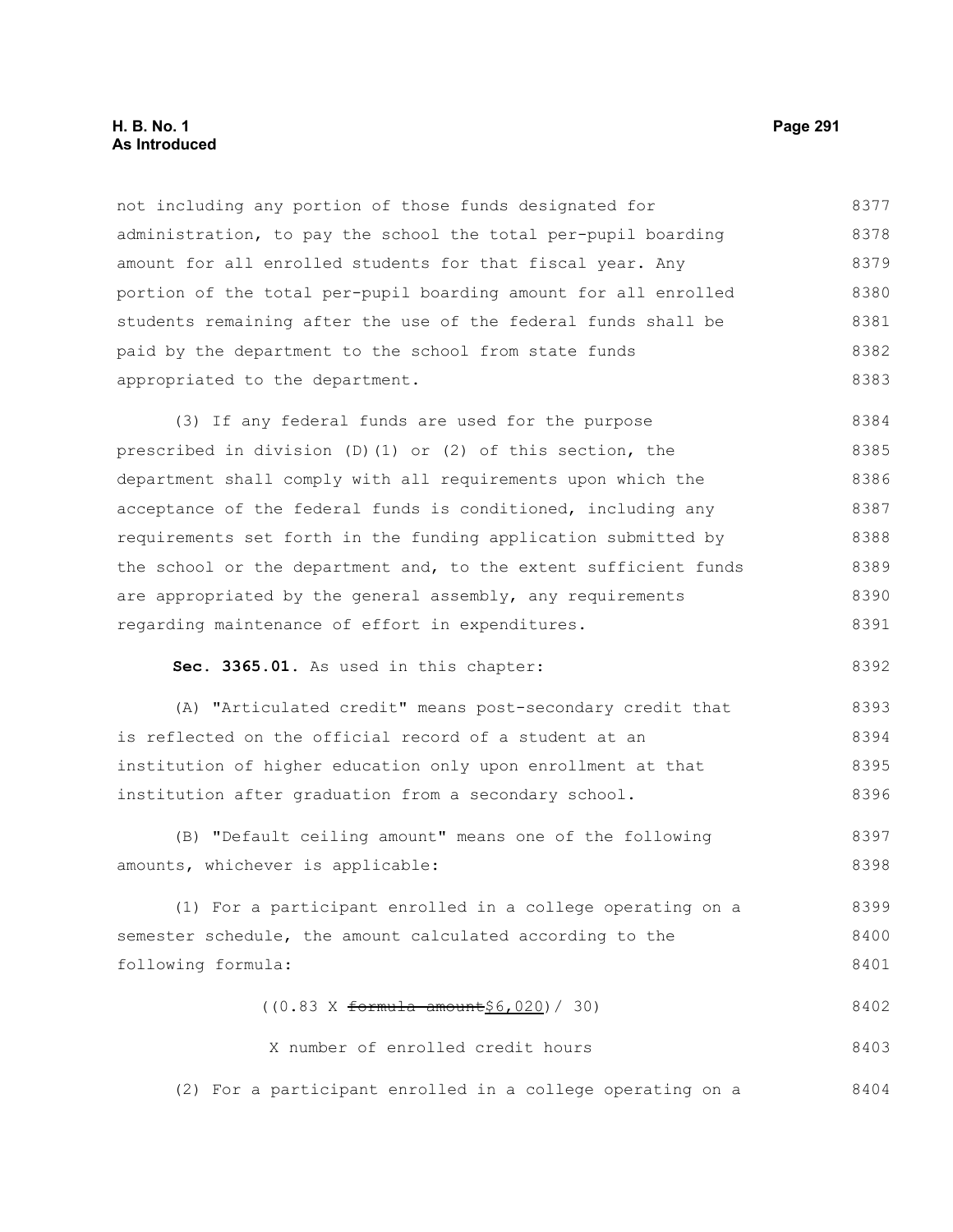not including any portion of those funds designated for administration, to pay the school the total per-pupil boarding amount for all enrolled students for that fiscal year. Any portion of the total per-pupil boarding amount for all enrolled students remaining after the use of the federal funds shall be paid by the department to the school from state funds appropriated to the department.

(3) If any federal funds are used for the purpose prescribed in division (D)(1) or (2) of this section, the department shall comply with all requirements upon which the acceptance of the federal funds is conditioned, including any requirements set forth in the funding application submitted by the school or the department and, to the extent sufficient funds are appropriated by the general assembly, any requirements regarding maintenance of effort in expenditures.

**Sec. 3365.01.** As used in this chapter:

(A) "Articulated credit" means post-secondary credit that is reflected on the official record of a student at an institution of higher education only upon enrollment at that institution after graduation from a secondary school.

(B) "Default ceiling amount" means one of the following amounts, whichever is applicable:

(1) For a participant enrolled in a college operating on a semester schedule, the amount calculated according to the following formula:

((0.83 X ~~formula amount~~<u>$6,020</u>)/ 30)

X number of enrolled credit hours

(2) For a participant enrolled in a college operating on a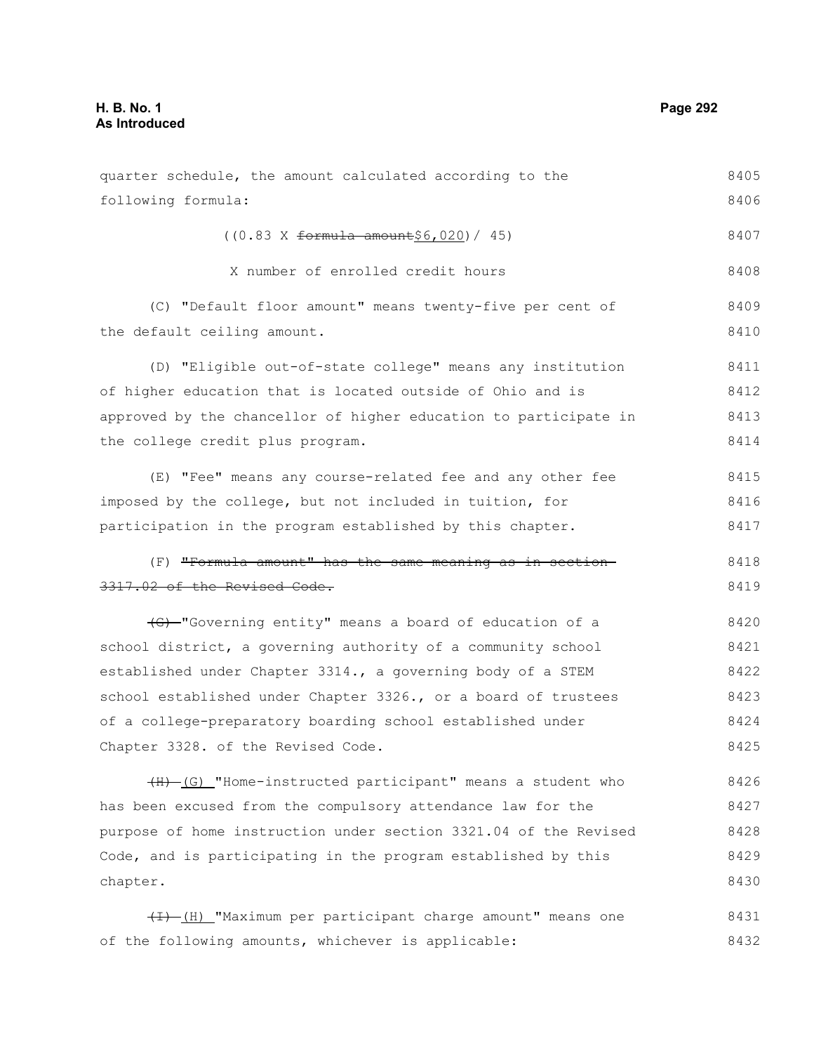quarter schedule, the amount calculated according to the following formula:

((0.83 X ~~formula amount~~$6,020)/ 45)

X number of enrolled credit hours

(C) "Default floor amount" means twenty-five per cent of the default ceiling amount.

(D) "Eligible out-of-state college" means any institution of higher education that is located outside of Ohio and is approved by the chancellor of higher education to participate in the college credit plus program.

(E) "Fee" means any course-related fee and any other fee imposed by the college, but not included in tuition, for participation in the program established by this chapter.

(F) ~~"Formula amount" has the same meaning as in section 3317.02 of the Revised Code.~~

~~(G)~~ "Governing entity" means a board of education of a school district, a governing authority of a community school established under Chapter 3314., a governing body of a STEM school established under Chapter 3326., or a board of trustees of a college-preparatory boarding school established under Chapter 3328. of the Revised Code.

~~(H)~~ (G) "Home-instructed participant" means a student who has been excused from the compulsory attendance law for the purpose of home instruction under section 3321.04 of the Revised Code, and is participating in the program established by this chapter.

~~(I)~~ (H) "Maximum per participant charge amount" means one of the following amounts, whichever is applicable: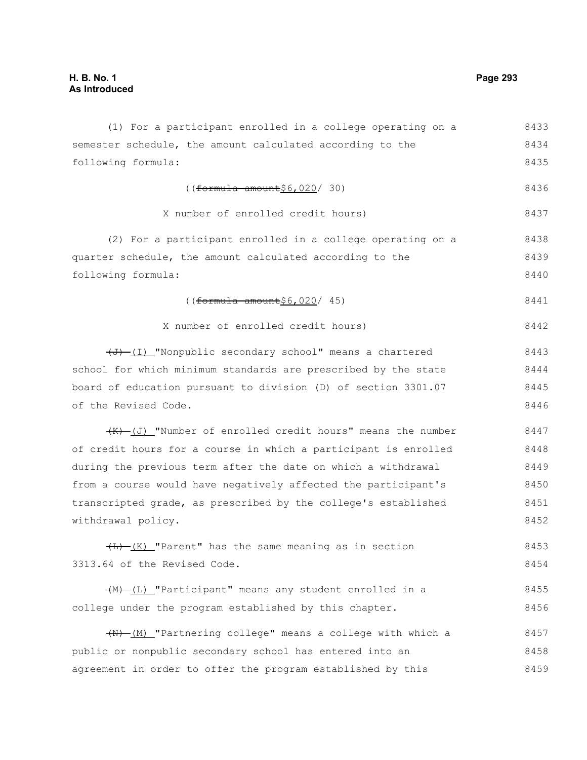(1) For a participant enrolled in a college operating on a semester schedule, the amount calculated according to the following formula:

((~~formula amount~~ $6,020/ 30)

X number of enrolled credit hours)

(2) For a participant enrolled in a college operating on a quarter schedule, the amount calculated according to the following formula:

((~~formula amount~~ $6,020/ 45)

X number of enrolled credit hours)

~~(J)~~ (I) "Nonpublic secondary school" means a chartered school for which minimum standards are prescribed by the state board of education pursuant to division (D) of section 3301.07 of the Revised Code.

~~(K)~~ (J) "Number of enrolled credit hours" means the number of credit hours for a course in which a participant is enrolled during the previous term after the date on which a withdrawal from a course would have negatively affected the participant's transcripted grade, as prescribed by the college's established withdrawal policy.

~~(L)~~ (K) "Parent" has the same meaning as in section 3313.64 of the Revised Code.

~~(M)~~ (L) "Participant" means any student enrolled in a college under the program established by this chapter.

~~(N)~~ (M) "Partnering college" means a college with which a public or nonpublic secondary school has entered into an agreement in order to offer the program established by this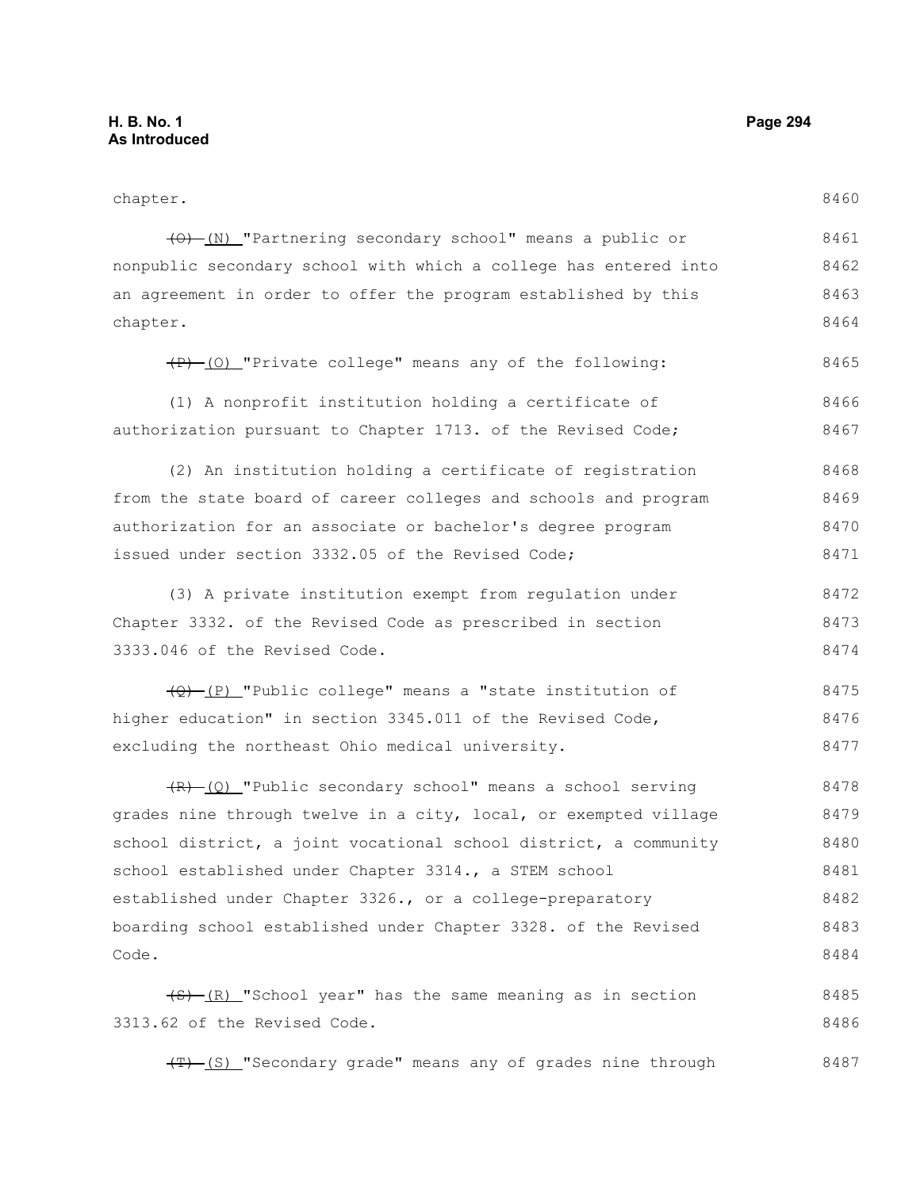chapter.

~~(O)~~ (N) "Partnering secondary school" means a public or nonpublic secondary school with which a college has entered into an agreement in order to offer the program established by this chapter.

~~(P)~~ (O) "Private college" means any of the following:

(1) A nonprofit institution holding a certificate of authorization pursuant to Chapter 1713. of the Revised Code;

(2) An institution holding a certificate of registration from the state board of career colleges and schools and program authorization for an associate or bachelor's degree program issued under section 3332.05 of the Revised Code;

(3) A private institution exempt from regulation under Chapter 3332. of the Revised Code as prescribed in section 3333.046 of the Revised Code.

~~(Q)~~ (P) "Public college" means a "state institution of higher education" in section 3345.011 of the Revised Code, excluding the northeast Ohio medical university.

~~(R)~~ (Q) "Public secondary school" means a school serving grades nine through twelve in a city, local, or exempted village school district, a joint vocational school district, a community school established under Chapter 3314., a STEM school established under Chapter 3326., or a college-preparatory boarding school established under Chapter 3328. of the Revised Code.

~~(S)~~ (R) "School year" has the same meaning as in section 3313.62 of the Revised Code.

~~(T)~~ (S) "Secondary grade" means any of grades nine through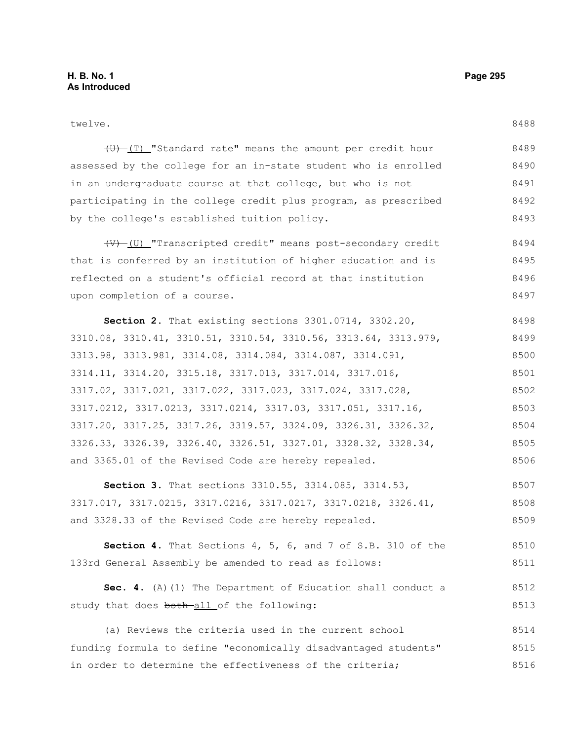twelve.

~~(U)~~ (T) "Standard rate" means the amount per credit hour assessed by the college for an in-state student who is enrolled in an undergraduate course at that college, but who is not participating in the college credit plus program, as prescribed by the college's established tuition policy.

~~(V)~~ (U) "Transcripted credit" means post-secondary credit that is conferred by an institution of higher education and is reflected on a student's official record at that institution upon completion of a course.

**Section 2.** That existing sections 3301.0714, 3302.20, 3310.08, 3310.41, 3310.51, 3310.54, 3310.56, 3313.64, 3313.979, 3313.98, 3313.981, 3314.08, 3314.084, 3314.087, 3314.091, 3314.11, 3314.20, 3315.18, 3317.013, 3317.014, 3317.016, 3317.02, 3317.021, 3317.022, 3317.023, 3317.024, 3317.028, 3317.0212, 3317.0213, 3317.0214, 3317.03, 3317.051, 3317.16, 3317.20, 3317.25, 3317.26, 3319.57, 3324.09, 3326.31, 3326.32, 3326.33, 3326.39, 3326.40, 3326.51, 3327.01, 3328.32, 3328.34, and 3365.01 of the Revised Code are hereby repealed.

**Section 3.** That sections 3310.55, 3314.085, 3314.53, 3317.017, 3317.0215, 3317.0216, 3317.0217, 3317.0218, 3326.41, and 3328.33 of the Revised Code are hereby repealed.

**Section 4.** That Sections 4, 5, 6, and 7 of S.B. 310 of the 133rd General Assembly be amended to read as follows:

**Sec. 4.** (A)(1) The Department of Education shall conduct a study that does ~~both~~ all of the following:

(a) Reviews the criteria used in the current school funding formula to define "economically disadvantaged students" in order to determine the effectiveness of the criteria;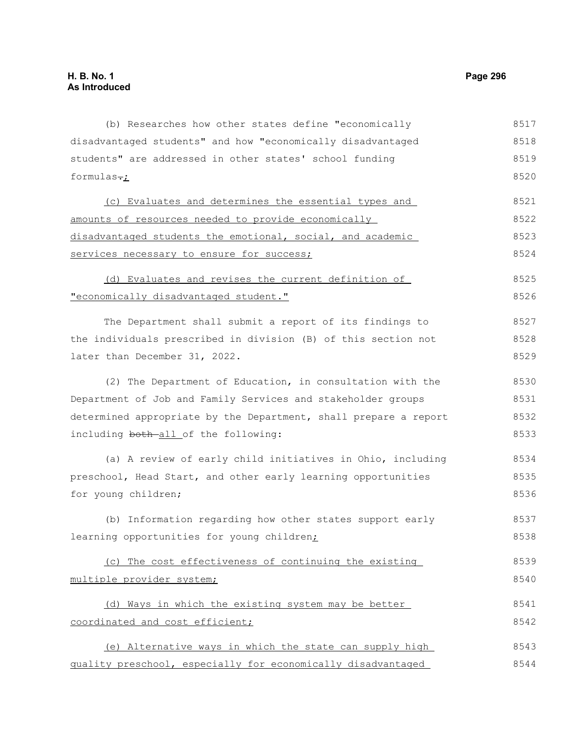(b) Researches how other states define "economically disadvantaged students" and how "economically disadvantaged students" are addressed in other states' school funding formulas.;

(c) Evaluates and determines the essential types and amounts of resources needed to provide economically disadvantaged students the emotional, social, and academic services necessary to ensure for success;

(d) Evaluates and revises the current definition of "economically disadvantaged student."

The Department shall submit a report of its findings to the individuals prescribed in division (B) of this section not later than December 31, 2022.

(2) The Department of Education, in consultation with the Department of Job and Family Services and stakeholder groups determined appropriate by the Department, shall prepare a report including both all of the following:

(a) A review of early child initiatives in Ohio, including preschool, Head Start, and other early learning opportunities for young children;

(b) Information regarding how other states support early learning opportunities for young children;

(c) The cost effectiveness of continuing the existing multiple provider system;

(d) Ways in which the existing system may be better coordinated and cost efficient;

(e) Alternative ways in which the state can supply high quality preschool, especially for economically disadvantaged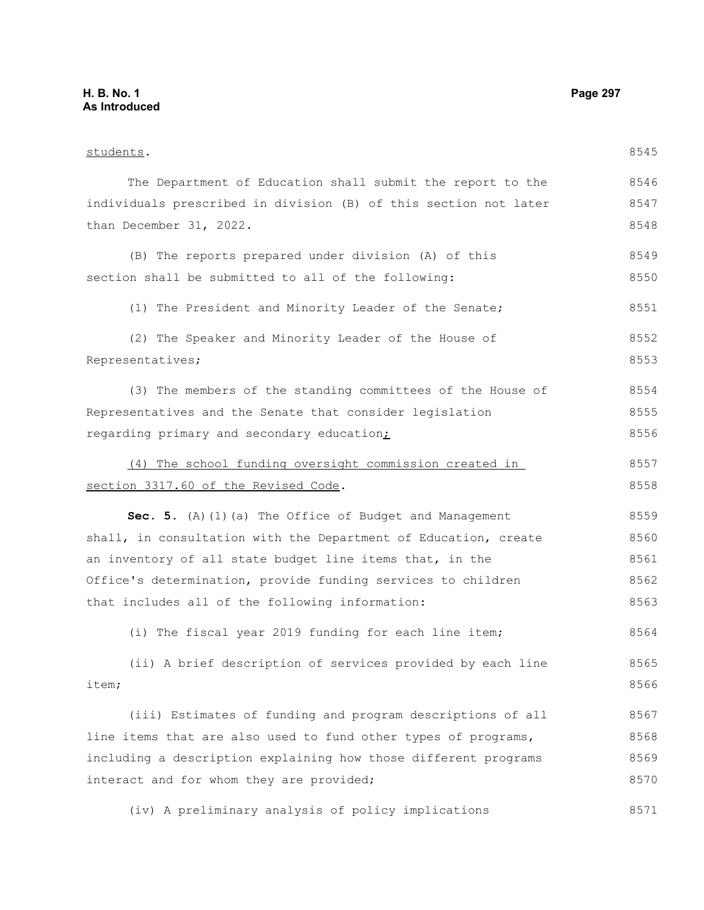students.

The Department of Education shall submit the report to the individuals prescribed in division (B) of this section not later than December 31, 2022.

(B) The reports prepared under division (A) of this section shall be submitted to all of the following:

(1) The President and Minority Leader of the Senate;

(2) The Speaker and Minority Leader of the House of Representatives;

(3) The members of the standing committees of the House of Representatives and the Senate that consider legislation regarding primary and secondary education;

(4) The school funding oversight commission created in section 3317.60 of the Revised Code.

**Sec. 5.** (A)(1)(a) The Office of Budget and Management shall, in consultation with the Department of Education, create an inventory of all state budget line items that, in the Office's determination, provide funding services to children that includes all of the following information:

(i) The fiscal year 2019 funding for each line item;

(ii) A brief description of services provided by each line item;

(iii) Estimates of funding and program descriptions of all line items that are also used to fund other types of programs, including a description explaining how those different programs interact and for whom they are provided;

(iv) A preliminary analysis of policy implications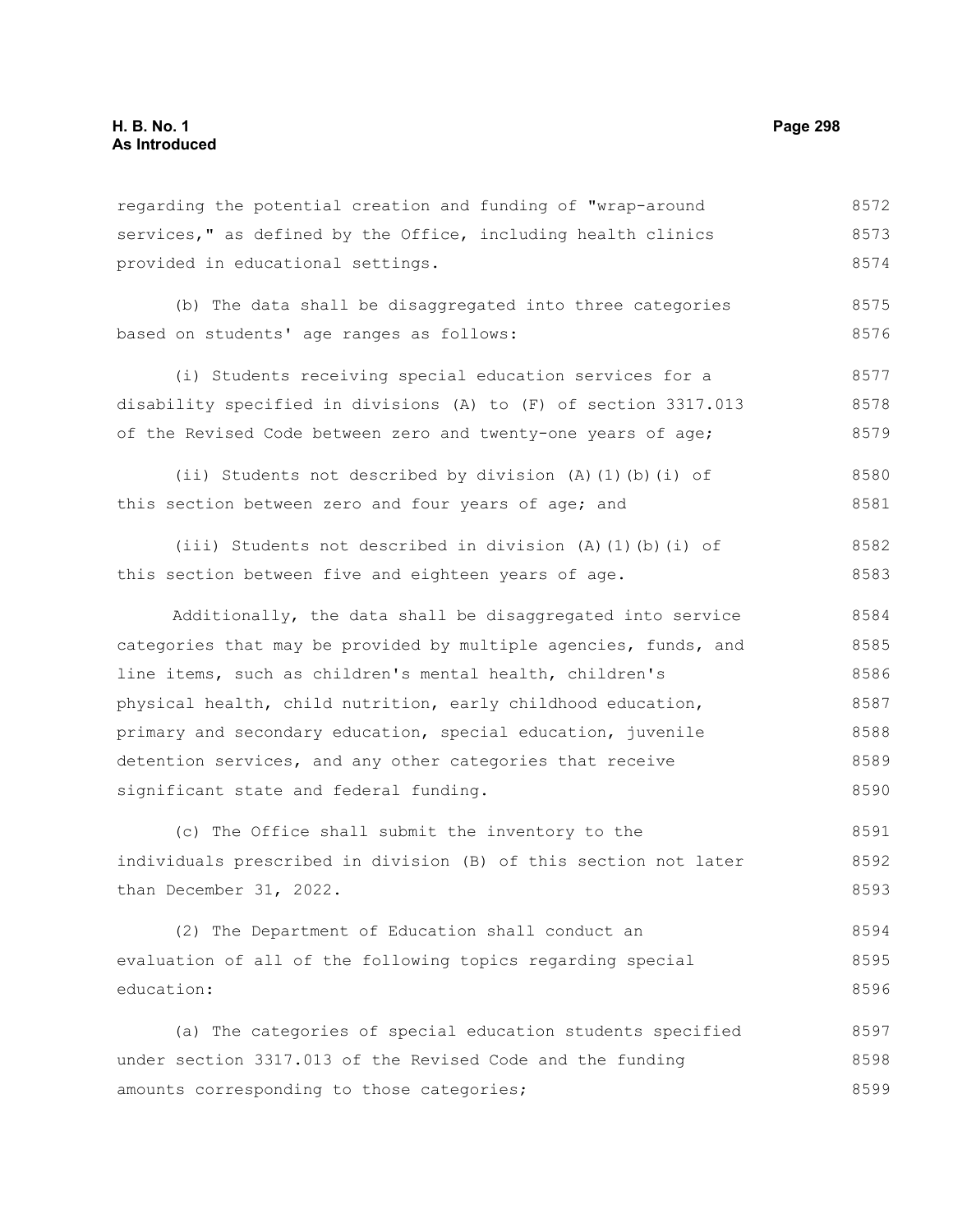regarding the potential creation and funding of "wrap-around services," as defined by the Office, including health clinics provided in educational settings.

(b) The data shall be disaggregated into three categories based on students' age ranges as follows:

(i) Students receiving special education services for a disability specified in divisions (A) to (F) of section 3317.013 of the Revised Code between zero and twenty-one years of age;

(ii) Students not described by division (A)(1)(b)(i) of this section between zero and four years of age; and

(iii) Students not described in division (A)(1)(b)(i) of this section between five and eighteen years of age.

Additionally, the data shall be disaggregated into service categories that may be provided by multiple agencies, funds, and line items, such as children's mental health, children's physical health, child nutrition, early childhood education, primary and secondary education, special education, juvenile detention services, and any other categories that receive significant state and federal funding.

(c) The Office shall submit the inventory to the individuals prescribed in division (B) of this section not later than December 31, 2022.

(2) The Department of Education shall conduct an evaluation of all of the following topics regarding special education:

(a) The categories of special education students specified under section 3317.013 of the Revised Code and the funding amounts corresponding to those categories;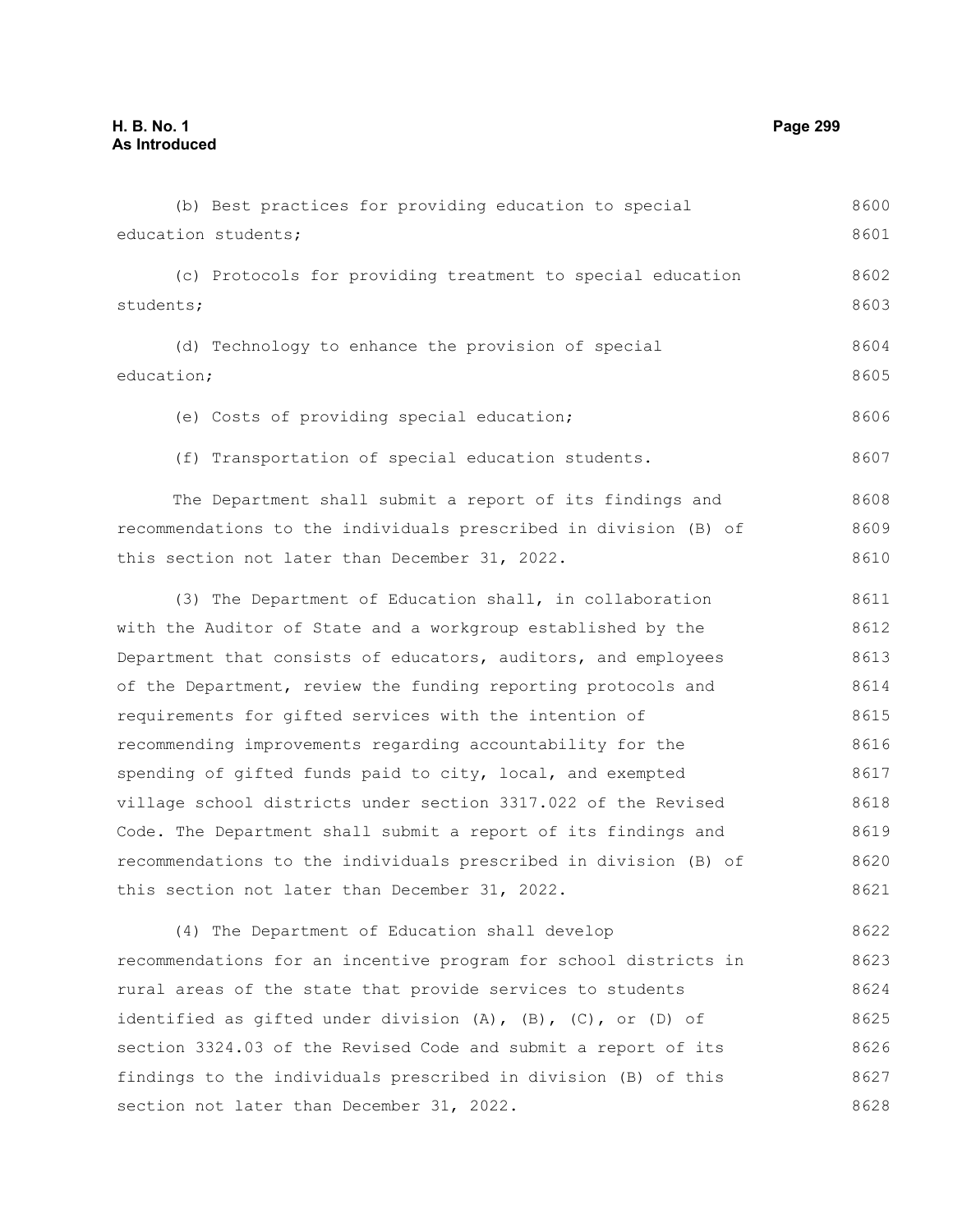(b) Best practices for providing education to special education students;

(c) Protocols for providing treatment to special education students;

(d) Technology to enhance the provision of special education;

(e) Costs of providing special education;

(f) Transportation of special education students.

The Department shall submit a report of its findings and recommendations to the individuals prescribed in division (B) of this section not later than December 31, 2022.

(3) The Department of Education shall, in collaboration with the Auditor of State and a workgroup established by the Department that consists of educators, auditors, and employees of the Department, review the funding reporting protocols and requirements for gifted services with the intention of recommending improvements regarding accountability for the spending of gifted funds paid to city, local, and exempted village school districts under section 3317.022 of the Revised Code. The Department shall submit a report of its findings and recommendations to the individuals prescribed in division (B) of this section not later than December 31, 2022.

(4) The Department of Education shall develop recommendations for an incentive program for school districts in rural areas of the state that provide services to students identified as gifted under division (A), (B), (C), or (D) of section 3324.03 of the Revised Code and submit a report of its findings to the individuals prescribed in division (B) of this section not later than December 31, 2022.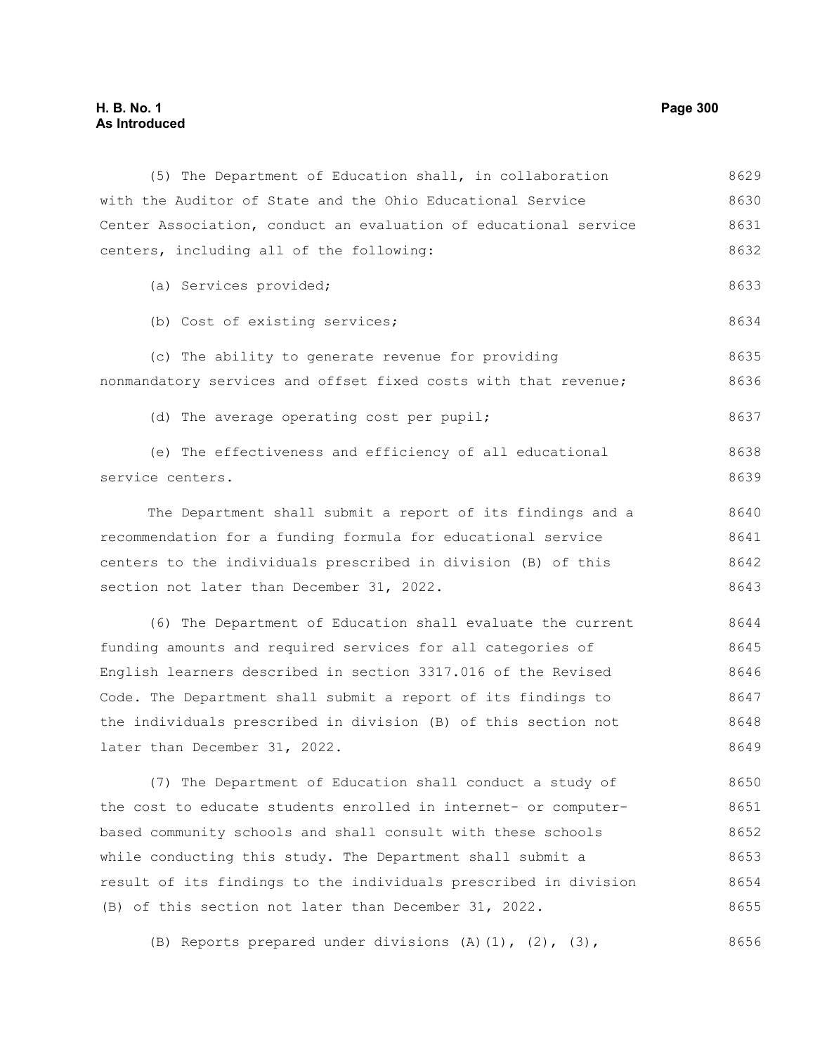(5) The Department of Education shall, in collaboration with the Auditor of State and the Ohio Educational Service Center Association, conduct an evaluation of educational service centers, including all of the following:

(a) Services provided;

(b) Cost of existing services;

(c) The ability to generate revenue for providing nonmandatory services and offset fixed costs with that revenue;

(d) The average operating cost per pupil;

(e) The effectiveness and efficiency of all educational service centers.

The Department shall submit a report of its findings and a recommendation for a funding formula for educational service centers to the individuals prescribed in division (B) of this section not later than December 31, 2022.

(6) The Department of Education shall evaluate the current funding amounts and required services for all categories of English learners described in section 3317.016 of the Revised Code. The Department shall submit a report of its findings to the individuals prescribed in division (B) of this section not later than December 31, 2022.

(7) The Department of Education shall conduct a study of the cost to educate students enrolled in internet- or computer-based community schools and shall consult with these schools while conducting this study. The Department shall submit a result of its findings to the individuals prescribed in division (B) of this section not later than December 31, 2022.

(B) Reports prepared under divisions (A)(1), (2), (3),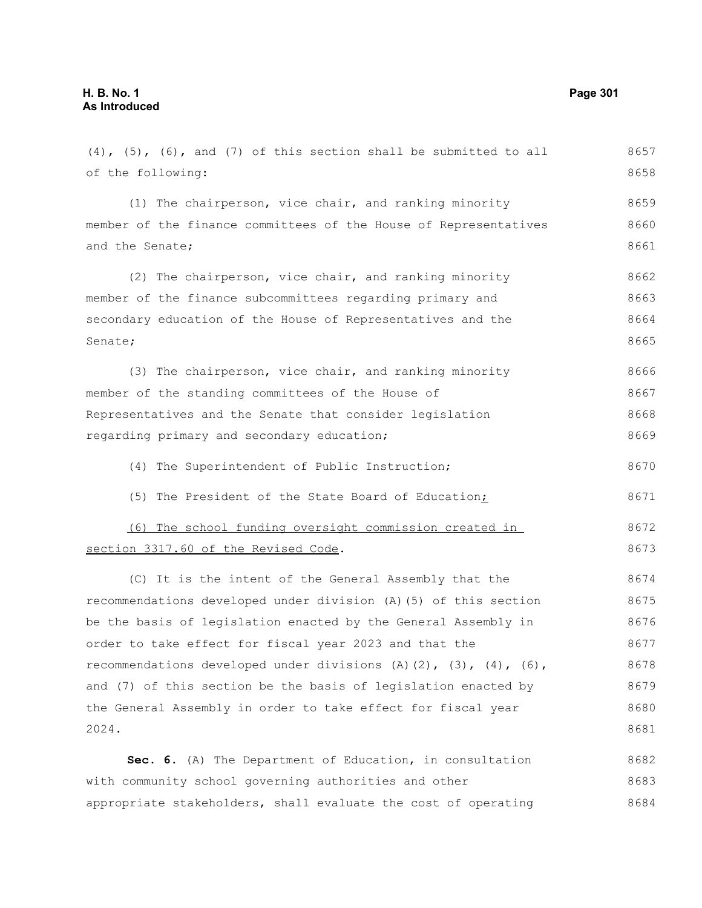(4), (5), (6), and (7) of this section shall be submitted to all of the following:

(1) The chairperson, vice chair, and ranking minority member of the finance committees of the House of Representatives and the Senate;

(2) The chairperson, vice chair, and ranking minority member of the finance subcommittees regarding primary and secondary education of the House of Representatives and the Senate;

(3) The chairperson, vice chair, and ranking minority member of the standing committees of the House of Representatives and the Senate that consider legislation regarding primary and secondary education;

(4) The Superintendent of Public Instruction;

(5) The President of the State Board of Education;

(6) The school funding oversight commission created in section 3317.60 of the Revised Code.

(C) It is the intent of the General Assembly that the recommendations developed under division (A)(5) of this section be the basis of legislation enacted by the General Assembly in order to take effect for fiscal year 2023 and that the recommendations developed under divisions (A)(2), (3), (4), (6), and (7) of this section be the basis of legislation enacted by the General Assembly in order to take effect for fiscal year 2024.

**Sec. 6.** (A) The Department of Education, in consultation with community school governing authorities and other appropriate stakeholders, shall evaluate the cost of operating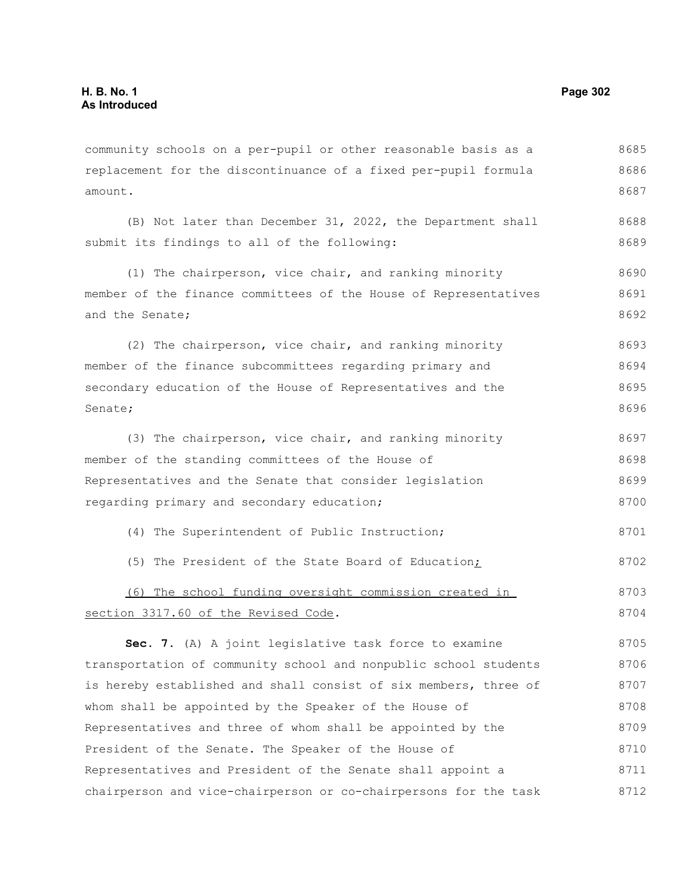community schools on a per-pupil or other reasonable basis as a replacement for the discontinuance of a fixed per-pupil formula amount.

(B) Not later than December 31, 2022, the Department shall submit its findings to all of the following:

(1) The chairperson, vice chair, and ranking minority member of the finance committees of the House of Representatives and the Senate;

(2) The chairperson, vice chair, and ranking minority member of the finance subcommittees regarding primary and secondary education of the House of Representatives and the Senate;

(3) The chairperson, vice chair, and ranking minority member of the standing committees of the House of Representatives and the Senate that consider legislation regarding primary and secondary education;

(4) The Superintendent of Public Instruction;

(5) The President of the State Board of Education;

(6) The school funding oversight commission created in section 3317.60 of the Revised Code.

**Sec. 7.** (A) A joint legislative task force to examine transportation of community school and nonpublic school students is hereby established and shall consist of six members, three of whom shall be appointed by the Speaker of the House of Representatives and three of whom shall be appointed by the President of the Senate. The Speaker of the House of Representatives and President of the Senate shall appoint a chairperson and vice-chairperson or co-chairpersons for the task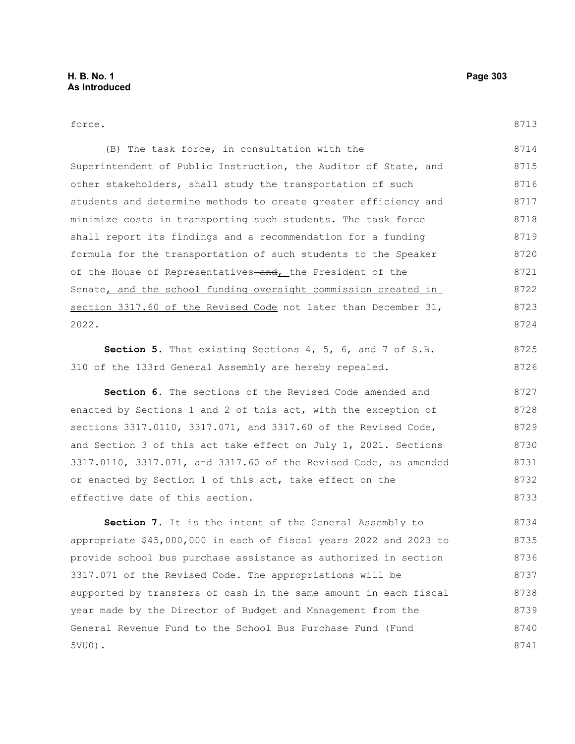force.

(B) The task force, in consultation with the Superintendent of Public Instruction, the Auditor of State, and other stakeholders, shall study the transportation of such students and determine methods to create greater efficiency and minimize costs in transporting such students. The task force shall report its findings and a recommendation for a funding formula for the transportation of such students to the Speaker of the House of Representatives ~~and~~, the President of the Senate, and the school funding oversight commission created in section 3317.60 of the Revised Code not later than December 31, 2022.

**Section 5.** That existing Sections 4, 5, 6, and 7 of S.B. 310 of the 133rd General Assembly are hereby repealed.

**Section 6.** The sections of the Revised Code amended and enacted by Sections 1 and 2 of this act, with the exception of sections 3317.0110, 3317.071, and 3317.60 of the Revised Code, and Section 3 of this act take effect on July 1, 2021. Sections 3317.0110, 3317.071, and 3317.60 of the Revised Code, as amended or enacted by Section 1 of this act, take effect on the effective date of this section.

**Section 7.** It is the intent of the General Assembly to appropriate $45,000,000 in each of fiscal years 2022 and 2023 to provide school bus purchase assistance as authorized in section 3317.071 of the Revised Code. The appropriations will be supported by transfers of cash in the same amount in each fiscal year made by the Director of Budget and Management from the General Revenue Fund to the School Bus Purchase Fund (Fund 5VU0).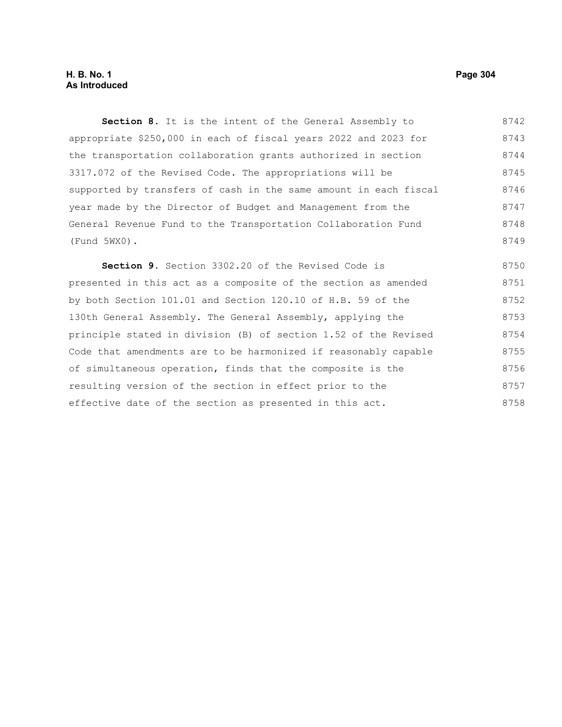**Section 8.** It is the intent of the General Assembly to appropriate $250,000 in each of fiscal years 2022 and 2023 for the transportation collaboration grants authorized in section 3317.072 of the Revised Code. The appropriations will be supported by transfers of cash in the same amount in each fiscal year made by the Director of Budget and Management from the General Revenue Fund to the Transportation Collaboration Fund (Fund 5WX0).

**Section 9.** Section 3302.20 of the Revised Code is presented in this act as a composite of the section as amended by both Section 101.01 and Section 120.10 of H.B. 59 of the 130th General Assembly. The General Assembly, applying the principle stated in division (B) of section 1.52 of the Revised Code that amendments are to be harmonized if reasonably capable of simultaneous operation, finds that the composite is the resulting version of the section in effect prior to the effective date of the section as presented in this act.